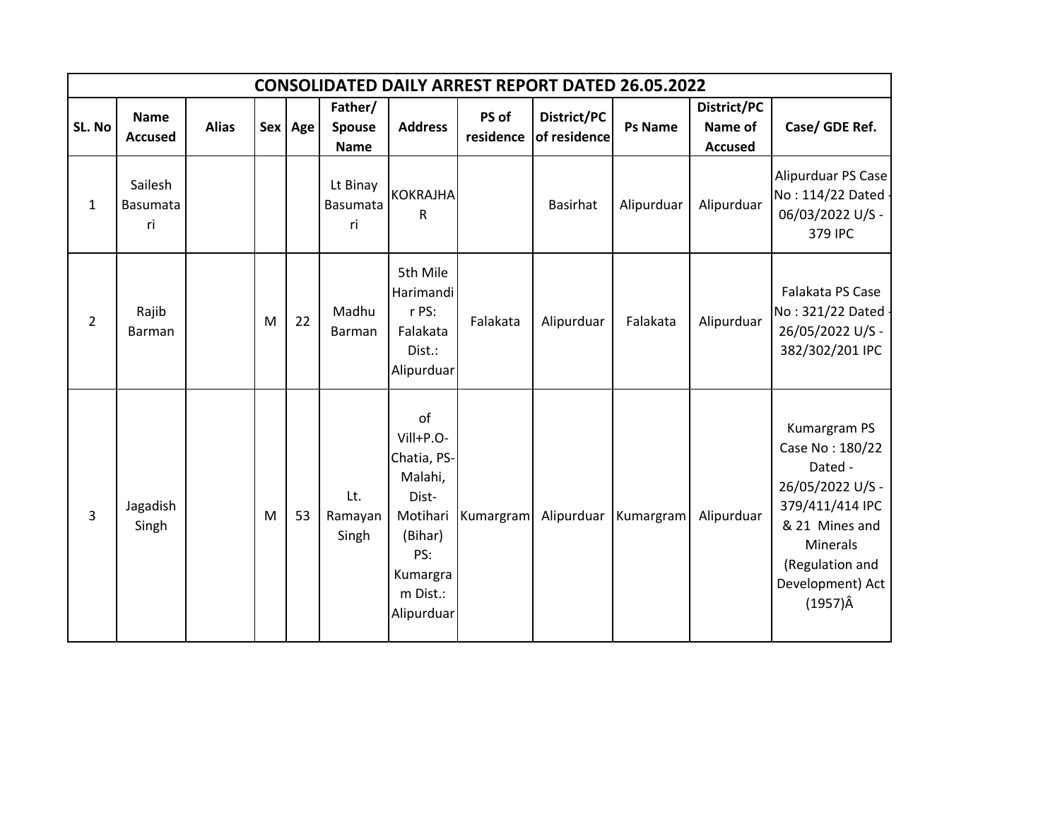| CONSOLIDATED DAILY ARREST REPORT DATED 26.05.2022 | | | | | | | | | | | |
|---|---|---|---|---|---|---|---|---|---|---|---|
| SL. No | Name Accused | Alias | Sex | Age | Father/ Spouse Name | Address | PS of residence | District/PC of residence | Ps Name | District/PC Name of Accused | Case/ GDE Ref. |
| 1 | Sailesh Basumatari | | | | Lt Binay Basumatari | KOKRAJHAR | | Basirhat | Alipurduar | Alipurduar | Alipurduar PS Case No : 114/22 Dated - 06/03/2022 U/S - 379 IPC |
| 2 | Rajib Barman | | M | 22 | Madhu Barman | 5th Mile Harimandir PS: Falakata Dist.: Alipurduar | Falakata | Alipurduar | Falakata | Alipurduar | Falakata PS Case No : 321/22 Dated - 26/05/2022 U/S - 382/302/201 IPC |
| 3 | Jagadish Singh | | M | 53 | Lt. Ramayan Singh | of Vill+P.O- Chatia, PS- Malahi, Dist- Motihari (Bihar) PS: Kumargram Dist.: Alipurduar | Kumargram | Alipurduar | Kumargram | Alipurduar | Kumargram PS Case No : 180/22 Dated - 26/05/2022 U/S - 379/411/414 IPC & 21 Mines and Minerals (Regulation and Development) Act (1957)Â |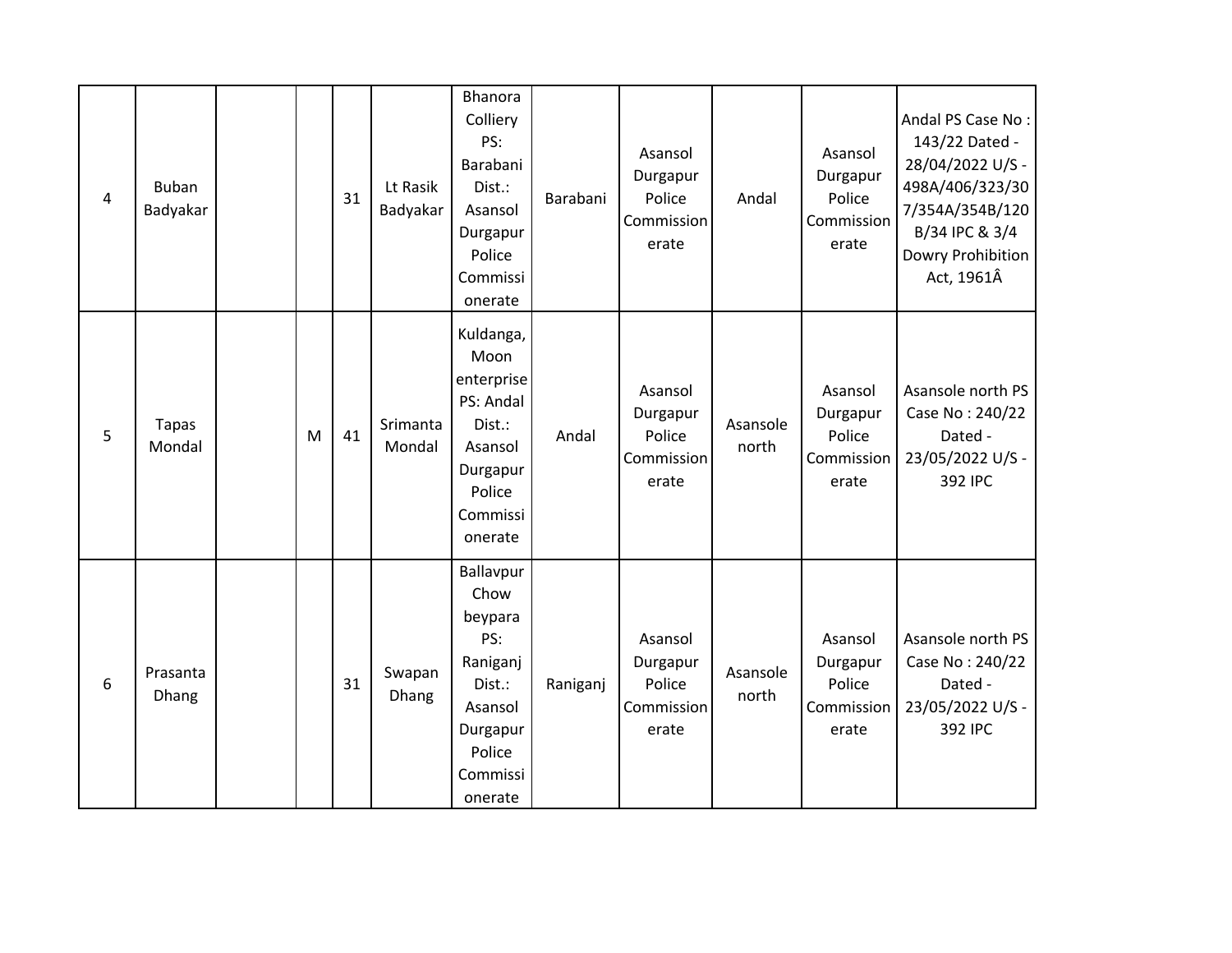| | | | | | | | | | | | |
|---|---|---|---|---|---|---|---|---|---|---|---|
| 4 | Buban Badyakar | | | 31 | Lt Rasik Badyakar | Bhanora Colliery PS: Barabani Dist.: Asansol Durgapur Police Commissionerate | Barabani | Asansol Durgapur Police Commissionerate | Andal | Asansol Durgapur Police Commissionerate | Andal PS Case No : 143/22 Dated - 28/04/2022 U/S - 498A/406/323/307/354A/354B/120B/34 IPC & 3/4 Dowry Prohibition Act, 1961Â |
| 5 | Tapas Mondal | | M | 41 | Srimanta Mondal | Kuldanga, Moon enterprise PS: Andal Dist.: Asansol Durgapur Police Commissionerate | Andal | Asansol Durgapur Police Commissionerate | Asansole north | Asansol Durgapur Police Commissionerate | Asansole north PS Case No : 240/22 Dated - 23/05/2022 U/S - 392 IPC |
| 6 | Prasanta Dhang | | | 31 | Swapan Dhang | Ballavpur Chow beypara PS: Raniganj Dist.: Asansol Durgapur Police Commissionerate | Raniganj | Asansol Durgapur Police Commissionerate | Asansole north | Asansol Durgapur Police Commissionerate | Asansole north PS Case No : 240/22 Dated - 23/05/2022 U/S - 392 IPC |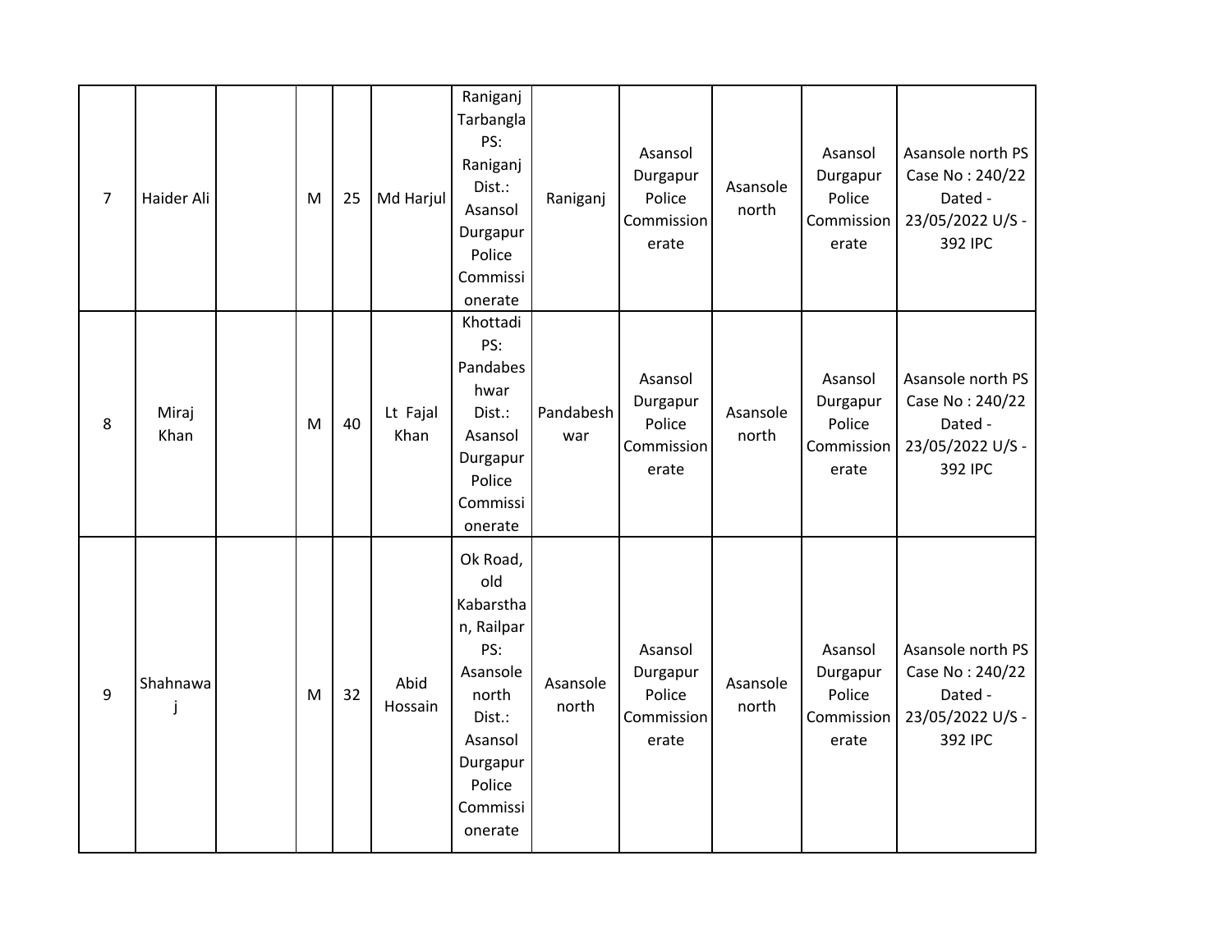| | | | | | | | | | | | |
|---|---|---|---|---|---|---|---|---|---|---|---|
| 7 | Haider Ali | | M | 25 | Md Harjul | Raniganj Tarbangla PS: Raniganj Dist.: Asansol Durgapur Police Commissionerate | Raniganj | Asansol Durgapur Police Commissionerate | Asansole north | Asansol Durgapur Police Commissionerate | Asansole north PS Case No : 240/22 Dated - 23/05/2022 U/S - 392 IPC |
| 8 | Miraj Khan | | M | 40 | Lt Fajal Khan | Khottadi PS: Pandabeshwar Dist.: Asansol Durgapur Police Commissionerate | Pandabeshwar | Asansol Durgapur Police Commissionerate | Asansole north | Asansol Durgapur Police Commissionerate | Asansole north PS Case No : 240/22 Dated - 23/05/2022 U/S - 392 IPC |
| 9 | Shahnawaj | | M | 32 | Abid Hossain | Ok Road, old Kabarsthan, Railpar PS: Asansole north Dist.: Asansol Durgapur Police Commissionerate | Asansole north | Asansol Durgapur Police Commissionerate | Asansole north | Asansol Durgapur Police Commissionerate | Asansole north PS Case No : 240/22 Dated - 23/05/2022 U/S - 392 IPC |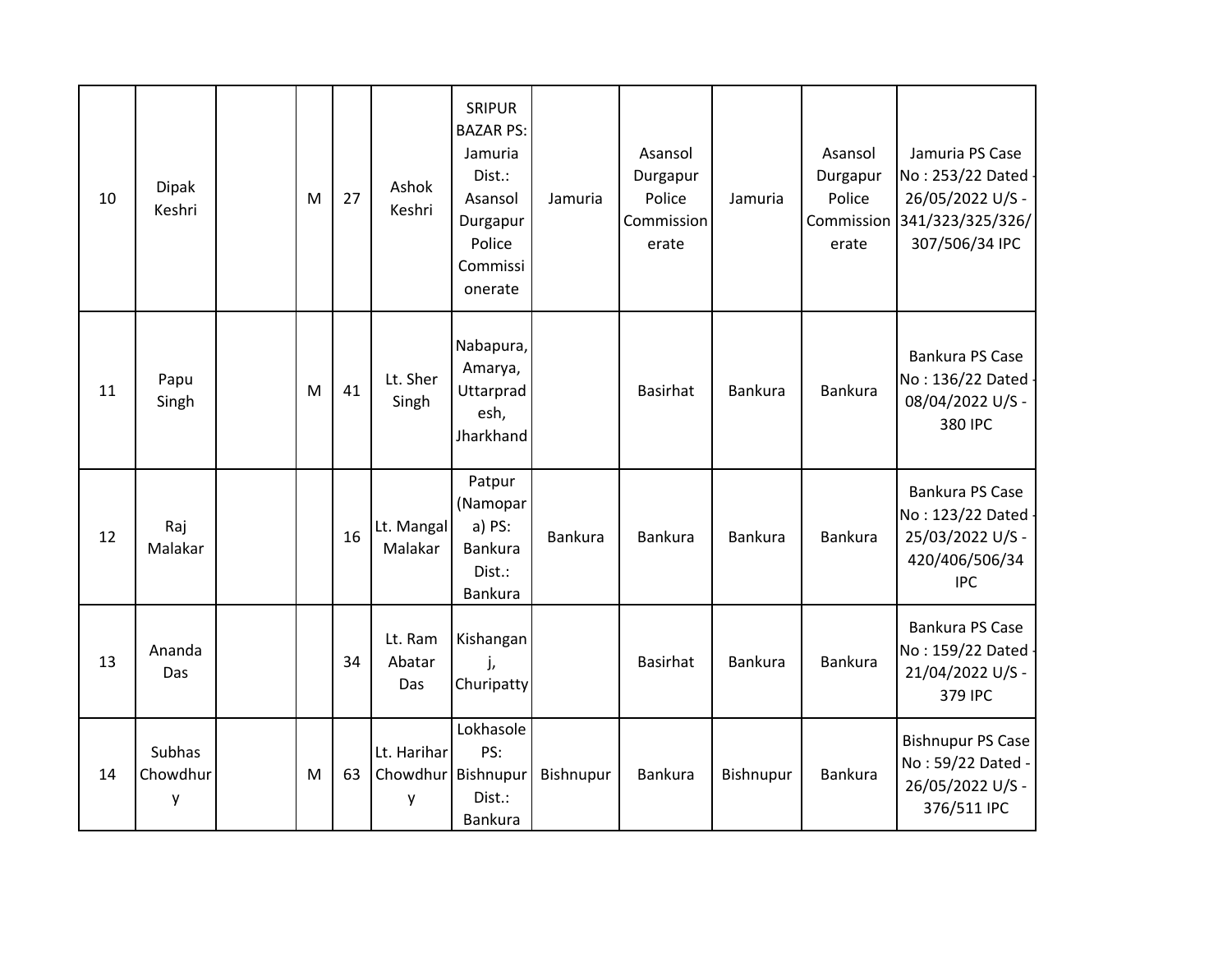| | | | | | | | | | | | |
|---|---|---|---|---|---|---|---|---|---|---|---|
| 10 | Dipak Keshri | | M | 27 | Ashok Keshri | SRIPUR BAZAR PS: Jamuria Dist.: Asansol Durgapur Police Commissionerate | Jamuria | Asansol Durgapur Police Commissionerate | Jamuria | Asansol Durgapur Police Commissionerate | Jamuria PS Case No : 253/22 Dated - 26/05/2022 U/S - 341/323/325/326/307/506/34 IPC |
| 11 | Papu Singh | | M | 41 | Lt. Sher Singh | Nabapura, Amarya, Uttarpradesh, Jharkhand | | Basirhat | Bankura | Bankura | Bankura PS Case No : 136/22 Dated - 08/04/2022 U/S - 380 IPC |
| 12 | Raj Malakar | | | 16 | Lt. Mangal Malakar | Patpur (Namopara) PS: Bankura Dist.: Bankura | Bankura | Bankura | Bankura | Bankura | Bankura PS Case No : 123/22 Dated - 25/03/2022 U/S - 420/406/506/34 IPC |
| 13 | Ananda Das | | | 34 | Lt. Ram Abatar Das | Kishanganj, Churipatty | | Basirhat | Bankura | Bankura | Bankura PS Case No : 159/22 Dated - 21/04/2022 U/S - 379 IPC |
| 14 | Subhas Chowdhury | | M | 63 | Lt. Harihar Chowdhury | Lokhasole PS: Bishnupur Dist.: Bankura | Bishnupur | Bankura | Bishnupur | Bankura | Bishnupur PS Case No : 59/22 Dated - 26/05/2022 U/S - 376/511 IPC |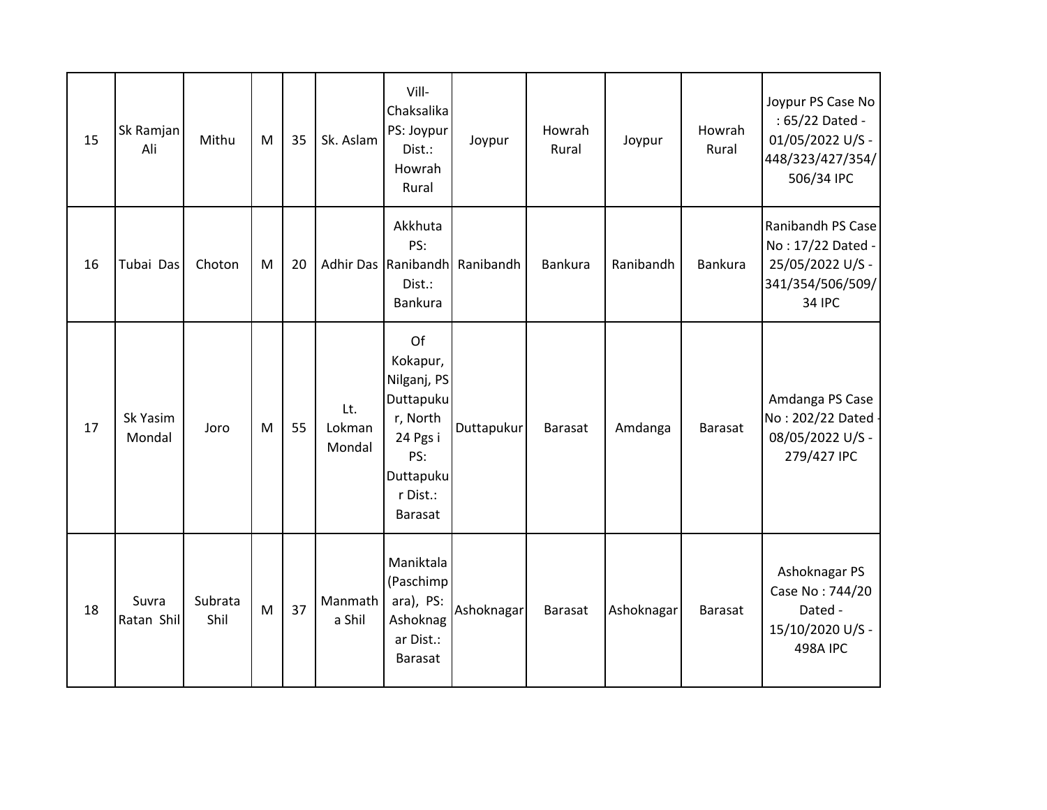| 15 | Sk Ramjan Ali | Mithu | M | 35 | Sk. Aslam | Vill- Chaksalika PS: Joypur Dist.: Howrah Rural | Joypur | Howrah Rural | Joypur | Howrah Rural | Joypur PS Case No : 65/22 Dated - 01/05/2022 U/S - 448/323/427/354/ 506/34 IPC |
|---|---|---|---|---|---|---|---|---|---|---|---|
| 16 | Tubai Das | Choton | M | 20 | Adhir Das | Akkhuta PS: Ranibandh Dist.: Bankura | Ranibandh | Bankura | Ranibandh | Bankura | Ranibandh PS Case No : 17/22 Dated - 25/05/2022 U/S - 341/354/506/509/ 34 IPC |
| 17 | Sk Yasim Mondal | Joro | M | 55 | Lt. Lokman Mondal | Of Kokapur, Nilganj, PS Duttapukur, North 24 Pgs i PS: Duttapukur Dist.: Barasat | Duttapukur | Barasat | Amdanga | Barasat | Amdanga PS Case No : 202/22 Dated - 08/05/2022 U/S - 279/427 IPC |
| 18 | Suvra Ratan Shil | Subrata Shil | M | 37 | Manmatha Shil | Maniktala (Paschimpara), PS: Ashoknagar Dist.: Barasat | Ashoknagar | Barasat | Ashoknagar | Barasat | Ashoknagar PS Case No : 744/20 Dated - 15/10/2020 U/S - 498A IPC |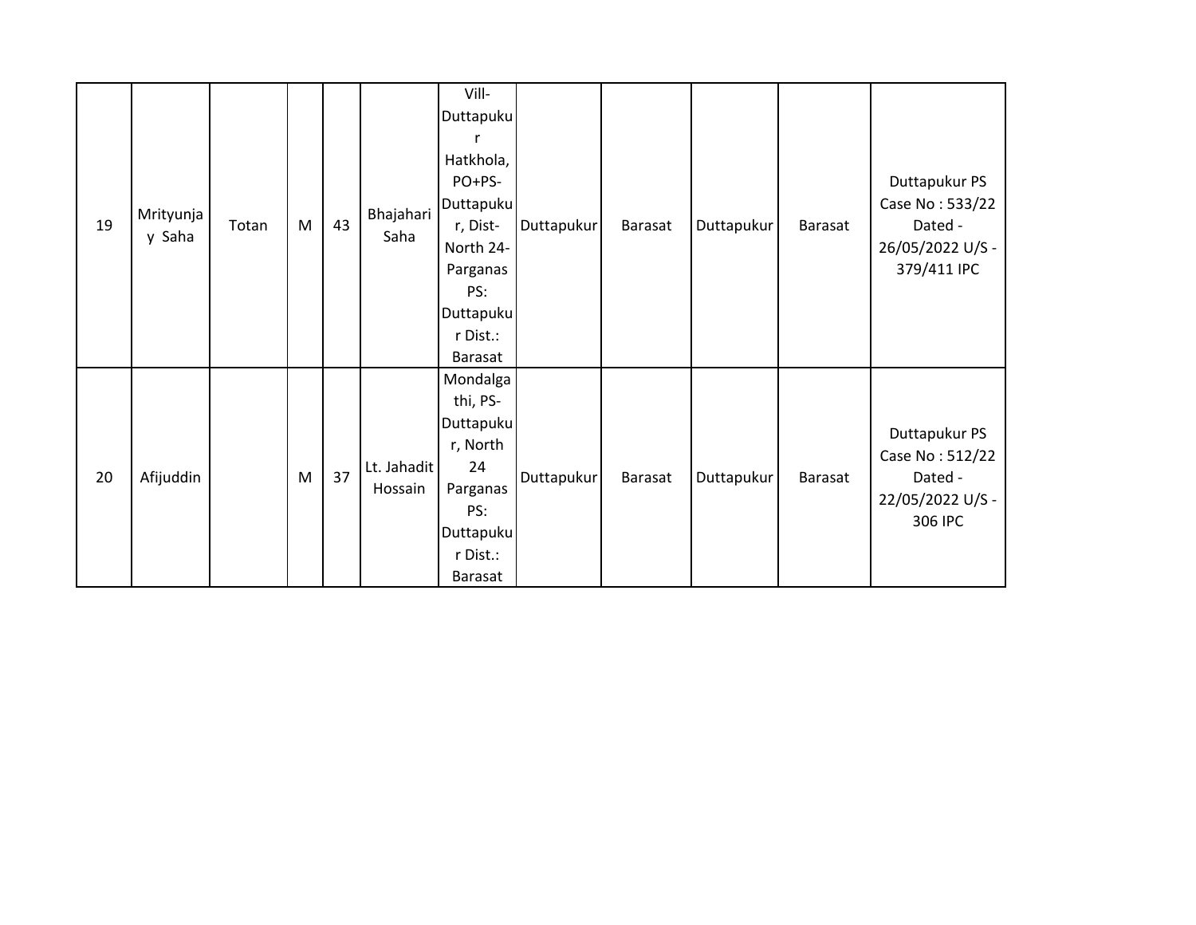| 19 | Mrityunjay Saha | Totan | M | 43 | Bhajahari Saha | Vill-Duttapukur Hatkhola, PO+PS-Duttapukur, Dist-North 24-Parganas PS: Duttapukur Dist.: Barasat | Duttapukur | Barasat | Duttapukur | Barasat | Duttapukur PS Case No : 533/22 Dated - 26/05/2022 U/S - 379/411 IPC |
|---|---|---|---|---|---|---|---|---|---|---|---|
| 20 | Afijuddin | | M | 37 | Lt. Jahadit Hossain | Mondalgathi, PS-Duttapukur, North 24 Parganas PS: Duttapukur Dist.: Barasat | Duttapukur | Barasat | Duttapukur | Barasat | Duttapukur PS Case No : 512/22 Dated - 22/05/2022 U/S - 306 IPC |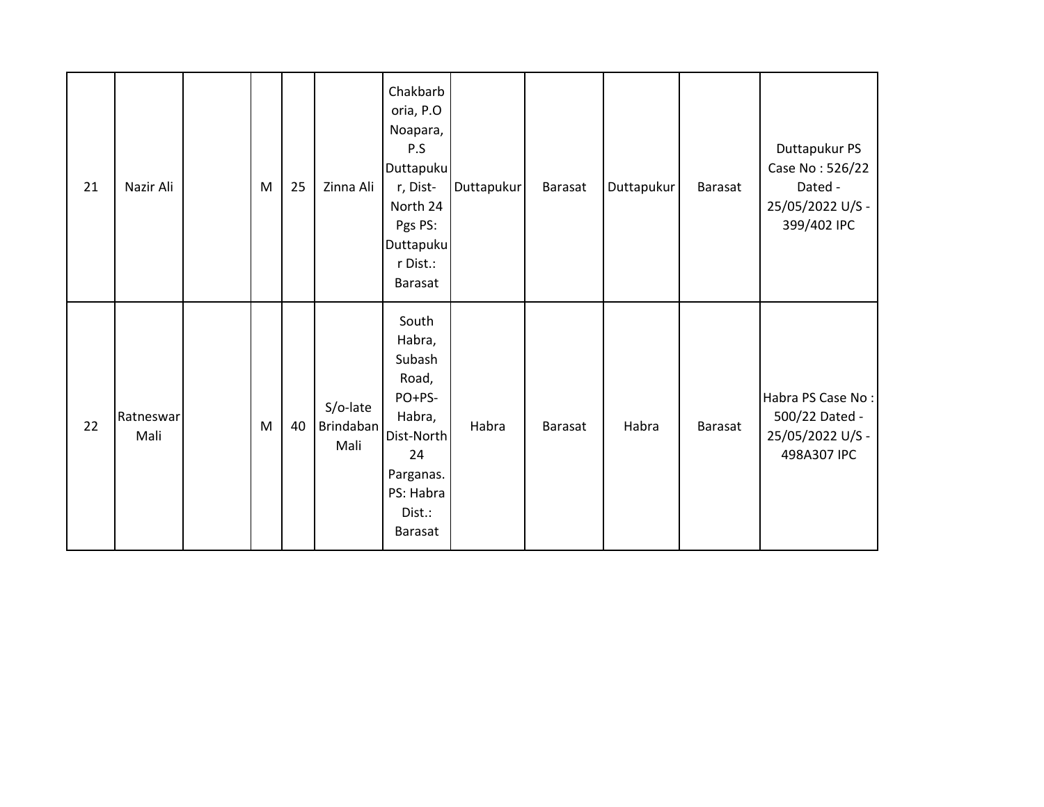| | | | | | | | | | | | |
|---|---|---|---|---|---|---|---|---|---|---|---|
| 21 | Nazir Ali | | M | 25 | Zinna Ali | Chakbarboria, P.O Noapara, P.S Duttapukur, Dist- North 24 Pgs PS: Duttapukur Dist.: Barasat | Duttapukur | Barasat | Duttapukur | Barasat | Duttapukur PS Case No : 526/22 Dated - 25/05/2022 U/S - 399/402 IPC |
| 22 | Ratneswar Mali | | M | 40 | S/o-late Brindaban Mali | South Habra, Subash Road, PO+PS- Habra, Dist-North 24 Parganas. PS: Habra Dist.: Barasat | Habra | Barasat | Habra | Barasat | Habra PS Case No : 500/22 Dated - 25/05/2022 U/S - 498A307 IPC |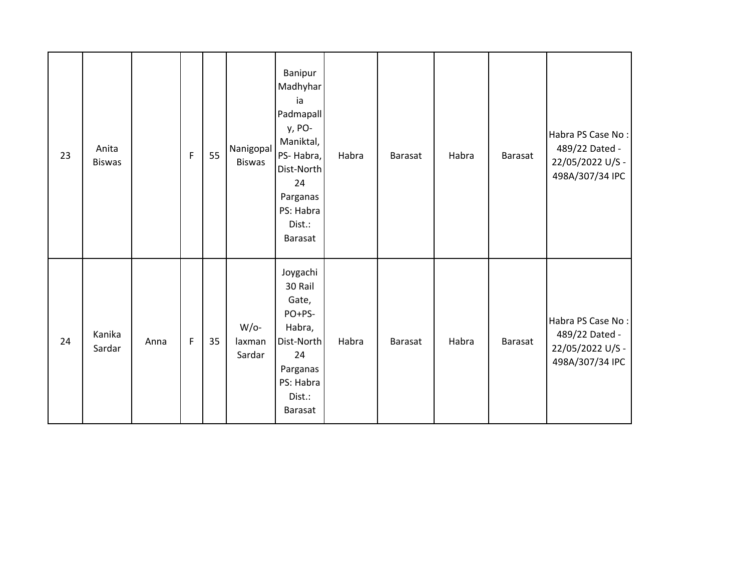| | | | | | | | | | | | |
|---|---|---|---|---|---|---|---|---|---|---|---|
| 23 | Anita Biswas | | F | 55 | Nanigopal Biswas | Banipur Madhyharia Padmapally, PO-Maniktal, PS- Habra, Dist-North 24 Parganas PS: Habra Dist.: Barasat | Habra | Barasat | Habra | Barasat | Habra PS Case No : 489/22 Dated - 22/05/2022 U/S - 498A/307/34 IPC |
| 24 | Kanika Sardar | Anna | F | 35 | W/o- laxman Sardar | Joygachi 30 Rail Gate, PO+PS-Habra, Dist-North 24 Parganas PS: Habra Dist.: Barasat | Habra | Barasat | Habra | Barasat | Habra PS Case No : 489/22 Dated - 22/05/2022 U/S - 498A/307/34 IPC |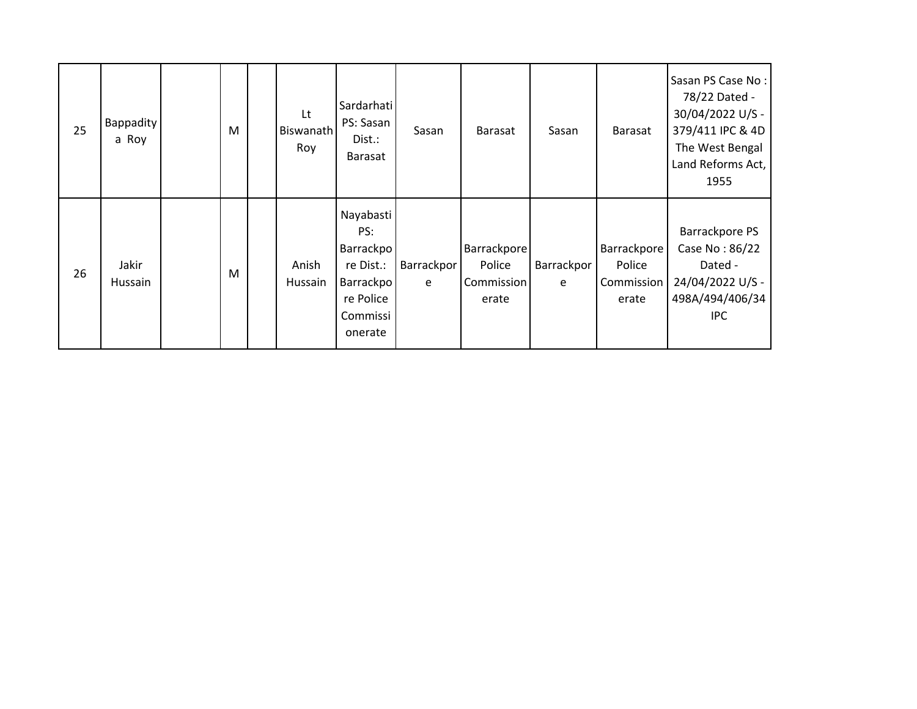| | | | | | | | | | | | |
|---|---|---|---|---|---|---|---|---|---|---|---|
| 25 | Bappaditya Roy | | M | | Lt Biswanath Roy | Sardarhati PS: Sasan Dist.: Barasat | Sasan | Barasat | Sasan | Barasat | Sasan PS Case No : 78/22 Dated - 30/04/2022 U/S - 379/411 IPC & 4D The West Bengal Land Reforms Act, 1955 |
| 26 | Jakir Hussain | | M | | Anish Hussain | Nayabasti PS: Barrackpore Dist.: Barrackpore Police Commissionerate | Barrackpore | Barrackpore Police Commissionerate | Barrackpore | Barrackpore Police Commissionerate | Barrackpore PS Case No : 86/22 Dated - 24/04/2022 U/S - 498A/494/406/34 IPC |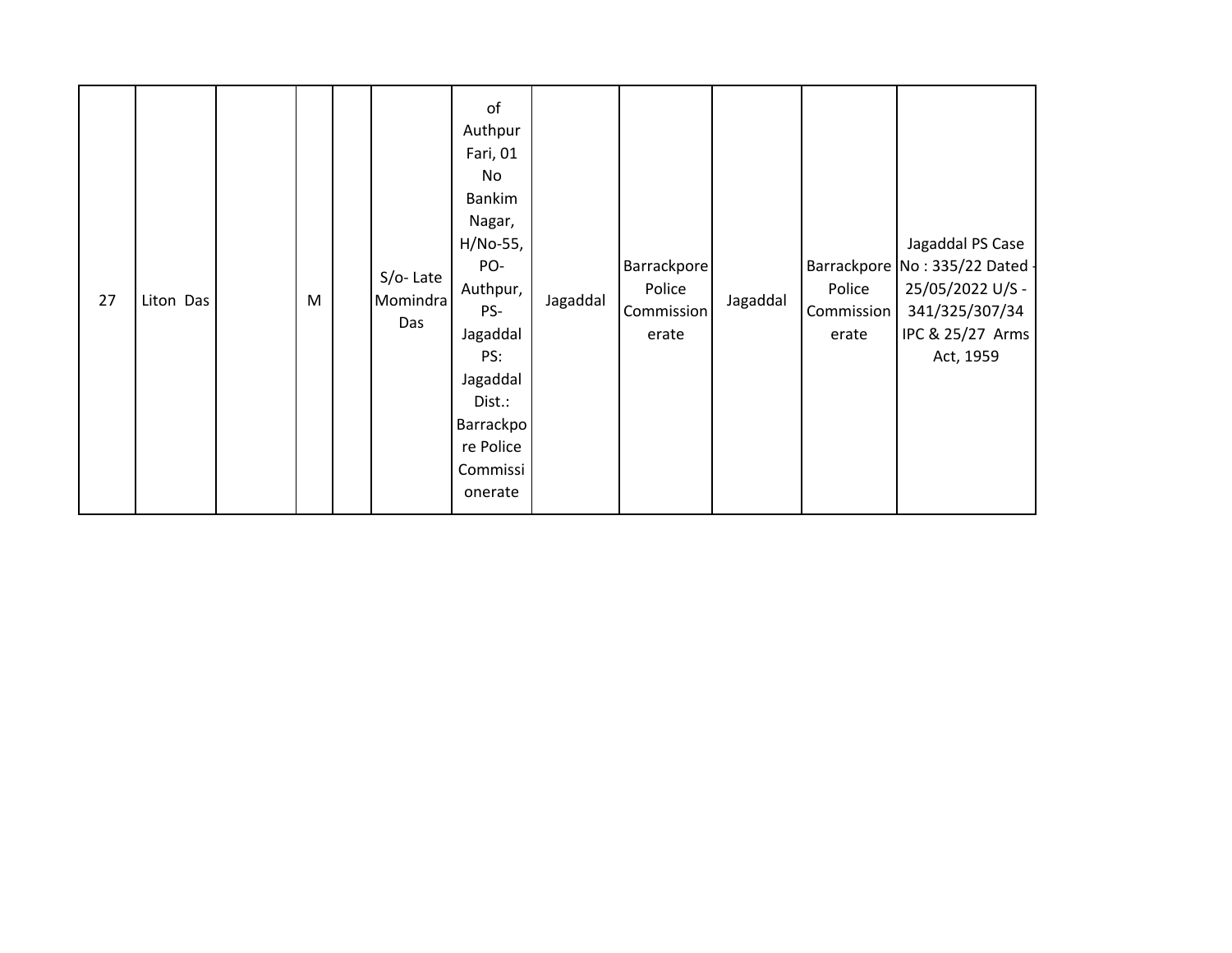| | | | | | | | | | | | |
|---|---|---|---|---|---|---|---|---|---|---|---|
| 27 | Liton Das | | M | | S/o- Late Momindra Das | of Authpur Fari, 01 No Bankim Nagar, H/No-55, PO- Authpur, PS- Jagaddal PS: Jagaddal Dist.: Barrackpore Police Commissionerate | Jagaddal | Barrackpore Police Commissionerate | Jagaddal | Barrackpore Police Commissionerate | Jagaddal PS Case No : 335/22 Dated - 25/05/2022 U/S - 341/325/307/34 IPC & 25/27 Arms Act, 1959 |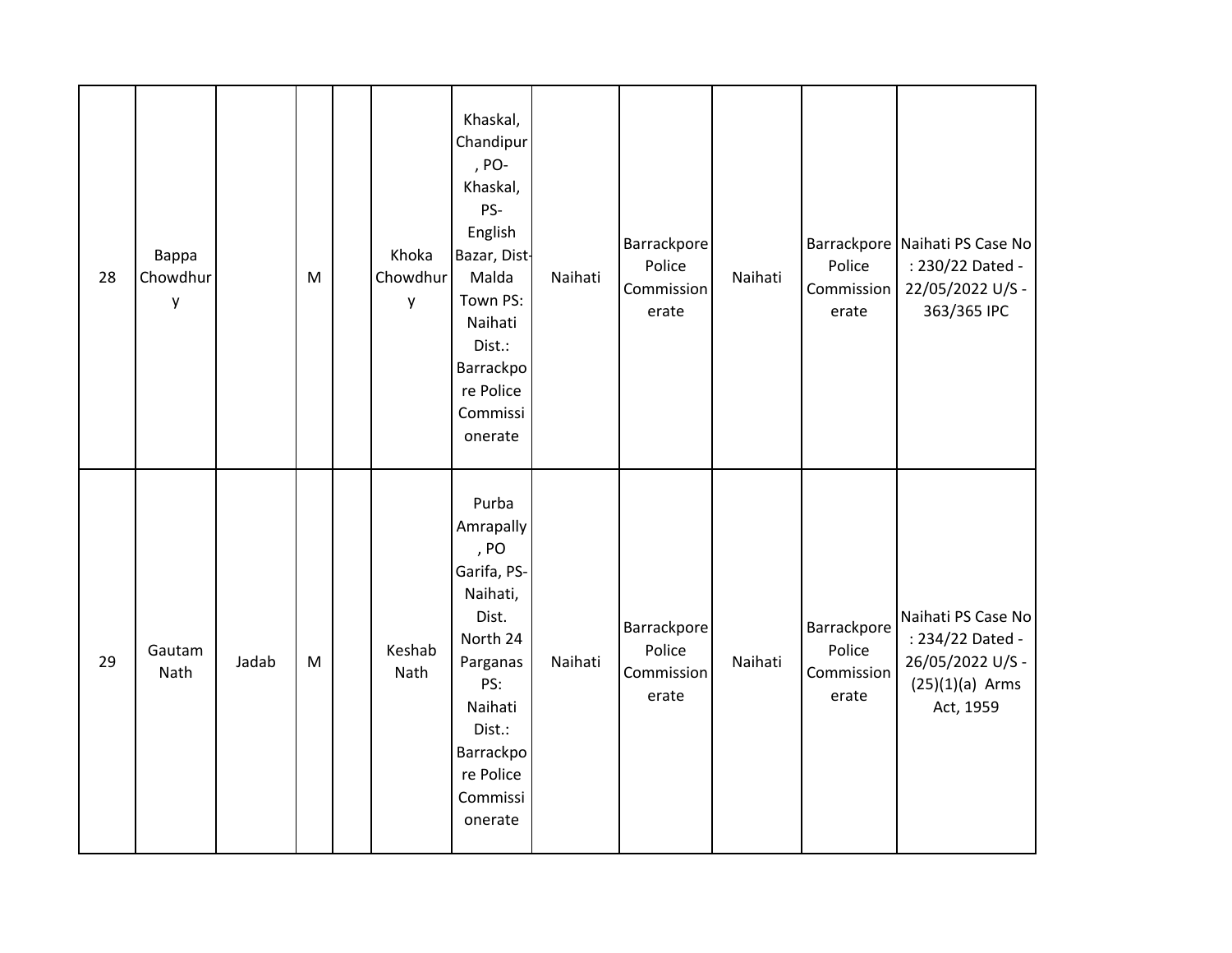| | | | | | | | | | | | |
|---|---|---|---|---|---|---|---|---|---|---|---|
| 28 | Bappa Chowdhury | | M | | Khoka Chowdhury | Khaskal, Chandipur, PO-Khaskal, PS-English Bazar, Dist-Malda Town PS: Naihati Dist.: Barrackpore Police Commissionerate | Naihati | Barrackpore Police Commissionerate | Naihati | Barrackpore Police Commissionerate | Naihati PS Case No : 230/22 Dated - 22/05/2022 U/S - 363/365 IPC |
| 29 | Gautam Nath | Jadab | M | | Keshab Nath | Purba Amrapally, PO Garifa, PS-Naihati, Dist. North 24 Parganas PS: Naihati Dist.: Barrackpore Police Commissionerate | Naihati | Barrackpore Police Commissionerate | Naihati | Barrackpore Police Commissionerate | Naihati PS Case No : 234/22 Dated - 26/05/2022 U/S - (25)(1)(a) Arms Act, 1959 |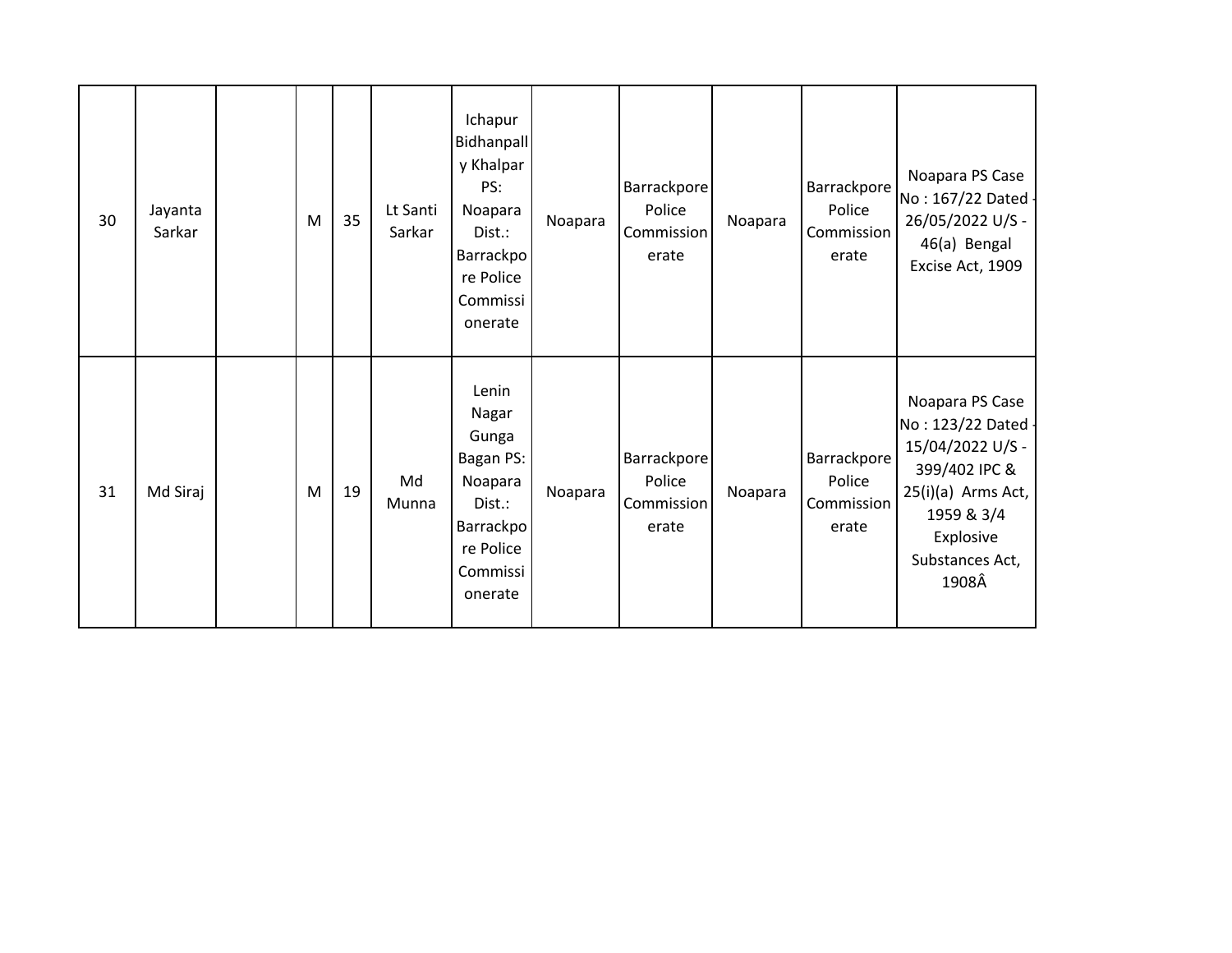| | | | | | | | | | | | |
|---|---|---|---|---|---|---|---|---|---|---|---|
| 30 | Jayanta Sarkar | | M | 35 | Lt Santi Sarkar | Ichapur Bidhanpally Khalpar PS: Noapara Dist.: Barrackpore Police Commissionerate | Noapara | Barrackpore Police Commissionerate | Noapara | Barrackpore Police Commissionerate | Noapara PS Case No : 167/22 Dated - 26/05/2022 U/S - 46(a) Bengal Excise Act, 1909 |
| 31 | Md Siraj | | M | 19 | Md Munna | Lenin Nagar Gunga Bagan PS: Noapara Dist.: Barrackpore Police Commissionerate | Noapara | Barrackpore Police Commissionerate | Noapara | Barrackpore Police Commissionerate | Noapara PS Case No : 123/22 Dated - 15/04/2022 U/S - 399/402 IPC & 25(i)(a) Arms Act, 1959 & 3/4 Explosive Substances Act, 1908Â |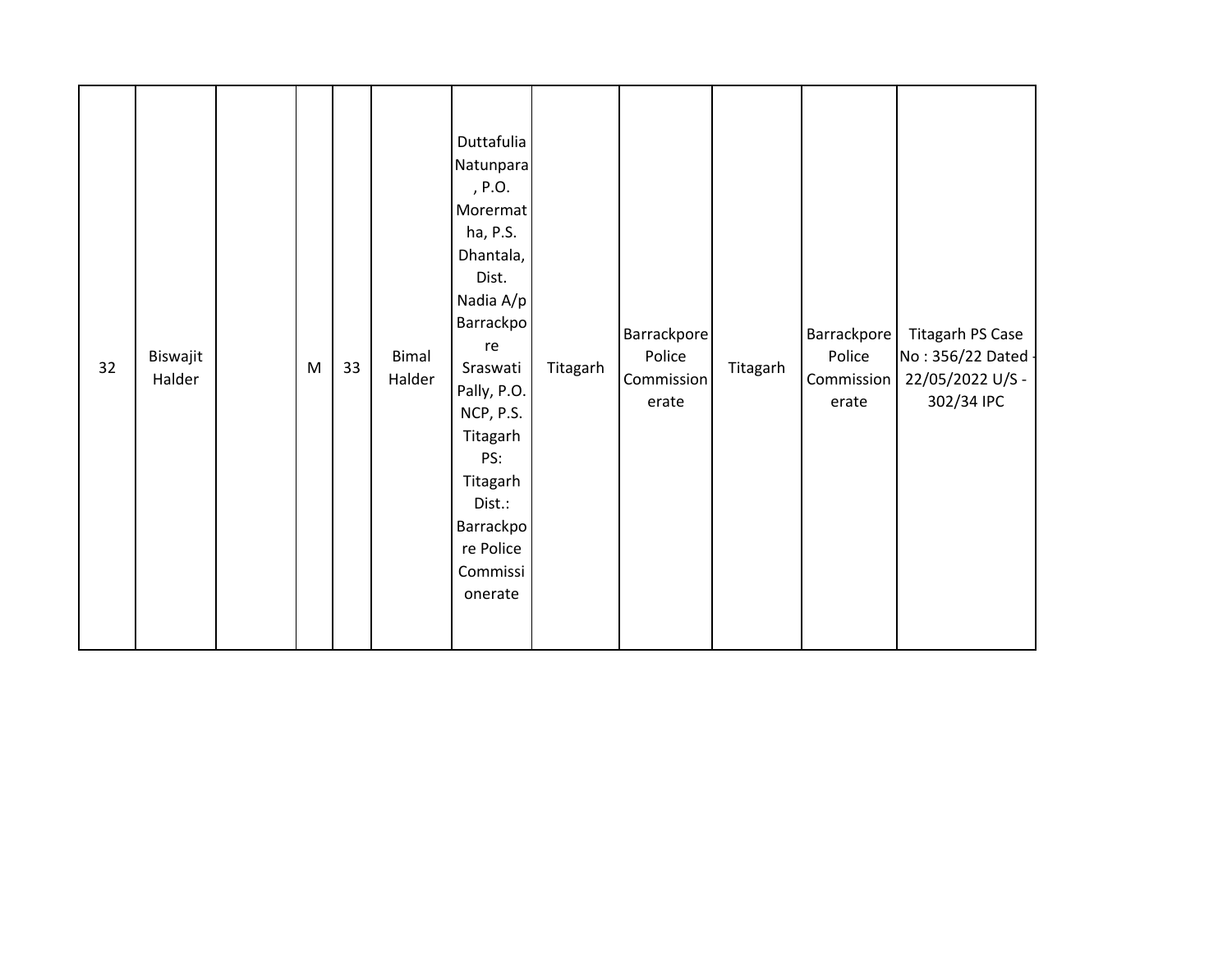| 32 | Biswajit Halder | | M | 33 | Bimal Halder | Duttafulia Natunpara, P.O. Morermatha, P.S. Dhantala, Dist. Nadia A/p Barrackpore Sraswati Pally, P.O. NCP, P.S. Titagarh PS: Titagarh Dist.: Barrackpore Police Commissionerate | Titagarh | Barrackpore Police Commissionerate | Titagarh | Barrackpore Police Commissionerate | Titagarh PS Case No : 356/22 Dated - 22/05/2022 U/S - 302/34 IPC |
|---|---|---|---|---|---|---|---|---|---|---|---|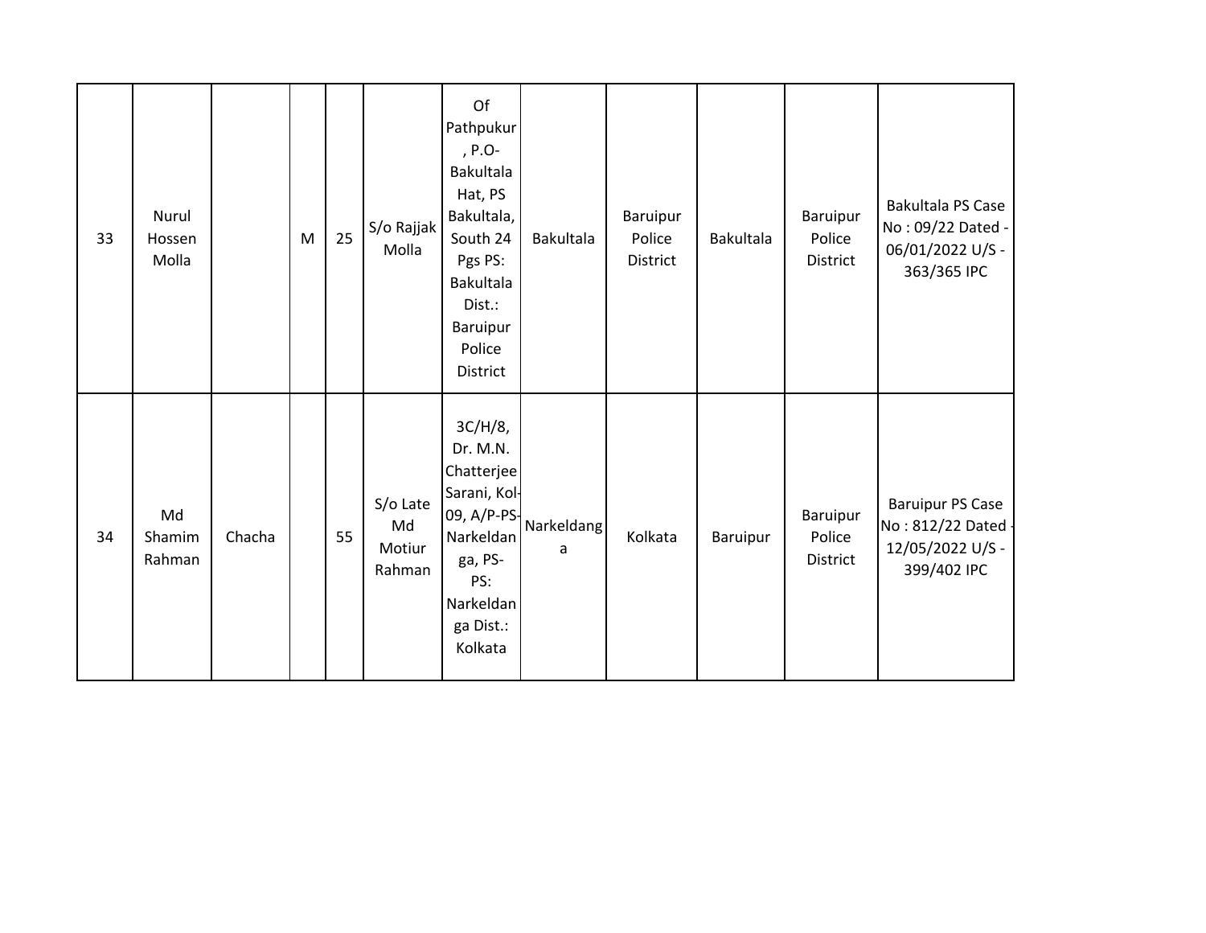| | | | | | | | | | | | |
|---|---|---|---|---|---|---|---|---|---|---|---|
| 33 | Nurul Hossen Molla | | M | 25 | S/o Rajjak Molla | Of Pathpukur , P.O- Bakultala Hat, PS Bakultala, South 24 Pgs PS: Bakultala Dist.: Baruipur Police District | Bakultala | Baruipur Police District | Bakultala | Baruipur Police District | Bakultala PS Case No : 09/22 Dated - 06/01/2022 U/S - 363/365 IPC |
| 34 | Md Shamim Rahman | Chacha | | 55 | S/o Late Md Motiur Rahman | 3C/H/8, Dr. M.N. Chatterjee Sarani, Kol-09, A/P-PS-Narkeldanga, PS-PS: Narkeldanga Dist.: Kolkata | Narkeldanga | Kolkata | Baruipur | Baruipur Police District | Baruipur PS Case No : 812/22 Dated - 12/05/2022 U/S - 399/402 IPC |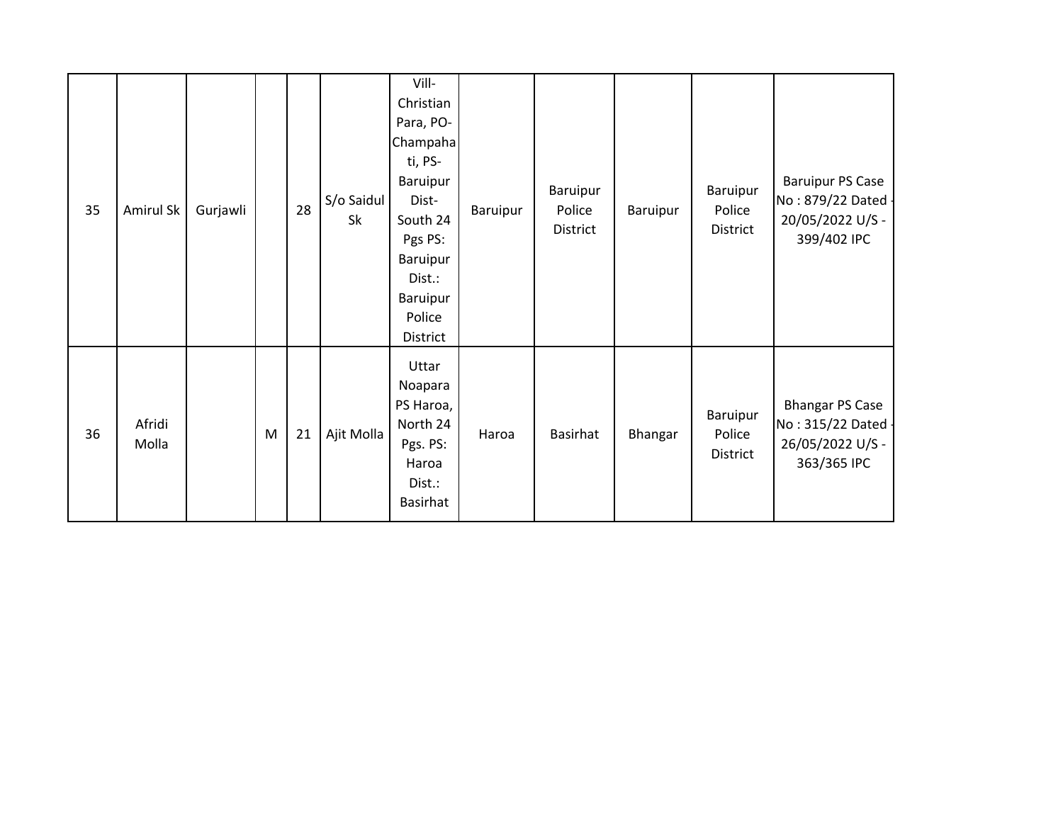| | | | | | | | | | | | |
|---|---|---|---|---|---|---|---|---|---|---|---|
| 35 | Amirul Sk | Gurjawli | | 28 | S/o Saidul Sk | Vill- Christian Para, PO- Champahati, PS- Baruipur Dist- South 24 Pgs PS: Baruipur Dist.: Baruipur Police District | Baruipur | Baruipur Police District | Baruipur | Baruipur Police District | Baruipur PS Case No : 879/22 Dated - 20/05/2022 U/S - 399/402 IPC |
| 36 | Afridi Molla | | M | 21 | Ajit Molla | Uttar Noapara PS Haroa, North 24 Pgs. PS: Haroa Dist.: Basirhat | Haroa | Basirhat | Bhangar | Baruipur Police District | Bhangar PS Case No : 315/22 Dated - 26/05/2022 U/S - 363/365 IPC |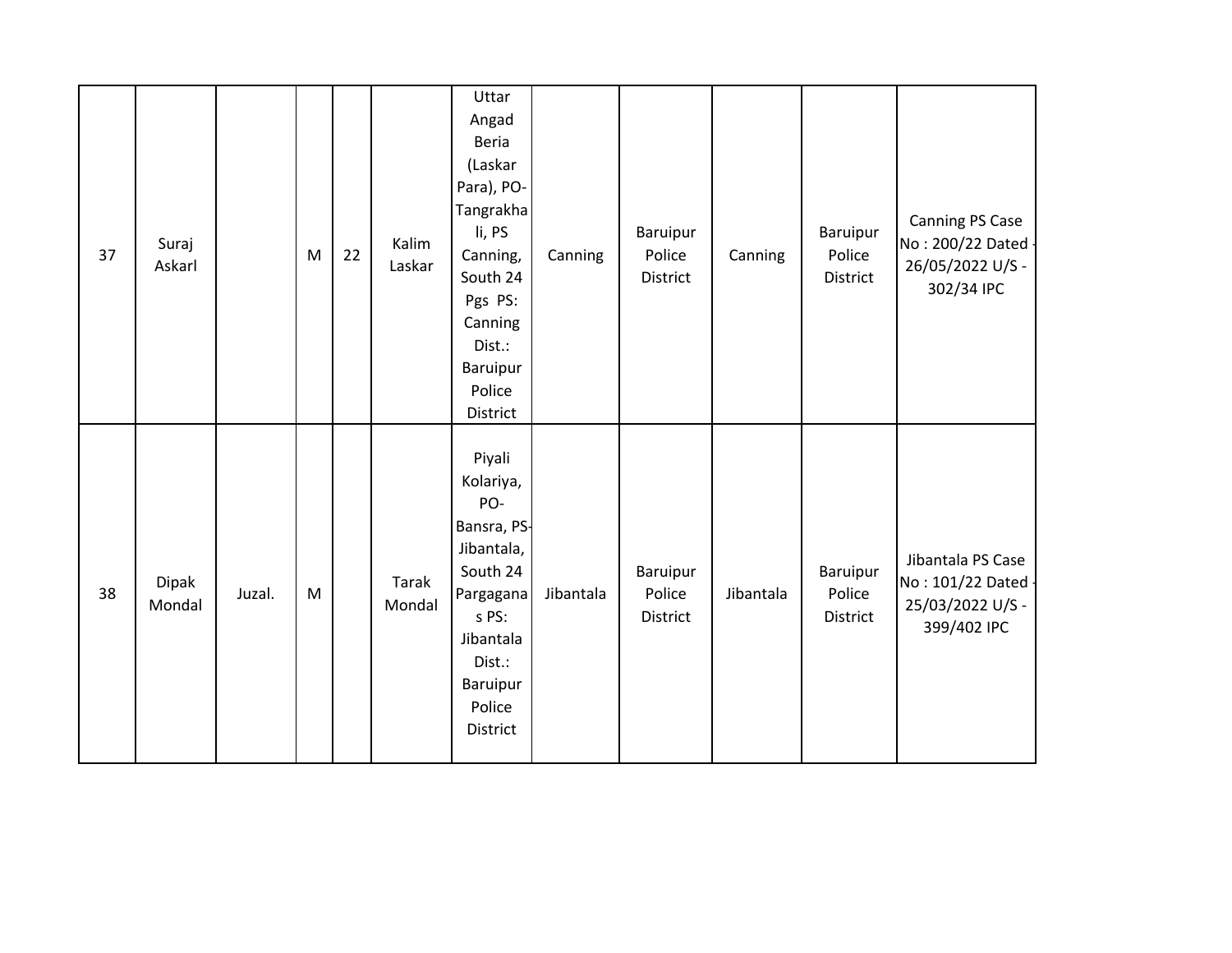| | | | | | | | | | | | |
|---|---|---|---|---|---|---|---|---|---|---|---|
| 37 | Suraj Askarl | | M | 22 | Kalim Laskar | Uttar Angad Beria (Laskar Para), PO- Tangrakhali, PS Canning, South 24 Pgs PS: Canning Dist.: Baruipur Police District | Canning | Baruipur Police District | Canning | Baruipur Police District | Canning PS Case No : 200/22 Dated - 26/05/2022 U/S - 302/34 IPC |
| 38 | Dipak Mondal | Juzal. | M | | Tarak Mondal | Piyali Kolariya, PO- Bansra, PS- Jibantala, South 24 Parganas PS: Jibantala Dist.: Baruipur Police District | Jibantala | Baruipur Police District | Jibantala | Baruipur Police District | Jibantala PS Case No : 101/22 Dated - 25/03/2022 U/S - 399/402 IPC |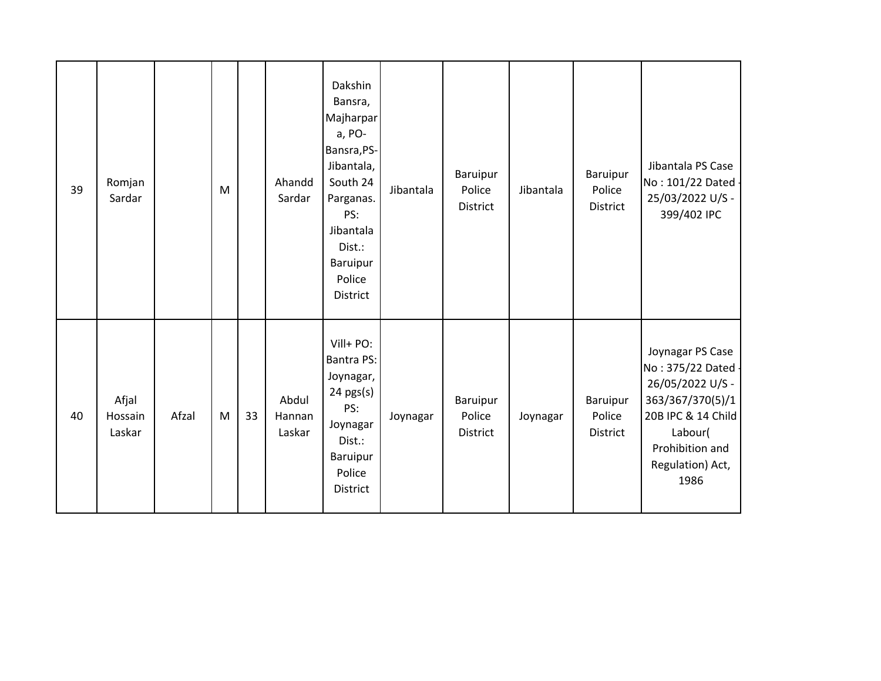| | | | | | | | | | | | |
|---|---|---|---|---|---|---|---|---|---|---|---|
| 39 | Romjan Sardar | | M | | Ahandd Sardar | Dakshin Bansra, Majharpara, PO-Bansra,PS-Jibantala, South 24 Parganas. PS: Jibantala Dist.: Baruipur Police District | Jibantala | Baruipur Police District | Jibantala | Baruipur Police District | Jibantala PS Case No : 101/22 Dated - 25/03/2022 U/S - 399/402 IPC |
| 40 | Afjal Hossain Laskar | Afzal | M | 33 | Abdul Hannan Laskar | Vill+ PO: Bantra PS: Joynagar, 24 pgs(s) PS: Joynagar Dist.: Baruipur Police District | Joynagar | Baruipur Police District | Joynagar | Baruipur Police District | Joynagar PS Case No : 375/22 Dated - 26/05/2022 U/S - 363/367/370(5)/120B IPC & 14 Child Labour( Prohibition and Regulation) Act, 1986 |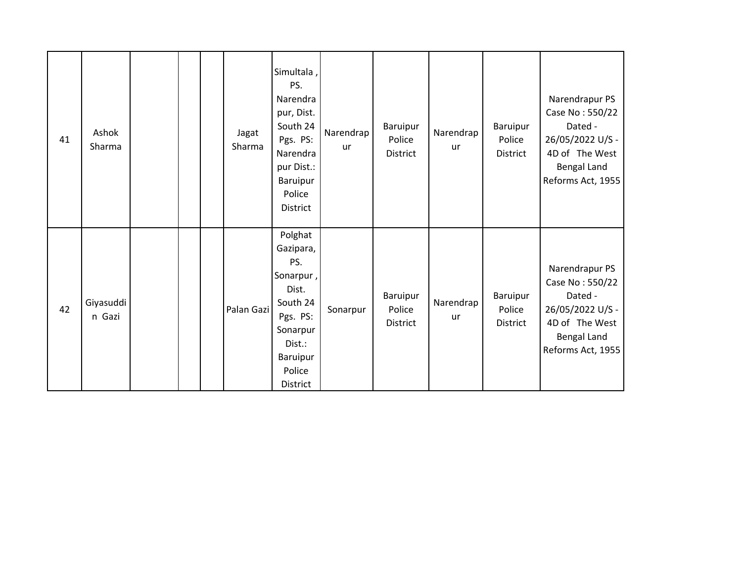| | | | | | | | | | | | |
|---|---|---|---|---|---|---|---|---|---|---|---|
| 41 | Ashok Sharma | | | | Jagat Sharma | Simultala , PS. Narendrapur, Dist. South 24 Pgs. PS: Narendrapur Dist.: Baruipur Police District | Narendrapur | Baruipur Police District | Narendrapur | Baruipur Police District | Narendrapur PS Case No : 550/22 Dated - 26/05/2022 U/S - 4D of The West Bengal Land Reforms Act, 1955 |
| 42 | Giyasuddin Gazi | | | | Palan Gazi | Polghat Gazipara, PS. Sonarpur , Dist. South 24 Pgs. PS: Sonarpur Dist.: Baruipur Police District | Sonarpur | Baruipur Police District | Narendrapur | Baruipur Police District | Narendrapur PS Case No : 550/22 Dated - 26/05/2022 U/S - 4D of The West Bengal Land Reforms Act, 1955 |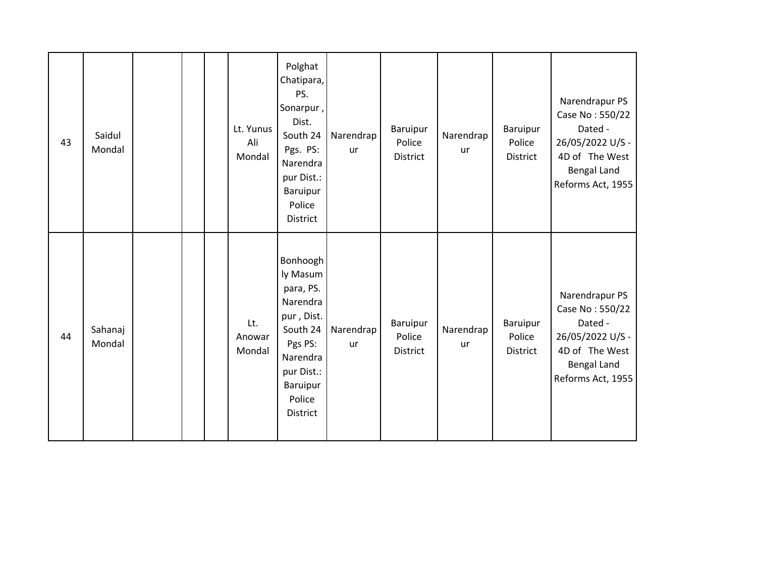|  |  |  |  |  |  |  |  |  |  |  |  |
|---|---|---|---|---|---|---|---|---|---|---|---|
| 43 | Saidul Mondal |  |  |  | Lt. Yunus Ali Mondal | Polghat Chatipara, PS. Sonarpur , Dist. South 24 Pgs. PS: Narendrapur Dist.: Baruipur Police District | Narendrapur | Baruipur Police District | Narendrapur | Baruipur Police District | Narendrapur PS Case No : 550/22 Dated - 26/05/2022 U/S - 4D of The West Bengal Land Reforms Act, 1955 |
| 44 | Sahanaj Mondal |  |  |  | Lt. Anowar Mondal | Bonhooghly Masum para, PS. Narendrapur , Dist. South 24 Pgs PS: Narendrapur Dist.: Baruipur Police District | Narendrapur | Baruipur Police District | Narendrapur | Baruipur Police District | Narendrapur PS Case No : 550/22 Dated - 26/05/2022 U/S - 4D of The West Bengal Land Reforms Act, 1955 |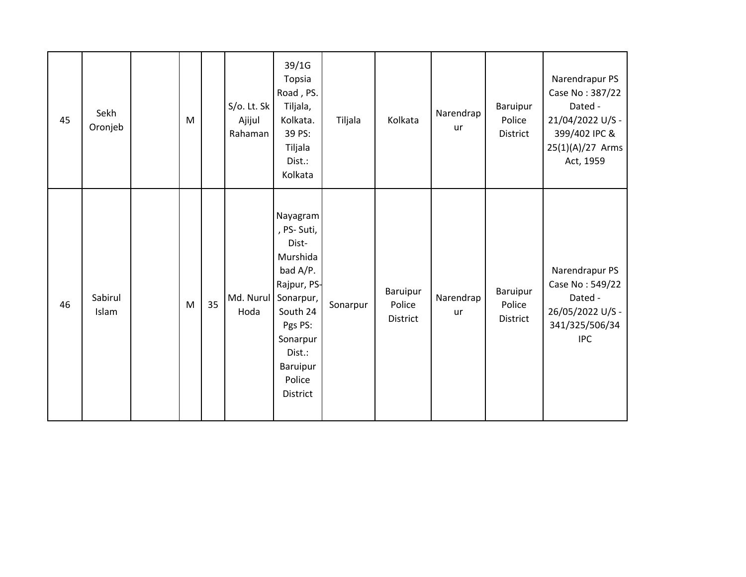| | | | | | | | | | | | |
|---|---|---|---|---|---|---|---|---|---|---|---|
| 45 | Sekh Oronjeb | | M | | S/o. Lt. Sk Ajijul Rahaman | 39/1G Topsia Road , PS. Tiljala, Kolkata. 39 PS: Tiljala Dist.: Kolkata | Tiljala | Kolkata | Narendrapur | Baruipur Police District | Narendrapur PS Case No : 387/22 Dated - 21/04/2022 U/S - 399/402 IPC & 25(1)(A)/27 Arms Act, 1959 |
| 46 | Sabirul Islam | | M | 35 | Md. Nurul Hoda | Nayagram , PS- Suti, Dist- Murshidabad A/P. Rajpur, PS- Sonarpur, South 24 Pgs PS: Sonarpur Dist.: Baruipur Police District | Sonarpur | Baruipur Police District | Narendrapur | Baruipur Police District | Narendrapur PS Case No : 549/22 Dated - 26/05/2022 U/S - 341/325/506/34 IPC |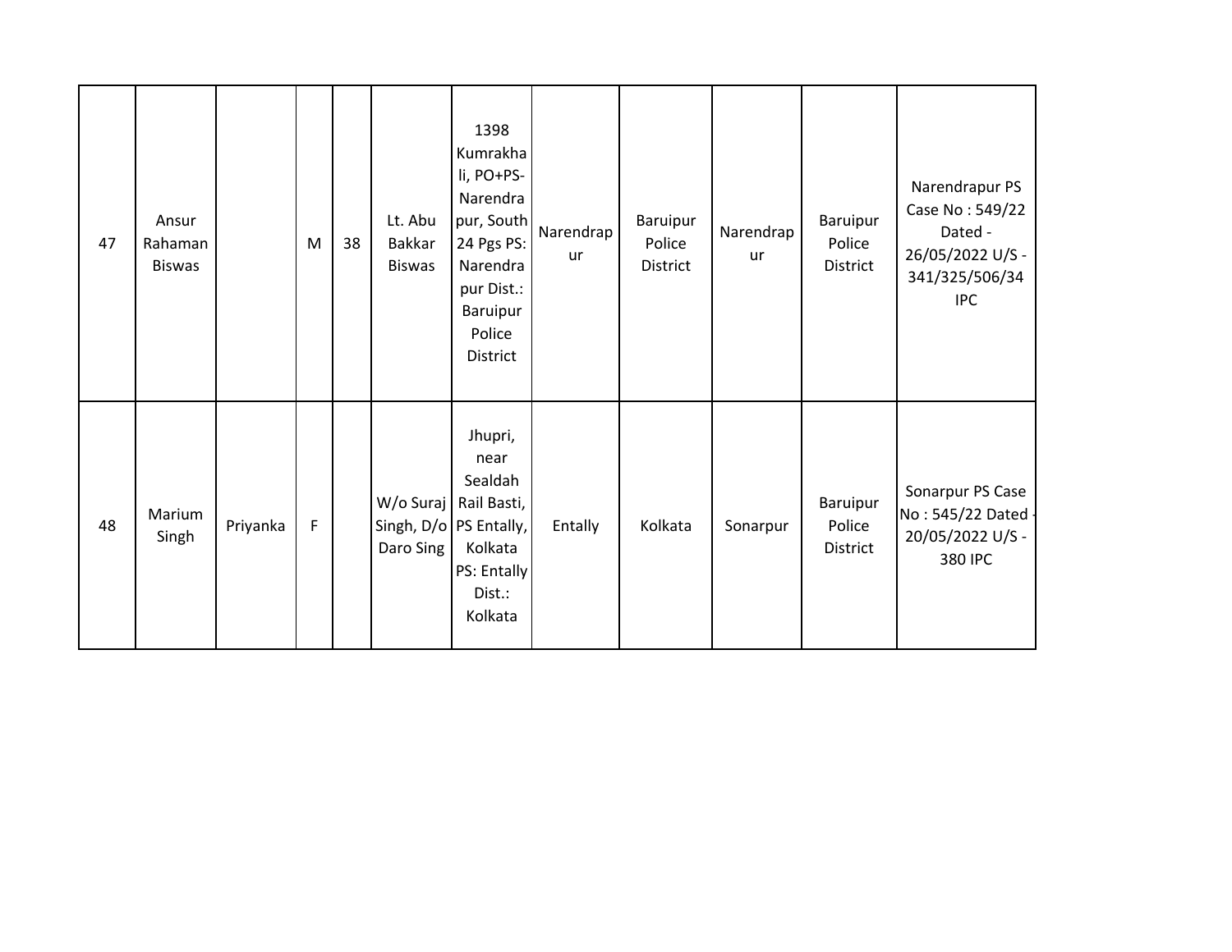| | | | | | | | | | | | |
|---|---|---|---|---|---|---|---|---|---|---|---|
| 47 | Ansur Rahaman Biswas | | M | 38 | Lt. Abu Bakkar Biswas | 1398 Kumrakhali, PO+PS-Narendrapur, South 24 Pgs PS: Narendrapur Dist.: Baruipur Police District | Narendrapur | Baruipur Police District | Narendrapur | Baruipur Police District | Narendrapur PS Case No : 549/22 Dated - 26/05/2022 U/S - 341/325/506/34 IPC |
| 48 | Marium Singh | Priyanka | F | | W/o Suraj Singh, D/o Daro Sing | Jhupri, near Sealdah Rail Basti, PS Entally, Kolkata PS: Entally Dist.: Kolkata | Entally | Kolkata | Sonarpur | Baruipur Police District | Sonarpur PS Case No : 545/22 Dated - 20/05/2022 U/S - 380 IPC |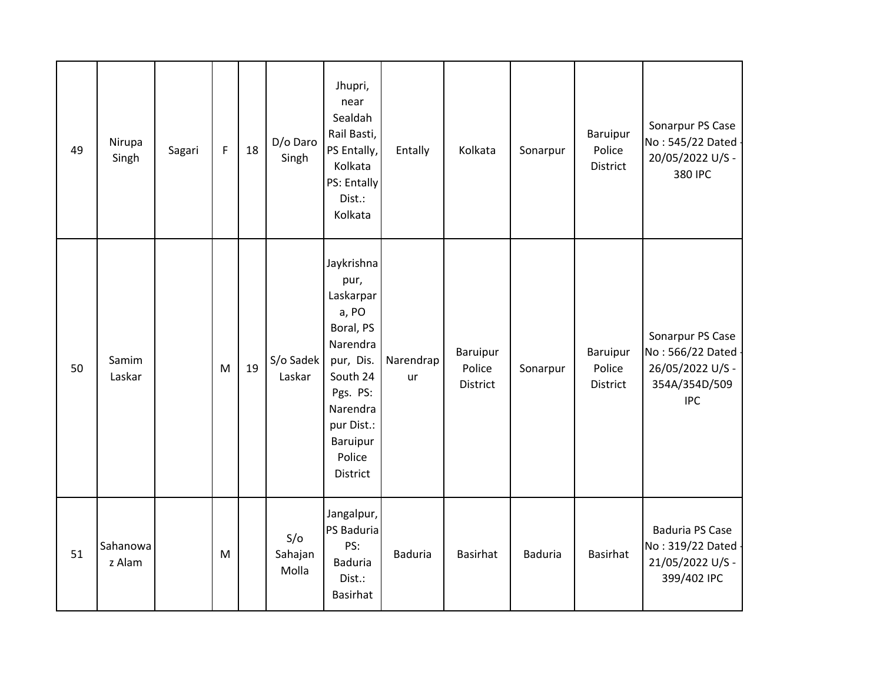| | | | | | | | | | | | |
|---|---|---|---|---|---|---|---|---|---|---|---|
| 49 | Nirupa Singh | Sagari | F | 18 | D/o Daro Singh | Jhupri, near Sealdah Rail Basti, PS Entally, Kolkata PS: Entally Dist.: Kolkata | Entally | Kolkata | Sonarpur | Baruipur Police District | Sonarpur PS Case No : 545/22 Dated - 20/05/2022 U/S - 380 IPC |
| 50 | Samim Laskar | | M | 19 | S/o Sadek Laskar | Jaykrishnapur, Laskarpara, PO Boral, PS Narendrapur, Dis. South 24 Pgs. PS: Narendrapur Dist.: Baruipur Police District | Narendrapur | Baruipur Police District | Sonarpur | Baruipur Police District | Sonarpur PS Case No : 566/22 Dated - 26/05/2022 U/S - 354A/354D/509 IPC |
| 51 | Sahanowaz Alam | | M | | S/o Sahajan Molla | Jangalpur, PS Baduria PS: Baduria Dist.: Basirhat | Baduria | Basirhat | Baduria | Basirhat | Baduria PS Case No : 319/22 Dated - 21/05/2022 U/S - 399/402 IPC |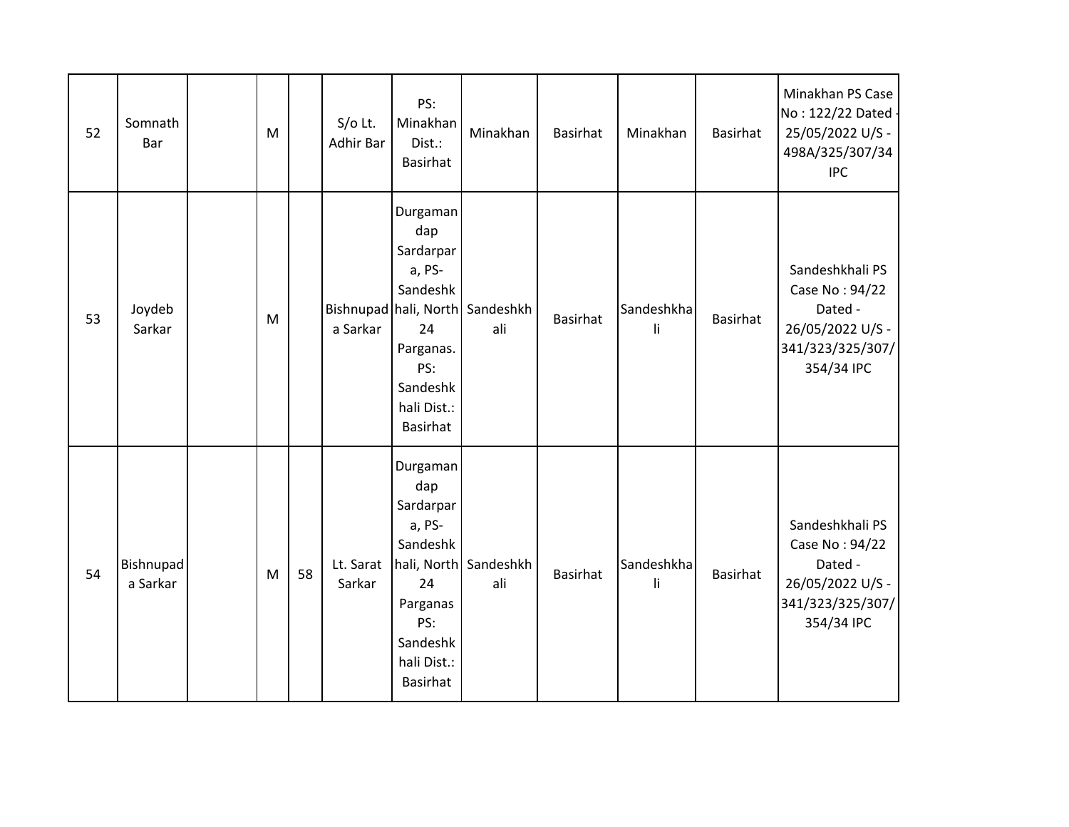| 52 | Somnath Bar | | M | | S/o Lt. Adhir Bar | PS: Minakhan Dist.: Basirhat | Minakhan | Basirhat | Minakhan | Basirhat | Minakhan PS Case No : 122/22 Dated - 25/05/2022 U/S - 498A/325/307/34 IPC |
|---|---|---|---|---|---|---|---|---|---|---|---|
| 53 | Joydeb Sarkar | | M | | Bishnupada Sarkar | Durgamandap Sardarpara, PS- Sandeshkhali, North 24 Parganas. PS: Sandeshkhali Dist.: Basirhat | Sandeshkhali | Basirhat | Sandeshkhali | Basirhat | Sandeshkhali PS Case No : 94/22 Dated - 26/05/2022 U/S - 341/323/325/307/354/34 IPC |
| 54 | Bishnupada Sarkar | | M | 58 | Lt. Sarat Sarkar | Durgamandap Sardarpara, PS- Sandeshkhali, North 24 Parganas PS: Sandeshkhali Dist.: Basirhat | Sandeshkhali | Basirhat | Sandeshkhali | Basirhat | Sandeshkhali PS Case No : 94/22 Dated - 26/05/2022 U/S - 341/323/325/307/354/34 IPC |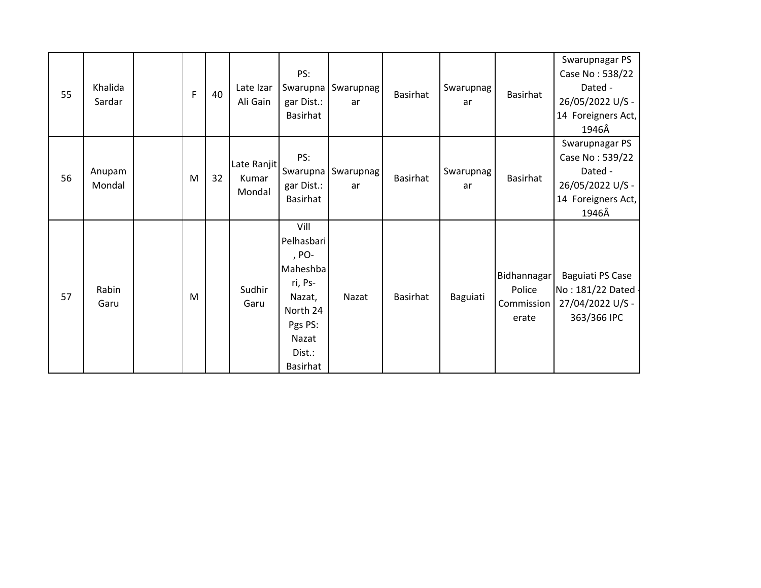| 55 | Khalida Sardar | | F | 40 | Late Izar Ali Gain | PS: Swarupnagar Dist.: Basirhat | Swarupnagar | Basirhat | Swarupnagar | Basirhat | Swarupnagar PS Case No : 538/22 Dated - 26/05/2022 U/S - 14 Foreigners Act, 1946Â |
|---|---|---|---|---|---|---|---|---|---|---|---|
| 56 | Anupam Mondal | | M | 32 | Late Ranjit Kumar Mondal | PS: Swarupnagar Dist.: Basirhat | Swarupnagar | Basirhat | Swarupnagar | Basirhat | Swarupnagar PS Case No : 539/22 Dated - 26/05/2022 U/S - 14 Foreigners Act, 1946Â |
| 57 | Rabin Garu | | M | | Sudhir Garu | Vill Pelhasbari, PO-Maheshbari, Ps-Nazat, North 24 Pgs PS: Nazat Dist.: Basirhat | Nazat | Basirhat | Baguiati | Bidhannagar Police Commissionerate | Baguiati PS Case No : 181/22 Dated - 27/04/2022 U/S - 363/366 IPC |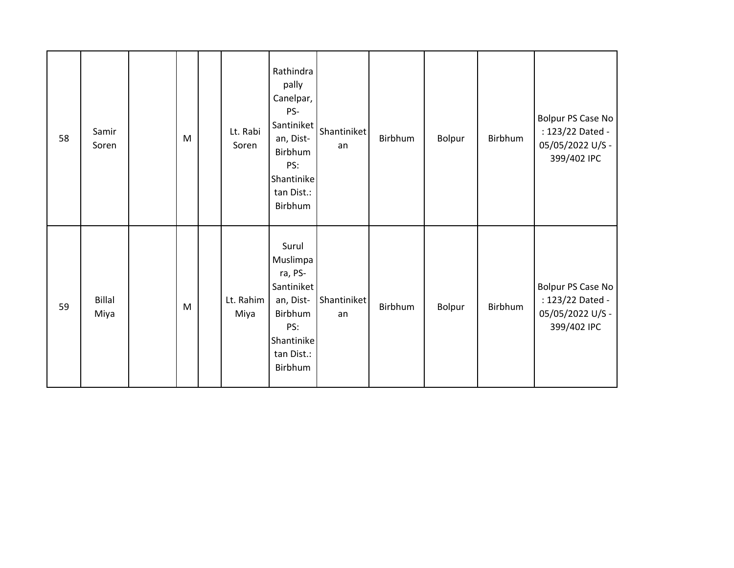| | | | | | | | | | | | |
|---|---|---|---|---|---|---|---|---|---|---|---|
| 58 | Samir Soren | | M | | Lt. Rabi Soren | Rathindra pally Canelpar, PS-Santiniketan, Dist-Birbhum PS: Shantiniketan Dist.: Birbhum | Shantiniketan | Birbhum | Bolpur | Birbhum | Bolpur PS Case No : 123/22 Dated - 05/05/2022 U/S - 399/402 IPC |
| 59 | Billal Miya | | M | | Lt. Rahim Miya | Surul Muslimpara, PS-Santiniketan, Dist-Birbhum PS: Shantiniketan Dist.: Birbhum | Shantiniketan | Birbhum | Bolpur | Birbhum | Bolpur PS Case No : 123/22 Dated - 05/05/2022 U/S - 399/402 IPC |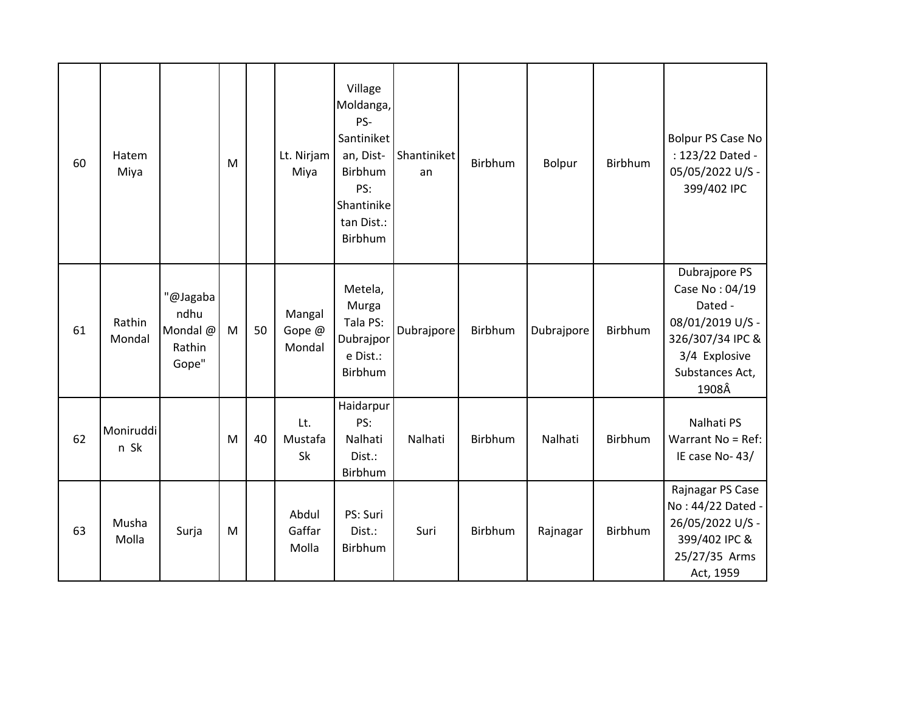| | | | | | | | | | | | |
|---|---|---|---|---|---|---|---|---|---|---|---|
| 60 | Hatem Miya | | M | | Lt. Nirjam Miya | Village Moldanga, PS-Santiniketan, Dist-Birbhum PS: Shantiniketan Dist.: Birbhum | Shantiniketan | Birbhum | Bolpur | Birbhum | Bolpur PS Case No : 123/22 Dated - 05/05/2022 U/S - 399/402 IPC |
| 61 | Rathin Mondal | "@Jagabandhu Mondal @ Rathin Gope" | M | 50 | Mangal Gope @ Mondal | Metela, Murga Tala PS: Dubrajpore Dist.: Birbhum | Dubrajpore | Birbhum | Dubrajpore | Birbhum | Dubrajpore PS Case No : 04/19 Dated - 08/01/2019 U/S - 326/307/34 IPC & 3/4 Explosive Substances Act, 1908Â |
| 62 | Moniruddin Sk | | M | 40 | Lt. Mustafa Sk | Haidarpur PS: Nalhati Dist.: Birbhum | Nalhati | Birbhum | Nalhati | Birbhum | Nalhati PS Warrant No = Ref: IE case No- 43/ |
| 63 | Musha Molla | Surja | M | | Abdul Gaffar Molla | PS: Suri Dist.: Birbhum | Suri | Birbhum | Rajnagar | Birbhum | Rajnagar PS Case No : 44/22 Dated - 26/05/2022 U/S - 399/402 IPC & 25/27/35 Arms Act, 1959 |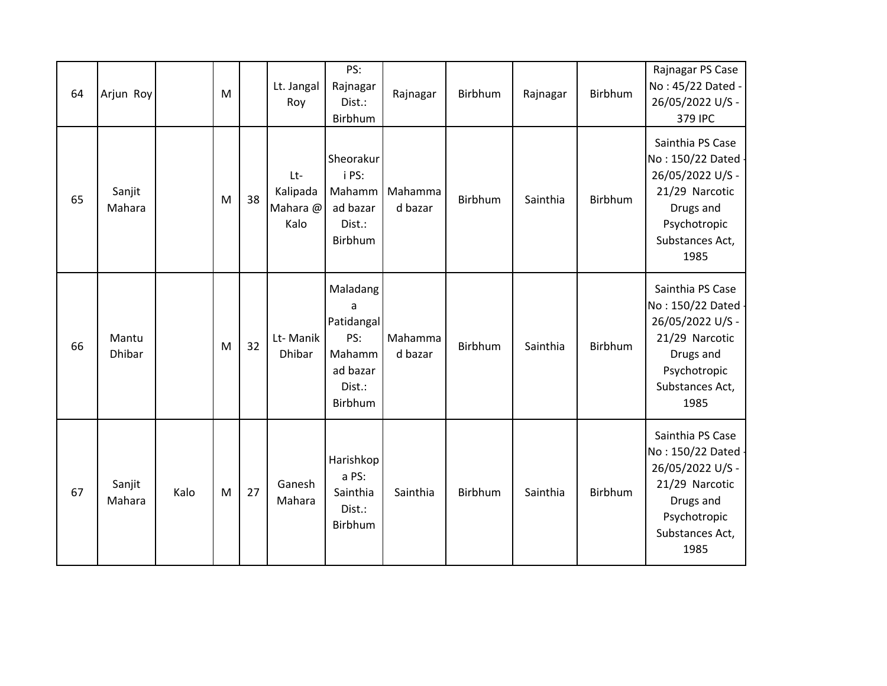| 64 | Arjun Roy | | M | | Lt. Jangal Roy | PS: Rajnagar Dist.: Birbhum | Rajnagar | Birbhum | Rajnagar | Birbhum | Rajnagar PS Case No : 45/22 Dated - 26/05/2022 U/S - 379 IPC |
|---|---|---|---|---|---|---|---|---|---|---|---|
| 65 | Sanjit Mahara | | M | 38 | Lt- Kalipada Mahara @ Kalo | Sheorakuri PS: Mahammad bazar Dist.: Birbhum | Mahammad bazar | Birbhum | Sainthia | Birbhum | Sainthia PS Case No : 150/22 Dated - 26/05/2022 U/S - 21/29 Narcotic Drugs and Psychotropic Substances Act, 1985 |
| 66 | Mantu Dhibar | | M | 32 | Lt- Manik Dhibar | Maladanga Patidangal PS: Mahammad bazar Dist.: Birbhum | Mahammad bazar | Birbhum | Sainthia | Birbhum | Sainthia PS Case No : 150/22 Dated - 26/05/2022 U/S - 21/29 Narcotic Drugs and Psychotropic Substances Act, 1985 |
| 67 | Sanjit Mahara | Kalo | M | 27 | Ganesh Mahara | Harishkopa PS: Sainthia Dist.: Birbhum | Sainthia | Birbhum | Sainthia | Birbhum | Sainthia PS Case No : 150/22 Dated - 26/05/2022 U/S - 21/29 Narcotic Drugs and Psychotropic Substances Act, 1985 |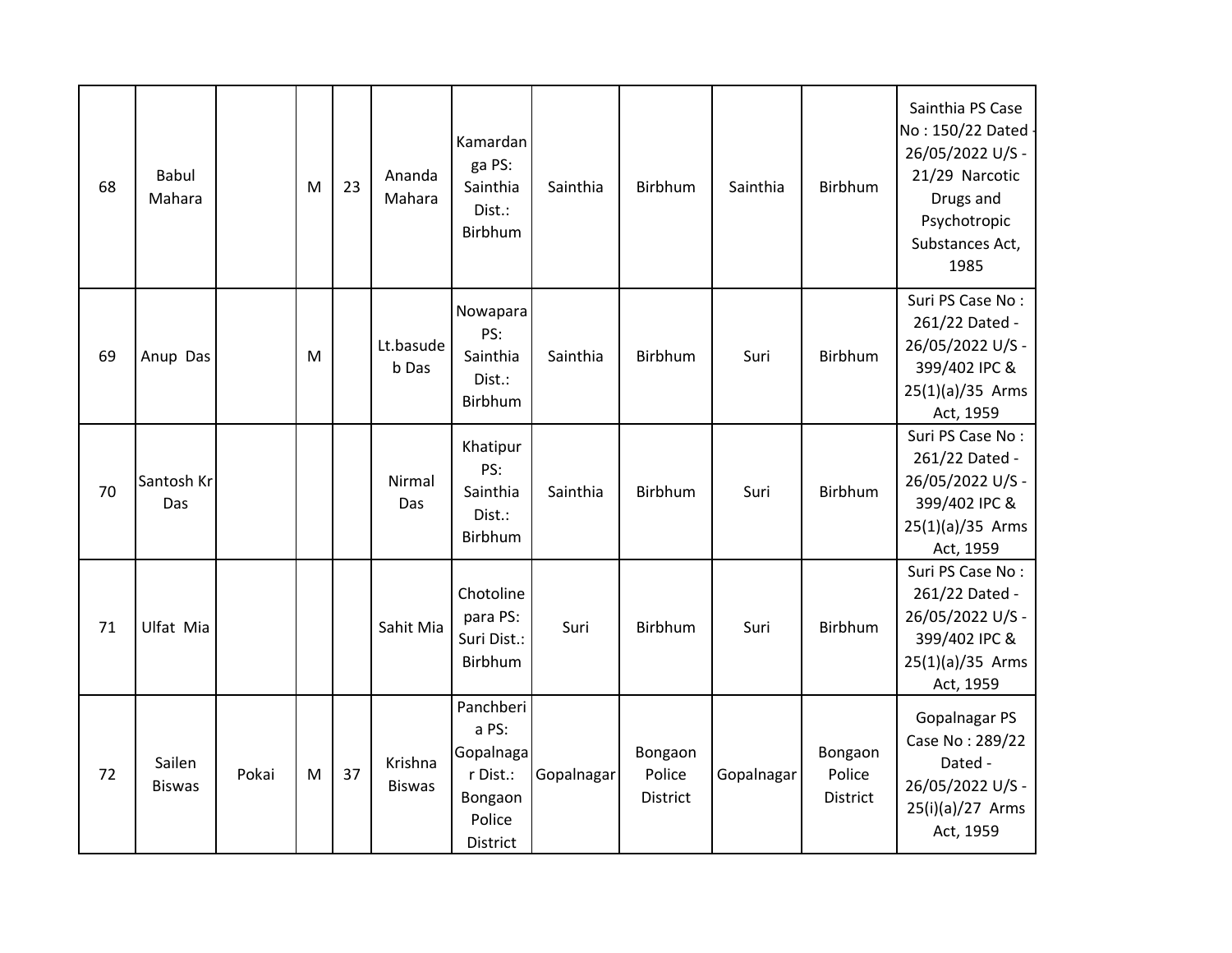| | | | | | | | | | | | |
|---|---|---|---|---|---|---|---|---|---|---|---|
| 68 | Babul Mahara | | M | 23 | Ananda Mahara | Kamardanga PS: Sainthia Dist.: Birbhum | Sainthia | Birbhum | Sainthia | Birbhum | Sainthia PS Case No : 150/22 Dated - 26/05/2022 U/S - 21/29 Narcotic Drugs and Psychotropic Substances Act, 1985 |
| 69 | Anup Das | | M | | Lt.basudeb Das | Nowapara PS: Sainthia Dist.: Birbhum | Sainthia | Birbhum | Suri | Birbhum | Suri PS Case No : 261/22 Dated - 26/05/2022 U/S - 399/402 IPC & 25(1)(a)/35 Arms Act, 1959 |
| 70 | Santosh Kr Das | | | | Nirmal Das | Khatipur PS: Sainthia Dist.: Birbhum | Sainthia | Birbhum | Suri | Birbhum | Suri PS Case No : 261/22 Dated - 26/05/2022 U/S - 399/402 IPC & 25(1)(a)/35 Arms Act, 1959 |
| 71 | Ulfat Mia | | | | Sahit Mia | Chotoline para PS: Suri Dist.: Birbhum | Suri | Birbhum | Suri | Birbhum | Suri PS Case No : 261/22 Dated - 26/05/2022 U/S - 399/402 IPC & 25(1)(a)/35 Arms Act, 1959 |
| 72 | Sailen Biswas | Pokai | M | 37 | Krishna Biswas | Panchberia PS: Gopalnagar Dist.: Bongaon Police District | Gopalnagar | Bongaon Police District | Gopalnagar | Bongaon Police District | Gopalnagar PS Case No : 289/22 Dated - 26/05/2022 U/S - 25(i)(a)/27 Arms Act, 1959 |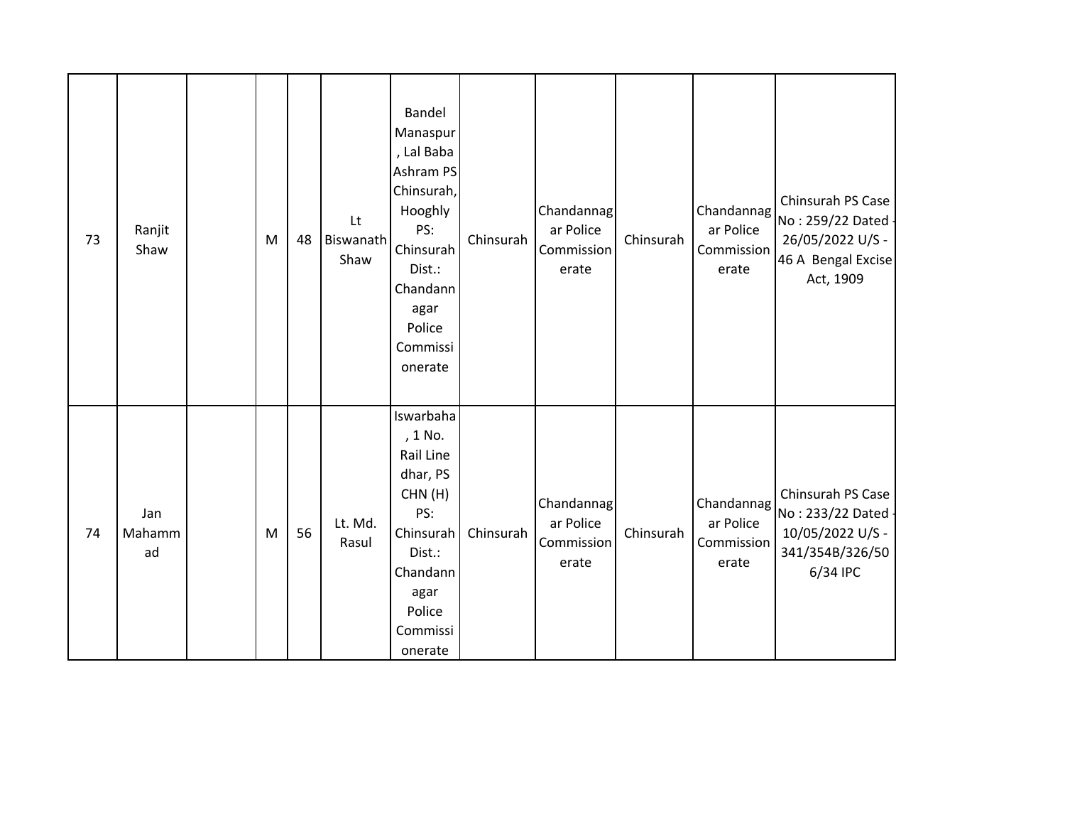| 73 | Ranjit Shaw | | M | 48 | Lt Biswanath Shaw | Bandel Manaspur, Lal Baba Ashram PS Chinsurah, Hooghly PS: Chinsurah Dist.: Chandannagar Police Commissionerate | Chinsurah | Chandannagar Police Commissionerate | Chinsurah | Chandannagar Police Commissionerate | Chinsurah PS Case No : 259/22 Dated - 26/05/2022 U/S - 46 A Bengal Excise Act, 1909 |
|---|---|---|---|---|---|---|---|---|---|---|---|
| 74 | Jan Mahammad | | M | 56 | Lt. Md. Rasul | Iswarbaha, 1 No. Rail Line dhar, PS CHN (H) PS: Chinsurah Dist.: Chandannagar Police Commissionerate | Chinsurah | Chandannagar Police Commissionerate | Chinsurah | Chandannagar Police Commissionerate | Chinsurah PS Case No : 233/22 Dated - 10/05/2022 U/S - 341/354B/326/506/34 IPC |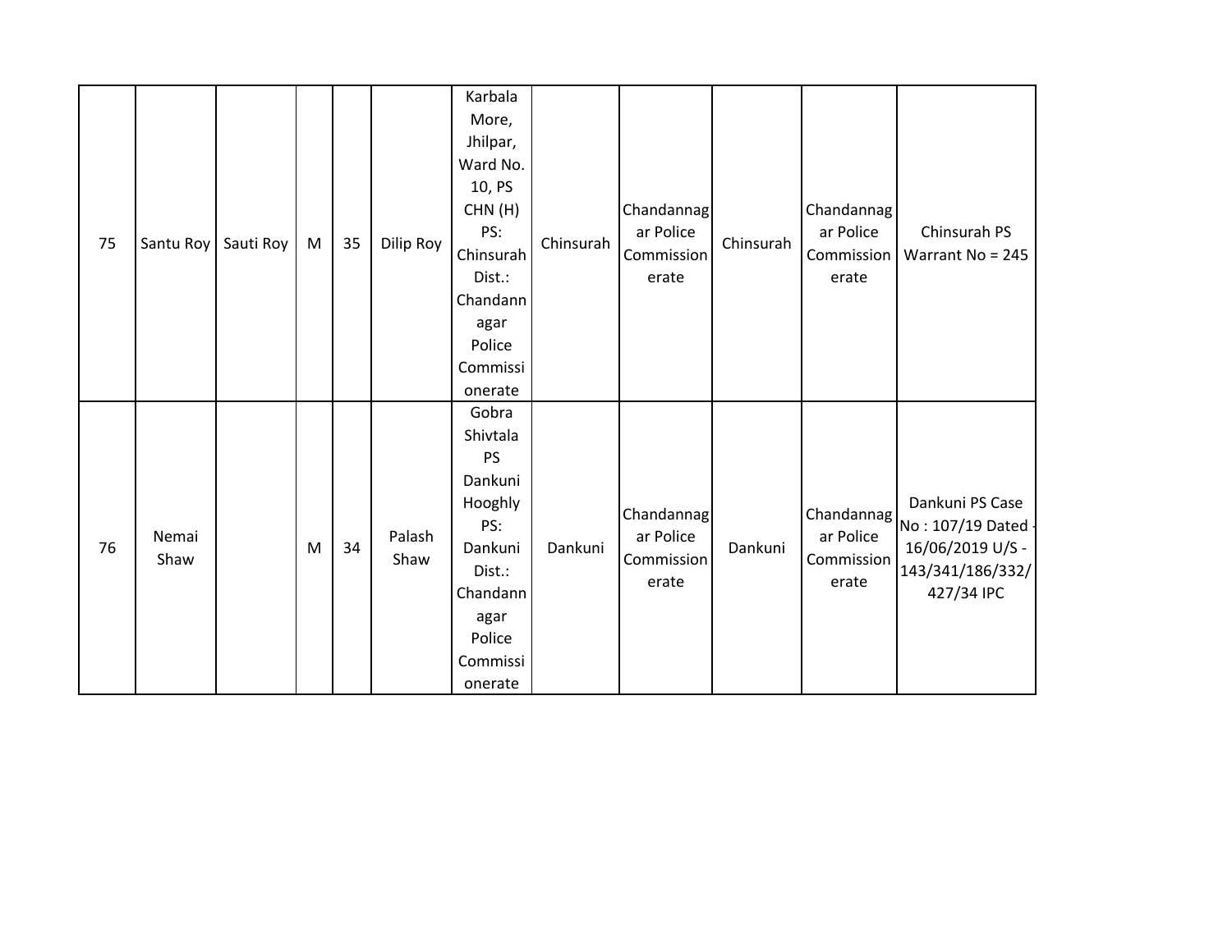| | | | | | | | | | | | |
|---|---|---|---|---|---|---|---|---|---|---|---|
| 75 | Santu Roy | Sauti Roy | M | 35 | Dilip Roy | Karbala More, Jhilpar, Ward No. 10, PS CHN (H) PS: Chinsurah Dist.: Chandannagar Police Commissionerate | Chinsurah | Chandannagar Police Commissionerate | Chinsurah | Chandannagar Police Commissionerate | Chinsurah PS Warrant No = 245 |
| 76 | Nemai Shaw | | M | 34 | Palash Shaw | Gobra Shivtala PS Dankuni Hooghly PS: Dankuni Dist.: Chandannagar Police Commissionerate | Dankuni | Chandannagar Police Commissionerate | Dankuni | Chandannagar Police Commissionerate | Dankuni PS Case No : 107/19 Dated - 16/06/2019 U/S - 143/341/186/332/427/34 IPC |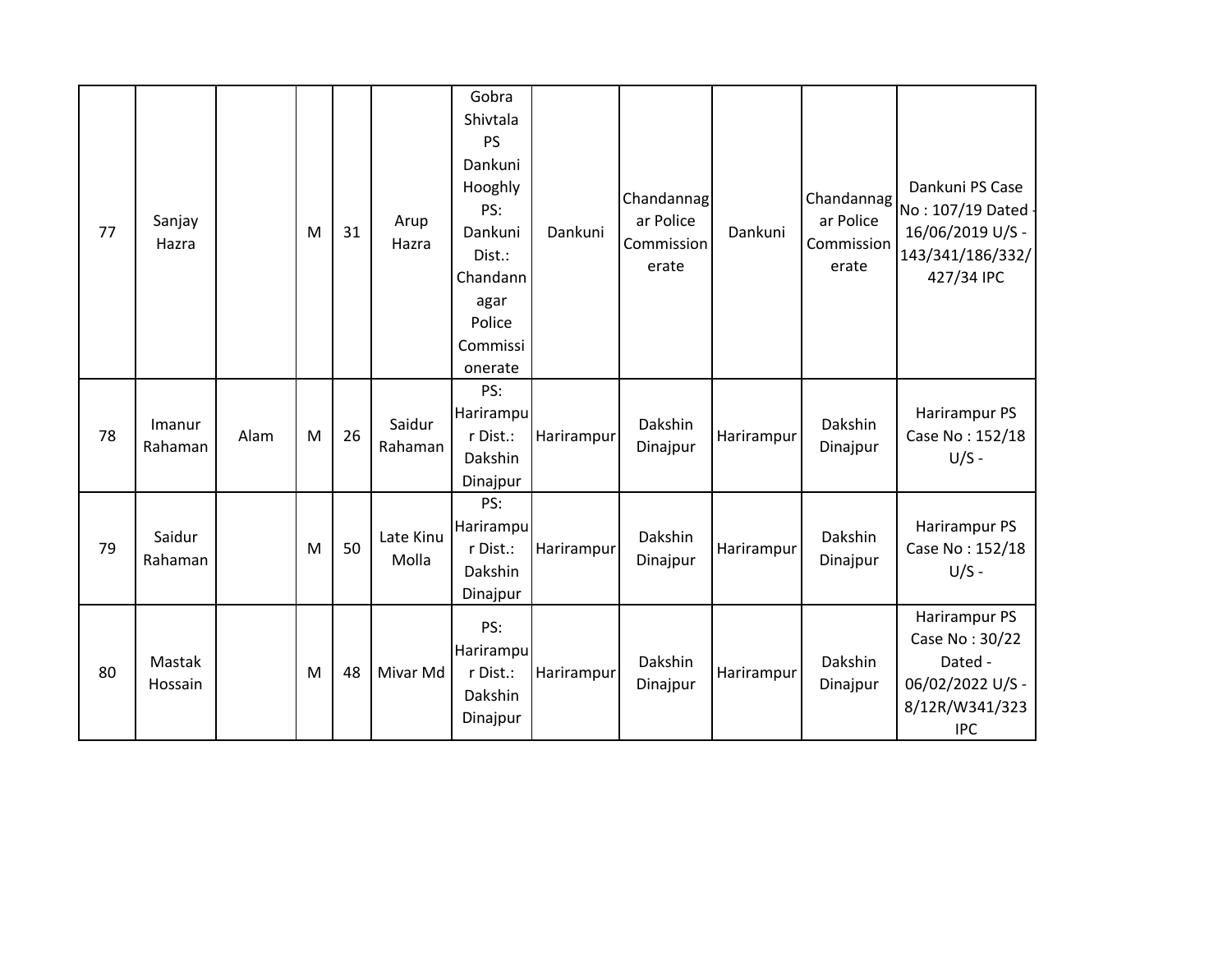| 77 | Sanjay Hazra | | M | 31 | Arup Hazra | Gobra Shivtala PS Dankuni Hooghly PS: Dankuni Dist.: Chandannagar Police Commissionerate | Dankuni | Chandannagar Police Commissionerate | Dankuni | Chandannagar Police Commissionerate | Dankuni PS Case No : 107/19 Dated - 16/06/2019 U/S - 143/341/186/332/427/34 IPC |
|---|---|---|---|---|---|---|---|---|---|---|---|
| 78 | Imanur Rahaman | Alam | M | 26 | Saidur Rahaman | PS: Harirampur Dist.: Dakshin Dinajpur | Harirampur | Dakshin Dinajpur | Harirampur | Dakshin Dinajpur | Harirampur PS Case No : 152/18 U/S - |
| 79 | Saidur Rahaman | | M | 50 | Late Kinu Molla | PS: Harirampur Dist.: Dakshin Dinajpur | Harirampur | Dakshin Dinajpur | Harirampur | Dakshin Dinajpur | Harirampur PS Case No : 152/18 U/S - |
| 80 | Mastak Hossain | | M | 48 | Mivar Md | PS: Harirampur Dist.: Dakshin Dinajpur | Harirampur | Dakshin Dinajpur | Harirampur | Dakshin Dinajpur | Harirampur PS Case No : 30/22 Dated - 06/02/2022 U/S - 8/12R/W341/323 IPC |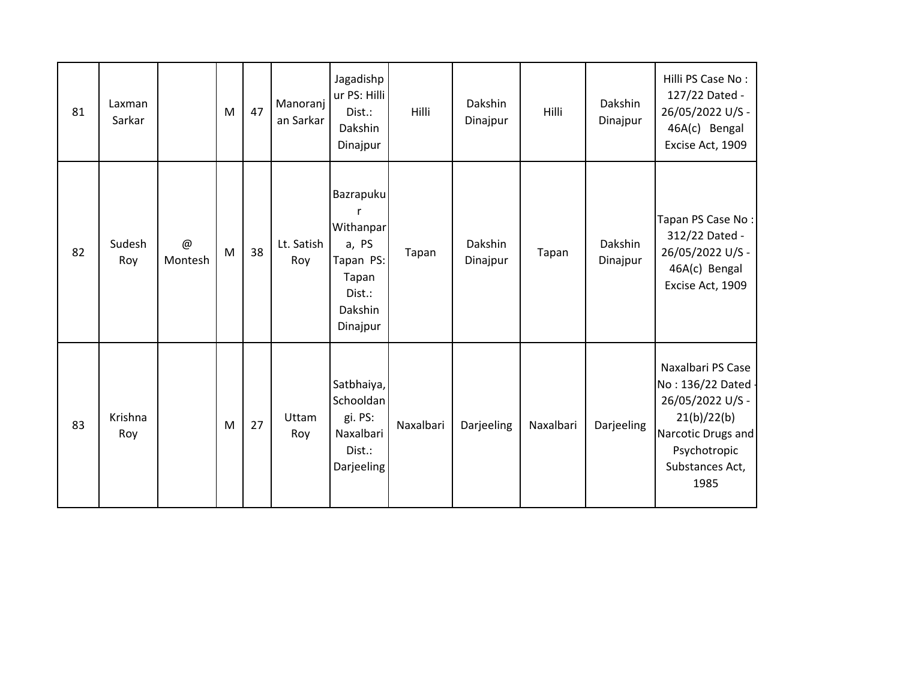| 81 | Laxman Sarkar | | M | 47 | Manoranjan Sarkar | Jagadishpur PS: Hilli Dist.: Dakshin Dinajpur | Hilli | Dakshin Dinajpur | Hilli | Dakshin Dinajpur | Hilli PS Case No : 127/22 Dated - 26/05/2022 U/S - 46A(c) Bengal Excise Act, 1909 |
|---|---|---|---|---|---|---|---|---|---|---|---|
| 82 | Sudesh Roy | @ Montesh | M | 38 | Lt. Satish Roy | Bazrapukur Withanpara, PS Tapan PS: Tapan Dist.: Dakshin Dinajpur | Tapan | Dakshin Dinajpur | Tapan | Dakshin Dinajpur | Tapan PS Case No : 312/22 Dated - 26/05/2022 U/S - 46A(c) Bengal Excise Act, 1909 |
| 83 | Krishna Roy | | M | 27 | Uttam Roy | Satbhaiya, Schooldangi. PS: Naxalbari Dist.: Darjeeling | Naxalbari | Darjeeling | Naxalbari | Darjeeling | Naxalbari PS Case No : 136/22 Dated - 26/05/2022 U/S - 21(b)/22(b) Narcotic Drugs and Psychotropic Substances Act, 1985 |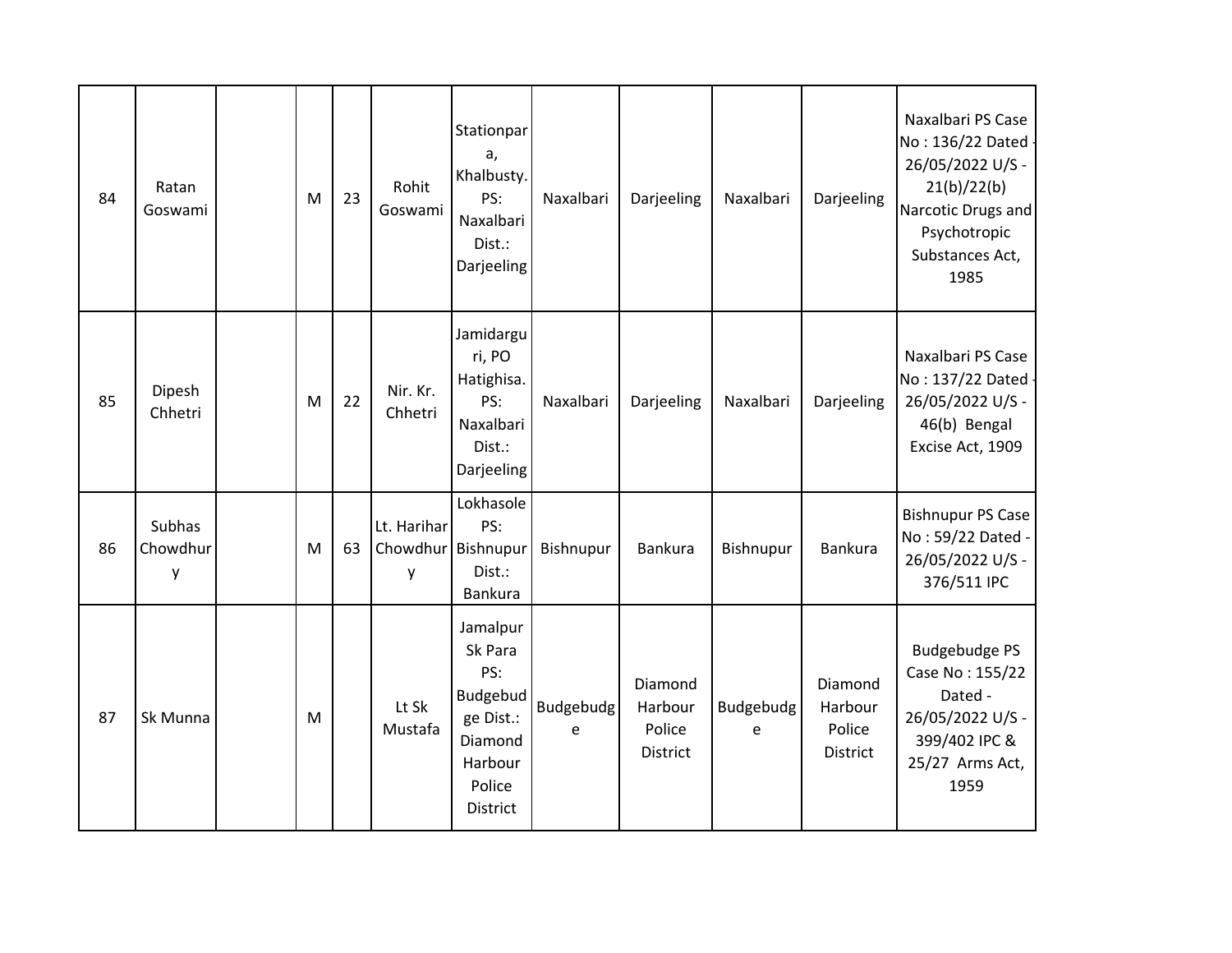| 84 | Ratan Goswami | | M | 23 | Rohit Goswami | Stationpara, Khalbusty. PS: Naxalbari Dist.: Darjeeling | Naxalbari | Darjeeling | Naxalbari | Darjeeling | Naxalbari PS Case No : 136/22 Dated - 26/05/2022 U/S - 21(b)/22(b) Narcotic Drugs and Psychotropic Substances Act, 1985 |
|---|---|---|---|---|---|---|---|---|---|---|---|
| 85 | Dipesh Chhetri | | M | 22 | Nir. Kr. Chhetri | Jamidarguri, PO Hatighisa. PS: Naxalbari Dist.: Darjeeling | Naxalbari | Darjeeling | Naxalbari | Darjeeling | Naxalbari PS Case No : 137/22 Dated - 26/05/2022 U/S - 46(b) Bengal Excise Act, 1909 |
| 86 | Subhas Chowdhury | | M | 63 | Lt. Harihar Chowdhury | Lokhasole PS: Bishnupur Dist.: Bankura | Bishnupur | Bankura | Bishnupur | Bankura | Bishnupur PS Case No : 59/22 Dated - 26/05/2022 U/S - 376/511 IPC |
| 87 | Sk Munna | | M | | Lt Sk Mustafa | Jamalpur Sk Para PS: Budgebudge Dist.: Diamond Harbour Police District | Budgebudge | Diamond Harbour Police District | Budgebudge | Diamond Harbour Police District | Budgebudge PS Case No : 155/22 Dated - 26/05/2022 U/S - 399/402 IPC & 25/27 Arms Act, 1959 |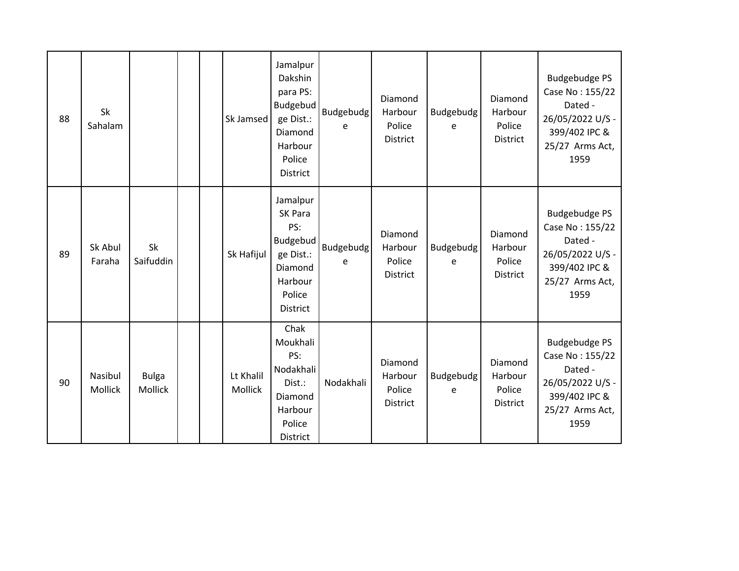| 88 | Sk Sahalam | | | | Sk Jamsed | Jamalpur Dakshin para PS: Budgebudge Dist.: Diamond Harbour Police District | Budgebudge | Diamond Harbour Police District | Budgebudge | Diamond Harbour Police District | Budgebudge PS Case No : 155/22 Dated - 26/05/2022 U/S - 399/402 IPC & 25/27 Arms Act, 1959 |
|---|---|---|---|---|---|---|---|---|---|---|---|
| 89 | Sk Abul Faraha | Sk Saifuddin | | | Sk Hafijul | Jamalpur SK Para PS: Budgebudge Dist.: Diamond Harbour Police District | Budgebudge | Diamond Harbour Police District | Budgebudge | Diamond Harbour Police District | Budgebudge PS Case No : 155/22 Dated - 26/05/2022 U/S - 399/402 IPC & 25/27 Arms Act, 1959 |
| 90 | Nasibul Mollick | Bulga Mollick | | | Lt Khalil Mollick | Chak Moukhali PS: Nodakhali Dist.: Diamond Harbour Police District | Nodakhali | Diamond Harbour Police District | Budgebudge | Diamond Harbour Police District | Budgebudge PS Case No : 155/22 Dated - 26/05/2022 U/S - 399/402 IPC & 25/27 Arms Act, 1959 |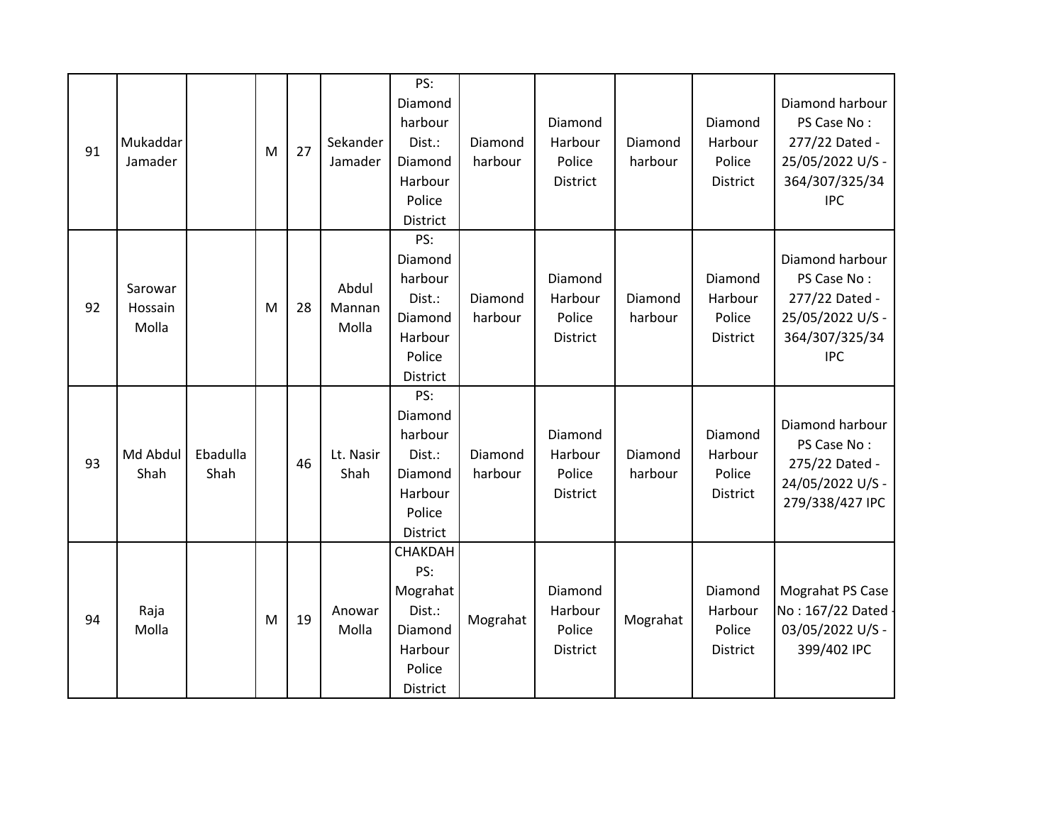| 91 | Mukaddar Jamader | | M | 27 | Sekander Jamader | PS: Diamond harbour Dist.: Diamond Harbour Police District | Diamond harbour | Diamond Harbour Police District | Diamond harbour | Diamond Harbour Police District | Diamond harbour PS Case No : 277/22 Dated - 25/05/2022 U/S - 364/307/325/34 IPC |
|---|---|---|---|---|---|---|---|---|---|---|---|
| 92 | Sarowar Hossain Molla | | M | 28 | Abdul Mannan Molla | PS: Diamond harbour Dist.: Diamond Harbour Police District | Diamond harbour | Diamond Harbour Police District | Diamond harbour | Diamond Harbour Police District | Diamond harbour PS Case No : 277/22 Dated - 25/05/2022 U/S - 364/307/325/34 IPC |
| 93 | Md Abdul Shah | Ebadulla Shah | | 46 | Lt. Nasir Shah | PS: Diamond harbour Dist.: Diamond Harbour Police District | Diamond harbour | Diamond Harbour Police District | Diamond harbour | Diamond Harbour Police District | Diamond harbour PS Case No : 275/22 Dated - 24/05/2022 U/S - 279/338/427 IPC |
| 94 | Raja Molla | | M | 19 | Anowar Molla | CHAKDAH PS: Mograhat Dist.: Diamond Harbour Police District | Mograhat | Diamond Harbour Police District | Mograhat | Diamond Harbour Police District | Mograhat PS Case No : 167/22 Dated - 03/05/2022 U/S - 399/402 IPC |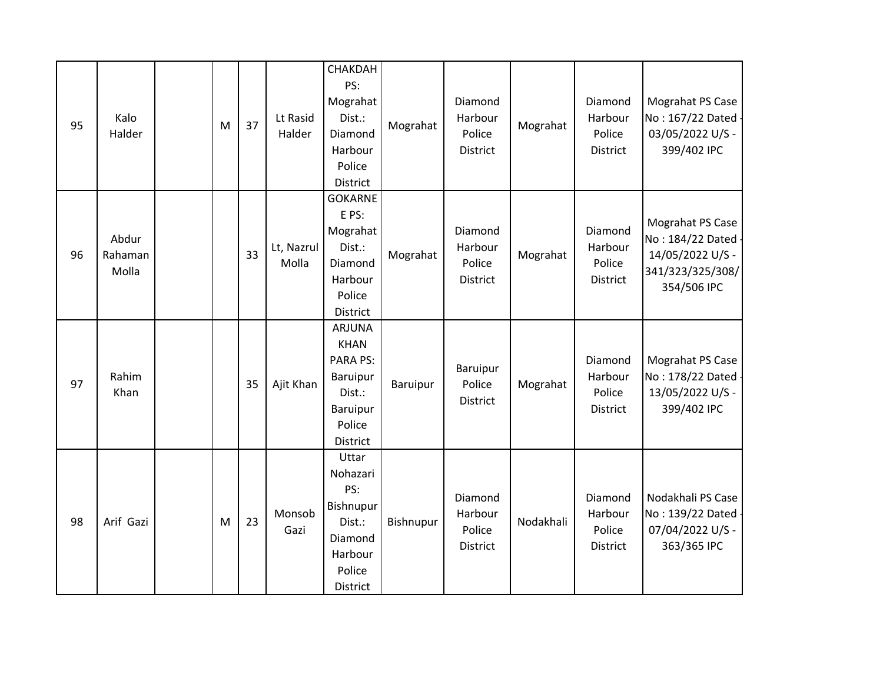| 95 | Kalo Halder | | M | 37 | Lt Rasid Halder | CHAKDAH PS: Mograhat Dist.: Diamond Harbour Police District | Mograhat | Diamond Harbour Police District | Mograhat | Diamond Harbour Police District | Mograhat PS Case No : 167/22 Dated - 03/05/2022 U/S - 399/402 IPC |
|---|---|---|---|---|---|---|---|---|---|---|---|
| 96 | Abdur Rahaman Molla | | | 33 | Lt, Nazrul Molla | GOKARNE E PS: Mograhat Dist.: Diamond Harbour Police District | Mograhat | Diamond Harbour Police District | Mograhat | Diamond Harbour Police District | Mograhat PS Case No : 184/22 Dated - 14/05/2022 U/S - 341/323/325/308/354/506 IPC |
| 97 | Rahim Khan | | | 35 | Ajit Khan | ARJUNA KHAN PARA PS: Baruipur Dist.: Baruipur Police District | Baruipur | Baruipur Police District | Mograhat | Diamond Harbour Police District | Mograhat PS Case No : 178/22 Dated - 13/05/2022 U/S - 399/402 IPC |
| 98 | Arif Gazi | | M | 23 | Monsob Gazi | Uttar Nohazari PS: Bishnupur Dist.: Diamond Harbour Police District | Bishnupur | Diamond Harbour Police District | Nodakhali | Diamond Harbour Police District | Nodakhali PS Case No : 139/22 Dated - 07/04/2022 U/S - 363/365 IPC |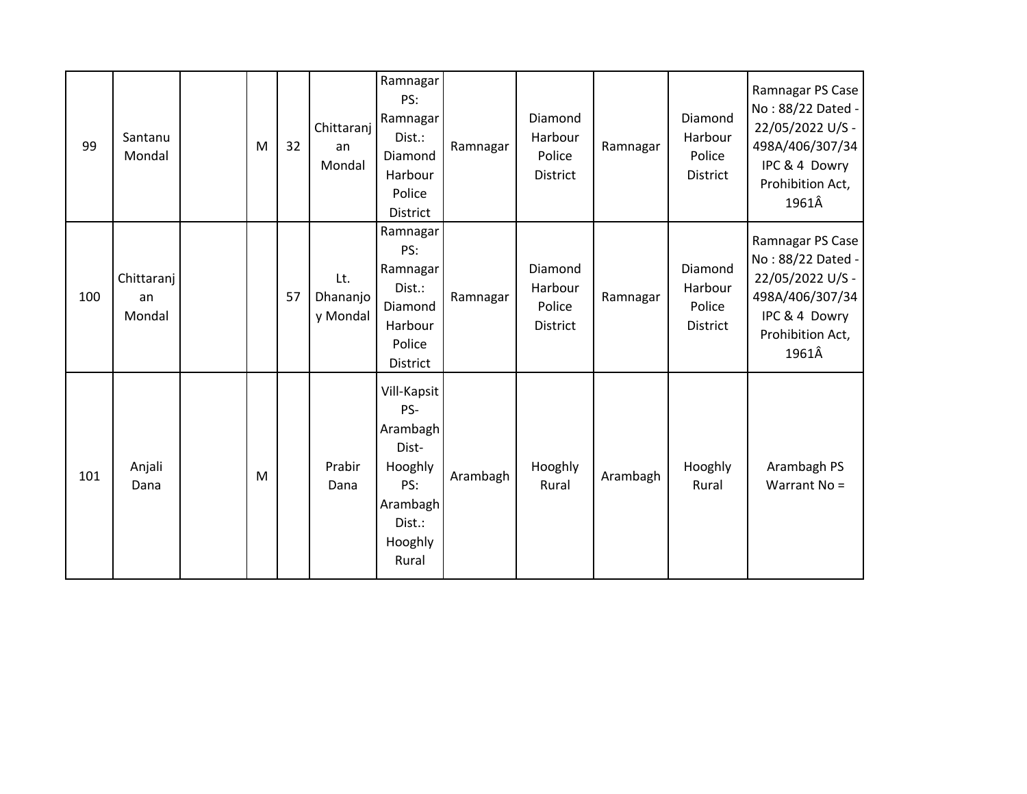| | | | | | | | | | | | |
|---|---|---|---|---|---|---|---|---|---|---|---|
| 99 | Santanu Mondal | | M | 32 | Chittaranjan Mondal | Ramnagar PS: Ramnagar Dist.: Diamond Harbour Police District | Ramnagar | Diamond Harbour Police District | Ramnagar | Diamond Harbour Police District | Ramnagar PS Case No : 88/22 Dated - 22/05/2022 U/S - 498A/406/307/34 IPC & 4 Dowry Prohibition Act, 1961Â |
| 100 | Chittaranjan Mondal | | | 57 | Lt. Dhananjoy Mondal | Ramnagar PS: Ramnagar Dist.: Diamond Harbour Police District | Ramnagar | Diamond Harbour Police District | Ramnagar | Diamond Harbour Police District | Ramnagar PS Case No : 88/22 Dated - 22/05/2022 U/S - 498A/406/307/34 IPC & 4 Dowry Prohibition Act, 1961Â |
| 101 | Anjali Dana | | M | | Prabir Dana | Vill-Kapsit PS-Arambagh Dist-Hooghly PS: Arambagh Dist.: Hooghly Rural | Arambagh | Hooghly Rural | Arambagh | Hooghly Rural | Arambagh PS Warrant No = |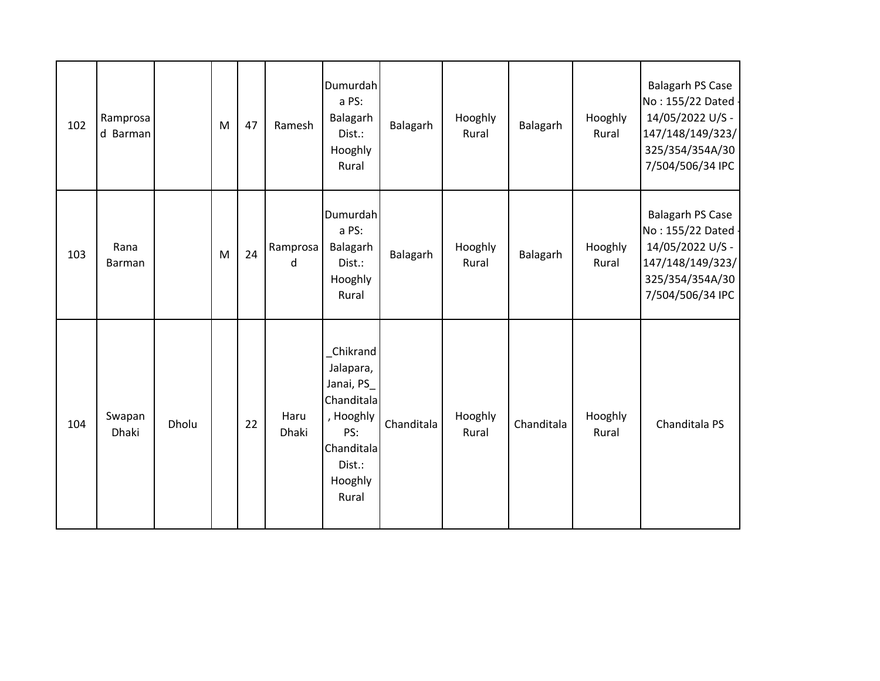| 102 | Ramprosad Barman | | M | 47 | Ramesh | Dumurdaha PS: Balagarh Dist.: Hooghly Rural | Balagarh | Hooghly Rural | Balagarh | Hooghly Rural | Balagarh PS Case No : 155/22 Dated - 14/05/2022 U/S - 147/148/149/323/325/354/354A/307/504/506/34 IPC |
|---|---|---|---|---|---|---|---|---|---|---|---|
| 103 | Rana Barman | | M | 24 | Ramprosad | Dumurdaha PS: Balagarh Dist.: Hooghly Rural | Balagarh | Hooghly Rural | Balagarh | Hooghly Rural | Balagarh PS Case No : 155/22 Dated - 14/05/2022 U/S - 147/148/149/323/325/354/354A/307/504/506/34 IPC |
| 104 | Swapan Dhaki | Dholu | | 22 | Haru Dhaki | _Chikrand Jalapara, Janai, PS_ Chanditala , Hooghly PS: Chanditala Dist.: Hooghly Rural | Chanditala | Hooghly Rural | Chanditala | Hooghly Rural | Chanditala PS |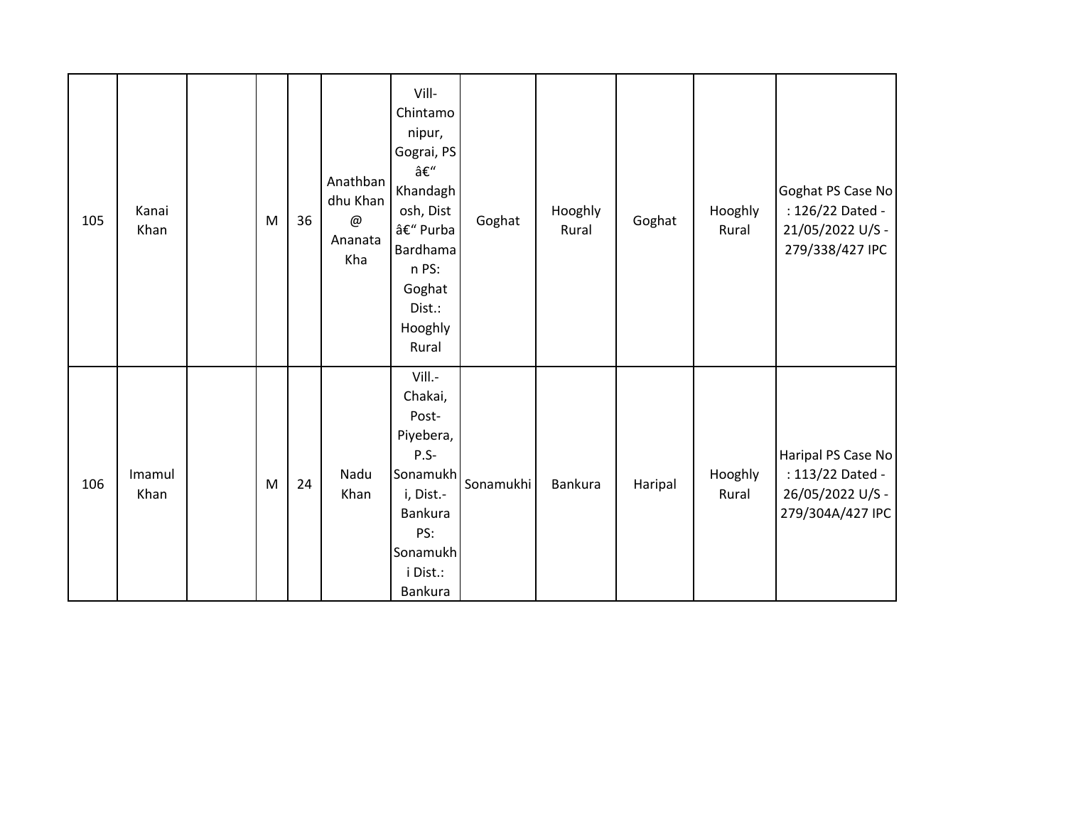| 105 | Kanai Khan | | M | 36 | Anathbandhu Khan @ Ananata Kha | Vill- Chintamonipur, Gograi, PS â€“ Khandaghosh, Dist â€“ Purba Bardhaman PS: Goghat Dist.: Hooghly Rural | Goghat | Hooghly Rural | Goghat | Hooghly Rural | Goghat PS Case No : 126/22 Dated - 21/05/2022 U/S - 279/338/427 IPC |
|---|---|---|---|---|---|---|---|---|---|---|---|
| 106 | Imamul Khan | | M | 24 | Nadu Khan | Vill.- Chakai, Post- Piyebera, P.S- Sonamukhi, Dist.- Bankura PS: Sonamukhi Dist.: Bankura | Sonamukhi | Bankura | Haripal | Hooghly Rural | Haripal PS Case No : 113/22 Dated - 26/05/2022 U/S - 279/304A/427 IPC |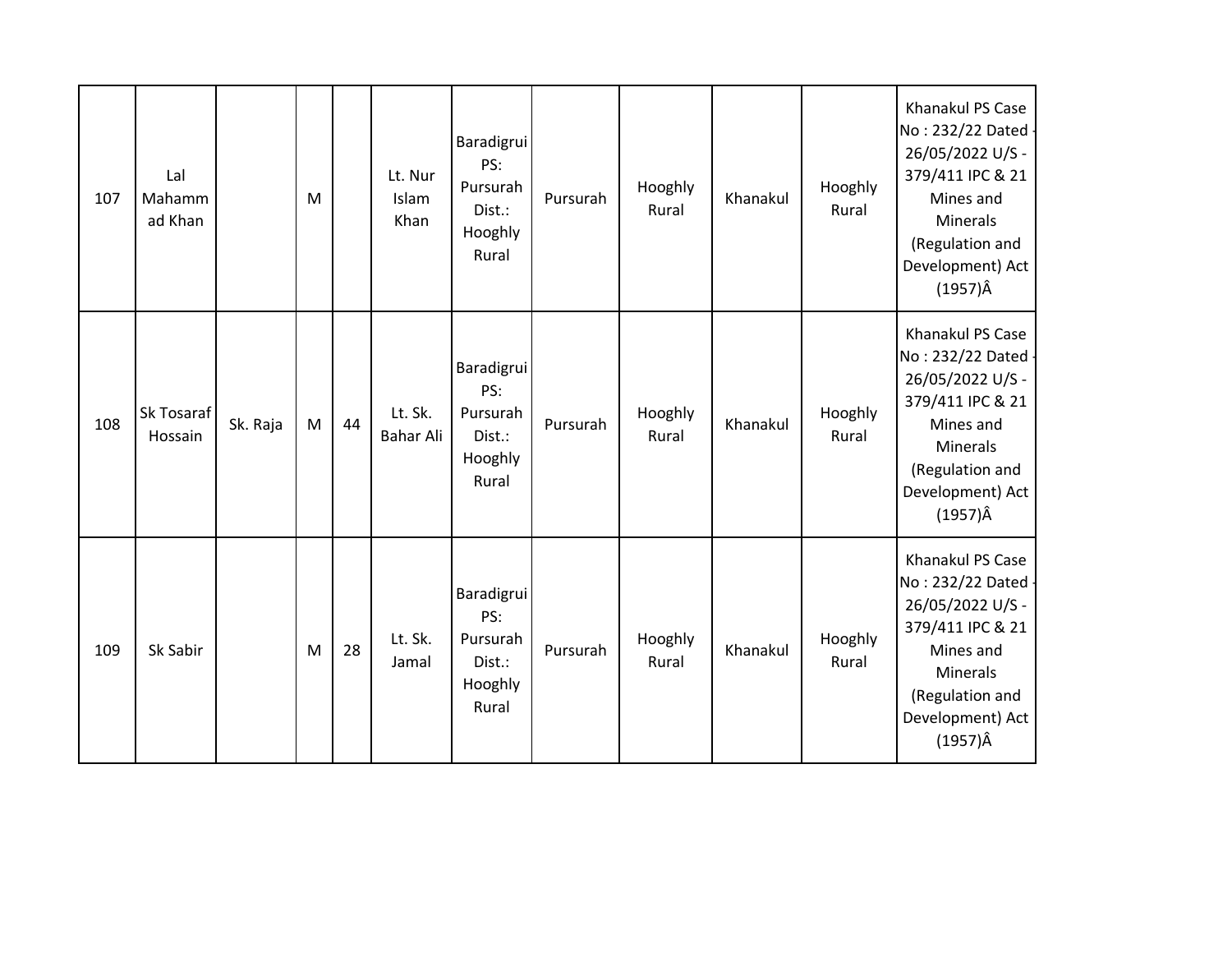| 107 | Lal Mahammad Khan | | M | | Lt. Nur Islam Khan | Baradigrui PS: Pursurah Dist.: Hooghly Rural | Pursurah | Hooghly Rural | Khanakul | Hooghly Rural | Khanakul PS Case No : 232/22 Dated - 26/05/2022 U/S - 379/411 IPC & 21 Mines and Minerals (Regulation and Development) Act (1957)Â |
|---|---|---|---|---|---|---|---|---|---|---|---|
| 108 | Sk Tosaraf Hossain | Sk. Raja | M | 44 | Lt. Sk. Bahar Ali | Baradigrui PS: Pursurah Dist.: Hooghly Rural | Pursurah | Hooghly Rural | Khanakul | Hooghly Rural | Khanakul PS Case No : 232/22 Dated - 26/05/2022 U/S - 379/411 IPC & 21 Mines and Minerals (Regulation and Development) Act (1957)Â |
| 109 | Sk Sabir | | M | 28 | Lt. Sk. Jamal | Baradigrui PS: Pursurah Dist.: Hooghly Rural | Pursurah | Hooghly Rural | Khanakul | Hooghly Rural | Khanakul PS Case No : 232/22 Dated - 26/05/2022 U/S - 379/411 IPC & 21 Mines and Minerals (Regulation and Development) Act (1957)Â |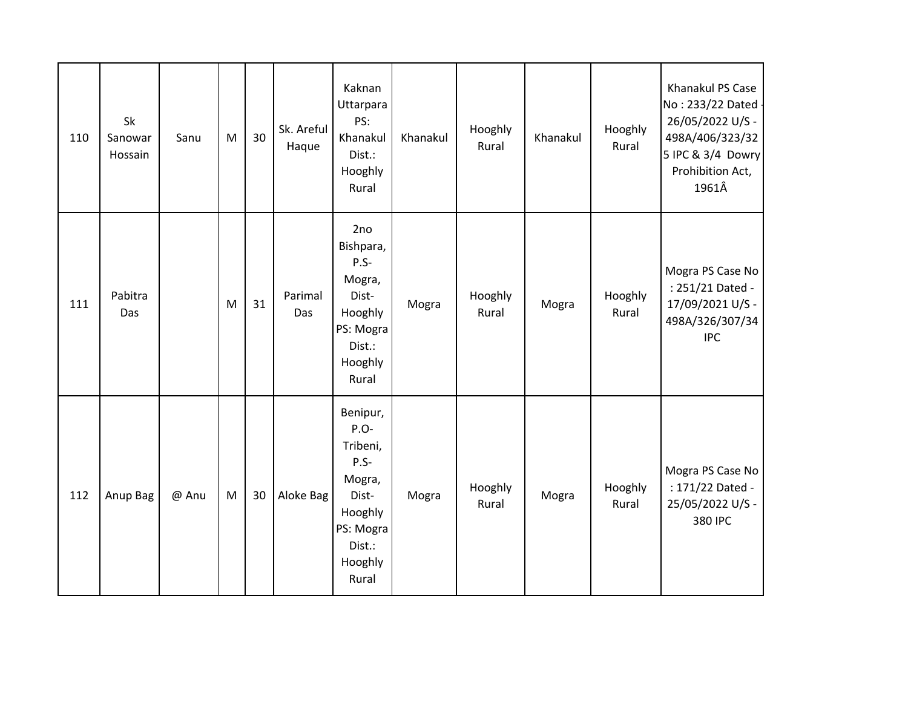| 110 | Sk Sanowar Hossain | Sanu | M | 30 | Sk. Areful Haque | Kaknan Uttarpara PS: Khanakul Dist.: Hooghly Rural | Khanakul | Hooghly Rural | Khanakul | Hooghly Rural | Khanakul PS Case No : 233/22 Dated - 26/05/2022 U/S - 498A/406/323/325 IPC & 3/4 Dowry Prohibition Act, 1961Â |
|---|---|---|---|---|---|---|---|---|---|---|---|
| 111 | Pabitra Das | | M | 31 | Parimal Das | 2no Bishpara, P.S- Mogra, Dist- Hooghly PS: Mogra Dist.: Hooghly Rural | Mogra | Hooghly Rural | Mogra | Hooghly Rural | Mogra PS Case No : 251/21 Dated - 17/09/2021 U/S - 498A/326/307/34 IPC |
| 112 | Anup Bag | @ Anu | M | 30 | Aloke Bag | Benipur, P.O- Tribeni, P.S- Mogra, Dist- Hooghly PS: Mogra Dist.: Hooghly Rural | Mogra | Hooghly Rural | Mogra | Hooghly Rural | Mogra PS Case No : 171/22 Dated - 25/05/2022 U/S - 380 IPC |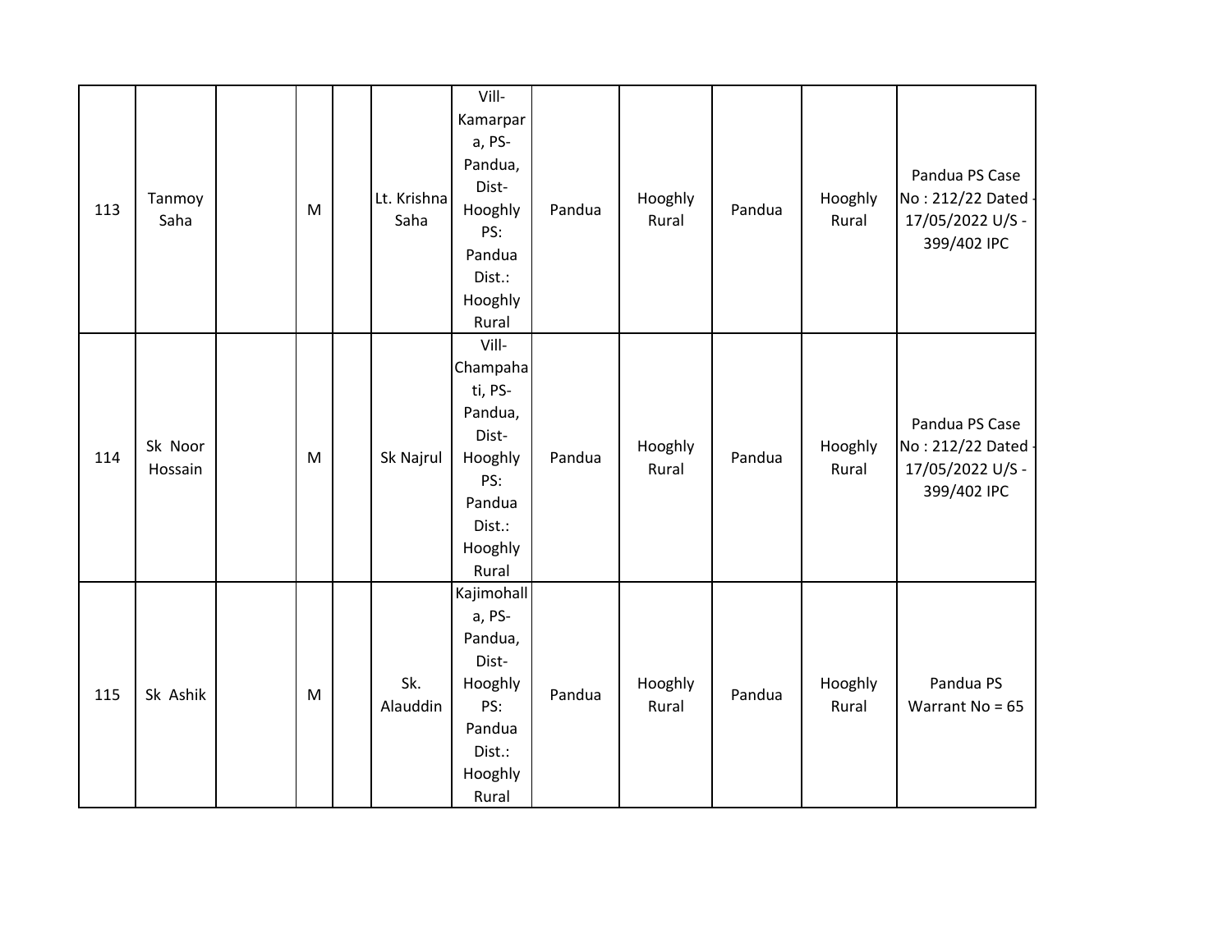| | | | | | | | | | | | |
|---|---|---|---|---|---|---|---|---|---|---|---|
| 113 | Tanmoy Saha | | M | | Lt. Krishna Saha | Vill-Kamarpara, PS-Pandua, Dist-Hooghly PS: Pandua Dist.: Hooghly Rural | Pandua | Hooghly Rural | Pandua | Hooghly Rural | Pandua PS Case No : 212/22 Dated - 17/05/2022 U/S - 399/402 IPC |
| 114 | Sk Noor Hossain | | M | | Sk Najrul | Vill-Champahati, PS-Pandua, Dist-Hooghly PS: Pandua Dist.: Hooghly Rural | Pandua | Hooghly Rural | Pandua | Hooghly Rural | Pandua PS Case No : 212/22 Dated - 17/05/2022 U/S - 399/402 IPC |
| 115 | Sk Ashik | | M | | Sk. Alauddin | Kajimohalla, PS-Pandua, Dist-Hooghly PS: Pandua Dist.: Hooghly Rural | Pandua | Hooghly Rural | Pandua | Hooghly Rural | Pandua PS Warrant No = 65 |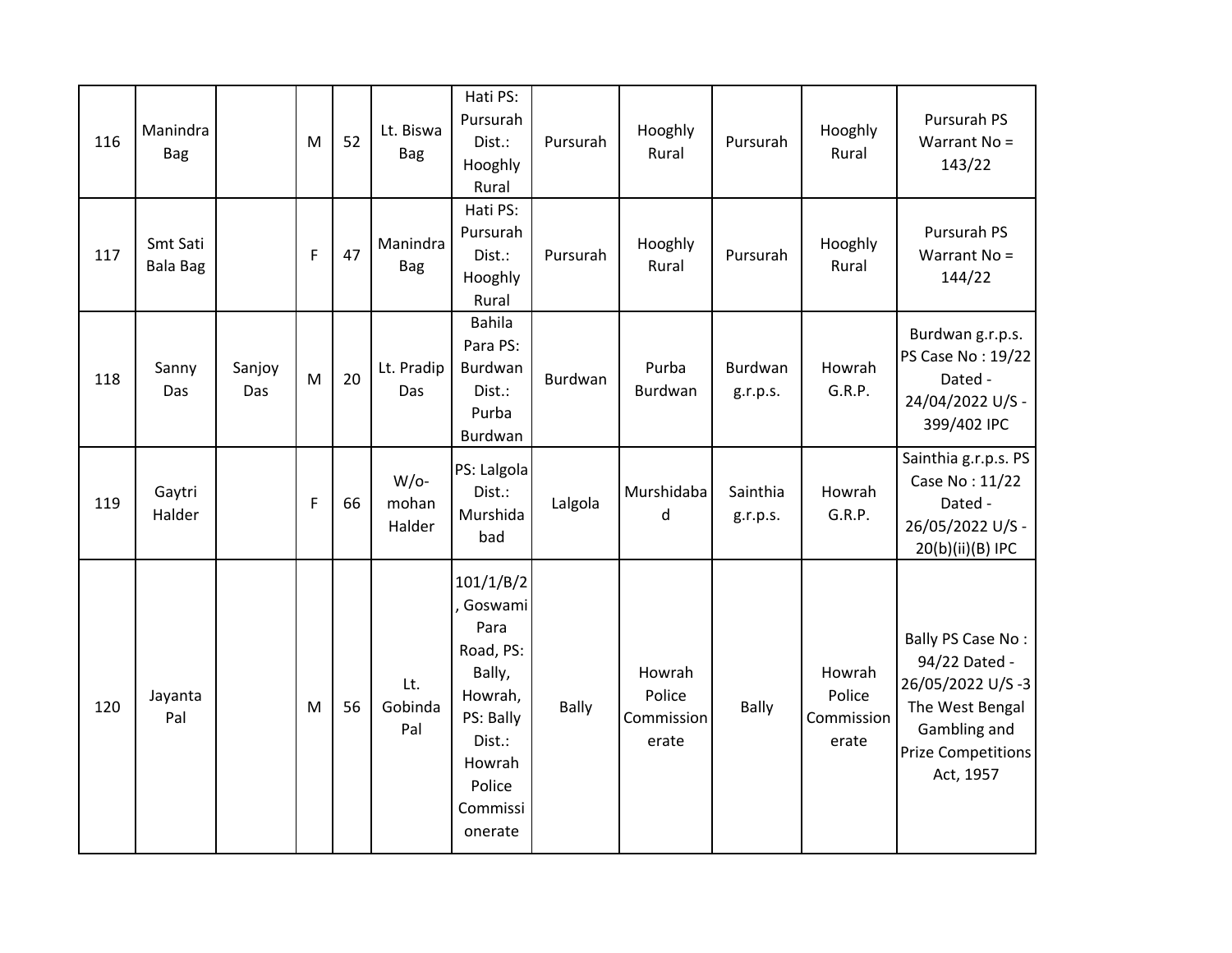| 116 | Manindra Bag | | M | 52 | Lt. Biswa Bag | Hati PS: Pursurah Dist.: Hooghly Rural | Pursurah | Hooghly Rural | Pursurah | Hooghly Rural | Pursurah PS Warrant No = 143/22 |
|---|---|---|---|---|---|---|---|---|---|---|---|
| 117 | Smt Sati Bala Bag | | F | 47 | Manindra Bag | Hati PS: Pursurah Dist.: Hooghly Rural | Pursurah | Hooghly Rural | Pursurah | Hooghly Rural | Pursurah PS Warrant No = 144/22 |
| 118 | Sanny Das | Sanjoy Das | M | 20 | Lt. Pradip Das | Bahila Para PS: Burdwan Dist.: Purba Burdwan | Burdwan | Purba Burdwan | Burdwan g.r.p.s. | Howrah G.R.P. | Burdwan g.r.p.s. PS Case No : 19/22 Dated - 24/04/2022 U/S - 399/402 IPC |
| 119 | Gaytri Halder | | F | 66 | W/o- mohan Halder | PS: Lalgola Dist.: Murshida bad | Lalgola | Murshidaba d | Sainthia g.r.p.s. | Howrah G.R.P. | Sainthia g.r.p.s. PS Case No : 11/22 Dated - 26/05/2022 U/S - 20(b)(ii)(B) IPC |
| 120 | Jayanta Pal | | M | 56 | Lt. Gobinda Pal | 101/1/B/2, Goswami Para Road, PS: Bally, Howrah, PS: Bally Dist.: Howrah Police Commissi onerate | Bally | Howrah Police Commission erate | Bally | Howrah Police Commission erate | Bally PS Case No : 94/22 Dated - 26/05/2022 U/S -3 The West Bengal Gambling and Prize Competitions Act, 1957 |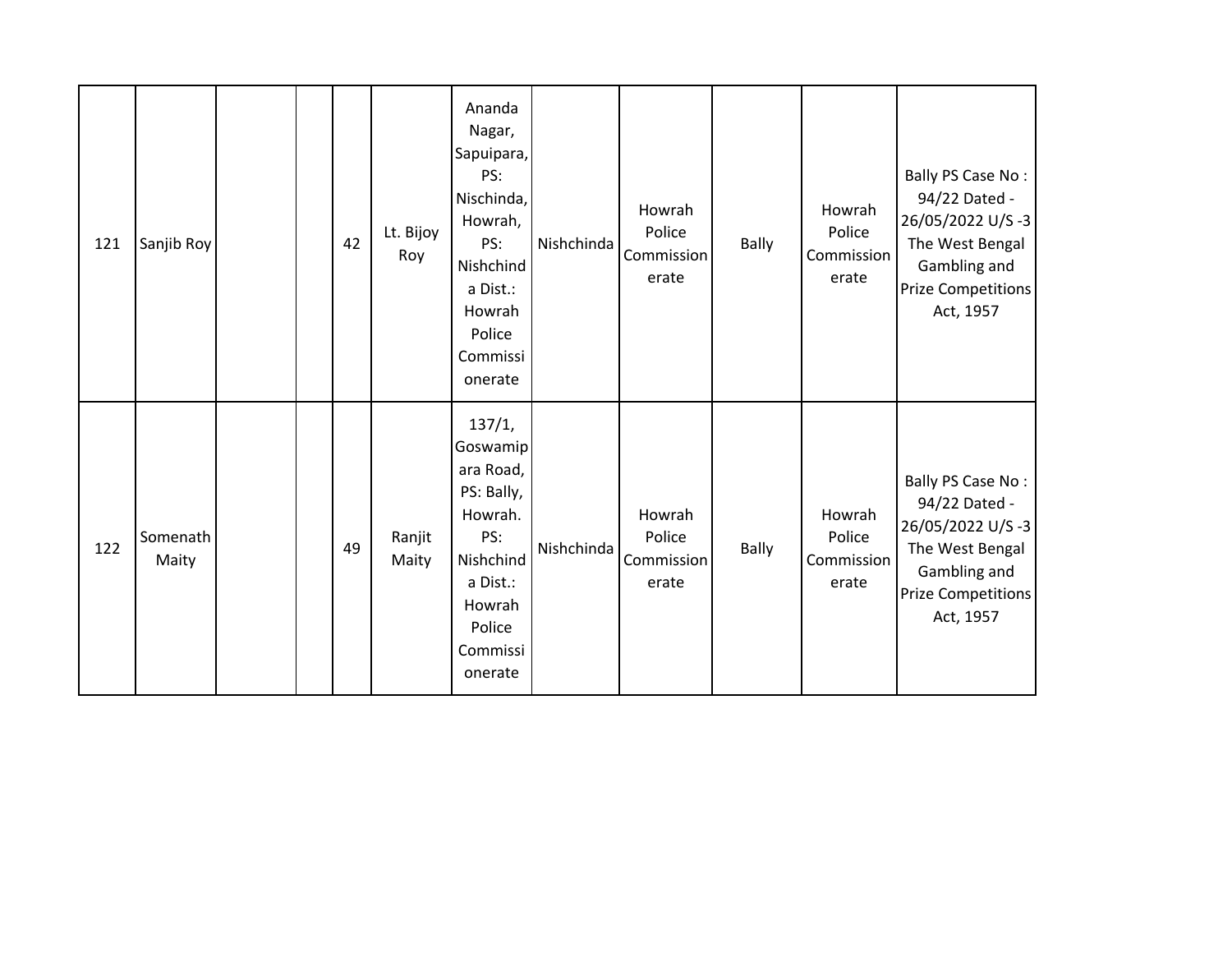| | | | | | | | | | | | |
|---|---|---|---|---|---|---|---|---|---|---|---|
| 121 | Sanjib Roy | | | 42 | Lt. Bijoy Roy | Ananda Nagar, Sapuipara, PS: Nischinda, Howrah, PS: Nishchinda Dist.: Howrah Police Commissionerate | Nishchinda | Howrah Police Commissionerate | Bally | Howrah Police Commissionerate | Bally PS Case No : 94/22 Dated - 26/05/2022 U/S -3 The West Bengal Gambling and Prize Competitions Act, 1957 |
| 122 | Somenath Maity | | | 49 | Ranjit Maity | 137/1, Goswamipara Road, PS: Bally, Howrah. PS: Nishchinda Dist.: Howrah Police Commissionerate | Nishchinda | Howrah Police Commissionerate | Bally | Howrah Police Commissionerate | Bally PS Case No : 94/22 Dated - 26/05/2022 U/S -3 The West Bengal Gambling and Prize Competitions Act, 1957 |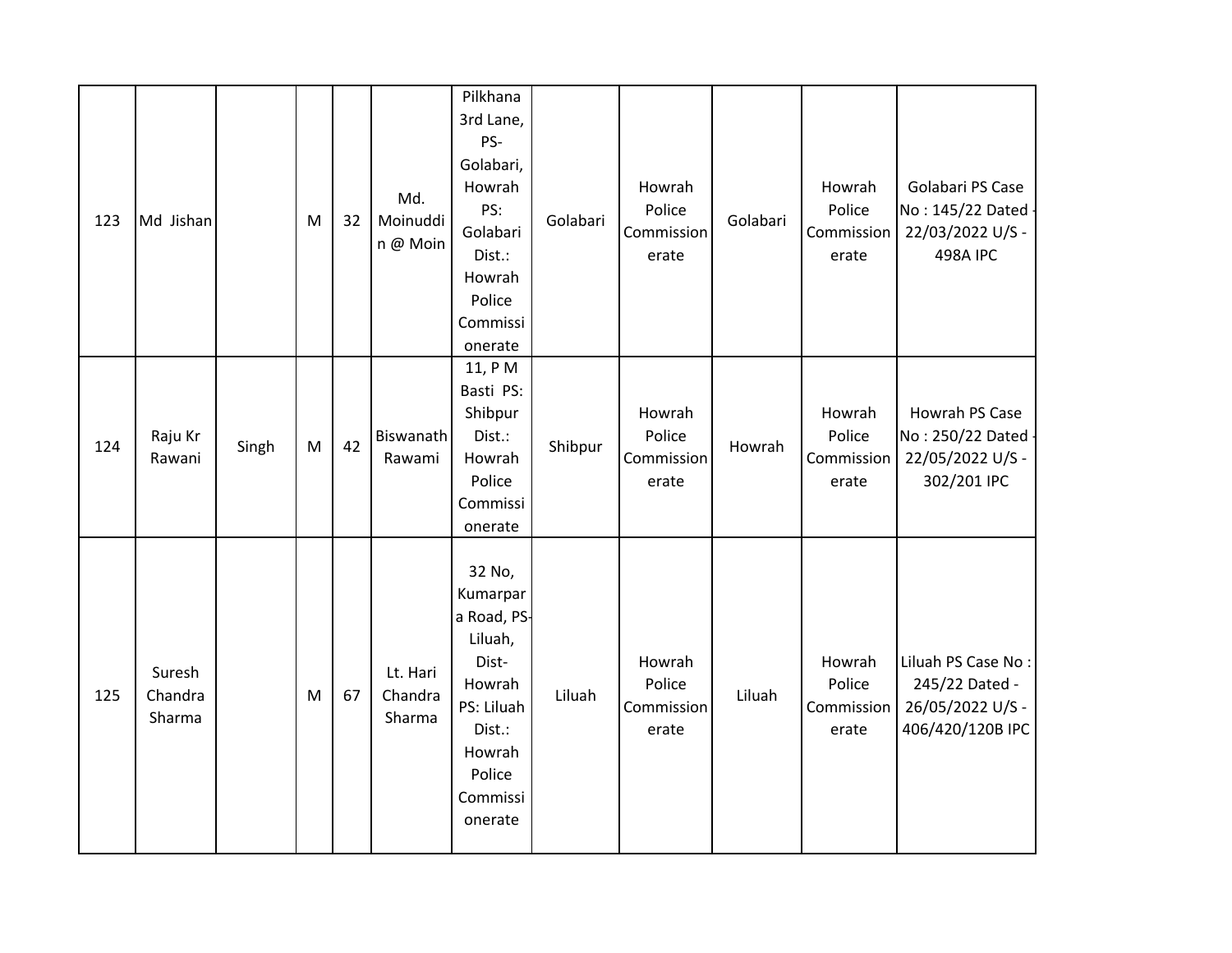| | | | | | | | | | | | |
|---|---|---|---|---|---|---|---|---|---|---|---|
| 123 | Md Jishan | | M | 32 | Md. Moinuddin @ Moin | Pilkhana 3rd Lane, PS-Golabari, Howrah PS: Golabari Dist.: Howrah Police Commissionerate | Golabari | Howrah Police Commissionerate | Golabari | Howrah Police Commissionerate | Golabari PS Case No : 145/22 Dated - 22/03/2022 U/S - 498A IPC |
| 124 | Raju Kr Rawani | Singh | M | 42 | Biswanath Rawami | 11, P M Basti PS: Shibpur Dist.: Howrah Police Commissionerate | Shibpur | Howrah Police Commissionerate | Howrah | Howrah Police Commissionerate | Howrah PS Case No : 250/22 Dated - 22/05/2022 U/S - 302/201 IPC |
| 125 | Suresh Chandra Sharma | | M | 67 | Lt. Hari Chandra Sharma | 32 No, Kumarpara Road, PS-Liluah, Dist-Howrah PS: Liluah Dist.: Howrah Police Commissionerate | Liluah | Howrah Police Commissionerate | Liluah | Howrah Police Commissionerate | Liluah PS Case No : 245/22 Dated - 26/05/2022 U/S - 406/420/120B IPC |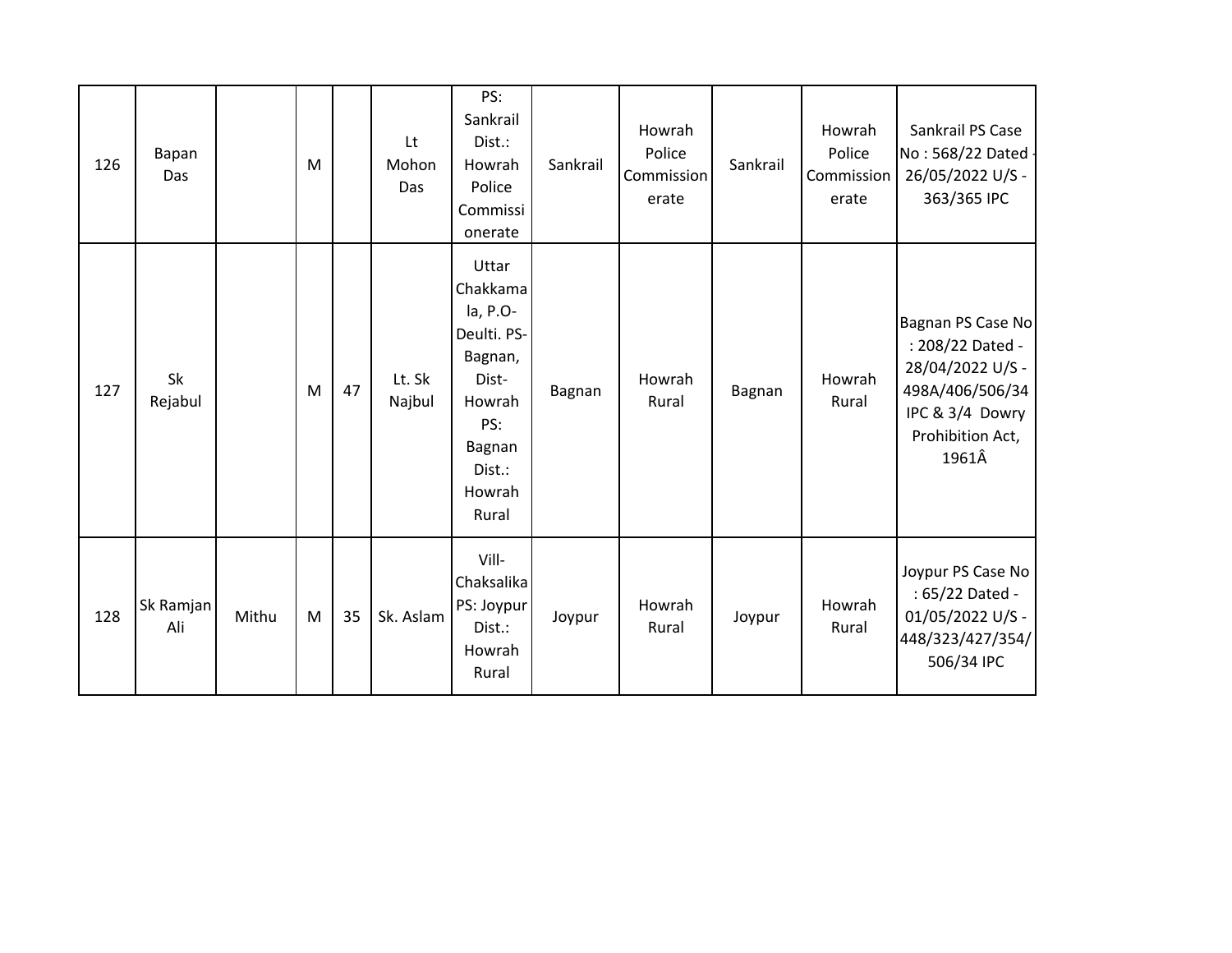| | | | | | | | | | | | |
|---|---|---|---|---|---|---|---|---|---|---|---|
| 126 | Bapan Das | | M | | Lt Mohon Das | PS: Sankrail Dist.: Howrah Police Commissionerate | Sankrail | Howrah Police Commissionerate | Sankrail | Howrah Police Commissionerate | Sankrail PS Case No : 568/22 Dated - 26/05/2022 U/S - 363/365 IPC |
| 127 | Sk Rejabul | | M | 47 | Lt. Sk Najbul | Uttar Chakkamala, P.O-Deulti. PS-Bagnan, Dist-Howrah PS: Bagnan Dist.: Howrah Rural | Bagnan | Howrah Rural | Bagnan | Howrah Rural | Bagnan PS Case No : 208/22 Dated - 28/04/2022 U/S - 498A/406/506/34 IPC & 3/4 Dowry Prohibition Act, 1961Â |
| 128 | Sk Ramjan Ali | Mithu | M | 35 | Sk. Aslam | Vill-Chaksalika PS: Joypur Dist.: Howrah Rural | Joypur | Howrah Rural | Joypur | Howrah Rural | Joypur PS Case No : 65/22 Dated - 01/05/2022 U/S - 448/323/427/354/506/34 IPC |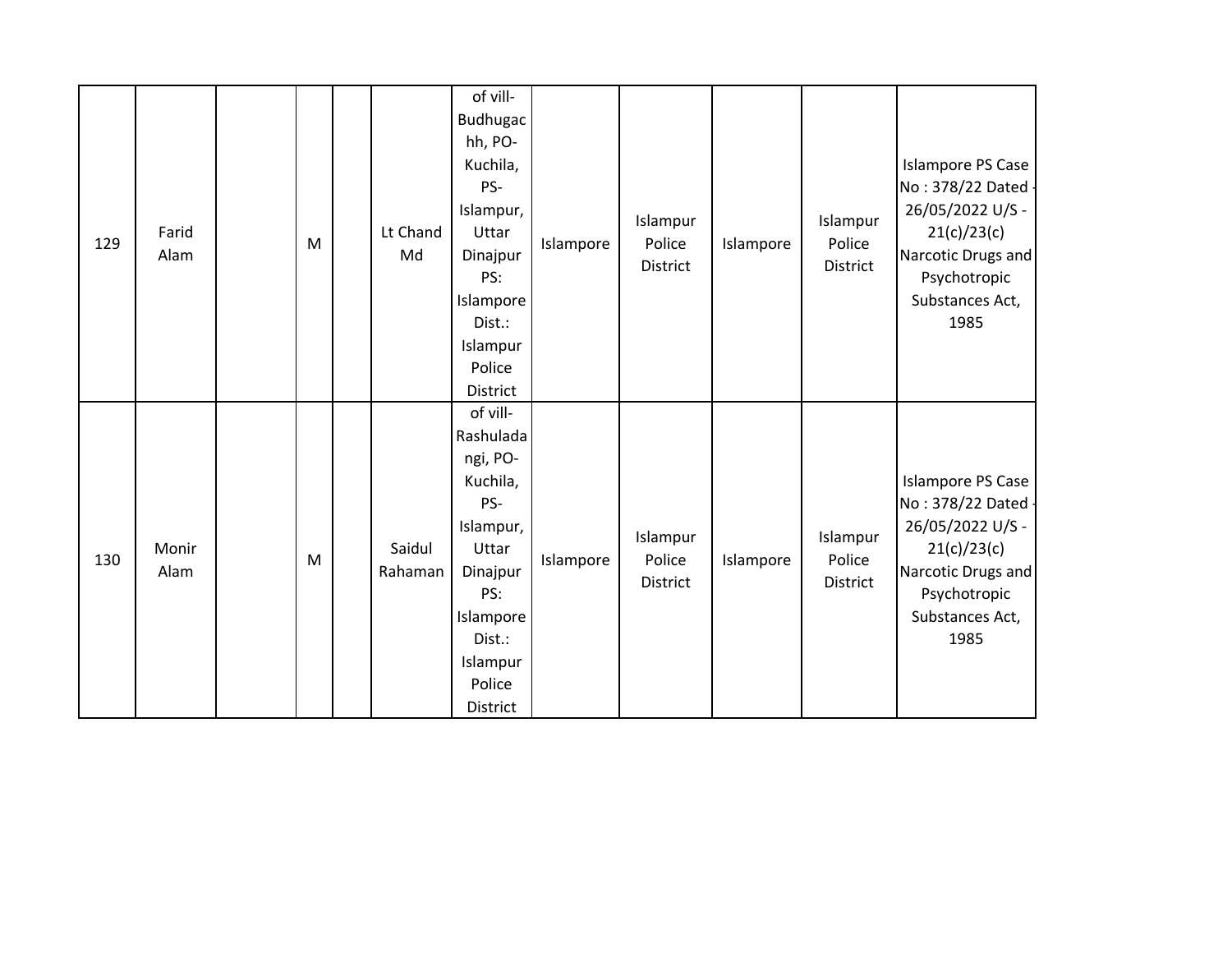| | | | | | | | | | | | |
|---|---|---|---|---|---|---|---|---|---|---|---|
| 129 | Farid Alam | | M | | Lt Chand Md | of vill-Budhugachh, PO-Kuchila, PS-Islampur, Uttar Dinajpur PS: Islampore Dist.: Islampur Police District | Islampore | Islampur Police District | Islampore | Islampur Police District | Islampore PS Case No : 378/22 Dated - 26/05/2022 U/S - 21(c)/23(c) Narcotic Drugs and Psychotropic Substances Act, 1985 |
| 130 | Monir Alam | | M | | Saidul Rahaman | of vill-Rashuladangi, PO-Kuchila, PS-Islampur, Uttar Dinajpur PS: Islampore Dist.: Islampur Police District | Islampore | Islampur Police District | Islampore | Islampur Police District | Islampore PS Case No : 378/22 Dated - 26/05/2022 U/S - 21(c)/23(c) Narcotic Drugs and Psychotropic Substances Act, 1985 |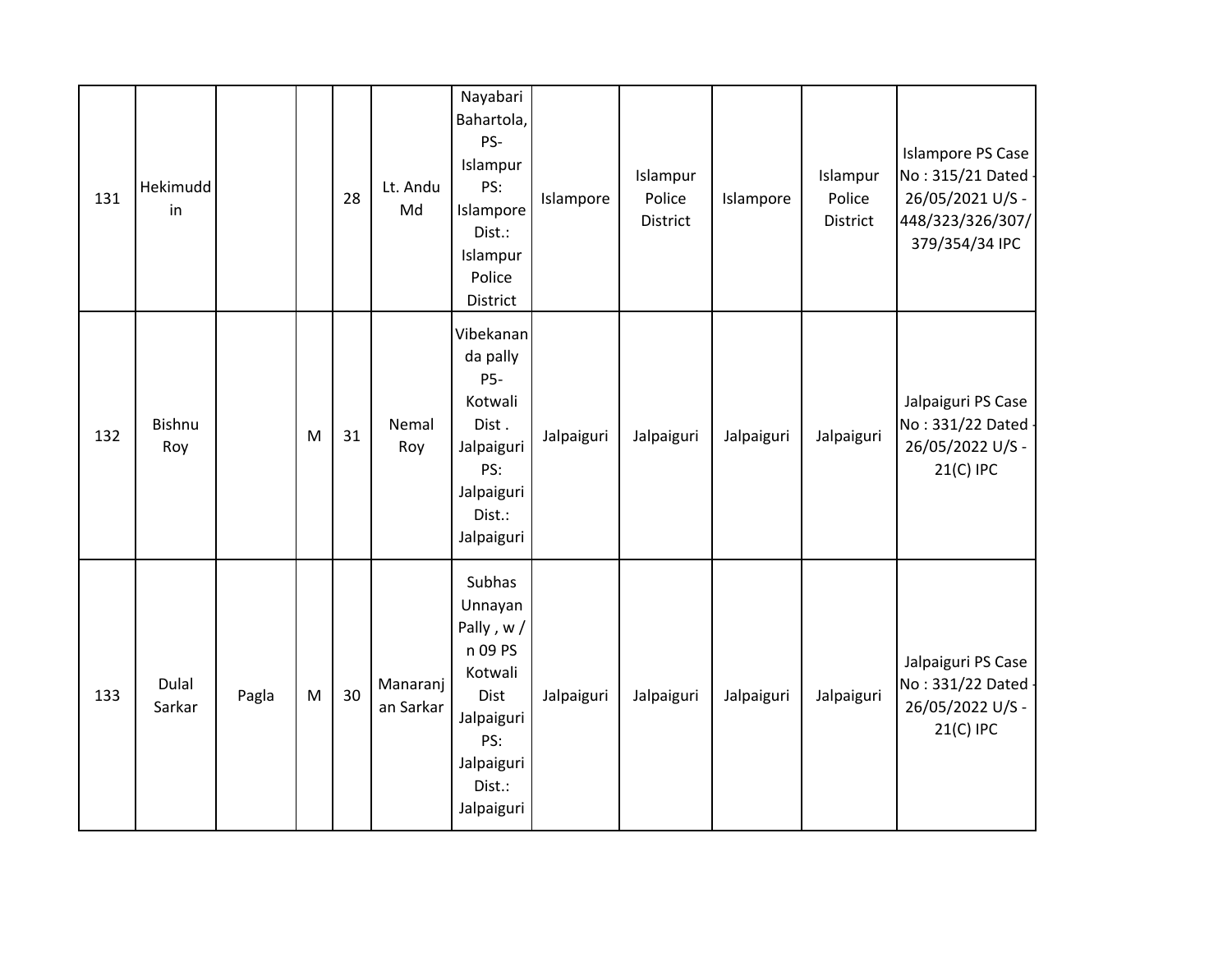| | | | | | | | | | | | |
|---|---|---|---|---|---|---|---|---|---|---|---|
| 131 | Hekimuddin | | | 28 | Lt. Andu Md | Nayabari Bahartola, PS-Islampur PS: Islampore Dist.: Islampur Police District | Islampore | Islampur Police District | Islampore | Islampur Police District | Islampore PS Case No : 315/21 Dated - 26/05/2021 U/S - 448/323/326/307/379/354/34 IPC |
| 132 | Bishnu Roy | | M | 31 | Nemal Roy | Vibekananda pally P5-Kotwali Dist . Jalpaiguri PS: Jalpaiguri Dist.: Jalpaiguri | Jalpaiguri | Jalpaiguri | Jalpaiguri | Jalpaiguri | Jalpaiguri PS Case No : 331/22 Dated - 26/05/2022 U/S - 21(C) IPC |
| 133 | Dulal Sarkar | Pagla | M | 30 | Manaranjan Sarkar | Subhas Unnayan Pally , w / n 09 PS Kotwali Dist Jalpaiguri PS: Jalpaiguri Dist.: Jalpaiguri | Jalpaiguri | Jalpaiguri | Jalpaiguri | Jalpaiguri | Jalpaiguri PS Case No : 331/22 Dated - 26/05/2022 U/S - 21(C) IPC |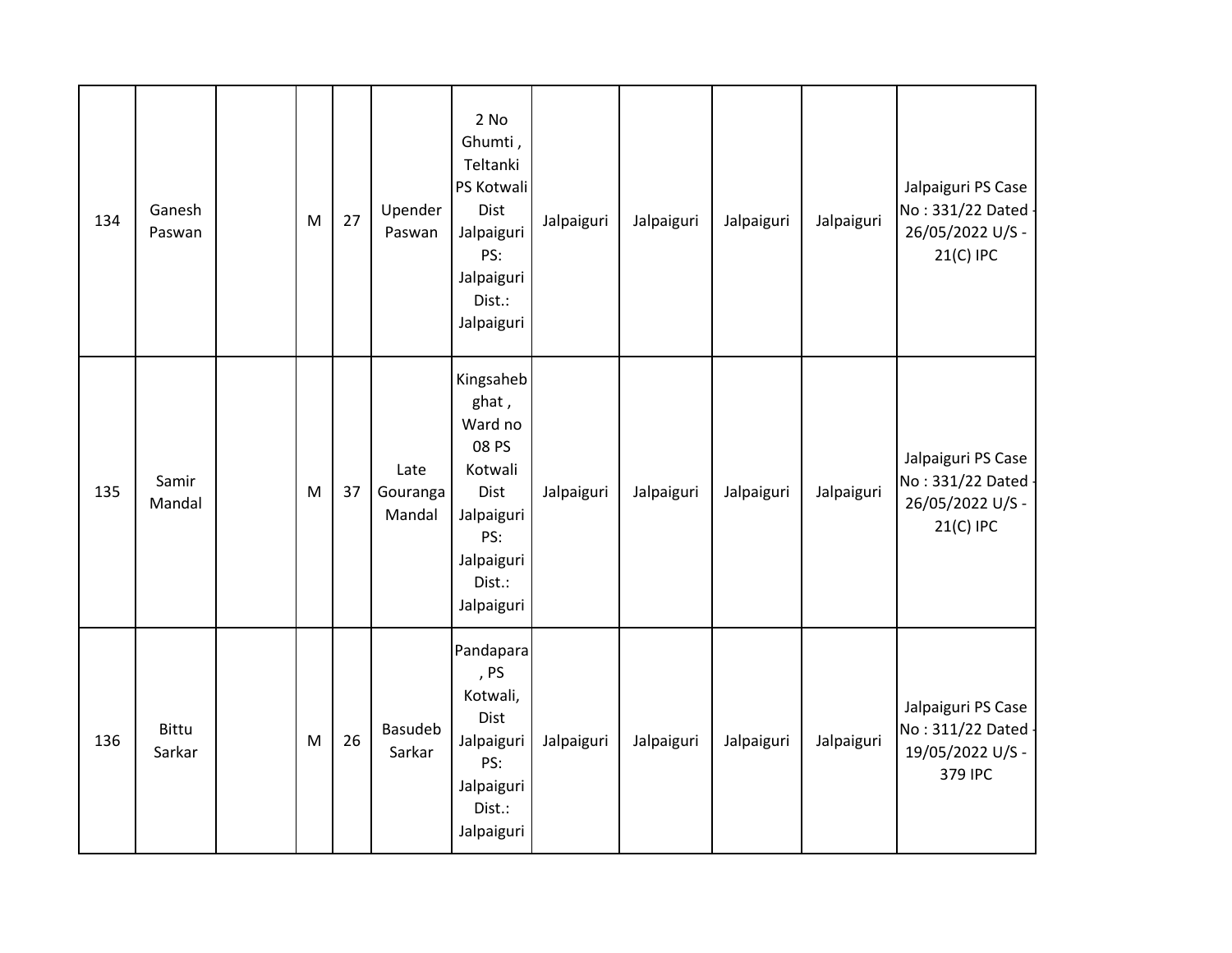| 134 | Ganesh Paswan | | M | 27 | Upender Paswan | 2 No Ghumti , Teltanki PS Kotwali Dist Jalpaiguri PS: Jalpaiguri Dist.: Jalpaiguri | Jalpaiguri | Jalpaiguri | Jalpaiguri | Jalpaiguri | Jalpaiguri PS Case No : 331/22 Dated - 26/05/2022 U/S - 21(C) IPC |
|---|---|---|---|---|---|---|---|---|---|---|---|
| 135 | Samir Mandal | | M | 37 | Late Gouranga Mandal | Kingsaheb ghat , Ward no 08 PS Kotwali Dist Jalpaiguri PS: Jalpaiguri Dist.: Jalpaiguri | Jalpaiguri | Jalpaiguri | Jalpaiguri | Jalpaiguri | Jalpaiguri PS Case No : 331/22 Dated - 26/05/2022 U/S - 21(C) IPC |
| 136 | Bittu Sarkar | | M | 26 | Basudeb Sarkar | Pandapara , PS Kotwali, Dist Jalpaiguri PS: Jalpaiguri Dist.: Jalpaiguri | Jalpaiguri | Jalpaiguri | Jalpaiguri | Jalpaiguri | Jalpaiguri PS Case No : 311/22 Dated - 19/05/2022 U/S - 379 IPC |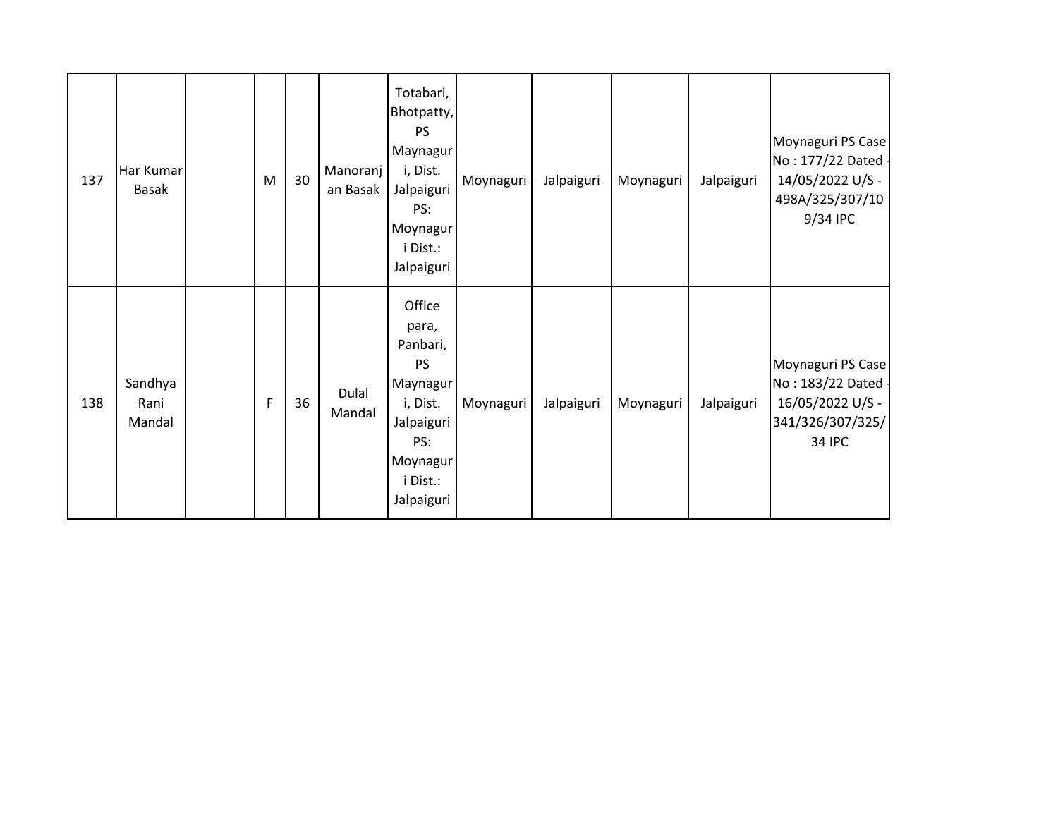| 137 | Har Kumar Basak | | M | 30 | Manoranjan Basak | Totabari, Bhotpatty, PS Maynaguri, Dist. Jalpaiguri PS: Moynaguri Dist.: Jalpaiguri | Moynaguri | Jalpaiguri | Moynaguri | Jalpaiguri | Moynaguri PS Case No : 177/22 Dated - 14/05/2022 U/S - 498A/325/307/109/34 IPC |
|---|---|---|---|---|---|---|---|---|---|---|---|
| 138 | Sandhya Rani Mandal | | F | 36 | Dulal Mandal | Office para, Panbari, PS Maynaguri, Dist. Jalpaiguri PS: Moynaguri Dist.: Jalpaiguri | Moynaguri | Jalpaiguri | Moynaguri | Jalpaiguri | Moynaguri PS Case No : 183/22 Dated - 16/05/2022 U/S - 341/326/307/325/34 IPC |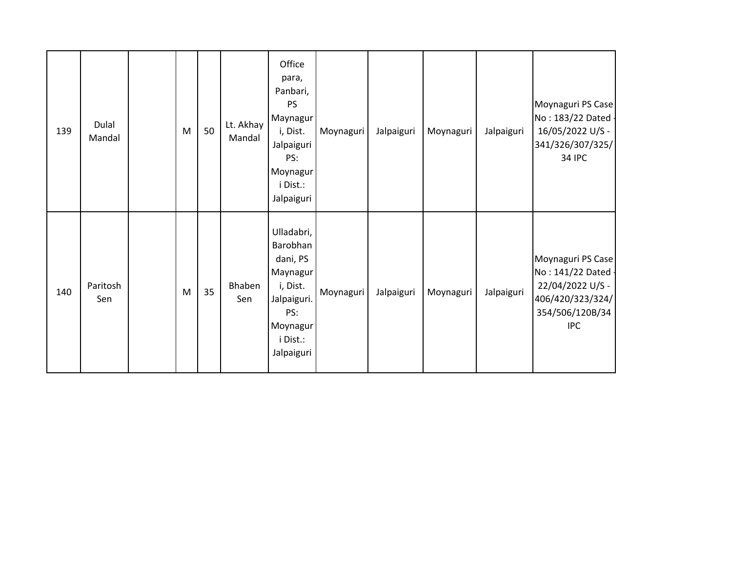| 139 | Dulal Mandal | | M | 50 | Lt. Akhay Mandal | Office para, Panbari, PS Maynaguri, Dist. Jalpaiguri PS: Moynaguri Dist.: Jalpaiguri | Moynaguri | Jalpaiguri | Moynaguri | Jalpaiguri | Moynaguri PS Case No : 183/22 Dated - 16/05/2022 U/S - 341/326/307/325/34 IPC |
|---|---|---|---|---|---|---|---|---|---|---|---|
| 140 | Paritosh Sen | | M | 35 | Bhaben Sen | Ulladabri, Barobhandani, PS Maynaguri, Dist. Jalpaiguri. PS: Moynaguri Dist.: Jalpaiguri | Moynaguri | Jalpaiguri | Moynaguri | Jalpaiguri | Moynaguri PS Case No : 141/22 Dated - 22/04/2022 U/S - 406/420/323/324/354/506/120B/34 IPC |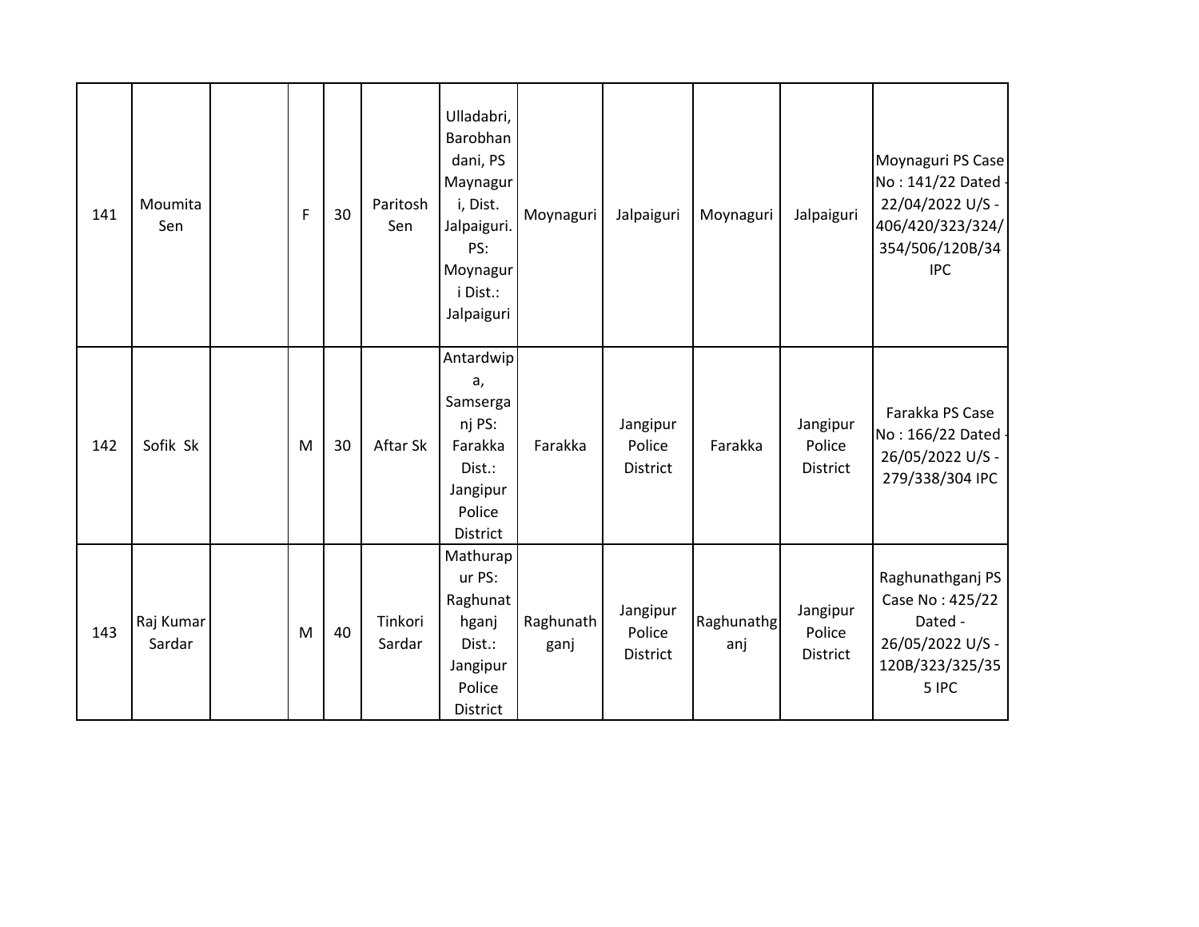| | | | | | | | | | | | |
|---|---|---|---|---|---|---|---|---|---|---|---|
| 141 | Moumita Sen | | F | 30 | Paritosh Sen | Ulladabri, Barobhandani, PS Maynaguri, Dist. Jalpaiguri. PS: Moynaguri Dist.: Jalpaiguri | Moynaguri | Jalpaiguri | Moynaguri | Jalpaiguri | Moynaguri PS Case No : 141/22 Dated - 22/04/2022 U/S - 406/420/323/324/354/506/120B/34 IPC |
| 142 | Sofik Sk | | M | 30 | Aftar Sk | Antardwipa, Samserganj PS: Farakka Dist.: Jangipur Police District | Farakka | Jangipur Police District | Farakka | Jangipur Police District | Farakka PS Case No : 166/22 Dated - 26/05/2022 U/S - 279/338/304 IPC |
| 143 | Raj Kumar Sardar | | M | 40 | Tinkori Sardar | Mathurapur PS: Raghunathganj Dist.: Jangipur Police District | Raghunathganj | Jangipur Police District | Raghunathganj | Jangipur Police District | Raghunathganj PS Case No : 425/22 Dated - 26/05/2022 U/S - 120B/323/325/355 IPC |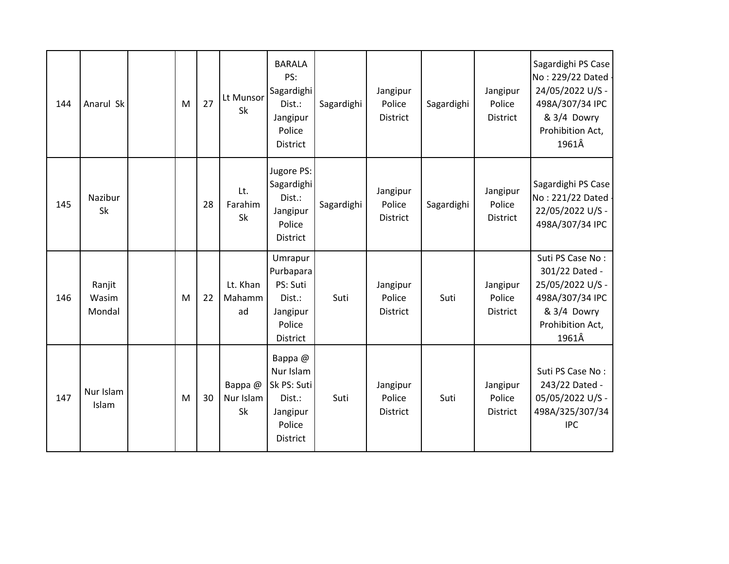| | | | | | | | | | | | |
|---|---|---|---|---|---|---|---|---|---|---|---|
| 144 | Anarul Sk | | M | 27 | Lt Munsor Sk | BARALA PS: Sagardighi Dist.: Jangipur Police District | Sagardighi | Jangipur Police District | Sagardighi | Jangipur Police District | Sagardighi PS Case No : 229/22 Dated - 24/05/2022 U/S - 498A/307/34 IPC & 3/4 Dowry Prohibition Act, 1961Â |
| 145 | Nazibur Sk | | | 28 | Lt. Farahim Sk | Jugore PS: Sagardighi Dist.: Jangipur Police District | Sagardighi | Jangipur Police District | Sagardighi | Jangipur Police District | Sagardighi PS Case No : 221/22 Dated - 22/05/2022 U/S - 498A/307/34 IPC |
| 146 | Ranjit Wasim Mondal | | M | 22 | Lt. Khan Mahammad | Umrapur Purbapara PS: Suti Dist.: Jangipur Police District | Suti | Jangipur Police District | Suti | Jangipur Police District | Suti PS Case No : 301/22 Dated - 25/05/2022 U/S - 498A/307/34 IPC & 3/4 Dowry Prohibition Act, 1961Â |
| 147 | Nur Islam Islam | | M | 30 | Bappa @ Nur Islam Sk | Bappa @ Nur Islam Sk PS: Suti Dist.: Jangipur Police District | Suti | Jangipur Police District | Suti | Jangipur Police District | Suti PS Case No : 243/22 Dated - 05/05/2022 U/S - 498A/325/307/34 IPC |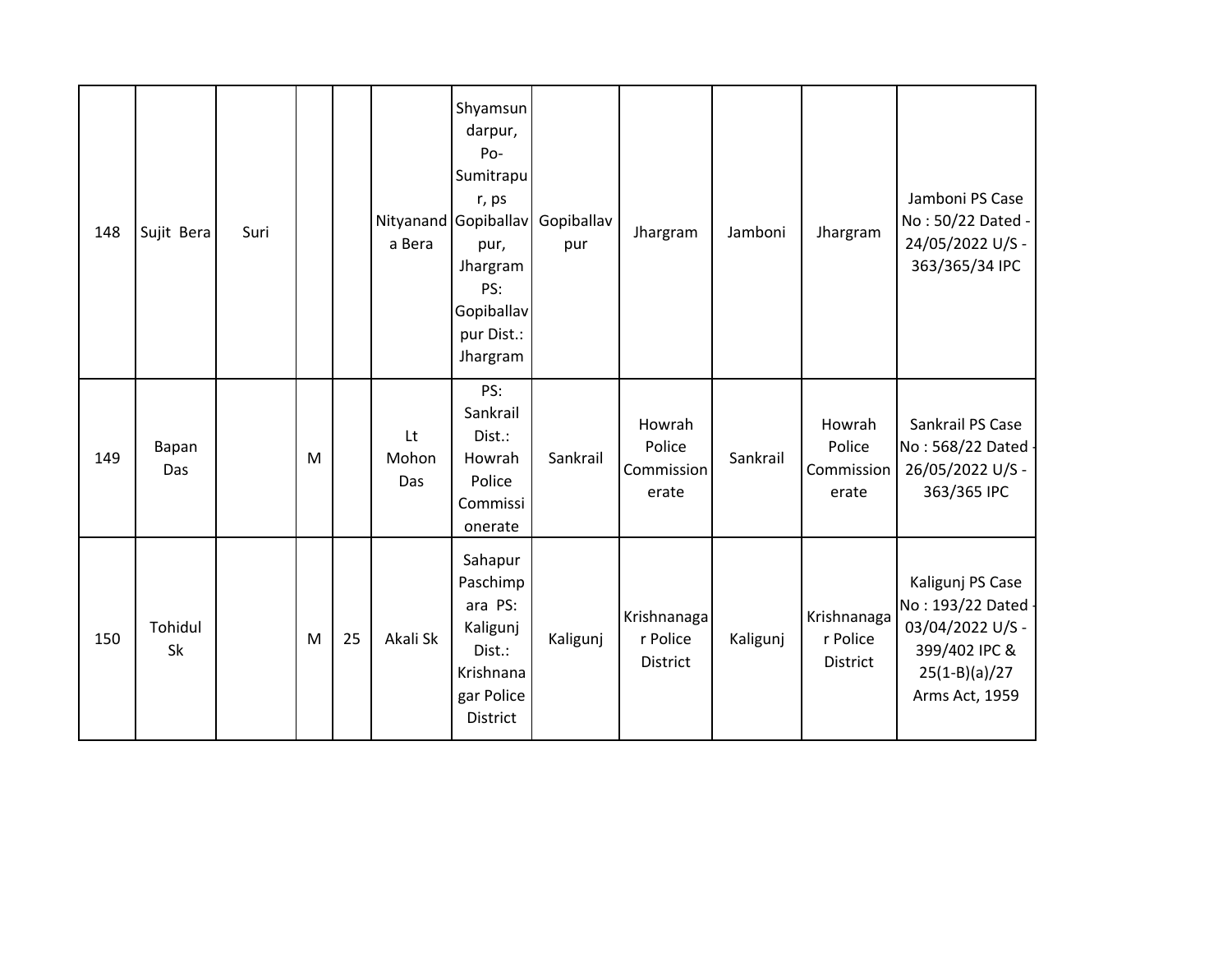| | | | | | | | | | | | |
|---|---|---|---|---|---|---|---|---|---|---|---|
| 148 | Sujit Bera | Suri | | | Nityananda Bera | Shyamsundarpur, Po-Sumitrapur, ps Gopiballavpur, Jhargram PS: Gopiballavpur Dist.: Jhargram | Gopiballavpur | Jhargram | Jamboni | Jhargram | Jamboni PS Case No : 50/22 Dated - 24/05/2022 U/S - 363/365/34 IPC |
| 149 | Bapan Das | | M | | Lt Mohon Das | PS: Sankrail Dist.: Howrah Police Commissionerate | Sankrail | Howrah Police Commissionerate | Sankrail | Howrah Police Commissionerate | Sankrail PS Case No : 568/22 Dated - 26/05/2022 U/S - 363/365 IPC |
| 150 | Tohidul Sk | | M | 25 | Akali Sk | Sahapur Paschimpara PS: Kaligunj Dist.: Krishnanagar Police District | Kaligunj | Krishnanagar Police District | Kaligunj | Krishnanagar Police District | Kaligunj PS Case No : 193/22 Dated - 03/04/2022 U/S - 399/402 IPC & 25(1-B)(a)/27 Arms Act, 1959 |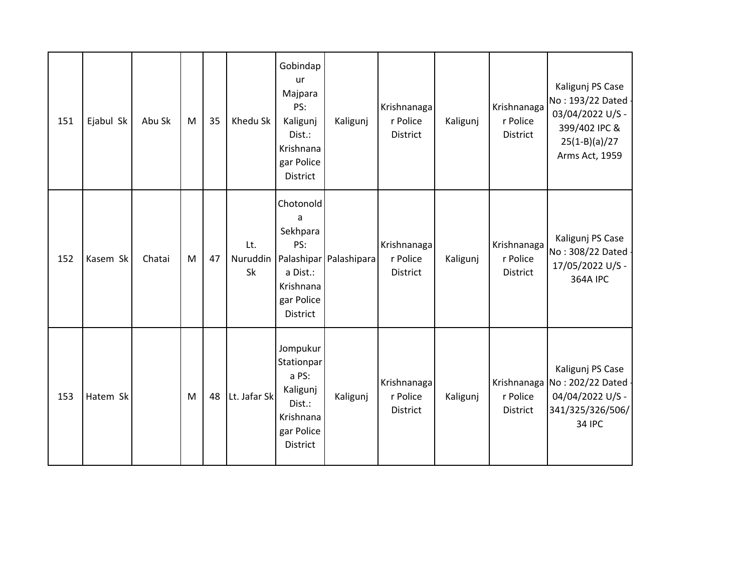| 151 | Ejabul Sk | Abu Sk | M | 35 | Khedu Sk | Gobindapur Majpara PS: Kaligunj Dist.: Krishnanagar Police District | Kaligunj | Krishnanagar Police District | Kaligunj | Krishnanagar Police District | Kaligunj PS Case No : 193/22 Dated - 03/04/2022 U/S - 399/402 IPC & 25(1-B)(a)/27 Arms Act, 1959 |
|---|---|---|---|---|---|---|---|---|---|---|---|
| 152 | Kasem Sk | Chatai | M | 47 | Lt. Nuruddin Sk | Chotonolda Sekhpara PS: Palashipara Dist.: Krishnanagar Police District | Palashipara | Krishnanagar Police District | Kaligunj | Krishnanagar Police District | Kaligunj PS Case No : 308/22 Dated - 17/05/2022 U/S - 364A IPC |
| 153 | Hatem Sk | | M | 48 | Lt. Jafar Sk | Jompukur Stationpara PS: Kaligunj Dist.: Krishnanagar Police District | Kaligunj | Krishnanagar Police District | Kaligunj | Krishnanagar Police District | Kaligunj PS Case No : 202/22 Dated - 04/04/2022 U/S - 341/325/326/506/34 IPC |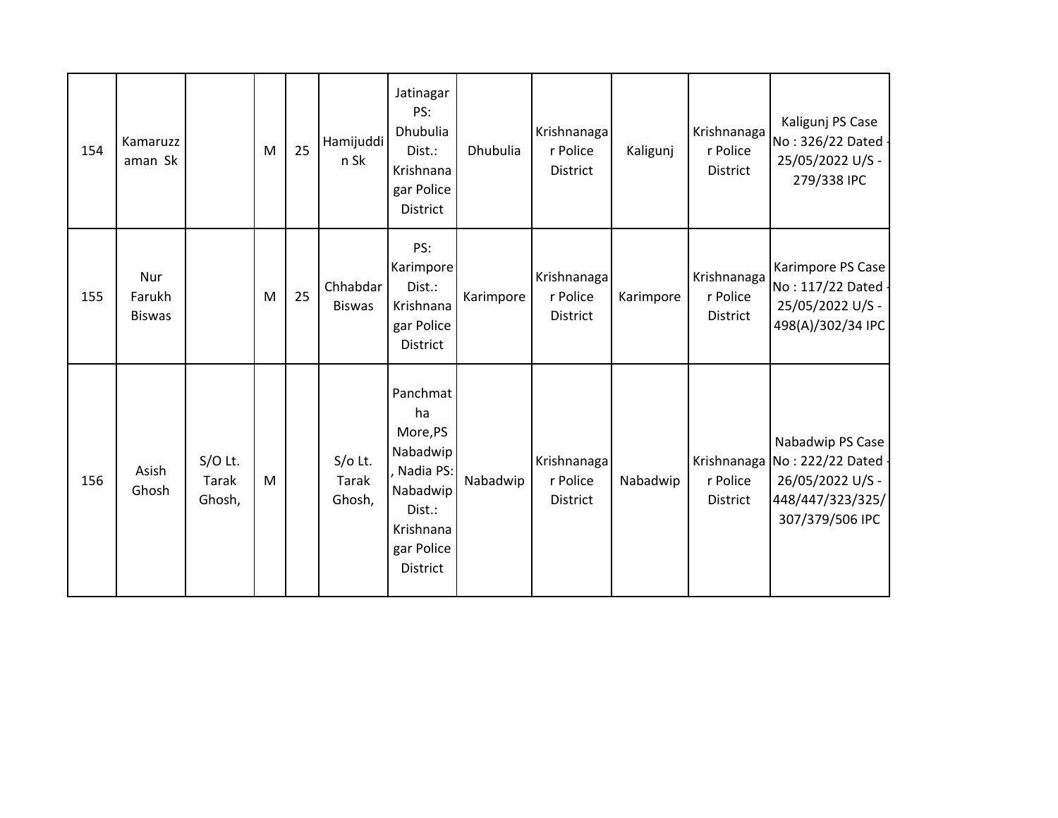| 154 | Kamaruzzaman Sk | | M | 25 | Hamijuddin Sk | Jatinagar PS: Dhubulia Dist.: Krishnanagar Police District | Dhubulia | Krishnanagar Police District | Kaligunj | Krishnanagar Police District | Kaligunj PS Case No : 326/22 Dated - 25/05/2022 U/S - 279/338 IPC |
|---|---|---|---|---|---|---|---|---|---|---|---|
| 155 | Nur Farukh Biswas | | M | 25 | Chhabdar Biswas | PS: Karimpore Dist.: Krishnanagar Police District | Karimpore | Krishnanagar Police District | Karimpore | Krishnanagar Police District | Karimpore PS Case No : 117/22 Dated - 25/05/2022 U/S - 498(A)/302/34 IPC |
| 156 | Asish Ghosh | S/O Lt. Tarak Ghosh, | M | | S/o Lt. Tarak Ghosh, | Panchmatha More,PS Nabadwip, Nadia PS: Nabadwip Dist.: Krishnanagar Police District | Nabadwip | Krishnanagar Police District | Nabadwip | Krishnanagar Police District | Nabadwip PS Case No : 222/22 Dated - 26/05/2022 U/S - 448/447/323/325/307/379/506 IPC |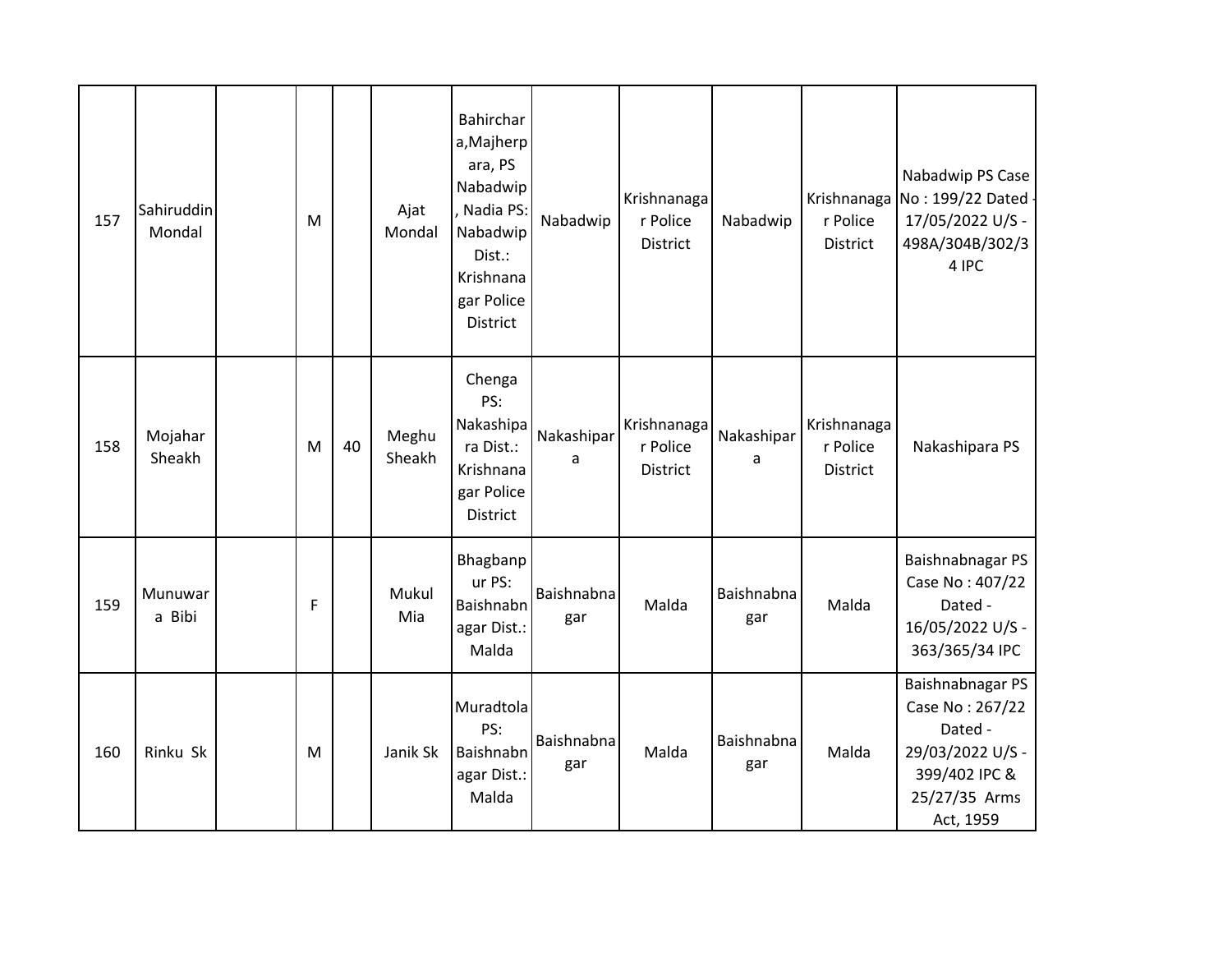| | | | | | | | | | | | |
|---|---|---|---|---|---|---|---|---|---|---|---|
| 157 | Sahiruddin Mondal | | M | | Ajat Mondal | Bahirchara,Majherpara, PS Nabadwip, Nadia PS: Nabadwip Dist.: Krishnanagar Police District | Nabadwip | Krishnanagar Police District | Nabadwip | Krishnanagar Police District | Nabadwip PS Case No : 199/22 Dated - 17/05/2022 U/S - 498A/304B/302/34 IPC |
| 158 | Mojahar Sheakh | | M | 40 | Meghu Sheakh | Chenga PS: Nakashipara Dist.: Krishnanagar Police District | Nakashipara | Krishnanagar Police District | Nakashipara | Krishnanagar Police District | Nakashipara PS |
| 159 | Munuwara Bibi | | F | | Mukul Mia | Bhagbanpur PS: Baishnabnagar Dist.: Malda | Baishnabnagar | Malda | Baishnabnagar | Malda | Baishnabnagar PS Case No : 407/22 Dated - 16/05/2022 U/S - 363/365/34 IPC |
| 160 | Rinku Sk | | M | | Janik Sk | Muradtola PS: Baishnabnagar Dist.: Malda | Baishnabnagar | Malda | Baishnabnagar | Malda | Baishnabnagar PS Case No : 267/22 Dated - 29/03/2022 U/S - 399/402 IPC & 25/27/35 Arms Act, 1959 |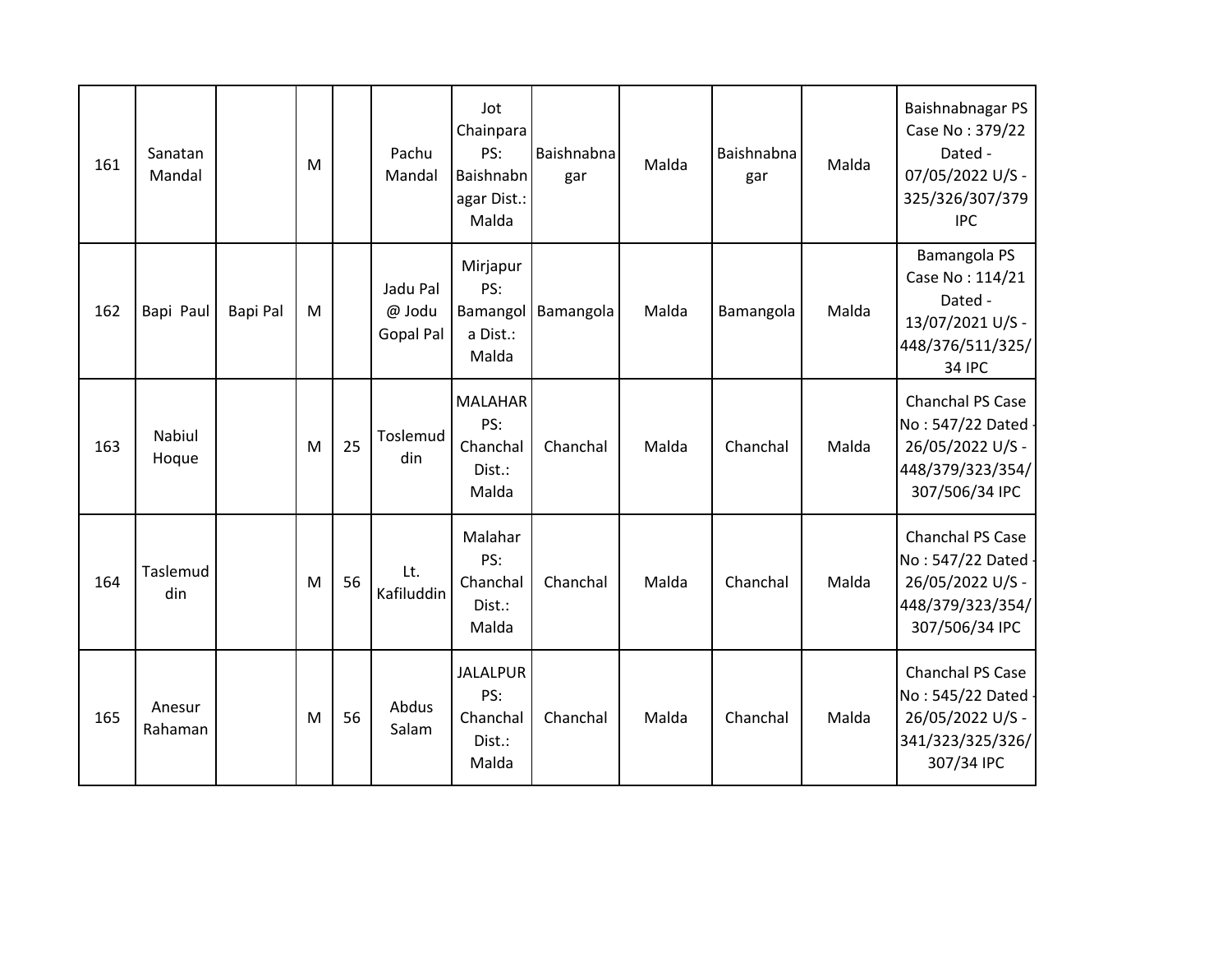| 161 | Sanatan Mandal | | M | | Pachu Mandal | Jot Chainpara PS: Baishnabnagar Dist.: Malda | Baishnabnagar | Malda | Baishnabnagar | Malda | Baishnabnagar PS Case No : 379/22 Dated - 07/05/2022 U/S - 325/326/307/379 IPC |
|---|---|---|---|---|---|---|---|---|---|---|---|
| 162 | Bapi Paul | Bapi Pal | M | | Jadu Pal @ Jodu Gopal Pal | Mirjapur PS: Bamangola Dist.: Malda | Bamangola | Malda | Bamangola | Malda | Bamangola PS Case No : 114/21 Dated - 13/07/2021 U/S - 448/376/511/325/34 IPC |
| 163 | Nabiul Hoque | | M | 25 | Toslemuddin | MALAHAR PS: Chanchal Dist.: Malda | Chanchal | Malda | Chanchal | Malda | Chanchal PS Case No : 547/22 Dated - 26/05/2022 U/S - 448/379/323/354/307/506/34 IPC |
| 164 | Taslemuddin | | M | 56 | Lt. Kafiluddin | Malahar PS: Chanchal Dist.: Malda | Chanchal | Malda | Chanchal | Malda | Chanchal PS Case No : 547/22 Dated - 26/05/2022 U/S - 448/379/323/354/307/506/34 IPC |
| 165 | Anesur Rahaman | | M | 56 | Abdus Salam | JALALPUR PS: Chanchal Dist.: Malda | Chanchal | Malda | Chanchal | Malda | Chanchal PS Case No : 545/22 Dated - 26/05/2022 U/S - 341/323/325/326/307/34 IPC |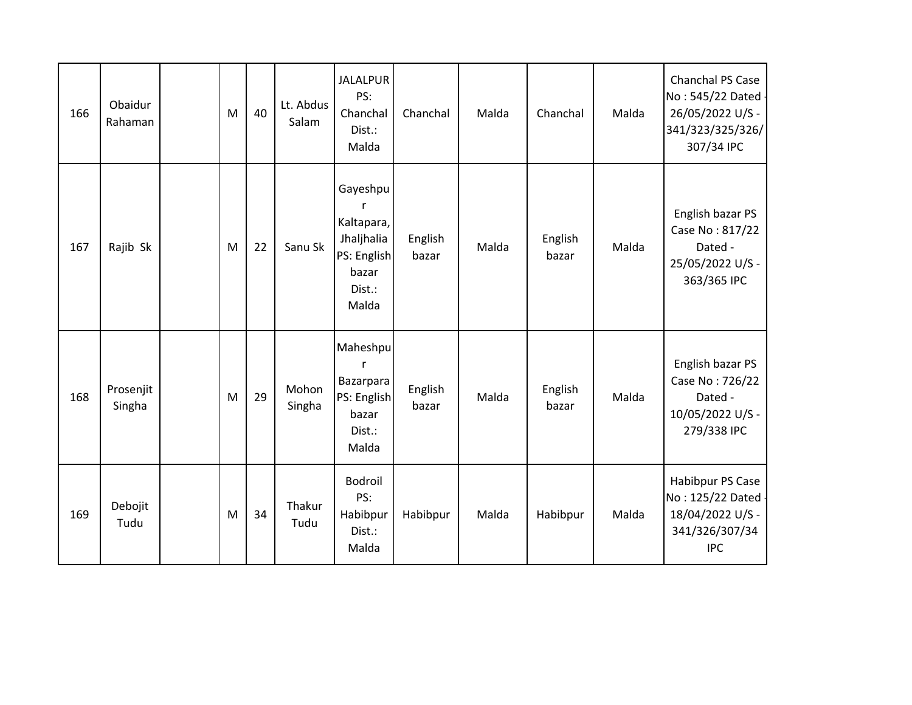| | | | | | | | | | | | |
|---|---|---|---|---|---|---|---|---|---|---|---|
| 166 | Obaidur Rahaman | | M | 40 | Lt. Abdus Salam | JALALPUR PS: Chanchal Dist.: Malda | Chanchal | Malda | Chanchal | Malda | Chanchal PS Case No : 545/22 Dated - 26/05/2022 U/S - 341/323/325/326/307/34 IPC |
| 167 | Rajib Sk | | M | 22 | Sanu Sk | Gayeshpur Kaltapara, Jhaljhalia PS: English bazar Dist.: Malda | English bazar | Malda | English bazar | Malda | English bazar PS Case No : 817/22 Dated - 25/05/2022 U/S - 363/365 IPC |
| 168 | Prosenjit Singha | | M | 29 | Mohon Singha | Maheshpur Bazarpara PS: English bazar Dist.: Malda | English bazar | Malda | English bazar | Malda | English bazar PS Case No : 726/22 Dated - 10/05/2022 U/S - 279/338 IPC |
| 169 | Debojit Tudu | | M | 34 | Thakur Tudu | Bodroil PS: Habibpur Dist.: Malda | Habibpur | Malda | Habibpur | Malda | Habibpur PS Case No : 125/22 Dated - 18/04/2022 U/S - 341/326/307/34 IPC |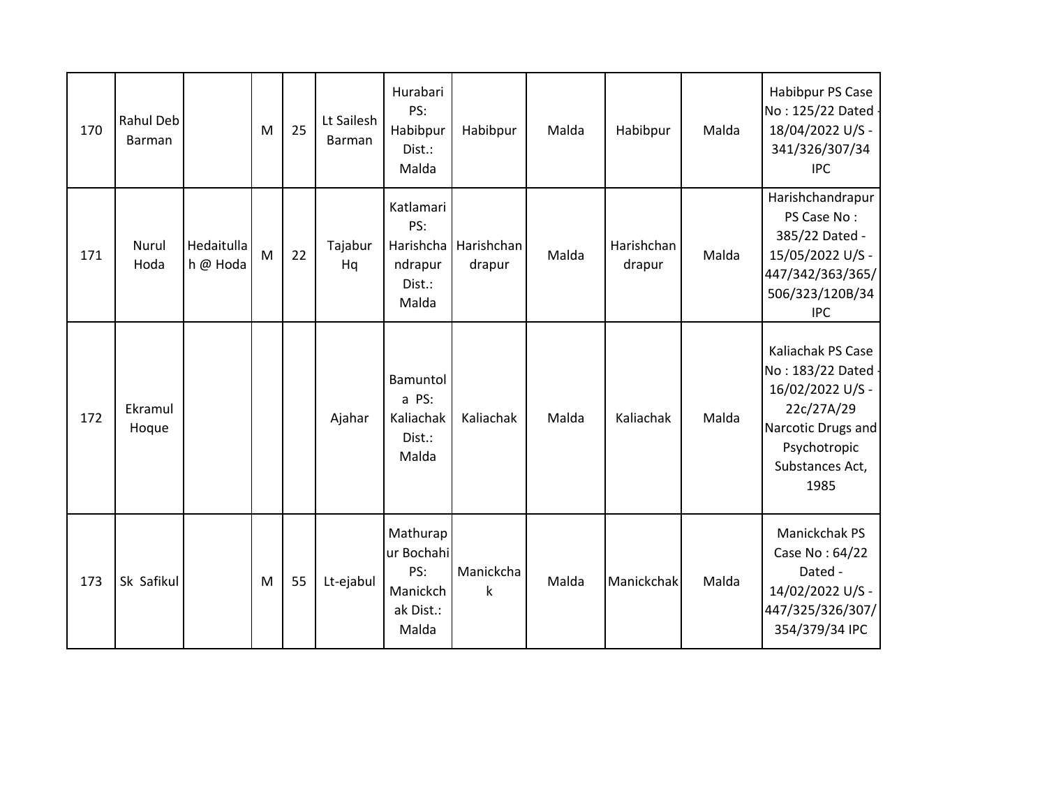| 170 | Rahul Deb Barman | | M | 25 | Lt Sailesh Barman | Hurabari PS: Habibpur Dist.: Malda | Habibpur | Malda | Habibpur | Malda | Habibpur PS Case No : 125/22 Dated - 18/04/2022 U/S - 341/326/307/34 IPC |
|---|---|---|---|---|---|---|---|---|---|---|---|
| 171 | Nurul Hoda | Hedaitullah @ Hoda | M | 22 | Tajabur Hq | Katlamari PS: Harishchandrapur Dist.: Malda | Harishchandrapur | Malda | Harishchandrapur | Malda | Harishchandrapur PS Case No : 385/22 Dated - 15/05/2022 U/S - 447/342/363/365/506/323/120B/34 IPC |
| 172 | Ekramul Hoque | | | | Ajahar | Bamuntola PS: Kaliachak Dist.: Malda | Kaliachak | Malda | Kaliachak | Malda | Kaliachak PS Case No : 183/22 Dated - 16/02/2022 U/S - 22c/27A/29 Narcotic Drugs and Psychotropic Substances Act, 1985 |
| 173 | Sk Safikul | | M | 55 | Lt-ejabul | Mathurapur Bochahi PS: Manickchak Dist.: Malda | Manickchak | Malda | Manickchak | Malda | Manickchak PS Case No : 64/22 Dated - 14/02/2022 U/S - 447/325/326/307/354/379/34 IPC |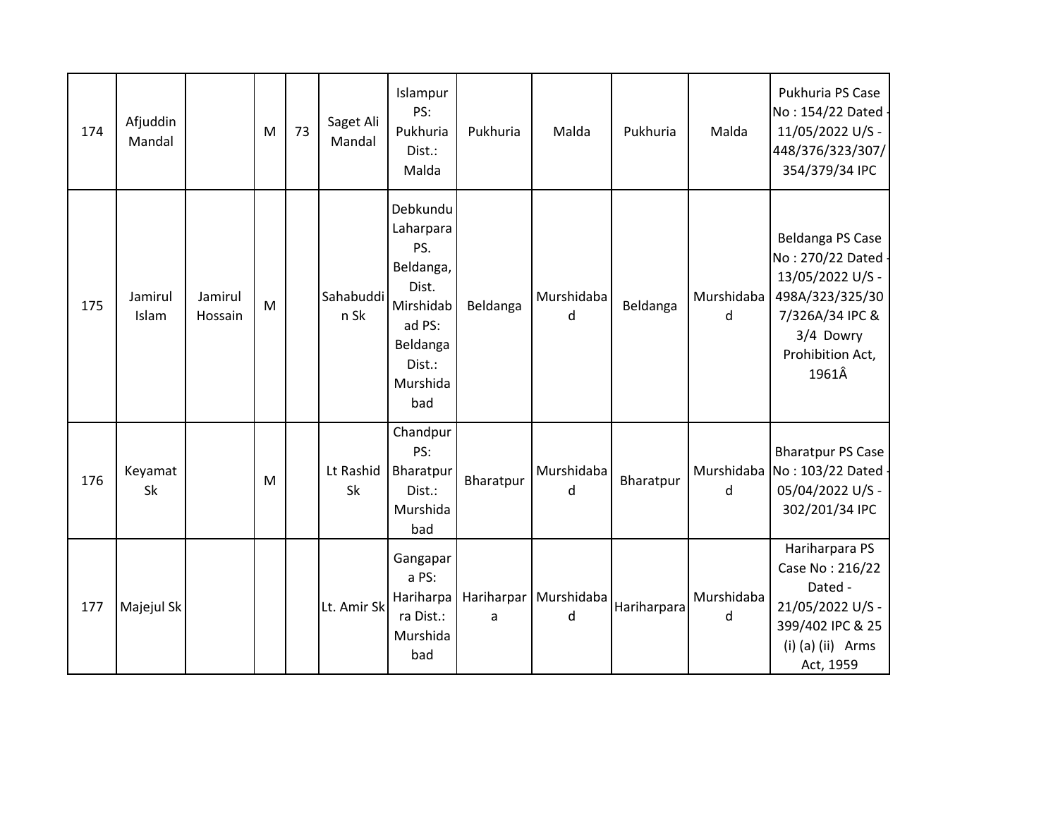| 174 | Afjuddin Mandal | | M | 73 | Saget Ali Mandal | Islampur PS: Pukhuria Dist.: Malda | Pukhuria | Malda | Pukhuria | Malda | Pukhuria PS Case No : 154/22 Dated - 11/05/2022 U/S - 448/376/323/307/354/379/34 IPC |
|---|---|---|---|---|---|---|---|---|---|---|---|
| 175 | Jamirul Islam | Jamirul Hossain | M | | Sahabuddin Sk | Debkundu Laharpara PS. Beldanga, Dist. Mirshidabad PS: Beldanga Dist.: Murshidabad | Beldanga | Murshidabad | Beldanga | Murshidabad | Beldanga PS Case No : 270/22 Dated - 13/05/2022 U/S - 498A/323/325/307/326A/34 IPC & 3/4 Dowry Prohibition Act, 1961Â |
| 176 | Keyamat Sk | | M | | Lt Rashid Sk | Chandpur PS: Bharatpur Dist.: Murshidabad | Bharatpur | Murshidabad | Bharatpur | Murshidabad | Bharatpur PS Case No : 103/22 Dated - 05/04/2022 U/S - 302/201/34 IPC |
| 177 | Majejul Sk | | | | Lt. Amir Sk | Gangapara PS: Hariharpara Dist.: Murshidabad | Hariharpara | Murshidabad | Hariharpara | Murshidabad | Hariharpara PS Case No : 216/22 Dated - 21/05/2022 U/S - 399/402 IPC & 25 (i) (a) (ii) Arms Act, 1959 |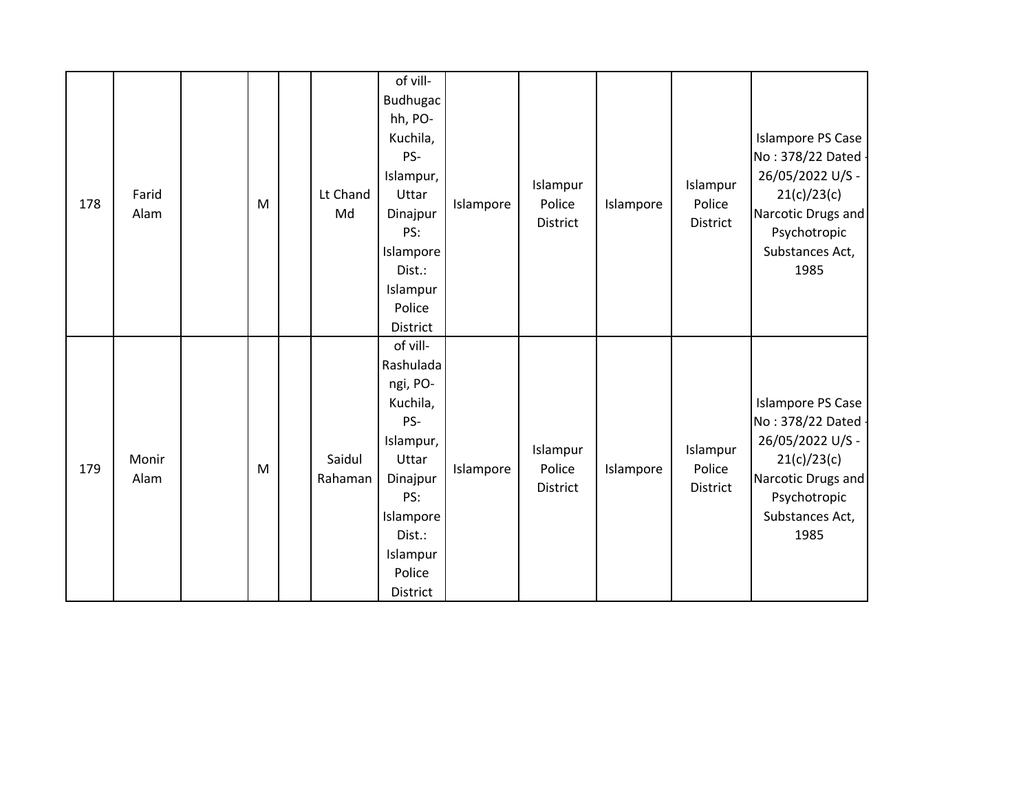| 178 | Farid Alam | | M | | Lt Chand Md | of vill-Budhugachh, PO-Kuchila, PS-Islampur, Uttar Dinajpur PS: Islampore Dist.: Islampur Police District | Islampore | Islampur Police District | Islampore | Islampur Police District | Islampore PS Case No : 378/22 Dated - 26/05/2022 U/S - 21(c)/23(c) Narcotic Drugs and Psychotropic Substances Act, 1985 |
|---|---|---|---|---|---|---|---|---|---|---|---|
| 179 | Monir Alam | | M | | Saidul Rahaman | of vill-Rashuladangi, PO-Kuchila, PS-Islampur, Uttar Dinajpur PS: Islampore Dist.: Islampur Police District | Islampore | Islampur Police District | Islampore | Islampur Police District | Islampore PS Case No : 378/22 Dated - 26/05/2022 U/S - 21(c)/23(c) Narcotic Drugs and Psychotropic Substances Act, 1985 |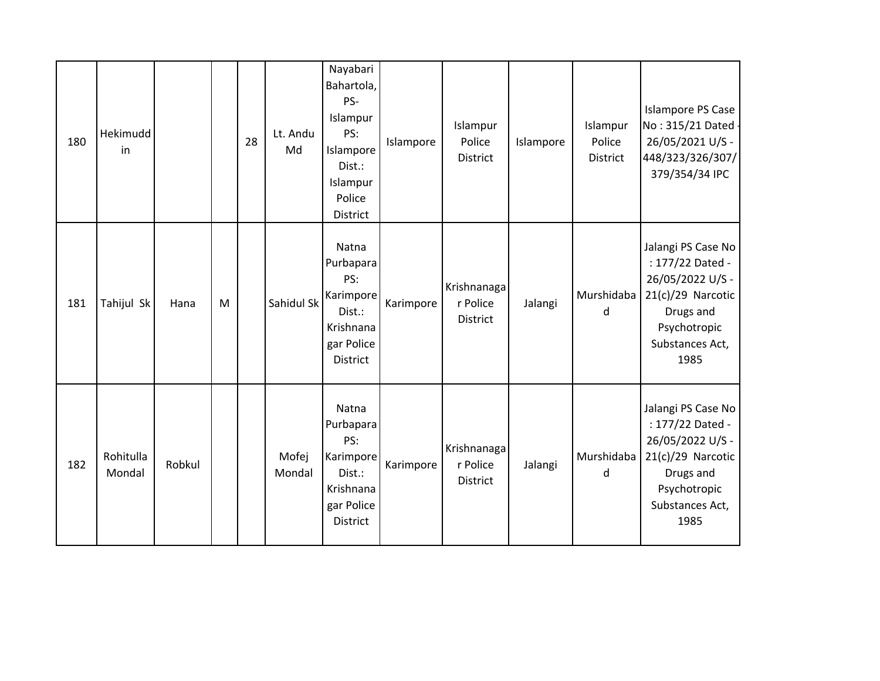| | | | | | | | | | | | |
|---|---|---|---|---|---|---|---|---|---|---|---|
| 180 | Hekimuddin | | | 28 | Lt. Andu Md | Nayabari Bahartola, PS- Islampur PS: Islampore Dist.: Islampur Police District | Islampore | Islampur Police District | Islampore | Islampur Police District | Islampore PS Case No : 315/21 Dated - 26/05/2021 U/S - 448/323/326/307/379/354/34 IPC |
| 181 | Tahijul Sk | Hana | M | | Sahidul Sk | Natna Purbapara PS: Karimpore Dist.: Krishnanagar Police District | Karimpore | Krishnanagar Police District | Jalangi | Murshidabad | Jalangi PS Case No : 177/22 Dated - 26/05/2022 U/S - 21(c)/29 Narcotic Drugs and Psychotropic Substances Act, 1985 |
| 182 | Rohitulla Mondal | Robkul | | | Mofej Mondal | Natna Purbapara PS: Karimpore Dist.: Krishnanagar Police District | Karimpore | Krishnanagar Police District | Jalangi | Murshidabad | Jalangi PS Case No : 177/22 Dated - 26/05/2022 U/S - 21(c)/29 Narcotic Drugs and Psychotropic Substances Act, 1985 |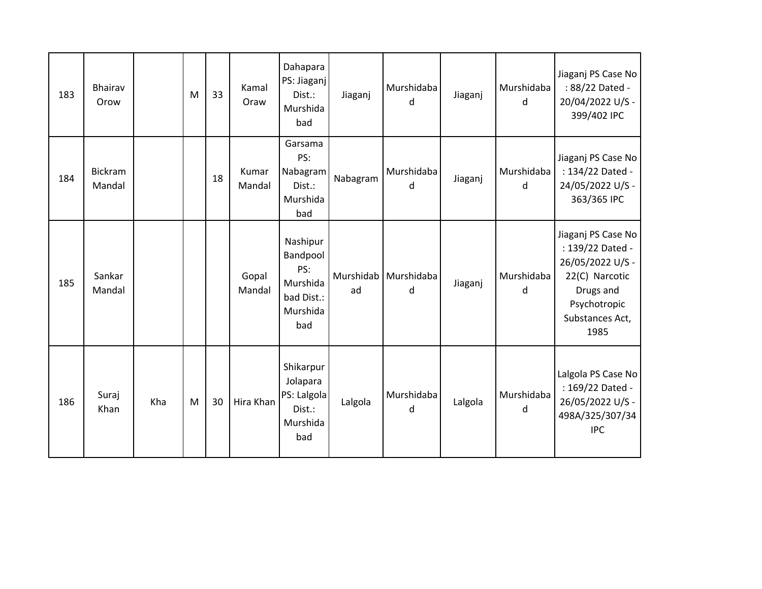| 183 | Bhairav Orow | | M | 33 | Kamal Oraw | Dahapara PS: Jiaganj Dist.: Murshidabad | Jiaganj | Murshidabad | Jiaganj | Murshidabad | Jiaganj PS Case No : 88/22 Dated - 20/04/2022 U/S - 399/402 IPC |
|---|---|---|---|---|---|---|---|---|---|---|---|
| 184 | Bickram Mandal | | | 18 | Kumar Mandal | Garsama PS: Nabagram Dist.: Murshidabad | Nabagram | Murshidabad | Jiaganj | Murshidabad | Jiaganj PS Case No : 134/22 Dated - 24/05/2022 U/S - 363/365 IPC |
| 185 | Sankar Mandal | | | | Gopal Mandal | Nashipur Bandpool PS: Murshidabad Dist.: Murshidabad | Murshidabad | Murshidabad | Jiaganj | Murshidabad | Jiaganj PS Case No : 139/22 Dated - 26/05/2022 U/S - 22(C) Narcotic Drugs and Psychotropic Substances Act, 1985 |
| 186 | Suraj Khan | Kha | M | 30 | Hira Khan | Shikarpur Jolapara PS: Lalgola Dist.: Murshidabad | Lalgola | Murshidabad | Lalgola | Murshidabad | Lalgola PS Case No : 169/22 Dated - 26/05/2022 U/S - 498A/325/307/34 IPC |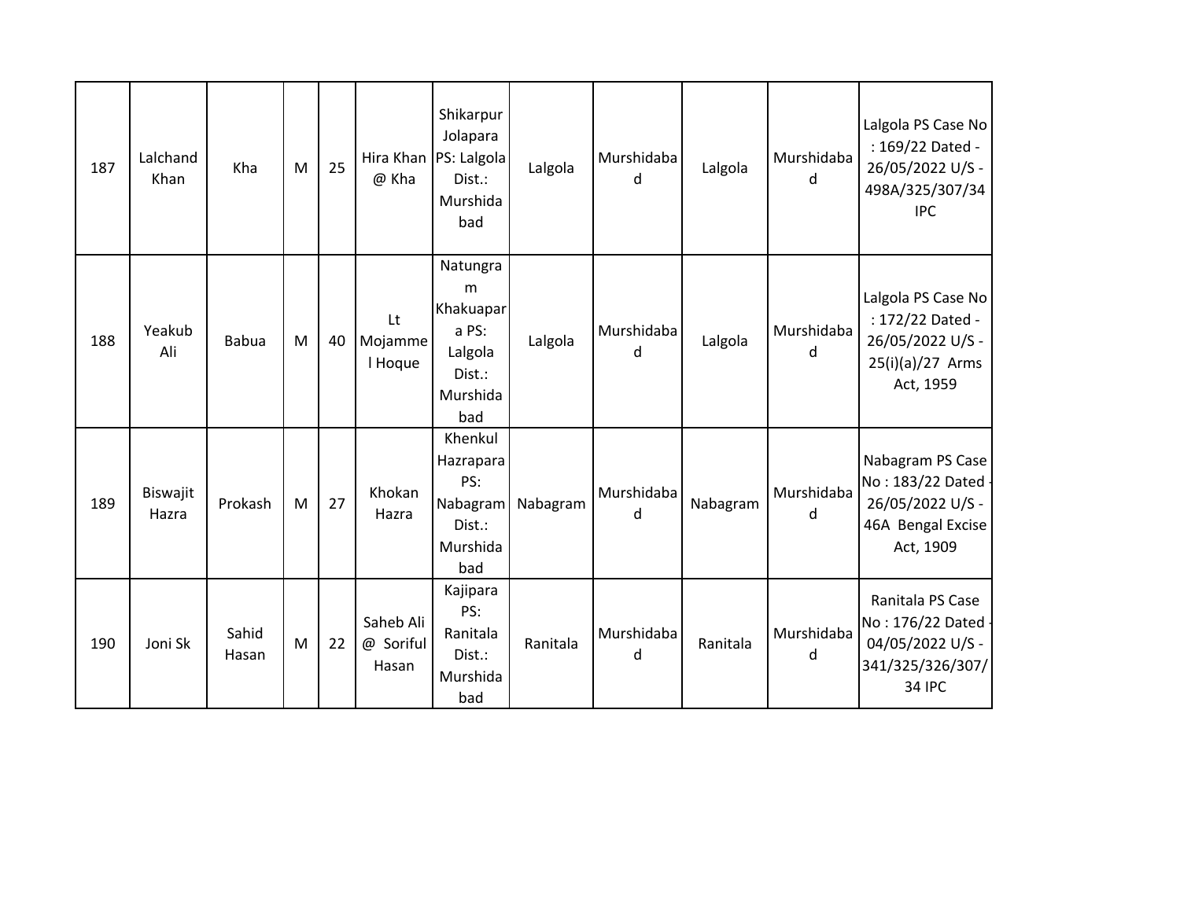| 187 | Lalchand Khan | Kha | M | 25 | Hira Khan @ Kha | Shikarpur Jolapara PS: Lalgola Dist.: Murshidabad | Lalgola | Murshidabad | Lalgola | Murshidabad | Lalgola PS Case No : 169/22 Dated - 26/05/2022 U/S - 498A/325/307/34 IPC |
|---|---|---|---|---|---|---|---|---|---|---|---|
| 188 | Yeakub Ali | Babua | M | 40 | Lt Mojammel Hoque | Natungram Khakuapara PS: Lalgola Dist.: Murshidabad | Lalgola | Murshidabad | Lalgola | Murshidabad | Lalgola PS Case No : 172/22 Dated - 26/05/2022 U/S - 25(i)(a)/27 Arms Act, 1959 |
| 189 | Biswajit Hazra | Prokash | M | 27 | Khokan Hazra | Khenkul Hazrapara PS: Nabagram Dist.: Murshidabad | Nabagram | Murshidabad | Nabagram | Murshidabad | Nabagram PS Case No : 183/22 Dated - 26/05/2022 U/S - 46A Bengal Excise Act, 1909 |
| 190 | Joni Sk | Sahid Hasan | M | 22 | Saheb Ali @ Soriful Hasan | Kajipara PS: Ranitala Dist.: Murshidabad | Ranitala | Murshidabad | Ranitala | Murshidabad | Ranitala PS Case No : 176/22 Dated - 04/05/2022 U/S - 341/325/326/307/34 IPC |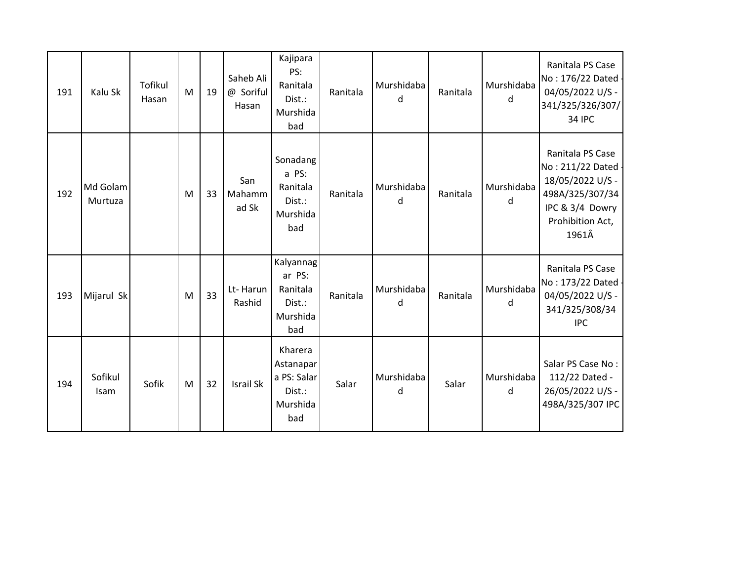| | | | | | | | | | | | |
|---|---|---|---|---|---|---|---|---|---|---|---|
| 191 | Kalu Sk | Tofikul Hasan | M | 19 | Saheb Ali @ Soriful Hasan | Kajipara PS: Ranitala Dist.: Murshidabad | Ranitala | Murshidabad | Ranitala | Murshidabad | Ranitala PS Case No : 176/22 Dated - 04/05/2022 U/S - 341/325/326/307/34 IPC |
| 192 | Md Golam Murtuza | | M | 33 | San Mahammad Sk | Sonadanga PS: Ranitala Dist.: Murshidabad | Ranitala | Murshidabad | Ranitala | Murshidabad | Ranitala PS Case No : 211/22 Dated - 18/05/2022 U/S - 498A/325/307/34 IPC & 3/4 Dowry Prohibition Act, 1961Â |
| 193 | Mijarul Sk | | M | 33 | Lt- Harun Rashid | Kalyannagar PS: Ranitala Dist.: Murshidabad | Ranitala | Murshidabad | Ranitala | Murshidabad | Ranitala PS Case No : 173/22 Dated - 04/05/2022 U/S - 341/325/308/34 IPC |
| 194 | Sofikul Isam | Sofik | M | 32 | Israil Sk | Kharera Astanapara PS: Salar Dist.: Murshidabad | Salar | Murshidabad | Salar | Murshidabad | Salar PS Case No : 112/22 Dated - 26/05/2022 U/S - 498A/325/307 IPC |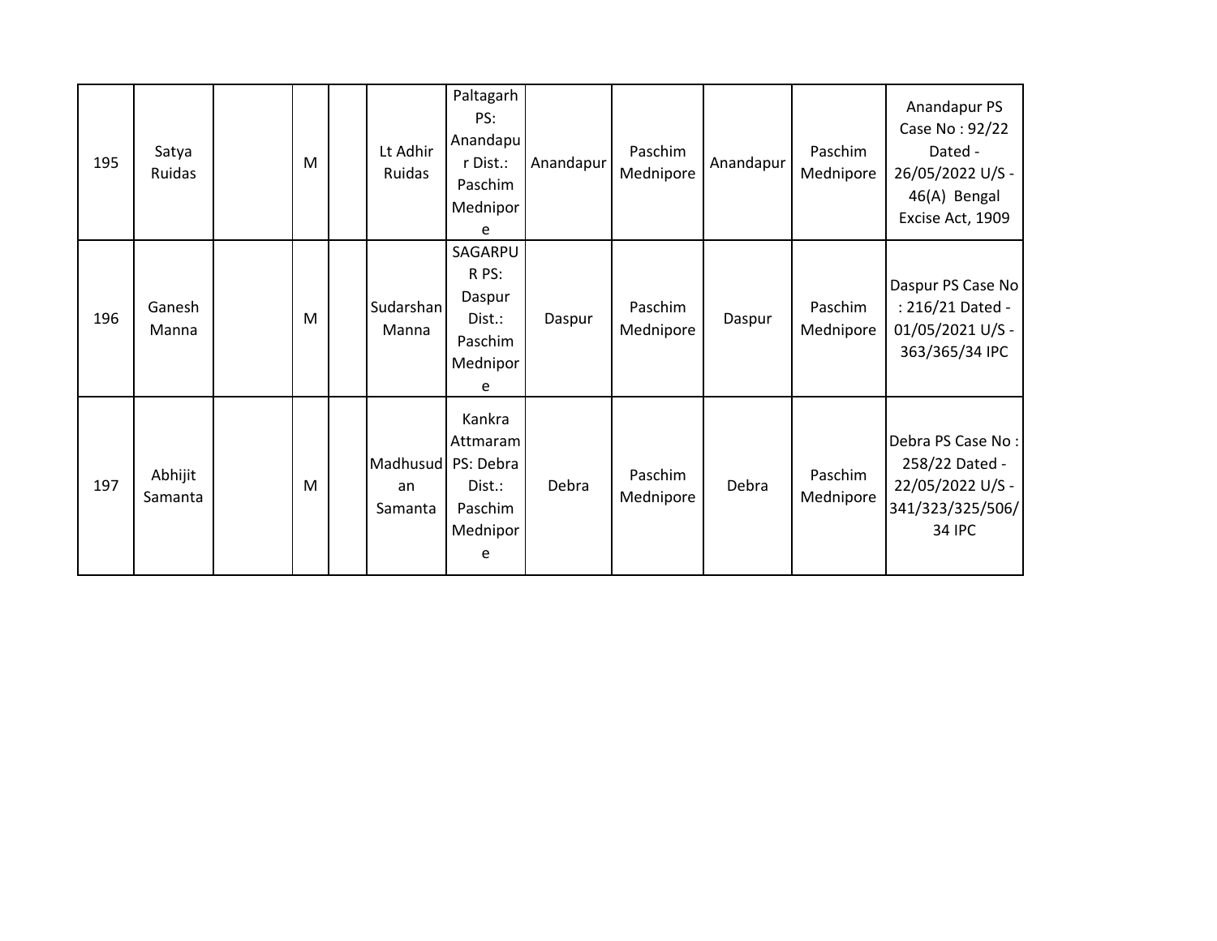| | | | | | | | | | | | |
|---|---|---|---|---|---|---|---|---|---|---|---|
| 195 | Satya Ruidas | | M | | Lt Adhir Ruidas | Paltagarh PS: Anandapur Dist.: Paschim Mednipore | Anandapur | Paschim Mednipore | Anandapur | Paschim Mednipore | Anandapur PS Case No : 92/22 Dated - 26/05/2022 U/S - 46(A) Bengal Excise Act, 1909 |
| 196 | Ganesh Manna | | M | | Sudarshan Manna | SAGARPUR PS: Daspur Dist.: Paschim Mednipore | Daspur | Paschim Mednipore | Daspur | Paschim Mednipore | Daspur PS Case No : 216/21 Dated - 01/05/2021 U/S - 363/365/34 IPC |
| 197 | Abhijit Samanta | | M | | Madhusudan Samanta | Kankra Attmaram PS: Debra Dist.: Paschim Mednipore | Debra | Paschim Mednipore | Debra | Paschim Mednipore | Debra PS Case No : 258/22 Dated - 22/05/2022 U/S - 341/323/325/506/34 IPC |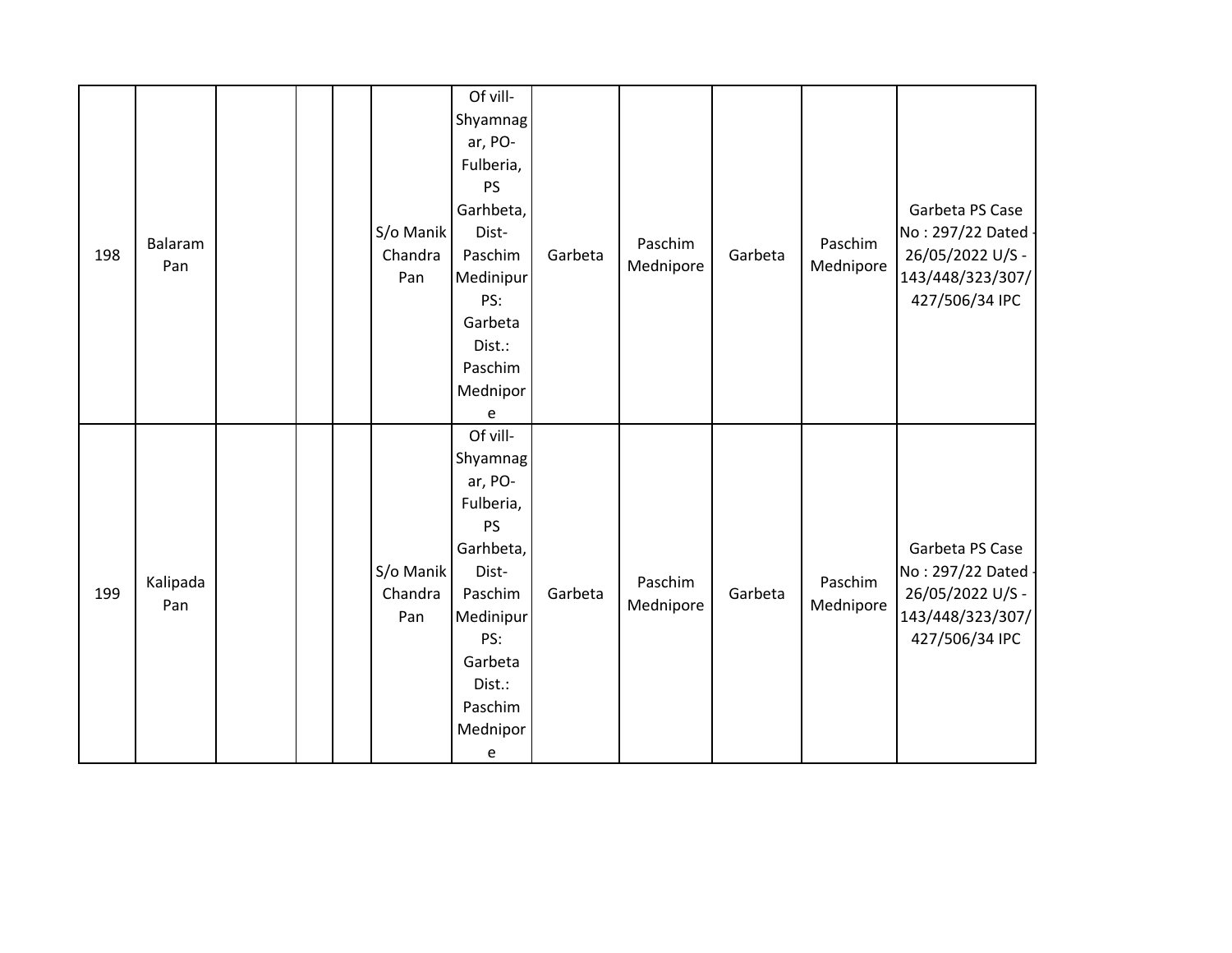| | | | | | | | | | | | |
|---|---|---|---|---|---|---|---|---|---|---|---|
| 198 | Balaram Pan | | | | S/o Manik Chandra Pan | Of vill- Shyamnagar, PO- Fulberia, PS Garhbeta, Dist- Paschim Medinipur PS: Garbeta Dist.: Paschim Mednipore | Garbeta | Paschim Mednipore | Garbeta | Paschim Mednipore | Garbeta PS Case No : 297/22 Dated - 26/05/2022 U/S - 143/448/323/307/427/506/34 IPC |
| 199 | Kalipada Pan | | | | S/o Manik Chandra Pan | Of vill- Shyamnagar, PO- Fulberia, PS Garhbeta, Dist- Paschim Medinipur PS: Garbeta Dist.: Paschim Mednipore | Garbeta | Paschim Mednipore | Garbeta | Paschim Mednipore | Garbeta PS Case No : 297/22 Dated - 26/05/2022 U/S - 143/448/323/307/427/506/34 IPC |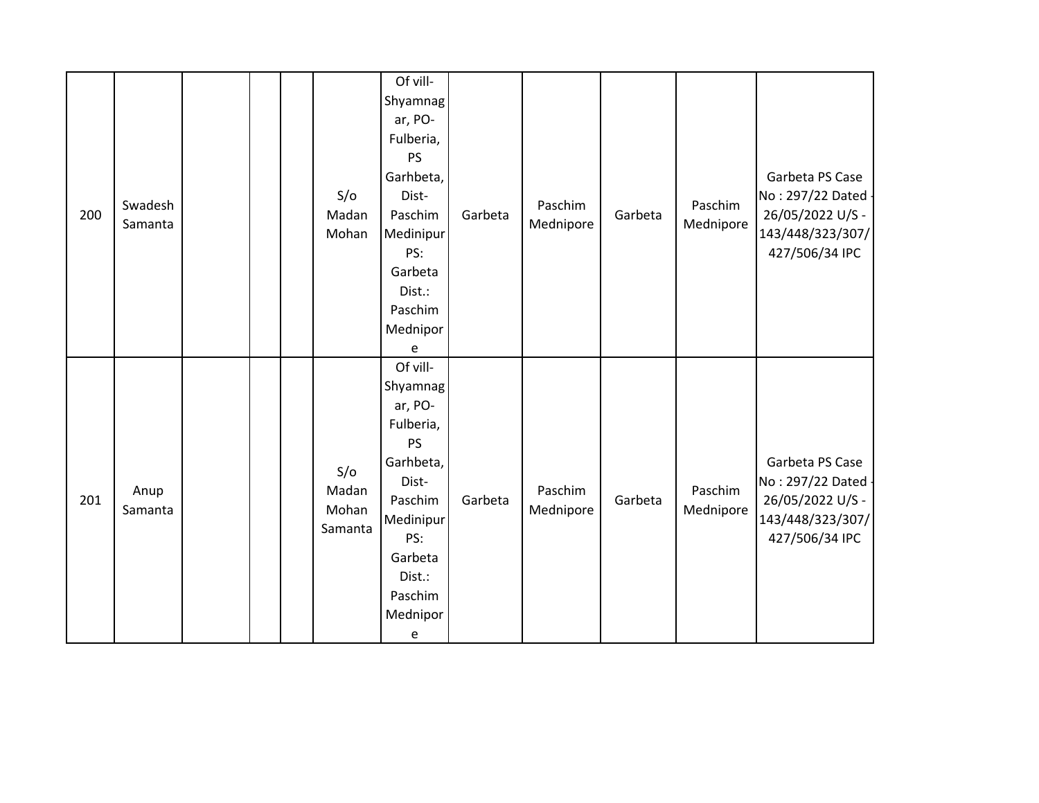| 200 | Swadesh Samanta | | | | S/o Madan Mohan | Of vill-Shyamnagar, PO-Fulberia, PS Garhbeta, Dist-Paschim Medinipur PS: Garbeta Dist.: Paschim Mednipore | Garbeta | Paschim Mednipore | Garbeta | Paschim Mednipore | Garbeta PS Case No : 297/22 Dated - 26/05/2022 U/S - 143/448/323/307/427/506/34 IPC |
|---|---|---|---|---|---|---|---|---|---|---|---|
| 201 | Anup Samanta | | | | S/o Madan Mohan Samanta | Of vill-Shyamnagar, PO-Fulberia, PS Garhbeta, Dist-Paschim Medinipur PS: Garbeta Dist.: Paschim Mednipore | Garbeta | Paschim Mednipore | Garbeta | Paschim Mednipore | Garbeta PS Case No : 297/22 Dated - 26/05/2022 U/S - 143/448/323/307/427/506/34 IPC |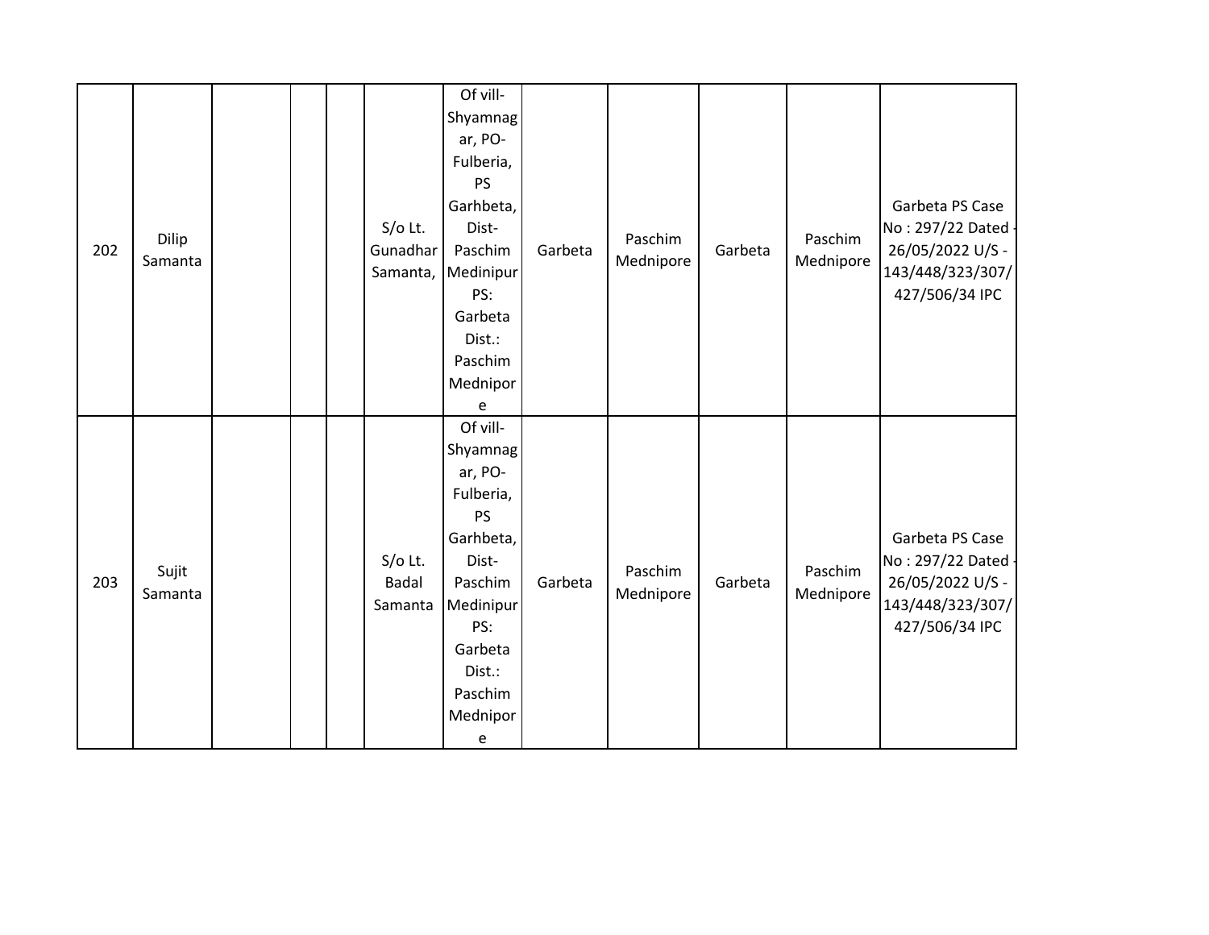| | | | | | | | | | | | |
|---|---|---|---|---|---|---|---|---|---|---|---|
| 202 | Dilip Samanta | | | | S/o Lt. Gunadhar Samanta, | Of vill-Shyamnagar, PO-Fulberia, PS Garhbeta, Dist-Paschim Medinipur PS: Garbeta Dist.: Paschim Mednipore | Garbeta | Paschim Mednipore | Garbeta | Paschim Mednipore | Garbeta PS Case No : 297/22 Dated - 26/05/2022 U/S - 143/448/323/307/427/506/34 IPC |
| 203 | Sujit Samanta | | | | S/o Lt. Badal Samanta | Of vill-Shyamnagar, PO-Fulberia, PS Garhbeta, Dist-Paschim Medinipur PS: Garbeta Dist.: Paschim Mednipore | Garbeta | Paschim Mednipore | Garbeta | Paschim Mednipore | Garbeta PS Case No : 297/22 Dated - 26/05/2022 U/S - 143/448/323/307/427/506/34 IPC |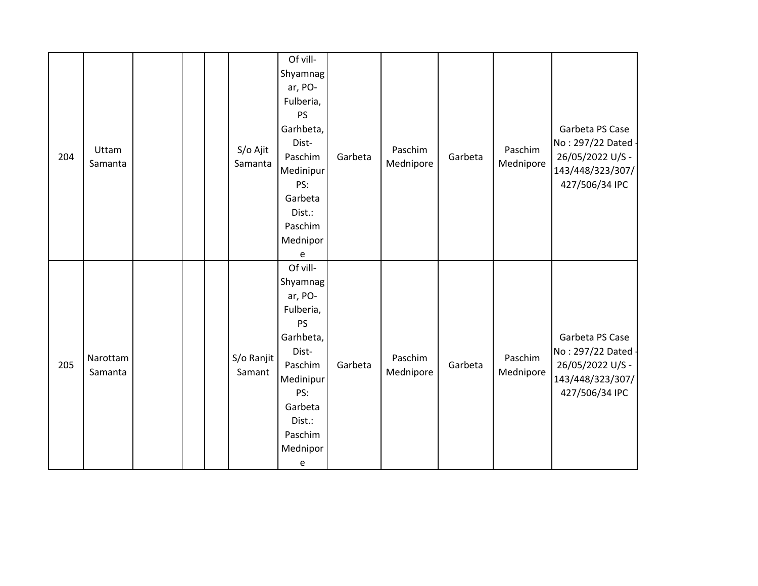| | | | | | | | | | | | |
|---|---|---|---|---|---|---|---|---|---|---|---|
| 204 | Uttam Samanta | | | | S/o Ajit Samanta | Of vill-Shyamnagar, PO-Fulberia, PS Garhbeta, Dist-Paschim Medinipur PS: Garbeta Dist.: Paschim Mednipore | Garbeta | Paschim Mednipore | Garbeta | Paschim Mednipore | Garbeta PS Case No : 297/22 Dated - 26/05/2022 U/S - 143/448/323/307/427/506/34 IPC |
| 205 | Narottam Samanta | | | | S/o Ranjit Samant | Of vill-Shyamnagar, PO-Fulberia, PS Garhbeta, Dist-Paschim Medinipur PS: Garbeta Dist.: Paschim Mednipore | Garbeta | Paschim Mednipore | Garbeta | Paschim Mednipore | Garbeta PS Case No : 297/22 Dated - 26/05/2022 U/S - 143/448/323/307/427/506/34 IPC |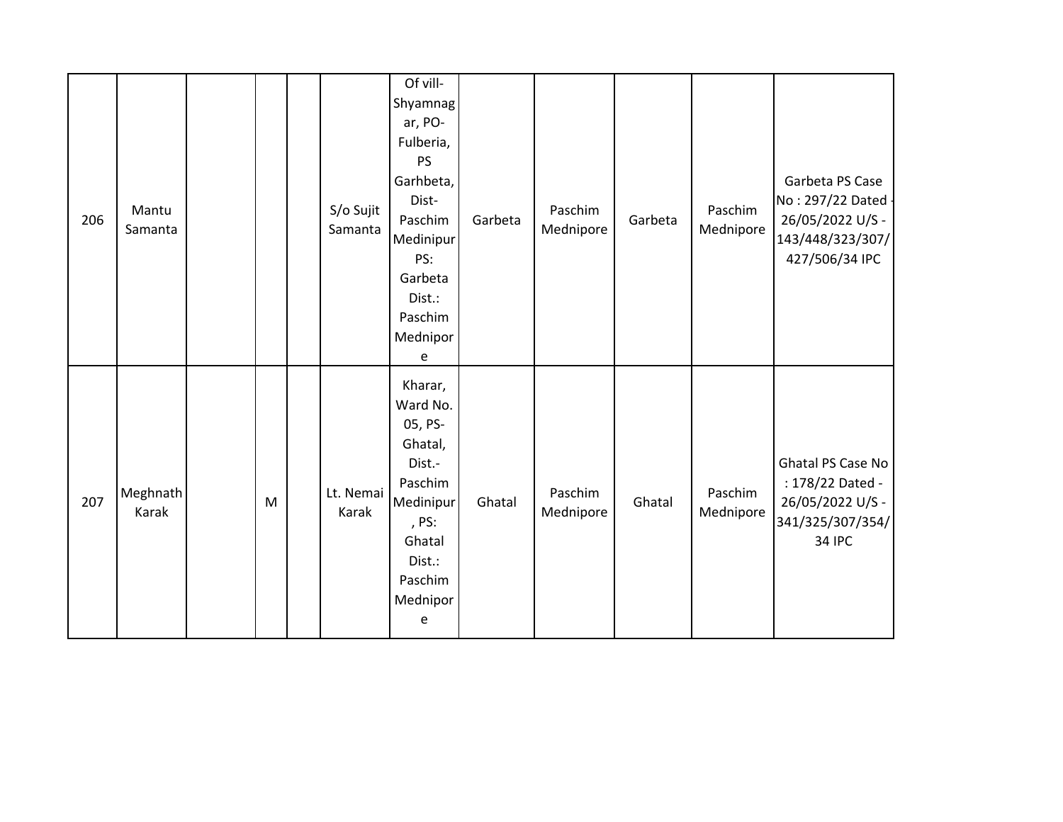| 206 | Mantu Samanta | | | | S/o Sujit Samanta | Of vill-Shyamnagar, PO-Fulberia, PS Garhbeta, Dist-Paschim Medinipur PS: Garbeta Dist.: Paschim Mednipore | Garbeta | Paschim Mednipore | Garbeta | Paschim Mednipore | Garbeta PS Case No : 297/22 Dated - 26/05/2022 U/S - 143/448/323/307/427/506/34 IPC |
|---|---|---|---|---|---|---|---|---|---|---|---|
| 207 | Meghnath Karak | | M | | Lt. Nemai Karak | Kharar, Ward No. 05, PS-Ghatal, Dist.-Paschim Medinipur, PS: Ghatal Dist.: Paschim Mednipore | Ghatal | Paschim Mednipore | Ghatal | Paschim Mednipore | Ghatal PS Case No : 178/22 Dated - 26/05/2022 U/S - 341/325/307/354/34 IPC |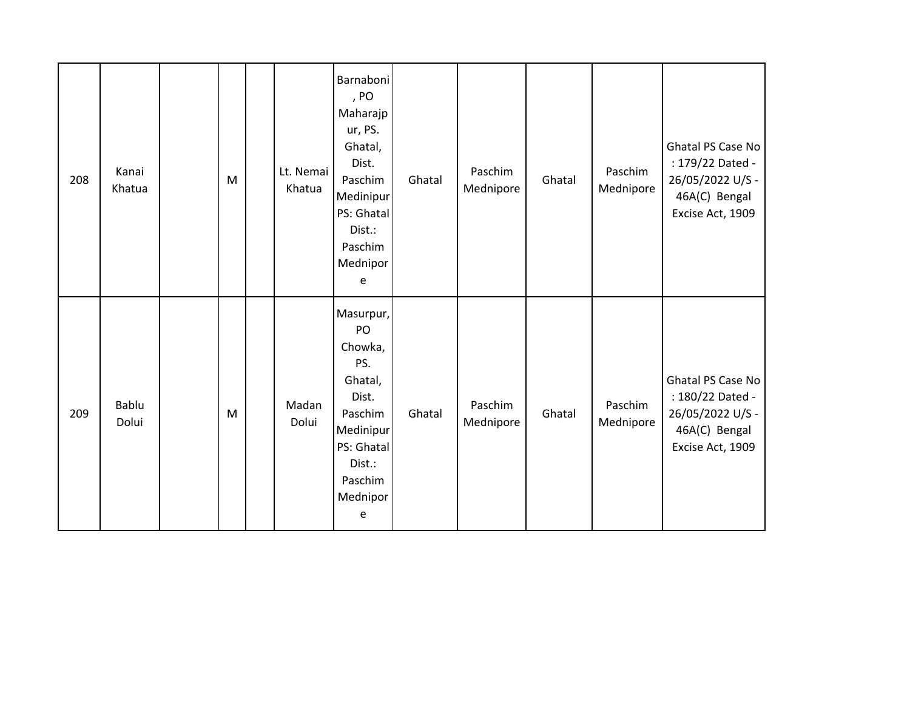| | | | | | | | | | | | |
|---|---|---|---|---|---|---|---|---|---|---|---|
| 208 | Kanai Khatua | | M | | Lt. Nemai Khatua | Barnaboni, PO Maharajpur, PS. Ghatal, Dist. Paschim Medinipur PS: Ghatal Dist.: Paschim Mednipore | Ghatal | Paschim Mednipore | Ghatal | Paschim Mednipore | Ghatal PS Case No : 179/22 Dated - 26/05/2022 U/S - 46A(C) Bengal Excise Act, 1909 |
| 209 | Bablu Dolui | | M | | Madan Dolui | Masurpur, PO Chowka, PS. Ghatal, Dist. Paschim Medinipur PS: Ghatal Dist.: Paschim Mednipore | Ghatal | Paschim Mednipore | Ghatal | Paschim Mednipore | Ghatal PS Case No : 180/22 Dated - 26/05/2022 U/S - 46A(C) Bengal Excise Act, 1909 |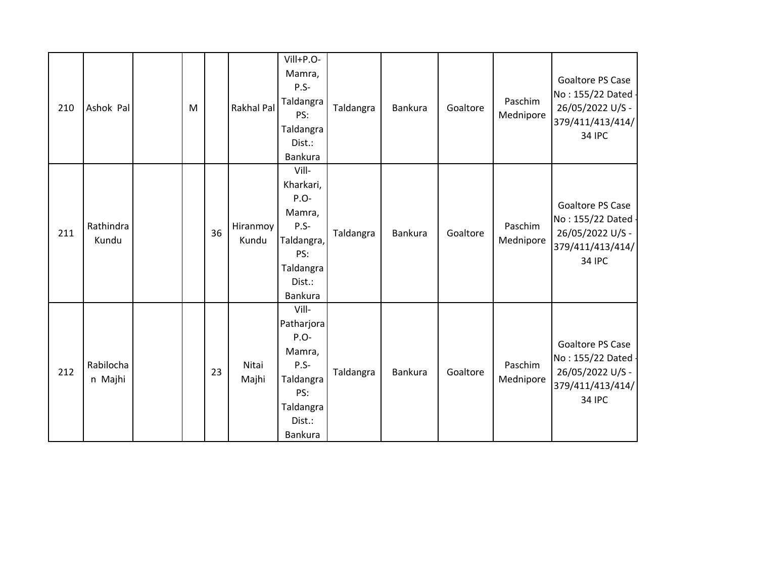| 210 | Ashok Pal | | M | | Rakhal Pal | Vill+P.O-Mamra, P.S-Taldangra PS: Taldangra Dist.: Bankura | Taldangra | Bankura | Goaltore | Paschim Mednipore | Goaltore PS Case No : 155/22 Dated - 26/05/2022 U/S - 379/411/413/414/34 IPC |
|---|---|---|---|---|---|---|---|---|---|---|---|
| 211 | Rathindra Kundu | | | 36 | Hiranmoy Kundu | Vill-Kharkari, P.O-Mamra, P.S-Taldangra, PS: Taldangra Dist.: Bankura | Taldangra | Bankura | Goaltore | Paschim Mednipore | Goaltore PS Case No : 155/22 Dated - 26/05/2022 U/S - 379/411/413/414/34 IPC |
| 212 | Rabilochan Majhi | | | 23 | Nitai Majhi | Vill-Patharjora P.O-Mamra, P.S-Taldangra PS: Taldangra Dist.: Bankura | Taldangra | Bankura | Goaltore | Paschim Mednipore | Goaltore PS Case No : 155/22 Dated - 26/05/2022 U/S - 379/411/413/414/34 IPC |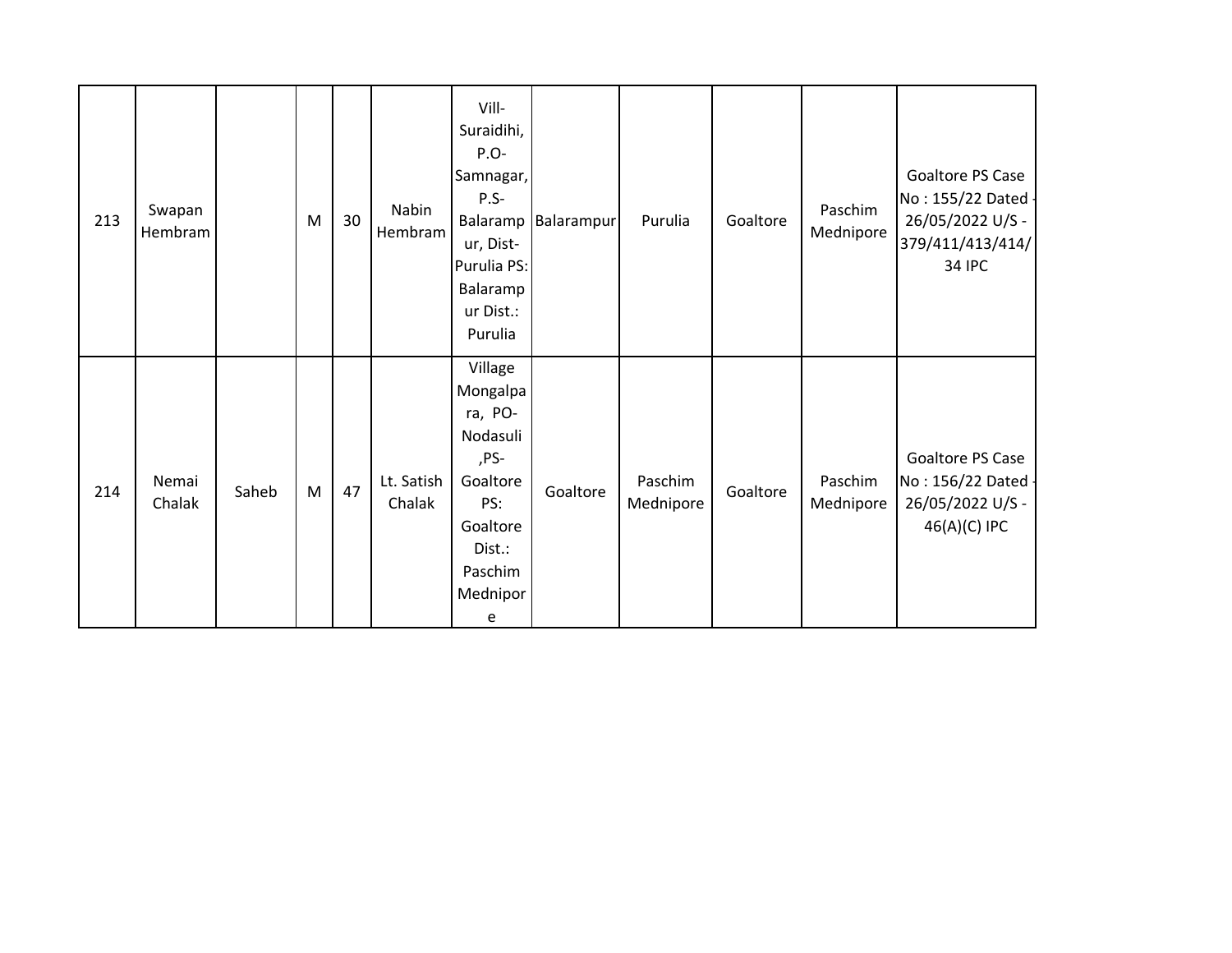| | | | | | | | | | | | |
|---|---|---|---|---|---|---|---|---|---|---|---|
| 213 | Swapan Hembram | | M | 30 | Nabin Hembram | Vill-Suraidihi, P.O-Samnagar, P.S-Balarampur, Dist-Purulia PS: Balarampur Dist.: Purulia | Balarampur | Purulia | Goaltore | Paschim Mednipore | Goaltore PS Case No : 155/22 Dated - 26/05/2022 U/S - 379/411/413/414/34 IPC |
| 214 | Nemai Chalak | Saheb | M | 47 | Lt. Satish Chalak | Village Mongalpara, PO-Nodasuli ,PS-Goaltore PS: Goaltore Dist.: Paschim Mednipore | Goaltore | Paschim Mednipore | Goaltore | Paschim Mednipore | Goaltore PS Case No : 156/22 Dated - 26/05/2022 U/S - 46(A)(C) IPC |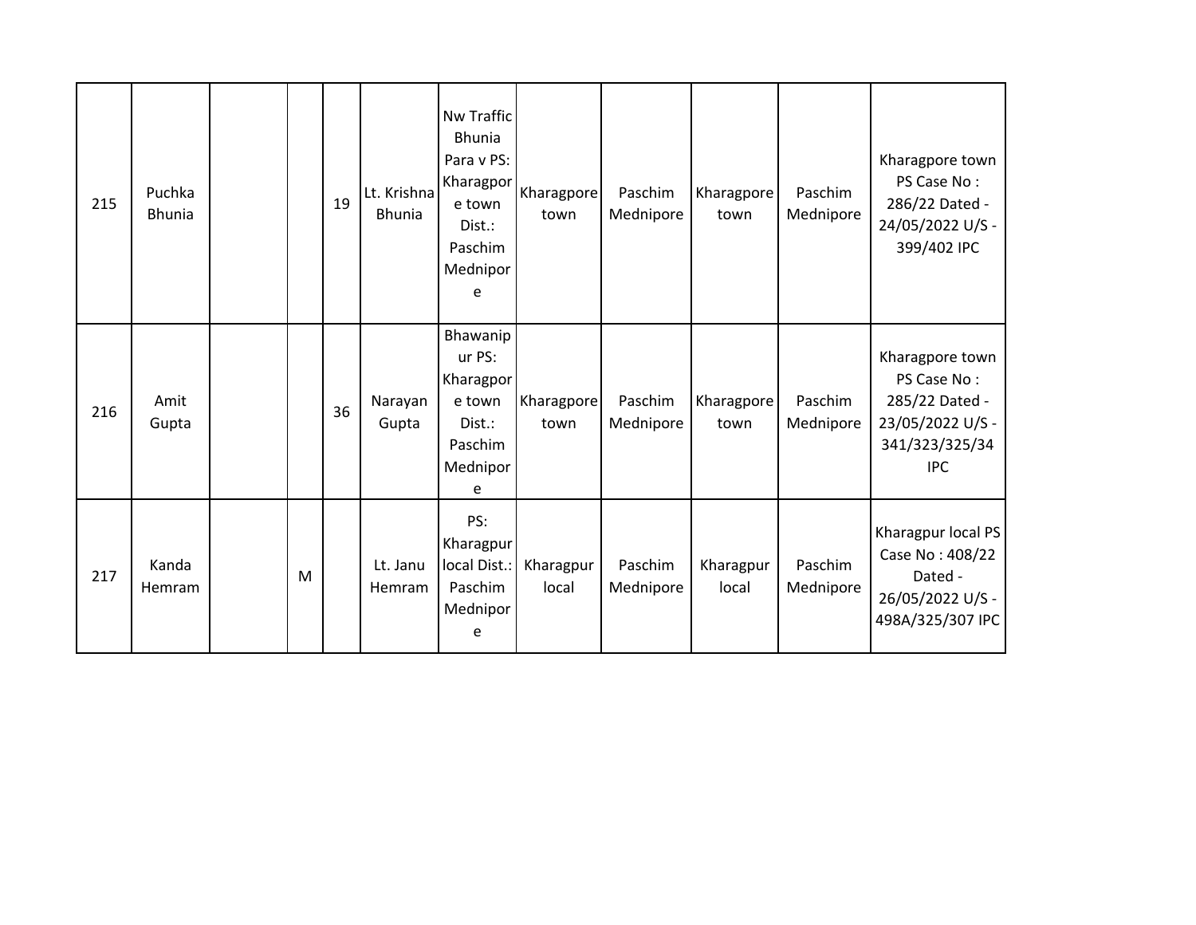| | | | | | | | | | | | |
|---|---|---|---|---|---|---|---|---|---|---|---|
| 215 | Puchka Bhunia | | | 19 | Lt. Krishna Bhunia | Nw Traffic Bhunia Para v PS: Kharagpore town Dist.: Paschim Mednipore | Kharagpore town | Paschim Mednipore | Kharagpore town | Paschim Mednipore | Kharagpore town PS Case No : 286/22 Dated - 24/05/2022 U/S - 399/402 IPC |
| 216 | Amit Gupta | | | 36 | Narayan Gupta | Bhawanipur PS: Kharagpore town Dist.: Paschim Mednipore | Kharagpore town | Paschim Mednipore | Kharagpore town | Paschim Mednipore | Kharagpore town PS Case No : 285/22 Dated - 23/05/2022 U/S - 341/323/325/34 IPC |
| 217 | Kanda Hemram | | M | | Lt. Janu Hemram | PS: Kharagpur local Dist.: Paschim Mednipore | Kharagpur local | Paschim Mednipore | Kharagpur local | Paschim Mednipore | Kharagpur local PS Case No : 408/22 Dated - 26/05/2022 U/S - 498A/325/307 IPC |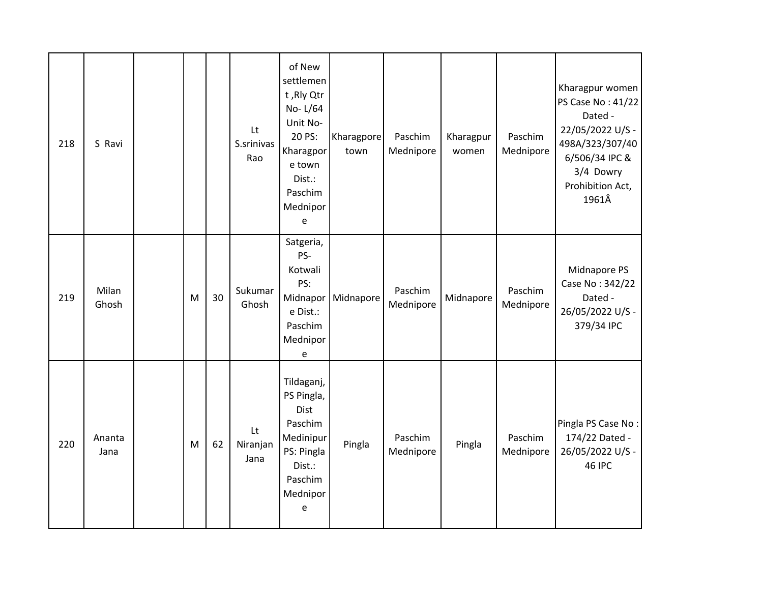| | | | | | | | | | | | |
|---|---|---|---|---|---|---|---|---|---|---|---|
| 218 | S Ravi | | | | Lt S.srinivas Rao | of New settlement ,Rly Qtr No- L/64 Unit No- 20 PS: Kharagpore town Dist.: Paschim Mednipore | Kharagpore town | Paschim Mednipore | Kharagpur women | Paschim Mednipore | Kharagpur women PS Case No : 41/22 Dated - 22/05/2022 U/S - 498A/323/307/406/506/34 IPC & 3/4 Dowry Prohibition Act, 1961Â |
| 219 | Milan Ghosh | | M | 30 | Sukumar Ghosh | Satgeria, PS- Kotwali PS: Midnapore Dist.: Paschim Mednipore | Midnapore | Paschim Mednipore | Midnapore | Paschim Mednipore | Midnapore PS Case No : 342/22 Dated - 26/05/2022 U/S - 379/34 IPC |
| 220 | Ananta Jana | | M | 62 | Lt Niranjan Jana | Tildaganj, PS Pingla, Dist Paschim Medinipur PS: Pingla Dist.: Paschim Mednipore | Pingla | Paschim Mednipore | Pingla | Paschim Mednipore | Pingla PS Case No : 174/22 Dated - 26/05/2022 U/S - 46 IPC |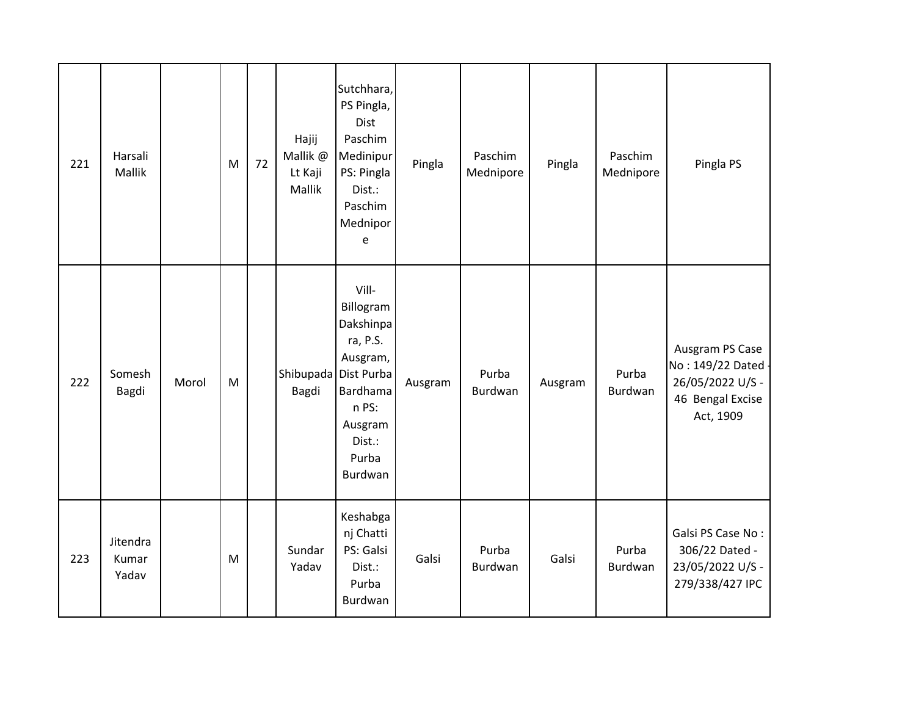| 221 | Harsali Mallik | | M | 72 | Hajij Mallik @ Lt Kaji Mallik | Sutchhara, PS Pingla, Dist Paschim Medinipur PS: Pingla Dist.: Paschim Mednipore | Pingla | Paschim Mednipore | Pingla | Paschim Mednipore | Pingla PS |
|---|---|---|---|---|---|---|---|---|---|---|---|
| 222 | Somesh Bagdi | Morol | M | | Shibupada Bagdi | Vill- Billogram Dakshinpara, P.S. Ausgram, Dist Purba Bardhaman PS: Ausgram Dist.: Purba Burdwan | Ausgram | Purba Burdwan | Ausgram | Purba Burdwan | Ausgram PS Case No : 149/22 Dated - 26/05/2022 U/S - 46 Bengal Excise Act, 1909 |
| 223 | Jitendra Kumar Yadav | | M | | Sundar Yadav | Keshabganj Chatti PS: Galsi Dist.: Purba Burdwan | Galsi | Purba Burdwan | Galsi | Purba Burdwan | Galsi PS Case No : 306/22 Dated - 23/05/2022 U/S - 279/338/427 IPC |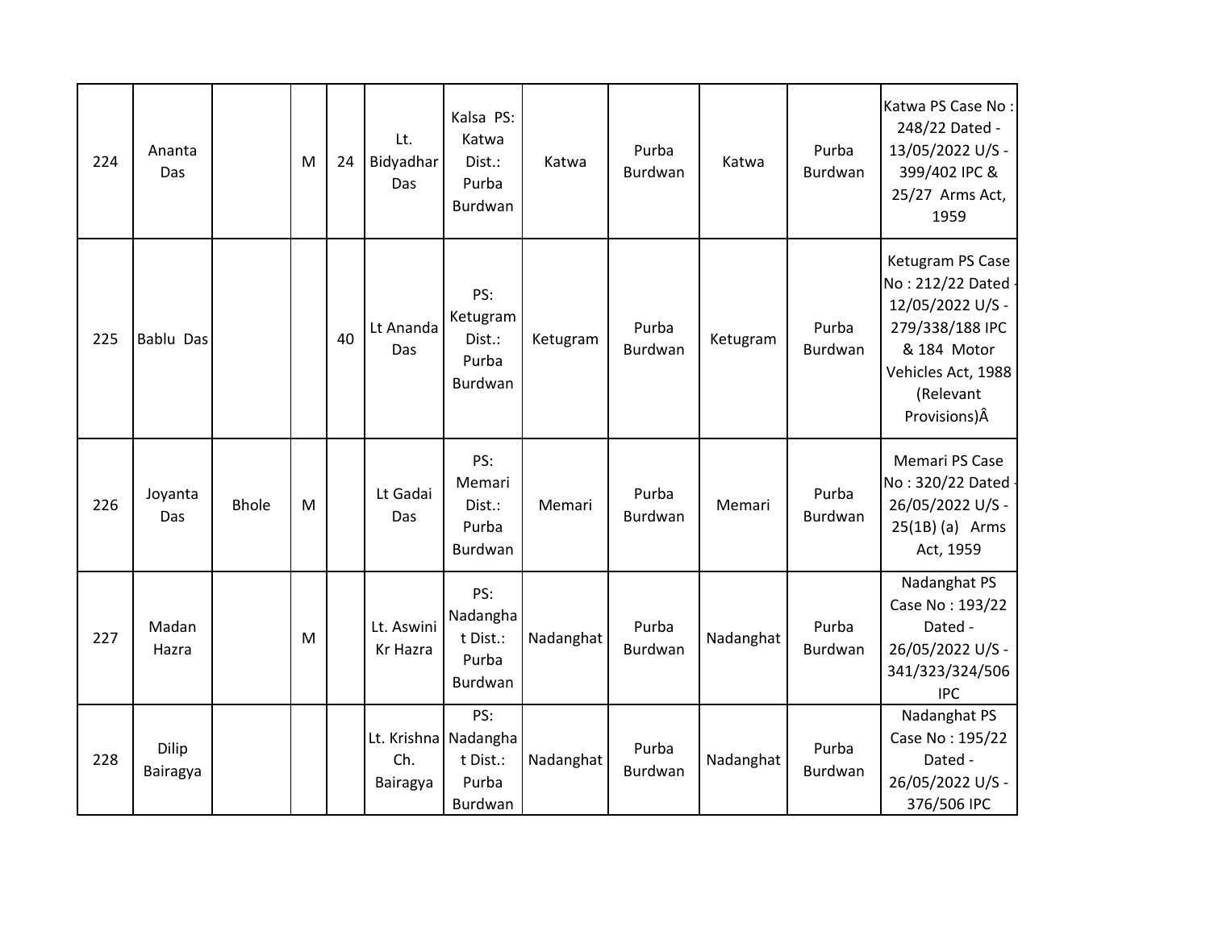| 224 | Ananta Das | | M | 24 | Lt. Bidyadhar Das | Kalsa PS: Katwa Dist.: Purba Burdwan | Katwa | Purba Burdwan | Katwa | Purba Burdwan | Katwa PS Case No : 248/22 Dated - 13/05/2022 U/S - 399/402 IPC & 25/27 Arms Act, 1959 |
|---|---|---|---|---|---|---|---|---|---|---|---|
| 225 | Bablu Das | | | 40 | Lt Ananda Das | PS: Ketugram Dist.: Purba Burdwan | Ketugram | Purba Burdwan | Ketugram | Purba Burdwan | Ketugram PS Case No : 212/22 Dated - 12/05/2022 U/S - 279/338/188 IPC & 184 Motor Vehicles Act, 1988 (Relevant Provisions)Â |
| 226 | Joyanta Das | Bhole | M | | Lt Gadai Das | PS: Memari Dist.: Purba Burdwan | Memari | Purba Burdwan | Memari | Purba Burdwan | Memari PS Case No : 320/22 Dated - 26/05/2022 U/S - 25(1B) (a) Arms Act, 1959 |
| 227 | Madan Hazra | | M | | Lt. Aswini Kr Hazra | PS: Nadanghat Dist.: Purba Burdwan | Nadanghat | Purba Burdwan | Nadanghat | Purba Burdwan | Nadanghat PS Case No : 193/22 Dated - 26/05/2022 U/S - 341/323/324/506 IPC |
| 228 | Dilip Bairagya | | | | Lt. Krishna Ch. Bairagya | PS: Nadanghat Dist.: Purba Burdwan | Nadanghat | Purba Burdwan | Nadanghat | Purba Burdwan | Nadanghat PS Case No : 195/22 Dated - 26/05/2022 U/S - 376/506 IPC |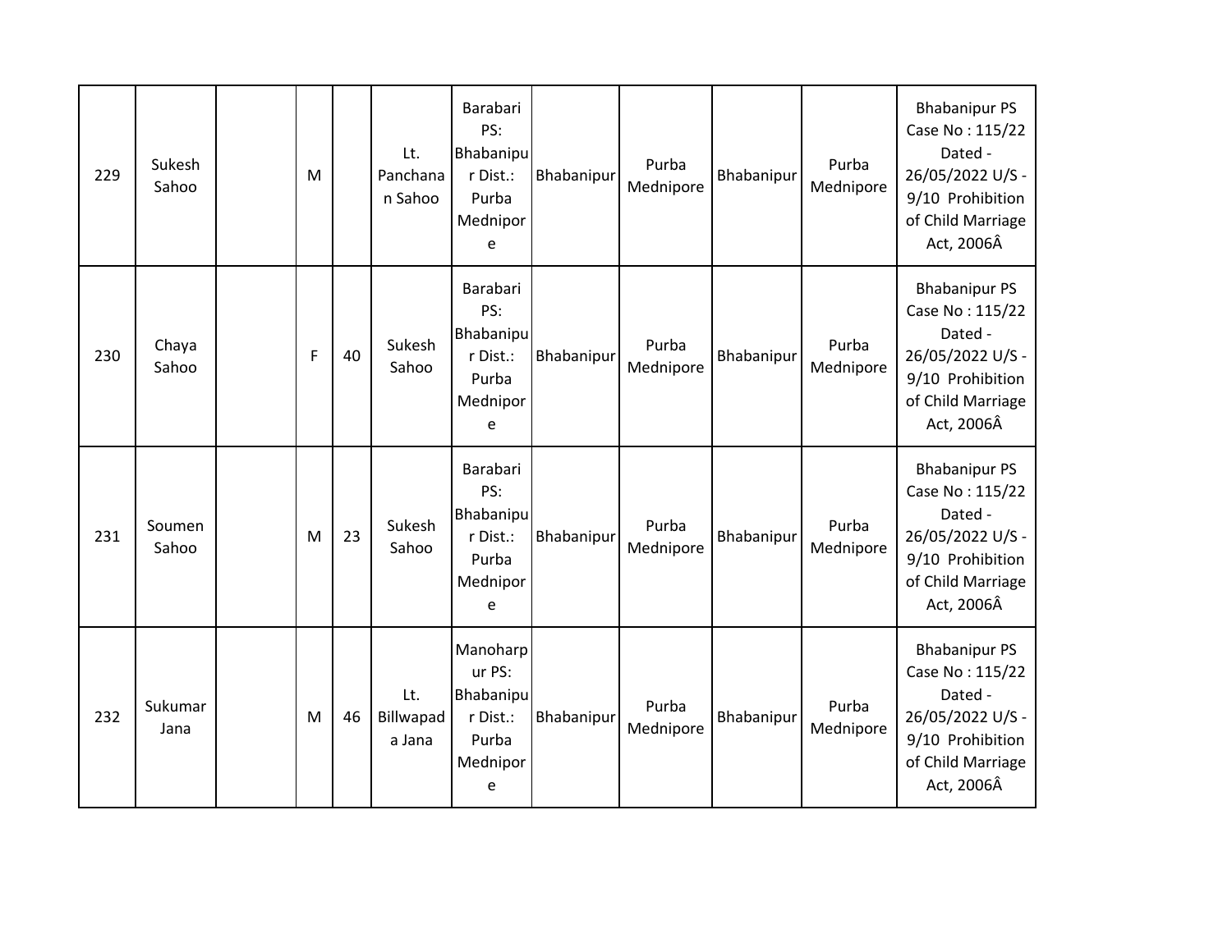| 229 | Sukesh Sahoo | | M | | Lt. Panchanan Sahoo | Barabari PS: Bhabanipur Dist.: Purba Mednipore | Bhabanipur | Purba Mednipore | Bhabanipur | Purba Mednipore | Bhabanipur PS Case No : 115/22 Dated - 26/05/2022 U/S - 9/10 Prohibition of Child Marriage Act, 2006Â |
|---|---|---|---|---|---|---|---|---|---|---|---|
| 230 | Chaya Sahoo | | F | 40 | Sukesh Sahoo | Barabari PS: Bhabanipur Dist.: Purba Mednipore | Bhabanipur | Purba Mednipore | Bhabanipur | Purba Mednipore | Bhabanipur PS Case No : 115/22 Dated - 26/05/2022 U/S - 9/10 Prohibition of Child Marriage Act, 2006Â |
| 231 | Soumen Sahoo | | M | 23 | Sukesh Sahoo | Barabari PS: Bhabanipur Dist.: Purba Mednipore | Bhabanipur | Purba Mednipore | Bhabanipur | Purba Mednipore | Bhabanipur PS Case No : 115/22 Dated - 26/05/2022 U/S - 9/10 Prohibition of Child Marriage Act, 2006Â |
| 232 | Sukumar Jana | | M | 46 | Lt. Billwapada Jana | Manoharpur PS: Bhabanipur Dist.: Purba Mednipore | Bhabanipur | Purba Mednipore | Bhabanipur | Purba Mednipore | Bhabanipur PS Case No : 115/22 Dated - 26/05/2022 U/S - 9/10 Prohibition of Child Marriage Act, 2006Â |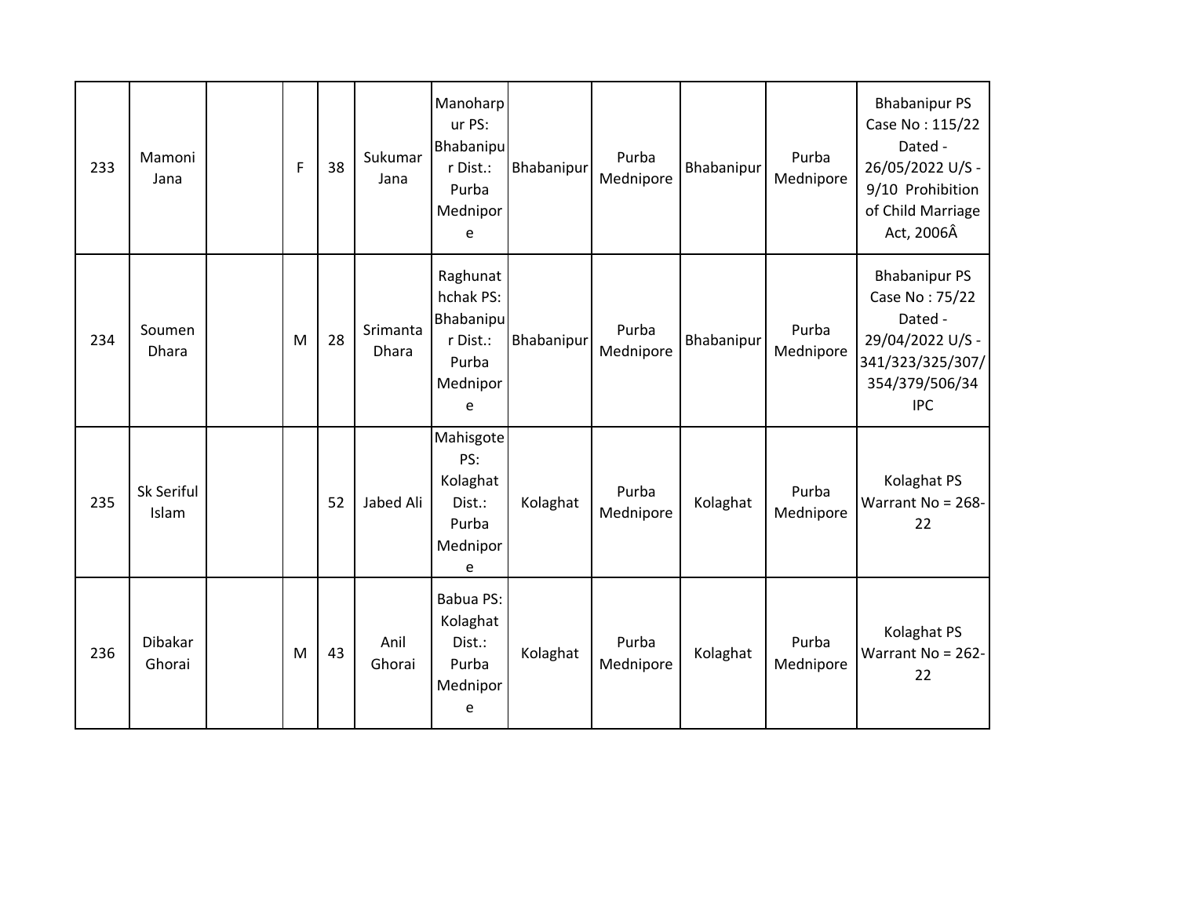| 233 | Mamoni Jana | | F | 38 | Sukumar Jana | Manoharpur PS: Bhabanipur Dist.: Purba Mednipore | Bhabanipur | Purba Mednipore | Bhabanipur | Purba Mednipore | Bhabanipur PS Case No : 115/22 Dated - 26/05/2022 U/S - 9/10 Prohibition of Child Marriage Act, 2006Â |
|---|---|---|---|---|---|---|---|---|---|---|---|
| 234 | Soumen Dhara | | M | 28 | Srimanta Dhara | Raghunathchak PS: Bhabanipur Dist.: Purba Mednipore | Bhabanipur | Purba Mednipore | Bhabanipur | Purba Mednipore | Bhabanipur PS Case No : 75/22 Dated - 29/04/2022 U/S - 341/323/325/307/354/379/506/34 IPC |
| 235 | Sk Seriful Islam | | | 52 | Jabed Ali | Mahisgote PS: Kolaghat Dist.: Purba Mednipore | Kolaghat | Purba Mednipore | Kolaghat | Purba Mednipore | Kolaghat PS Warrant No = 268-22 |
| 236 | Dibakar Ghorai | | M | 43 | Anil Ghorai | Babua PS: Kolaghat Dist.: Purba Mednipore | Kolaghat | Purba Mednipore | Kolaghat | Purba Mednipore | Kolaghat PS Warrant No = 262-22 |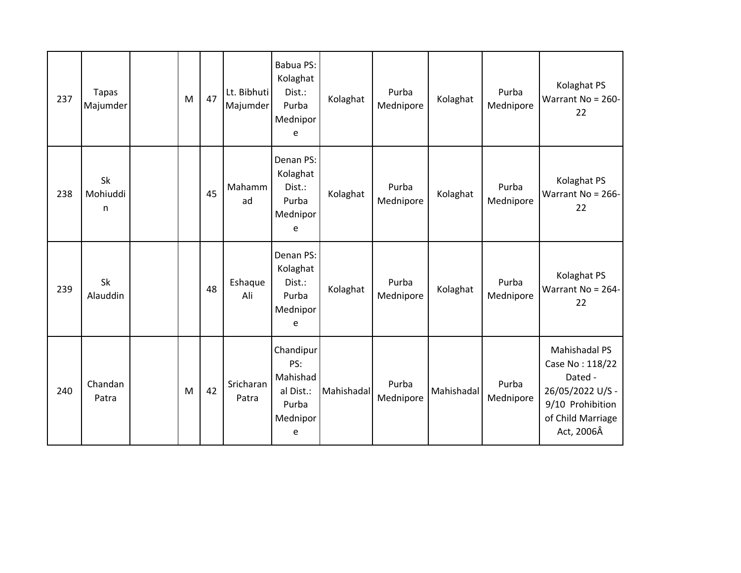| 237 | Tapas Majumder | | M | 47 | Lt. Bibhuti Majumder | Babua PS: Kolaghat Dist.: Purba Mednipore | Kolaghat | Purba Mednipore | Kolaghat | Purba Mednipore | Kolaghat PS Warrant No = 260-22 |
|---|---|---|---|---|---|---|---|---|---|---|---|
| 238 | Sk Mohiuddin | | | 45 | Mahammad | Denan PS: Kolaghat Dist.: Purba Mednipore | Kolaghat | Purba Mednipore | Kolaghat | Purba Mednipore | Kolaghat PS Warrant No = 266-22 |
| 239 | Sk Alauddin | | | 48 | Eshaque Ali | Denan PS: Kolaghat Dist.: Purba Mednipore | Kolaghat | Purba Mednipore | Kolaghat | Purba Mednipore | Kolaghat PS Warrant No = 264-22 |
| 240 | Chandan Patra | | M | 42 | Sricharan Patra | Chandipur PS: Mahishadal Dist.: Purba Mednipore | Mahishadal | Purba Mednipore | Mahishadal | Purba Mednipore | Mahishadal PS Case No : 118/22 Dated - 26/05/2022 U/S - 9/10 Prohibition of Child Marriage Act, 2006Â |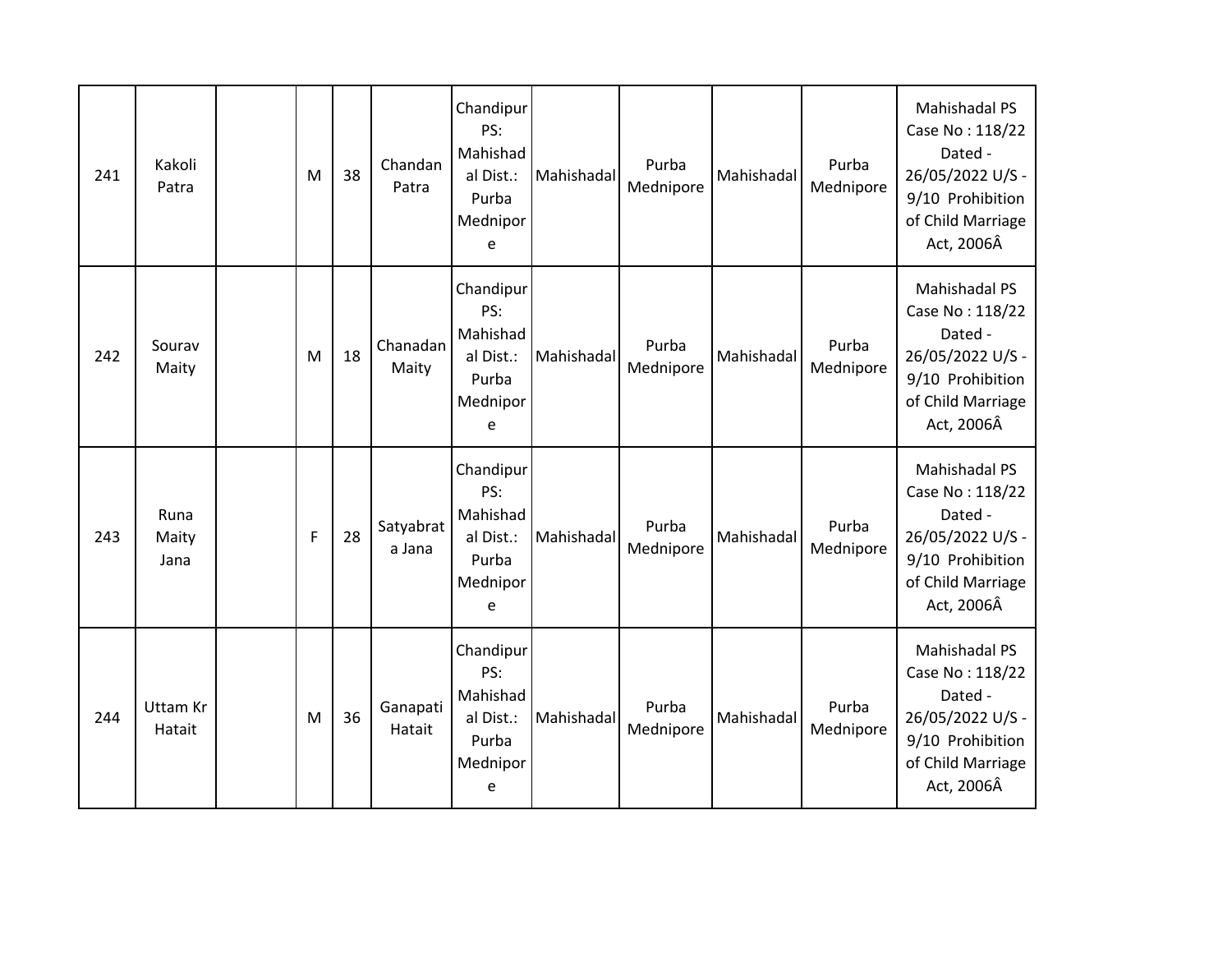| 241 | Kakoli Patra | | M | 38 | Chandan Patra | Chandipur PS: Mahishadal Dist.: Purba Mednipore | Mahishadal | Purba Mednipore | Mahishadal | Purba Mednipore | Mahishadal PS Case No : 118/22 Dated - 26/05/2022 U/S - 9/10 Prohibition of Child Marriage Act, 2006Â |
|---|---|---|---|---|---|---|---|---|---|---|---|
| 242 | Sourav Maity | | M | 18 | Chanadan Maity | Chandipur PS: Mahishadal Dist.: Purba Mednipore | Mahishadal | Purba Mednipore | Mahishadal | Purba Mednipore | Mahishadal PS Case No : 118/22 Dated - 26/05/2022 U/S - 9/10 Prohibition of Child Marriage Act, 2006Â |
| 243 | Runa Maity Jana | | F | 28 | Satyabrata Jana | Chandipur PS: Mahishadal Dist.: Purba Mednipore | Mahishadal | Purba Mednipore | Mahishadal | Purba Mednipore | Mahishadal PS Case No : 118/22 Dated - 26/05/2022 U/S - 9/10 Prohibition of Child Marriage Act, 2006Â |
| 244 | Uttam Kr Hatait | | M | 36 | Ganapati Hatait | Chandipur PS: Mahishadal Dist.: Purba Mednipore | Mahishadal | Purba Mednipore | Mahishadal | Purba Mednipore | Mahishadal PS Case No : 118/22 Dated - 26/05/2022 U/S - 9/10 Prohibition of Child Marriage Act, 2006Â |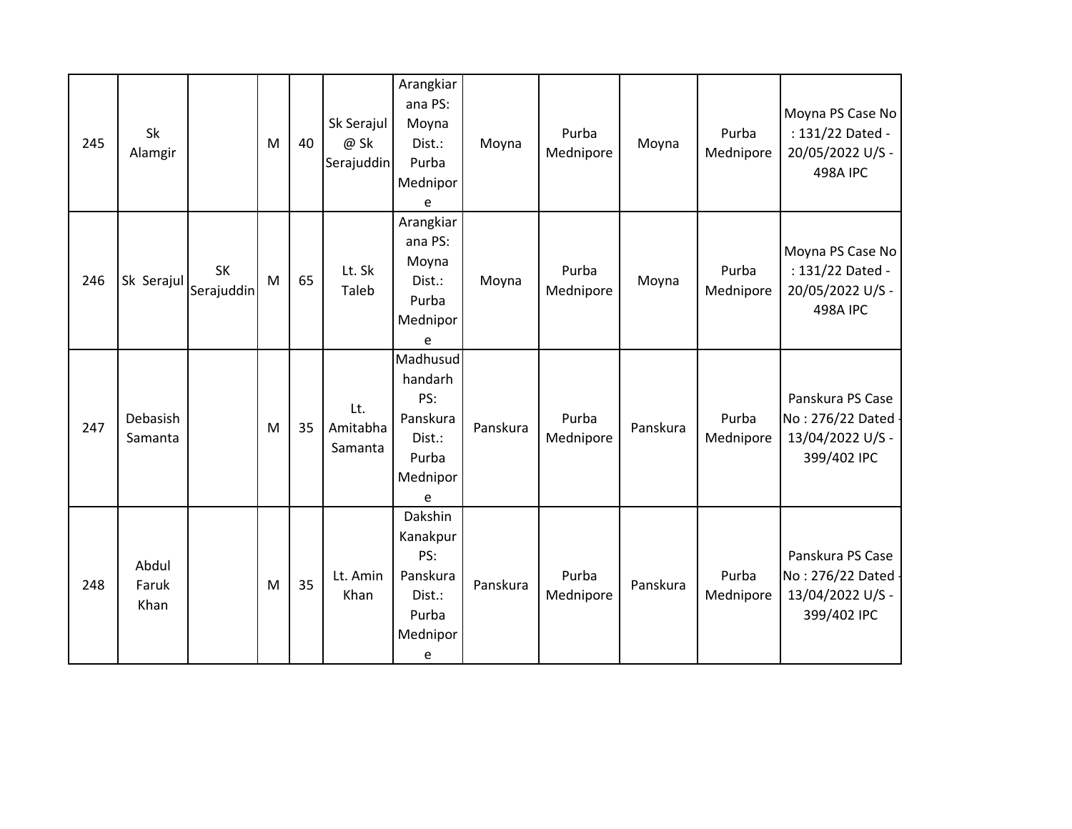| 245 | Sk Alamgir | | M | 40 | Sk Serajul @ Sk Serajuddin | Arangkiarana PS: Moyna Dist.: Purba Mednipore | Moyna | Purba Mednipore | Moyna | Purba Mednipore | Moyna PS Case No : 131/22 Dated - 20/05/2022 U/S - 498A IPC |
|---|---|---|---|---|---|---|---|---|---|---|---|
| 246 | Sk Serajul | SK Serajuddin | M | 65 | Lt. Sk Taleb | Arangkiarana PS: Moyna Dist.: Purba Mednipore | Moyna | Purba Mednipore | Moyna | Purba Mednipore | Moyna PS Case No : 131/22 Dated - 20/05/2022 U/S - 498A IPC |
| 247 | Debasish Samanta | | M | 35 | Lt. Amitabha Samanta | Madhusudhandarh PS: Panskura Dist.: Purba Mednipore | Panskura | Purba Mednipore | Panskura | Purba Mednipore | Panskura PS Case No : 276/22 Dated - 13/04/2022 U/S - 399/402 IPC |
| 248 | Abdul Faruk Khan | | M | 35 | Lt. Amin Khan | Dakshin Kanakpur PS: Panskura Dist.: Purba Mednipore | Panskura | Purba Mednipore | Panskura | Purba Mednipore | Panskura PS Case No : 276/22 Dated - 13/04/2022 U/S - 399/402 IPC |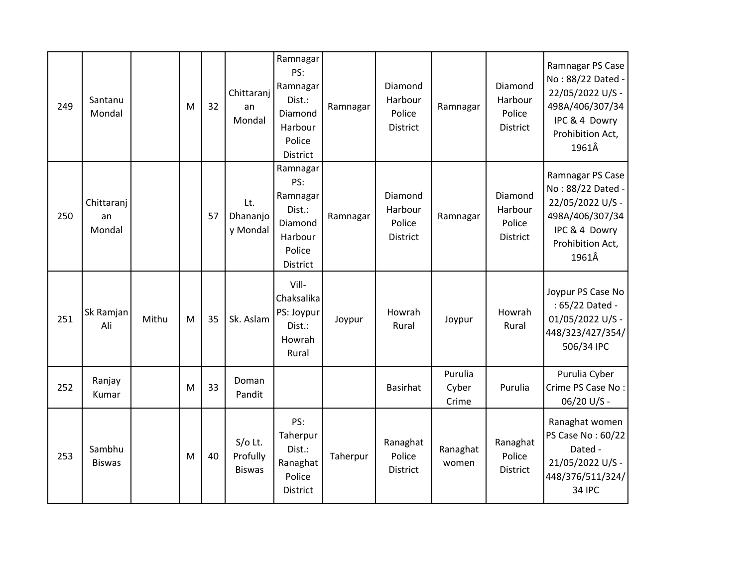| 249 | Santanu Mondal | | M | 32 | Chittaranjan Mondal | Ramnagar PS: Ramnagar Dist.: Diamond Harbour Police District | Ramnagar | Diamond Harbour Police District | Ramnagar | Diamond Harbour Police District | Ramnagar PS Case No : 88/22 Dated - 22/05/2022 U/S - 498A/406/307/34 IPC & 4 Dowry Prohibition Act, 1961Â |
|---|---|---|---|---|---|---|---|---|---|---|---|
| 250 | Chittaranjan Mondal | | | 57 | Lt. Dhananjoy Mondal | Ramnagar PS: Ramnagar Dist.: Diamond Harbour Police District | Ramnagar | Diamond Harbour Police District | Ramnagar | Diamond Harbour Police District | Ramnagar PS Case No : 88/22 Dated - 22/05/2022 U/S - 498A/406/307/34 IPC & 4 Dowry Prohibition Act, 1961Â |
| 251 | Sk Ramjan Ali | Mithu | M | 35 | Sk. Aslam | Vill- Chaksalika PS: Joypur Dist.: Howrah Rural | Joypur | Howrah Rural | Joypur | Howrah Rural | Joypur PS Case No : 65/22 Dated - 01/05/2022 U/S - 448/323/427/354/506/34 IPC |
| 252 | Ranjay Kumar | | M | 33 | Doman Pandit | | | Basirhat | Purulia Cyber Crime | Purulia | Purulia Cyber Crime PS Case No : 06/20 U/S - |
| 253 | Sambhu Biswas | | M | 40 | S/o Lt. Profully Biswas | PS: Taherpur Dist.: Ranaghat Police District | Taherpur | Ranaghat Police District | Ranaghat women | Ranaghat Police District | Ranaghat women PS Case No : 60/22 Dated - 21/05/2022 U/S - 448/376/511/324/34 IPC |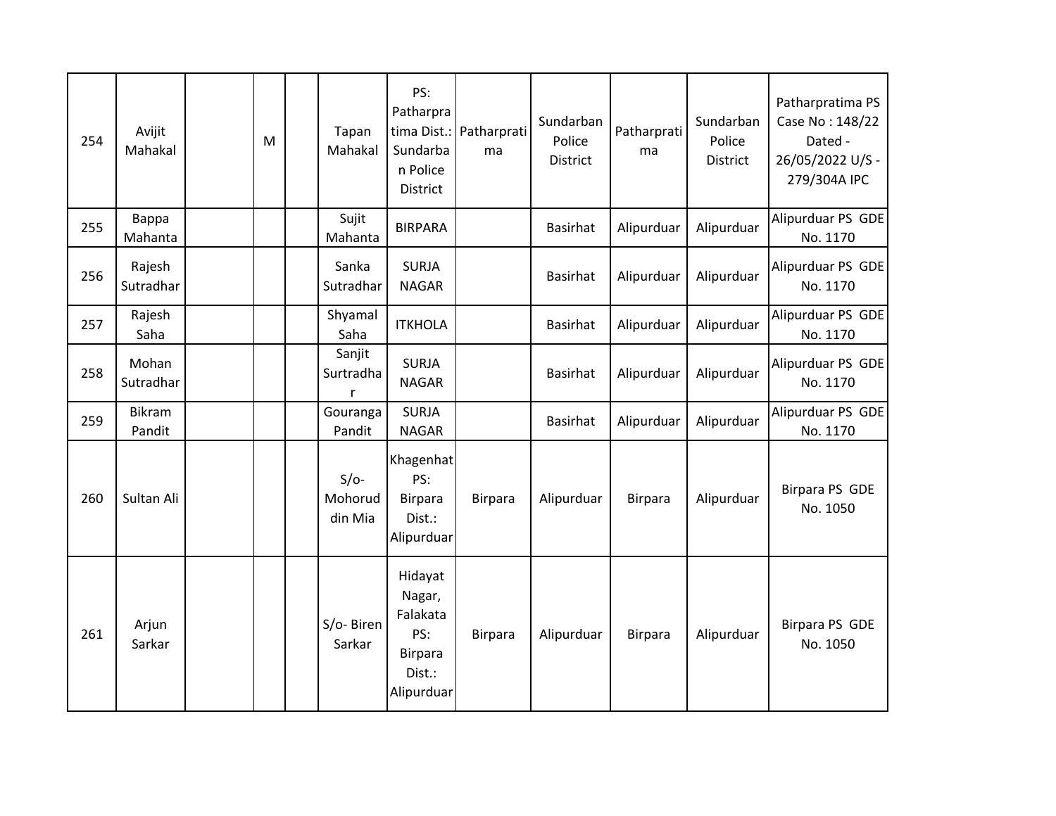| | | | | | | | | | | | |
|---|---|---|---|---|---|---|---|---|---|---|---|
| 254 | Avijit Mahakal | | M | | Tapan Mahakal | PS: Patharpratima Dist.: Sundarban Police District | Patharpratima | Sundarban Police District | Patharpratima | Sundarban Police District | Patharpratima PS Case No : 148/22 Dated - 26/05/2022 U/S - 279/304A IPC |
| 255 | Bappa Mahanta | | | | Sujit Mahanta | BIRPARA | | Basirhat | Alipurduar | Alipurduar | Alipurduar PS GDE No. 1170 |
| 256 | Rajesh Sutradhar | | | | Sanka Sutradhar | SURJA NAGAR | | Basirhat | Alipurduar | Alipurduar | Alipurduar PS GDE No. 1170 |
| 257 | Rajesh Saha | | | | Shyamal Saha | ITKHOLA | | Basirhat | Alipurduar | Alipurduar | Alipurduar PS GDE No. 1170 |
| 258 | Mohan Sutradhar | | | | Sanjit Surtradhar | SURJA NAGAR | | Basirhat | Alipurduar | Alipurduar | Alipurduar PS GDE No. 1170 |
| 259 | Bikram Pandit | | | | Gouranga Pandit | SURJA NAGAR | | Basirhat | Alipurduar | Alipurduar | Alipurduar PS GDE No. 1170 |
| 260 | Sultan Ali | | | | S/o- Mohorud din Mia | Khagenhat PS: Birpara Dist.: Alipurduar | Birpara | Alipurduar | Birpara | Alipurduar | Birpara PS GDE No. 1050 |
| 261 | Arjun Sarkar | | | | S/o- Biren Sarkar | Hidayat Nagar, Falakata PS: Birpara Dist.: Alipurduar | Birpara | Alipurduar | Birpara | Alipurduar | Birpara PS GDE No. 1050 |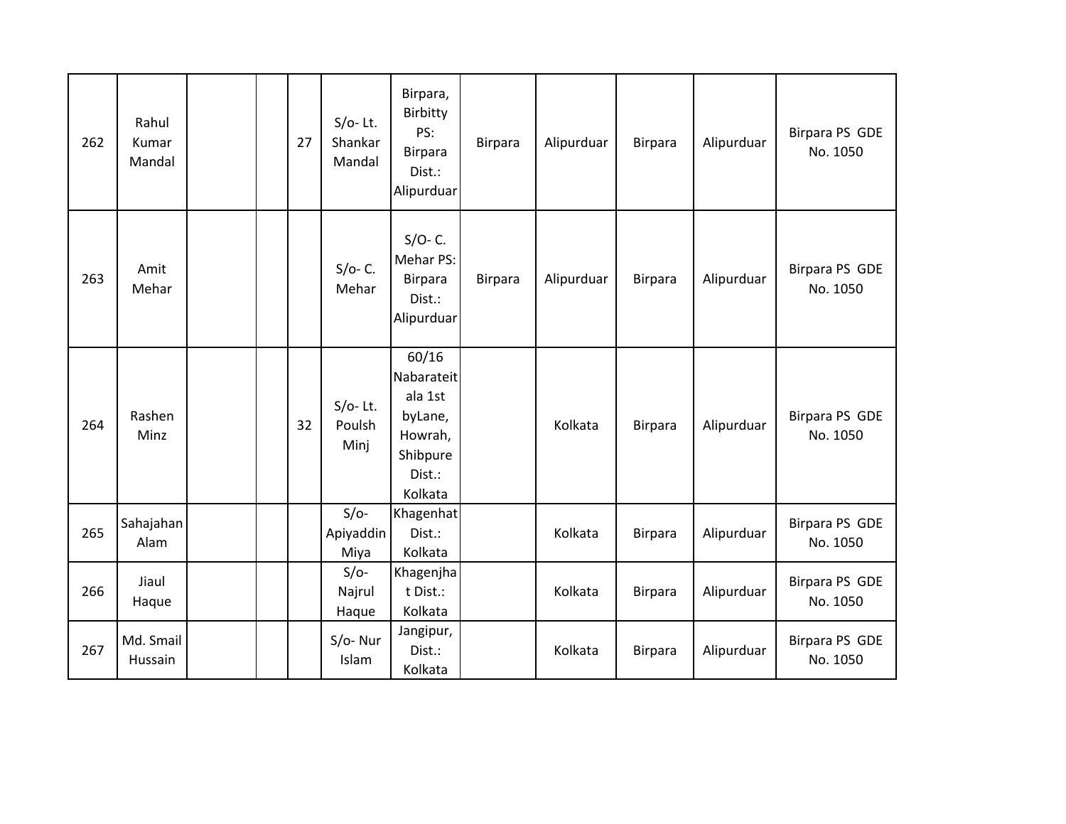| 262 | Rahul Kumar Mandal | | | 27 | S/o- Lt. Shankar Mandal | Birpara, Birbitty PS: Birpara Dist.: Alipurduar | Birpara | Alipurduar | Birpara | Alipurduar | Birpara PS GDE No. 1050 |
|---|---|---|---|---|---|---|---|---|---|---|---|
| 263 | Amit Mehar | | | | S/o- C. Mehar | S/O- C. Mehar PS: Birpara Dist.: Alipurduar | Birpara | Alipurduar | Birpara | Alipurduar | Birpara PS GDE No. 1050 |
| 264 | Rashen Minz | | | 32 | S/o- Lt. Poulsh Minj | 60/16 Nabarateitala 1st byLane, Howrah, Shibpure Dist.: Kolkata | | Kolkata | Birpara | Alipurduar | Birpara PS GDE No. 1050 |
| 265 | Sahajahan Alam | | | | S/o- Apiyaddin Miya | Khagenhat Dist.: Kolkata | | Kolkata | Birpara | Alipurduar | Birpara PS GDE No. 1050 |
| 266 | Jiaul Haque | | | | S/o- Najrul Haque | Khagenjhat Dist.: Kolkata | | Kolkata | Birpara | Alipurduar | Birpara PS GDE No. 1050 |
| 267 | Md. Smail Hussain | | | | S/o- Nur Islam | Jangipur, Dist.: Kolkata | | Kolkata | Birpara | Alipurduar | Birpara PS GDE No. 1050 |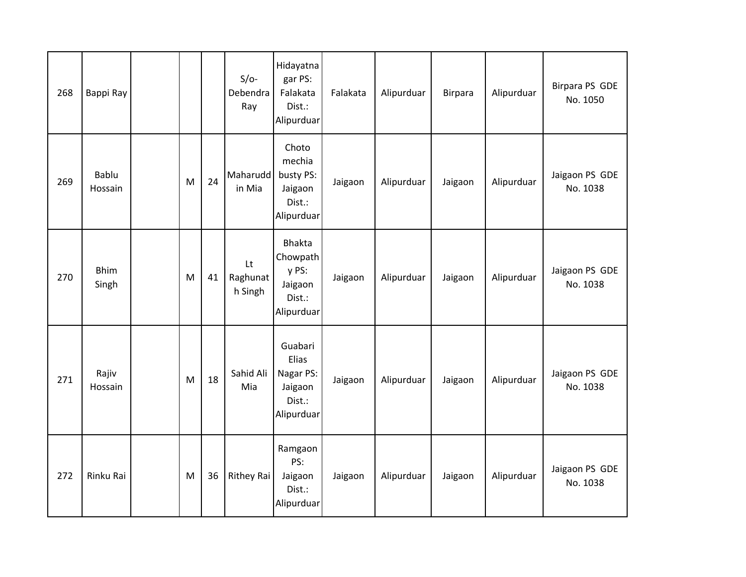| | | | | | | | | | | | |
|---|---|---|---|---|---|---|---|---|---|---|---|
| 268 | Bappi Ray | | | | S/o- Debendra Ray | Hidayatnagar PS: Falakata Dist.: Alipurduar | Falakata | Alipurduar | Birpara | Alipurduar | Birpara PS GDE No. 1050 |
| 269 | Bablu Hossain | | M | 24 | Maharuddin Mia | Choto mechia busty PS: Jaigaon Dist.: Alipurduar | Jaigaon | Alipurduar | Jaigaon | Alipurduar | Jaigaon PS GDE No. 1038 |
| 270 | Bhim Singh | | M | 41 | Lt Raghunath Singh | Bhakta Chowpathy PS: Jaigaon Dist.: Alipurduar | Jaigaon | Alipurduar | Jaigaon | Alipurduar | Jaigaon PS GDE No. 1038 |
| 271 | Rajiv Hossain | | M | 18 | Sahid Ali Mia | Guabari Elias Nagar PS: Jaigaon Dist.: Alipurduar | Jaigaon | Alipurduar | Jaigaon | Alipurduar | Jaigaon PS GDE No. 1038 |
| 272 | Rinku Rai | | M | 36 | Rithey Rai | Ramgaon PS: Jaigaon Dist.: Alipurduar | Jaigaon | Alipurduar | Jaigaon | Alipurduar | Jaigaon PS GDE No. 1038 |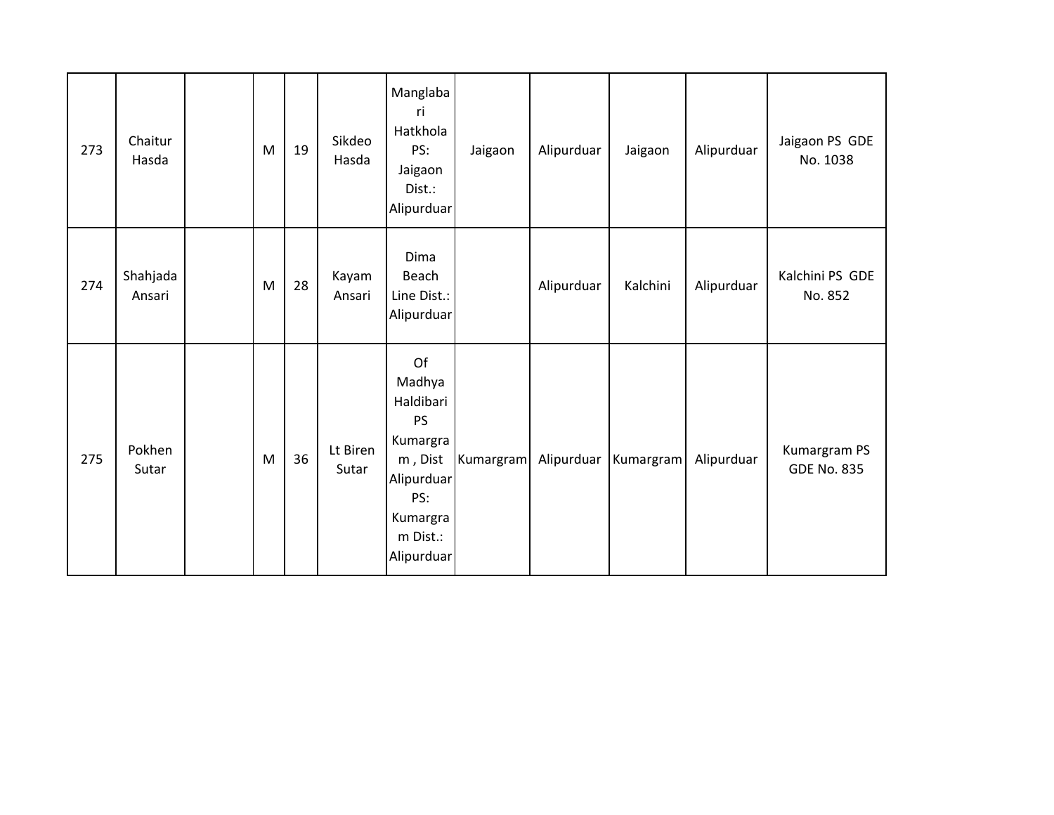| | | | | | | | | | | | |
|---|---|---|---|---|---|---|---|---|---|---|---|
| 273 | Chaitur Hasda | | M | 19 | Sikdeo Hasda | Manglabari Hatkhola PS: Jaigaon Dist.: Alipurduar | Jaigaon | Alipurduar | Jaigaon | Alipurduar | Jaigaon PS GDE No. 1038 |
| 274 | Shahjada Ansari | | M | 28 | Kayam Ansari | Dima Beach Line Dist.: Alipurduar | | Alipurduar | Kalchini | Alipurduar | Kalchini PS GDE No. 852 |
| 275 | Pokhen Sutar | | M | 36 | Lt Biren Sutar | Of Madhya Haldibari PS Kumargram , Dist Alipurduar PS: Kumargram Dist.: Alipurduar | Kumargram | Alipurduar | Kumargram | Alipurduar | Kumargram PS GDE No. 835 |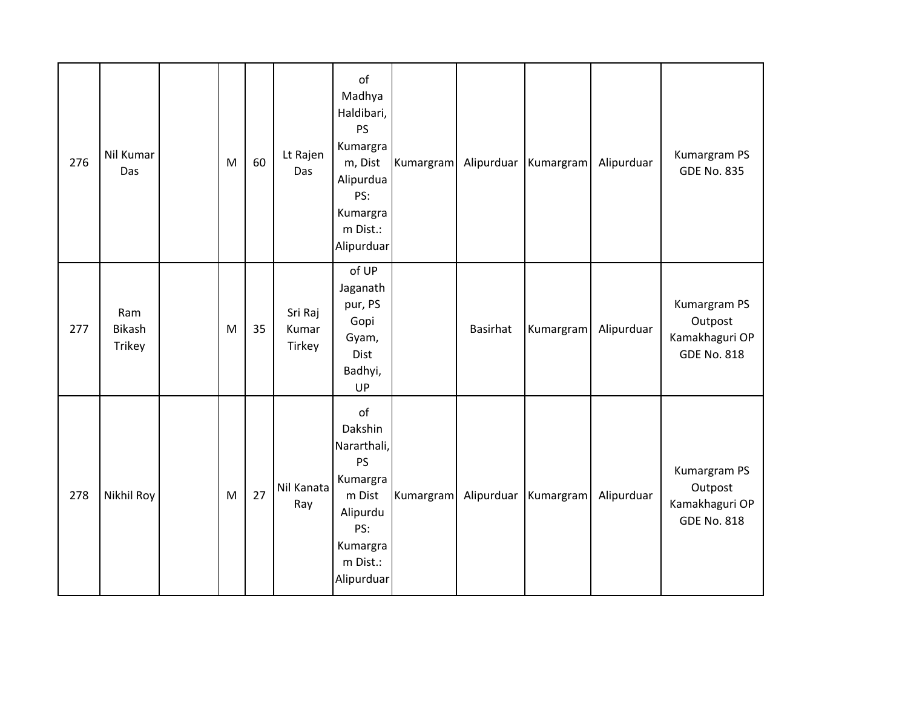| | | | | | | | | | | | |
|---|---|---|---|---|---|---|---|---|---|---|---|
| 276 | Nil Kumar Das | | M | 60 | Lt Rajen Das | of Madhya Haldibari, PS Kumargram, Dist Alipurdua PS: Kumargram Dist.: Alipurduar | Kumargram | Alipurduar | Kumargram | Alipurduar | Kumargram PS GDE No. 835 |
| 277 | Ram Bikash Trikey | | M | 35 | Sri Raj Kumar Tirkey | of UP Jaganath pur, PS Gopi Gyam, Dist Badhyi, UP | | Basirhat | Kumargram | Alipurduar | Kumargram PS Outpost Kamakhaguri OP GDE No. 818 |
| 278 | Nikhil Roy | | M | 27 | Nil Kanata Ray | of Dakshin Nararthali, PS Kumargram Dist Alipurdu PS: Kumargram Dist.: Alipurduar | Kumargram | Alipurduar | Kumargram | Alipurduar | Kumargram PS Outpost Kamakhaguri OP GDE No. 818 |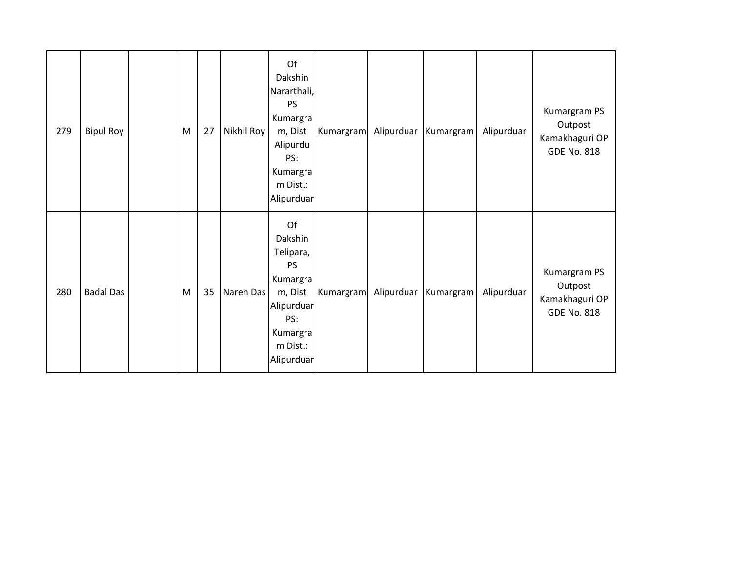| 279 | Bipul Roy | | M | 27 | Nikhil Roy | Of Dakshin Nararthali, PS Kumargram, Dist Alipurdu PS: Kumargram Dist.: Alipurduar | Kumargram | Alipurduar | Kumargram | Alipurduar | Kumargram PS Outpost Kamakhaguri OP GDE No. 818 |
|---|---|---|---|---|---|---|---|---|---|---|---|
| 280 | Badal Das | | M | 35 | Naren Das | Of Dakshin Telipara, PS Kumargram, Dist Alipurduar PS: Kumargram Dist.: Alipurduar | Kumargram | Alipurduar | Kumargram | Alipurduar | Kumargram PS Outpost Kamakhaguri OP GDE No. 818 |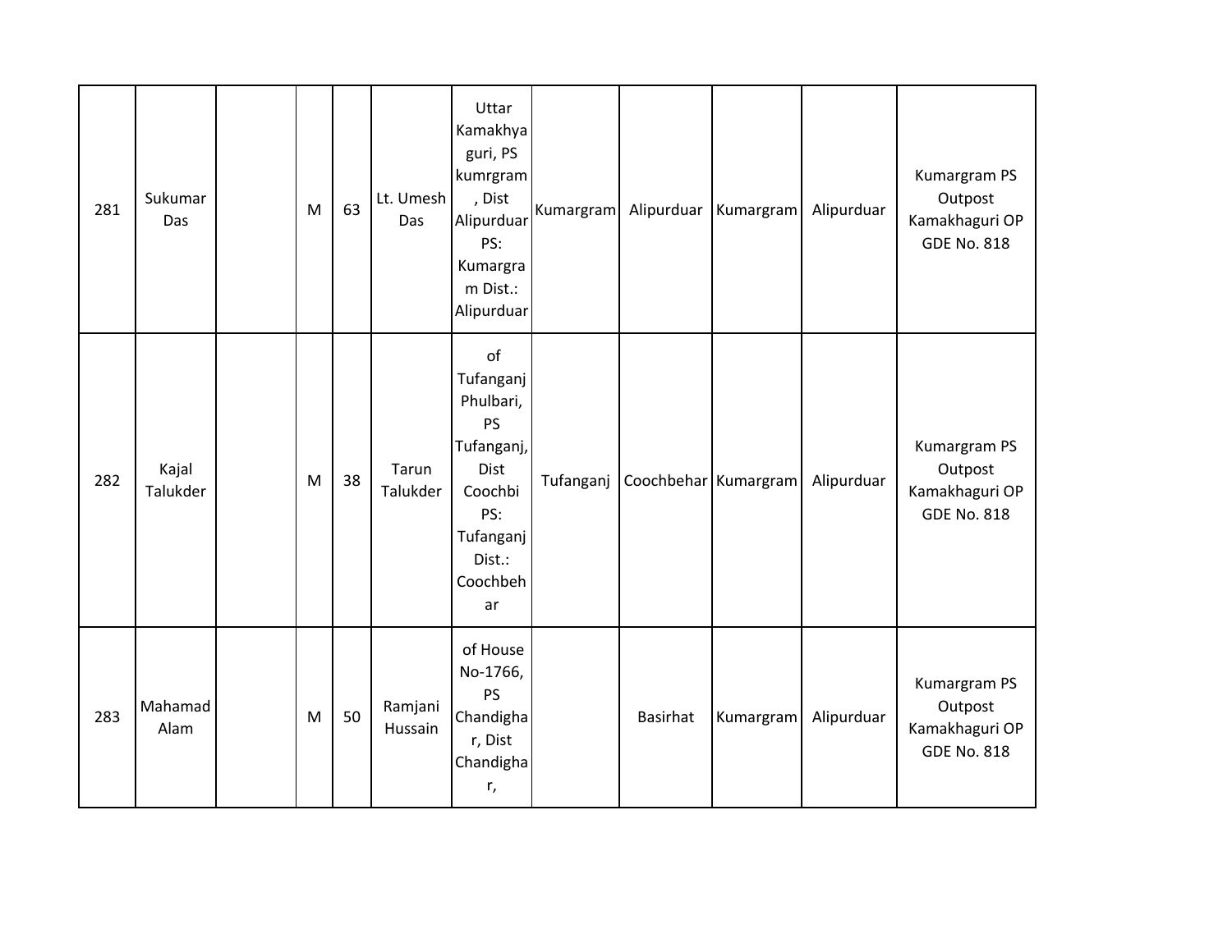| | | | | | | | | | | | |
|---|---|---|---|---|---|---|---|---|---|---|---|
| 281 | Sukumar Das | | M | 63 | Lt. Umesh Das | Uttar Kamakhya guri, PS kumrgram , Dist Alipurduar PS: Kumargram Dist.: Alipurduar | Kumargram | Alipurduar | Kumargram | Alipurduar | Kumargram PS Outpost Kamakhaguri OP GDE No. 818 |
| 282 | Kajal Talukder | | M | 38 | Tarun Talukder | of Tufanganj Phulbari, PS Tufanganj, Dist Coochbi PS: Tufanganj Dist.: Coochbehar | Tufanganj | Coochbehar | Kumargram | Alipurduar | Kumargram PS Outpost Kamakhaguri OP GDE No. 818 |
| 283 | Mahamad Alam | | M | 50 | Ramjani Hussain | of House No-1766, PS Chandighar, Dist Chandighar, | | Basirhat | Kumargram | Alipurduar | Kumargram PS Outpost Kamakhaguri OP GDE No. 818 |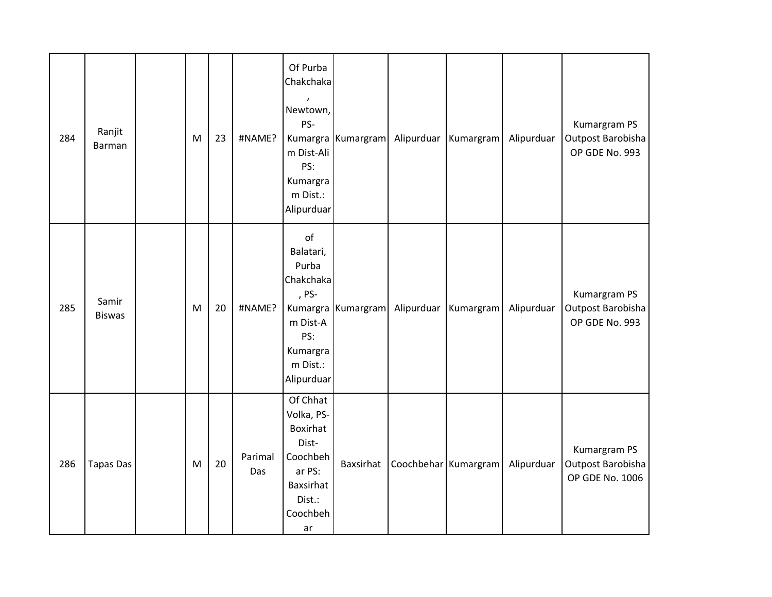| | | | | | | | | | | | |
|---|---|---|---|---|---|---|---|---|---|---|---|
| 284 | Ranjit Barman | | M | 23 | #NAME? | Of Purba Chakchaka , Newtown, PS-Kumargram Dist-Ali PS: Kumargram Dist.: Alipurduar | Kumargram | Alipurduar | Kumargram | Alipurduar | Kumargram PS Outpost Barobisha OP GDE No. 993 |
| 285 | Samir Biswas | | M | 20 | #NAME? | of Balatari, Purba Chakchaka , PS-Kumargram Dist-A PS: Kumargram Dist.: Alipurduar | Kumargram | Alipurduar | Kumargram | Alipurduar | Kumargram PS Outpost Barobisha OP GDE No. 993 |
| 286 | Tapas Das | | M | 20 | Parimal Das | Of Chhat Volka, PS-Boxirhat Dist-Coochbehar PS: Baxsirhat Dist.: Coochbehar | Baxsirhat | Coochbehar | Kumargram | Alipurduar | Kumargram PS Outpost Barobisha OP GDE No. 1006 |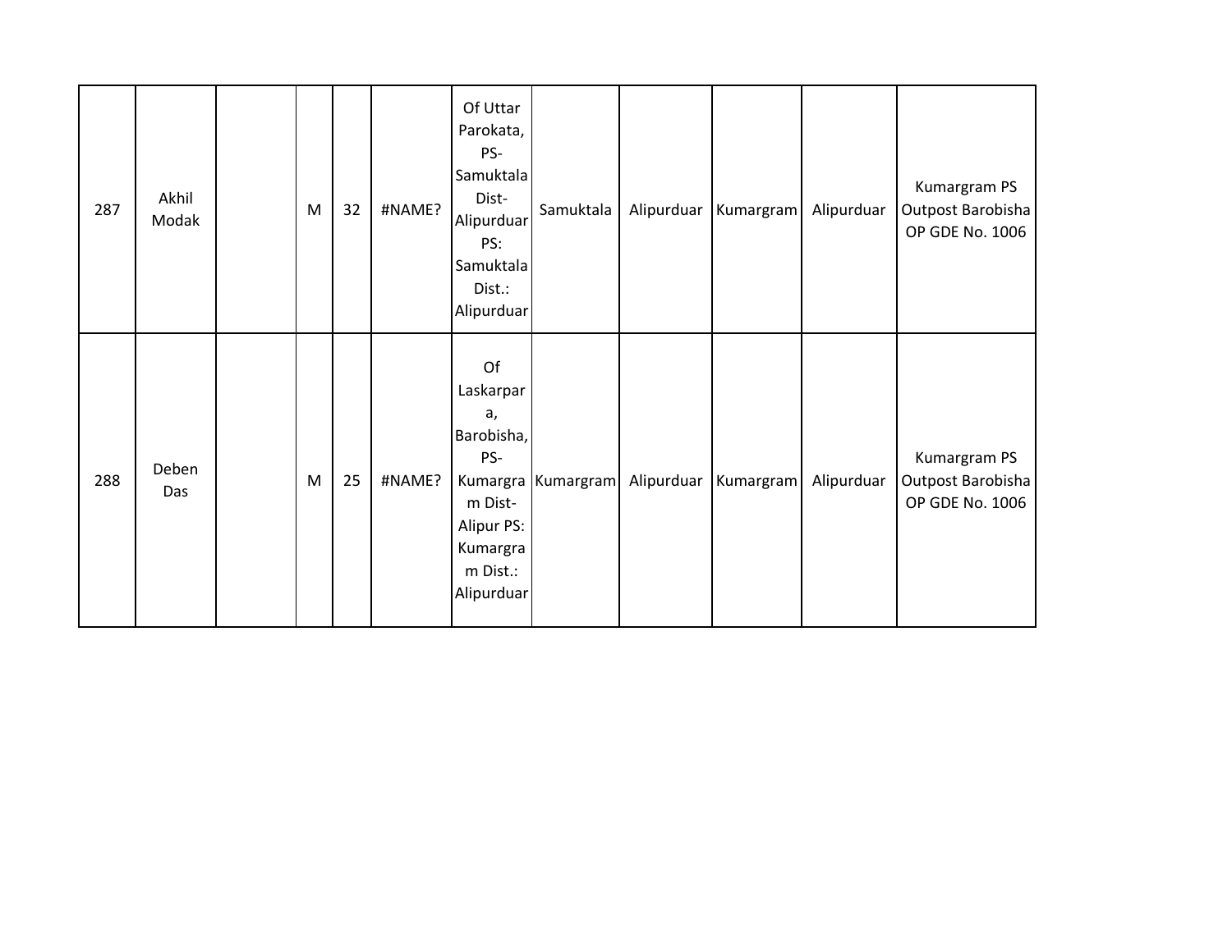| | | | | | | | | | | | |
|---|---|---|---|---|---|---|---|---|---|---|---|
| 287 | Akhil Modak | | M | 32 | #NAME? | Of Uttar Parokata, PS- Samuktala Dist- Alipurduar PS: Samuktala Dist.: Alipurduar | Samuktala | Alipurduar | Kumargram | Alipurduar | Kumargram PS Outpost Barobisha OP GDE No. 1006 |
| 288 | Deben Das | | M | 25 | #NAME? | Of Laskarpara, Barobisha, PS- Kumargram Dist- Alipur PS: Kumargram Dist.: Alipurduar | Kumargram | Alipurduar | Kumargram | Alipurduar | Kumargram PS Outpost Barobisha OP GDE No. 1006 |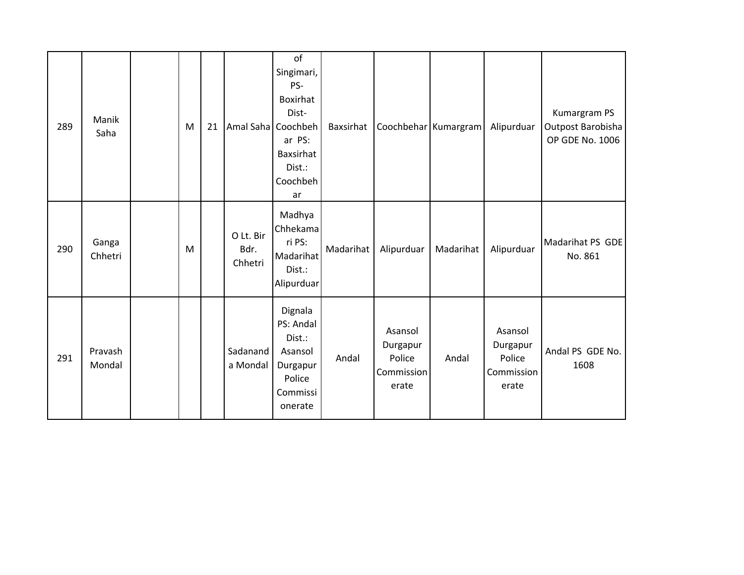| 289 | Manik Saha | | M | 21 | Amal Saha | of Singimari, PS- Boxirhat Dist- Coochbehar PS: Baxsirhat Dist.: Coochbehar | Baxsirhat | Coochbehar | Kumargram | Alipurduar | Kumargram PS Outpost Barobisha OP GDE No. 1006 |
|---|---|---|---|---|---|---|---|---|---|---|---|
| 290 | Ganga Chhetri | | M | | O Lt. Bir Bdr. Chhetri | Madhya Chhekamari PS: Madarihat Dist.: Alipurduar | Madarihat | Alipurduar | Madarihat | Alipurduar | Madarihat PS GDE No. 861 |
| 291 | Pravash Mondal | | | | Sadananda Mondal | Dignala PS: Andal Dist.: Asansol Durgapur Police Commissionerate | Andal | Asansol Durgapur Police Commissionerate | Andal | Asansol Durgapur Police Commissionerate | Andal PS GDE No. 1608 |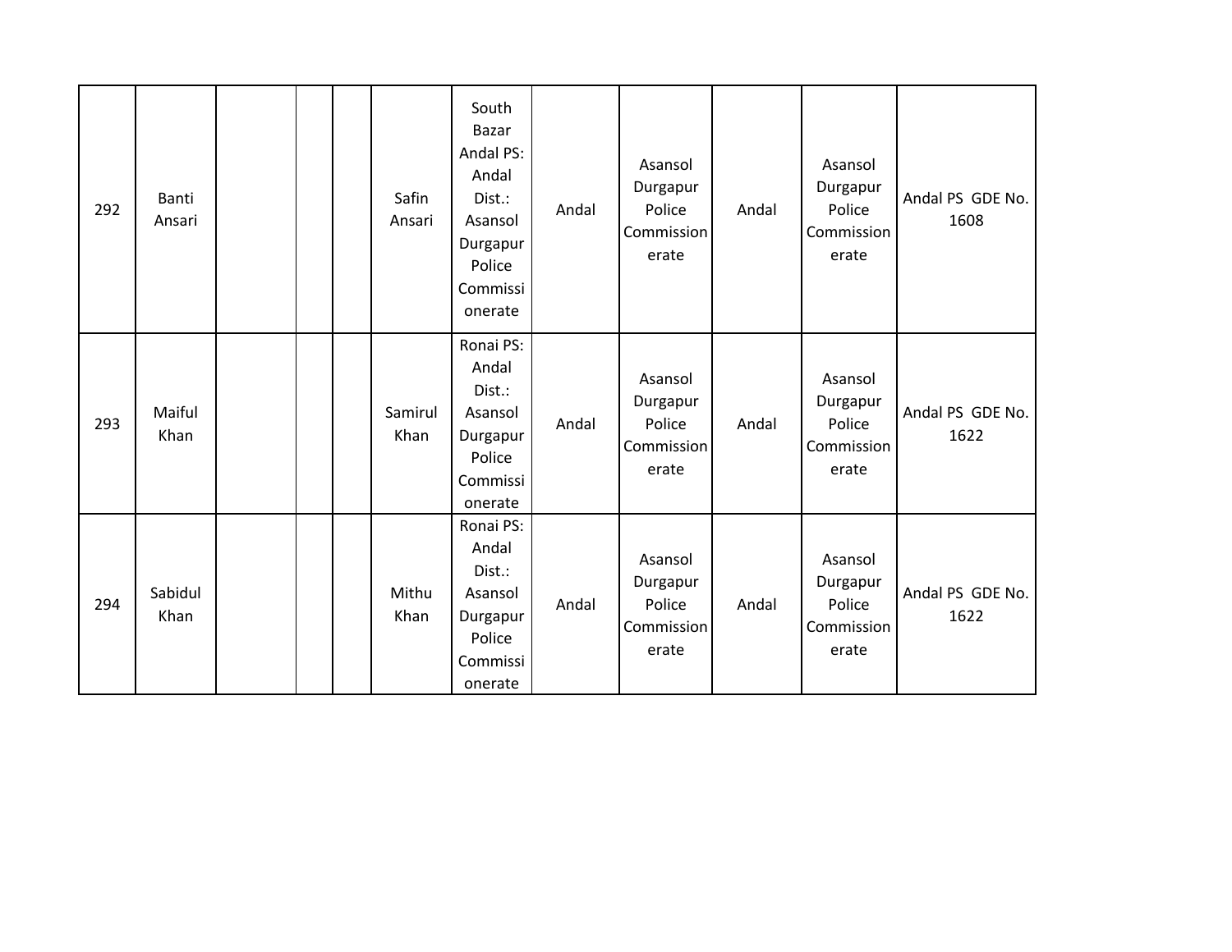| | | | | | | | | | | | |
|---|---|---|---|---|---|---|---|---|---|---|---|
| 292 | Banti Ansari | | | | Safin Ansari | South Bazar Andal PS: Andal Dist.: Asansol Durgapur Police Commissionerate | Andal | Asansol Durgapur Police Commissionerate | Andal | Asansol Durgapur Police Commissionerate | Andal PS GDE No. 1608 |
| 293 | Maiful Khan | | | | Samirul Khan | Ronai PS: Andal Dist.: Asansol Durgapur Police Commissionerate | Andal | Asansol Durgapur Police Commissionerate | Andal | Asansol Durgapur Police Commissionerate | Andal PS GDE No. 1622 |
| 294 | Sabidul Khan | | | | Mithu Khan | Ronai PS: Andal Dist.: Asansol Durgapur Police Commissionerate | Andal | Asansol Durgapur Police Commissionerate | Andal | Asansol Durgapur Police Commissionerate | Andal PS GDE No. 1622 |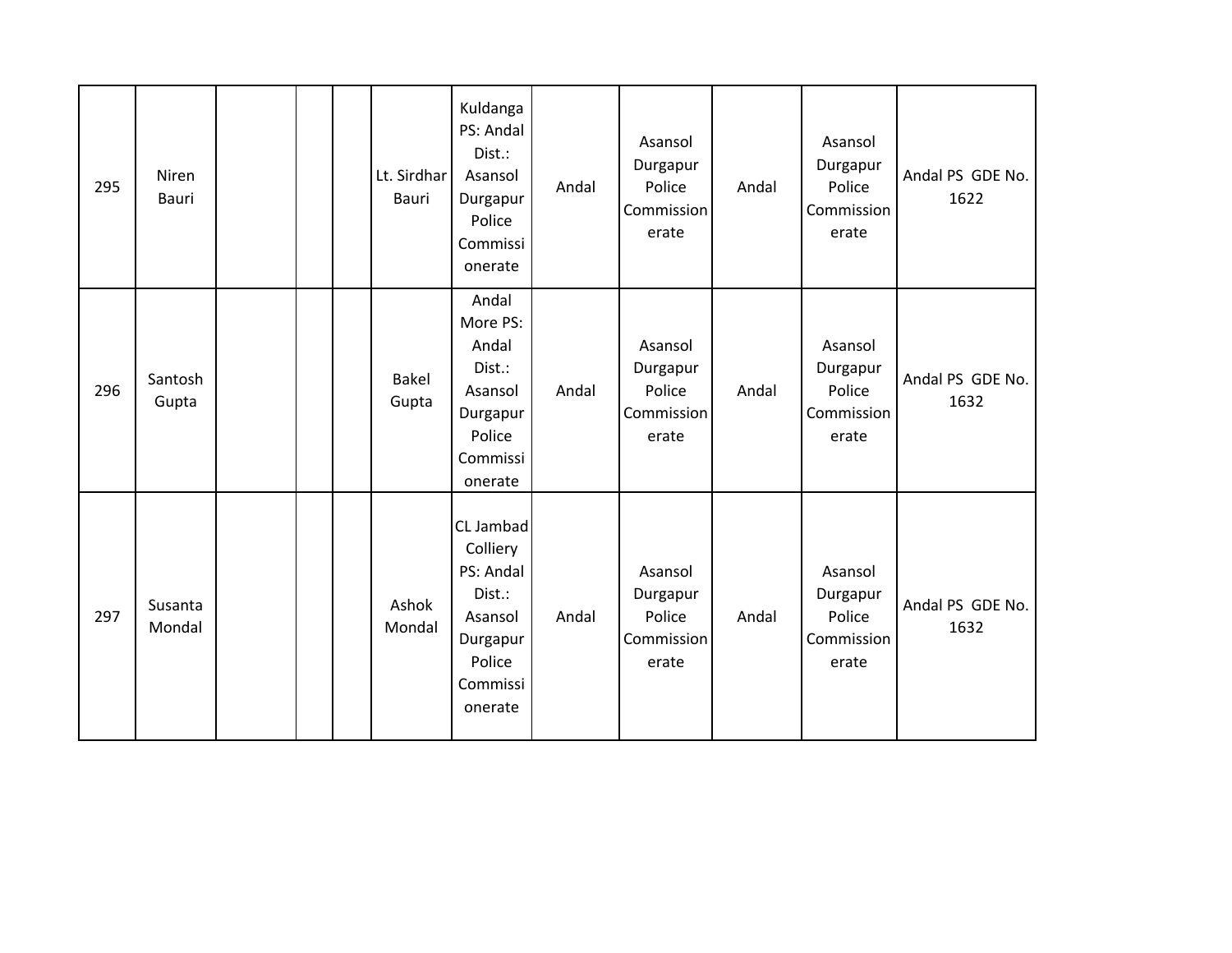| | | | | | | | | | | | |
|---|---|---|---|---|---|---|---|---|---|---|---|
| 295 | Niren Bauri | | | | Lt. Sirdhar Bauri | Kuldanga PS: Andal Dist.: Asansol Durgapur Police Commissionerate | Andal | Asansol Durgapur Police Commissionerate | Andal | Asansol Durgapur Police Commissionerate | Andal PS GDE No. 1622 |
| 296 | Santosh Gupta | | | | Bakel Gupta | Andal More PS: Andal Dist.: Asansol Durgapur Police Commissionerate | Andal | Asansol Durgapur Police Commissionerate | Andal | Asansol Durgapur Police Commissionerate | Andal PS GDE No. 1632 |
| 297 | Susanta Mondal | | | | Ashok Mondal | CL Jambad Colliery PS: Andal Dist.: Asansol Durgapur Police Commissionerate | Andal | Asansol Durgapur Police Commissionerate | Andal | Asansol Durgapur Police Commissionerate | Andal PS GDE No. 1632 |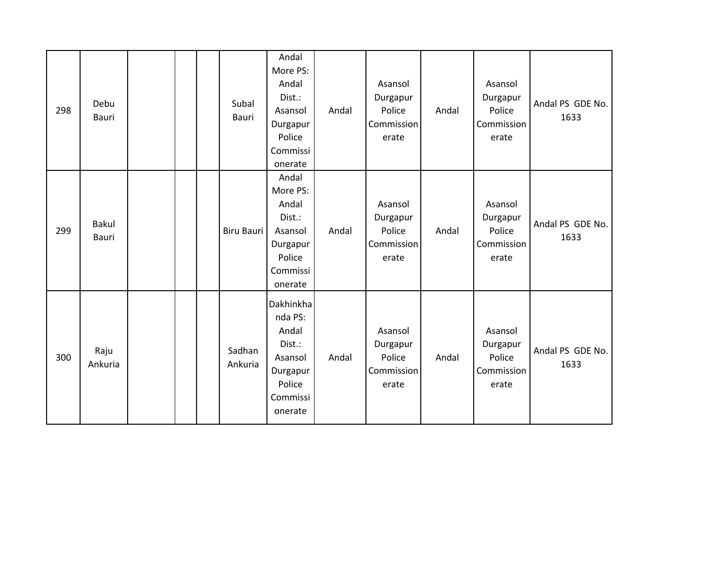| | | | | | | | | | | | |
|---|---|---|---|---|---|---|---|---|---|---|---|
| 298 | Debu Bauri | | | | Subal Bauri | Andal More PS: Andal Dist.: Asansol Durgapur Police Commissionerate | Andal | Asansol Durgapur Police Commissionerate | Andal | Asansol Durgapur Police Commissionerate | Andal PS GDE No. 1633 |
| 299 | Bakul Bauri | | | | Biru Bauri | Andal More PS: Andal Dist.: Asansol Durgapur Police Commissionerate | Andal | Asansol Durgapur Police Commissionerate | Andal | Asansol Durgapur Police Commissionerate | Andal PS GDE No. 1633 |
| 300 | Raju Ankuria | | | | Sadhan Ankuria | Dakhinkhanda PS: Andal Dist.: Asansol Durgapur Police Commissionerate | Andal | Asansol Durgapur Police Commissionerate | Andal | Asansol Durgapur Police Commissionerate | Andal PS GDE No. 1633 |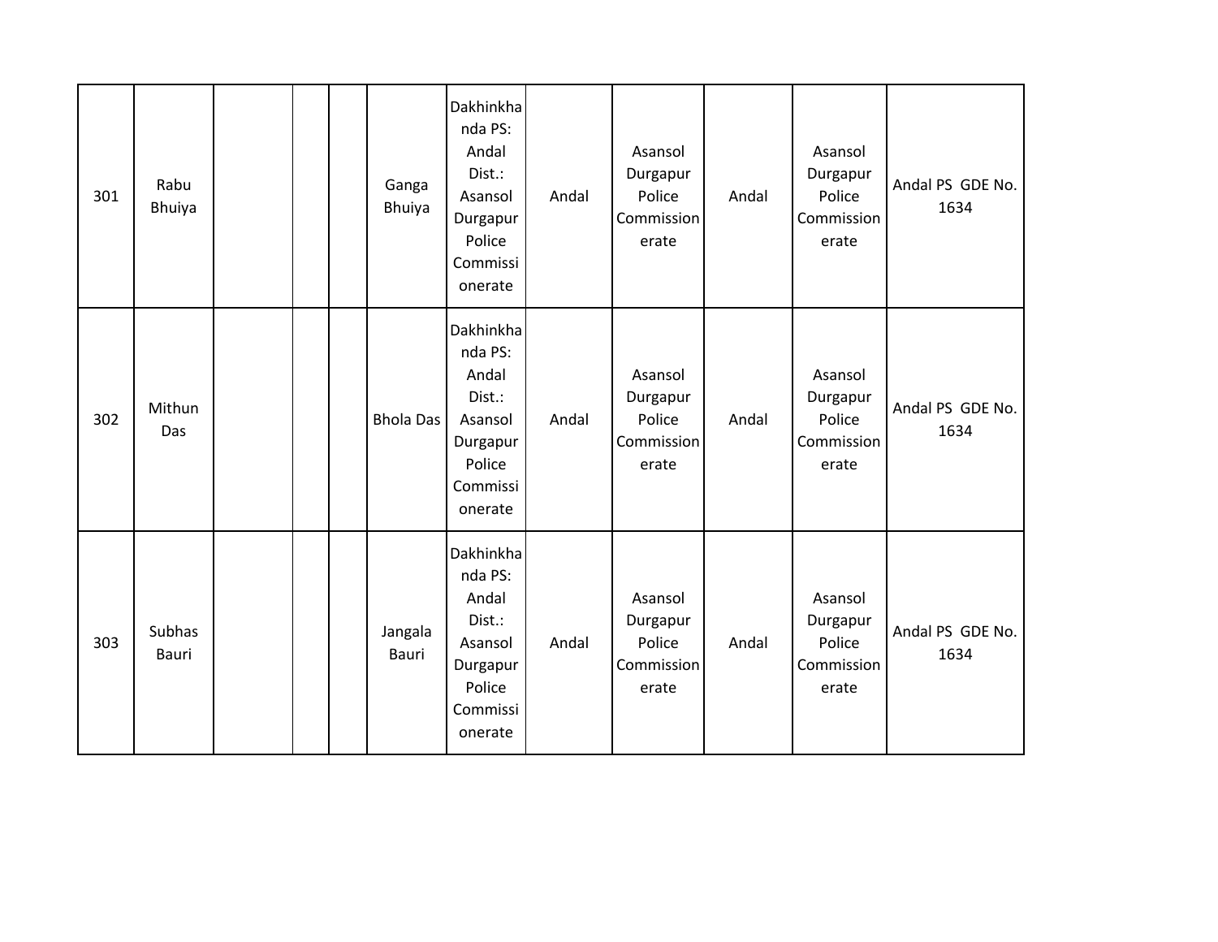| | | | | | | | | | | | |
|---|---|---|---|---|---|---|---|---|---|---|---|
| 301 | Rabu Bhuiya | | | | Ganga Bhuiya | Dakhinkhanda PS: Andal Dist.: Asansol Durgapur Police Commissionerate | Andal | Asansol Durgapur Police Commissionerate | Andal | Asansol Durgapur Police Commissionerate | Andal PS GDE No. 1634 |
| 302 | Mithun Das | | | | Bhola Das | Dakhinkhanda PS: Andal Dist.: Asansol Durgapur Police Commissionerate | Andal | Asansol Durgapur Police Commissionerate | Andal | Asansol Durgapur Police Commissionerate | Andal PS GDE No. 1634 |
| 303 | Subhas Bauri | | | | Jangala Bauri | Dakhinkhanda PS: Andal Dist.: Asansol Durgapur Police Commissionerate | Andal | Asansol Durgapur Police Commissionerate | Andal | Asansol Durgapur Police Commissionerate | Andal PS GDE No. 1634 |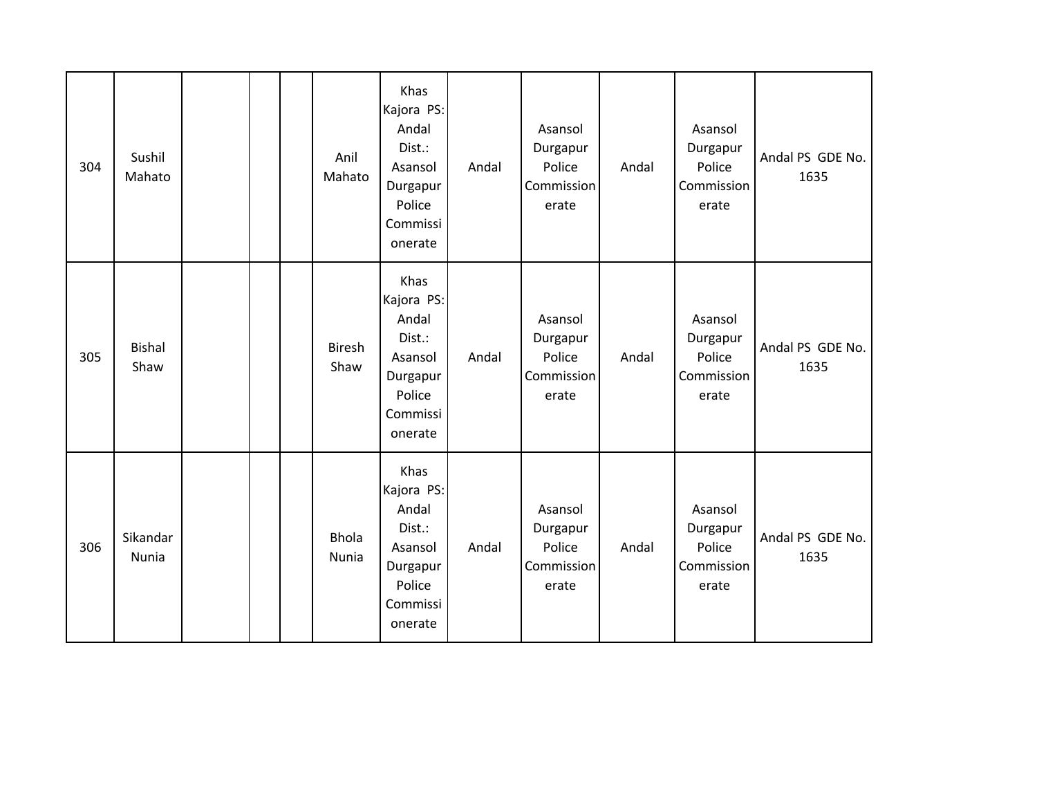| | | | | | | | | | | | |
|---|---|---|---|---|---|---|---|---|---|---|---|
| 304 | Sushil Mahato | | | | Anil Mahato | Khas Kajora PS: Andal Dist.: Asansol Durgapur Police Commissionerate | Andal | Asansol Durgapur Police Commissionerate | Andal | Asansol Durgapur Police Commissionerate | Andal PS GDE No. 1635 |
| 305 | Bishal Shaw | | | | Biresh Shaw | Khas Kajora PS: Andal Dist.: Asansol Durgapur Police Commissionerate | Andal | Asansol Durgapur Police Commissionerate | Andal | Asansol Durgapur Police Commissionerate | Andal PS GDE No. 1635 |
| 306 | Sikandar Nunia | | | | Bhola Nunia | Khas Kajora PS: Andal Dist.: Asansol Durgapur Police Commissionerate | Andal | Asansol Durgapur Police Commissionerate | Andal | Asansol Durgapur Police Commissionerate | Andal PS GDE No. 1635 |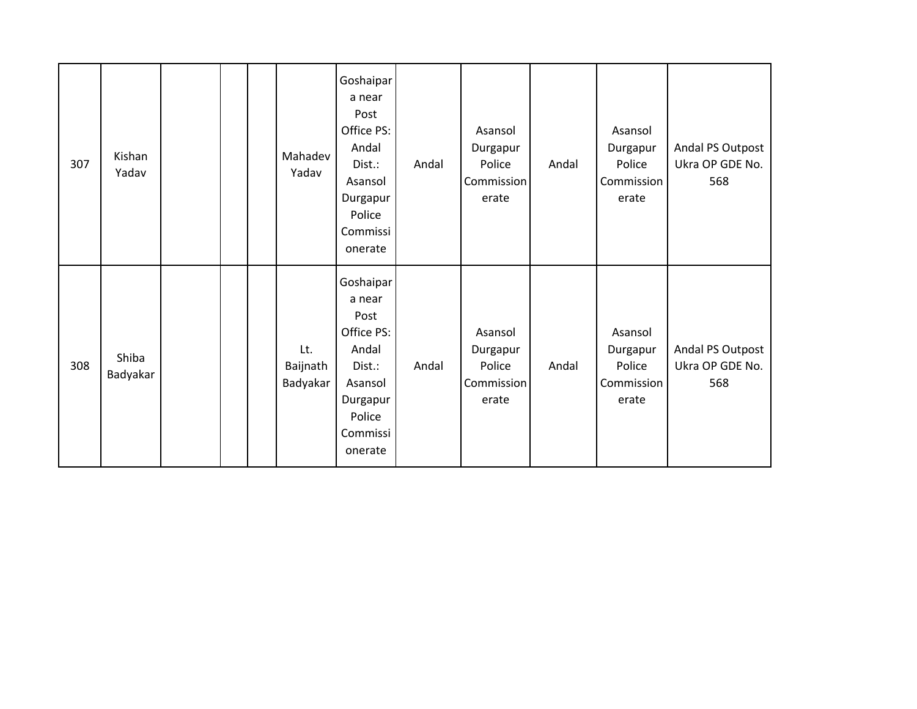| | | | | | | | | | | | |
|---|---|---|---|---|---|---|---|---|---|---|---|
| 307 | Kishan Yadav | | | | Mahadev Yadav | Goshaipara near Post Office PS: Andal Dist.: Asansol Durgapur Police Commissionerate | Andal | Asansol Durgapur Police Commissionerate | Andal | Asansol Durgapur Police Commissionerate | Andal PS Outpost Ukra OP GDE No. 568 |
| 308 | Shiba Badyakar | | | | Lt. Baijnath Badyakar | Goshaipara near Post Office PS: Andal Dist.: Asansol Durgapur Police Commissionerate | Andal | Asansol Durgapur Police Commissionerate | Andal | Asansol Durgapur Police Commissionerate | Andal PS Outpost Ukra OP GDE No. 568 |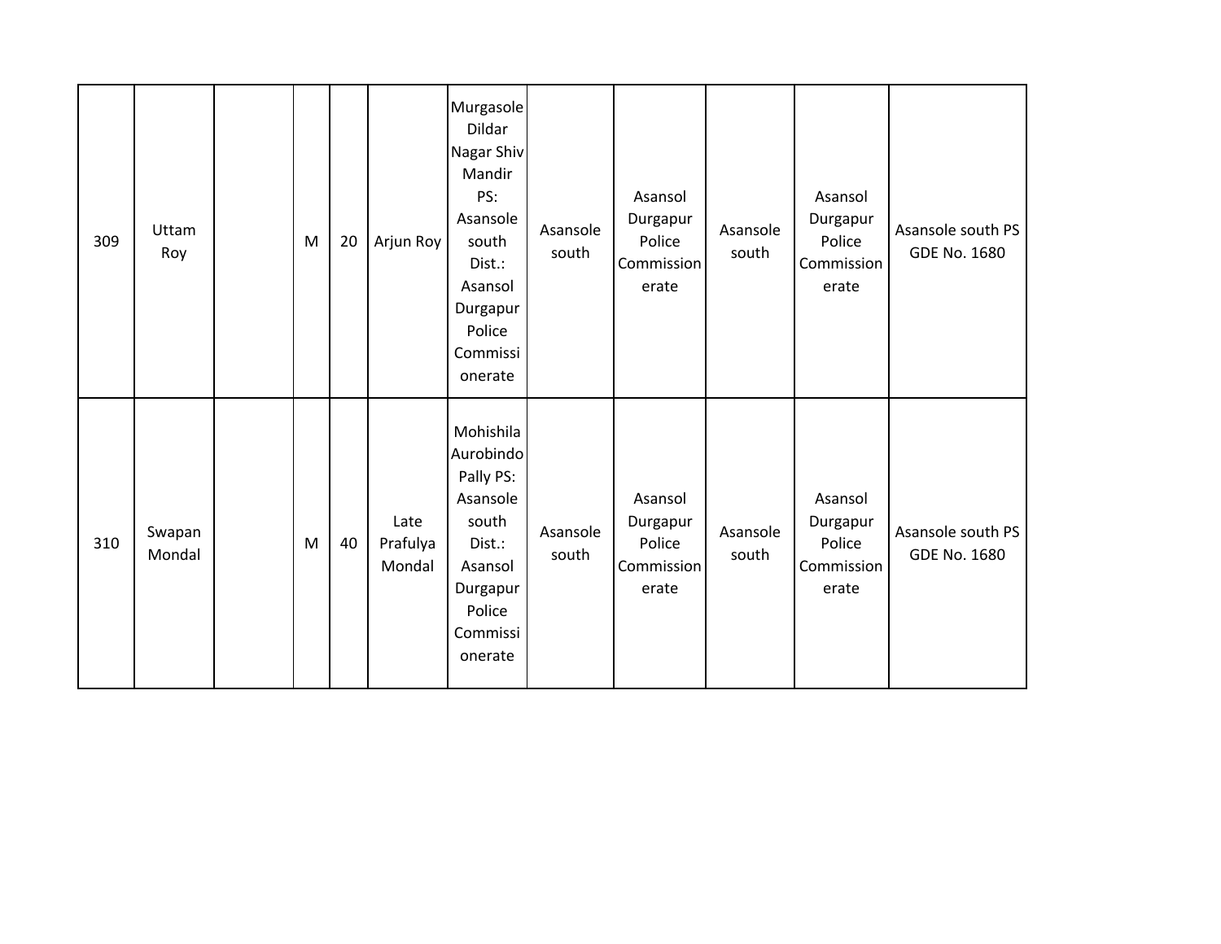| | | | | | | | | | | | |
|---|---|---|---|---|---|---|---|---|---|---|---|
| 309 | Uttam Roy | | M | 20 | Arjun Roy | Murgasole Dildar Nagar Shiv Mandir PS: Asansole south Dist.: Asansol Durgapur Police Commissionerate | Asansole south | Asansol Durgapur Police Commissionerate | Asansole south | Asansol Durgapur Police Commissionerate | Asansole south PS GDE No. 1680 |
| 310 | Swapan Mondal | | M | 40 | Late Prafulya Mondal | Mohishila Aurobindo Pally PS: Asansole south Dist.: Asansol Durgapur Police Commissionerate | Asansole south | Asansol Durgapur Police Commissionerate | Asansole south | Asansol Durgapur Police Commissionerate | Asansole south PS GDE No. 1680 |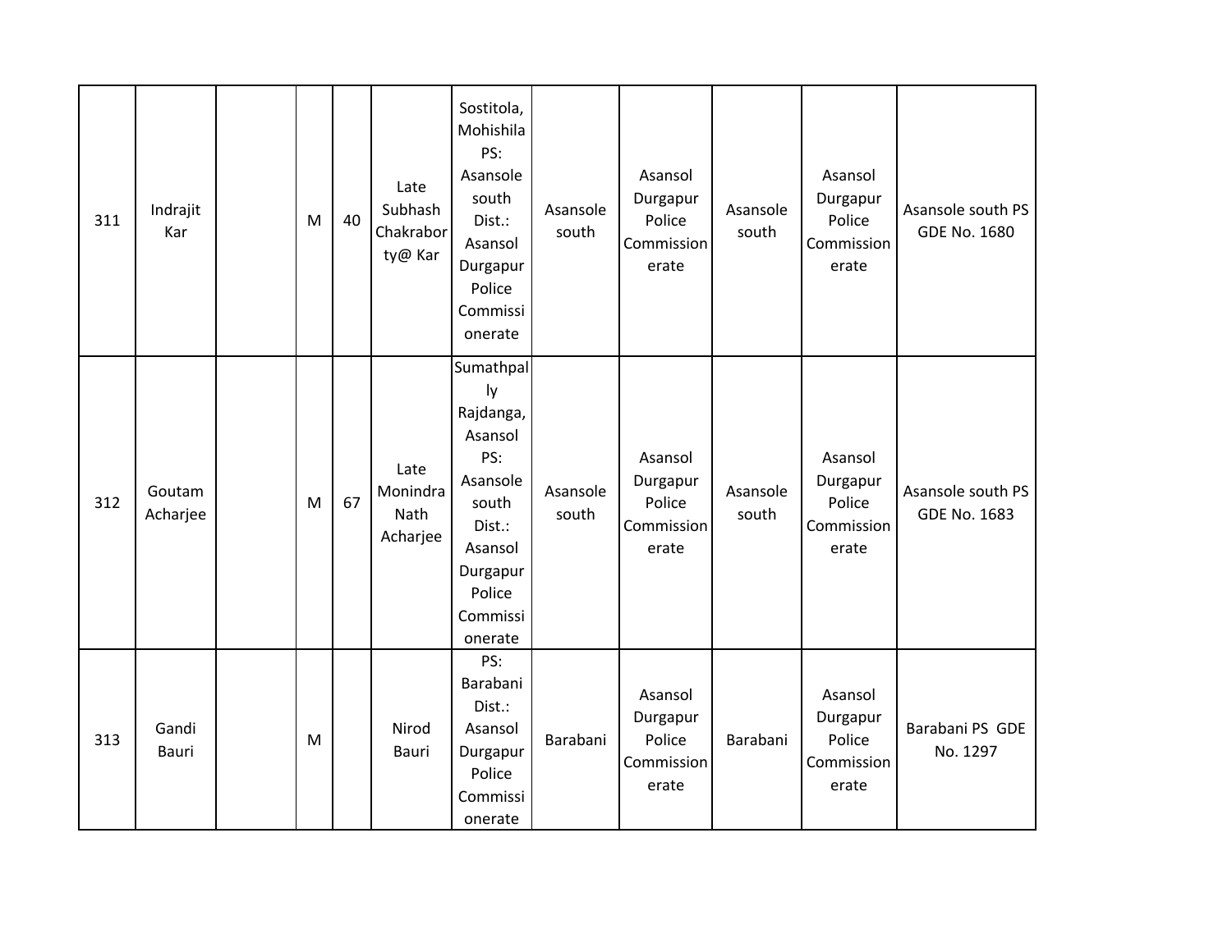| | | | | | | | | | | | |
|---|---|---|---|---|---|---|---|---|---|---|---|
| 311 | Indrajit Kar | | M | 40 | Late Subhash Chakraborty@ Kar | Sostitola, Mohishila PS: Asansole south Dist.: Asansol Durgapur Police Commissionerate | Asansole south | Asansol Durgapur Police Commissionerate | Asansole south | Asansol Durgapur Police Commissionerate | Asansole south PS GDE No. 1680 |
| 312 | Goutam Acharjee | | M | 67 | Late Monindra Nath Acharjee | Sumathpally Rajdanga, Asansol PS: Asansole south Dist.: Asansol Durgapur Police Commissionerate | Asansole south | Asansol Durgapur Police Commissionerate | Asansole south | Asansol Durgapur Police Commissionerate | Asansole south PS GDE No. 1683 |
| 313 | Gandi Bauri | | M | | Nirod Bauri | PS: Barabani Dist.: Asansol Durgapur Police Commissionerate | Barabani | Asansol Durgapur Police Commissionerate | Barabani | Asansol Durgapur Police Commissionerate | Barabani PS GDE No. 1297 |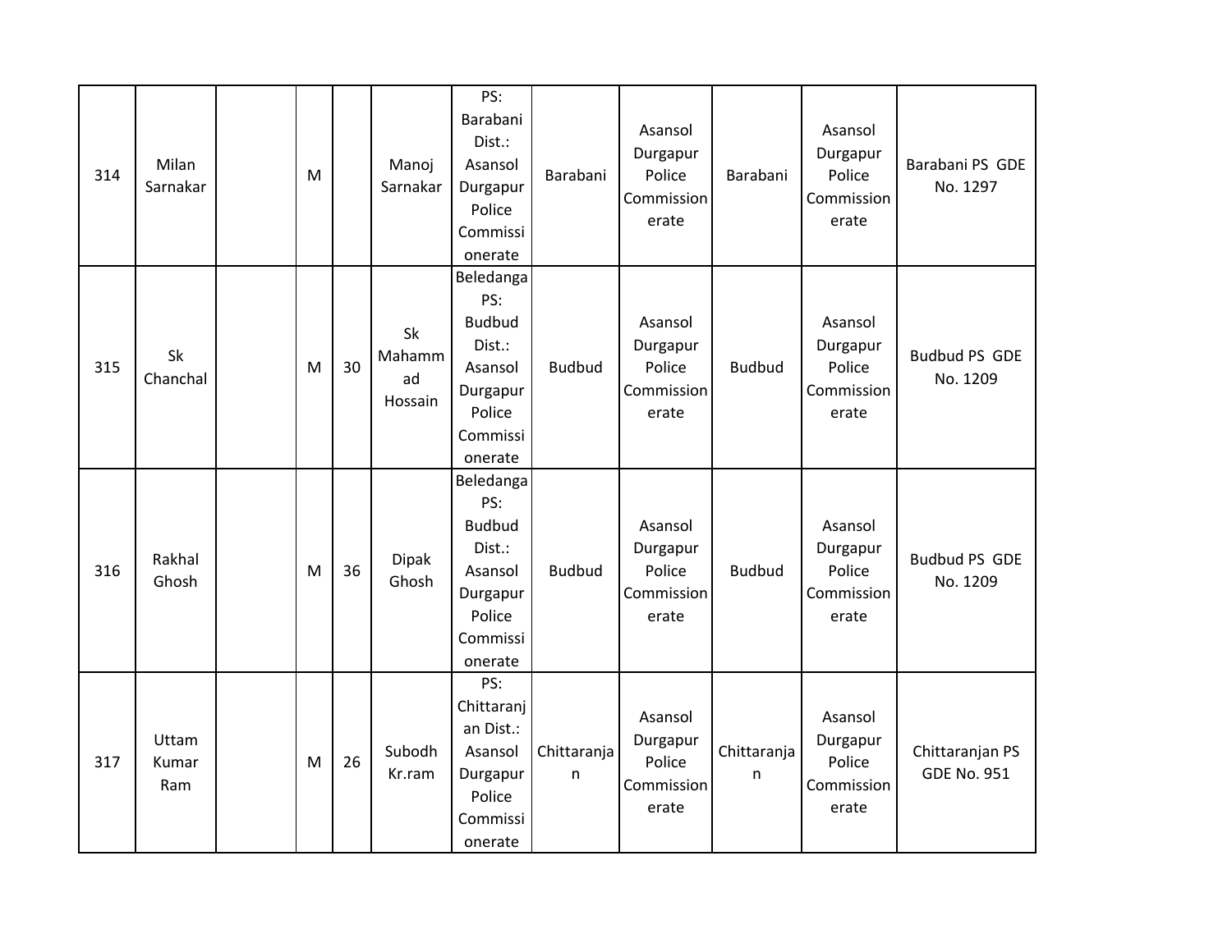| 314 | Milan Sarnakar | | M | | Manoj Sarnakar | PS: Barabani Dist.: Asansol Durgapur Police Commissionerate | Barabani | Asansol Durgapur Police Commissionerate | Barabani | Asansol Durgapur Police Commissionerate | Barabani PS GDE No. 1297 |
|---|---|---|---|---|---|---|---|---|---|---|---|
| 315 | Sk Chanchal | | M | 30 | Sk Mahammad Hossain | Beledanga PS: Budbud Dist.: Asansol Durgapur Police Commissionerate | Budbud | Asansol Durgapur Police Commissionerate | Budbud | Asansol Durgapur Police Commissionerate | Budbud PS GDE No. 1209 |
| 316 | Rakhal Ghosh | | M | 36 | Dipak Ghosh | Beledanga PS: Budbud Dist.: Asansol Durgapur Police Commissionerate | Budbud | Asansol Durgapur Police Commissionerate | Budbud | Asansol Durgapur Police Commissionerate | Budbud PS GDE No. 1209 |
| 317 | Uttam Kumar Ram | | M | 26 | Subodh Kr.ram | PS: Chittaranjan Dist.: Asansol Durgapur Police Commissionerate | Chittaranjan | Asansol Durgapur Police Commissionerate | Chittaranjan | Asansol Durgapur Police Commissionerate | Chittaranjan PS GDE No. 951 |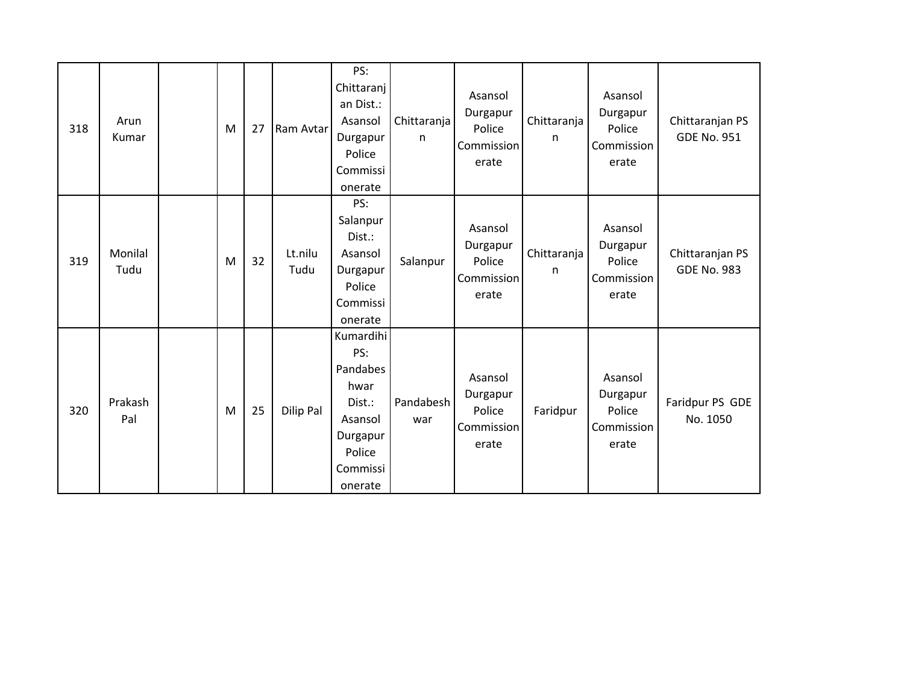| | | | | | | | | | | | |
|---|---|---|---|---|---|---|---|---|---|---|---|
| 318 | Arun Kumar | | M | 27 | Ram Avtar | PS: Chittaranjan Dist.: Asansol Durgapur Police Commissionerate | Chittaranjan | Asansol Durgapur Police Commissionerate | Chittaranjan | Asansol Durgapur Police Commissionerate | Chittaranjan PS GDE No. 951 |
| 319 | Monilal Tudu | | M | 32 | Lt.nilu Tudu | PS: Salanpur Dist.: Asansol Durgapur Police Commissionerate | Salanpur | Asansol Durgapur Police Commissionerate | Chittaranjan | Asansol Durgapur Police Commissionerate | Chittaranjan PS GDE No. 983 |
| 320 | Prakash Pal | | M | 25 | Dilip Pal | Kumardihi PS: Pandabeshwar Dist.: Asansol Durgapur Police Commissionerate | Pandabeshwar | Asansol Durgapur Police Commissionerate | Faridpur | Asansol Durgapur Police Commissionerate | Faridpur PS GDE No. 1050 |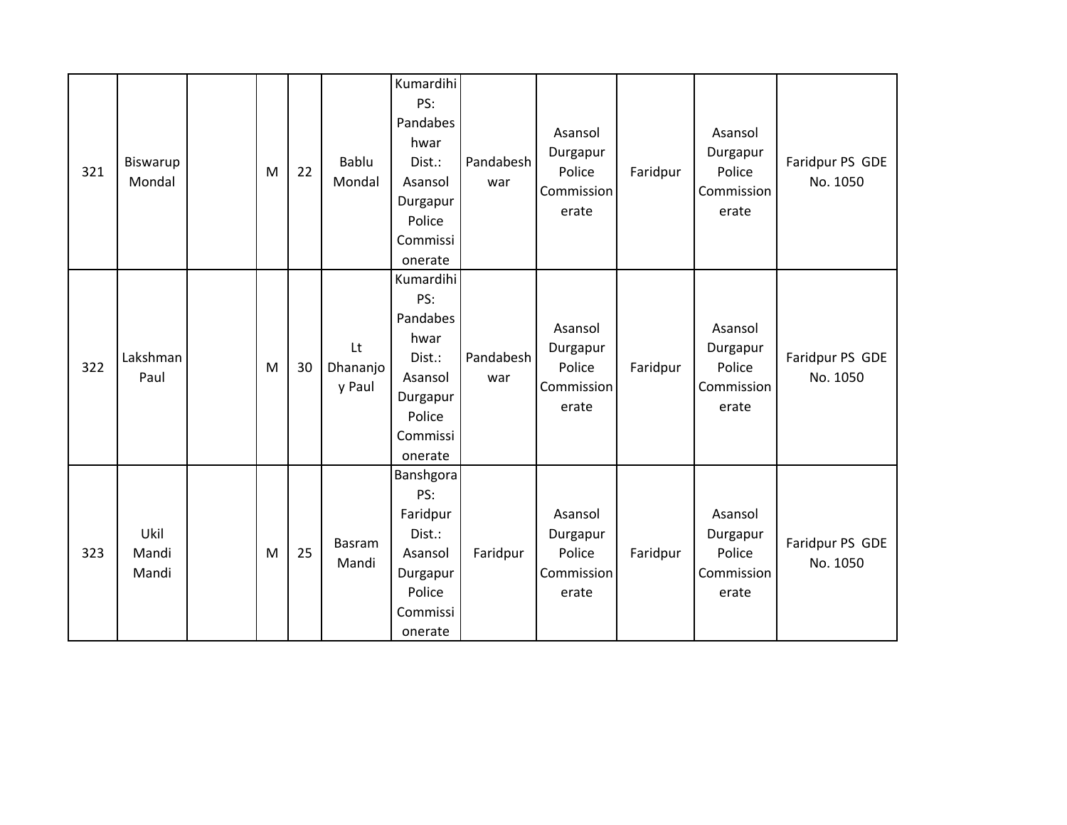| | | | | | | | | | | | |
|---|---|---|---|---|---|---|---|---|---|---|---|
| 321 | Biswarup Mondal | | M | 22 | Bablu Mondal | Kumardihi PS: Pandabeshwar Dist.: Asansol Durgapur Police Commissionerate | Pandabeshwar | Asansol Durgapur Police Commissionerate | Faridpur | Asansol Durgapur Police Commissionerate | Faridpur PS GDE No. 1050 |
| 322 | Lakshman Paul | | M | 30 | Lt Dhananjoy Paul | Kumardihi PS: Pandabeshwar Dist.: Asansol Durgapur Police Commissionerate | Pandabeshwar | Asansol Durgapur Police Commissionerate | Faridpur | Asansol Durgapur Police Commissionerate | Faridpur PS GDE No. 1050 |
| 323 | Ukil Mandi Mandi | | M | 25 | Basram Mandi | Banshgora PS: Faridpur Dist.: Asansol Durgapur Police Commissionerate | Faridpur | Asansol Durgapur Police Commissionerate | Faridpur | Asansol Durgapur Police Commissionerate | Faridpur PS GDE No. 1050 |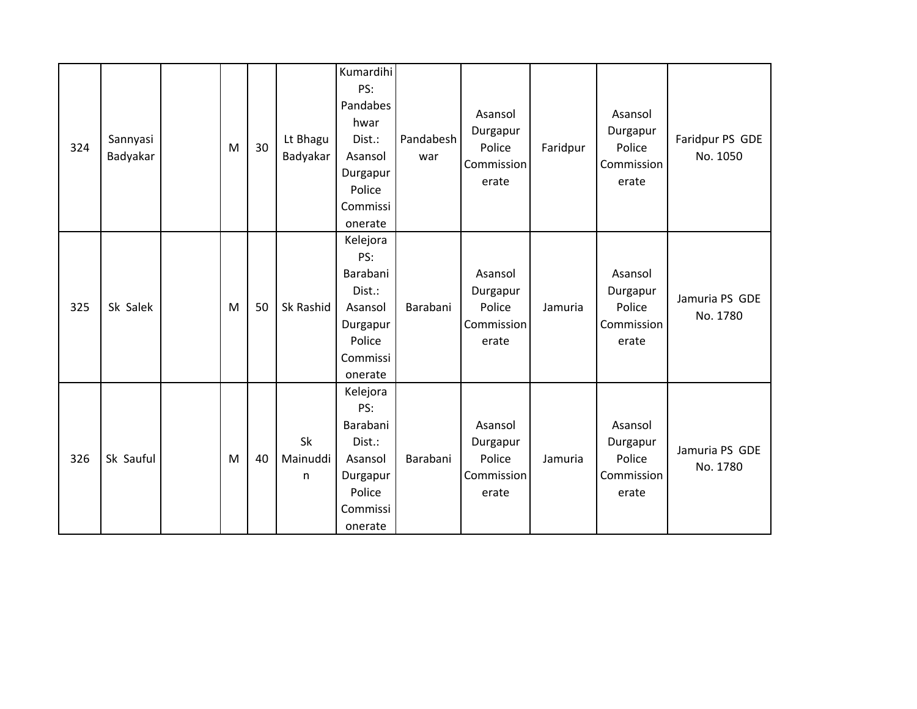| 324 | Sannyasi Badyakar | | M | 30 | Lt Bhagu Badyakar | Kumardihi PS: Pandabeshwar Dist.: Asansol Durgapur Police Commissionerate | Pandabeshwar | Asansol Durgapur Police Commissionerate | Faridpur | Asansol Durgapur Police Commissionerate | Faridpur PS GDE No. 1050 |
|---|---|---|---|---|---|---|---|---|---|---|---|
| 325 | Sk Salek | | M | 50 | Sk Rashid | Kelejora PS: Barabani Dist.: Asansol Durgapur Police Commissionerate | Barabani | Asansol Durgapur Police Commissionerate | Jamuria | Asansol Durgapur Police Commissionerate | Jamuria PS GDE No. 1780 |
| 326 | Sk Sauful | | M | 40 | Sk Mainuddin | Kelejora PS: Barabani Dist.: Asansol Durgapur Police Commissionerate | Barabani | Asansol Durgapur Police Commissionerate | Jamuria | Asansol Durgapur Police Commissionerate | Jamuria PS GDE No. 1780 |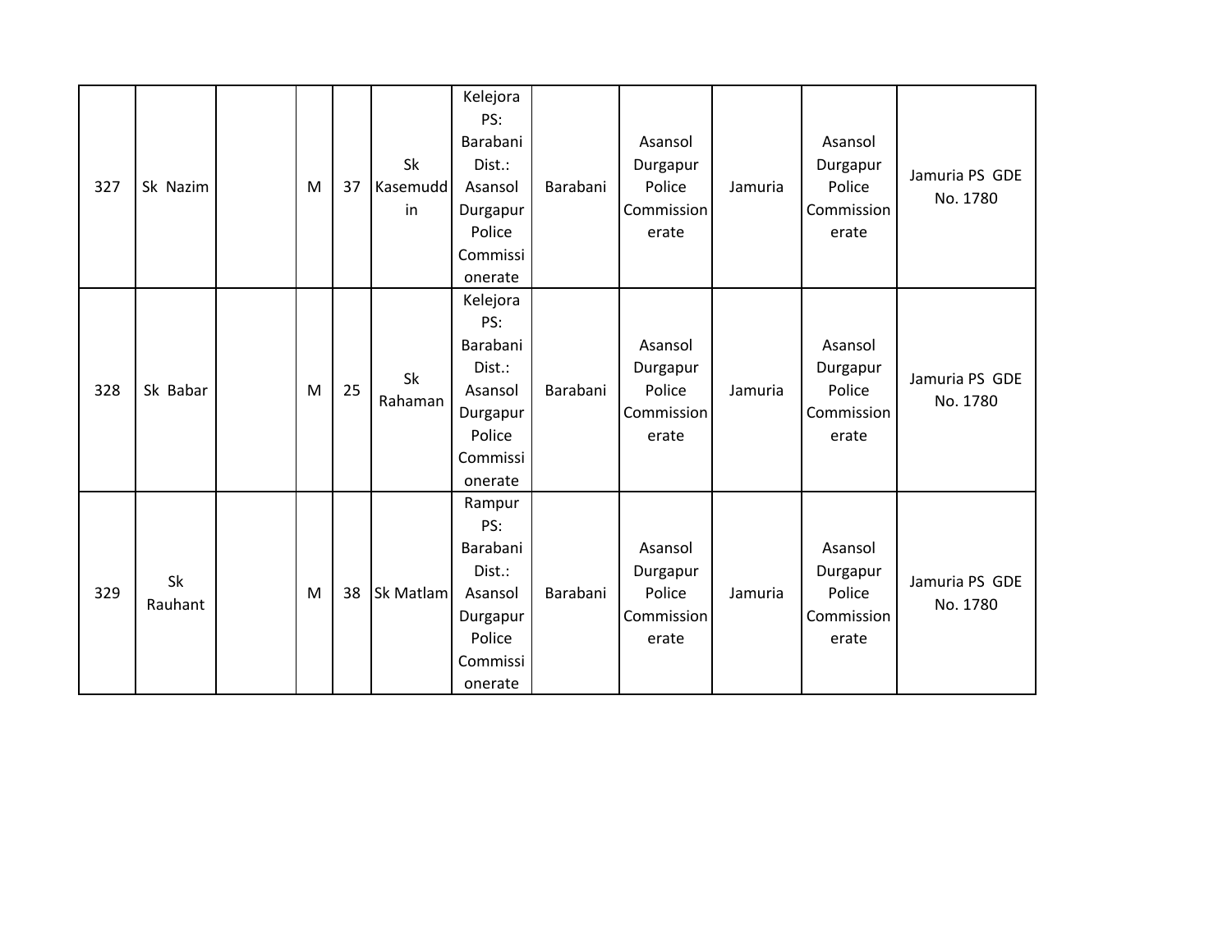| 327 | Sk Nazim | | M | 37 | Sk Kasemuddin | Kelejora PS: Barabani Dist.: Asansol Durgapur Police Commissionerate | Barabani | Asansol Durgapur Police Commissionerate | Jamuria | Asansol Durgapur Police Commissionerate | Jamuria PS GDE No. 1780 |
|---|---|---|---|---|---|---|---|---|---|---|---|
| 328 | Sk Babar | | M | 25 | Sk Rahaman | Kelejora PS: Barabani Dist.: Asansol Durgapur Police Commissionerate | Barabani | Asansol Durgapur Police Commissionerate | Jamuria | Asansol Durgapur Police Commissionerate | Jamuria PS GDE No. 1780 |
| 329 | Sk Rauhant | | M | 38 | Sk Matlam | Rampur PS: Barabani Dist.: Asansol Durgapur Police Commissionerate | Barabani | Asansol Durgapur Police Commissionerate | Jamuria | Asansol Durgapur Police Commissionerate | Jamuria PS GDE No. 1780 |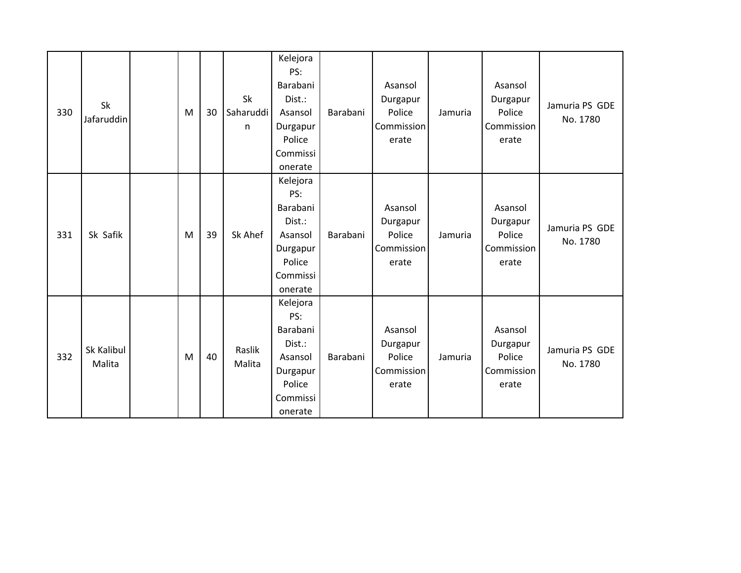| | | | | | | | | | | | |
|---|---|---|---|---|---|---|---|---|---|---|---|
| 330 | Sk Jafaruddin | | M | 30 | Sk Saharuddin | Kelejora PS: Barabani Dist.: Asansol Durgapur Police Commissionerate | Barabani | Asansol Durgapur Police Commissionerate | Jamuria | Asansol Durgapur Police Commissionerate | Jamuria PS GDE No. 1780 |
| 331 | Sk Safik | | M | 39 | Sk Ahef | Kelejora PS: Barabani Dist.: Asansol Durgapur Police Commissionerate | Barabani | Asansol Durgapur Police Commissionerate | Jamuria | Asansol Durgapur Police Commissionerate | Jamuria PS GDE No. 1780 |
| 332 | Sk Kalibul Malita | | M | 40 | Raslik Malita | Kelejora PS: Barabani Dist.: Asansol Durgapur Police Commissionerate | Barabani | Asansol Durgapur Police Commissionerate | Jamuria | Asansol Durgapur Police Commissionerate | Jamuria PS GDE No. 1780 |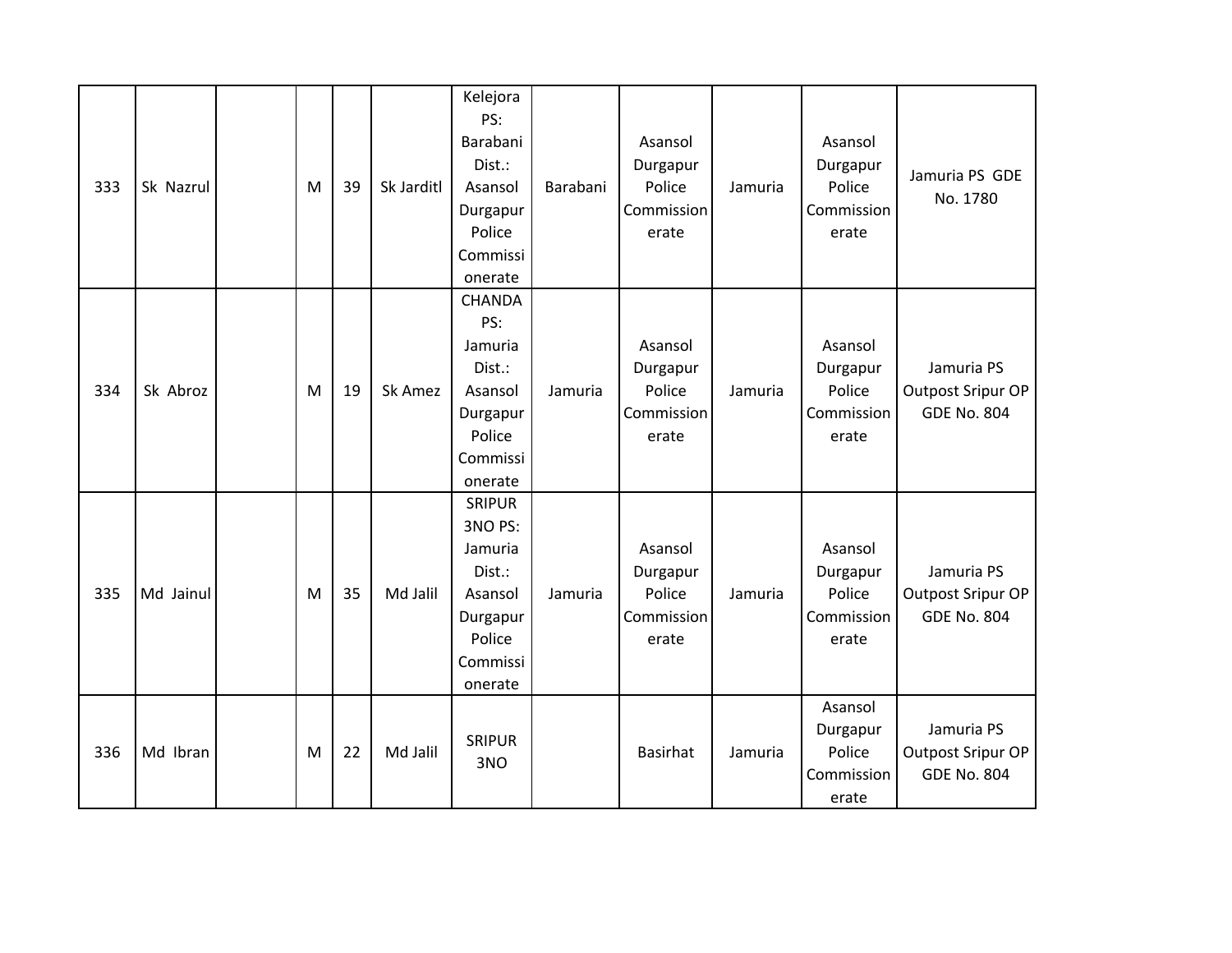| 333 | Sk Nazrul | | M | 39 | Sk Jarditl | Kelejora PS: Barabani Dist.: Asansol Durgapur Police Commissionerate | Barabani | Asansol Durgapur Police Commissionerate | Jamuria | Asansol Durgapur Police Commissionerate | Jamuria PS GDE No. 1780 |
|---|---|---|---|---|---|---|---|---|---|---|---|
| 334 | Sk Abroz | | M | 19 | Sk Amez | CHANDA PS: Jamuria Dist.: Asansol Durgapur Police Commissionerate | Jamuria | Asansol Durgapur Police Commissionerate | Jamuria | Asansol Durgapur Police Commissionerate | Jamuria PS Outpost Sripur OP GDE No. 804 |
| 335 | Md Jainul | | M | 35 | Md Jalil | SRIPUR 3NO PS: Jamuria Dist.: Asansol Durgapur Police Commissionerate | Jamuria | Asansol Durgapur Police Commissionerate | Jamuria | Asansol Durgapur Police Commissionerate | Jamuria PS Outpost Sripur OP GDE No. 804 |
| 336 | Md Ibran | | M | 22 | Md Jalil | SRIPUR 3NO | | Basirhat | Jamuria | Asansol Durgapur Police Commissionerate | Jamuria PS Outpost Sripur OP GDE No. 804 |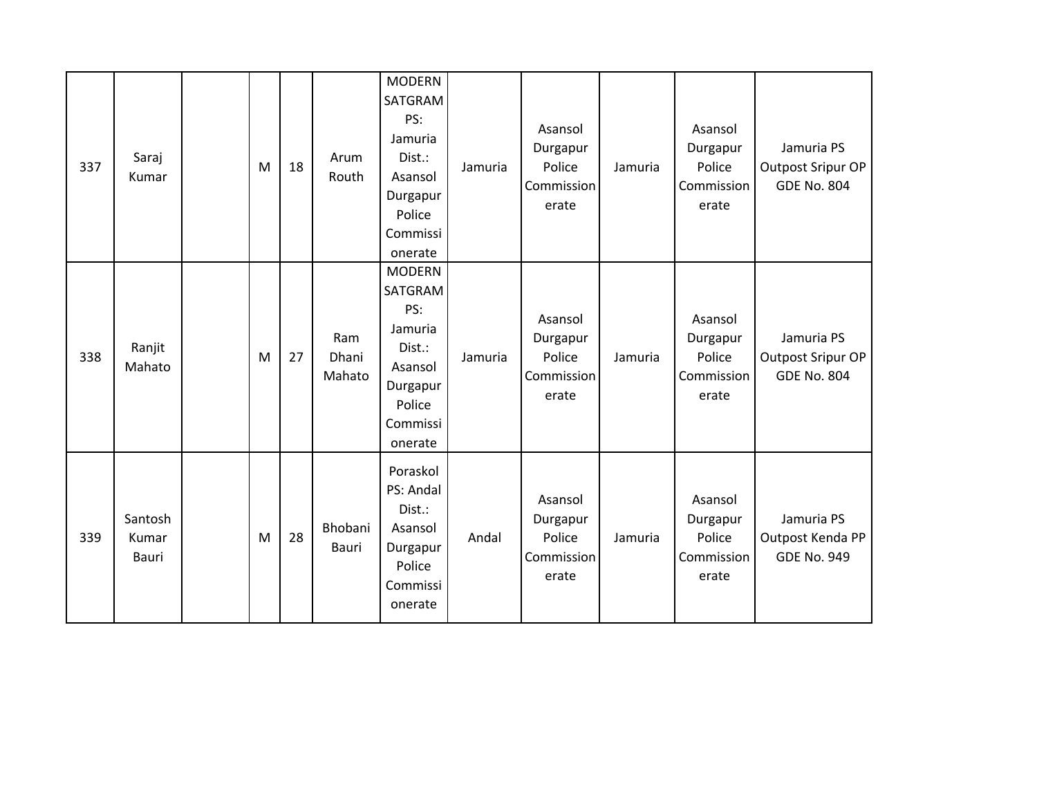| | | | | | | | | | | | |
|---|---|---|---|---|---|---|---|---|---|---|---|
| 337 | Saraj Kumar | | M | 18 | Arum Routh | MODERN SATGRAM PS: Jamuria Dist.: Asansol Durgapur Police Commissionerate | Jamuria | Asansol Durgapur Police Commissionerate | Jamuria | Asansol Durgapur Police Commissionerate | Jamuria PS Outpost Sripur OP GDE No. 804 |
| 338 | Ranjit Mahato | | M | 27 | Ram Dhani Mahato | MODERN SATGRAM PS: Jamuria Dist.: Asansol Durgapur Police Commissionerate | Jamuria | Asansol Durgapur Police Commissionerate | Jamuria | Asansol Durgapur Police Commissionerate | Jamuria PS Outpost Sripur OP GDE No. 804 |
| 339 | Santosh Kumar Bauri | | M | 28 | Bhobani Bauri | Poraskol PS: Andal Dist.: Asansol Durgapur Police Commissionerate | Andal | Asansol Durgapur Police Commissionerate | Jamuria | Asansol Durgapur Police Commissionerate | Jamuria PS Outpost Kenda PP GDE No. 949 |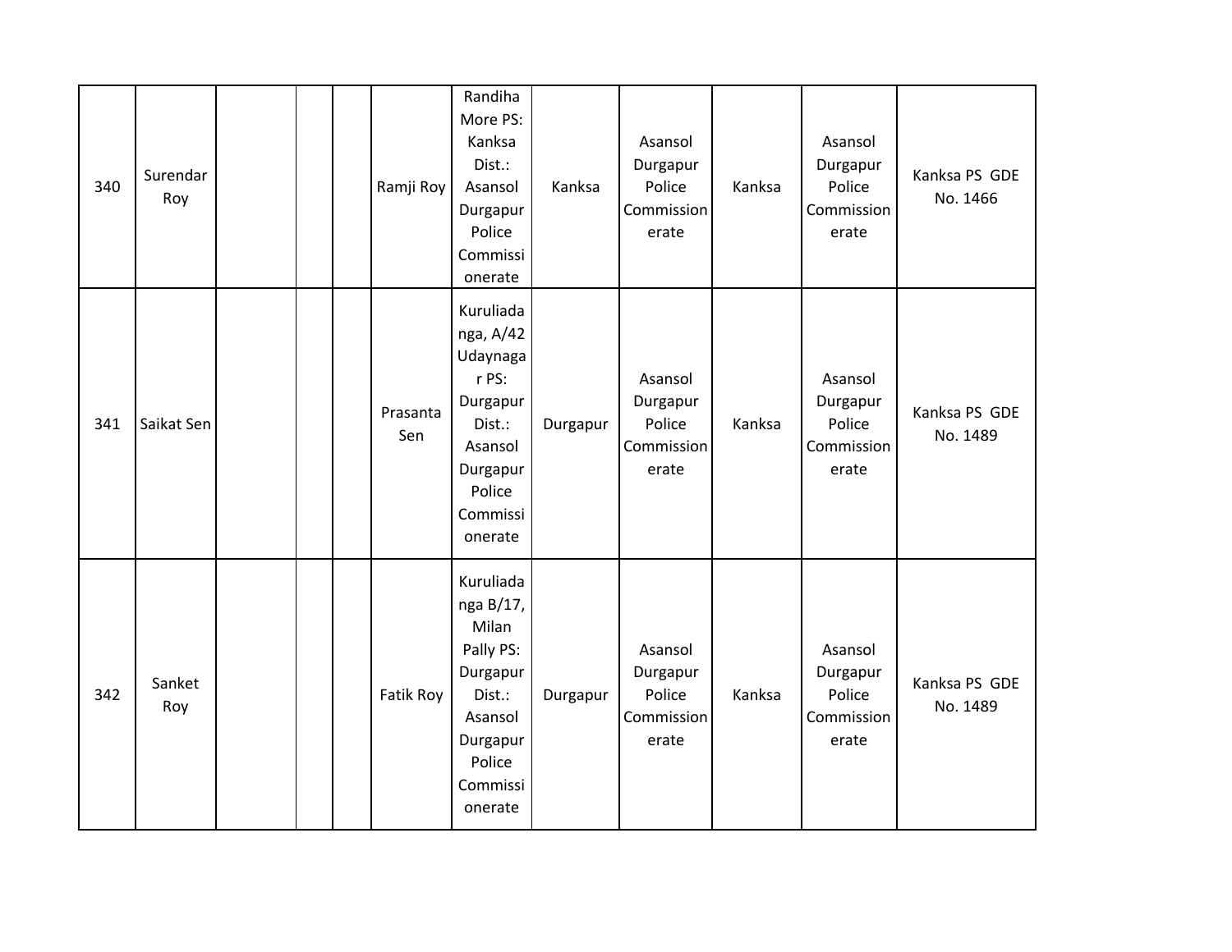| | | | | | | | | | | | |
|---|---|---|---|---|---|---|---|---|---|---|---|
| 340 | Surendar Roy | | | | Ramji Roy | Randiha More PS: Kanksa Dist.: Asansol Durgapur Police Commissionerate | Kanksa | Asansol Durgapur Police Commissionerate | Kanksa | Asansol Durgapur Police Commissionerate | Kanksa PS GDE No. 1466 |
| 341 | Saikat Sen | | | | Prasanta Sen | Kuruliadanga, A/42 Udaynagar PS: Durgapur Dist.: Asansol Durgapur Police Commissionerate | Durgapur | Asansol Durgapur Police Commissionerate | Kanksa | Asansol Durgapur Police Commissionerate | Kanksa PS GDE No. 1489 |
| 342 | Sanket Roy | | | | Fatik Roy | Kuruliadanga B/17, Milan Pally PS: Durgapur Dist.: Asansol Durgapur Police Commissionerate | Durgapur | Asansol Durgapur Police Commissionerate | Kanksa | Asansol Durgapur Police Commissionerate | Kanksa PS GDE No. 1489 |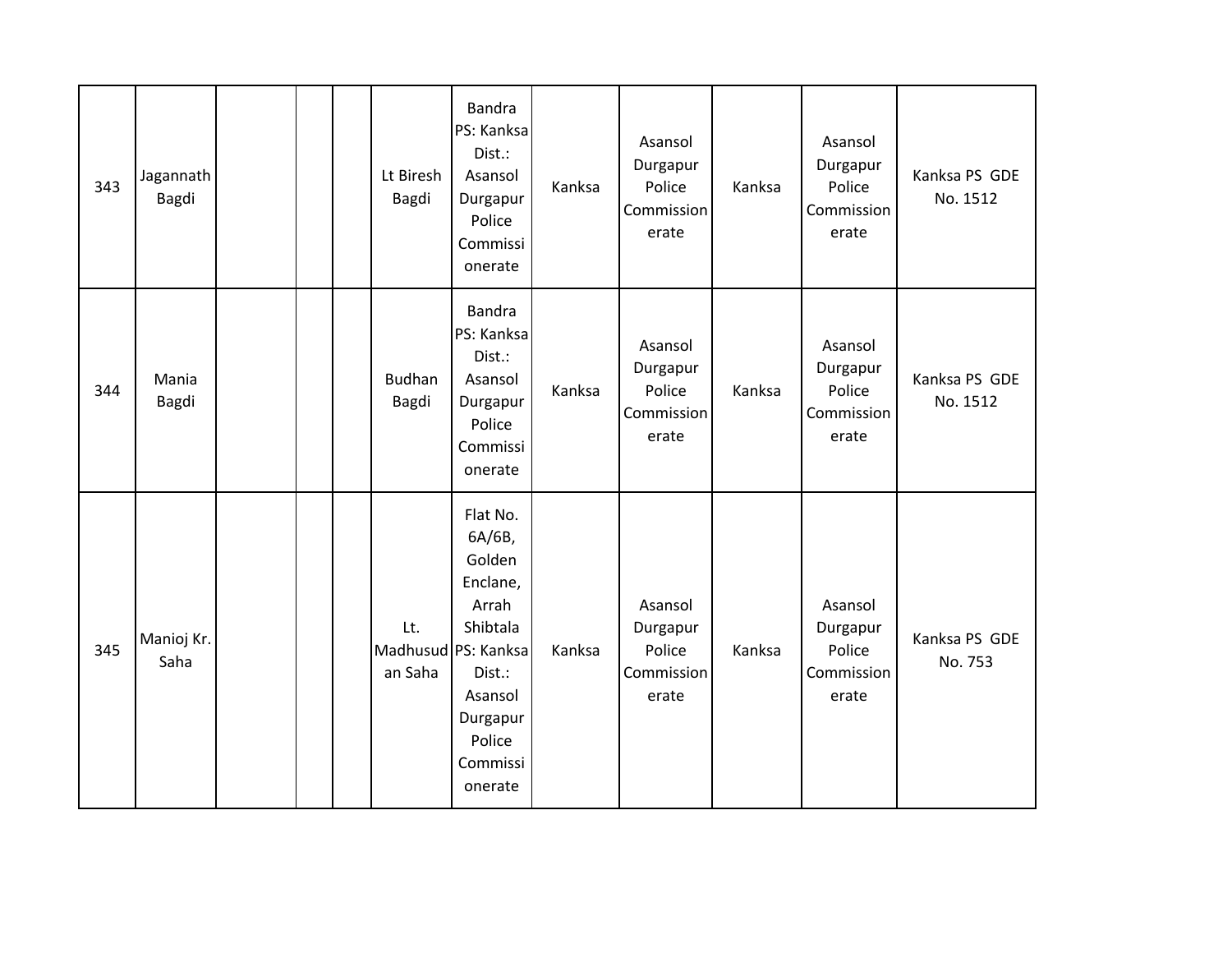| 343 | Jagannath Bagdi | | | | Lt Biresh Bagdi | Bandra PS: Kanksa Dist.: Asansol Durgapur Police Commissionerate | Kanksa | Asansol Durgapur Police Commissionerate | Kanksa | Asansol Durgapur Police Commissionerate | Kanksa PS GDE No. 1512 |
|---|---|---|---|---|---|---|---|---|---|---|---|
| 344 | Mania Bagdi | | | | Budhan Bagdi | Bandra PS: Kanksa Dist.: Asansol Durgapur Police Commissionerate | Kanksa | Asansol Durgapur Police Commissionerate | Kanksa | Asansol Durgapur Police Commissionerate | Kanksa PS GDE No. 1512 |
| 345 | Manioj Kr. Saha | | | | Lt. Madhusudan Saha | Flat No. 6A/6B, Golden Enclane, Arrah Shibtala PS: Kanksa Dist.: Asansol Durgapur Police Commissionerate | Kanksa | Asansol Durgapur Police Commissionerate | Kanksa | Asansol Durgapur Police Commissionerate | Kanksa PS GDE No. 753 |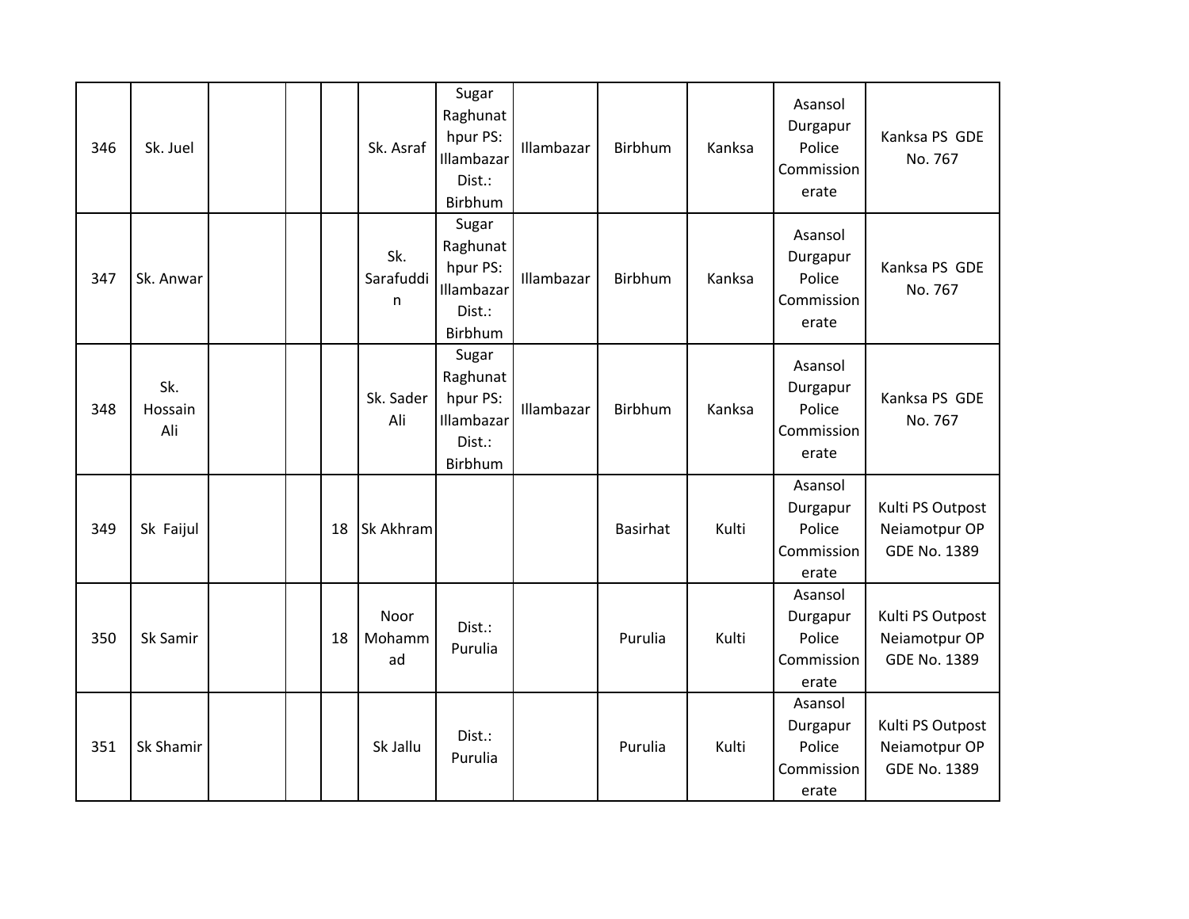| 346 | Sk. Juel | | | | Sk. Asraf | Sugar Raghunathpur PS: Illambazar Dist.: Birbhum | Illambazar | Birbhum | Kanksa | Asansol Durgapur Police Commissionerate | Kanksa PS GDE No. 767 |
|---|---|---|---|---|---|---|---|---|---|---|---|
| 347 | Sk. Anwar | | | | Sk. Sarafuddin | Sugar Raghunathpur PS: Illambazar Dist.: Birbhum | Illambazar | Birbhum | Kanksa | Asansol Durgapur Police Commissionerate | Kanksa PS GDE No. 767 |
| 348 | Sk. Hossain Ali | | | | Sk. Sader Ali | Sugar Raghunathpur PS: Illambazar Dist.: Birbhum | Illambazar | Birbhum | Kanksa | Asansol Durgapur Police Commissionerate | Kanksa PS GDE No. 767 |
| 349 | Sk Faijul | | | 18 | Sk Akhram | | | Basirhat | Kulti | Asansol Durgapur Police Commissionerate | Kulti PS Outpost Neiamotpur OP GDE No. 1389 |
| 350 | Sk Samir | | | 18 | Noor Mohammad | Dist.: Purulia | | Purulia | Kulti | Asansol Durgapur Police Commissionerate | Kulti PS Outpost Neiamotpur OP GDE No. 1389 |
| 351 | Sk Shamir | | | | Sk Jallu | Dist.: Purulia | | Purulia | Kulti | Asansol Durgapur Police Commissionerate | Kulti PS Outpost Neiamotpur OP GDE No. 1389 |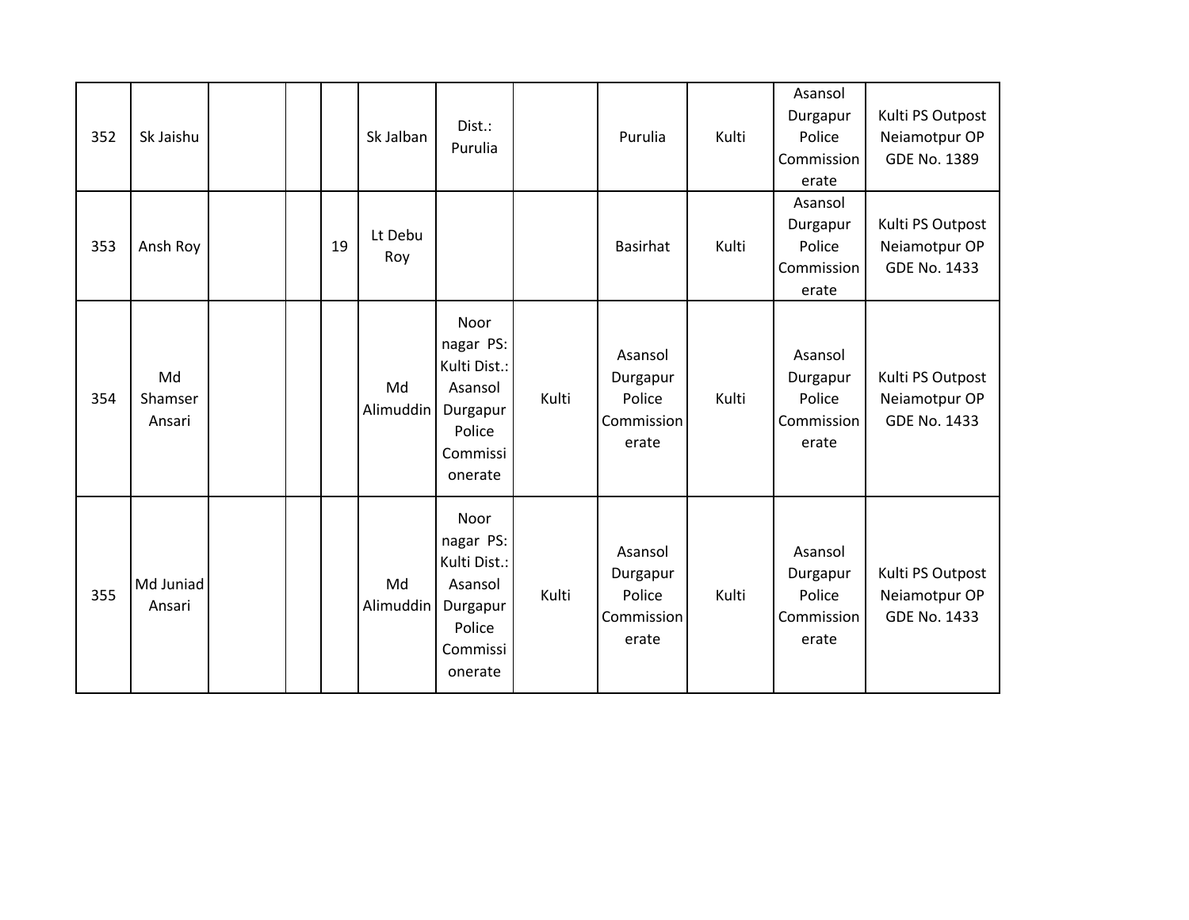| | | | | | | | | | | | |
|---|---|---|---|---|---|---|---|---|---|---|---|
| 352 | Sk Jaishu | | | | Sk Jalban | Dist.: Purulia | | Purulia | Kulti | Asansol Durgapur Police Commissionerate | Kulti PS Outpost Neiamotpur OP GDE No. 1389 |
| 353 | Ansh Roy | | | 19 | Lt Debu Roy | | | Basirhat | Kulti | Asansol Durgapur Police Commissionerate | Kulti PS Outpost Neiamotpur OP GDE No. 1433 |
| 354 | Md Shamser Ansari | | | | Md Alimuddin | Noor nagar PS: Kulti Dist.: Asansol Durgapur Police Commissionerate | Kulti | Asansol Durgapur Police Commissionerate | Kulti | Asansol Durgapur Police Commissionerate | Kulti PS Outpost Neiamotpur OP GDE No. 1433 |
| 355 | Md Juniad Ansari | | | | Md Alimuddin | Noor nagar PS: Kulti Dist.: Asansol Durgapur Police Commissionerate | Kulti | Asansol Durgapur Police Commissionerate | Kulti | Asansol Durgapur Police Commissionerate | Kulti PS Outpost Neiamotpur OP GDE No. 1433 |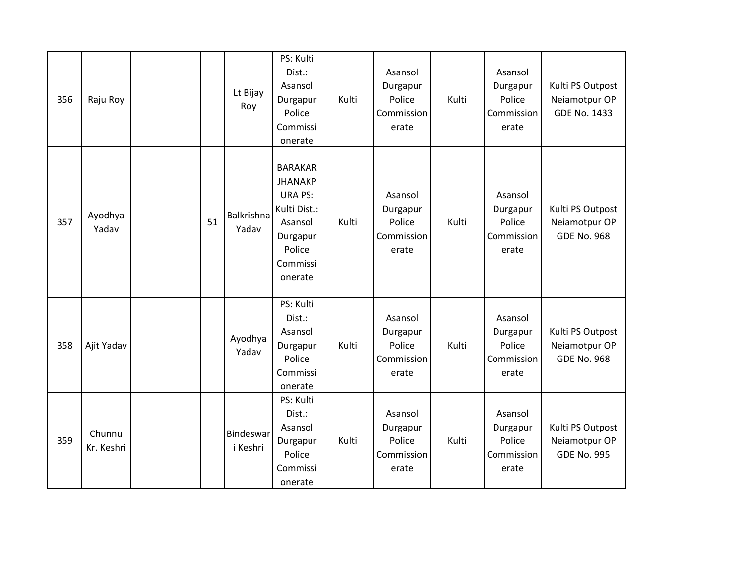| 356 | Raju Roy | | | | Lt Bijay Roy | PS: Kulti Dist.: Asansol Durgapur Police Commissionerate | Kulti | Asansol Durgapur Police Commissionerate | Kulti | Asansol Durgapur Police Commissionerate | Kulti PS Outpost Neiamotpur OP GDE No. 1433 |
|---|---|---|---|---|---|---|---|---|---|---|---|
| 357 | Ayodhya Yadav | | | 51 | Balkrishna Yadav | BARAKAR JHANAKPURA PS: Kulti Dist.: Asansol Durgapur Police Commissionerate | Kulti | Asansol Durgapur Police Commissionerate | Kulti | Asansol Durgapur Police Commissionerate | Kulti PS Outpost Neiamotpur OP GDE No. 968 |
| 358 | Ajit Yadav | | | | Ayodhya Yadav | PS: Kulti Dist.: Asansol Durgapur Police Commissionerate | Kulti | Asansol Durgapur Police Commissionerate | Kulti | Asansol Durgapur Police Commissionerate | Kulti PS Outpost Neiamotpur OP GDE No. 968 |
| 359 | Chunnu Kr. Keshri | | | | Bindeswari Keshri | PS: Kulti Dist.: Asansol Durgapur Police Commissionerate | Kulti | Asansol Durgapur Police Commissionerate | Kulti | Asansol Durgapur Police Commissionerate | Kulti PS Outpost Neiamotpur OP GDE No. 995 |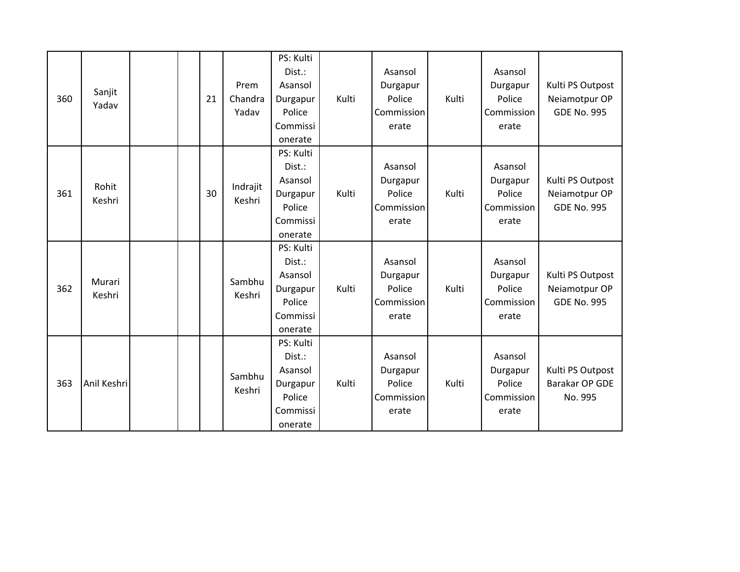| | | | | | | | | | | | |
|---|---|---|---|---|---|---|---|---|---|---|---|
| 360 | Sanjit Yadav | | | 21 | Prem Chandra Yadav | PS: Kulti Dist.: Asansol Durgapur Police Commissionerate | Kulti | Asansol Durgapur Police Commissionerate | Kulti | Asansol Durgapur Police Commissionerate | Kulti PS Outpost Neiamotpur OP GDE No. 995 |
| 361 | Rohit Keshri | | | 30 | Indrajit Keshri | PS: Kulti Dist.: Asansol Durgapur Police Commissionerate | Kulti | Asansol Durgapur Police Commissionerate | Kulti | Asansol Durgapur Police Commissionerate | Kulti PS Outpost Neiamotpur OP GDE No. 995 |
| 362 | Murari Keshri | | | | Sambhu Keshri | PS: Kulti Dist.: Asansol Durgapur Police Commissionerate | Kulti | Asansol Durgapur Police Commissionerate | Kulti | Asansol Durgapur Police Commissionerate | Kulti PS Outpost Neiamotpur OP GDE No. 995 |
| 363 | Anil Keshri | | | | Sambhu Keshri | PS: Kulti Dist.: Asansol Durgapur Police Commissionerate | Kulti | Asansol Durgapur Police Commissionerate | Kulti | Asansol Durgapur Police Commissionerate | Kulti PS Outpost Barakar OP GDE No. 995 |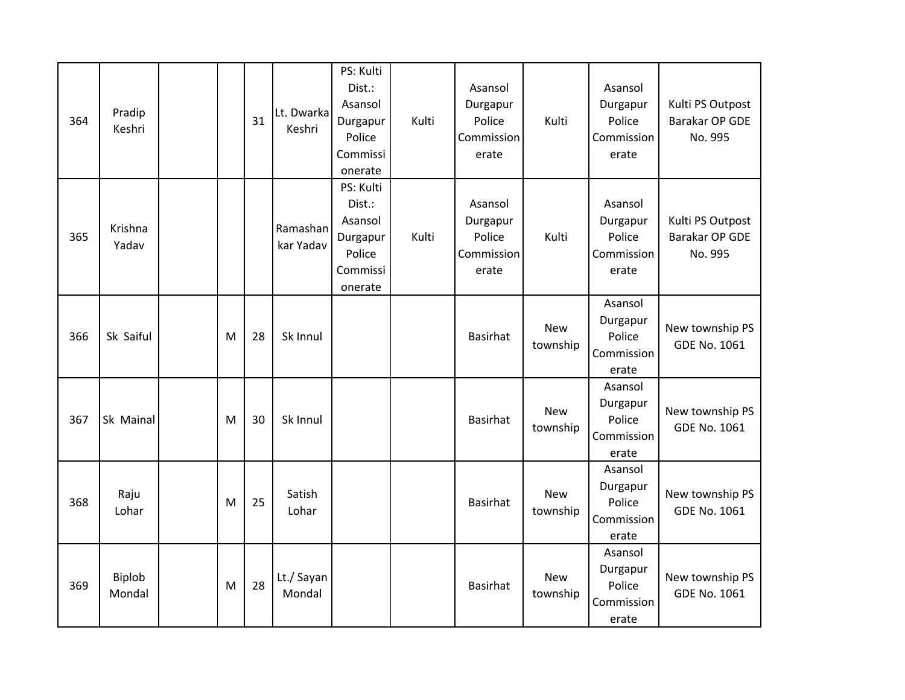| | | | | | | | | | | | |
|---|---|---|---|---|---|---|---|---|---|---|---|
| 364 | Pradip Keshri | | | 31 | Lt. Dwarka Keshri | PS: Kulti Dist.: Asansol Durgapur Police Commissionerate | Kulti | Asansol Durgapur Police Commissionerate | Kulti | Asansol Durgapur Police Commissionerate | Kulti PS Outpost Barakar OP GDE No. 995 |
| 365 | Krishna Yadav | | | | Ramashankar Yadav | PS: Kulti Dist.: Asansol Durgapur Police Commissionerate | Kulti | Asansol Durgapur Police Commissionerate | Kulti | Asansol Durgapur Police Commissionerate | Kulti PS Outpost Barakar OP GDE No. 995 |
| 366 | Sk Saiful | | M | 28 | Sk Innul | | | Basirhat | New township | Asansol Durgapur Police Commissionerate | New township PS GDE No. 1061 |
| 367 | Sk Mainal | | M | 30 | Sk Innul | | | Basirhat | New township | Asansol Durgapur Police Commissionerate | New township PS GDE No. 1061 |
| 368 | Raju Lohar | | M | 25 | Satish Lohar | | | Basirhat | New township | Asansol Durgapur Police Commissionerate | New township PS GDE No. 1061 |
| 369 | Biplob Mondal | | M | 28 | Lt./ Sayan Mondal | | | Basirhat | New township | Asansol Durgapur Police Commissionerate | New township PS GDE No. 1061 |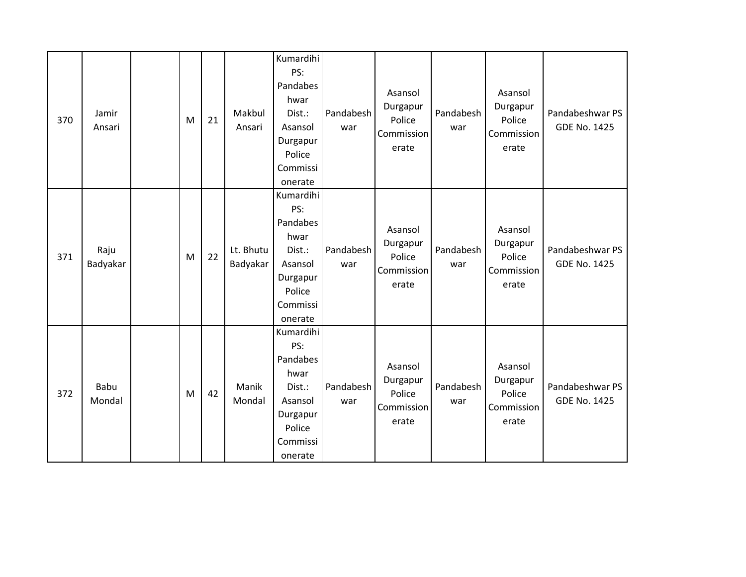| 370 | Jamir Ansari | | M | 21 | Makbul Ansari | Kumardihi PS: Pandabeshwar Dist.: Asansol Durgapur Police Commissionerate | Pandabeshwar | Asansol Durgapur Police Commissionerate | Pandabeshwar | Asansol Durgapur Police Commissionerate | Pandabeshwar PS GDE No. 1425 |
|---|---|---|---|---|---|---|---|---|---|---|---|
| 371 | Raju Badyakar | | M | 22 | Lt. Bhutu Badyakar | Kumardihi PS: Pandabeshwar Dist.: Asansol Durgapur Police Commissionerate | Pandabeshwar | Asansol Durgapur Police Commissionerate | Pandabeshwar | Asansol Durgapur Police Commissionerate | Pandabeshwar PS GDE No. 1425 |
| 372 | Babu Mondal | | M | 42 | Manik Mondal | Kumardihi PS: Pandabeshwar Dist.: Asansol Durgapur Police Commissionerate | Pandabeshwar | Asansol Durgapur Police Commissionerate | Pandabeshwar | Asansol Durgapur Police Commissionerate | Pandabeshwar PS GDE No. 1425 |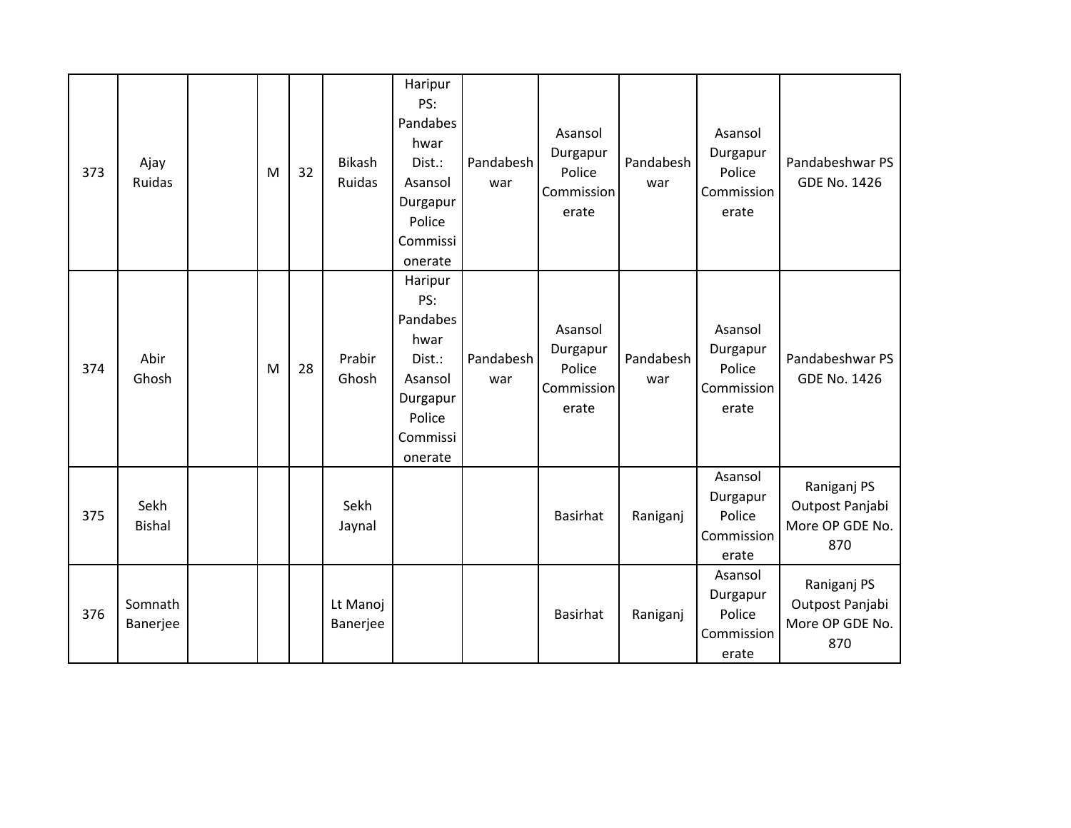| | | | | | | | | | | | |
|---|---|---|---|---|---|---|---|---|---|---|---|
| 373 | Ajay Ruidas | | M | 32 | Bikash Ruidas | Haripur PS: Pandabeshwar Dist.: Asansol Durgapur Police Commissionerate | Pandabeshwar | Asansol Durgapur Police Commissionerate | Pandabeshwar | Asansol Durgapur Police Commissionerate | Pandabeshwar PS GDE No. 1426 |
| 374 | Abir Ghosh | | M | 28 | Prabir Ghosh | Haripur PS: Pandabeshwar Dist.: Asansol Durgapur Police Commissionerate | Pandabeshwar | Asansol Durgapur Police Commissionerate | Pandabeshwar | Asansol Durgapur Police Commissionerate | Pandabeshwar PS GDE No. 1426 |
| 375 | Sekh Bishal | | | | Sekh Jaynal | | | Basirhat | Raniganj | Asansol Durgapur Police Commissionerate | Raniganj PS Outpost Panjabi More OP GDE No. 870 |
| 376 | Somnath Banerjee | | | | Lt Manoj Banerjee | | | Basirhat | Raniganj | Asansol Durgapur Police Commissionerate | Raniganj PS Outpost Panjabi More OP GDE No. 870 |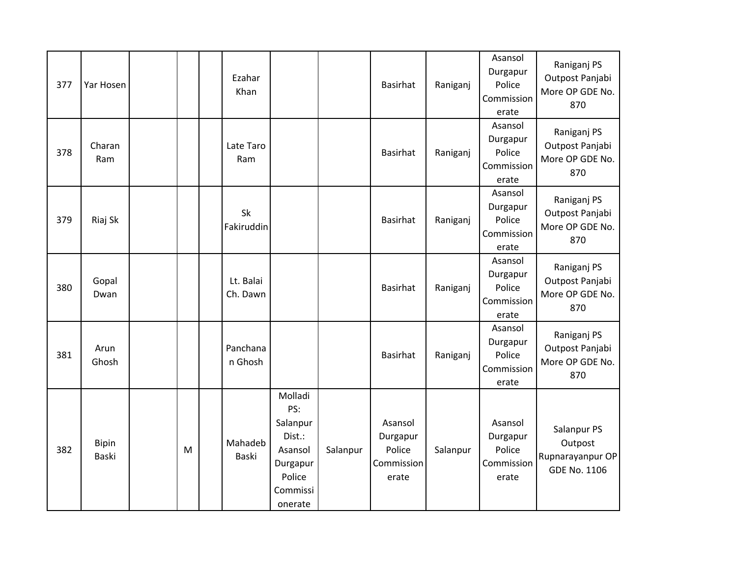| | | | | | | | | | | | |
|---|---|---|---|---|---|---|---|---|---|---|---|
| 377 | Yar Hosen | | | | Ezahar Khan | | | Basirhat | Raniganj | Asansol Durgapur Police Commissionerate | Raniganj PS Outpost Panjabi More OP GDE No. 870 |
| 378 | Charan Ram | | | | Late Taro Ram | | | Basirhat | Raniganj | Asansol Durgapur Police Commissionerate | Raniganj PS Outpost Panjabi More OP GDE No. 870 |
| 379 | Riaj Sk | | | | Sk Fakiruddin | | | Basirhat | Raniganj | Asansol Durgapur Police Commissionerate | Raniganj PS Outpost Panjabi More OP GDE No. 870 |
| 380 | Gopal Dwan | | | | Lt. Balai Ch. Dawn | | | Basirhat | Raniganj | Asansol Durgapur Police Commissionerate | Raniganj PS Outpost Panjabi More OP GDE No. 870 |
| 381 | Arun Ghosh | | | | Panchanan Ghosh | | | Basirhat | Raniganj | Asansol Durgapur Police Commissionerate | Raniganj PS Outpost Panjabi More OP GDE No. 870 |
| 382 | Bipin Baski | | M | | Mahadeb Baski | Molladi PS: Salanpur Dist.: Asansol Durgapur Police Commissionerate | Salanpur | Asansol Durgapur Police Commissionerate | Salanpur | Asansol Durgapur Police Commissionerate | Salanpur PS Outpost Rupnarayanpur OP GDE No. 1106 |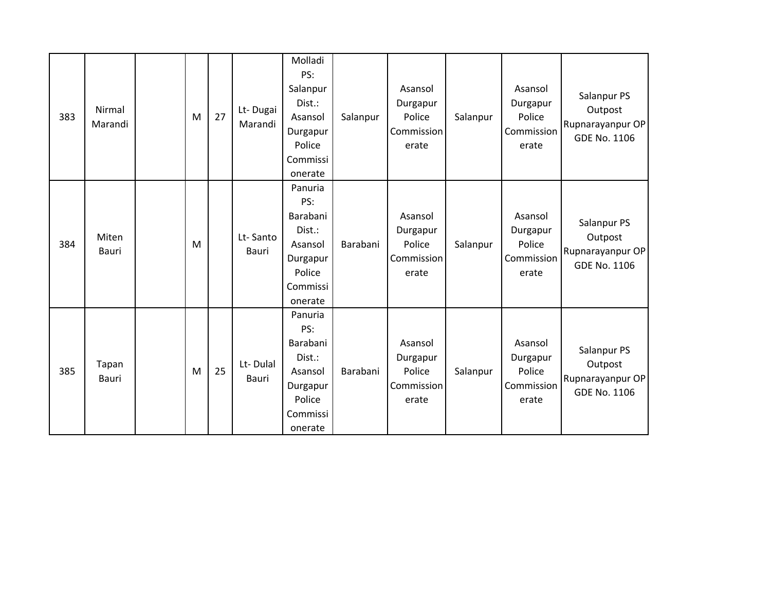| | | | | | | | | | | | |
|---|---|---|---|---|---|---|---|---|---|---|---|
| 383 | Nirmal Marandi | | M | 27 | Lt- Dugai Marandi | Molladi PS: Salanpur Dist.: Asansol Durgapur Police Commissionerate | Salanpur | Asansol Durgapur Police Commissionerate | Salanpur | Asansol Durgapur Police Commissionerate | Salanpur PS Outpost Rupnarayanpur OP GDE No. 1106 |
| 384 | Miten Bauri | | M | | Lt- Santo Bauri | Panuria PS: Barabani Dist.: Asansol Durgapur Police Commissionerate | Barabani | Asansol Durgapur Police Commissionerate | Salanpur | Asansol Durgapur Police Commissionerate | Salanpur PS Outpost Rupnarayanpur OP GDE No. 1106 |
| 385 | Tapan Bauri | | M | 25 | Lt- Dulal Bauri | Panuria PS: Barabani Dist.: Asansol Durgapur Police Commissionerate | Barabani | Asansol Durgapur Police Commissionerate | Salanpur | Asansol Durgapur Police Commissionerate | Salanpur PS Outpost Rupnarayanpur OP GDE No. 1106 |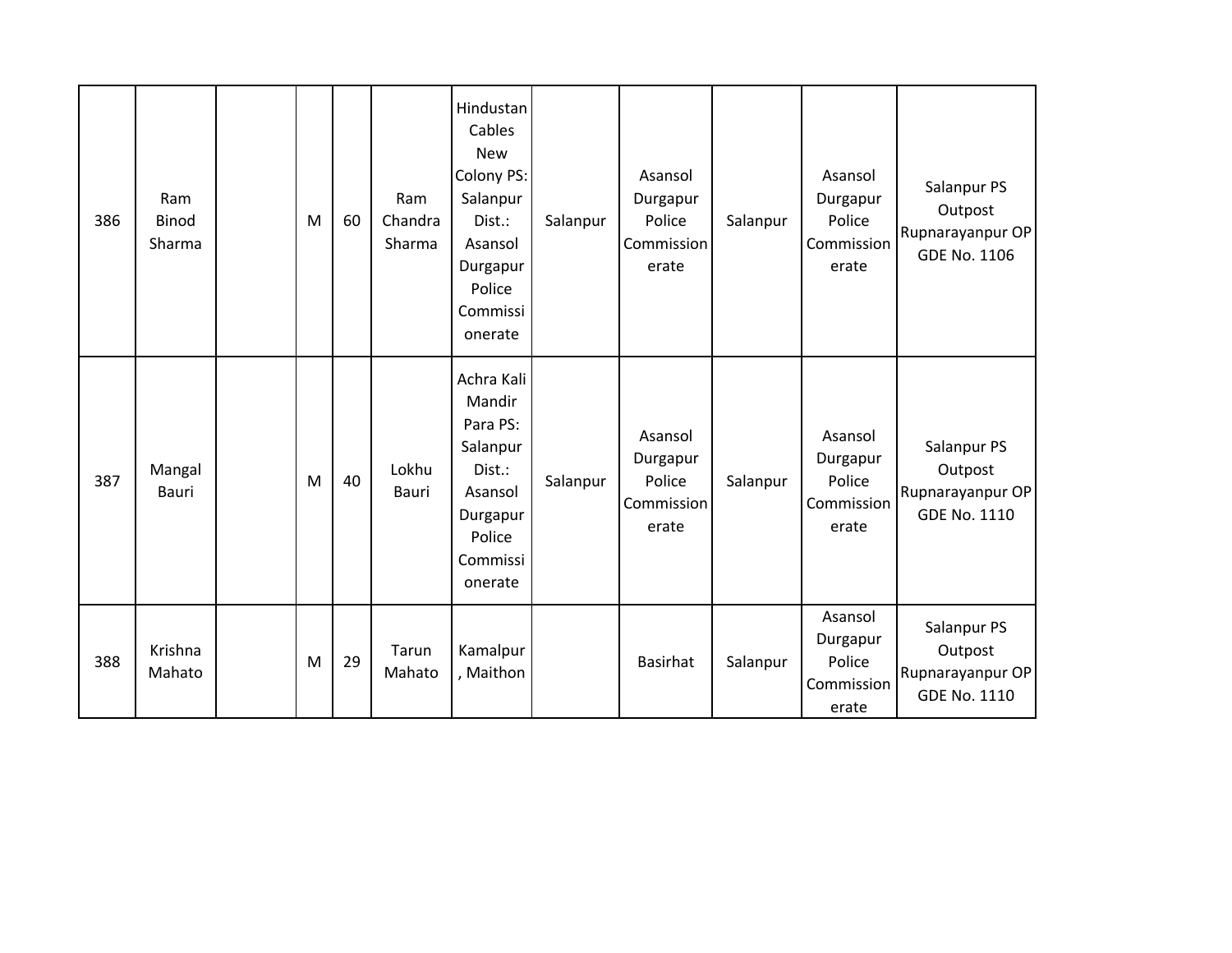| | | | | | | | | | | | |
|---|---|---|---|---|---|---|---|---|---|---|---|
| 386 | Ram Binod Sharma | | M | 60 | Ram Chandra Sharma | Hindustan Cables New Colony PS: Salanpur Dist.: Asansol Durgapur Police Commissionerate | Salanpur | Asansol Durgapur Police Commissionerate | Salanpur | Asansol Durgapur Police Commissionerate | Salanpur PS Outpost Rupnarayanpur OP GDE No. 1106 |
| 387 | Mangal Bauri | | M | 40 | Lokhu Bauri | Achra Kali Mandir Para PS: Salanpur Dist.: Asansol Durgapur Police Commissionerate | Salanpur | Asansol Durgapur Police Commissionerate | Salanpur | Asansol Durgapur Police Commissionerate | Salanpur PS Outpost Rupnarayanpur OP GDE No. 1110 |
| 388 | Krishna Mahato | | M | 29 | Tarun Mahato | Kamalpur , Maithon | | Basirhat | Salanpur | Asansol Durgapur Police Commissionerate | Salanpur PS Outpost Rupnarayanpur OP GDE No. 1110 |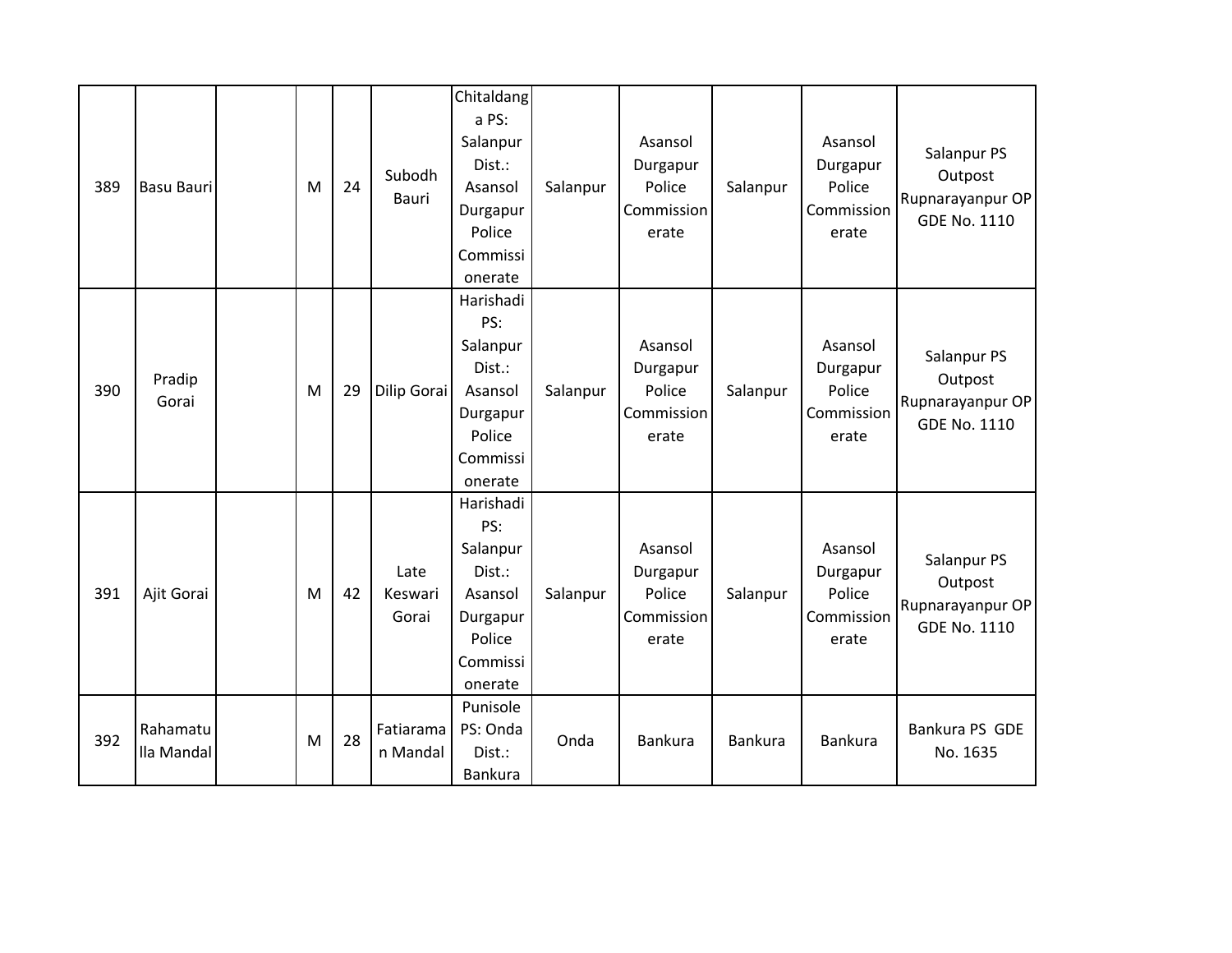| 389 | Basu Bauri | | M | 24 | Subodh Bauri | Chitaldanga PS: Salanpur Dist.: Asansol Durgapur Police Commissionerate | Salanpur | Asansol Durgapur Police Commissionerate | Salanpur | Asansol Durgapur Police Commissionerate | Salanpur PS Outpost Rupnarayanpur OP GDE No. 1110 |
|---|---|---|---|---|---|---|---|---|---|---|---|
| 390 | Pradip Gorai | | M | 29 | Dilip Gorai | Harishadi PS: Salanpur Dist.: Asansol Durgapur Police Commissionerate | Salanpur | Asansol Durgapur Police Commissionerate | Salanpur | Asansol Durgapur Police Commissionerate | Salanpur PS Outpost Rupnarayanpur OP GDE No. 1110 |
| 391 | Ajit Gorai | | M | 42 | Late Keswari Gorai | Harishadi PS: Salanpur Dist.: Asansol Durgapur Police Commissionerate | Salanpur | Asansol Durgapur Police Commissionerate | Salanpur | Asansol Durgapur Police Commissionerate | Salanpur PS Outpost Rupnarayanpur OP GDE No. 1110 |
| 392 | Rahamatulla Mandal | | M | 28 | Fatiaraman Mandal | Punisole PS: Onda Dist.: Bankura | Onda | Bankura | Bankura | Bankura | Bankura PS GDE No. 1635 |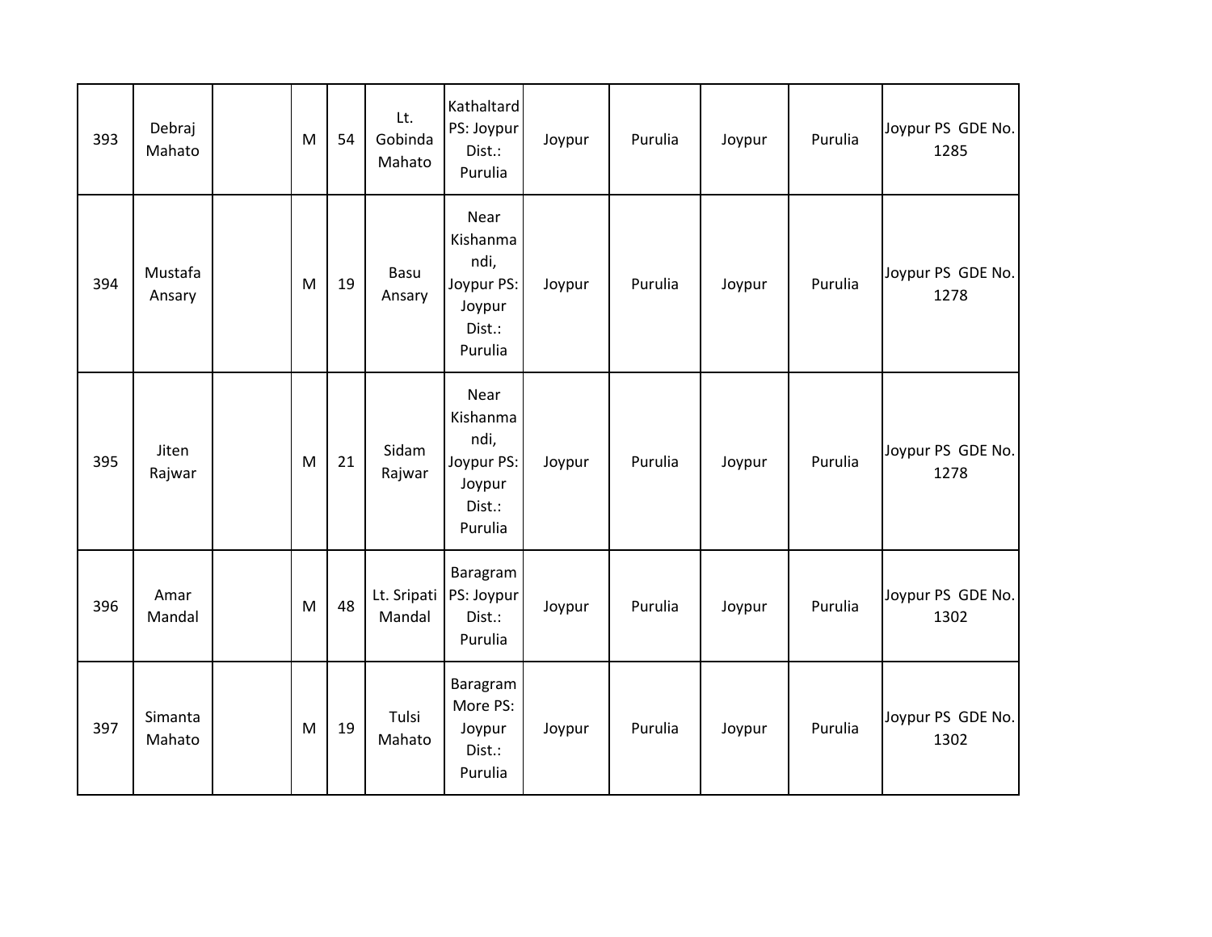| | | | | | | | | | | | |
|---|---|---|---|---|---|---|---|---|---|---|---|
| 393 | Debraj Mahato | | M | 54 | Lt. Gobinda Mahato | Kathaltard PS: Joypur Dist.: Purulia | Joypur | Purulia | Joypur | Purulia | Joypur PS GDE No. 1285 |
| 394 | Mustafa Ansary | | M | 19 | Basu Ansary | Near Kishanmandi, Joypur PS: Joypur Dist.: Purulia | Joypur | Purulia | Joypur | Purulia | Joypur PS GDE No. 1278 |
| 395 | Jiten Rajwar | | M | 21 | Sidam Rajwar | Near Kishanmandi, Joypur PS: Joypur Dist.: Purulia | Joypur | Purulia | Joypur | Purulia | Joypur PS GDE No. 1278 |
| 396 | Amar Mandal | | M | 48 | Lt. Sripati Mandal | Baragram PS: Joypur Dist.: Purulia | Joypur | Purulia | Joypur | Purulia | Joypur PS GDE No. 1302 |
| 397 | Simanta Mahato | | M | 19 | Tulsi Mahato | Baragram More PS: Joypur Dist.: Purulia | Joypur | Purulia | Joypur | Purulia | Joypur PS GDE No. 1302 |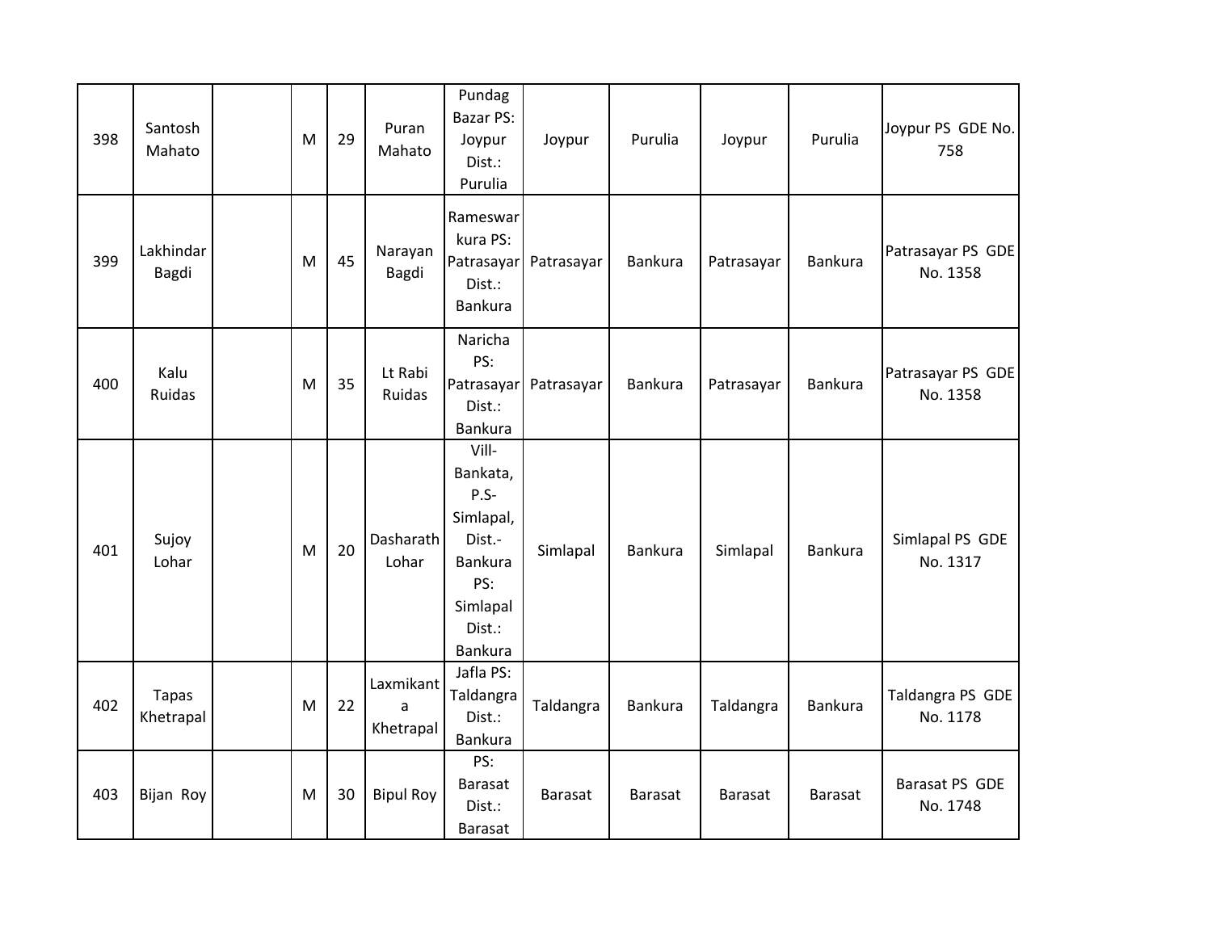| | | | | | | | | | | | |
|---|---|---|---|---|---|---|---|---|---|---|---|
| 398 | Santosh Mahato | | M | 29 | Puran Mahato | Pundag Bazar PS: Joypur Dist.: Purulia | Joypur | Purulia | Joypur | Purulia | Joypur PS GDE No. 758 |
| 399 | Lakhindar Bagdi | | M | 45 | Narayan Bagdi | Rameswar kura PS: Patrasayar Dist.: Bankura | Patrasayar | Bankura | Patrasayar | Bankura | Patrasayar PS GDE No. 1358 |
| 400 | Kalu Ruidas | | M | 35 | Lt Rabi Ruidas | Naricha PS: Patrasayar Dist.: Bankura | Patrasayar | Bankura | Patrasayar | Bankura | Patrasayar PS GDE No. 1358 |
| 401 | Sujoy Lohar | | M | 20 | Dasharath Lohar | Vill-Bankata, P.S-Simlapal, Dist.-Bankura PS: Simlapal Dist.: Bankura | Simlapal | Bankura | Simlapal | Bankura | Simlapal PS GDE No. 1317 |
| 402 | Tapas Khetrapal | | M | 22 | Laxmikanta Khetrapal | Jafla PS: Taldangra Dist.: Bankura | Taldangra | Bankura | Taldangra | Bankura | Taldangra PS GDE No. 1178 |
| 403 | Bijan Roy | | M | 30 | Bipul Roy | PS: Barasat Dist.: Barasat | Barasat | Barasat | Barasat | Barasat | Barasat PS GDE No. 1748 |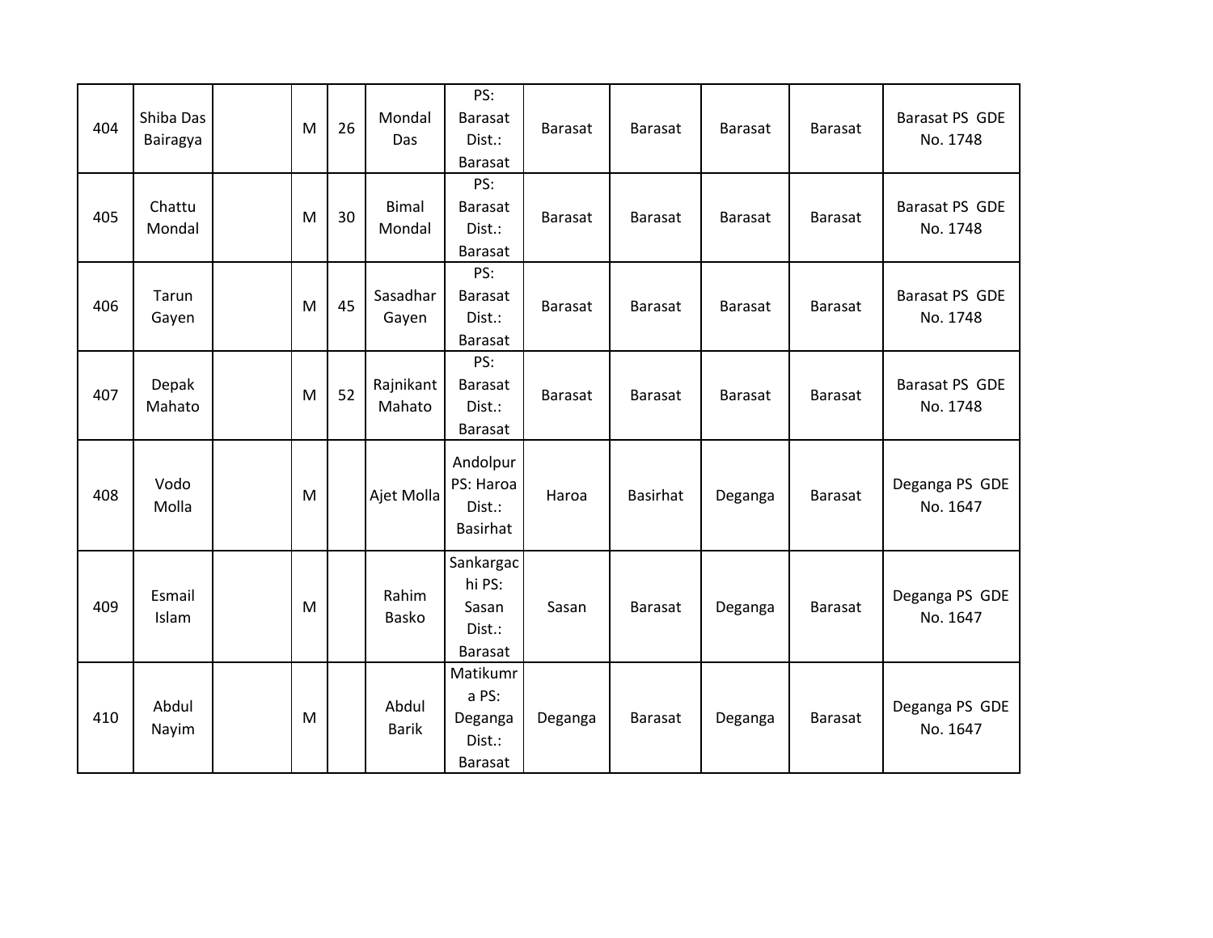| | | | | | | | | | | | |
|---|---|---|---|---|---|---|---|---|---|---|---|
| 404 | Shiba Das Bairagya | | M | 26 | Mondal Das | PS: Barasat Dist.: Barasat | Barasat | Barasat | Barasat | Barasat | Barasat PS GDE No. 1748 |
| 405 | Chattu Mondal | | M | 30 | Bimal Mondal | PS: Barasat Dist.: Barasat | Barasat | Barasat | Barasat | Barasat | Barasat PS GDE No. 1748 |
| 406 | Tarun Gayen | | M | 45 | Sasadhar Gayen | PS: Barasat Dist.: Barasat | Barasat | Barasat | Barasat | Barasat | Barasat PS GDE No. 1748 |
| 407 | Depak Mahato | | M | 52 | Rajnikant Mahato | PS: Barasat Dist.: Barasat | Barasat | Barasat | Barasat | Barasat | Barasat PS GDE No. 1748 |
| 408 | Vodo Molla | | M | | Ajet Molla | Andolpur PS: Haroa Dist.: Basirhat | Haroa | Basirhat | Deganga | Barasat | Deganga PS GDE No. 1647 |
| 409 | Esmail Islam | | M | | Rahim Basko | Sankargachi PS: Sasan Dist.: Barasat | Sasan | Barasat | Deganga | Barasat | Deganga PS GDE No. 1647 |
| 410 | Abdul Nayim | | M | | Abdul Barik | Matikumra PS: Deganga Dist.: Barasat | Deganga | Barasat | Deganga | Barasat | Deganga PS GDE No. 1647 |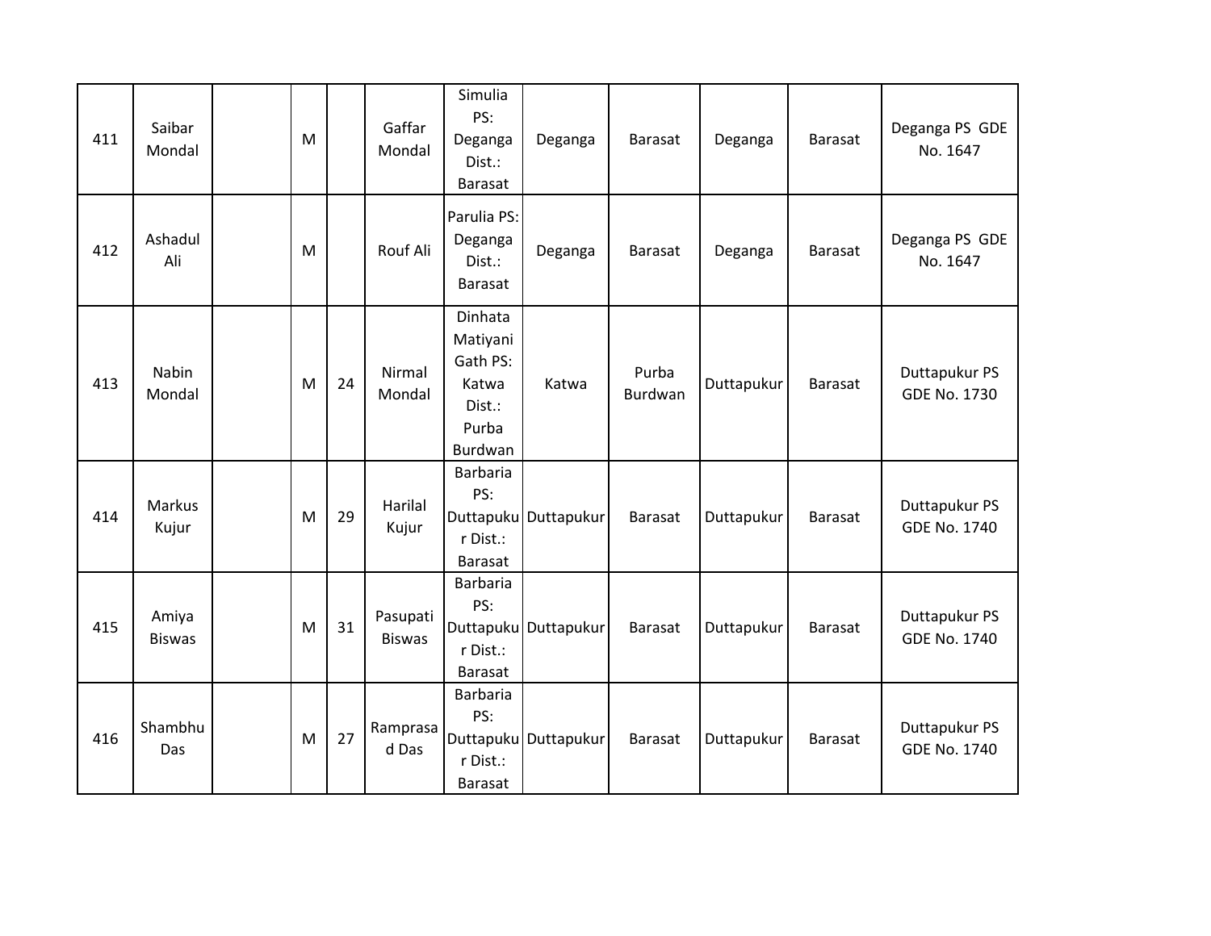| | | | | | | | | | | | |
|---|---|---|---|---|---|---|---|---|---|---|---|
| 411 | Saibar Mondal | | M | | Gaffar Mondal | Simulia PS: Deganga Dist.: Barasat | Deganga | Barasat | Deganga | Barasat | Deganga PS GDE No. 1647 |
| 412 | Ashadul Ali | | M | | Rouf Ali | Parulia PS: Deganga Dist.: Barasat | Deganga | Barasat | Deganga | Barasat | Deganga PS GDE No. 1647 |
| 413 | Nabin Mondal | | M | 24 | Nirmal Mondal | Dinhata Matiyani Gath PS: Katwa Dist.: Purba Burdwan | Katwa | Purba Burdwan | Duttapukur | Barasat | Duttapukur PS GDE No. 1730 |
| 414 | Markus Kujur | | M | 29 | Harilal Kujur | Barbaria PS: Duttapukur Dist.: Barasat | Duttapukur | Barasat | Duttapukur | Barasat | Duttapukur PS GDE No. 1740 |
| 415 | Amiya Biswas | | M | 31 | Pasupati Biswas | Barbaria PS: Duttapukur Dist.: Barasat | Duttapukur | Barasat | Duttapukur | Barasat | Duttapukur PS GDE No. 1740 |
| 416 | Shambhu Das | | M | 27 | Ramprasad Das | Barbaria PS: Duttapukur Dist.: Barasat | Duttapukur | Barasat | Duttapukur | Barasat | Duttapukur PS GDE No. 1740 |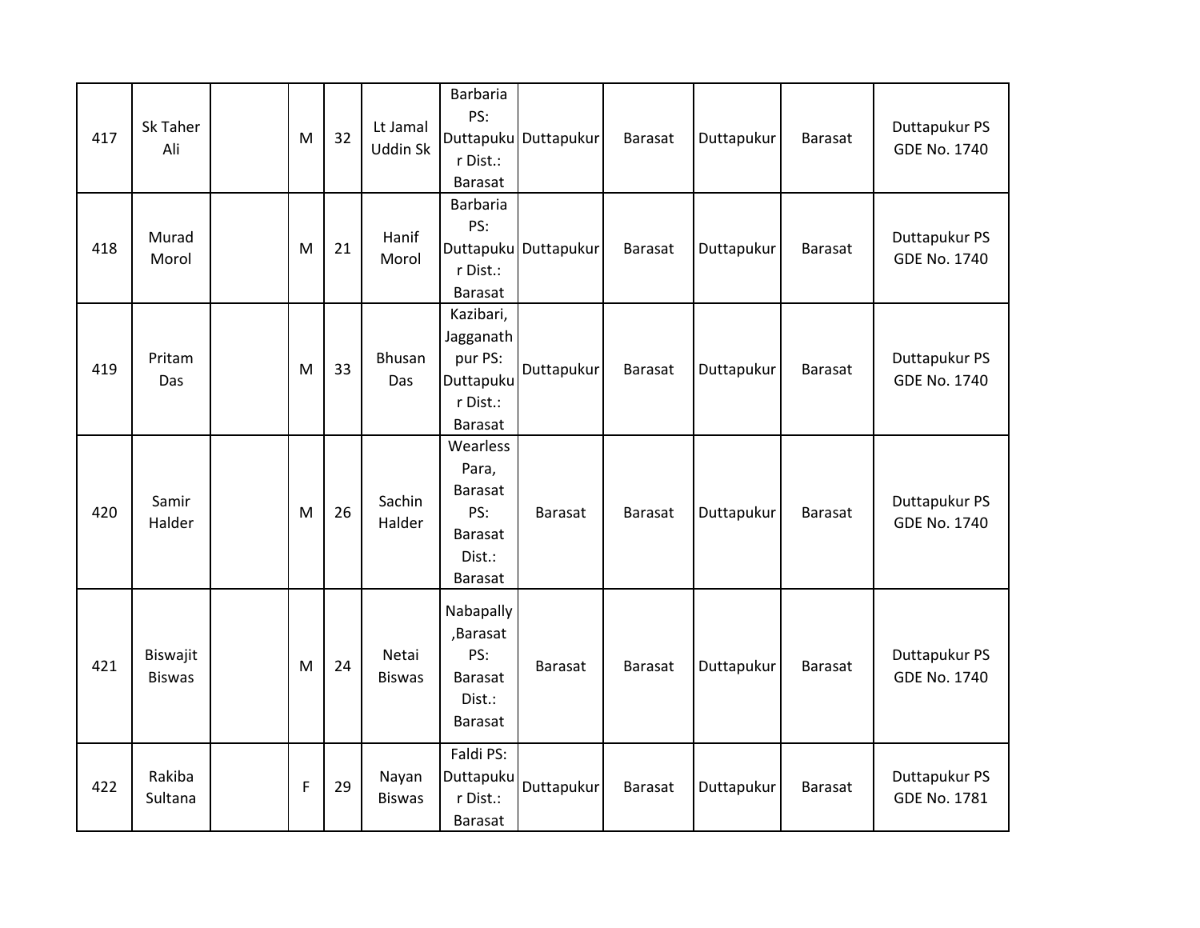| 417 | Sk Taher Ali | | M | 32 | Lt Jamal Uddin Sk | Barbaria PS: Duttapukur Dist.: Barasat | Duttapukur | Barasat | Duttapukur | Barasat | Duttapukur PS GDE No. 1740 |
|---|---|---|---|---|---|---|---|---|---|---|---|
| 418 | Murad Morol | | M | 21 | Hanif Morol | Barbaria PS: Duttapukur Dist.: Barasat | Duttapukur | Barasat | Duttapukur | Barasat | Duttapukur PS GDE No. 1740 |
| 419 | Pritam Das | | M | 33 | Bhusan Das | Kazibari, Jagganathpur PS: Duttapukur Dist.: Barasat | Duttapukur | Barasat | Duttapukur | Barasat | Duttapukur PS GDE No. 1740 |
| 420 | Samir Halder | | M | 26 | Sachin Halder | Wearless Para, Barasat PS: Barasat Dist.: Barasat | Barasat | Barasat | Duttapukur | Barasat | Duttapukur PS GDE No. 1740 |
| 421 | Biswajit Biswas | | M | 24 | Netai Biswas | Nabapally ,Barasat PS: Barasat Dist.: Barasat | Barasat | Barasat | Duttapukur | Barasat | Duttapukur PS GDE No. 1740 |
| 422 | Rakiba Sultana | | F | 29 | Nayan Biswas | Faldi PS: Duttapukur Dist.: Barasat | Duttapukur | Barasat | Duttapukur | Barasat | Duttapukur PS GDE No. 1781 |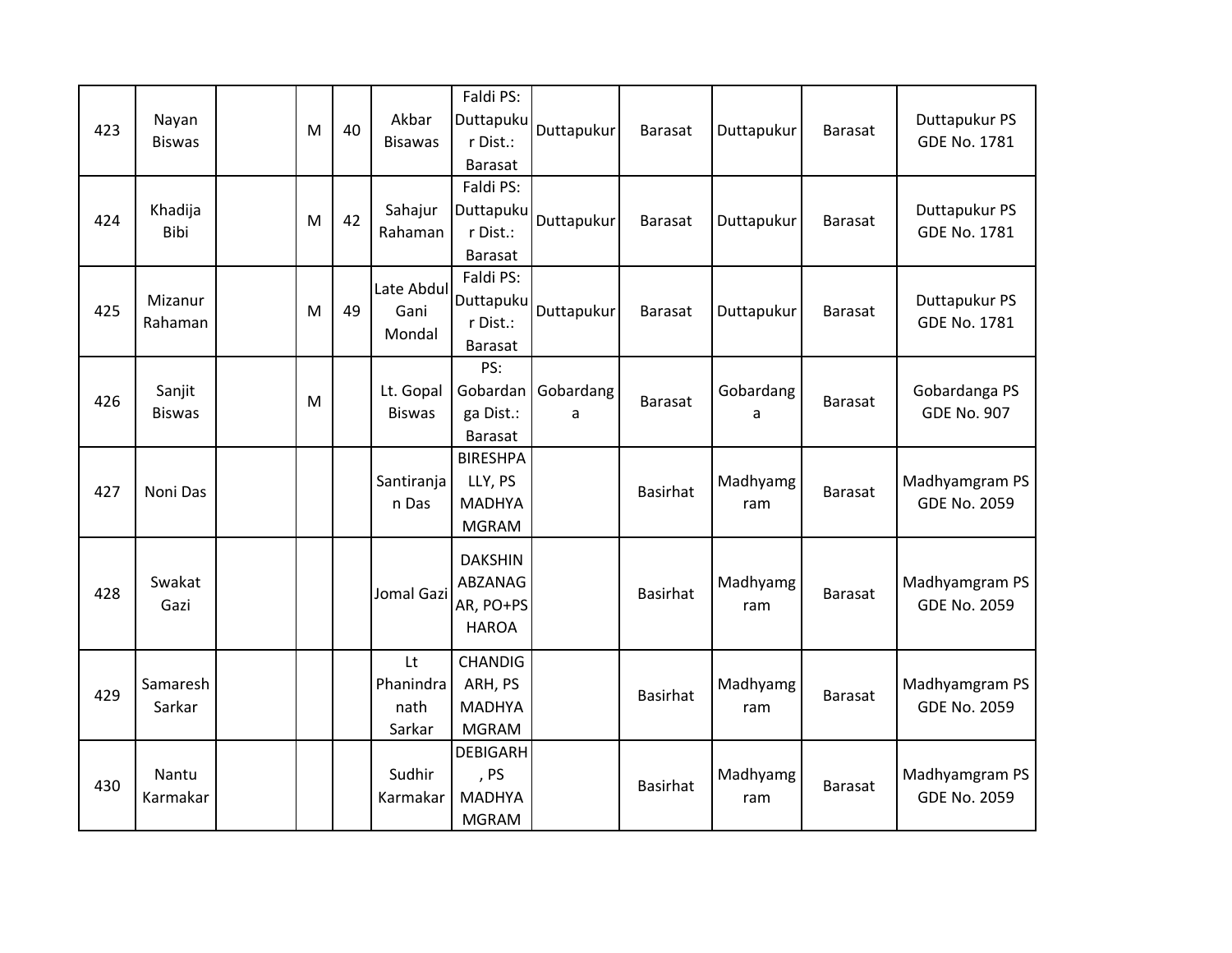| 423 | Nayan Biswas | | M | 40 | Akbar Bisawas | Faldi PS: Duttapukur Dist.: Barasat | Duttapukur | Barasat | Duttapukur | Barasat | Duttapukur PS GDE No. 1781 |
|---|---|---|---|---|---|---|---|---|---|---|---|
| 424 | Khadija Bibi | | M | 42 | Sahajur Rahaman | Faldi PS: Duttapukur Dist.: Barasat | Duttapukur | Barasat | Duttapukur | Barasat | Duttapukur PS GDE No. 1781 |
| 425 | Mizanur Rahaman | | M | 49 | Late Abdul Gani Mondal | Faldi PS: Duttapukur Dist.: Barasat | Duttapukur | Barasat | Duttapukur | Barasat | Duttapukur PS GDE No. 1781 |
| 426 | Sanjit Biswas | | M | | Lt. Gopal Biswas | PS: Gobardanga Dist.: Barasat | Gobardanga | Barasat | Gobardanga | Barasat | Gobardanga PS GDE No. 907 |
| 427 | Noni Das | | | | Santiranjan Das | BIRESHPALLY, PS MADHYAMGRAM | | Basirhat | Madhyamgram | Barasat | Madhyamgram PS GDE No. 2059 |
| 428 | Swakat Gazi | | | | Jomal Gazi | DAKSHIN ABZANAGAR, PO+PS HAROA | | Basirhat | Madhyamgram | Barasat | Madhyamgram PS GDE No. 2059 |
| 429 | Samaresh Sarkar | | | | Lt Phanindranath Sarkar | CHANDIGARH, PS MADHYAMGRAM | | Basirhat | Madhyamgram | Barasat | Madhyamgram PS GDE No. 2059 |
| 430 | Nantu Karmakar | | | | Sudhir Karmakar | DEBIGARH, PS MADHYAMGRAM | | Basirhat | Madhyamgram | Barasat | Madhyamgram PS GDE No. 2059 |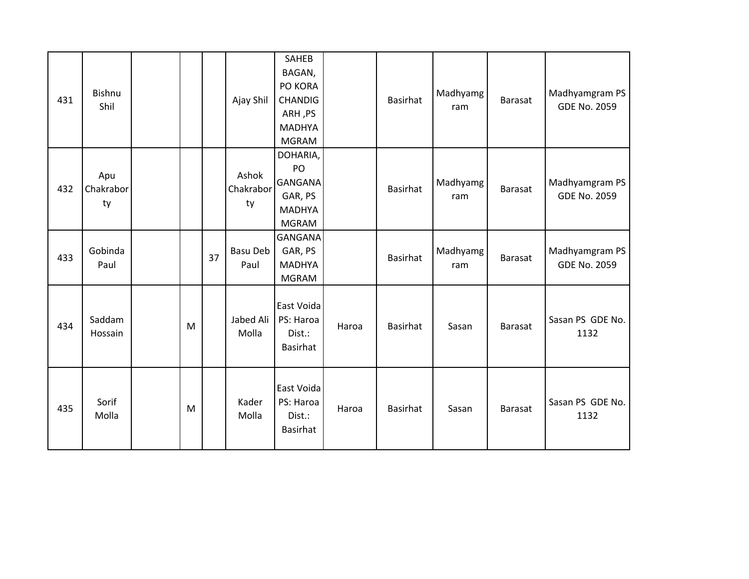| | | | | | | | | | | | |
|---|---|---|---|---|---|---|---|---|---|---|---|
| 431 | Bishnu Shil | | | | Ajay Shil | SAHEB BAGAN, PO KORA CHANDIGARH ,PS MADHYAMGRAM | | Basirhat | Madhyamgram | Barasat | Madhyamgram PS GDE No. 2059 |
| 432 | Apu Chakraborty | | | | Ashok Chakraborty | DOHARIA, PO GANGANAGAR, PS MADHYAMGRAM | | Basirhat | Madhyamgram | Barasat | Madhyamgram PS GDE No. 2059 |
| 433 | Gobinda Paul | | | 37 | Basu Deb Paul | GANGANAGAR, PS MADHYAMGRAM | | Basirhat | Madhyamgram | Barasat | Madhyamgram PS GDE No. 2059 |
| 434 | Saddam Hossain | | M | | Jabed Ali Molla | East Voida PS: Haroa Dist.: Basirhat | Haroa | Basirhat | Sasan | Barasat | Sasan PS GDE No. 1132 |
| 435 | Sorif Molla | | M | | Kader Molla | East Voida PS: Haroa Dist.: Basirhat | Haroa | Basirhat | Sasan | Barasat | Sasan PS GDE No. 1132 |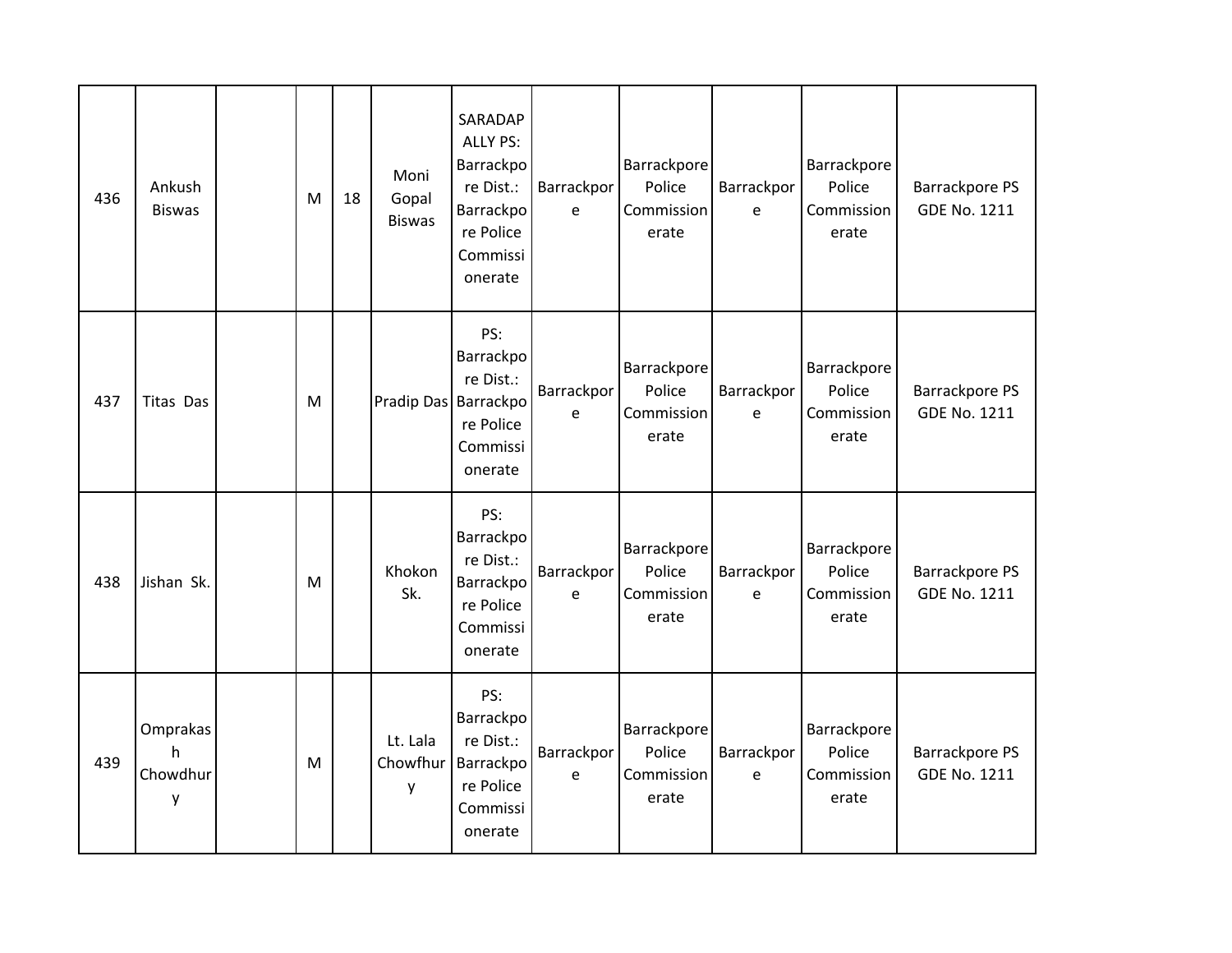| | | | | | | | | | | | |
|---|---|---|---|---|---|---|---|---|---|---|---|
| 436 | Ankush Biswas | | M | 18 | Moni Gopal Biswas | SARADAPALLY PS: Barrackpore Dist.: Barrackpore Police Commissionerate | Barrackpore | Barrackpore Police Commissionerate | Barrackpore | Barrackpore Police Commissionerate | Barrackpore PS GDE No. 1211 |
| 437 | Titas Das | | M | | Pradip Das | PS: Barrackpore Dist.: Barrackpore Police Commissionerate | Barrackpore | Barrackpore Police Commissionerate | Barrackpore | Barrackpore Police Commissionerate | Barrackpore PS GDE No. 1211 |
| 438 | Jishan Sk. | | M | | Khokon Sk. | PS: Barrackpore Dist.: Barrackpore Police Commissionerate | Barrackpore | Barrackpore Police Commissionerate | Barrackpore | Barrackpore Police Commissionerate | Barrackpore PS GDE No. 1211 |
| 439 | Omprakash Chowdhury | | M | | Lt. Lala Chowfhury | PS: Barrackpore Dist.: Barrackpore Police Commissionerate | Barrackpore | Barrackpore Police Commissionerate | Barrackpore | Barrackpore Police Commissionerate | Barrackpore PS GDE No. 1211 |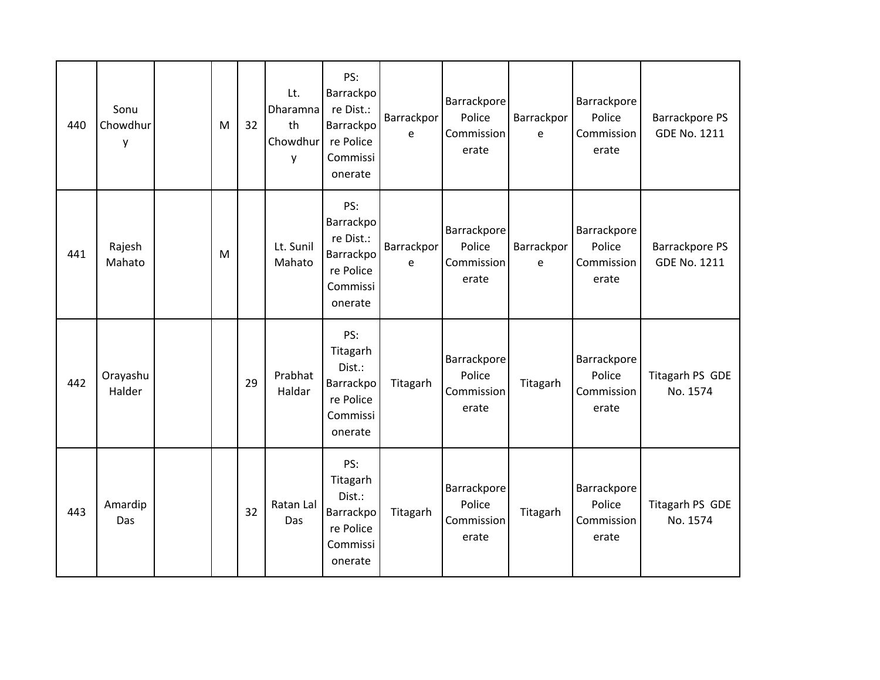| 440 | Sonu Chowdhury | | M | 32 | Lt. Dharamnath Chowdhury | PS: Barrackpore Dist.: Barrackpore Police Commissionerate | Barrackpore | Barrackpore Police Commissionerate | Barrackpore | Barrackpore Police Commissionerate | Barrackpore PS GDE No. 1211 |
|---|---|---|---|---|---|---|---|---|---|---|---|
| 441 | Rajesh Mahato | | M | | Lt. Sunil Mahato | PS: Barrackpore Dist.: Barrackpore Police Commissionerate | Barrackpore | Barrackpore Police Commissionerate | Barrackpore | Barrackpore Police Commissionerate | Barrackpore PS GDE No. 1211 |
| 442 | Orayashu Halder | | | 29 | Prabhat Haldar | PS: Titagarh Dist.: Barrackpore Police Commissionerate | Titagarh | Barrackpore Police Commissionerate | Titagarh | Barrackpore Police Commissionerate | Titagarh PS GDE No. 1574 |
| 443 | Amardip Das | | | 32 | Ratan Lal Das | PS: Titagarh Dist.: Barrackpore Police Commissionerate | Titagarh | Barrackpore Police Commissionerate | Titagarh | Barrackpore Police Commissionerate | Titagarh PS GDE No. 1574 |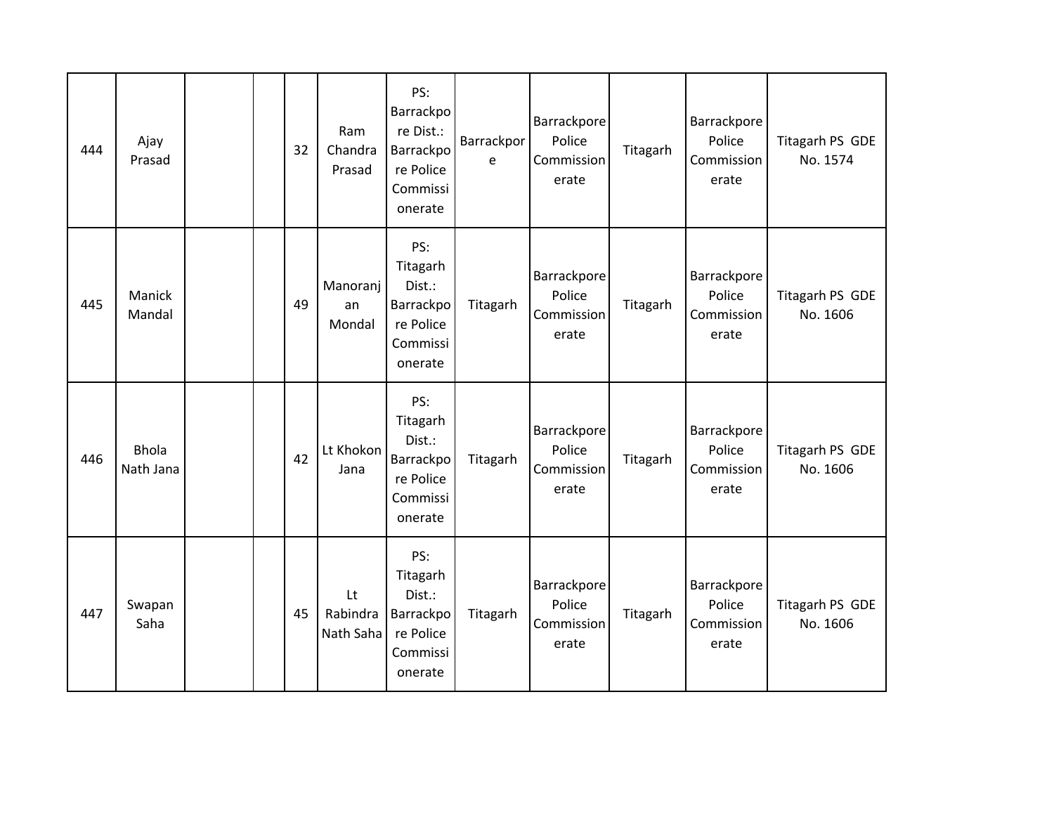| | | | | | | | | | | | |
|---|---|---|---|---|---|---|---|---|---|---|---|
| 444 | Ajay Prasad | | | 32 | Ram Chandra Prasad | PS: Barrackpore Dist.: Barrackpore Police Commissionerate | Barrackpore | Barrackpore Police Commissionerate | Titagarh | Barrackpore Police Commissionerate | Titagarh PS GDE No. 1574 |
| 445 | Manick Mandal | | | 49 | Manoranjan Mondal | PS: Titagarh Dist.: Barrackpore Police Commissionerate | Titagarh | Barrackpore Police Commissionerate | Titagarh | Barrackpore Police Commissionerate | Titagarh PS GDE No. 1606 |
| 446 | Bhola Nath Jana | | | 42 | Lt Khokon Jana | PS: Titagarh Dist.: Barrackpore Police Commissionerate | Titagarh | Barrackpore Police Commissionerate | Titagarh | Barrackpore Police Commissionerate | Titagarh PS GDE No. 1606 |
| 447 | Swapan Saha | | | 45 | Lt Rabindra Nath Saha | PS: Titagarh Dist.: Barrackpore Police Commissionerate | Titagarh | Barrackpore Police Commissionerate | Titagarh | Barrackpore Police Commissionerate | Titagarh PS GDE No. 1606 |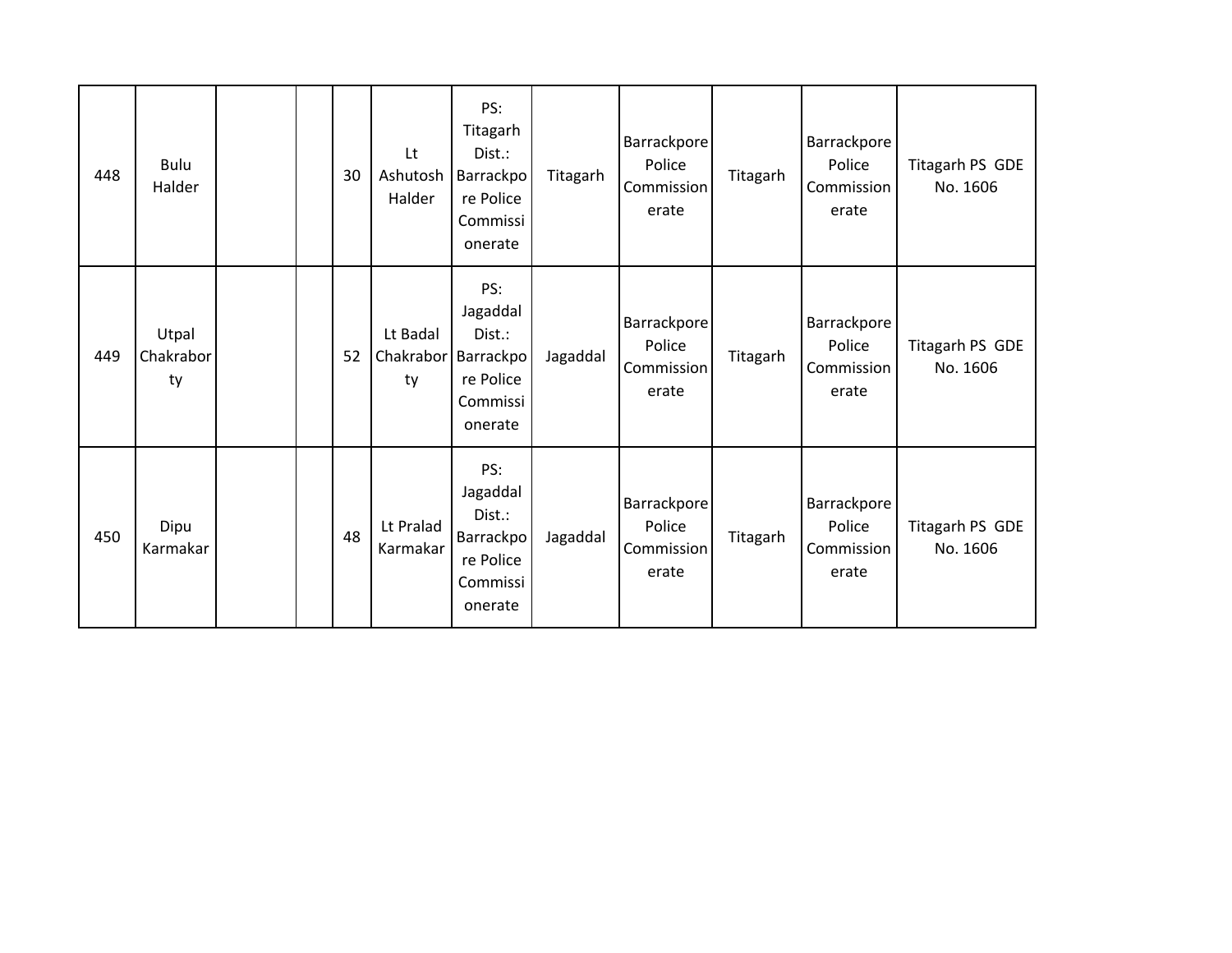| | | | | | | | | | | | |
|---|---|---|---|---|---|---|---|---|---|---|---|
| 448 | Bulu Halder | | | 30 | Lt Ashutosh Halder | PS: Titagarh Dist.: Barrackpore Police Commissionerate | Titagarh | Barrackpore Police Commissionerate | Titagarh | Barrackpore Police Commissionerate | Titagarh PS GDE No. 1606 |
| 449 | Utpal Chakraborty | | | 52 | Lt Badal Chakraborty | PS: Jagaddal Dist.: Barrackpore Police Commissionerate | Jagaddal | Barrackpore Police Commissionerate | Titagarh | Barrackpore Police Commissionerate | Titagarh PS GDE No. 1606 |
| 450 | Dipu Karmakar | | | 48 | Lt Pralad Karmakar | PS: Jagaddal Dist.: Barrackpore Police Commissionerate | Jagaddal | Barrackpore Police Commissionerate | Titagarh | Barrackpore Police Commissionerate | Titagarh PS GDE No. 1606 |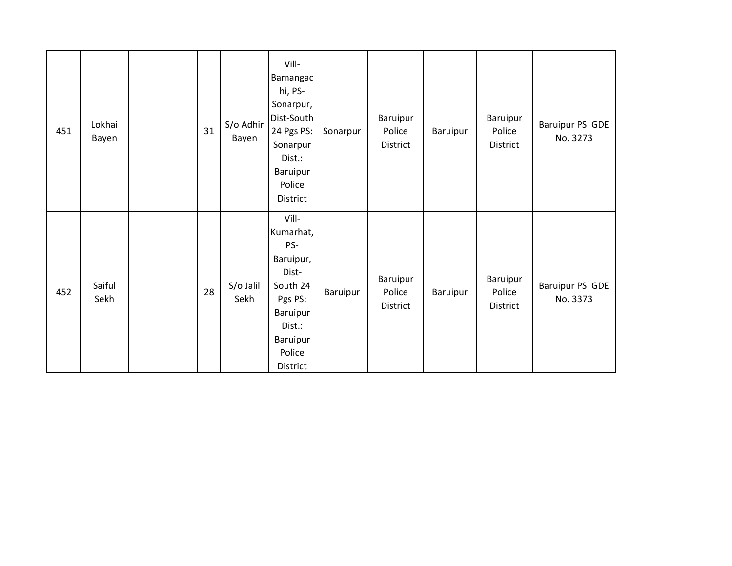|  |  |  |  |  |  |  |  |  |  |  |  |
|---|---|---|---|---|---|---|---|---|---|---|---|
| 451 | Lokhai Bayen | | | 31 | S/o Adhir Bayen | Vill-Bamangachi, PS-Sonarpur, Dist-South 24 Pgs PS: Sonarpur Dist.: Baruipur Police District | Sonarpur | Baruipur Police District | Baruipur | Baruipur Police District | Baruipur PS GDE No. 3273 |
| 452 | Saiful Sekh | | | 28 | S/o Jalil Sekh | Vill-Kumarhat, PS-Baruipur, Dist-South 24 Pgs PS: Baruipur Dist.: Baruipur Police District | Baruipur | Baruipur Police District | Baruipur | Baruipur Police District | Baruipur PS GDE No. 3373 |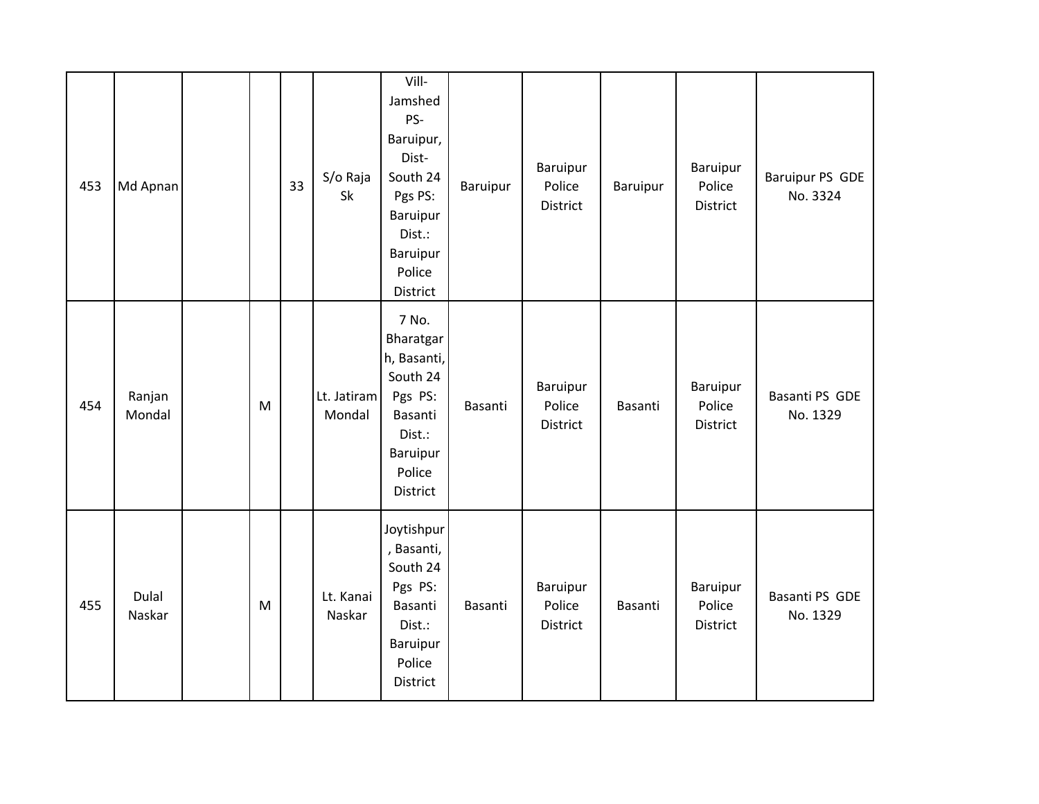| | | | | | | | | | | | |
|---|---|---|---|---|---|---|---|---|---|---|---|
| 453 | Md Apnan | | | 33 | S/o Raja Sk | Vill- Jamshed PS- Baruipur, Dist- South 24 Pgs PS: Baruipur Dist.: Baruipur Police District | Baruipur | Baruipur Police District | Baruipur | Baruipur Police District | Baruipur PS GDE No. 3324 |
| 454 | Ranjan Mondal | | M | | Lt. Jatiram Mondal | 7 No. Bharatgarh, Basanti, South 24 Pgs PS: Basanti Dist.: Baruipur Police District | Basanti | Baruipur Police District | Basanti | Baruipur Police District | Basanti PS GDE No. 1329 |
| 455 | Dulal Naskar | | M | | Lt. Kanai Naskar | Joytishpur, Basanti, South 24 Pgs PS: Basanti Dist.: Baruipur Police District | Basanti | Baruipur Police District | Basanti | Baruipur Police District | Basanti PS GDE No. 1329 |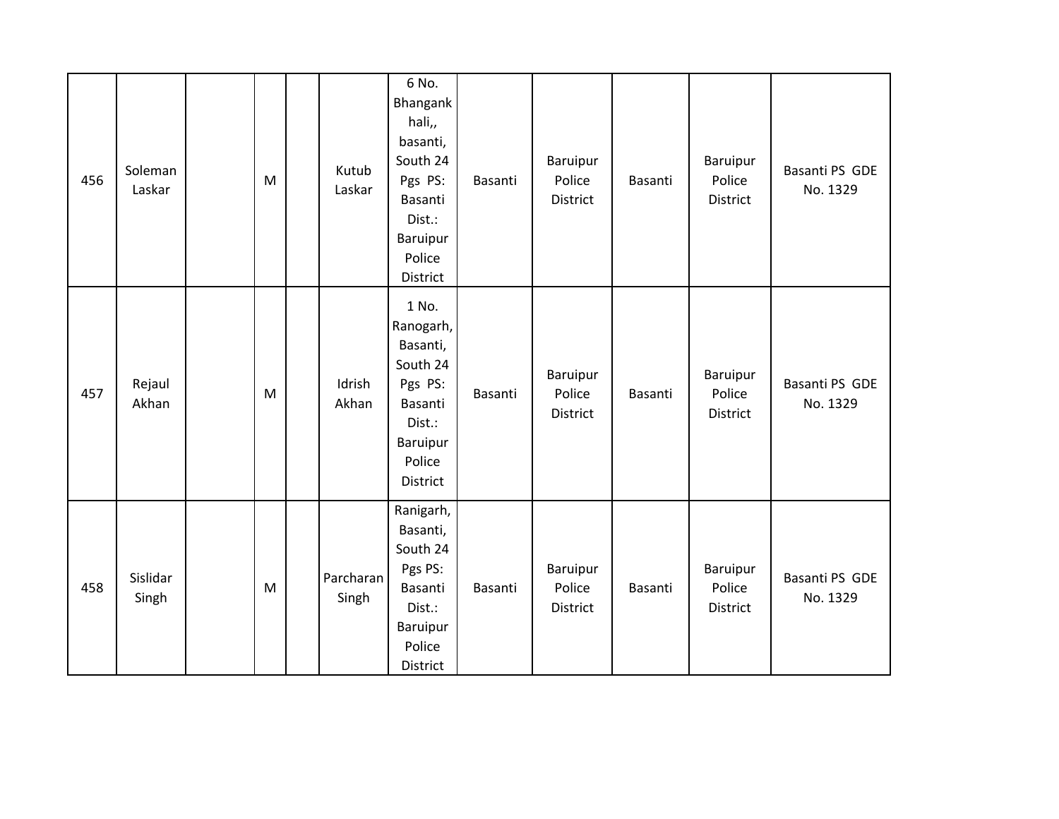| | | | | | | | | | | | |
|---|---|---|---|---|---|---|---|---|---|---|---|
| 456 | Soleman Laskar | | M | | Kutub Laskar | 6 No. Bhangankhali,, basanti, South 24 Pgs PS: Basanti Dist.: Baruipur Police District | Basanti | Baruipur Police District | Basanti | Baruipur Police District | Basanti PS GDE No. 1329 |
| 457 | Rejaul Akhan | | M | | Idrish Akhan | 1 No. Ranogarh, Basanti, South 24 Pgs PS: Basanti Dist.: Baruipur Police District | Basanti | Baruipur Police District | Basanti | Baruipur Police District | Basanti PS GDE No. 1329 |
| 458 | Sislidar Singh | | M | | Parcharan Singh | Ranigarh, Basanti, South 24 Pgs PS: Basanti Dist.: Baruipur Police District | Basanti | Baruipur Police District | Basanti | Baruipur Police District | Basanti PS GDE No. 1329 |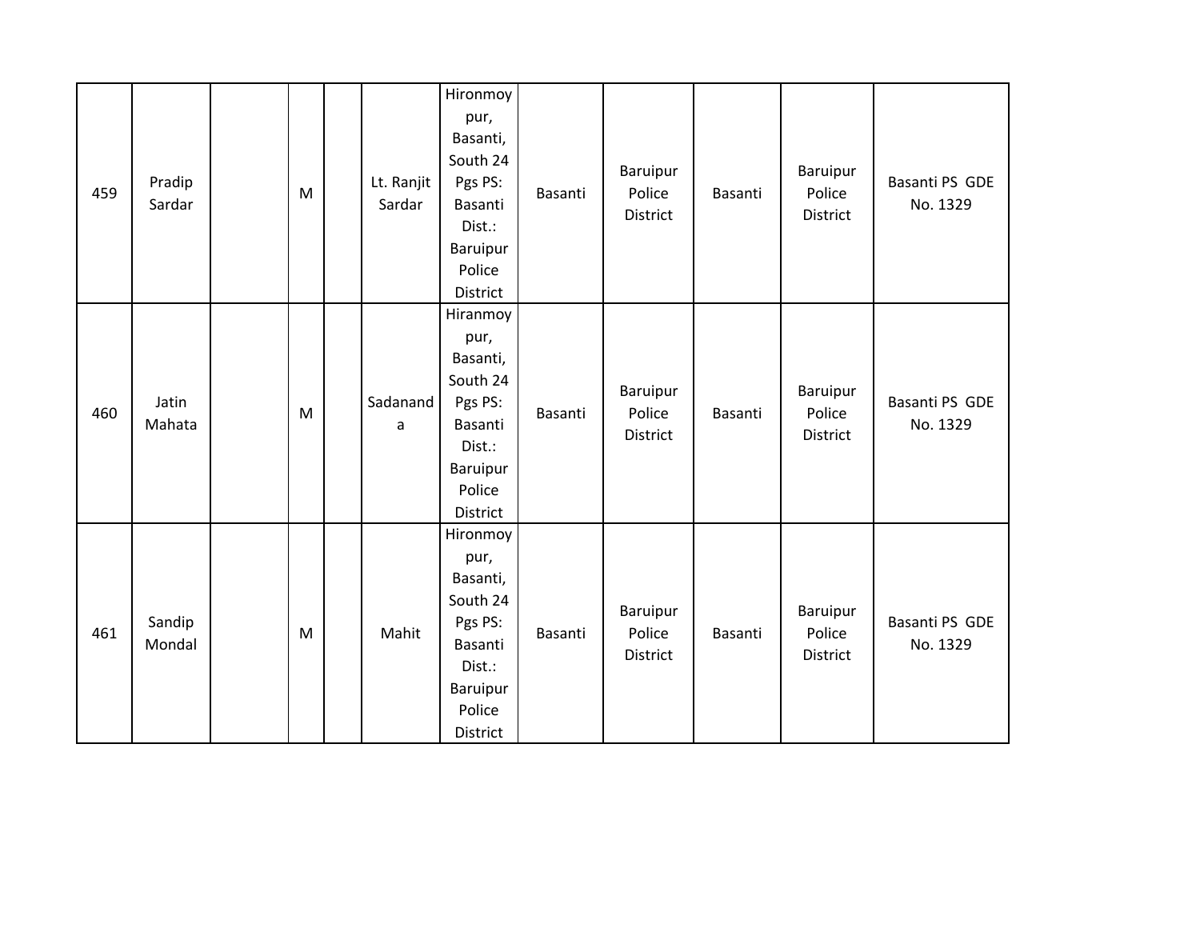| | | | | | | | | | | | |
|---|---|---|---|---|---|---|---|---|---|---|---|
| 459 | Pradip Sardar | | M | | Lt. Ranjit Sardar | Hironmoypur, Basanti, South 24 Pgs PS: Basanti Dist.: Baruipur Police District | Basanti | Baruipur Police District | Basanti | Baruipur Police District | Basanti PS GDE No. 1329 |
| 460 | Jatin Mahata | | M | | Sadananda | Hiranmoypur, Basanti, South 24 Pgs PS: Basanti Dist.: Baruipur Police District | Basanti | Baruipur Police District | Basanti | Baruipur Police District | Basanti PS GDE No. 1329 |
| 461 | Sandip Mondal | | M | | Mahit | Hironmoypur, Basanti, South 24 Pgs PS: Basanti Dist.: Baruipur Police District | Basanti | Baruipur Police District | Basanti | Baruipur Police District | Basanti PS GDE No. 1329 |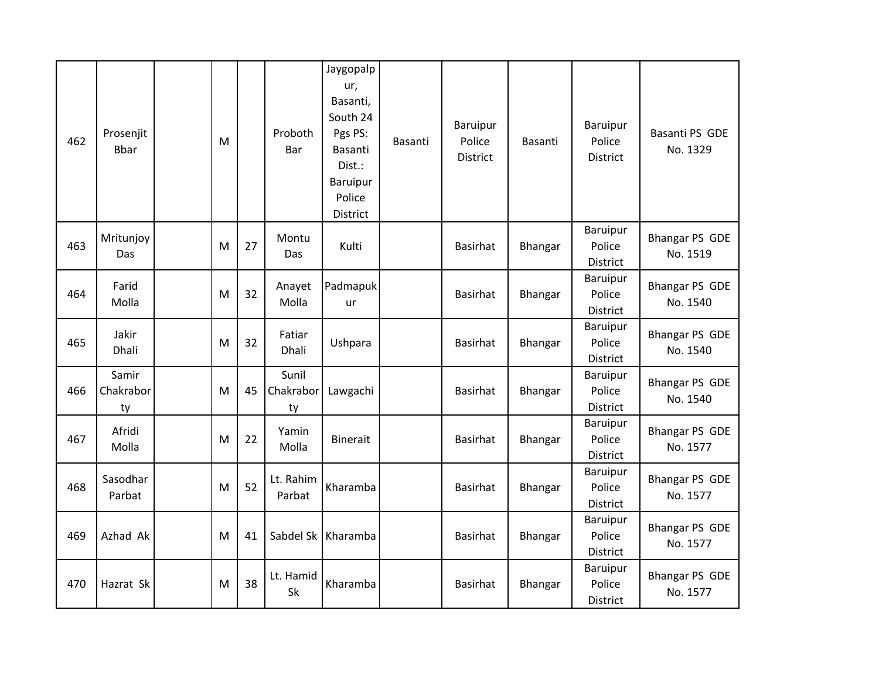| 462 | Prosenjit Bbar | | M | | Proboth Bar | Jaygopalpur, Basanti, South 24 Pgs PS: Basanti Dist.: Baruipur Police District | Basanti | Baruipur Police District | Basanti | Baruipur Police District | Basanti PS GDE No. 1329 |
|---|---|---|---|---|---|---|---|---|---|---|---|
| 463 | Mritunjoy Das | | M | 27 | Montu Das | Kulti | | Basirhat | Bhangar | Baruipur Police District | Bhangar PS GDE No. 1519 |
| 464 | Farid Molla | | M | 32 | Anayet Molla | Padmapukur | | Basirhat | Bhangar | Baruipur Police District | Bhangar PS GDE No. 1540 |
| 465 | Jakir Dhali | | M | 32 | Fatiar Dhali | Ushpara | | Basirhat | Bhangar | Baruipur Police District | Bhangar PS GDE No. 1540 |
| 466 | Samir Chakraborty | | M | 45 | Sunil Chakraborty | Lawgachi | | Basirhat | Bhangar | Baruipur Police District | Bhangar PS GDE No. 1540 |
| 467 | Afridi Molla | | M | 22 | Yamin Molla | Binerait | | Basirhat | Bhangar | Baruipur Police District | Bhangar PS GDE No. 1577 |
| 468 | Sasodhar Parbat | | M | 52 | Lt. Rahim Parbat | Kharamba | | Basirhat | Bhangar | Baruipur Police District | Bhangar PS GDE No. 1577 |
| 469 | Azhad Ak | | M | 41 | Sabdel Sk | Kharamba | | Basirhat | Bhangar | Baruipur Police District | Bhangar PS GDE No. 1577 |
| 470 | Hazrat Sk | | M | 38 | Lt. Hamid Sk | Kharamba | | Basirhat | Bhangar | Baruipur Police District | Bhangar PS GDE No. 1577 |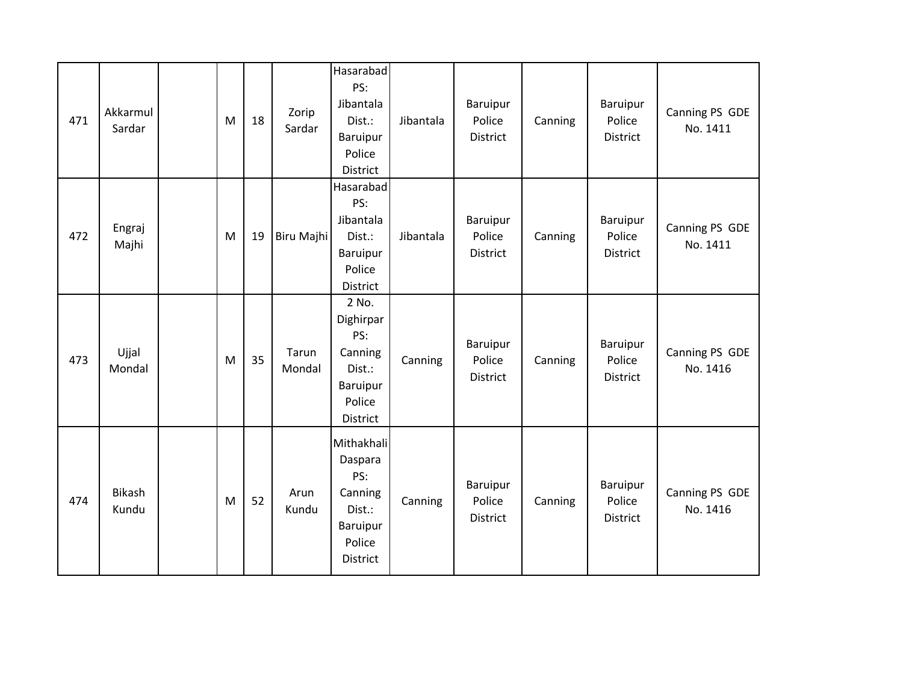| 471 | Akkarmul Sardar | | M | 18 | Zorip Sardar | Hasarabad PS: Jibantala Dist.: Baruipur Police District | Jibantala | Baruipur Police District | Canning | Baruipur Police District | Canning PS GDE No. 1411 |
|---|---|---|---|---|---|---|---|---|---|---|---|
| 472 | Engraj Majhi | | M | 19 | Biru Majhi | Hasarabad PS: Jibantala Dist.: Baruipur Police District | Jibantala | Baruipur Police District | Canning | Baruipur Police District | Canning PS GDE No. 1411 |
| 473 | Ujjal Mondal | | M | 35 | Tarun Mondal | 2 No. Dighirpar PS: Canning Dist.: Baruipur Police District | Canning | Baruipur Police District | Canning | Baruipur Police District | Canning PS GDE No. 1416 |
| 474 | Bikash Kundu | | M | 52 | Arun Kundu | Mithakhali Daspara PS: Canning Dist.: Baruipur Police District | Canning | Baruipur Police District | Canning | Baruipur Police District | Canning PS GDE No. 1416 |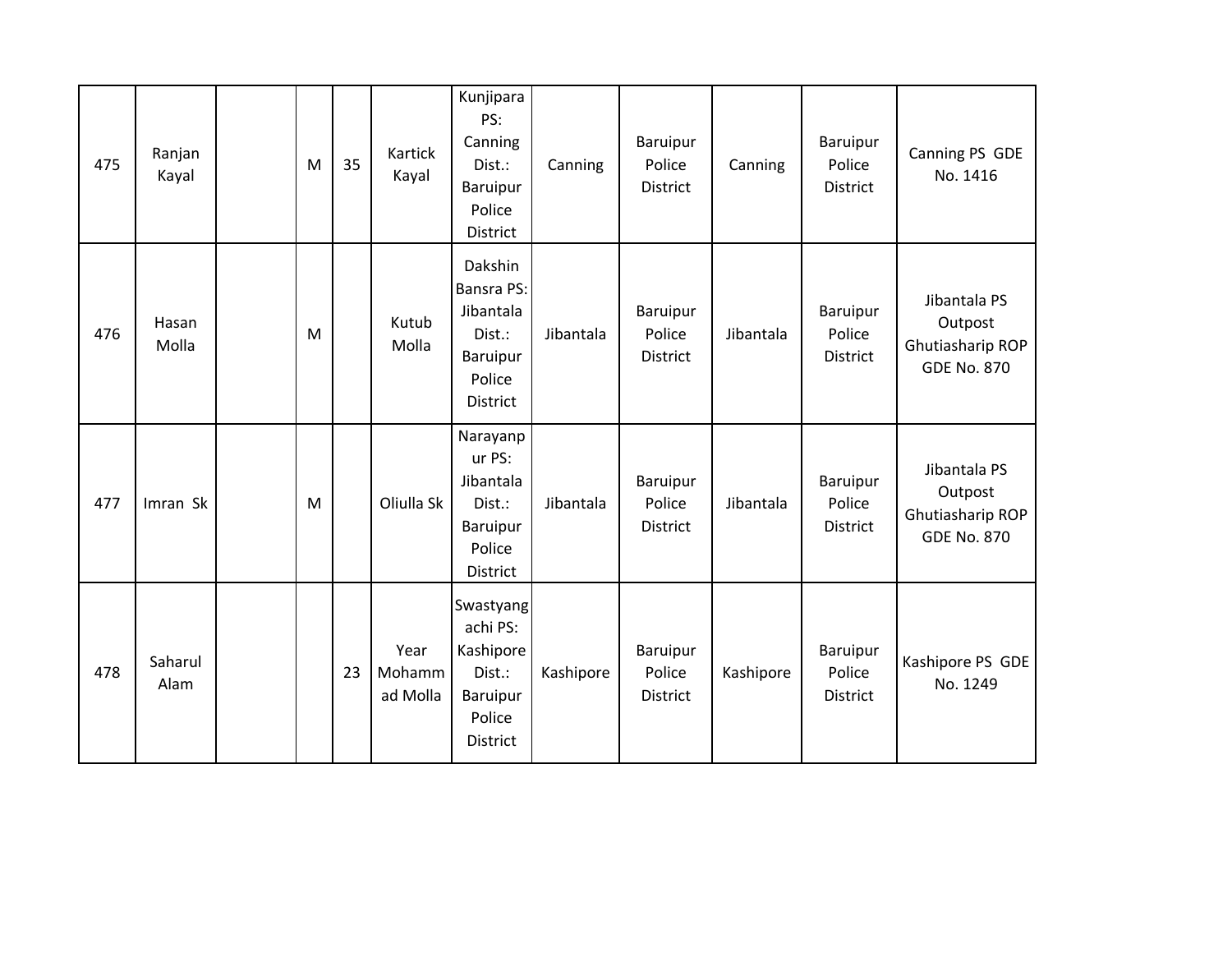| 475 | Ranjan Kayal | | M | 35 | Kartick Kayal | Kunjipara PS: Canning Dist.: Baruipur Police District | Canning | Baruipur Police District | Canning | Baruipur Police District | Canning PS GDE No. 1416 |
|---|---|---|---|---|---|---|---|---|---|---|---|
| 476 | Hasan Molla | | M | | Kutub Molla | Dakshin Bansra PS: Jibantala Dist.: Baruipur Police District | Jibantala | Baruipur Police District | Jibantala | Baruipur Police District | Jibantala PS Outpost Ghutiasharip ROP GDE No. 870 |
| 477 | Imran Sk | | M | | Oliulla Sk | Narayanpur PS: Jibantala Dist.: Baruipur Police District | Jibantala | Baruipur Police District | Jibantala | Baruipur Police District | Jibantala PS Outpost Ghutiasharip ROP GDE No. 870 |
| 478 | Saharul Alam | | | 23 | Year Mohammad Molla | Swastyangachi PS: Kashipore Dist.: Baruipur Police District | Kashipore | Baruipur Police District | Kashipore | Baruipur Police District | Kashipore PS GDE No. 1249 |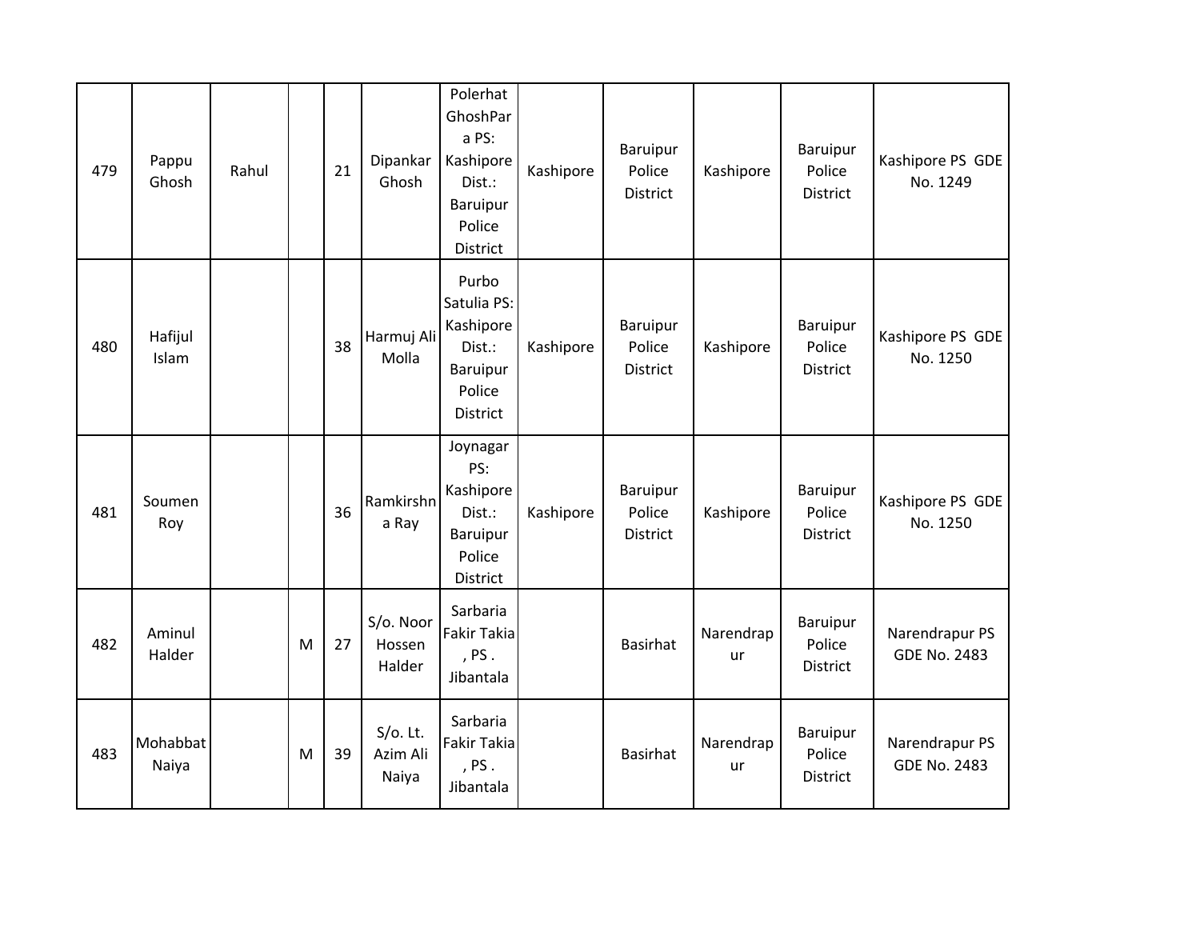| | | | | | | | | | | | |
|---|---|---|---|---|---|---|---|---|---|---|---|
| 479 | Pappu Ghosh | Rahul | | 21 | Dipankar Ghosh | Polerhat GhoshPara PS: Kashipore Dist.: Baruipur Police District | Kashipore | Baruipur Police District | Kashipore | Baruipur Police District | Kashipore PS GDE No. 1249 |
| 480 | Hafijul Islam | | | 38 | Harmuj Ali Molla | Purbo Satulia PS: Kashipore Dist.: Baruipur Police District | Kashipore | Baruipur Police District | Kashipore | Baruipur Police District | Kashipore PS GDE No. 1250 |
| 481 | Soumen Roy | | | 36 | Ramkirshna Ray | Joynagar PS: Kashipore Dist.: Baruipur Police District | Kashipore | Baruipur Police District | Kashipore | Baruipur Police District | Kashipore PS GDE No. 1250 |
| 482 | Aminul Halder | | M | 27 | S/o. Noor Hossen Halder | Sarbaria Fakir Takia , PS . Jibantala | | Basirhat | Narendrapur | Baruipur Police District | Narendrapur PS GDE No. 2483 |
| 483 | Mohabbat Naiya | | M | 39 | S/o. Lt. Azim Ali Naiya | Sarbaria Fakir Takia , PS . Jibantala | | Basirhat | Narendrapur | Baruipur Police District | Narendrapur PS GDE No. 2483 |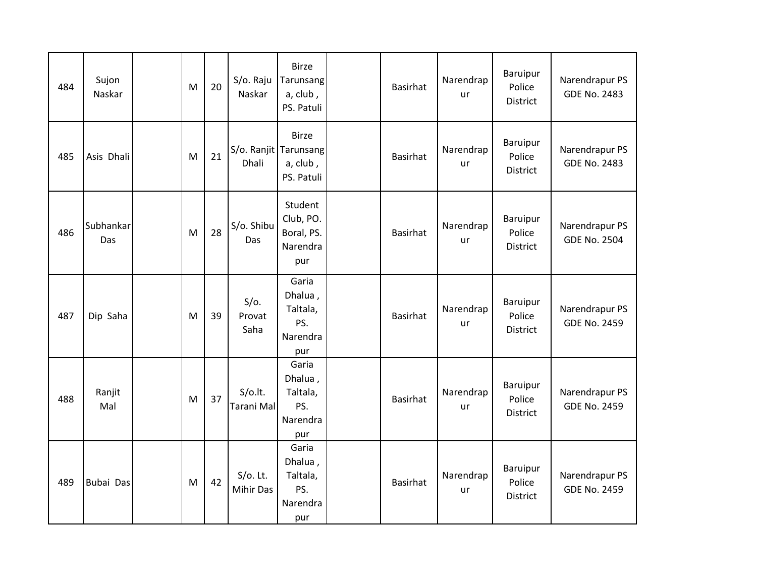| | | | | | | | | | | | |
|---|---|---|---|---|---|---|---|---|---|---|---|
| 484 | Sujon Naskar | | M | 20 | S/o. Raju Naskar | Birze Tarunsanga, club , PS. Patuli | | Basirhat | Narendrapur | Baruipur Police District | Narendrapur PS GDE No. 2483 |
| 485 | Asis Dhali | | M | 21 | S/o. Ranjit Dhali | Birze Tarunsanga, club , PS. Patuli | | Basirhat | Narendrapur | Baruipur Police District | Narendrapur PS GDE No. 2483 |
| 486 | Subhankar Das | | M | 28 | S/o. Shibu Das | Student Club, PO. Boral, PS. Narendrapur | | Basirhat | Narendrapur | Baruipur Police District | Narendrapur PS GDE No. 2504 |
| 487 | Dip Saha | | M | 39 | S/o. Provat Saha | Garia Dhalua , Taltala, PS. Narendrapur | | Basirhat | Narendrapur | Baruipur Police District | Narendrapur PS GDE No. 2459 |
| 488 | Ranjit Mal | | M | 37 | S/o.lt. Tarani Mal | Garia Dhalua , Taltala, PS. Narendrapur | | Basirhat | Narendrapur | Baruipur Police District | Narendrapur PS GDE No. 2459 |
| 489 | Bubai Das | | M | 42 | S/o. Lt. Mihir Das | Garia Dhalua , Taltala, PS. Narendrapur | | Basirhat | Narendrapur | Baruipur Police District | Narendrapur PS GDE No. 2459 |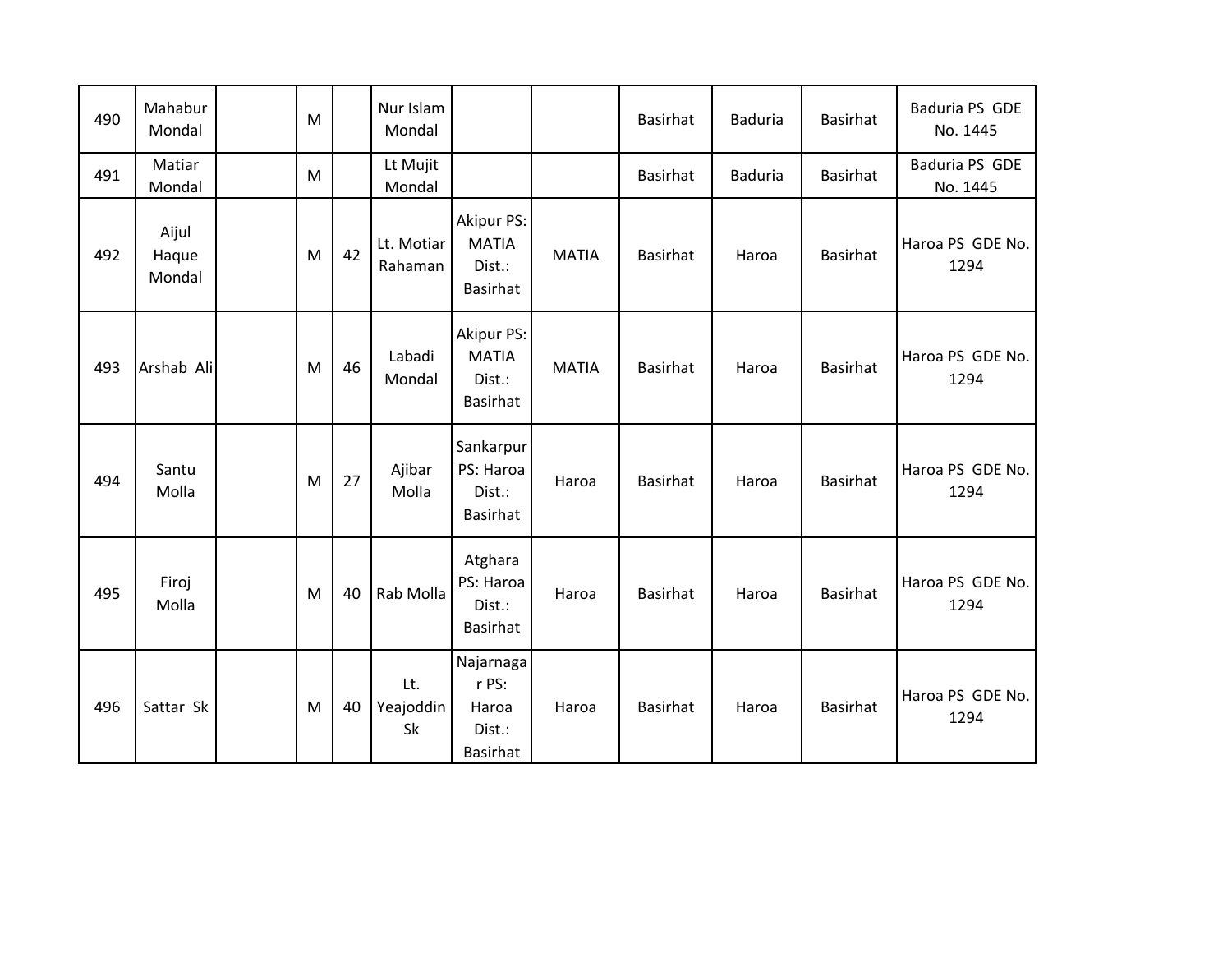| 490 | Mahabur Mondal | | M | | Nur Islam Mondal | | | Basirhat | Baduria | Basirhat | Baduria PS GDE No. 1445 |
|---|---|---|---|---|---|---|---|---|---|---|---|
| 491 | Matiar Mondal | | M | | Lt Mujit Mondal | | | Basirhat | Baduria | Basirhat | Baduria PS GDE No. 1445 |
| 492 | Aijul Haque Mondal | | M | 42 | Lt. Motiar Rahaman | Akipur PS: MATIA Dist.: Basirhat | MATIA | Basirhat | Haroa | Basirhat | Haroa PS GDE No. 1294 |
| 493 | Arshab Ali | | M | 46 | Labadi Mondal | Akipur PS: MATIA Dist.: Basirhat | MATIA | Basirhat | Haroa | Basirhat | Haroa PS GDE No. 1294 |
| 494 | Santu Molla | | M | 27 | Ajibar Molla | Sankarpur PS: Haroa Dist.: Basirhat | Haroa | Basirhat | Haroa | Basirhat | Haroa PS GDE No. 1294 |
| 495 | Firoj Molla | | M | 40 | Rab Molla | Atghara PS: Haroa Dist.: Basirhat | Haroa | Basirhat | Haroa | Basirhat | Haroa PS GDE No. 1294 |
| 496 | Sattar Sk | | M | 40 | Lt. Yeajoddin Sk | Najarnagar PS: Haroa Dist.: Basirhat | Haroa | Basirhat | Haroa | Basirhat | Haroa PS GDE No. 1294 |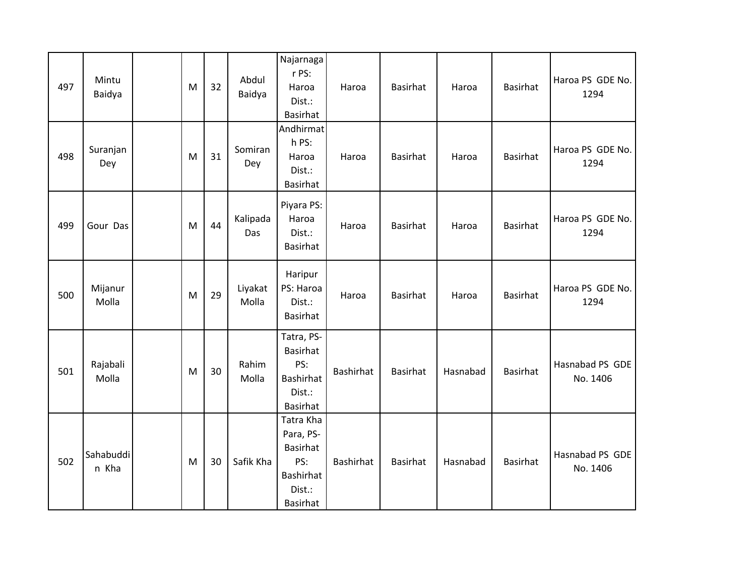| 497 | Mintu Baidya | | M | 32 | Abdul Baidya | Najarnagar PS: Haroa Dist.: Basirhat | Haroa | Basirhat | Haroa | Basirhat | Haroa PS GDE No. 1294 |
|---|---|---|---|---|---|---|---|---|---|---|---|
| 498 | Suranjan Dey | | M | 31 | Somiran Dey | Andhirmath PS: Haroa Dist.: Basirhat | Haroa | Basirhat | Haroa | Basirhat | Haroa PS GDE No. 1294 |
| 499 | Gour Das | | M | 44 | Kalipada Das | Piyara PS: Haroa Dist.: Basirhat | Haroa | Basirhat | Haroa | Basirhat | Haroa PS GDE No. 1294 |
| 500 | Mijanur Molla | | M | 29 | Liyakat Molla | Haripur PS: Haroa Dist.: Basirhat | Haroa | Basirhat | Haroa | Basirhat | Haroa PS GDE No. 1294 |
| 501 | Rajabali Molla | | M | 30 | Rahim Molla | Tatra, PS-Basirhat PS: Bashirhat Dist.: Basirhat | Bashirhat | Basirhat | Hasnabad | Basirhat | Hasnabad PS GDE No. 1406 |
| 502 | Sahabuddin Kha | | M | 30 | Safik Kha | Tatra Kha Para, PS-Basirhat PS: Bashirhat Dist.: Basirhat | Bashirhat | Basirhat | Hasnabad | Basirhat | Hasnabad PS GDE No. 1406 |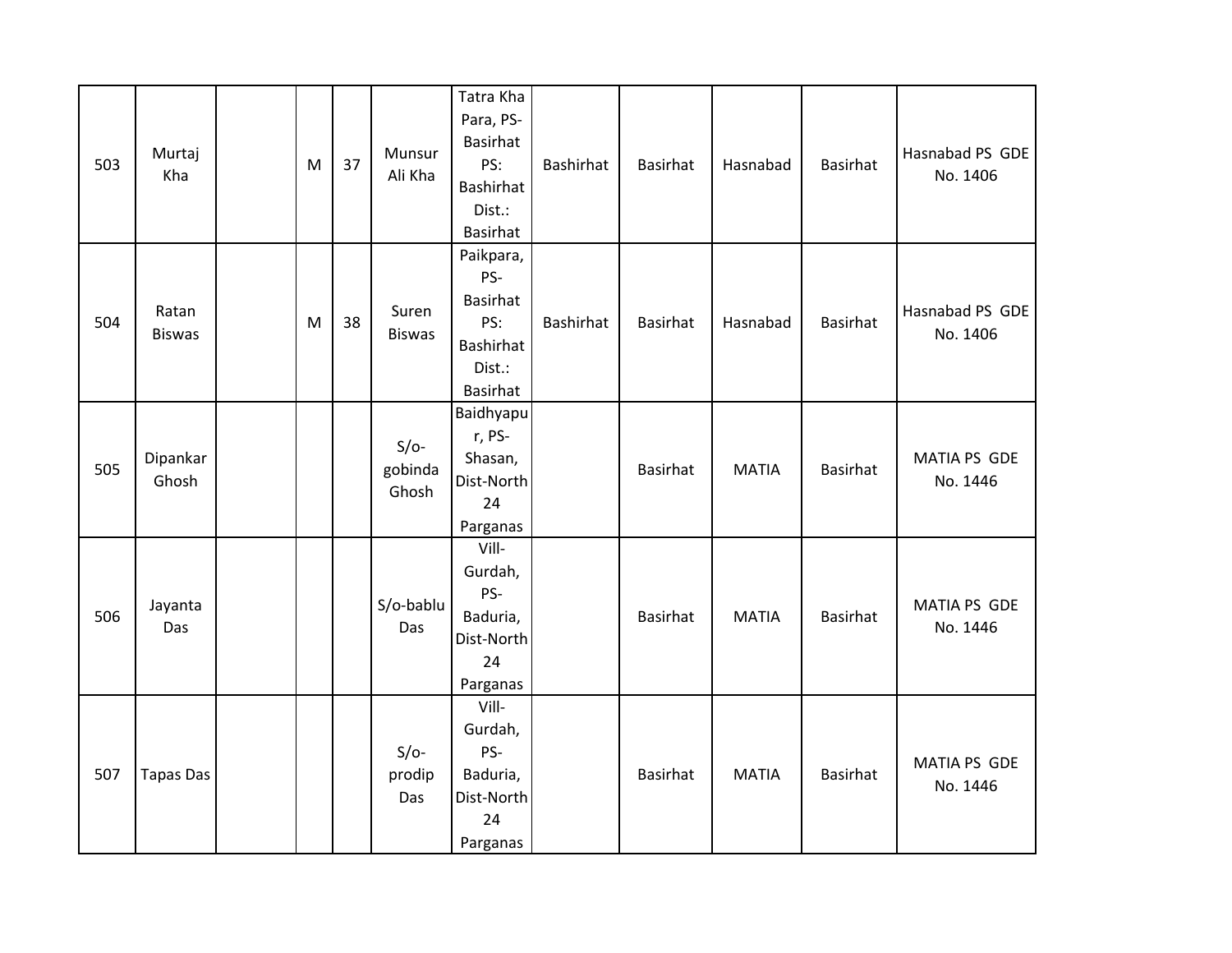| | | | | | | | | | | | |
|---|---|---|---|---|---|---|---|---|---|---|---|
| 503 | Murtaj Kha | | M | 37 | Munsur Ali Kha | Tatra Kha Para, PS-Basirhat PS: Bashirhat Dist.: Basirhat | Bashirhat | Basirhat | Hasnabad | Basirhat | Hasnabad PS GDE No. 1406 |
| 504 | Ratan Biswas | | M | 38 | Suren Biswas | Paikpara, PS-Basirhat PS: Bashirhat Dist.: Basirhat | Bashirhat | Basirhat | Hasnabad | Basirhat | Hasnabad PS GDE No. 1406 |
| 505 | Dipankar Ghosh | | | | S/o-gobinda Ghosh | Baidhyapur, PS-Shasan, Dist-North 24 Parganas | | Basirhat | MATIA | Basirhat | MATIA PS GDE No. 1446 |
| 506 | Jayanta Das | | | | S/o-bablu Das | Vill-Gurdah, PS-Baduria, Dist-North 24 Parganas | | Basirhat | MATIA | Basirhat | MATIA PS GDE No. 1446 |
| 507 | Tapas Das | | | | S/o-prodip Das | Vill-Gurdah, PS-Baduria, Dist-North 24 Parganas | | Basirhat | MATIA | Basirhat | MATIA PS GDE No. 1446 |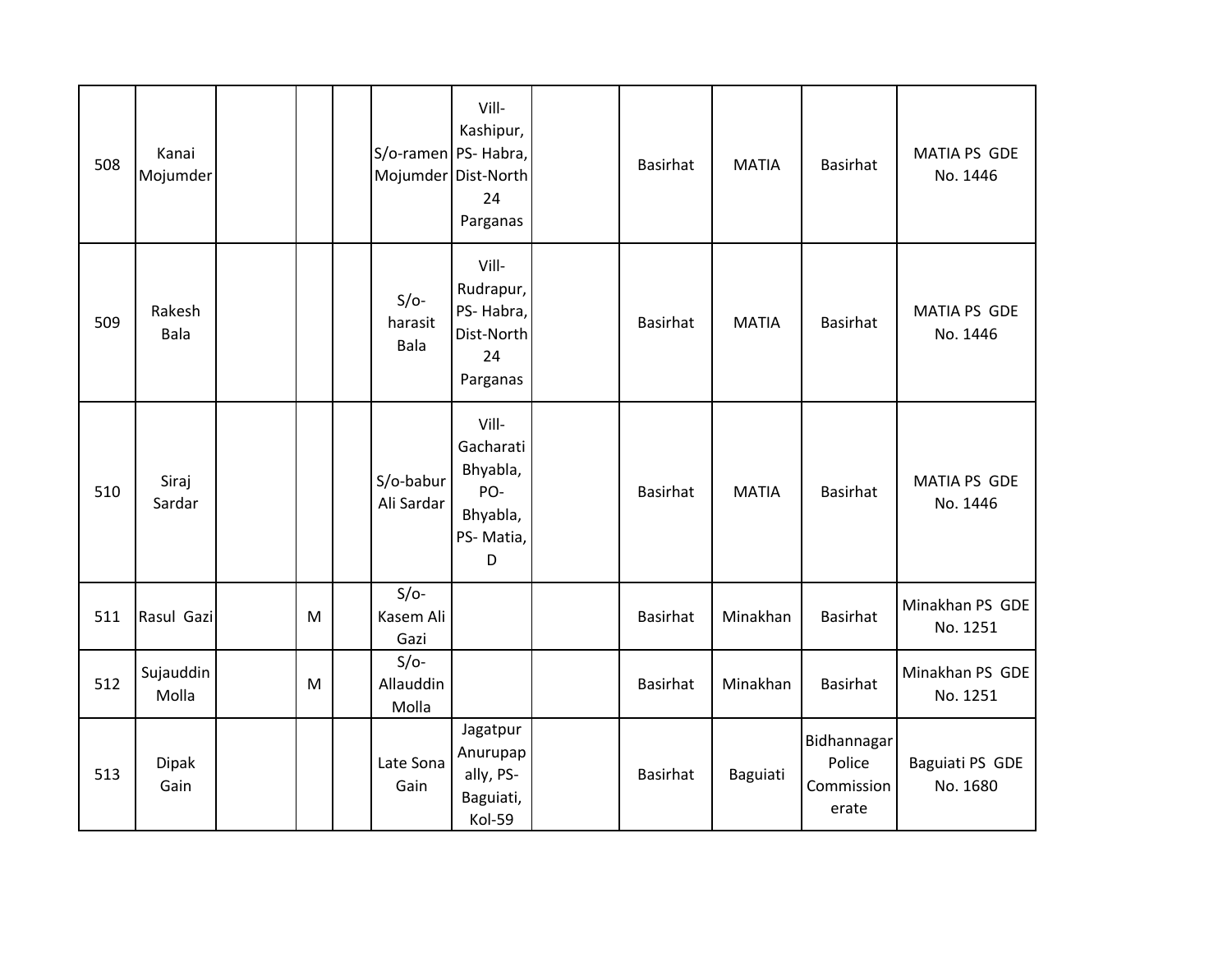| | | | | | | | | | | | |
|---|---|---|---|---|---|---|---|---|---|---|---|
| 508 | Kanai Mojumder | | | | S/o-ramen Mojumder | Vill- Kashipur, PS- Habra, Dist-North 24 Parganas | | Basirhat | MATIA | Basirhat | MATIA PS GDE No. 1446 |
| 509 | Rakesh Bala | | | | S/o- harasit Bala | Vill- Rudrapur, PS- Habra, Dist-North 24 Parganas | | Basirhat | MATIA | Basirhat | MATIA PS GDE No. 1446 |
| 510 | Siraj Sardar | | | | S/o-babur Ali Sardar | Vill- Gacharati Bhyabla, PO- Bhyabla, PS- Matia, D | | Basirhat | MATIA | Basirhat | MATIA PS GDE No. 1446 |
| 511 | Rasul Gazi | | M | | S/o- Kasem Ali Gazi | | | Basirhat | Minakhan | Basirhat | Minakhan PS GDE No. 1251 |
| 512 | Sujauddin Molla | | M | | S/o- Allauddin Molla | | | Basirhat | Minakhan | Basirhat | Minakhan PS GDE No. 1251 |
| 513 | Dipak Gain | | | | Late Sona Gain | Jagatpur Anurupap ally, PS- Baguiati, Kol-59 | | Basirhat | Baguiati | Bidhannagar Police Commission erate | Baguiati PS GDE No. 1680 |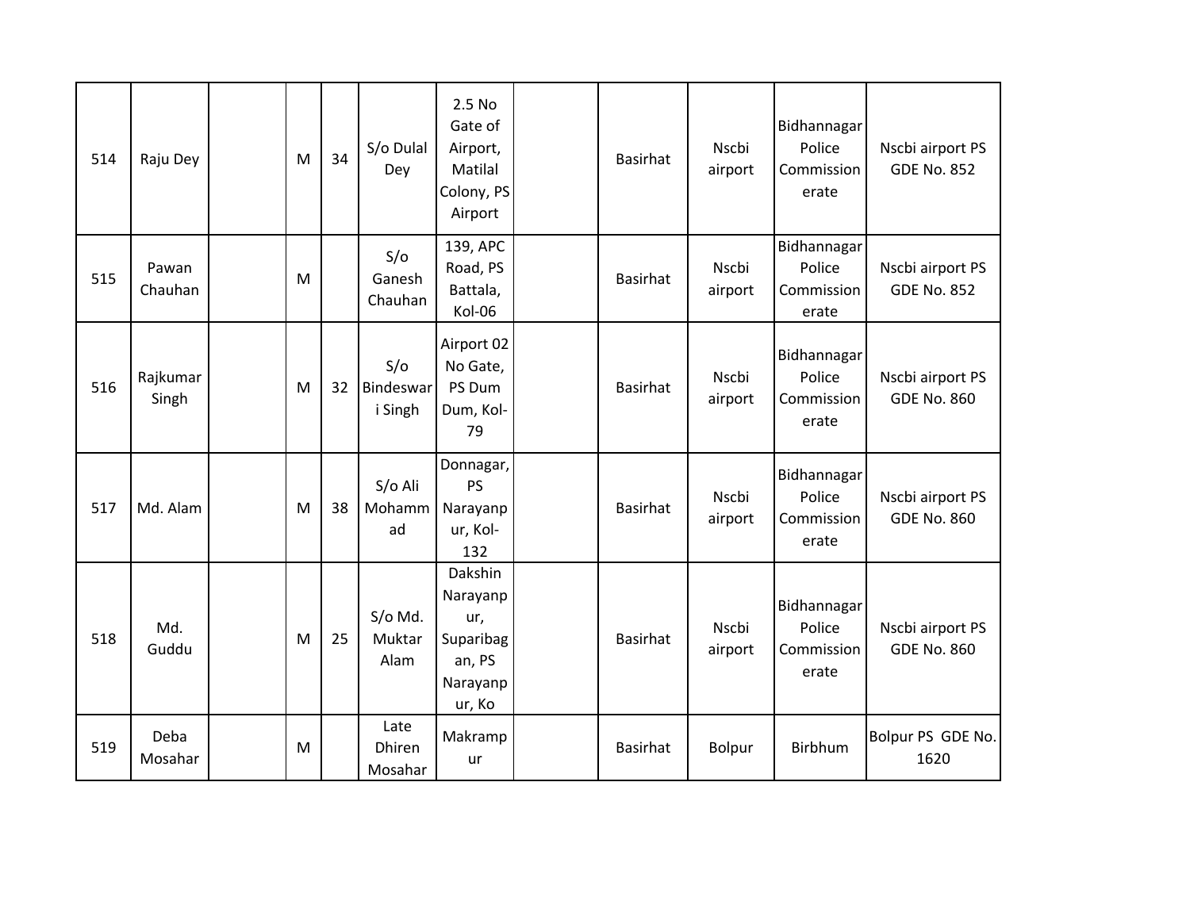| | | | | | | | | | | | |
|---|---|---|---|---|---|---|---|---|---|---|---|
| 514 | Raju Dey | | M | 34 | S/o Dulal Dey | 2.5 No Gate of Airport, Matilal Colony, PS Airport | | Basirhat | Nscbi airport | Bidhannagar Police Commissionerate | Nscbi airport PS GDE No. 852 |
| 515 | Pawan Chauhan | | M | | S/o Ganesh Chauhan | 139, APC Road, PS Battala, Kol-06 | | Basirhat | Nscbi airport | Bidhannagar Police Commissionerate | Nscbi airport PS GDE No. 852 |
| 516 | Rajkumar Singh | | M | 32 | S/o Bindeswari Singh | Airport 02 No Gate, PS Dum Dum, Kol-79 | | Basirhat | Nscbi airport | Bidhannagar Police Commissionerate | Nscbi airport PS GDE No. 860 |
| 517 | Md. Alam | | M | 38 | S/o Ali Mohammad | Donnagar, PS Narayanpur, Kol-132 | | Basirhat | Nscbi airport | Bidhannagar Police Commissionerate | Nscbi airport PS GDE No. 860 |
| 518 | Md. Guddu | | M | 25 | S/o Md. Muktar Alam | Dakshin Narayanpur, Suparibagan, PS Narayanpur, Ko | | Basirhat | Nscbi airport | Bidhannagar Police Commissionerate | Nscbi airport PS GDE No. 860 |
| 519 | Deba Mosahar | | M | | Late Dhiren Mosahar | Makrampur | | Basirhat | Bolpur | Birbhum | Bolpur PS GDE No. 1620 |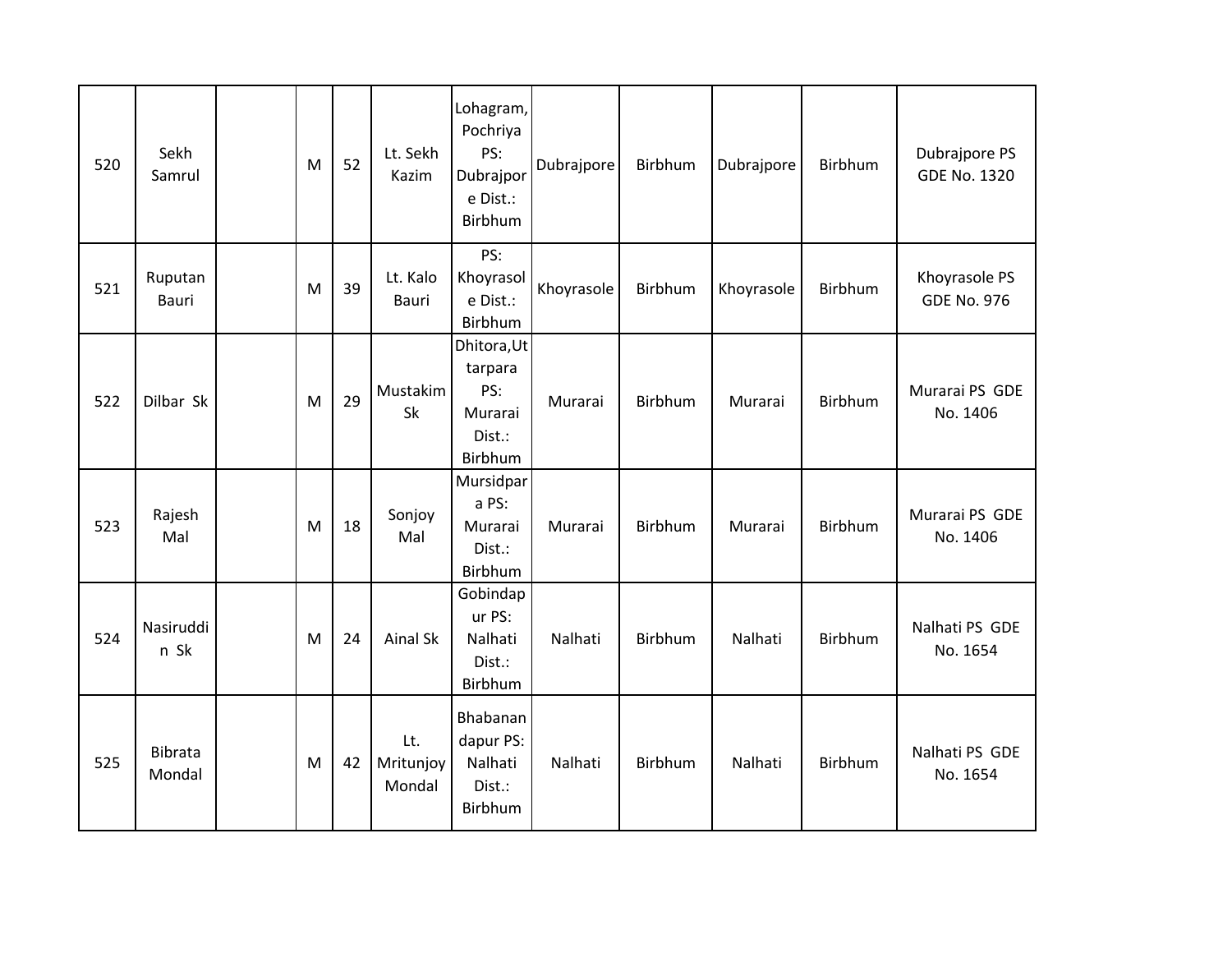| 520 | Sekh Samrul | | M | 52 | Lt. Sekh Kazim | Lohagram, Pochriya PS: Dubrajpore Dist.: Birbhum | Dubrajpore | Birbhum | Dubrajpore | Birbhum | Dubrajpore PS GDE No. 1320 |
|---|---|---|---|---|---|---|---|---|---|---|---|
| 521 | Ruputan Bauri | | M | 39 | Lt. Kalo Bauri | PS: Khoyrasole Dist.: Birbhum | Khoyrasole | Birbhum | Khoyrasole | Birbhum | Khoyrasole PS GDE No. 976 |
| 522 | Dilbar Sk | | M | 29 | Mustakim Sk | Dhitora,Uttarpara PS: Murarai Dist.: Birbhum | Murarai | Birbhum | Murarai | Birbhum | Murarai PS GDE No. 1406 |
| 523 | Rajesh Mal | | M | 18 | Sonjoy Mal | Mursidpara PS: Murarai Dist.: Birbhum | Murarai | Birbhum | Murarai | Birbhum | Murarai PS GDE No. 1406 |
| 524 | Nasiruddin Sk | | M | 24 | Ainal Sk | Gobindapur PS: Nalhati Dist.: Birbhum | Nalhati | Birbhum | Nalhati | Birbhum | Nalhati PS GDE No. 1654 |
| 525 | Bibrata Mondal | | M | 42 | Lt. Mritunjoy Mondal | Bhabanandapur PS: Nalhati Dist.: Birbhum | Nalhati | Birbhum | Nalhati | Birbhum | Nalhati PS GDE No. 1654 |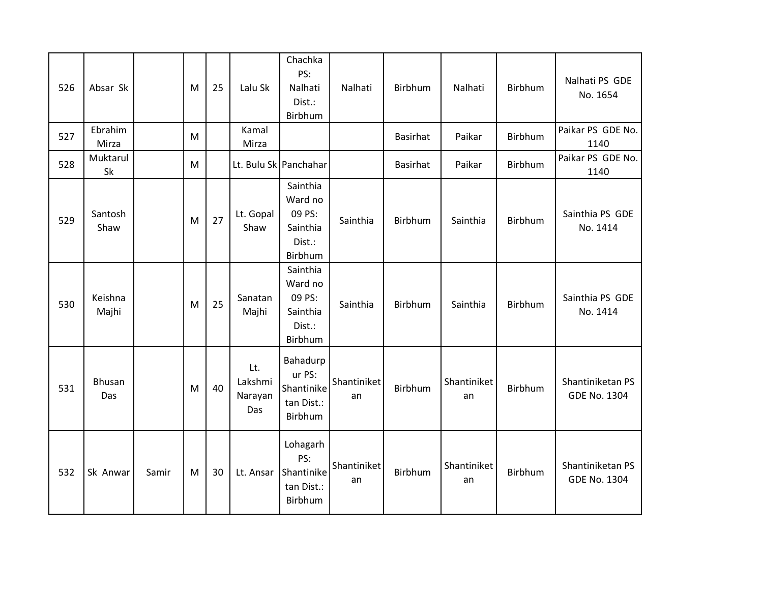| 526 | Absar Sk | | M | 25 | Lalu Sk | Chachka PS: Nalhati Dist.: Birbhum | Nalhati | Birbhum | Nalhati | Birbhum | Nalhati PS GDE No. 1654 |
|---|---|---|---|---|---|---|---|---|---|---|---|
| 527 | Ebrahim Mirza | | M | | Kamal Mirza | | | Basirhat | Paikar | Birbhum | Paikar PS GDE No. 1140 |
| 528 | Muktarul Sk | | M | | Lt. Bulu Sk | Panchahar | | Basirhat | Paikar | Birbhum | Paikar PS GDE No. 1140 |
| 529 | Santosh Shaw | | M | 27 | Lt. Gopal Shaw | Sainthia Ward no 09 PS: Sainthia Dist.: Birbhum | Sainthia | Birbhum | Sainthia | Birbhum | Sainthia PS GDE No. 1414 |
| 530 | Keishna Majhi | | M | 25 | Sanatan Majhi | Sainthia Ward no 09 PS: Sainthia Dist.: Birbhum | Sainthia | Birbhum | Sainthia | Birbhum | Sainthia PS GDE No. 1414 |
| 531 | Bhusan Das | | M | 40 | Lt. Lakshmi Narayan Das | Bahadurpur PS: Shantiniketan Dist.: Birbhum | Shantiniketan | Birbhum | Shantiniketan | Birbhum | Shantiniketan PS GDE No. 1304 |
| 532 | Sk Anwar | Samir | M | 30 | Lt. Ansar | Lohagarh PS: Shantiniketan Dist.: Birbhum | Shantiniketan | Birbhum | Shantiniketan | Birbhum | Shantiniketan PS GDE No. 1304 |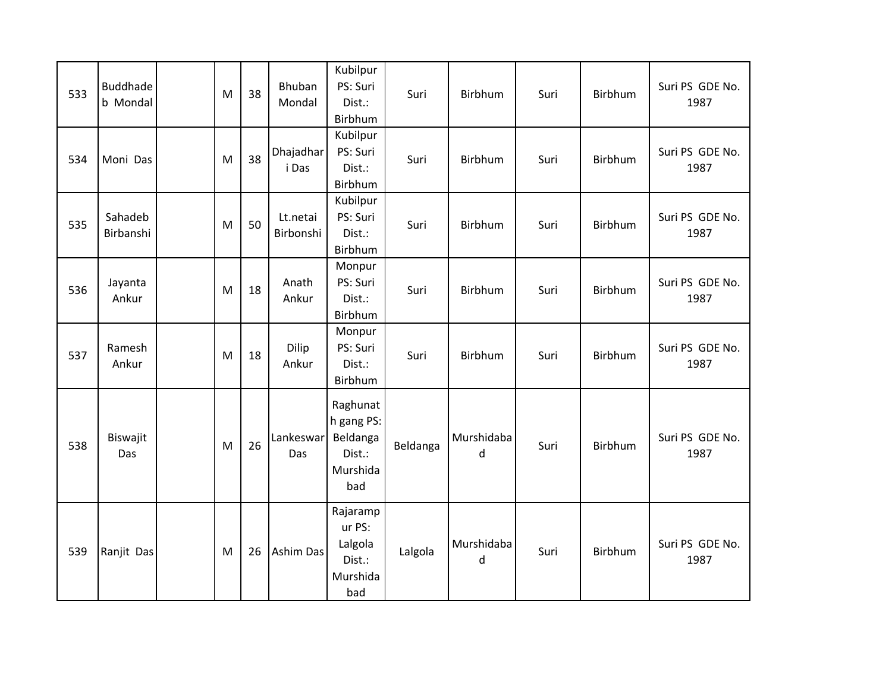| | | | | | | | | | | | |
|---|---|---|---|---|---|---|---|---|---|---|---|
| 533 | Buddhadeb Mondal | | M | 38 | Bhuban Mondal | Kubilpur PS: Suri Dist.: Birbhum | Suri | Birbhum | Suri | Birbhum | Suri PS GDE No. 1987 |
| 534 | Moni Das | | M | 38 | Dhajadhari Das | Kubilpur PS: Suri Dist.: Birbhum | Suri | Birbhum | Suri | Birbhum | Suri PS GDE No. 1987 |
| 535 | Sahadeb Birbanshi | | M | 50 | Lt.netai Birbonshi | Kubilpur PS: Suri Dist.: Birbhum | Suri | Birbhum | Suri | Birbhum | Suri PS GDE No. 1987 |
| 536 | Jayanta Ankur | | M | 18 | Anath Ankur | Monpur PS: Suri Dist.: Birbhum | Suri | Birbhum | Suri | Birbhum | Suri PS GDE No. 1987 |
| 537 | Ramesh Ankur | | M | 18 | Dilip Ankur | Monpur PS: Suri Dist.: Birbhum | Suri | Birbhum | Suri | Birbhum | Suri PS GDE No. 1987 |
| 538 | Biswajit Das | | M | 26 | Lankeswar Das | Raghunath gang PS: Beldanga Dist.: Murshidabad | Beldanga | Murshidabad | Suri | Birbhum | Suri PS GDE No. 1987 |
| 539 | Ranjit Das | | M | 26 | Ashim Das | Rajarampur PS: Lalgola Dist.: Murshidabad | Lalgola | Murshidabad | Suri | Birbhum | Suri PS GDE No. 1987 |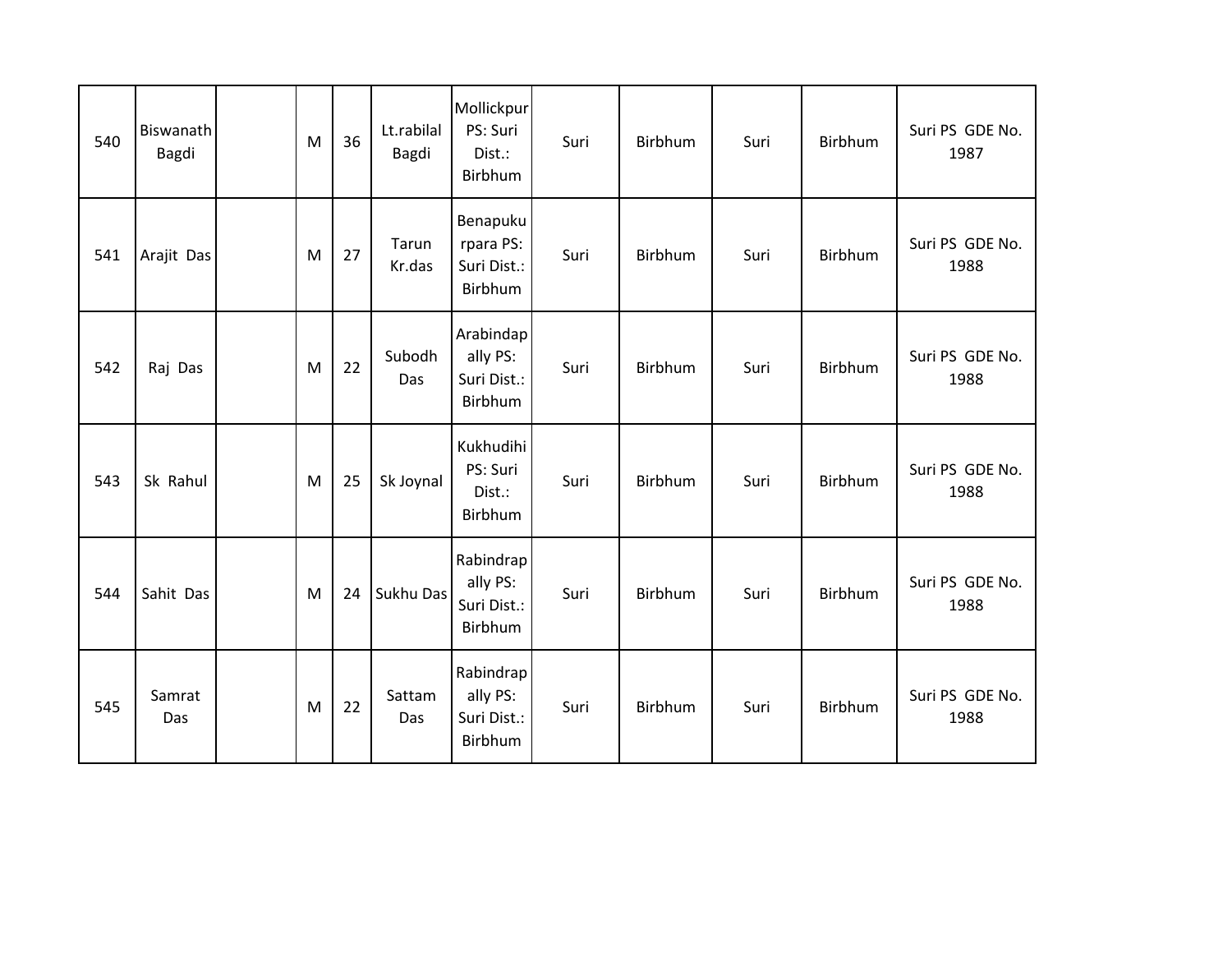| | | | | | | | | | | | |
|---|---|---|---|---|---|---|---|---|---|---|---|
| 540 | Biswanath Bagdi | | M | 36 | Lt.rabilal Bagdi | Mollickpur PS: Suri Dist.: Birbhum | Suri | Birbhum | Suri | Birbhum | Suri PS GDE No. 1987 |
| 541 | Arajit Das | | M | 27 | Tarun Kr.das | Benapukurpara PS: Suri Dist.: Birbhum | Suri | Birbhum | Suri | Birbhum | Suri PS GDE No. 1988 |
| 542 | Raj Das | | M | 22 | Subodh Das | Arabindapally PS: Suri Dist.: Birbhum | Suri | Birbhum | Suri | Birbhum | Suri PS GDE No. 1988 |
| 543 | Sk Rahul | | M | 25 | Sk Joynal | Kukhudihi PS: Suri Dist.: Birbhum | Suri | Birbhum | Suri | Birbhum | Suri PS GDE No. 1988 |
| 544 | Sahit Das | | M | 24 | Sukhu Das | Rabindrapally PS: Suri Dist.: Birbhum | Suri | Birbhum | Suri | Birbhum | Suri PS GDE No. 1988 |
| 545 | Samrat Das | | M | 22 | Sattam Das | Rabindrapally PS: Suri Dist.: Birbhum | Suri | Birbhum | Suri | Birbhum | Suri PS GDE No. 1988 |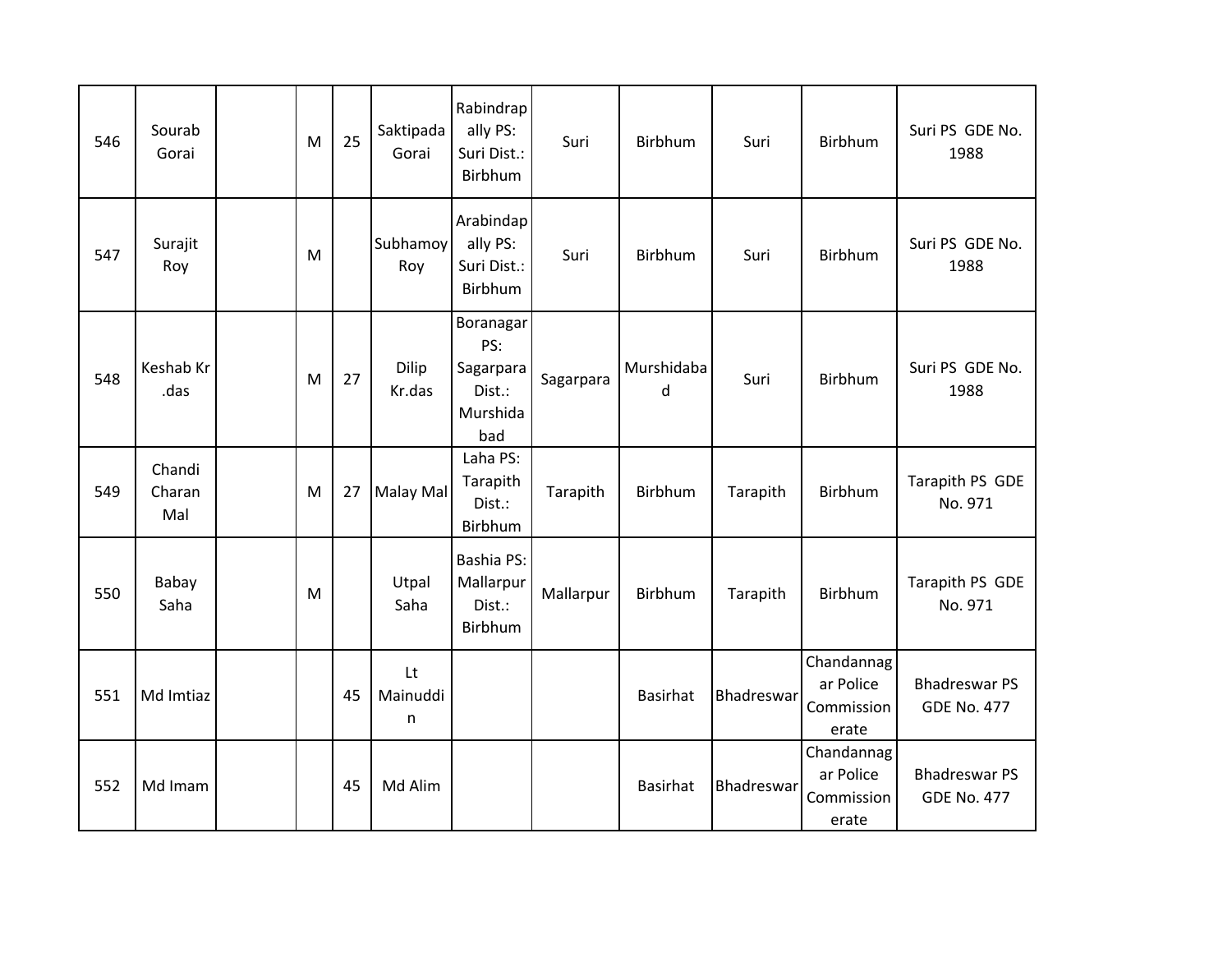| | | | | | | | | | | | |
|---|---|---|---|---|---|---|---|---|---|---|---|
| 546 | Sourab Gorai | | M | 25 | Saktipada Gorai | Rabindrapally PS: Suri Dist.: Birbhum | Suri | Birbhum | Suri | Birbhum | Suri PS GDE No. 1988 |
| 547 | Surajit Roy | | M | | Subhamoy Roy | Arabindapally PS: Suri Dist.: Birbhum | Suri | Birbhum | Suri | Birbhum | Suri PS GDE No. 1988 |
| 548 | Keshab Kr .das | | M | 27 | Dilip Kr.das | Boranagar PS: Sagarpara Dist.: Murshidabad | Sagarpara | Murshidabad | Suri | Birbhum | Suri PS GDE No. 1988 |
| 549 | Chandi Charan Mal | | M | 27 | Malay Mal | Laha PS: Tarapith Dist.: Birbhum | Tarapith | Birbhum | Tarapith | Birbhum | Tarapith PS GDE No. 971 |
| 550 | Babay Saha | | M | | Utpal Saha | Bashia PS: Mallarpur Dist.: Birbhum | Mallarpur | Birbhum | Tarapith | Birbhum | Tarapith PS GDE No. 971 |
| 551 | Md Imtiaz | | | 45 | Lt Mainuddin | | | Basirhat | Bhadreswar | Chandannagar Police Commissionerate | Bhadreswar PS GDE No. 477 |
| 552 | Md Imam | | | 45 | Md Alim | | | Basirhat | Bhadreswar | Chandannagar Police Commissionerate | Bhadreswar PS GDE No. 477 |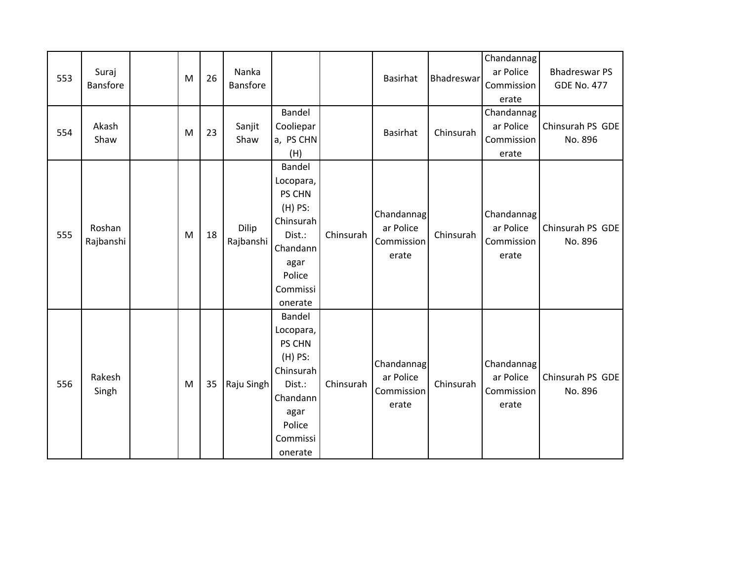| | | | | | | | | | | | |
|---|---|---|---|---|---|---|---|---|---|---|---|
| 553 | Suraj Bansfore | | M | 26 | Nanka Bansfore | | | Basirhat | Bhadreswar | Chandannagar Police Commissionerate | Bhadreswar PS GDE No. 477 |
| 554 | Akash Shaw | | M | 23 | Sanjit Shaw | Bandel Cooliepara, PS CHN (H) | | Basirhat | Chinsurah | Chandannagar Police Commissionerate | Chinsurah PS GDE No. 896 |
| 555 | Roshan Rajbanshi | | M | 18 | Dilip Rajbanshi | Bandel Locopara, PS CHN (H) PS: Chinsurah Dist.: Chandannagar Police Commissionerate | Chinsurah | Chandannagar Police Commissionerate | Chinsurah | Chandannagar Police Commissionerate | Chinsurah PS GDE No. 896 |
| 556 | Rakesh Singh | | M | 35 | Raju Singh | Bandel Locopara, PS CHN (H) PS: Chinsurah Dist.: Chandannagar Police Commissionerate | Chinsurah | Chandannagar Police Commissionerate | Chinsurah | Chandannagar Police Commissionerate | Chinsurah PS GDE No. 896 |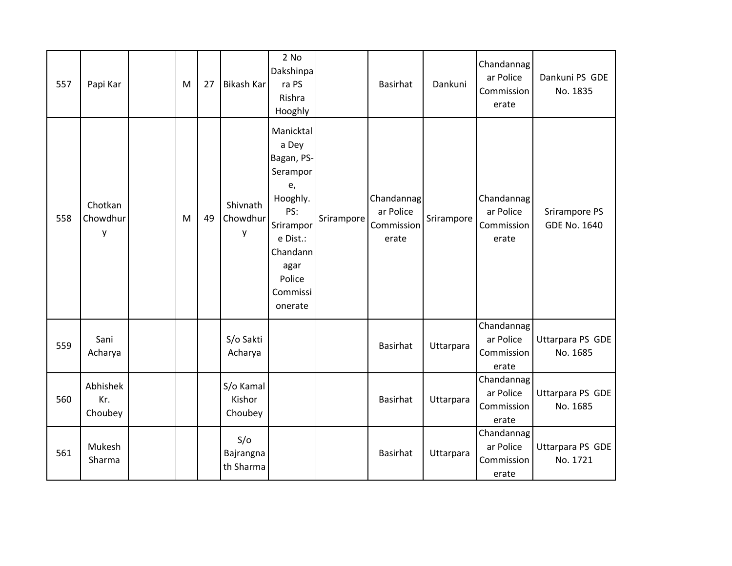| 557 | Papi Kar | | M | 27 | Bikash Kar | 2 No Dakshinpara PS Rishra Hooghly | | Basirhat | Dankuni | Chandannagar Police Commissionerate | Dankuni PS GDE No. 1835 |
|---|---|---|---|---|---|---|---|---|---|---|---|
| 558 | Chotkan Chowdhury | | M | 49 | Shivnath Chowdhury | Manicktala Dey Bagan, PS- Serampore, Hooghly. PS: Srirampore Dist.: Chandannagar Police Commissionerate | Srirampore | Chandannagar Police Commissionerate | Srirampore | Chandannagar Police Commissionerate | Srirampore PS GDE No. 1640 |
| 559 | Sani Acharya | | | | S/o Sakti Acharya | | | Basirhat | Uttarpara | Chandannagar Police Commissionerate | Uttarpara PS GDE No. 1685 |
| 560 | Abhishek Kr. Choubey | | | | S/o Kamal Kishor Choubey | | | Basirhat | Uttarpara | Chandannagar Police Commissionerate | Uttarpara PS GDE No. 1685 |
| 561 | Mukesh Sharma | | | | S/o Bajrangnath Sharma | | | Basirhat | Uttarpara | Chandannagar Police Commissionerate | Uttarpara PS GDE No. 1721 |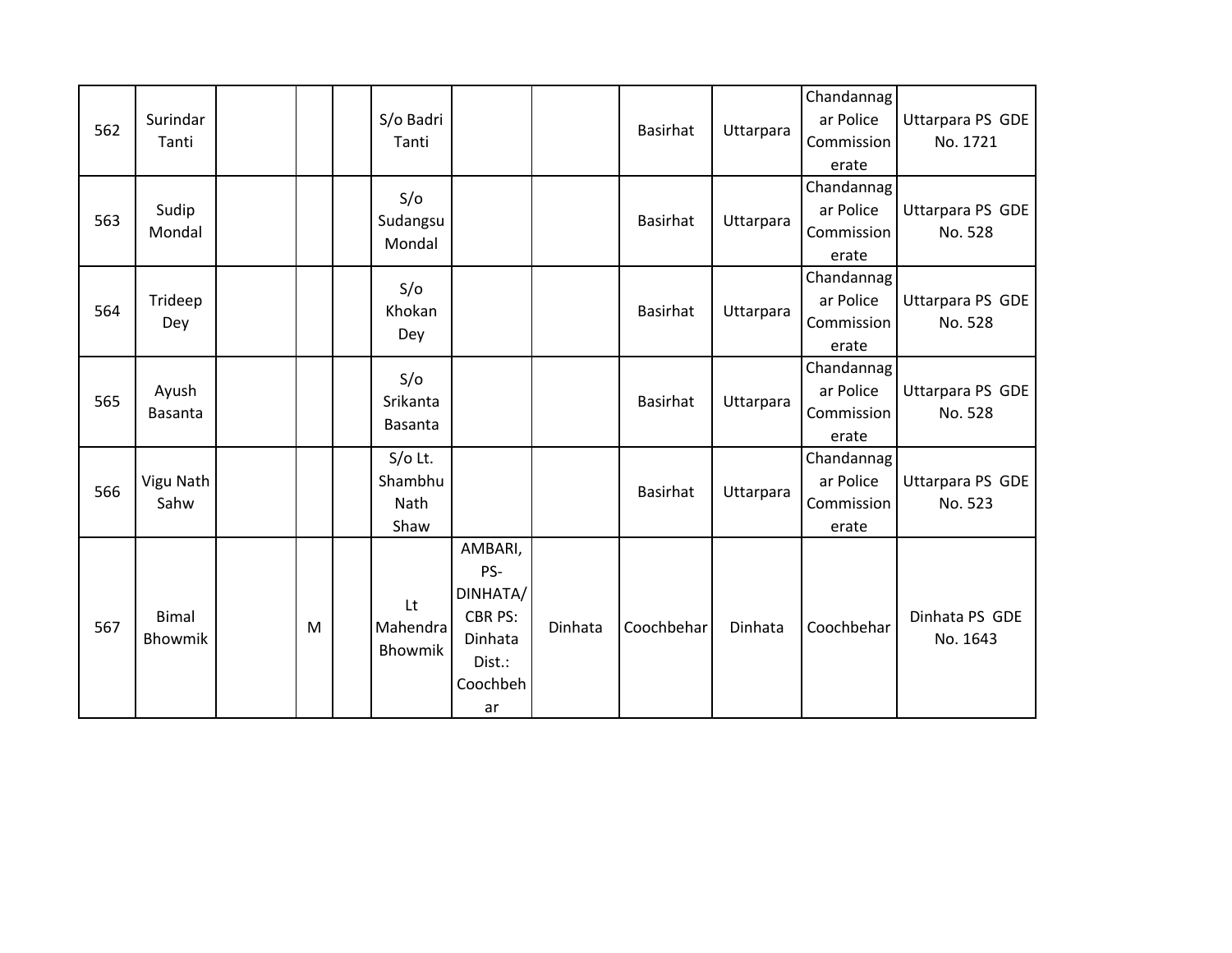| 562 | Surindar Tanti | | | | S/o Badri Tanti | | | Basirhat | Uttarpara | Chandannagar Police Commissionerate | Uttarpara PS GDE No. 1721 |
|---|---|---|---|---|---|---|---|---|---|---|---|
| 563 | Sudip Mondal | | | | S/o Sudangsu Mondal | | | Basirhat | Uttarpara | Chandannagar Police Commissionerate | Uttarpara PS GDE No. 528 |
| 564 | Trideep Dey | | | | S/o Khokan Dey | | | Basirhat | Uttarpara | Chandannagar Police Commissionerate | Uttarpara PS GDE No. 528 |
| 565 | Ayush Basanta | | | | S/o Srikanta Basanta | | | Basirhat | Uttarpara | Chandannagar Police Commissionerate | Uttarpara PS GDE No. 528 |
| 566 | Vigu Nath Sahw | | | | S/o Lt. Shambhu Nath Shaw | | | Basirhat | Uttarpara | Chandannagar Police Commissionerate | Uttarpara PS GDE No. 523 |
| 567 | Bimal Bhowmik | | M | | Lt Mahendra Bhowmik | AMBARI, PS-DINHATA/ CBR PS: Dinhata Dist.: Coochbehar | Dinhata | Coochbehar | Dinhata | Coochbehar | Dinhata PS GDE No. 1643 |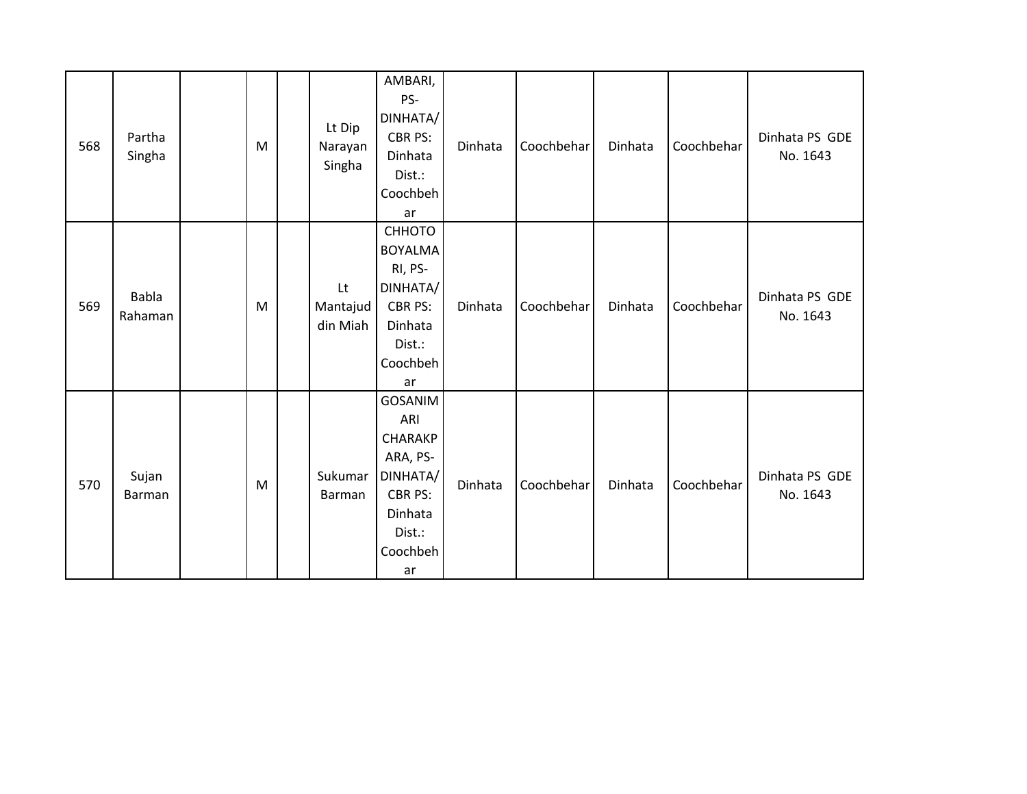| | | | | | | | | | | | |
|---|---|---|---|---|---|---|---|---|---|---|---|
| 568 | Partha Singha | | M | | Lt Dip Narayan Singha | AMBARI, PS-DINHATA/ CBR PS: Dinhata Dist.: Coochbehar | Dinhata | Coochbehar | Dinhata | Coochbehar | Dinhata PS GDE No. 1643 |
| 569 | Babla Rahaman | | M | | Lt Mantajuddin Miah | CHHOTO BOYALMARI, PS-DINHATA/ CBR PS: Dinhata Dist.: Coochbehar | Dinhata | Coochbehar | Dinhata | Coochbehar | Dinhata PS GDE No. 1643 |
| 570 | Sujan Barman | | M | | Sukumar Barman | GOSANIMARI CHARAKPARA, PS-DINHATA/ CBR PS: Dinhata Dist.: Coochbehar | Dinhata | Coochbehar | Dinhata | Coochbehar | Dinhata PS GDE No. 1643 |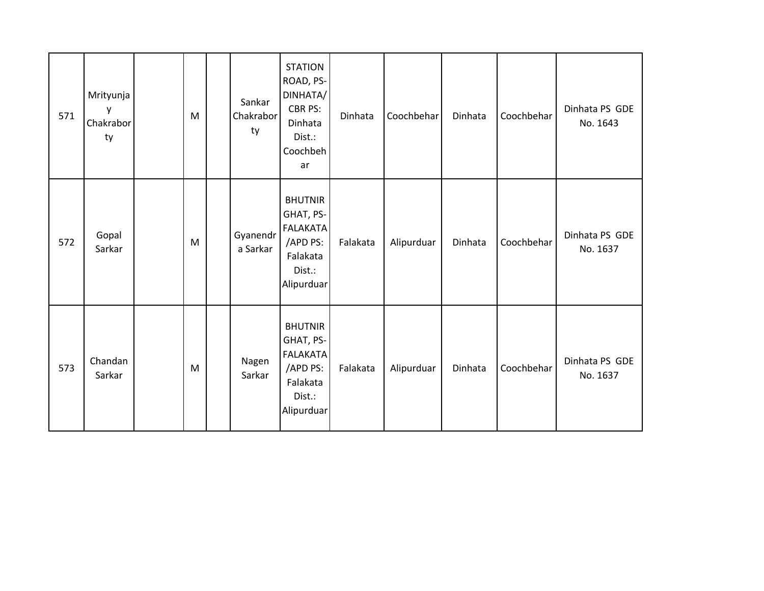| | | | | | | | | | | | |
|---|---|---|---|---|---|---|---|---|---|---|---|
| 571 | Mrityunjay Chakraborty | | M | | Sankar Chakraborty | STATION ROAD, PS-DINHATA/ CBR PS: Dinhata Dist.: Coochbehar | Dinhata | Coochbehar | Dinhata | Coochbehar | Dinhata PS GDE No. 1643 |
| 572 | Gopal Sarkar | | M | | Gyanendra Sarkar | BHUTNIR GHAT, PS-FALAKATA /APD PS: Falakata Dist.: Alipurduar | Falakata | Alipurduar | Dinhata | Coochbehar | Dinhata PS GDE No. 1637 |
| 573 | Chandan Sarkar | | M | | Nagen Sarkar | BHUTNIR GHAT, PS-FALAKATA /APD PS: Falakata Dist.: Alipurduar | Falakata | Alipurduar | Dinhata | Coochbehar | Dinhata PS GDE No. 1637 |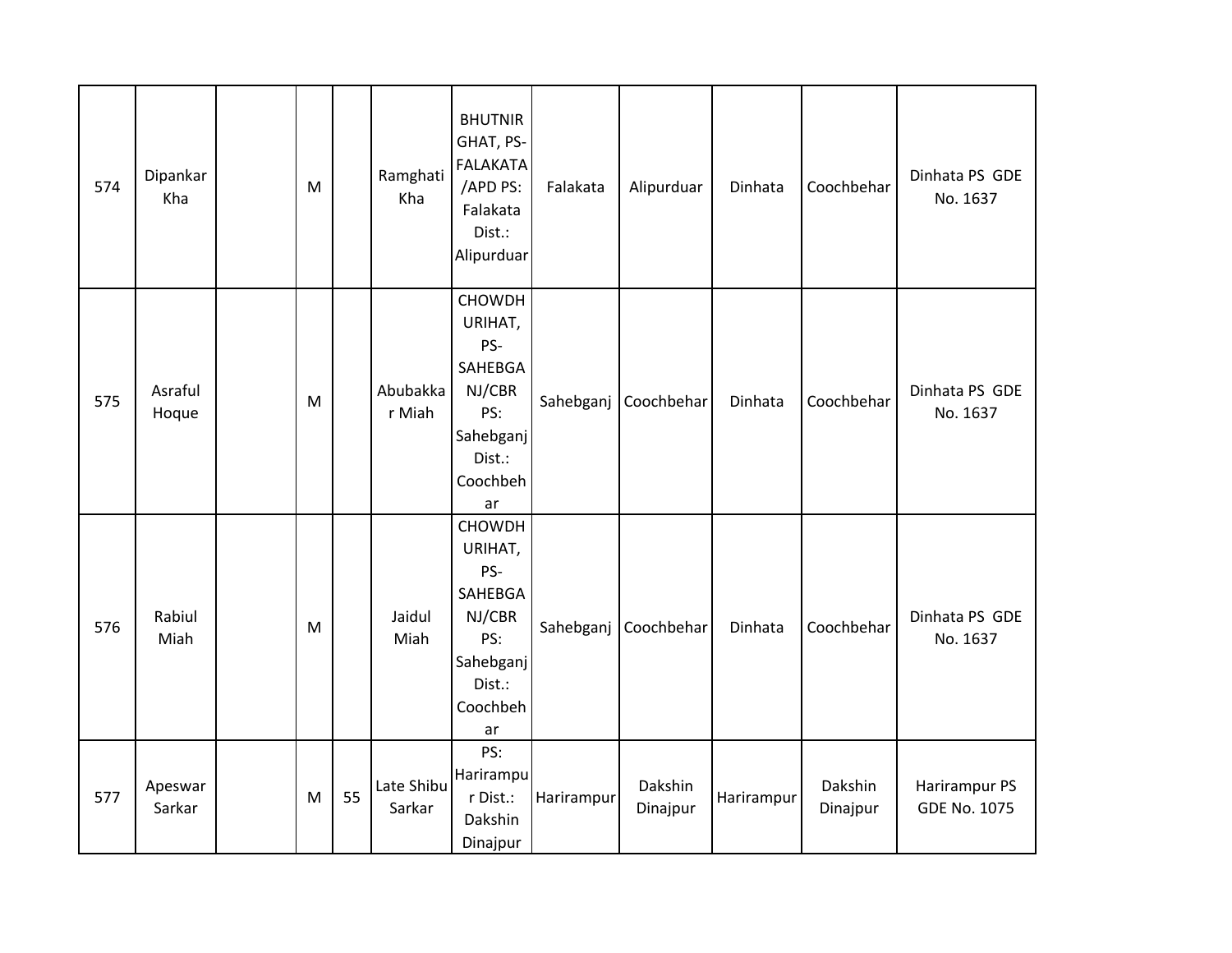| | | | | | | | | | | | |
|---|---|---|---|---|---|---|---|---|---|---|---|
| 574 | Dipankar Kha | | M | | Ramghati Kha | BHUTNIR GHAT, PS-FALAKATA /APD PS: Falakata Dist.: Alipurduar | Falakata | Alipurduar | Dinhata | Coochbehar | Dinhata PS GDE No. 1637 |
| 575 | Asraful Hoque | | M | | Abubakkar Miah | CHOWDHURIHAT, PS-SAHEBGANJ/CBR PS: Sahebganj Dist.: Coochbehar | Sahebganj | Coochbehar | Dinhata | Coochbehar | Dinhata PS GDE No. 1637 |
| 576 | Rabiul Miah | | M | | Jaidul Miah | CHOWDHURIHAT, PS-SAHEBGANJ/CBR PS: Sahebganj Dist.: Coochbehar | Sahebganj | Coochbehar | Dinhata | Coochbehar | Dinhata PS GDE No. 1637 |
| 577 | Apeswar Sarkar | | M | 55 | Late Shibu Sarkar | PS: Harirampur Dist.: Dakshin Dinajpur | Harirampur | Dakshin Dinajpur | Harirampur | Dakshin Dinajpur | Harirampur PS GDE No. 1075 |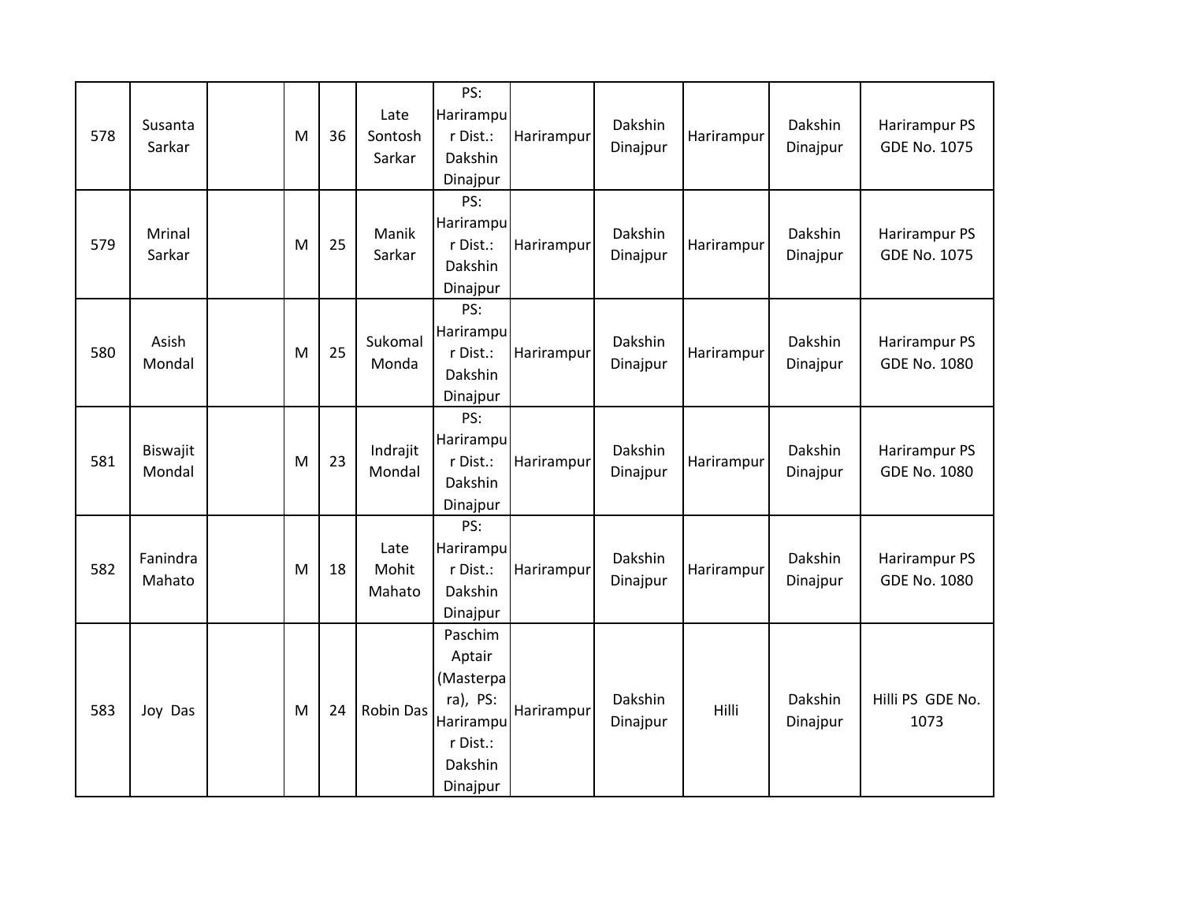| 578 | Susanta Sarkar | | M | 36 | Late Sontosh Sarkar | PS: Harirampur Dist.: Dakshin Dinajpur | Harirampur | Dakshin Dinajpur | Harirampur | Dakshin Dinajpur | Harirampur PS GDE No. 1075 |
|---|---|---|---|---|---|---|---|---|---|---|---|
| 579 | Mrinal Sarkar | | M | 25 | Manik Sarkar | PS: Harirampur Dist.: Dakshin Dinajpur | Harirampur | Dakshin Dinajpur | Harirampur | Dakshin Dinajpur | Harirampur PS GDE No. 1075 |
| 580 | Asish Mondal | | M | 25 | Sukomal Monda | PS: Harirampur Dist.: Dakshin Dinajpur | Harirampur | Dakshin Dinajpur | Harirampur | Dakshin Dinajpur | Harirampur PS GDE No. 1080 |
| 581 | Biswajit Mondal | | M | 23 | Indrajit Mondal | PS: Harirampur Dist.: Dakshin Dinajpur | Harirampur | Dakshin Dinajpur | Harirampur | Dakshin Dinajpur | Harirampur PS GDE No. 1080 |
| 582 | Fanindra Mahato | | M | 18 | Late Mohit Mahato | PS: Harirampur Dist.: Dakshin Dinajpur | Harirampur | Dakshin Dinajpur | Harirampur | Dakshin Dinajpur | Harirampur PS GDE No. 1080 |
| 583 | Joy Das | | M | 24 | Robin Das | Paschim Aptair (Masterpara), PS: Harirampur Dist.: Dakshin Dinajpur | Harirampur | Dakshin Dinajpur | Hilli | Dakshin Dinajpur | Hilli PS GDE No. 1073 |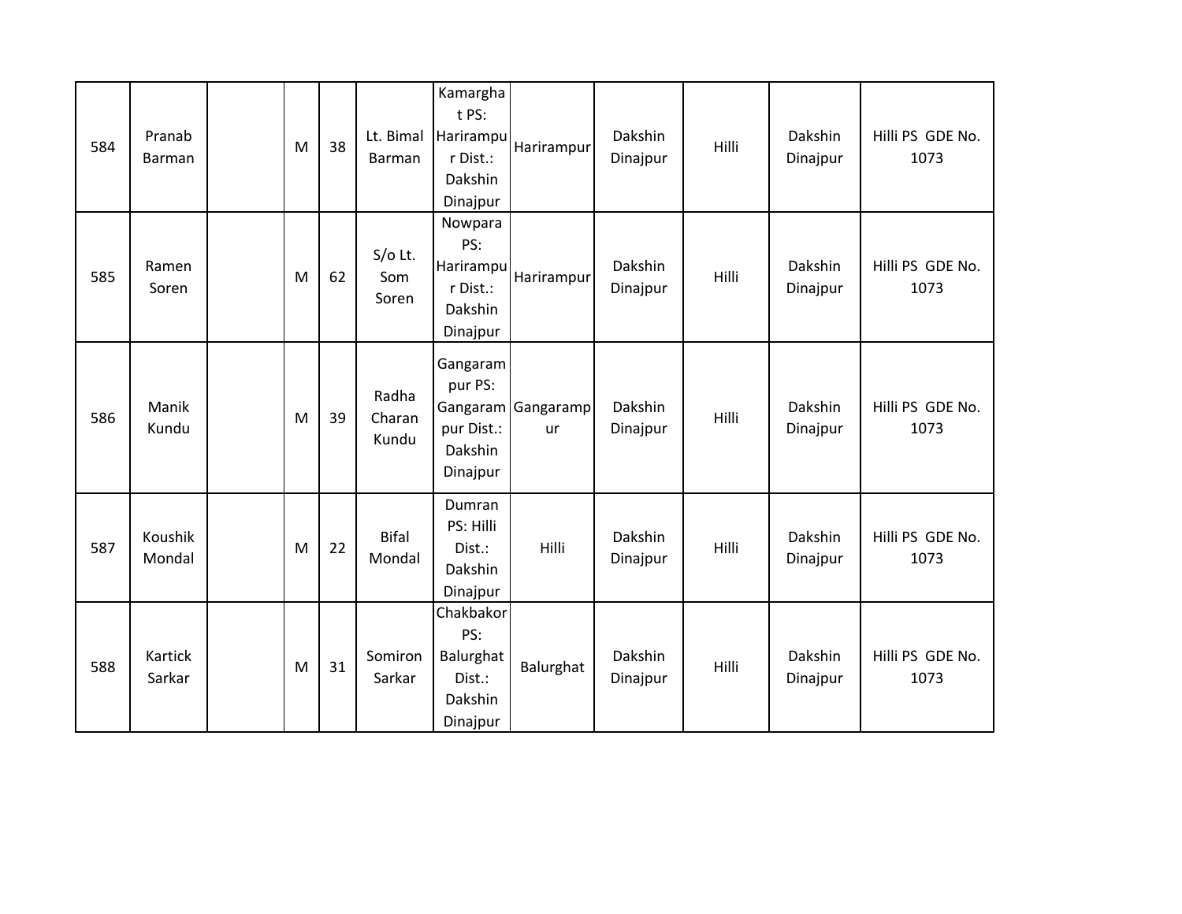| 584 | Pranab Barman | | M | 38 | Lt. Bimal Barman | Kamarghat PS: Harirampur Dist.: Dakshin Dinajpur | Harirampur | Dakshin Dinajpur | Hilli | Dakshin Dinajpur | Hilli PS GDE No. 1073 |
|---|---|---|---|---|---|---|---|---|---|---|---|
| 585 | Ramen Soren | | M | 62 | S/o Lt. Som Soren | Nowpara PS: Harirampur Dist.: Dakshin Dinajpur | Harirampur | Dakshin Dinajpur | Hilli | Dakshin Dinajpur | Hilli PS GDE No. 1073 |
| 586 | Manik Kundu | | M | 39 | Radha Charan Kundu | Gangarampur PS: Gangarampur Dist.: Dakshin Dinajpur | Gangarampur | Dakshin Dinajpur | Hilli | Dakshin Dinajpur | Hilli PS GDE No. 1073 |
| 587 | Koushik Mondal | | M | 22 | Bifal Mondal | Dumran PS: Hilli Dist.: Dakshin Dinajpur | Hilli | Dakshin Dinajpur | Hilli | Dakshin Dinajpur | Hilli PS GDE No. 1073 |
| 588 | Kartick Sarkar | | M | 31 | Somiron Sarkar | Chakbakor PS: Balurghat Dist.: Dakshin Dinajpur | Balurghat | Dakshin Dinajpur | Hilli | Dakshin Dinajpur | Hilli PS GDE No. 1073 |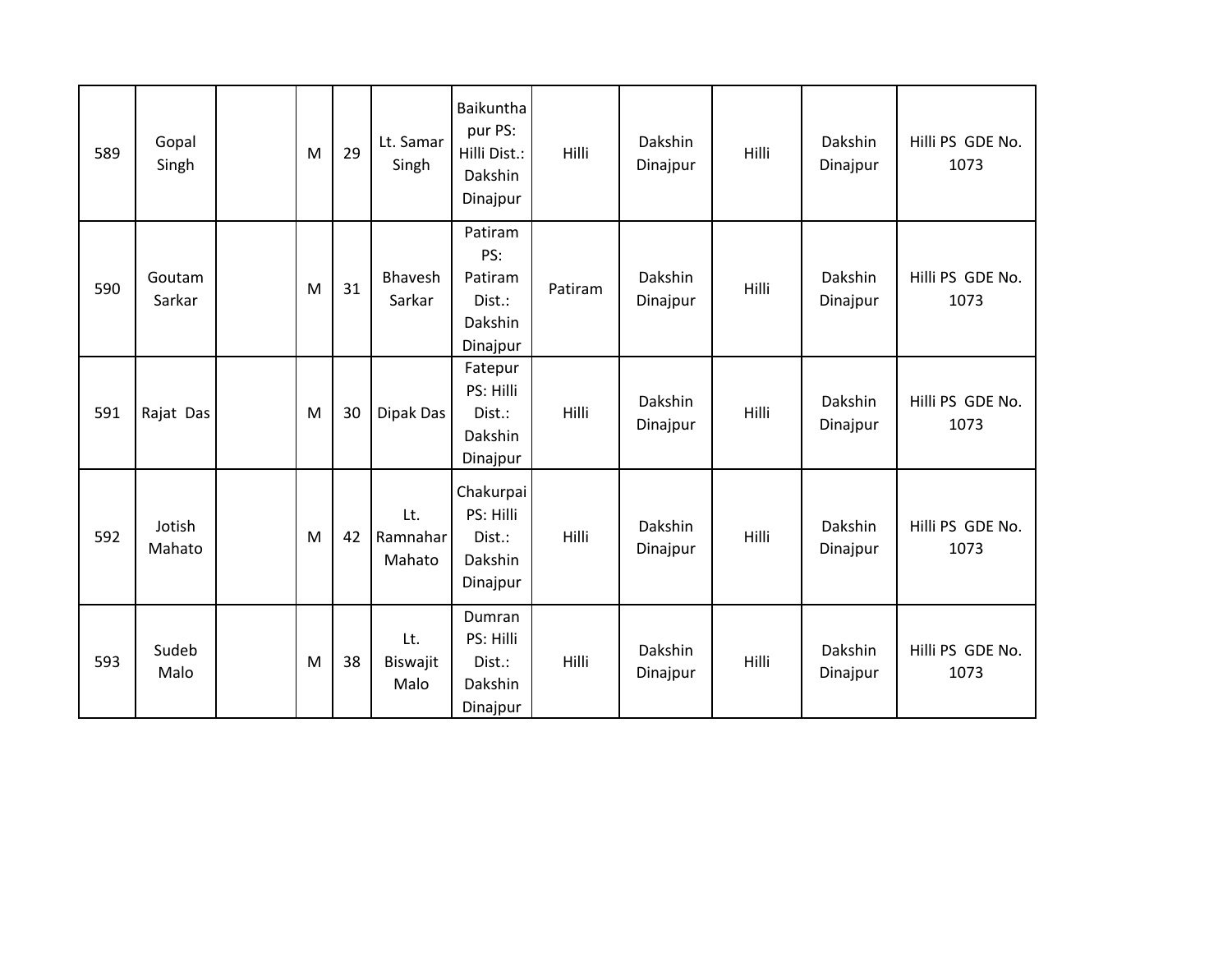| 589 | Gopal Singh | | M | 29 | Lt. Samar Singh | Baikunthapur PS: Hilli Dist.: Dakshin Dinajpur | Hilli | Dakshin Dinajpur | Hilli | Dakshin Dinajpur | Hilli PS GDE No. 1073 |
|---|---|---|---|---|---|---|---|---|---|---|---|
| 590 | Goutam Sarkar | | M | 31 | Bhavesh Sarkar | Patiram PS: Patiram Dist.: Dakshin Dinajpur | Patiram | Dakshin Dinajpur | Hilli | Dakshin Dinajpur | Hilli PS GDE No. 1073 |
| 591 | Rajat Das | | M | 30 | Dipak Das | Fatepur PS: Hilli Dist.: Dakshin Dinajpur | Hilli | Dakshin Dinajpur | Hilli | Dakshin Dinajpur | Hilli PS GDE No. 1073 |
| 592 | Jotish Mahato | | M | 42 | Lt. Ramnahar Mahato | Chakurpai PS: Hilli Dist.: Dakshin Dinajpur | Hilli | Dakshin Dinajpur | Hilli | Dakshin Dinajpur | Hilli PS GDE No. 1073 |
| 593 | Sudeb Malo | | M | 38 | Lt. Biswajit Malo | Dumran PS: Hilli Dist.: Dakshin Dinajpur | Hilli | Dakshin Dinajpur | Hilli | Dakshin Dinajpur | Hilli PS GDE No. 1073 |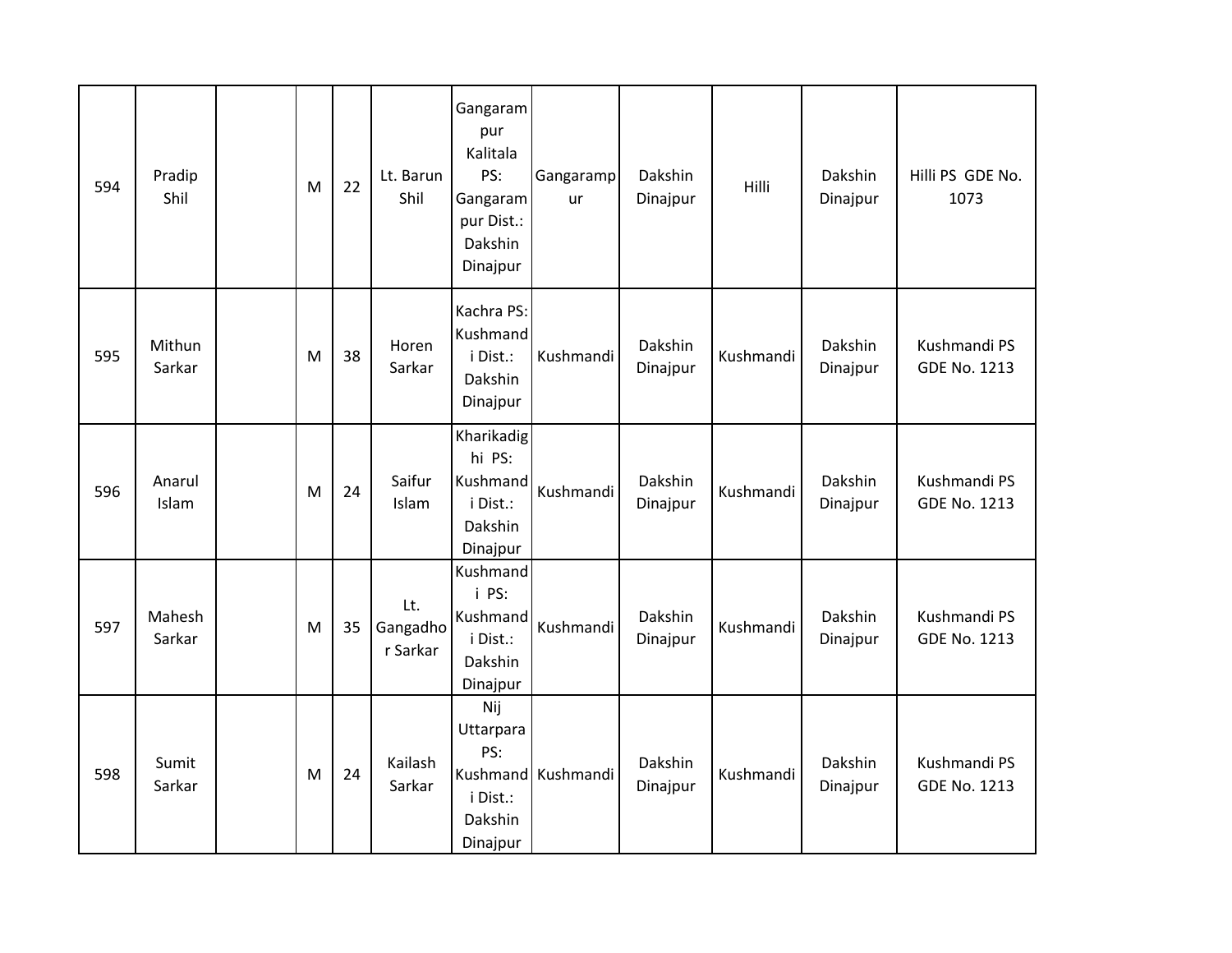| | | | | | | | | | | | |
|---|---|---|---|---|---|---|---|---|---|---|---|
| 594 | Pradip Shil | | M | 22 | Lt. Barun Shil | Gangarampur Kalitala PS: Gangarampur Dist.: Dakshin Dinajpur | Gangarampur | Dakshin Dinajpur | Hilli | Dakshin Dinajpur | Hilli PS GDE No. 1073 |
| 595 | Mithun Sarkar | | M | 38 | Horen Sarkar | Kachra PS: Kushmandi Dist.: Dakshin Dinajpur | Kushmandi | Dakshin Dinajpur | Kushmandi | Dakshin Dinajpur | Kushmandi PS GDE No. 1213 |
| 596 | Anarul Islam | | M | 24 | Saifur Islam | Kharikadighi PS: Kushmandi Dist.: Dakshin Dinajpur | Kushmandi | Dakshin Dinajpur | Kushmandi | Dakshin Dinajpur | Kushmandi PS GDE No. 1213 |
| 597 | Mahesh Sarkar | | M | 35 | Lt. Gangadhor Sarkar | Kushmandi PS: Kushmandi Dist.: Dakshin Dinajpur | Kushmandi | Dakshin Dinajpur | Kushmandi | Dakshin Dinajpur | Kushmandi PS GDE No. 1213 |
| 598 | Sumit Sarkar | | M | 24 | Kailash Sarkar | Nij Uttarpara PS: Kushmandi Dist.: Dakshin Dinajpur | Kushmandi | Dakshin Dinajpur | Kushmandi | Dakshin Dinajpur | Kushmandi PS GDE No. 1213 |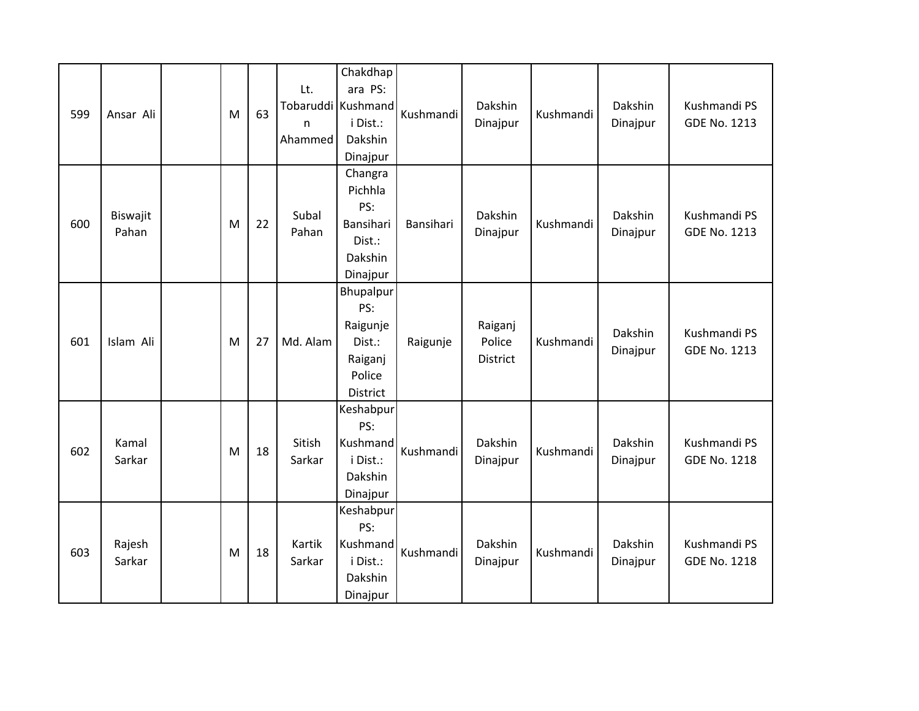| | | | | | | | | | | | |
|---|---|---|---|---|---|---|---|---|---|---|---|
| 599 | Ansar Ali | | M | 63 | Lt. Tobaruddin Ahammed | Chakdhapara PS: Kushmandi Dist.: Dakshin Dinajpur | Kushmandi | Dakshin Dinajpur | Kushmandi | Dakshin Dinajpur | Kushmandi PS GDE No. 1213 |
| 600 | Biswajit Pahan | | M | 22 | Subal Pahan | Changra Pichhla PS: Bansihari Dist.: Dakshin Dinajpur | Bansihari | Dakshin Dinajpur | Kushmandi | Dakshin Dinajpur | Kushmandi PS GDE No. 1213 |
| 601 | Islam Ali | | M | 27 | Md. Alam | Bhupalpur PS: Raigunje Dist.: Raiganj Police District | Raigunje | Raiganj Police District | Kushmandi | Dakshin Dinajpur | Kushmandi PS GDE No. 1213 |
| 602 | Kamal Sarkar | | M | 18 | Sitish Sarkar | Keshabpur PS: Kushmandi Dist.: Dakshin Dinajpur | Kushmandi | Dakshin Dinajpur | Kushmandi | Dakshin Dinajpur | Kushmandi PS GDE No. 1218 |
| 603 | Rajesh Sarkar | | M | 18 | Kartik Sarkar | Keshabpur PS: Kushmandi Dist.: Dakshin Dinajpur | Kushmandi | Dakshin Dinajpur | Kushmandi | Dakshin Dinajpur | Kushmandi PS GDE No. 1218 |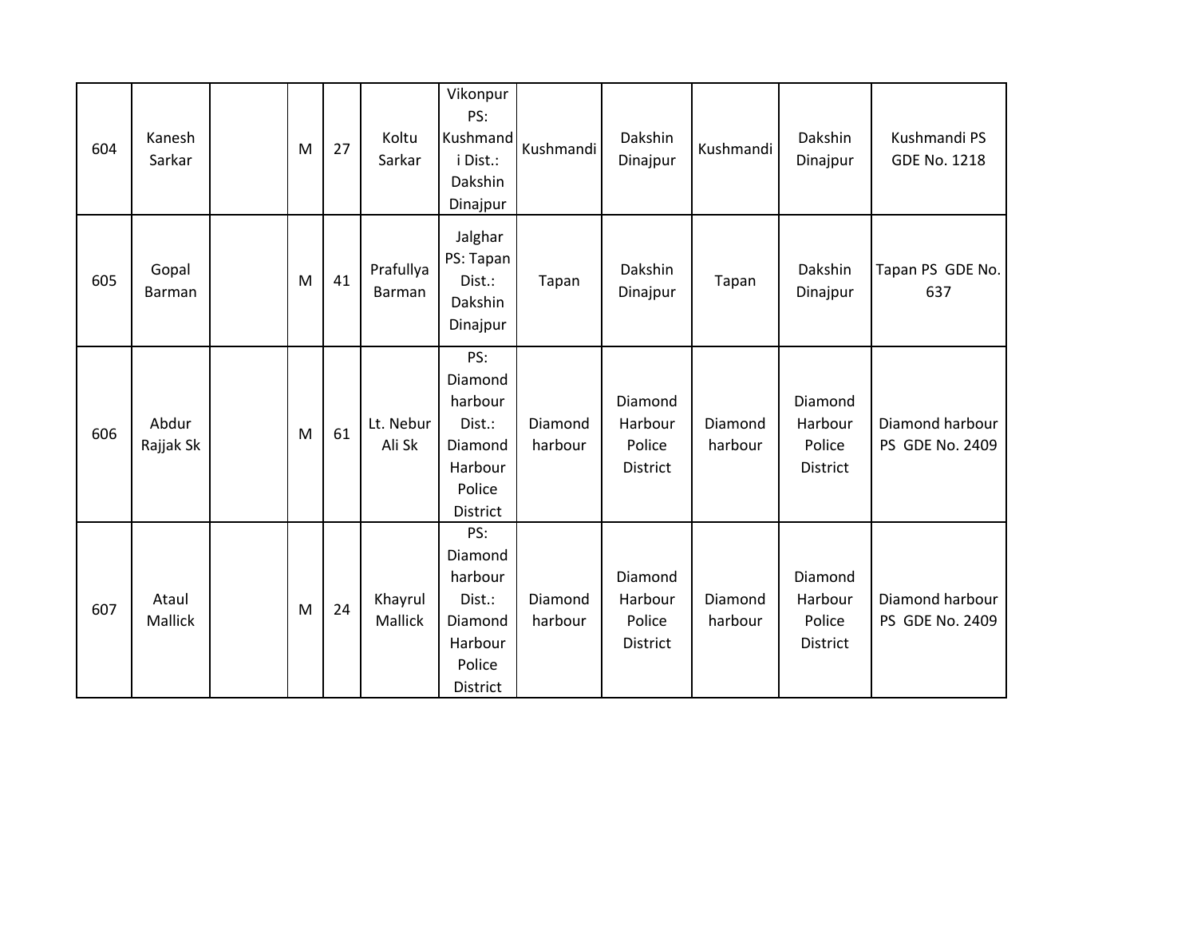| | | | | | | | | | | | |
|---|---|---|---|---|---|---|---|---|---|---|---|
| 604 | Kanesh Sarkar | | M | 27 | Koltu Sarkar | Vikonpur PS: Kushmandi Dist.: Dakshin Dinajpur | Kushmandi | Dakshin Dinajpur | Kushmandi | Dakshin Dinajpur | Kushmandi PS GDE No. 1218 |
| 605 | Gopal Barman | | M | 41 | Prafullya Barman | Jalghar PS: Tapan Dist.: Dakshin Dinajpur | Tapan | Dakshin Dinajpur | Tapan | Dakshin Dinajpur | Tapan PS GDE No. 637 |
| 606 | Abdur Rajjak Sk | | M | 61 | Lt. Nebur Ali Sk | PS: Diamond harbour Dist.: Diamond Harbour Police District | Diamond harbour | Diamond Harbour Police District | Diamond harbour | Diamond Harbour Police District | Diamond harbour PS GDE No. 2409 |
| 607 | Ataul Mallick | | M | 24 | Khayrul Mallick | PS: Diamond harbour Dist.: Diamond Harbour Police District | Diamond harbour | Diamond Harbour Police District | Diamond harbour | Diamond Harbour Police District | Diamond harbour PS GDE No. 2409 |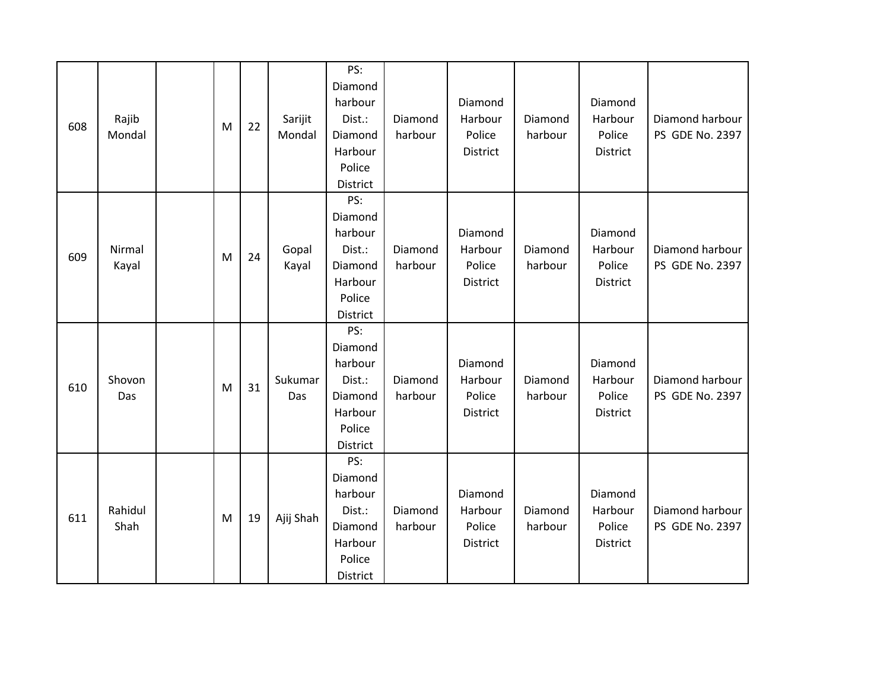| | | | | | | | | | | | |
|---|---|---|---|---|---|---|---|---|---|---|---|
| 608 | Rajib Mondal | | M | 22 | Sarijit Mondal | PS: Diamond harbour Dist.: Diamond Harbour Police District | Diamond harbour | Diamond Harbour Police District | Diamond harbour | Diamond Harbour Police District | Diamond harbour PS GDE No. 2397 |
| 609 | Nirmal Kayal | | M | 24 | Gopal Kayal | PS: Diamond harbour Dist.: Diamond Harbour Police District | Diamond harbour | Diamond Harbour Police District | Diamond harbour | Diamond Harbour Police District | Diamond harbour PS GDE No. 2397 |
| 610 | Shovon Das | | M | 31 | Sukumar Das | PS: Diamond harbour Dist.: Diamond Harbour Police District | Diamond harbour | Diamond Harbour Police District | Diamond harbour | Diamond Harbour Police District | Diamond harbour PS GDE No. 2397 |
| 611 | Rahidul Shah | | M | 19 | Ajij Shah | PS: Diamond harbour Dist.: Diamond Harbour Police District | Diamond harbour | Diamond Harbour Police District | Diamond harbour | Diamond Harbour Police District | Diamond harbour PS GDE No. 2397 |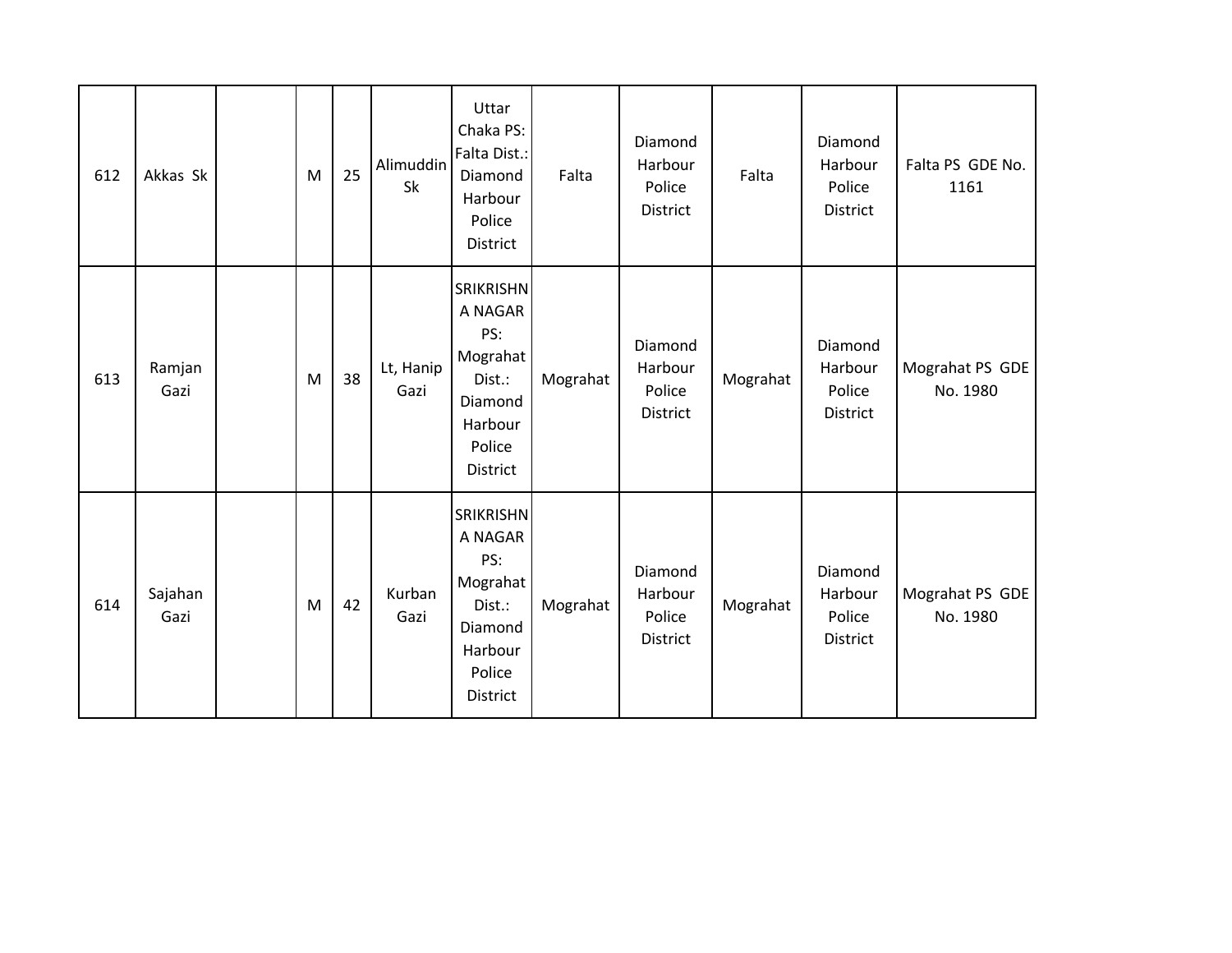| | | | | | | | | | | | |
|---|---|---|---|---|---|---|---|---|---|---|---|
| 612 | Akkas Sk | | M | 25 | Alimuddin Sk | Uttar Chaka PS: Falta Dist.: Diamond Harbour Police District | Falta | Diamond Harbour Police District | Falta | Diamond Harbour Police District | Falta PS GDE No. 1161 |
| 613 | Ramjan Gazi | | M | 38 | Lt, Hanip Gazi | SRIKRISHNA NAGAR PS: Mograhat Dist.: Diamond Harbour Police District | Mograhat | Diamond Harbour Police District | Mograhat | Diamond Harbour Police District | Mograhat PS GDE No. 1980 |
| 614 | Sajahan Gazi | | M | 42 | Kurban Gazi | SRIKRISHNA NAGAR PS: Mograhat Dist.: Diamond Harbour Police District | Mograhat | Diamond Harbour Police District | Mograhat | Diamond Harbour Police District | Mograhat PS GDE No. 1980 |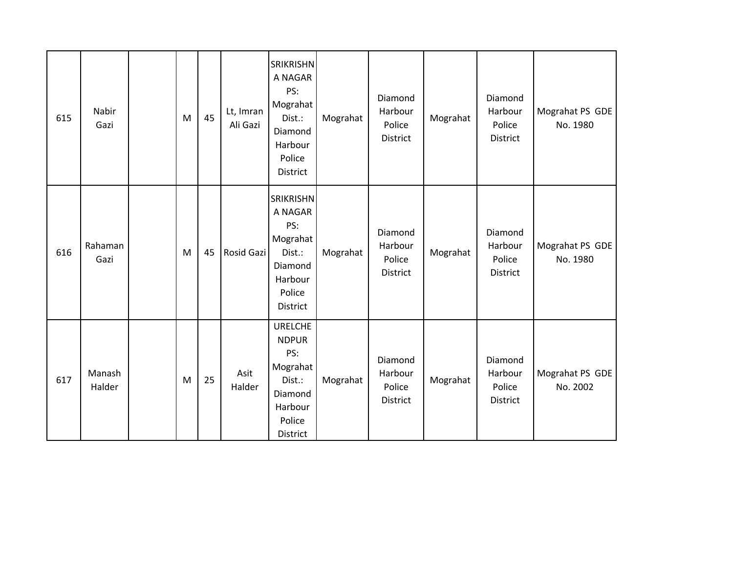| 615 | Nabir Gazi | | M | 45 | Lt, Imran Ali Gazi | SRIKRISHNA NAGAR PS: Mograhat Dist.: Diamond Harbour Police District | Mograhat | Diamond Harbour Police District | Mograhat | Diamond Harbour Police District | Mograhat PS GDE No. 1980 |
|---|---|---|---|---|---|---|---|---|---|---|---|
| 616 | Rahaman Gazi | | M | 45 | Rosid Gazi | SRIKRISHNA NAGAR PS: Mograhat Dist.: Diamond Harbour Police District | Mograhat | Diamond Harbour Police District | Mograhat | Diamond Harbour Police District | Mograhat PS GDE No. 1980 |
| 617 | Manash Halder | | M | 25 | Asit Halder | URELCHENDPUR PS: Mograhat Dist.: Diamond Harbour Police District | Mograhat | Diamond Harbour Police District | Mograhat | Diamond Harbour Police District | Mograhat PS GDE No. 2002 |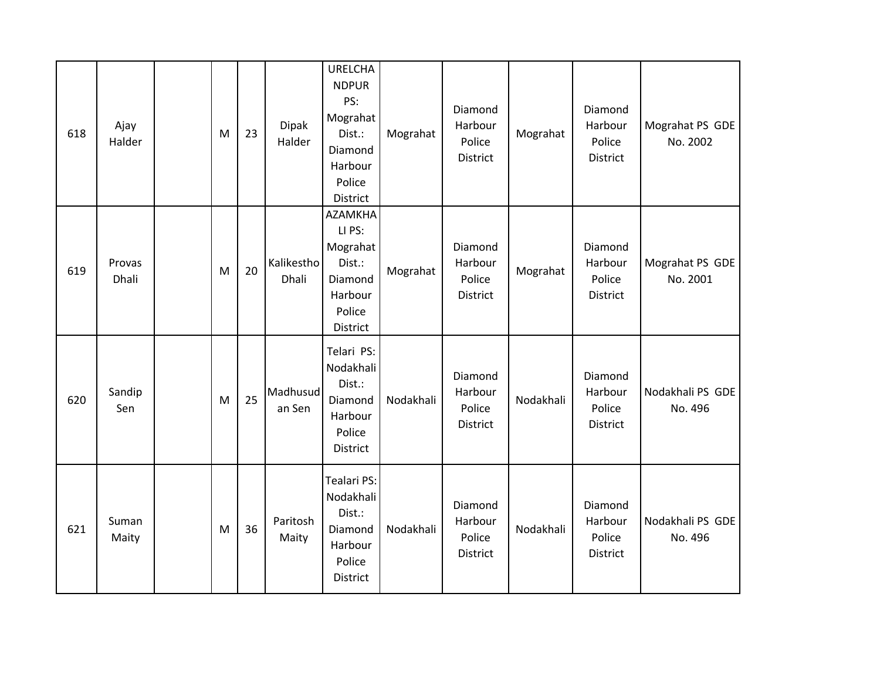| | | | | | | | | | | | |
|---|---|---|---|---|---|---|---|---|---|---|---|
| 618 | Ajay Halder | | M | 23 | Dipak Halder | URELCHANDPUR PS: Mograhat Dist.: Diamond Harbour Police District | Mograhat | Diamond Harbour Police District | Mograhat | Diamond Harbour Police District | Mograhat PS GDE No. 2002 |
| 619 | Provas Dhali | | M | 20 | Kalikestho Dhali | AZAMKHALI PS: Mograhat Dist.: Diamond Harbour Police District | Mograhat | Diamond Harbour Police District | Mograhat | Diamond Harbour Police District | Mograhat PS GDE No. 2001 |
| 620 | Sandip Sen | | M | 25 | Madhusudan Sen | Telari PS: Nodakhali Dist.: Diamond Harbour Police District | Nodakhali | Diamond Harbour Police District | Nodakhali | Diamond Harbour Police District | Nodakhali PS GDE No. 496 |
| 621 | Suman Maity | | M | 36 | Paritosh Maity | Tealari PS: Nodakhali Dist.: Diamond Harbour Police District | Nodakhali | Diamond Harbour Police District | Nodakhali | Diamond Harbour Police District | Nodakhali PS GDE No. 496 |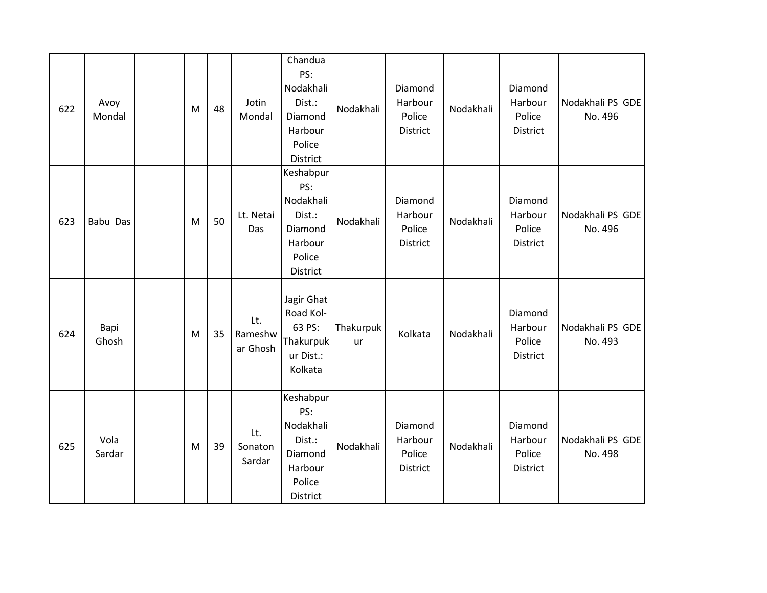| | | | | | | | | | | | |
|---|---|---|---|---|---|---|---|---|---|---|---|
| 622 | Avoy Mondal | | M | 48 | Jotin Mondal | Chandua PS: Nodakhali Dist.: Diamond Harbour Police District | Nodakhali | Diamond Harbour Police District | Nodakhali | Diamond Harbour Police District | Nodakhali PS GDE No. 496 |
| 623 | Babu Das | | M | 50 | Lt. Netai Das | Keshabpur PS: Nodakhali Dist.: Diamond Harbour Police District | Nodakhali | Diamond Harbour Police District | Nodakhali | Diamond Harbour Police District | Nodakhali PS GDE No. 496 |
| 624 | Bapi Ghosh | | M | 35 | Lt. Rameshwar Ghosh | Jagir Ghat Road Kol-63 PS: Thakurpukur Dist.: Kolkata | Thakurpukur | Kolkata | Nodakhali | Diamond Harbour Police District | Nodakhali PS GDE No. 493 |
| 625 | Vola Sardar | | M | 39 | Lt. Sonaton Sardar | Keshabpur PS: Nodakhali Dist.: Diamond Harbour Police District | Nodakhali | Diamond Harbour Police District | Nodakhali | Diamond Harbour Police District | Nodakhali PS GDE No. 498 |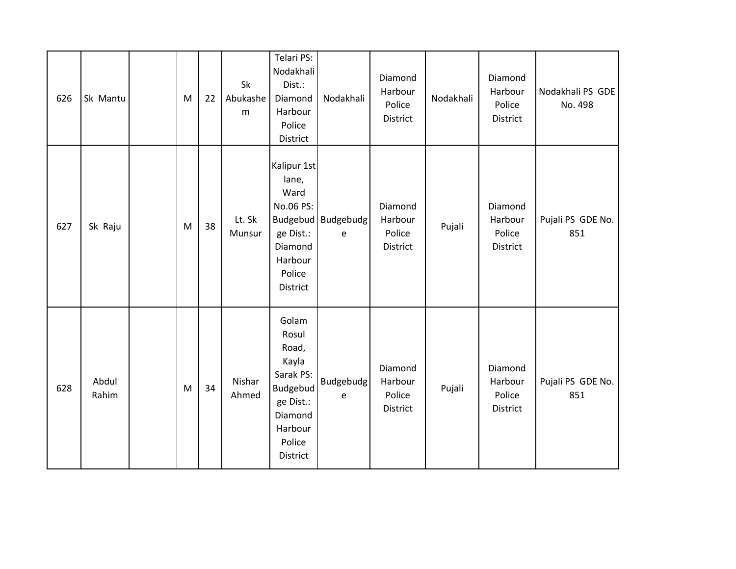| 626 | Sk Mantu | | M | 22 | Sk Abukashem | Telari PS: Nodakhali Dist.: Diamond Harbour Police District | Nodakhali | Diamond Harbour Police District | Nodakhali | Diamond Harbour Police District | Nodakhali PS GDE No. 498 |
|---|---|---|---|---|---|---|---|---|---|---|---|
| 627 | Sk Raju | | M | 38 | Lt. Sk Munsur | Kalipur 1st lane, Ward No.06 PS: Budgebudge Dist.: Diamond Harbour Police District | Budgebudge | Diamond Harbour Police District | Pujali | Diamond Harbour Police District | Pujali PS GDE No. 851 |
| 628 | Abdul Rahim | | M | 34 | Nishar Ahmed | Golam Rosul Road, Kayla Sarak PS: Budgebudge Dist.: Diamond Harbour Police District | Budgebudge | Diamond Harbour Police District | Pujali | Diamond Harbour Police District | Pujali PS GDE No. 851 |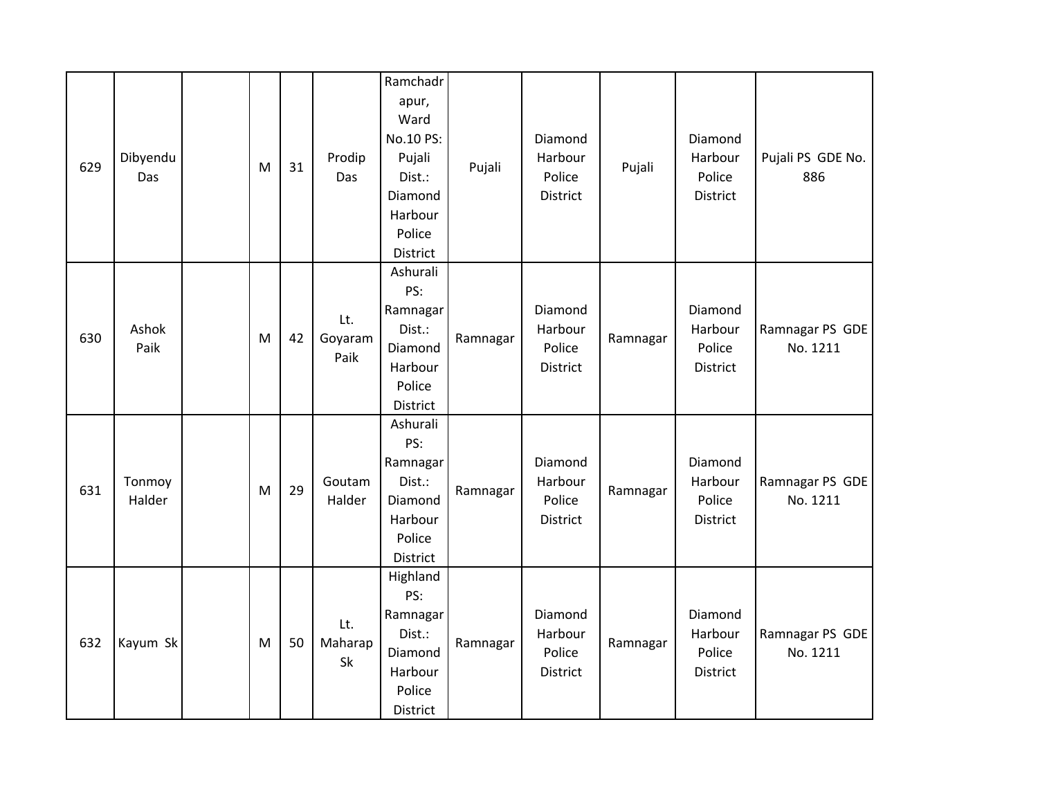| 629 | Dibyendu Das | | M | 31 | Prodip Das | Ramchadrapur, Ward No.10 PS: Pujali Dist.: Diamond Harbour Police District | Pujali | Diamond Harbour Police District | Pujali | Diamond Harbour Police District | Pujali PS GDE No. 886 |
|---|---|---|---|---|---|---|---|---|---|---|---|
| 630 | Ashok Paik | | M | 42 | Lt. Goyaram Paik | Ashurali PS: Ramnagar Dist.: Diamond Harbour Police District | Ramnagar | Diamond Harbour Police District | Ramnagar | Diamond Harbour Police District | Ramnagar PS GDE No. 1211 |
| 631 | Tonmoy Halder | | M | 29 | Goutam Halder | Ashurali PS: Ramnagar Dist.: Diamond Harbour Police District | Ramnagar | Diamond Harbour Police District | Ramnagar | Diamond Harbour Police District | Ramnagar PS GDE No. 1211 |
| 632 | Kayum Sk | | M | 50 | Lt. Maharap Sk | Highland PS: Ramnagar Dist.: Diamond Harbour Police District | Ramnagar | Diamond Harbour Police District | Ramnagar | Diamond Harbour Police District | Ramnagar PS GDE No. 1211 |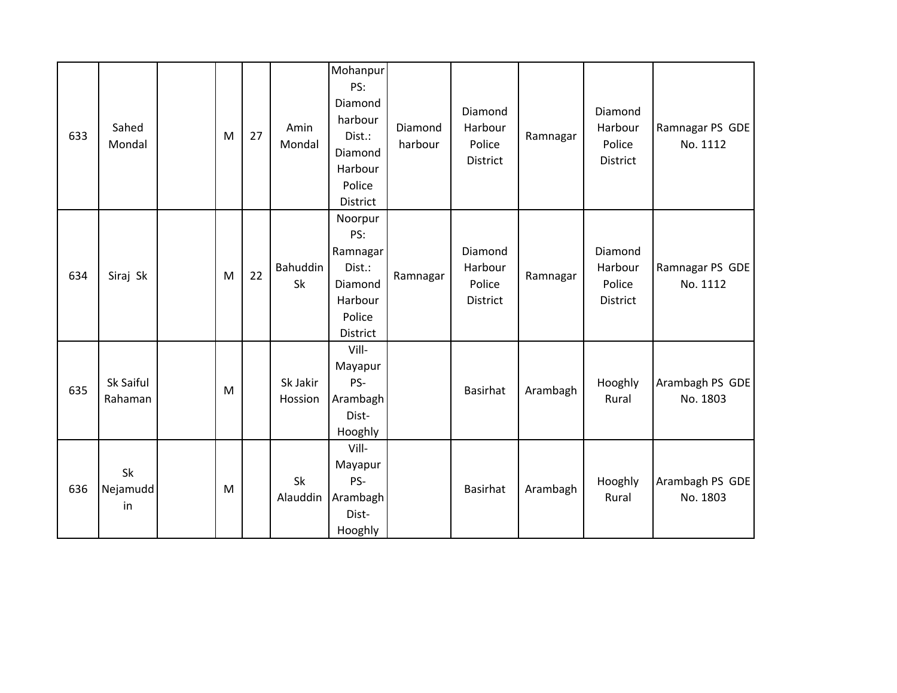| | | | | | | | | | | | |
|---|---|---|---|---|---|---|---|---|---|---|---|
| 633 | Sahed Mondal | | M | 27 | Amin Mondal | Mohanpur PS: Diamond harbour Dist.: Diamond Harbour Police District | Diamond harbour | Diamond Harbour Police District | Ramnagar | Diamond Harbour Police District | Ramnagar PS GDE No. 1112 |
| 634 | Siraj Sk | | M | 22 | Bahuddin Sk | Noorpur PS: Ramnagar Dist.: Diamond Harbour Police District | Ramnagar | Diamond Harbour Police District | Ramnagar | Diamond Harbour Police District | Ramnagar PS GDE No. 1112 |
| 635 | Sk Saiful Rahaman | | M | | Sk Jakir Hossion | Vill- Mayapur PS- Arambagh Dist- Hooghly | | Basirhat | Arambagh | Hooghly Rural | Arambagh PS GDE No. 1803 |
| 636 | Sk Nejamuddin | | M | | Sk Alauddin | Vill- Mayapur PS- Arambagh Dist- Hooghly | | Basirhat | Arambagh | Hooghly Rural | Arambagh PS GDE No. 1803 |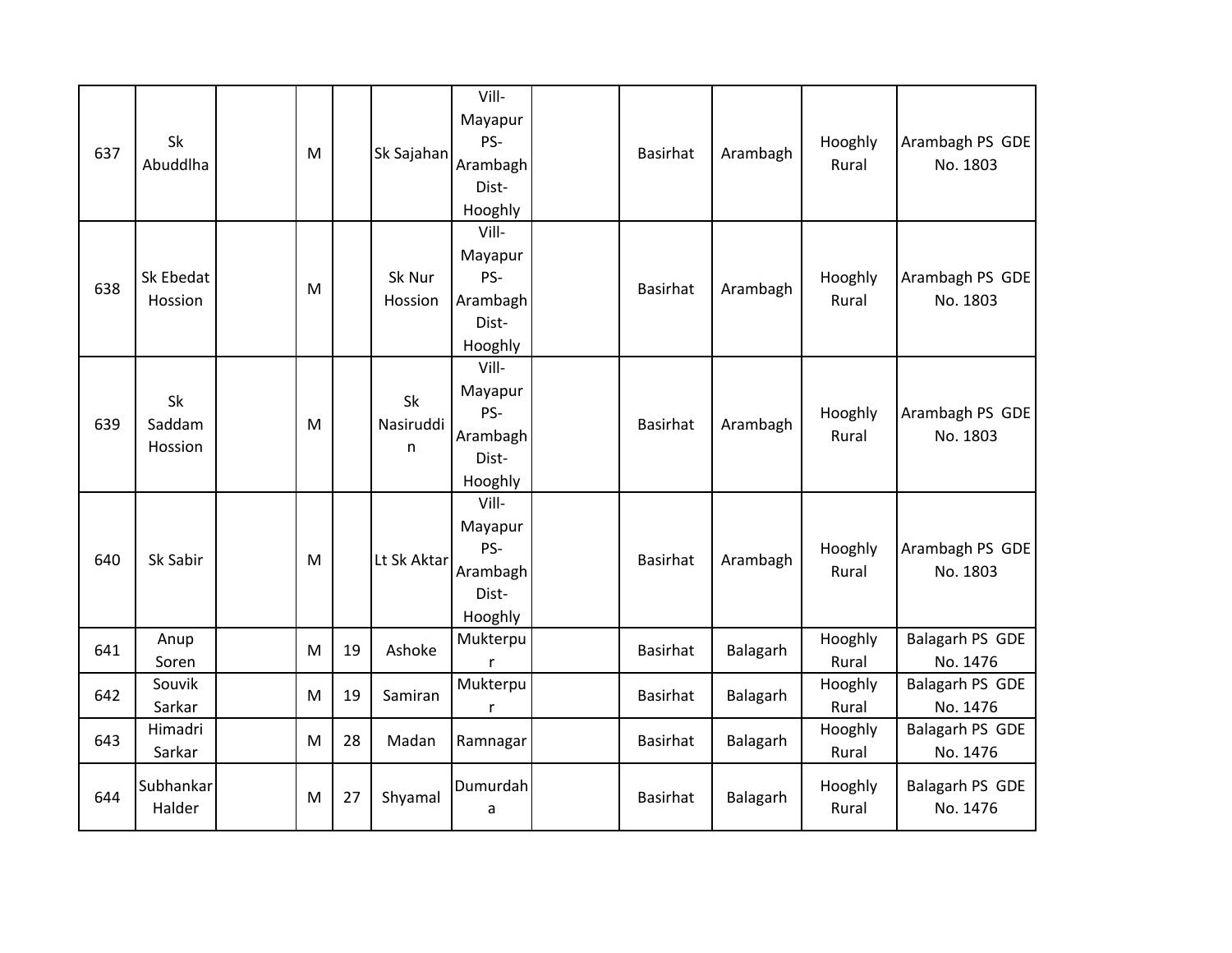| 637 | Sk Abuddlha | | M | | Sk Sajahan | Vill-Mayapur PS-Arambagh Dist-Hooghly | | Basirhat | Arambagh | Hooghly Rural | Arambagh PS GDE No. 1803 |
|---|---|---|---|---|---|---|---|---|---|---|---|
| 638 | Sk Ebedat Hossion | | M | | Sk Nur Hossion | Vill-Mayapur PS-Arambagh Dist-Hooghly | | Basirhat | Arambagh | Hooghly Rural | Arambagh PS GDE No. 1803 |
| 639 | Sk Saddam Hossion | | M | | Sk Nasiruddin | Vill-Mayapur PS-Arambagh Dist-Hooghly | | Basirhat | Arambagh | Hooghly Rural | Arambagh PS GDE No. 1803 |
| 640 | Sk Sabir | | M | | Lt Sk Aktar | Vill-Mayapur PS-Arambagh Dist-Hooghly | | Basirhat | Arambagh | Hooghly Rural | Arambagh PS GDE No. 1803 |
| 641 | Anup Soren | | M | 19 | Ashoke | Mukterpur | | Basirhat | Balagarh | Hooghly Rural | Balagarh PS GDE No. 1476 |
| 642 | Souvik Sarkar | | M | 19 | Samiran | Mukterpur | | Basirhat | Balagarh | Hooghly Rural | Balagarh PS GDE No. 1476 |
| 643 | Himadri Sarkar | | M | 28 | Madan | Ramnagar | | Basirhat | Balagarh | Hooghly Rural | Balagarh PS GDE No. 1476 |
| 644 | Subhankar Halder | | M | 27 | Shyamal | Dumurdaha | | Basirhat | Balagarh | Hooghly Rural | Balagarh PS GDE No. 1476 |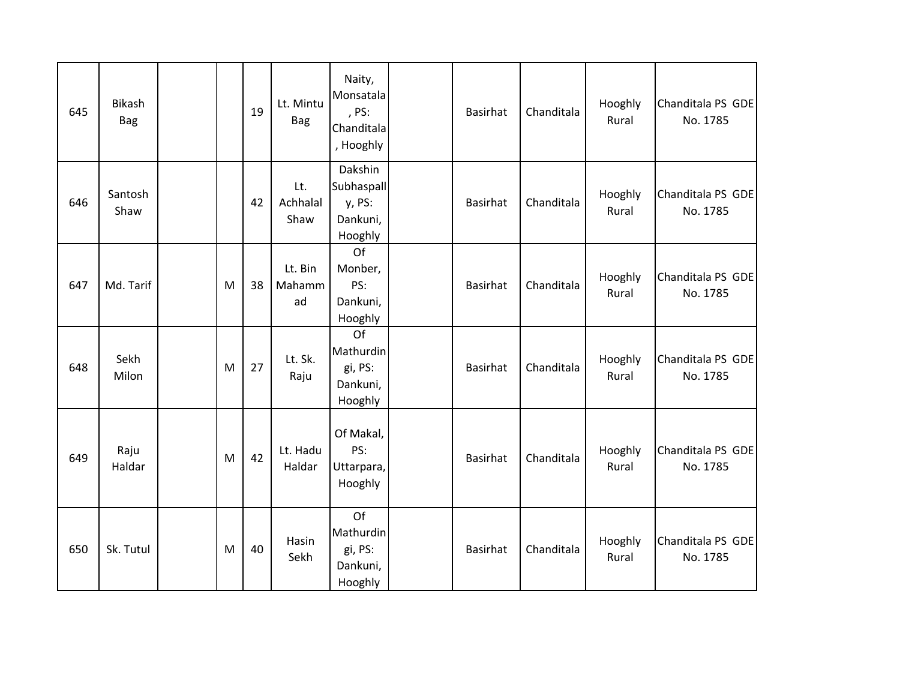| 645 | Bikash Bag | | | 19 | Lt. Mintu Bag | Naity, Monsatala , PS: Chanditala , Hooghly | | Basirhat | Chanditala | Hooghly Rural | Chanditala PS GDE No. 1785 |
|---|---|---|---|---|---|---|---|---|---|---|---|
| 646 | Santosh Shaw | | | 42 | Lt. Achhalal Shaw | Dakshin Subhaspally, PS: Dankuni, Hooghly | | Basirhat | Chanditala | Hooghly Rural | Chanditala PS GDE No. 1785 |
| 647 | Md. Tarif | | M | 38 | Lt. Bin Mahammad | Of Monber, PS: Dankuni, Hooghly | | Basirhat | Chanditala | Hooghly Rural | Chanditala PS GDE No. 1785 |
| 648 | Sekh Milon | | M | 27 | Lt. Sk. Raju | Of Mathurdingi, PS: Dankuni, Hooghly | | Basirhat | Chanditala | Hooghly Rural | Chanditala PS GDE No. 1785 |
| 649 | Raju Haldar | | M | 42 | Lt. Hadu Haldar | Of Makal, PS: Uttarpara, Hooghly | | Basirhat | Chanditala | Hooghly Rural | Chanditala PS GDE No. 1785 |
| 650 | Sk. Tutul | | M | 40 | Hasin Sekh | Of Mathurdingi, PS: Dankuni, Hooghly | | Basirhat | Chanditala | Hooghly Rural | Chanditala PS GDE No. 1785 |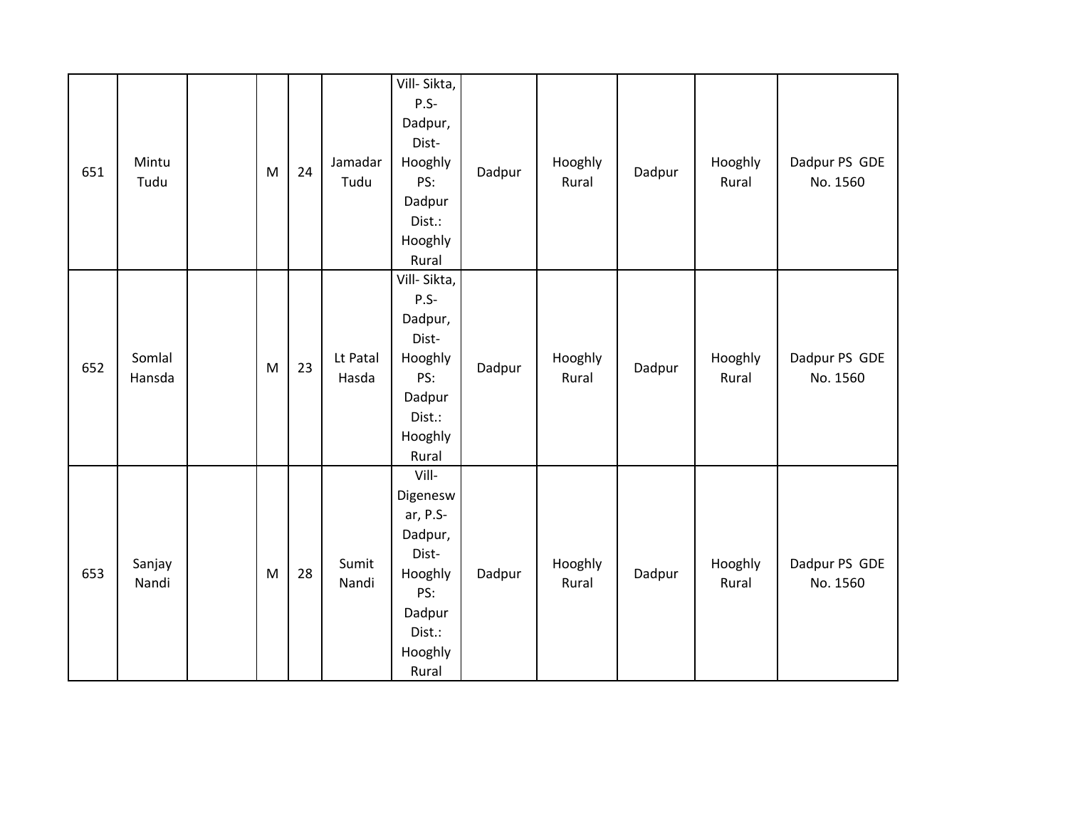| | | | | | | | | | | | |
|---|---|---|---|---|---|---|---|---|---|---|---|
| 651 | Mintu Tudu | | M | 24 | Jamadar Tudu | Vill- Sikta, P.S- Dadpur, Dist- Hooghly PS: Dadpur Dist.: Hooghly Rural | Dadpur | Hooghly Rural | Dadpur | Hooghly Rural | Dadpur PS GDE No. 1560 |
| 652 | Somlal Hansda | | M | 23 | Lt Patal Hasda | Vill- Sikta, P.S- Dadpur, Dist- Hooghly PS: Dadpur Dist.: Hooghly Rural | Dadpur | Hooghly Rural | Dadpur | Hooghly Rural | Dadpur PS GDE No. 1560 |
| 653 | Sanjay Nandi | | M | 28 | Sumit Nandi | Vill- Digenesw ar, P.S- Dadpur, Dist- Hooghly PS: Dadpur Dist.: Hooghly Rural | Dadpur | Hooghly Rural | Dadpur | Hooghly Rural | Dadpur PS GDE No. 1560 |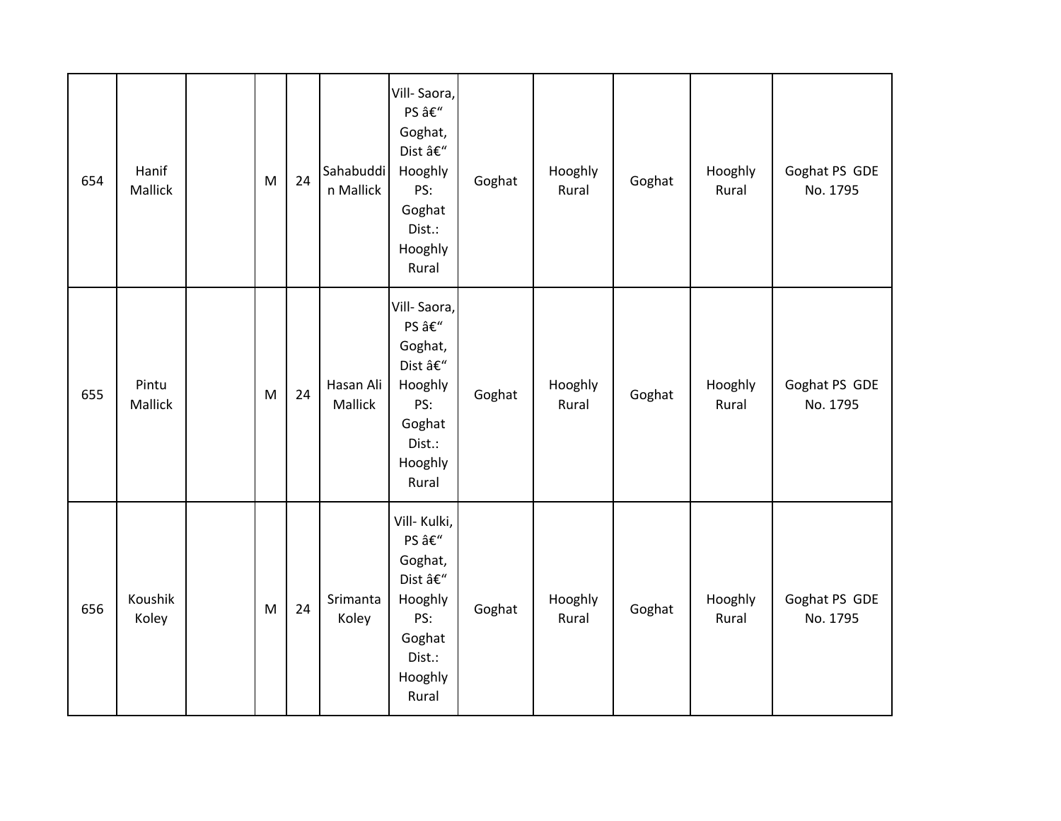| 654 | Hanif Mallick | | M | 24 | Sahabuddin Mallick | Vill- Saora, PS â€“ Goghat, Dist â€“ Hooghly PS: Goghat Dist.: Hooghly Rural | Goghat | Hooghly Rural | Goghat | Hooghly Rural | Goghat PS GDE No. 1795 |
|---|---|---|---|---|---|---|---|---|---|---|---|
| 655 | Pintu Mallick | | M | 24 | Hasan Ali Mallick | Vill- Saora, PS â€“ Goghat, Dist â€“ Hooghly PS: Goghat Dist.: Hooghly Rural | Goghat | Hooghly Rural | Goghat | Hooghly Rural | Goghat PS GDE No. 1795 |
| 656 | Koushik Koley | | M | 24 | Srimanta Koley | Vill- Kulki, PS â€“ Goghat, Dist â€“ Hooghly PS: Goghat Dist.: Hooghly Rural | Goghat | Hooghly Rural | Goghat | Hooghly Rural | Goghat PS GDE No. 1795 |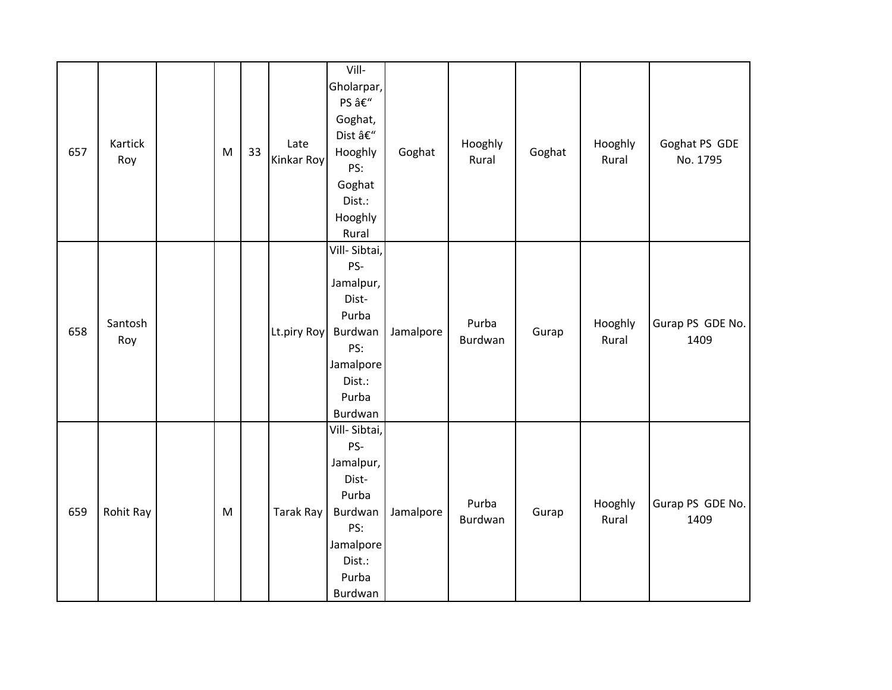| | | | | | | | | | | | |
|---|---|---|---|---|---|---|---|---|---|---|---|
| 657 | Kartick Roy | | M | 33 | Late Kinkar Roy | Vill- Gholarpar, PS â€“ Goghat, Dist â€“ Hooghly PS: Goghat Dist.: Hooghly Rural | Goghat | Hooghly Rural | Goghat | Hooghly Rural | Goghat PS GDE No. 1795 |
| 658 | Santosh Roy | | | | Lt.piry Roy | Vill- Sibtai, PS- Jamalpur, Dist- Purba Burdwan PS: Jamalpore Dist.: Purba Burdwan | Jamalpore | Purba Burdwan | Gurap | Hooghly Rural | Gurap PS GDE No. 1409 |
| 659 | Rohit Ray | | M | | Tarak Ray | Vill- Sibtai, PS- Jamalpur, Dist- Purba Burdwan PS: Jamalpore Dist.: Purba Burdwan | Jamalpore | Purba Burdwan | Gurap | Hooghly Rural | Gurap PS GDE No. 1409 |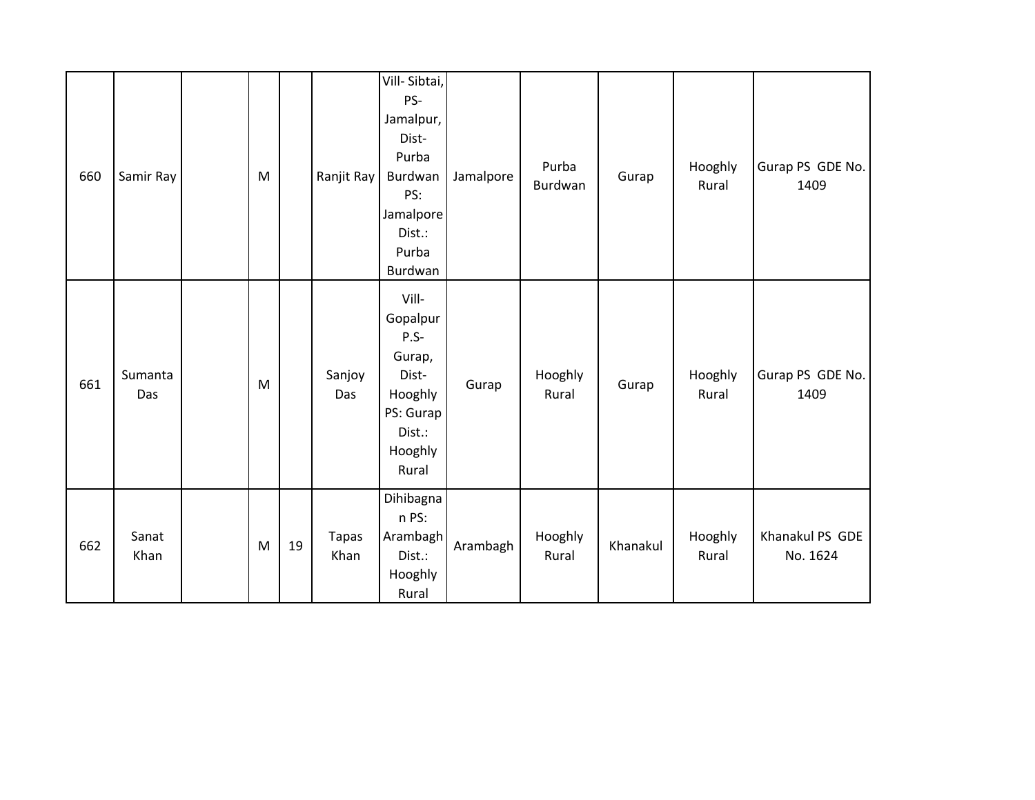| | | | | | | | | | | | |
|---|---|---|---|---|---|---|---|---|---|---|---|
| 660 | Samir Ray | | M | | Ranjit Ray | Vill- Sibtai, PS- Jamalpur, Dist- Purba Burdwan PS: Jamalpore Dist.: Purba Burdwan | Jamalpore | Purba Burdwan | Gurap | Hooghly Rural | Gurap PS GDE No. 1409 |
| 661 | Sumanta Das | | M | | Sanjoy Das | Vill- Gopalpur P.S- Gurap, Dist- Hooghly PS: Gurap Dist.: Hooghly Rural | Gurap | Hooghly Rural | Gurap | Hooghly Rural | Gurap PS GDE No. 1409 |
| 662 | Sanat Khan | | M | 19 | Tapas Khan | Dihibagnan PS: Arambagh Dist.: Hooghly Rural | Arambagh | Hooghly Rural | Khanakul | Hooghly Rural | Khanakul PS GDE No. 1624 |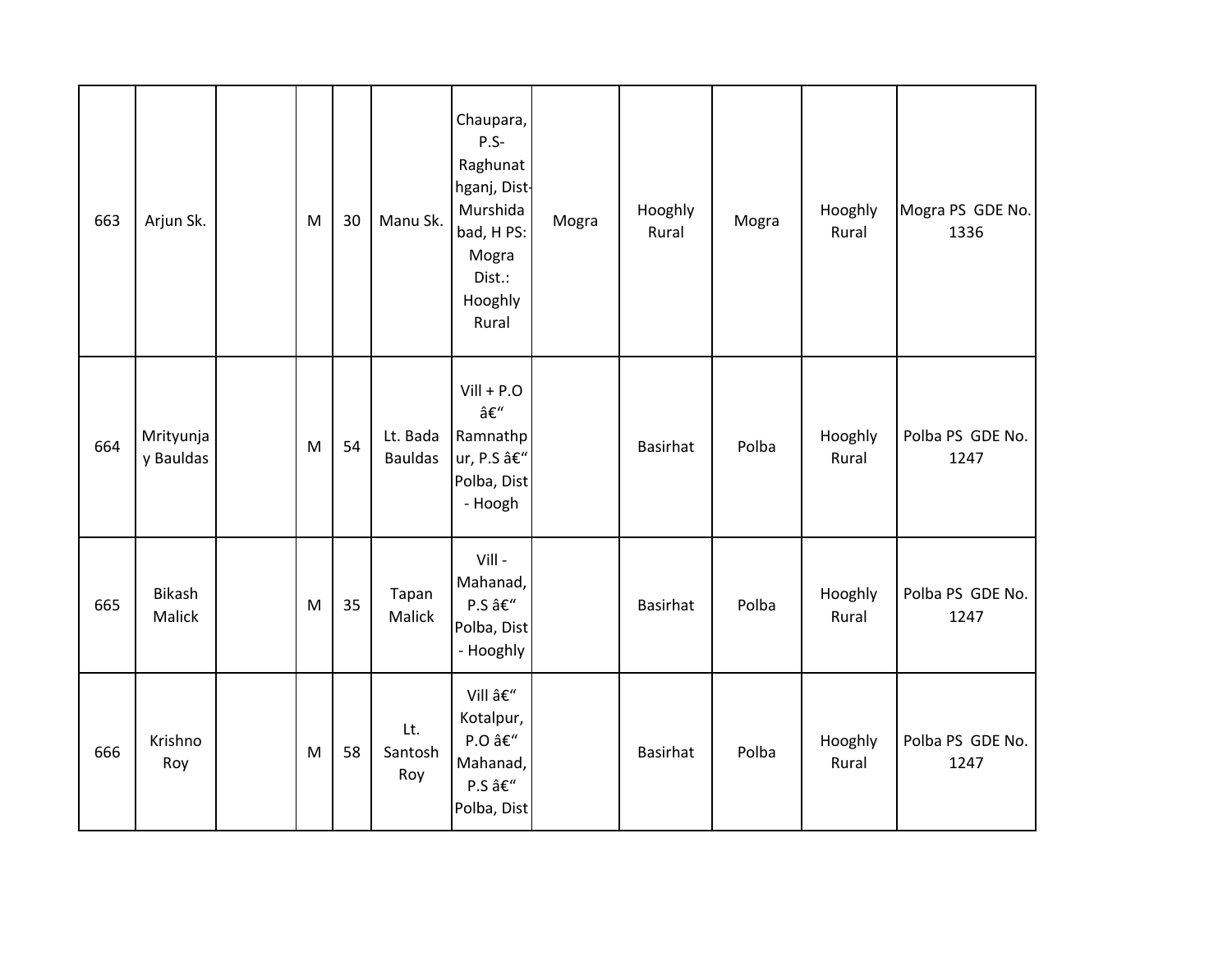| 663 | Arjun Sk. | | M | 30 | Manu Sk. | Chaupara, P.S-Raghunathganj, Dist-Murshidabad, H PS: Mogra Dist.: Hooghly Rural | Mogra | Hooghly Rural | Mogra | Hooghly Rural | Mogra PS GDE No. 1336 |
|---|---|---|---|---|---|---|---|---|---|---|---|
| 664 | Mrityunjay Bauldas | | M | 54 | Lt. Bada Bauldas | Vill + P.O â€“ Ramnathpur, P.S â€“ Polba, Dist - Hoogh | | Basirhat | Polba | Hooghly Rural | Polba PS GDE No. 1247 |
| 665 | Bikash Malick | | M | 35 | Tapan Malick | Vill - Mahanad, P.S â€“ Polba, Dist - Hooghly | | Basirhat | Polba | Hooghly Rural | Polba PS GDE No. 1247 |
| 666 | Krishno Roy | | M | 58 | Lt. Santosh Roy | Vill â€“ Kotalpur, P.O â€“ Mahanad, P.S â€“ Polba, Dist | | Basirhat | Polba | Hooghly Rural | Polba PS GDE No. 1247 |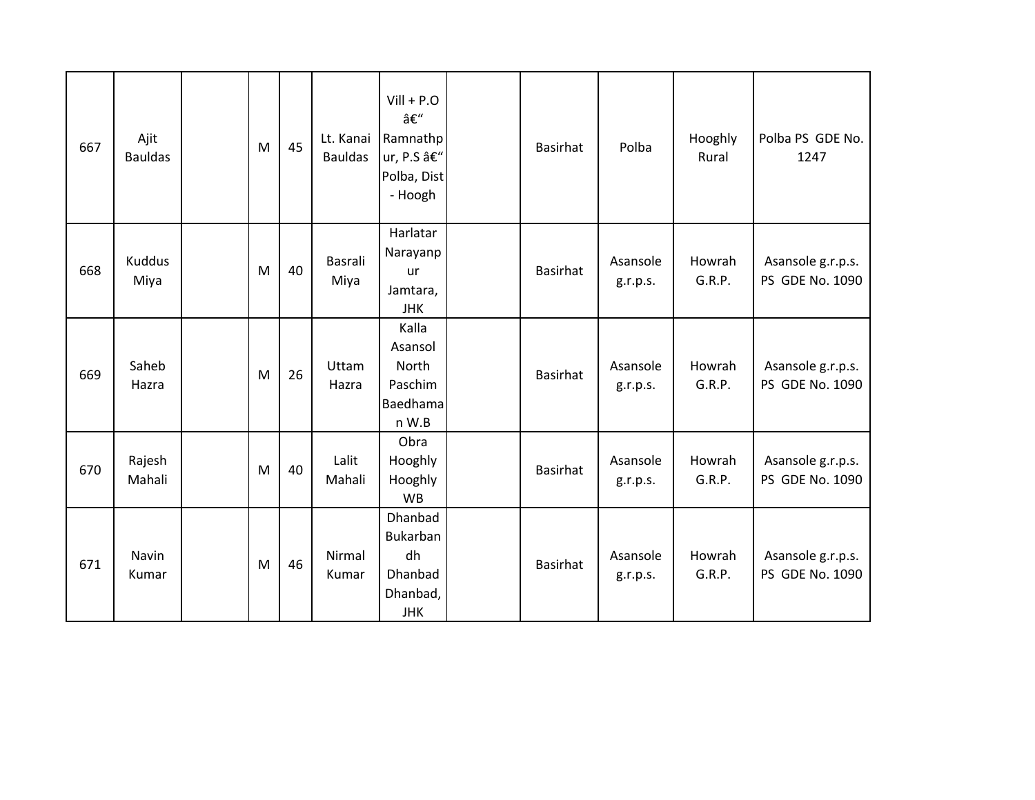| 667 | Ajit Bauldas | | M | 45 | Lt. Kanai Bauldas | Vill + P.O â€“ Ramnathpur, P.S â€“ Polba, Dist - Hoogh | | Basirhat | Polba | Hooghly Rural | Polba PS GDE No. 1247 |
|---|---|---|---|---|---|---|---|---|---|---|---|
| 668 | Kuddus Miya | | M | 40 | Basrali Miya | Harlatar Narayanpur Jamtara, JHK | | Basirhat | Asansole g.r.p.s. | Howrah G.R.P. | Asansole g.r.p.s. PS GDE No. 1090 |
| 669 | Saheb Hazra | | M | 26 | Uttam Hazra | Kalla Asansol North Paschim Baedhaman W.B | | Basirhat | Asansole g.r.p.s. | Howrah G.R.P. | Asansole g.r.p.s. PS GDE No. 1090 |
| 670 | Rajesh Mahali | | M | 40 | Lalit Mahali | Obra Hooghly Hooghly WB | | Basirhat | Asansole g.r.p.s. | Howrah G.R.P. | Asansole g.r.p.s. PS GDE No. 1090 |
| 671 | Navin Kumar | | M | 46 | Nirmal Kumar | Dhanbad Bukarbandh Dhanbad Dhanbad, JHK | | Basirhat | Asansole g.r.p.s. | Howrah G.R.P. | Asansole g.r.p.s. PS GDE No. 1090 |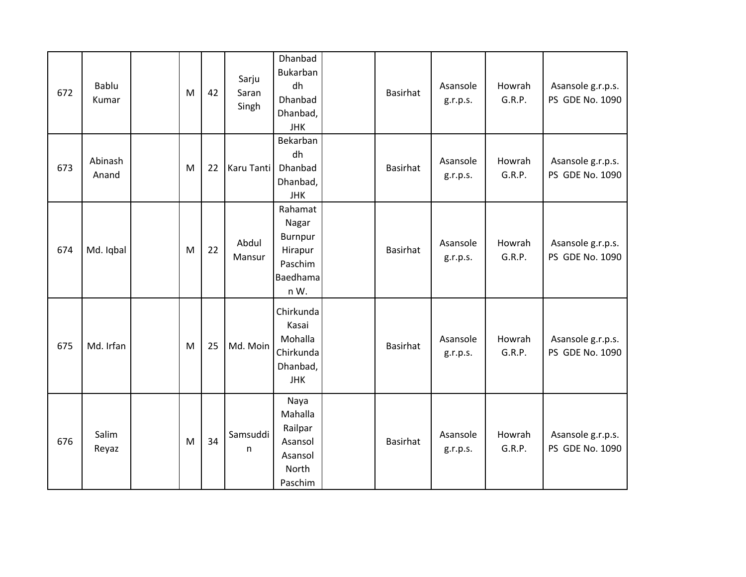| | | | | | | | | | | | |
|---|---|---|---|---|---|---|---|---|---|---|---|
| 672 | Bablu Kumar | | M | 42 | Sarju Saran Singh | Dhanbad Bukarbandh Dhanbad Dhanbad, JHK | | Basirhat | Asansole g.r.p.s. | Howrah G.R.P. | Asansole g.r.p.s. PS GDE No. 1090 |
| 673 | Abinash Anand | | M | 22 | Karu Tanti | Bekarbandh Dhanbad Dhanbad, JHK | | Basirhat | Asansole g.r.p.s. | Howrah G.R.P. | Asansole g.r.p.s. PS GDE No. 1090 |
| 674 | Md. Iqbal | | M | 22 | Abdul Mansur | Rahamat Nagar Burnpur Hirapur Paschim Baedhaman W. | | Basirhat | Asansole g.r.p.s. | Howrah G.R.P. | Asansole g.r.p.s. PS GDE No. 1090 |
| 675 | Md. Irfan | | M | 25 | Md. Moin | Chirkunda Kasai Mohalla Chirkunda Dhanbad, JHK | | Basirhat | Asansole g.r.p.s. | Howrah G.R.P. | Asansole g.r.p.s. PS GDE No. 1090 |
| 676 | Salim Reyaz | | M | 34 | Samsuddin | Naya Mahalla Railpar Asansol Asansol North Paschim | | Basirhat | Asansole g.r.p.s. | Howrah G.R.P. | Asansole g.r.p.s. PS GDE No. 1090 |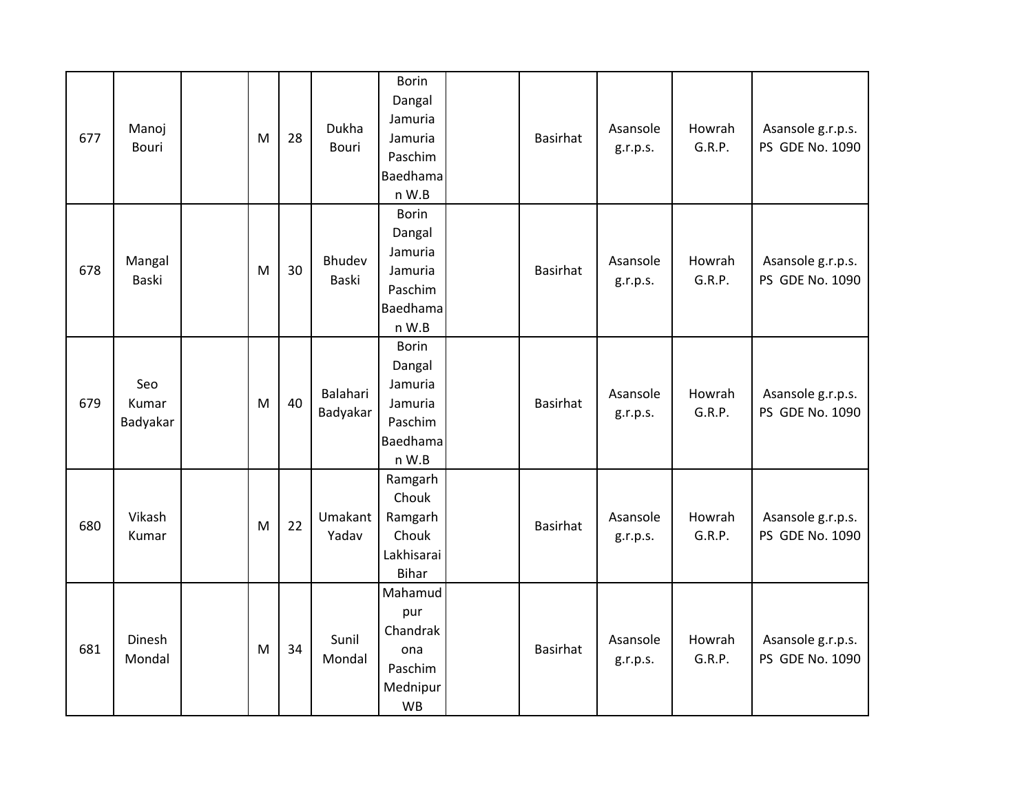| | | | | | | | | | | | |
|---|---|---|---|---|---|---|---|---|---|---|---|
| 677 | Manoj Bouri | | M | 28 | Dukha Bouri | Borin Dangal Jamuria Jamuria Paschim Baedhaman W.B | | Basirhat | Asansole g.r.p.s. | Howrah G.R.P. | Asansole g.r.p.s. PS GDE No. 1090 |
| 678 | Mangal Baski | | M | 30 | Bhudev Baski | Borin Dangal Jamuria Jamuria Paschim Baedhaman W.B | | Basirhat | Asansole g.r.p.s. | Howrah G.R.P. | Asansole g.r.p.s. PS GDE No. 1090 |
| 679 | Seo Kumar Badyakar | | M | 40 | Balahari Badyakar | Borin Dangal Jamuria Jamuria Paschim Baedhaman W.B | | Basirhat | Asansole g.r.p.s. | Howrah G.R.P. | Asansole g.r.p.s. PS GDE No. 1090 |
| 680 | Vikash Kumar | | M | 22 | Umakant Yadav | Ramgarh Chouk Ramgarh Chouk Lakhisarai Bihar | | Basirhat | Asansole g.r.p.s. | Howrah G.R.P. | Asansole g.r.p.s. PS GDE No. 1090 |
| 681 | Dinesh Mondal | | M | 34 | Sunil Mondal | Mahamudpur Chandrakona Paschim Mednipur WB | | Basirhat | Asansole g.r.p.s. | Howrah G.R.P. | Asansole g.r.p.s. PS GDE No. 1090 |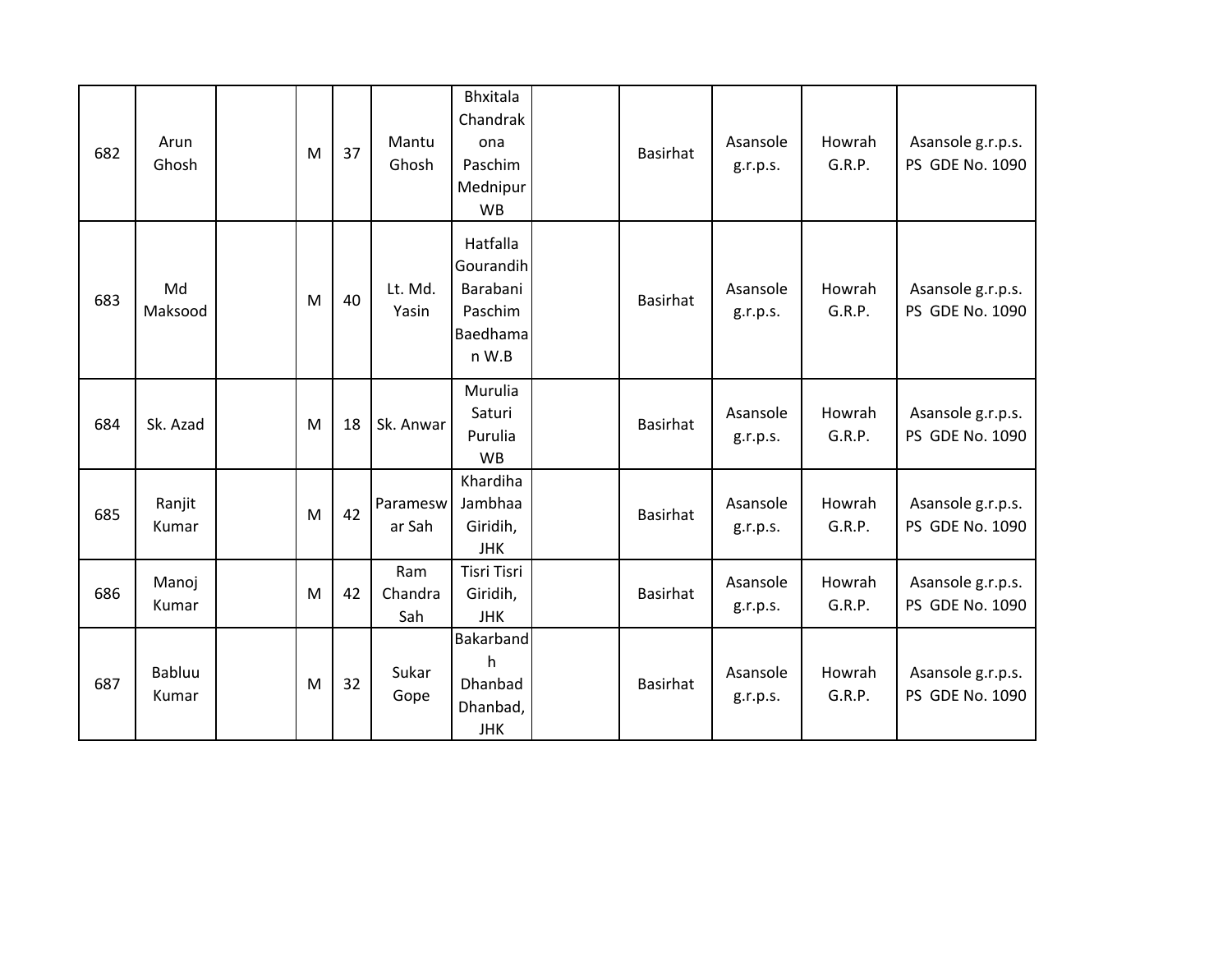| 682 | Arun Ghosh | | M | 37 | Mantu Ghosh | Bhxitala Chandrakona Paschim Mednipur WB | | Basirhat | Asansole g.r.p.s. | Howrah G.R.P. | Asansole g.r.p.s. PS GDE No. 1090 |
|---|---|---|---|---|---|---|---|---|---|---|---|
| 683 | Md Maksood | | M | 40 | Lt. Md. Yasin | Hatfalla Gourandih Barabani Paschim Baedhaman W.B | | Basirhat | Asansole g.r.p.s. | Howrah G.R.P. | Asansole g.r.p.s. PS GDE No. 1090 |
| 684 | Sk. Azad | | M | 18 | Sk. Anwar | Murulia Saturi Purulia WB | | Basirhat | Asansole g.r.p.s. | Howrah G.R.P. | Asansole g.r.p.s. PS GDE No. 1090 |
| 685 | Ranjit Kumar | | M | 42 | Parameswar Sah | Khardiha Jambhaa Giridih, JHK | | Basirhat | Asansole g.r.p.s. | Howrah G.R.P. | Asansole g.r.p.s. PS GDE No. 1090 |
| 686 | Manoj Kumar | | M | 42 | Ram Chandra Sah | Tisri Tisri Giridih, JHK | | Basirhat | Asansole g.r.p.s. | Howrah G.R.P. | Asansole g.r.p.s. PS GDE No. 1090 |
| 687 | Babluu Kumar | | M | 32 | Sukar Gope | Bakarbandh Dhanbad Dhanbad, JHK | | Basirhat | Asansole g.r.p.s. | Howrah G.R.P. | Asansole g.r.p.s. PS GDE No. 1090 |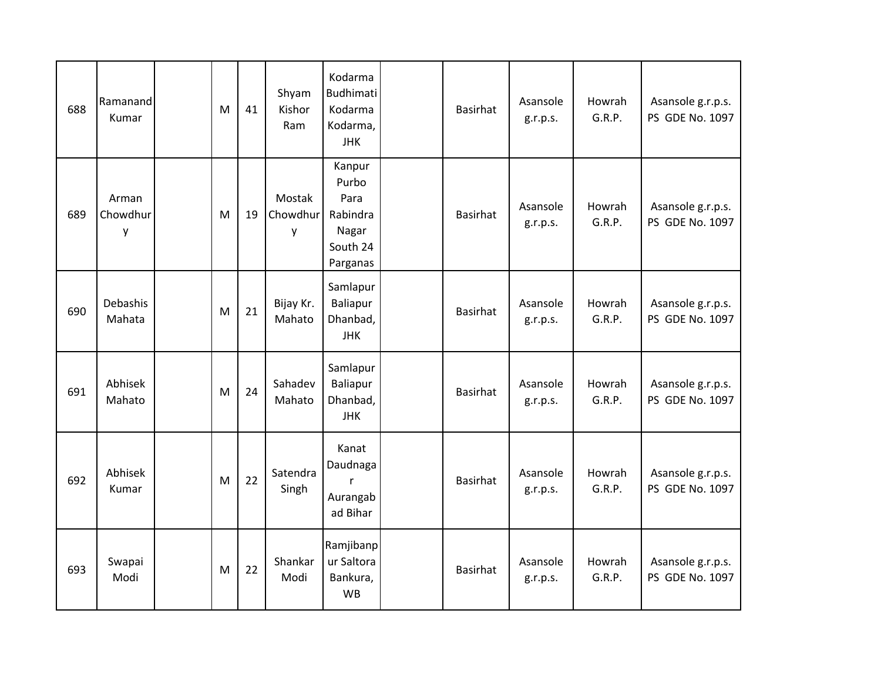| | | | | | | | | | | | |
|---|---|---|---|---|---|---|---|---|---|---|---|
| 688 | Ramanand Kumar | | M | 41 | Shyam Kishor Ram | Kodarma Budhimati Kodarma Kodarma, JHK | | Basirhat | Asansole g.r.p.s. | Howrah G.R.P. | Asansole g.r.p.s. PS GDE No. 1097 |
| 689 | Arman Chowdhury | | M | 19 | Mostak Chowdhury | Kanpur Purbo Para Rabindra Nagar South 24 Parganas | | Basirhat | Asansole g.r.p.s. | Howrah G.R.P. | Asansole g.r.p.s. PS GDE No. 1097 |
| 690 | Debashis Mahata | | M | 21 | Bijay Kr. Mahato | Samlapur Baliapur Dhanbad, JHK | | Basirhat | Asansole g.r.p.s. | Howrah G.R.P. | Asansole g.r.p.s. PS GDE No. 1097 |
| 691 | Abhisek Mahato | | M | 24 | Sahadev Mahato | Samlapur Baliapur Dhanbad, JHK | | Basirhat | Asansole g.r.p.s. | Howrah G.R.P. | Asansole g.r.p.s. PS GDE No. 1097 |
| 692 | Abhisek Kumar | | M | 22 | Satendra Singh | Kanat Daudnagar Aurangabad Bihar | | Basirhat | Asansole g.r.p.s. | Howrah G.R.P. | Asansole g.r.p.s. PS GDE No. 1097 |
| 693 | Swapai Modi | | M | 22 | Shankar Modi | Ramjibanpur Saltora Bankura, WB | | Basirhat | Asansole g.r.p.s. | Howrah G.R.P. | Asansole g.r.p.s. PS GDE No. 1097 |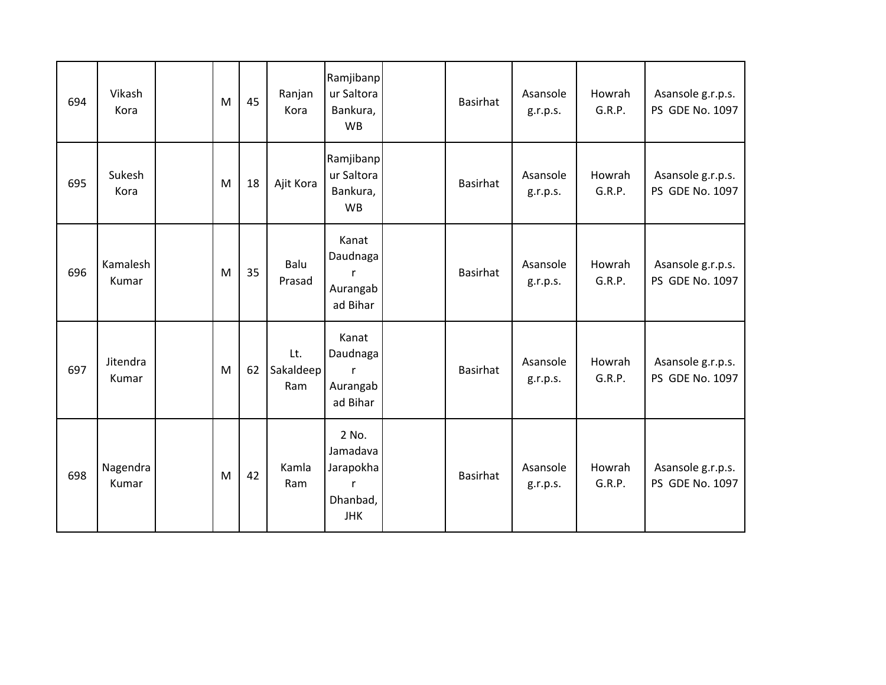| | | | | | | | | | | | |
|---|---|---|---|---|---|---|---|---|---|---|---|
| 694 | Vikash Kora | | M | 45 | Ranjan Kora | Ramjibanpur Saltora Bankura, WB | | Basirhat | Asansole g.r.p.s. | Howrah G.R.P. | Asansole g.r.p.s. PS GDE No. 1097 |
| 695 | Sukesh Kora | | M | 18 | Ajit Kora | Ramjibanpur Saltora Bankura, WB | | Basirhat | Asansole g.r.p.s. | Howrah G.R.P. | Asansole g.r.p.s. PS GDE No. 1097 |
| 696 | Kamalesh Kumar | | M | 35 | Balu Prasad | Kanat Daudnagar Aurangabad Bihar | | Basirhat | Asansole g.r.p.s. | Howrah G.R.P. | Asansole g.r.p.s. PS GDE No. 1097 |
| 697 | Jitendra Kumar | | M | 62 | Lt. Sakaldeep Ram | Kanat Daudnagar Aurangabad Bihar | | Basirhat | Asansole g.r.p.s. | Howrah G.R.P. | Asansole g.r.p.s. PS GDE No. 1097 |
| 698 | Nagendra Kumar | | M | 42 | Kamla Ram | 2 No. Jamadava Jarapokhar Dhanbad, JHK | | Basirhat | Asansole g.r.p.s. | Howrah G.R.P. | Asansole g.r.p.s. PS GDE No. 1097 |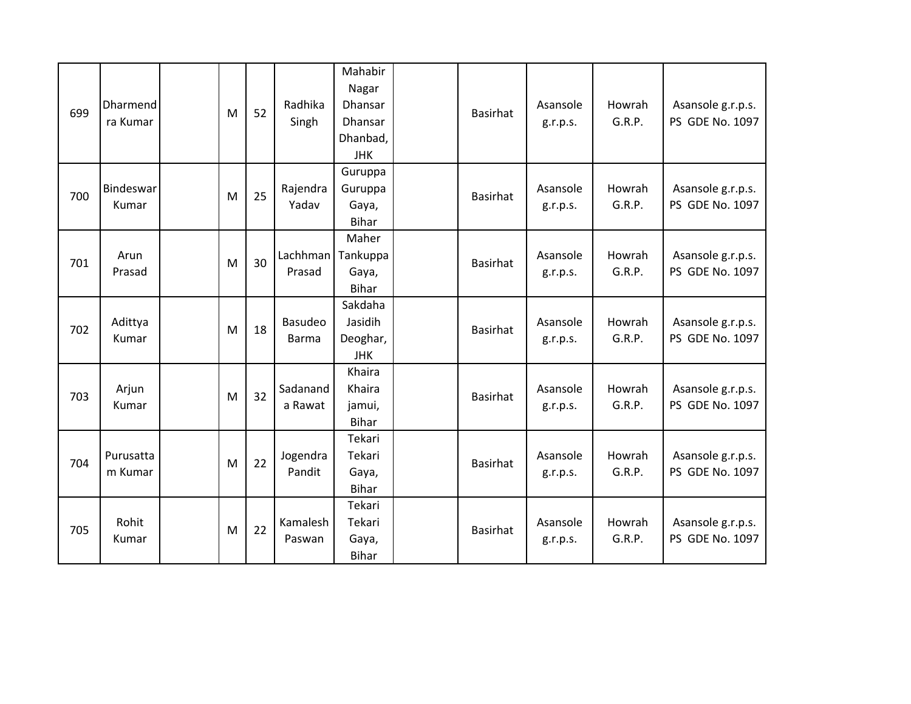| | | | | | | | | | | | |
|---|---|---|---|---|---|---|---|---|---|---|---|
| 699 | Dharmendra Kumar | | M | 52 | Radhika Singh | Mahabir Nagar Dhansar Dhansar Dhanbad, JHK | | Basirhat | Asansole g.r.p.s. | Howrah G.R.P. | Asansole g.r.p.s. PS GDE No. 1097 |
| 700 | Bindeswar Kumar | | M | 25 | Rajendra Yadav | Guruppa Guruppa Gaya, Bihar | | Basirhat | Asansole g.r.p.s. | Howrah G.R.P. | Asansole g.r.p.s. PS GDE No. 1097 |
| 701 | Arun Prasad | | M | 30 | Lachhman Prasad | Maher Tankuppa Gaya, Bihar | | Basirhat | Asansole g.r.p.s. | Howrah G.R.P. | Asansole g.r.p.s. PS GDE No. 1097 |
| 702 | Adittya Kumar | | M | 18 | Basudeo Barma | Sakdaha Jasidih Deoghar, JHK | | Basirhat | Asansole g.r.p.s. | Howrah G.R.P. | Asansole g.r.p.s. PS GDE No. 1097 |
| 703 | Arjun Kumar | | M | 32 | Sadananda Rawat | Khaira Khaira jamui, Bihar | | Basirhat | Asansole g.r.p.s. | Howrah G.R.P. | Asansole g.r.p.s. PS GDE No. 1097 |
| 704 | Purusattam Kumar | | M | 22 | Jogendra Pandit | Tekari Tekari Gaya, Bihar | | Basirhat | Asansole g.r.p.s. | Howrah G.R.P. | Asansole g.r.p.s. PS GDE No. 1097 |
| 705 | Rohit Kumar | | M | 22 | Kamalesh Paswan | Tekari Tekari Gaya, Bihar | | Basirhat | Asansole g.r.p.s. | Howrah G.R.P. | Asansole g.r.p.s. PS GDE No. 1097 |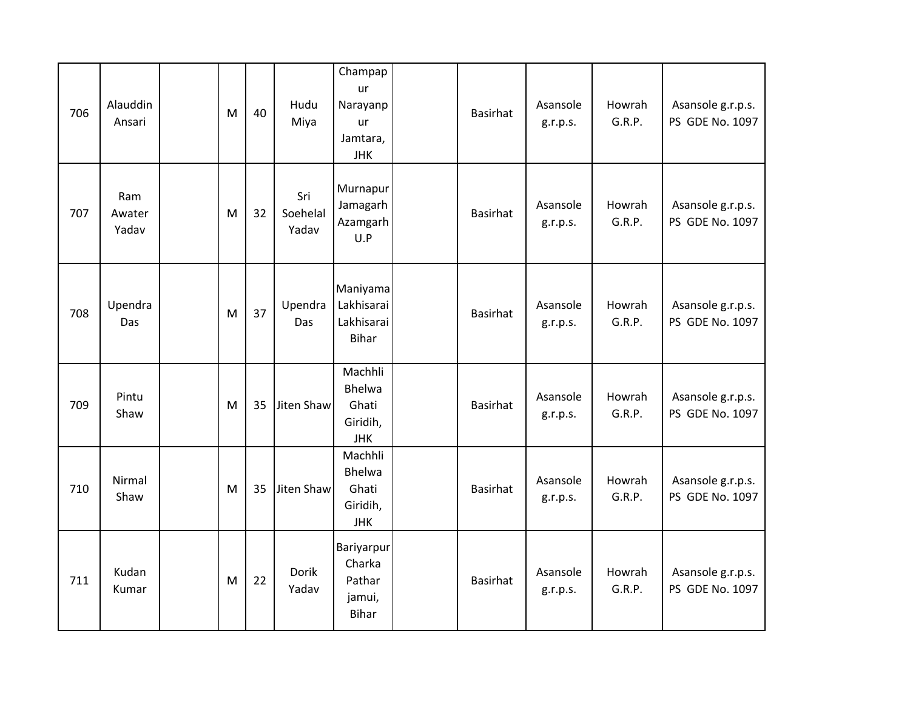| 706 | Alauddin Ansari | | M | 40 | Hudu Miya | Champapur Narayanpur Jamtara, JHK | | Basirhat | Asansole g.r.p.s. | Howrah G.R.P. | Asansole g.r.p.s. PS GDE No. 1097 |
|---|---|---|---|---|---|---|---|---|---|---|---|
| 707 | Ram Awater Yadav | | M | 32 | Sri Soehelal Yadav | Murnapur Jamagarh Azamgarh U.P | | Basirhat | Asansole g.r.p.s. | Howrah G.R.P. | Asansole g.r.p.s. PS GDE No. 1097 |
| 708 | Upendra Das | | M | 37 | Upendra Das | Maniyama Lakhisarai Lakhisarai Bihar | | Basirhat | Asansole g.r.p.s. | Howrah G.R.P. | Asansole g.r.p.s. PS GDE No. 1097 |
| 709 | Pintu Shaw | | M | 35 | Jiten Shaw | Machhli Bhelwa Ghati Giridih, JHK | | Basirhat | Asansole g.r.p.s. | Howrah G.R.P. | Asansole g.r.p.s. PS GDE No. 1097 |
| 710 | Nirmal Shaw | | M | 35 | Jiten Shaw | Machhli Bhelwa Ghati Giridih, JHK | | Basirhat | Asansole g.r.p.s. | Howrah G.R.P. | Asansole g.r.p.s. PS GDE No. 1097 |
| 711 | Kudan Kumar | | M | 22 | Dorik Yadav | Bariyarpur Charka Pathar jamui, Bihar | | Basirhat | Asansole g.r.p.s. | Howrah G.R.P. | Asansole g.r.p.s. PS GDE No. 1097 |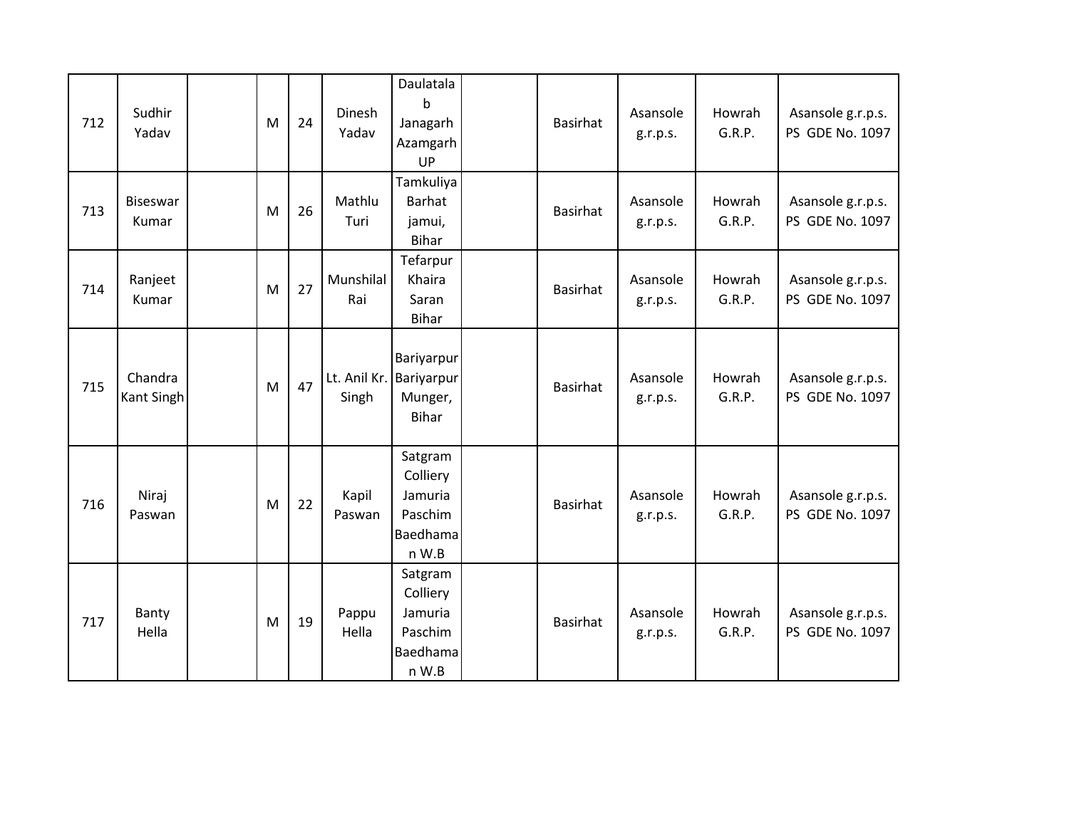| | | | | | | | | | | | |
|---|---|---|---|---|---|---|---|---|---|---|---|
| 712 | Sudhir Yadav | | M | 24 | Dinesh Yadav | Daulatalab Janagarh Azamgarh UP | | Basirhat | Asansole g.r.p.s. | Howrah G.R.P. | Asansole g.r.p.s. PS GDE No. 1097 |
| 713 | Biseswar Kumar | | M | 26 | Mathlu Turi | Tamkuliya Barhat jamui, Bihar | | Basirhat | Asansole g.r.p.s. | Howrah G.R.P. | Asansole g.r.p.s. PS GDE No. 1097 |
| 714 | Ranjeet Kumar | | M | 27 | Munshilal Rai | Tefarpur Khaira Saran Bihar | | Basirhat | Asansole g.r.p.s. | Howrah G.R.P. | Asansole g.r.p.s. PS GDE No. 1097 |
| 715 | Chandra Kant Singh | | M | 47 | Lt. Anil Kr. Singh | Bariyarpur Bariyarpur Munger, Bihar | | Basirhat | Asansole g.r.p.s. | Howrah G.R.P. | Asansole g.r.p.s. PS GDE No. 1097 |
| 716 | Niraj Paswan | | M | 22 | Kapil Paswan | Satgram Colliery Jamuria Paschim Baedhaman W.B | | Basirhat | Asansole g.r.p.s. | Howrah G.R.P. | Asansole g.r.p.s. PS GDE No. 1097 |
| 717 | Banty Hella | | M | 19 | Pappu Hella | Satgram Colliery Jamuria Paschim Baedhaman W.B | | Basirhat | Asansole g.r.p.s. | Howrah G.R.P. | Asansole g.r.p.s. PS GDE No. 1097 |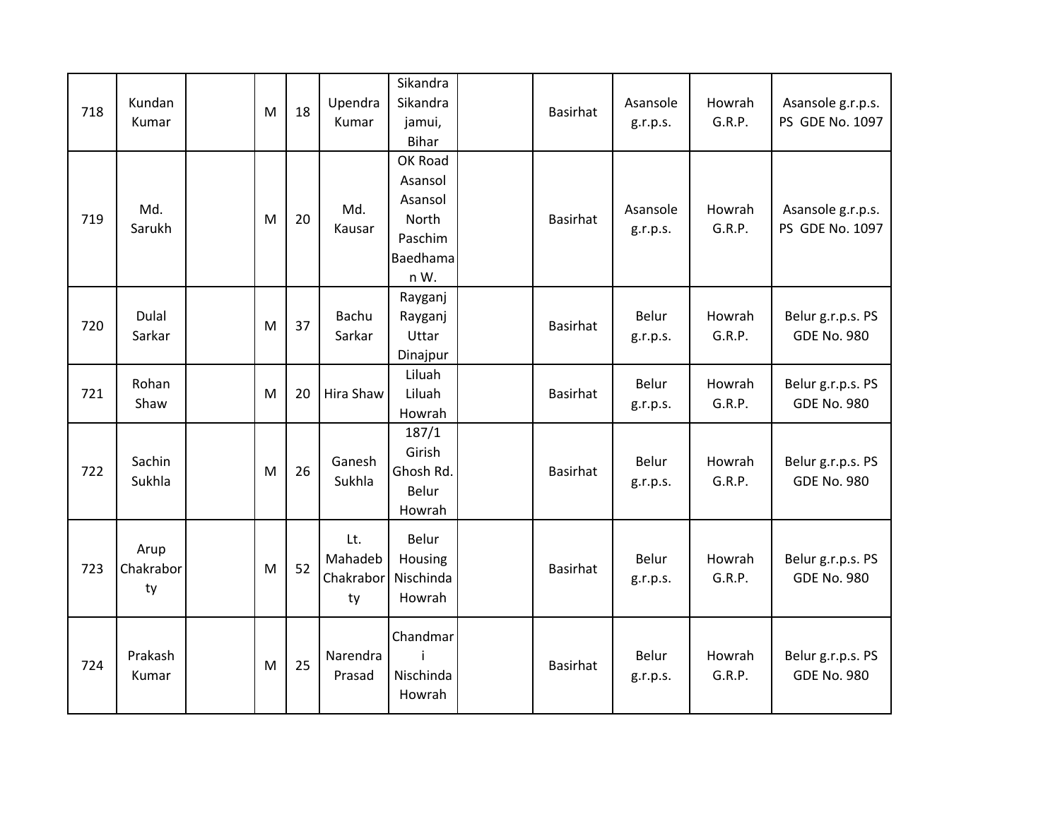| | | | | | | | | | | | |
|---|---|---|---|---|---|---|---|---|---|---|---|
| 718 | Kundan Kumar | | M | 18 | Upendra Kumar | Sikandra Sikandra jamui, Bihar | | Basirhat | Asansole g.r.p.s. | Howrah G.R.P. | Asansole g.r.p.s. PS GDE No. 1097 |
| 719 | Md. Sarukh | | M | 20 | Md. Kausar | OK Road Asansol Asansol North Paschim Baedhaman W. | | Basirhat | Asansole g.r.p.s. | Howrah G.R.P. | Asansole g.r.p.s. PS GDE No. 1097 |
| 720 | Dulal Sarkar | | M | 37 | Bachu Sarkar | Rayganj Rayganj Uttar Dinajpur | | Basirhat | Belur g.r.p.s. | Howrah G.R.P. | Belur g.r.p.s. PS GDE No. 980 |
| 721 | Rohan Shaw | | M | 20 | Hira Shaw | Liluah Liluah Howrah | | Basirhat | Belur g.r.p.s. | Howrah G.R.P. | Belur g.r.p.s. PS GDE No. 980 |
| 722 | Sachin Sukhla | | M | 26 | Ganesh Sukhla | 187/1 Girish Ghosh Rd. Belur Howrah | | Basirhat | Belur g.r.p.s. | Howrah G.R.P. | Belur g.r.p.s. PS GDE No. 980 |
| 723 | Arup Chakraborty | | M | 52 | Lt. Mahadeb Chakraborty | Belur Housing Nischinda Howrah | | Basirhat | Belur g.r.p.s. | Howrah G.R.P. | Belur g.r.p.s. PS GDE No. 980 |
| 724 | Prakash Kumar | | M | 25 | Narendra Prasad | Chandmari Nischinda Howrah | | Basirhat | Belur g.r.p.s. | Howrah G.R.P. | Belur g.r.p.s. PS GDE No. 980 |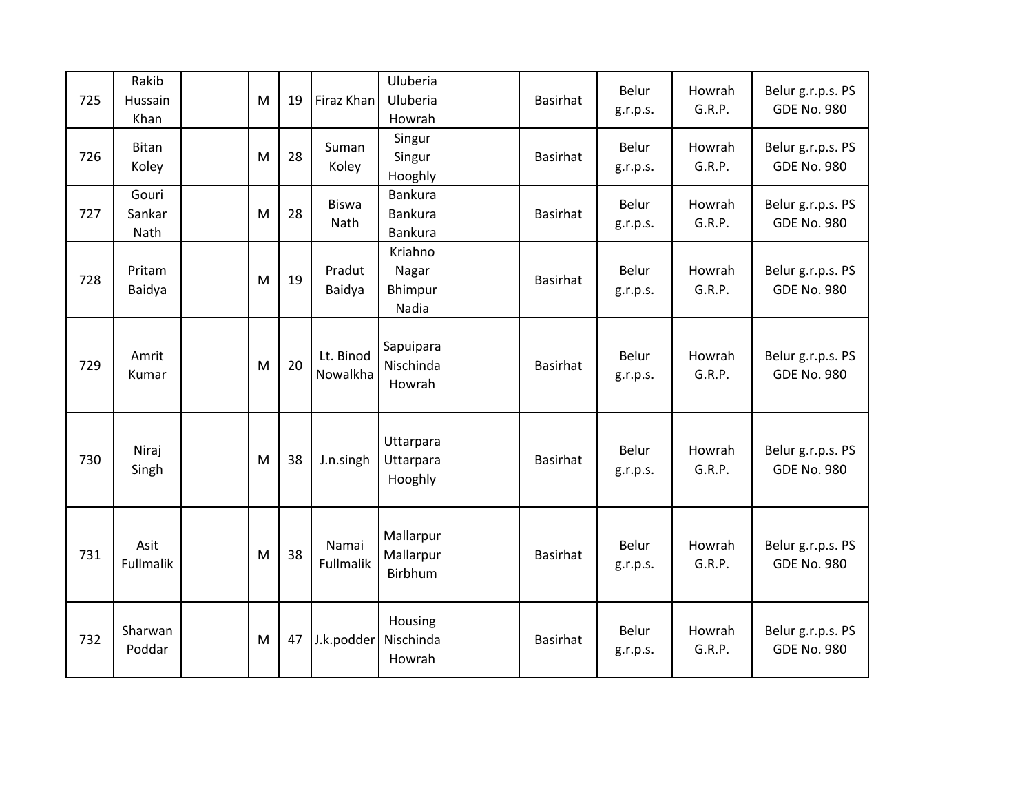| 725 | Rakib Hussain Khan | | M | 19 | Firaz Khan | Uluberia Uluberia Howrah | | Basirhat | Belur g.r.p.s. | Howrah G.R.P. | Belur g.r.p.s. PS GDE No. 980 |
|---|---|---|---|---|---|---|---|---|---|---|---|
| 726 | Bitan Koley | | M | 28 | Suman Koley | Singur Singur Hooghly | | Basirhat | Belur g.r.p.s. | Howrah G.R.P. | Belur g.r.p.s. PS GDE No. 980 |
| 727 | Gouri Sankar Nath | | M | 28 | Biswa Nath | Bankura Bankura Bankura | | Basirhat | Belur g.r.p.s. | Howrah G.R.P. | Belur g.r.p.s. PS GDE No. 980 |
| 728 | Pritam Baidya | | M | 19 | Pradut Baidya | Kriahno Nagar Bhimpur Nadia | | Basirhat | Belur g.r.p.s. | Howrah G.R.P. | Belur g.r.p.s. PS GDE No. 980 |
| 729 | Amrit Kumar | | M | 20 | Lt. Binod Nowalkha | Sapuipara Nischinda Howrah | | Basirhat | Belur g.r.p.s. | Howrah G.R.P. | Belur g.r.p.s. PS GDE No. 980 |
| 730 | Niraj Singh | | M | 38 | J.n.singh | Uttarpara Uttarpara Hooghly | | Basirhat | Belur g.r.p.s. | Howrah G.R.P. | Belur g.r.p.s. PS GDE No. 980 |
| 731 | Asit Fullmalik | | M | 38 | Namai Fullmalik | Mallarpur Mallarpur Birbhum | | Basirhat | Belur g.r.p.s. | Howrah G.R.P. | Belur g.r.p.s. PS GDE No. 980 |
| 732 | Sharwan Poddar | | M | 47 | J.k.podder | Housing Nischinda Howrah | | Basirhat | Belur g.r.p.s. | Howrah G.R.P. | Belur g.r.p.s. PS GDE No. 980 |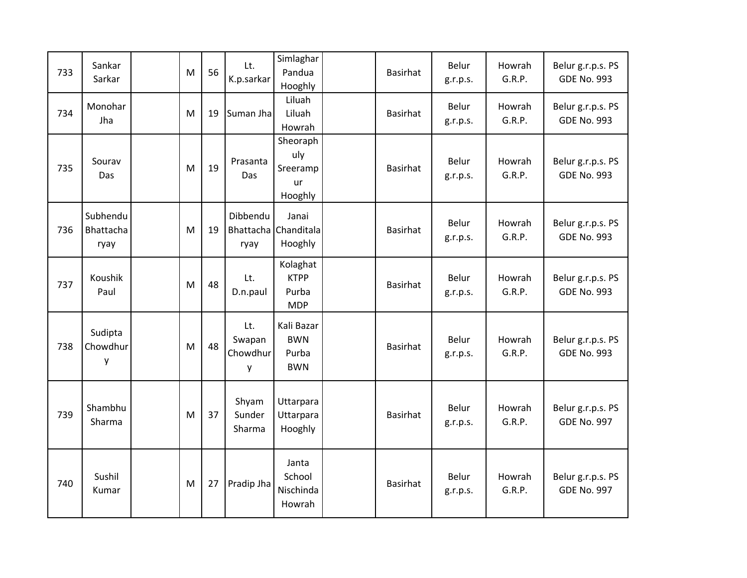| 733 | Sankar Sarkar | | M | 56 | Lt. K.p.sarkar | Simlaghar Pandua Hooghly | | Basirhat | Belur g.r.p.s. | Howrah G.R.P. | Belur g.r.p.s. PS GDE No. 993 |
|---|---|---|---|---|---|---|---|---|---|---|---|
| 734 | Monohar Jha | | M | 19 | Suman Jha | Liluah Liluah Howrah | | Basirhat | Belur g.r.p.s. | Howrah G.R.P. | Belur g.r.p.s. PS GDE No. 993 |
| 735 | Sourav Das | | M | 19 | Prasanta Das | Sheoraphuly Sreerampur Hooghly | | Basirhat | Belur g.r.p.s. | Howrah G.R.P. | Belur g.r.p.s. PS GDE No. 993 |
| 736 | Subhendu Bhattacharyay | | M | 19 | Dibbendu Bhattacharyay | Janai Chanditala Hooghly | | Basirhat | Belur g.r.p.s. | Howrah G.R.P. | Belur g.r.p.s. PS GDE No. 993 |
| 737 | Koushik Paul | | M | 48 | Lt. D.n.paul | Kolaghat KTPP Purba MDP | | Basirhat | Belur g.r.p.s. | Howrah G.R.P. | Belur g.r.p.s. PS GDE No. 993 |
| 738 | Sudipta Chowdhury | | M | 48 | Lt. Swapan Chowdhury | Kali Bazar BWN Purba BWN | | Basirhat | Belur g.r.p.s. | Howrah G.R.P. | Belur g.r.p.s. PS GDE No. 993 |
| 739 | Shambhu Sharma | | M | 37 | Shyam Sunder Sharma | Uttarpara Uttarpara Hooghly | | Basirhat | Belur g.r.p.s. | Howrah G.R.P. | Belur g.r.p.s. PS GDE No. 997 |
| 740 | Sushil Kumar | | M | 27 | Pradip Jha | Janta School Nischinda Howrah | | Basirhat | Belur g.r.p.s. | Howrah G.R.P. | Belur g.r.p.s. PS GDE No. 997 |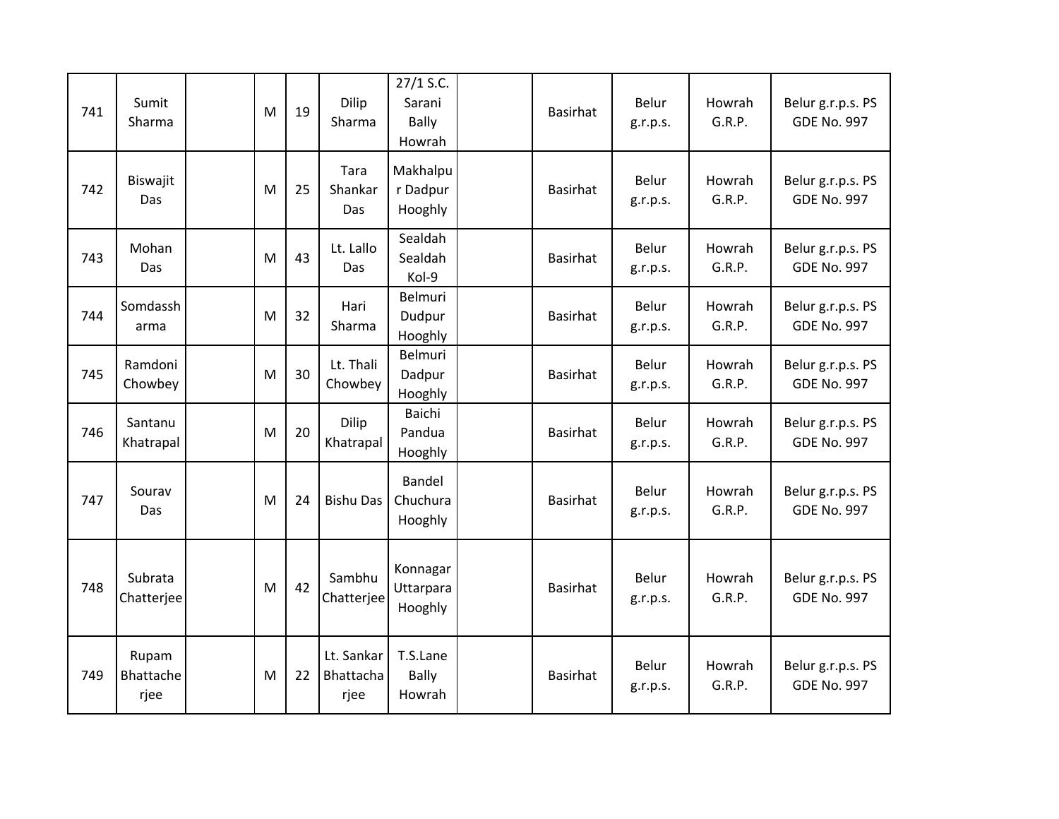| | | | | | | | | | | | |
|---|---|---|---|---|---|---|---|---|---|---|---|
| 741 | Sumit Sharma | | M | 19 | Dilip Sharma | 27/1 S.C. Sarani Bally Howrah | | Basirhat | Belur g.r.p.s. | Howrah G.R.P. | Belur g.r.p.s. PS GDE No. 997 |
| 742 | Biswajit Das | | M | 25 | Tara Shankar Das | Makhalpur Dadpur Hooghly | | Basirhat | Belur g.r.p.s. | Howrah G.R.P. | Belur g.r.p.s. PS GDE No. 997 |
| 743 | Mohan Das | | M | 43 | Lt. Lallo Das | Sealdah Sealdah Kol-9 | | Basirhat | Belur g.r.p.s. | Howrah G.R.P. | Belur g.r.p.s. PS GDE No. 997 |
| 744 | Somdassharma | | M | 32 | Hari Sharma | Belmuri Dudpur Hooghly | | Basirhat | Belur g.r.p.s. | Howrah G.R.P. | Belur g.r.p.s. PS GDE No. 997 |
| 745 | Ramdoni Chowbey | | M | 30 | Lt. Thali Chowbey | Belmuri Dadpur Hooghly | | Basirhat | Belur g.r.p.s. | Howrah G.R.P. | Belur g.r.p.s. PS GDE No. 997 |
| 746 | Santanu Khatrapal | | M | 20 | Dilip Khatrapal | Baichi Pandua Hooghly | | Basirhat | Belur g.r.p.s. | Howrah G.R.P. | Belur g.r.p.s. PS GDE No. 997 |
| 747 | Sourav Das | | M | 24 | Bishu Das | Bandel Chuchura Hooghly | | Basirhat | Belur g.r.p.s. | Howrah G.R.P. | Belur g.r.p.s. PS GDE No. 997 |
| 748 | Subrata Chatterjee | | M | 42 | Sambhu Chatterjee | Konnagar Uttarpara Hooghly | | Basirhat | Belur g.r.p.s. | Howrah G.R.P. | Belur g.r.p.s. PS GDE No. 997 |
| 749 | Rupam Bhattacherjee | | M | 22 | Lt. Sankar Bhattacharjee | T.S.Lane Bally Howrah | | Basirhat | Belur g.r.p.s. | Howrah G.R.P. | Belur g.r.p.s. PS GDE No. 997 |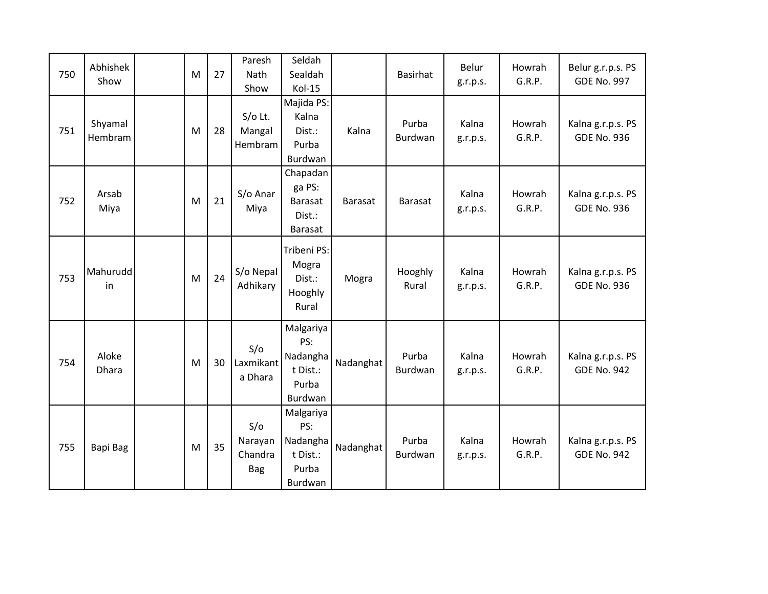| | | | | | | | | | | | |
|---|---|---|---|---|---|---|---|---|---|---|---|
| 750 | Abhishek Show | | M | 27 | Paresh Nath Show | Seldah Sealdah Kol-15 | | Basirhat | Belur g.r.p.s. | Howrah G.R.P. | Belur g.r.p.s. PS GDE No. 997 |
| 751 | Shyamal Hembram | | M | 28 | S/o Lt. Mangal Hembram | Majida PS: Kalna Dist.: Purba Burdwan | Kalna | Purba Burdwan | Kalna g.r.p.s. | Howrah G.R.P. | Kalna g.r.p.s. PS GDE No. 936 |
| 752 | Arsab Miya | | M | 21 | S/o Anar Miya | Chapadanga PS: Barasat Dist.: Barasat | Barasat | Barasat | Kalna g.r.p.s. | Howrah G.R.P. | Kalna g.r.p.s. PS GDE No. 936 |
| 753 | Mahuruddin | | M | 24 | S/o Nepal Adhikary | Tribeni PS: Mogra Dist.: Hooghly Rural | Mogra | Hooghly Rural | Kalna g.r.p.s. | Howrah G.R.P. | Kalna g.r.p.s. PS GDE No. 936 |
| 754 | Aloke Dhara | | M | 30 | S/o Laxmikanta Dhara | Malgariya PS: Nadanghat Dist.: Purba Burdwan | Nadanghat | Purba Burdwan | Kalna g.r.p.s. | Howrah G.R.P. | Kalna g.r.p.s. PS GDE No. 942 |
| 755 | Bapi Bag | | M | 35 | S/o Narayan Chandra Bag | Malgariya PS: Nadanghat Dist.: Purba Burdwan | Nadanghat | Purba Burdwan | Kalna g.r.p.s. | Howrah G.R.P. | Kalna g.r.p.s. PS GDE No. 942 |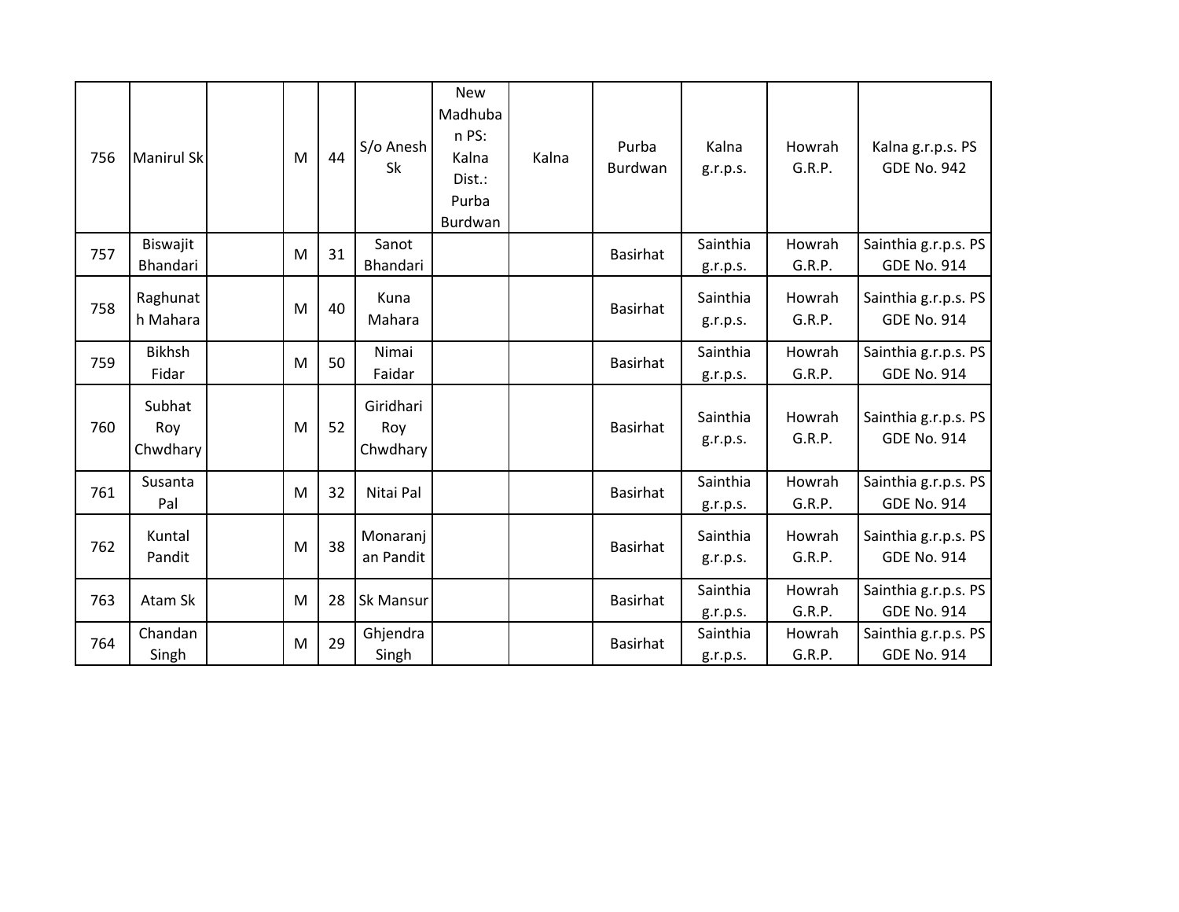| | | | | | | | | | | | | |
|---|---|---|---|---|---|---|---|---|---|---|---|---|
| 756 | Manirul Sk | | M | 44 | S/o Anesh Sk | New Madhuban PS: Kalna Dist.: Purba Burdwan | Kalna | Purba Burdwan | Kalna g.r.p.s. | Howrah G.R.P. | Kalna g.r.p.s. PS GDE No. 942 |
| 757 | Biswajit Bhandari | | M | 31 | Sanot Bhandari | | | Basirhat | Sainthia g.r.p.s. | Howrah G.R.P. | Sainthia g.r.p.s. PS GDE No. 914 |
| 758 | Raghunath Mahara | | M | 40 | Kuna Mahara | | | Basirhat | Sainthia g.r.p.s. | Howrah G.R.P. | Sainthia g.r.p.s. PS GDE No. 914 |
| 759 | Bikhsh Fidar | | M | 50 | Nimai Faidar | | | Basirhat | Sainthia g.r.p.s. | Howrah G.R.P. | Sainthia g.r.p.s. PS GDE No. 914 |
| 760 | Subhat Roy Chwdhary | | M | 52 | Giridhari Roy Chwdhary | | | Basirhat | Sainthia g.r.p.s. | Howrah G.R.P. | Sainthia g.r.p.s. PS GDE No. 914 |
| 761 | Susanta Pal | | M | 32 | Nitai Pal | | | Basirhat | Sainthia g.r.p.s. | Howrah G.R.P. | Sainthia g.r.p.s. PS GDE No. 914 |
| 762 | Kuntal Pandit | | M | 38 | Monaranjan Pandit | | | Basirhat | Sainthia g.r.p.s. | Howrah G.R.P. | Sainthia g.r.p.s. PS GDE No. 914 |
| 763 | Atam Sk | | M | 28 | Sk Mansur | | | Basirhat | Sainthia g.r.p.s. | Howrah G.R.P. | Sainthia g.r.p.s. PS GDE No. 914 |
| 764 | Chandan Singh | | M | 29 | Ghjendra Singh | | | Basirhat | Sainthia g.r.p.s. | Howrah G.R.P. | Sainthia g.r.p.s. PS GDE No. 914 |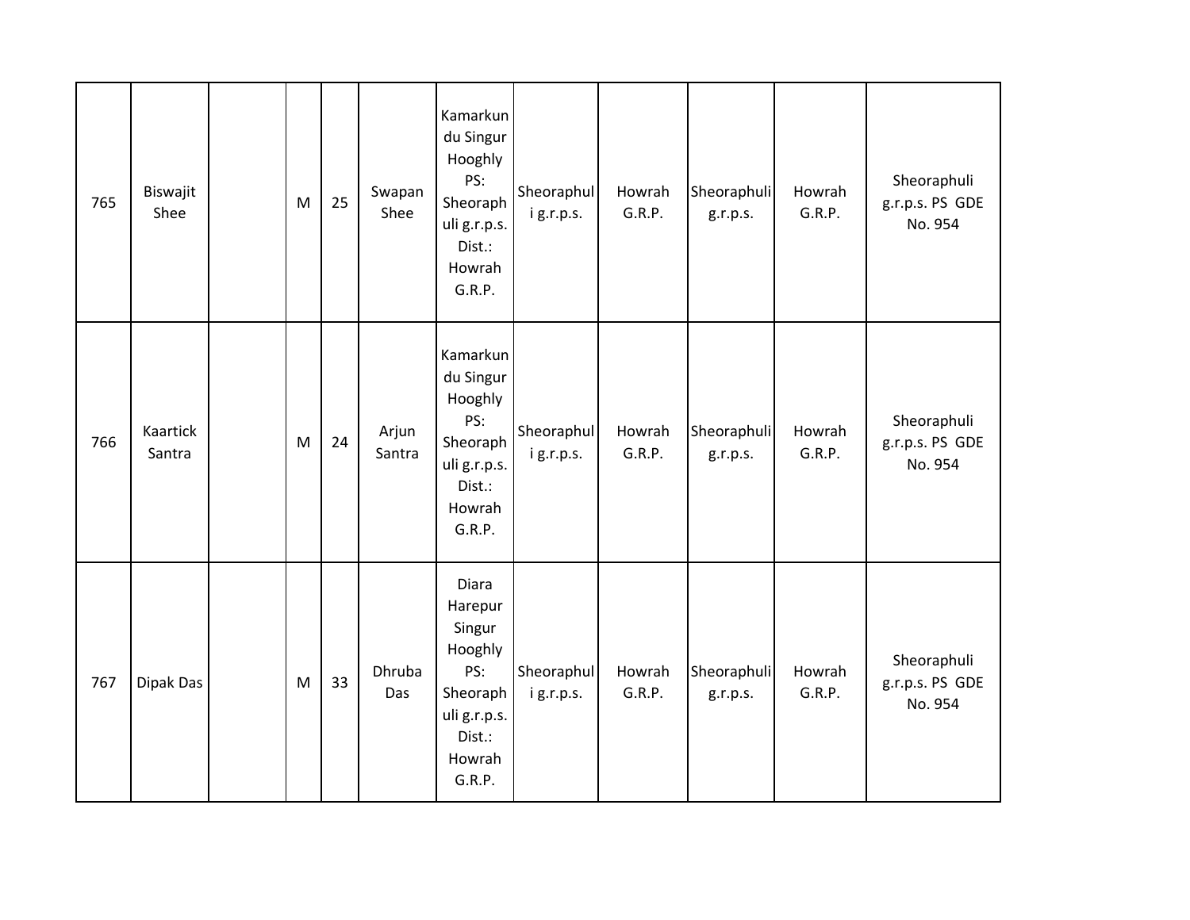|  |  |  |  |  |  |  |  |  |  |  |  |
|---|---|---|---|---|---|---|---|---|---|---|---|
| 765 | Biswajit Shee |  | M | 25 | Swapan Shee | Kamarkundu Singur Hooghly PS: Sheoraphuli g.r.p.s. Dist.: Howrah G.R.P. | Sheoraphuli g.r.p.s. | Howrah G.R.P. | Sheoraphuli g.r.p.s. | Howrah G.R.P. | Sheoraphuli g.r.p.s. PS GDE No. 954 |
| 766 | Kaartick Santra |  | M | 24 | Arjun Santra | Kamarkundu Singur Hooghly PS: Sheoraphuli g.r.p.s. Dist.: Howrah G.R.P. | Sheoraphuli g.r.p.s. | Howrah G.R.P. | Sheoraphuli g.r.p.s. | Howrah G.R.P. | Sheoraphuli g.r.p.s. PS GDE No. 954 |
| 767 | Dipak Das |  | M | 33 | Dhruba Das | Diara Harepur Singur Hooghly PS: Sheoraphuli g.r.p.s. Dist.: Howrah G.R.P. | Sheoraphuli g.r.p.s. | Howrah G.R.P. | Sheoraphuli g.r.p.s. | Howrah G.R.P. | Sheoraphuli g.r.p.s. PS GDE No. 954 |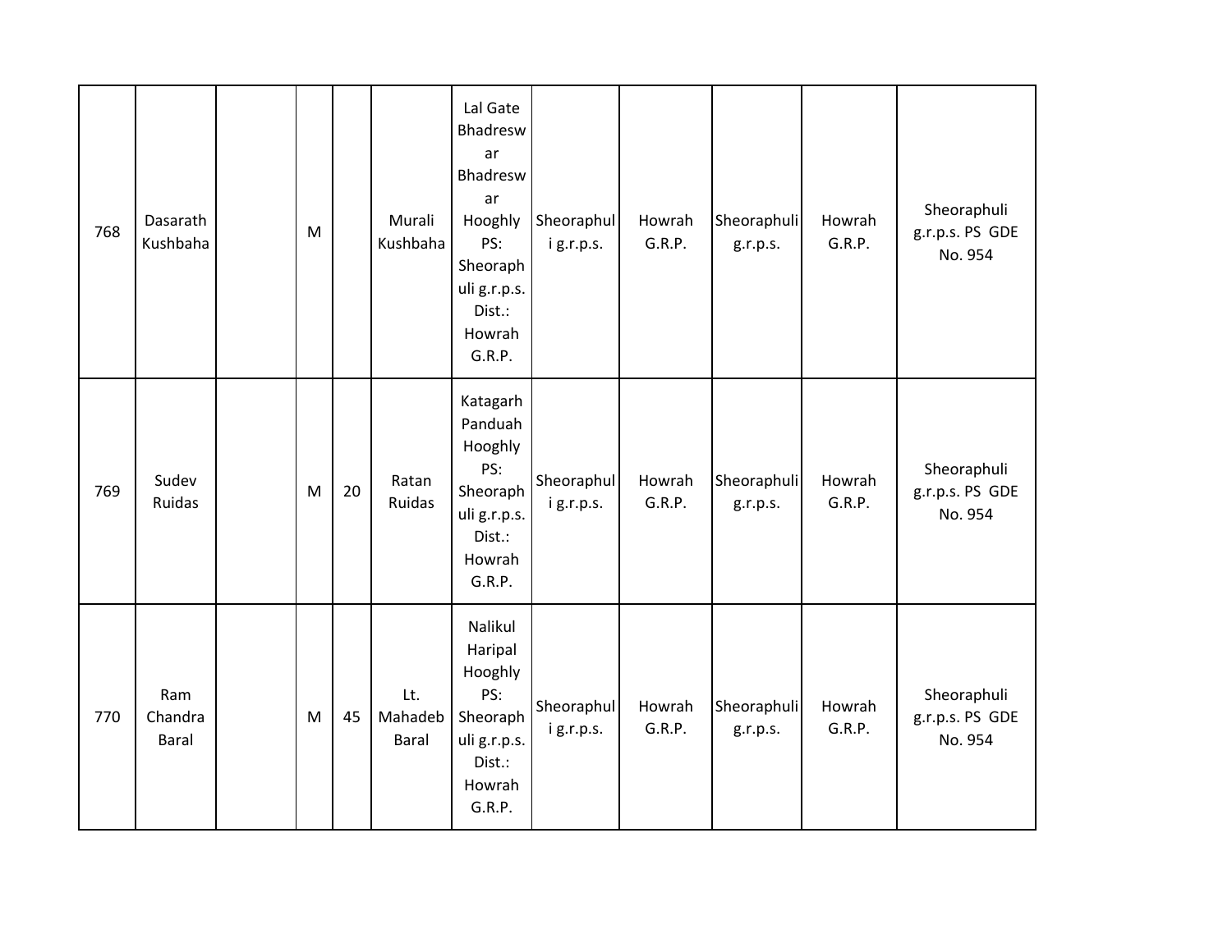| 768 | Dasarath Kushbaha | | M | | Murali Kushbaha | Lal Gate Bhadreswar Bhadreswar Hooghly PS: Sheoraphuli g.r.p.s. Dist.: Howrah G.R.P. | Sheoraphuli g.r.p.s. | Howrah G.R.P. | Sheoraphuli g.r.p.s. | Howrah G.R.P. | Sheoraphuli g.r.p.s. PS GDE No. 954 |
|---|---|---|---|---|---|---|---|---|---|---|---|
| 769 | Sudev Ruidas | | M | 20 | Ratan Ruidas | Katagarh Panduah Hooghly PS: Sheoraphuli g.r.p.s. Dist.: Howrah G.R.P. | Sheoraphuli g.r.p.s. | Howrah G.R.P. | Sheoraphuli g.r.p.s. | Howrah G.R.P. | Sheoraphuli g.r.p.s. PS GDE No. 954 |
| 770 | Ram Chandra Baral | | M | 45 | Lt. Mahadeb Baral | Nalikul Haripal Hooghly PS: Sheoraphuli g.r.p.s. Dist.: Howrah G.R.P. | Sheoraphuli g.r.p.s. | Howrah G.R.P. | Sheoraphuli g.r.p.s. | Howrah G.R.P. | Sheoraphuli g.r.p.s. PS GDE No. 954 |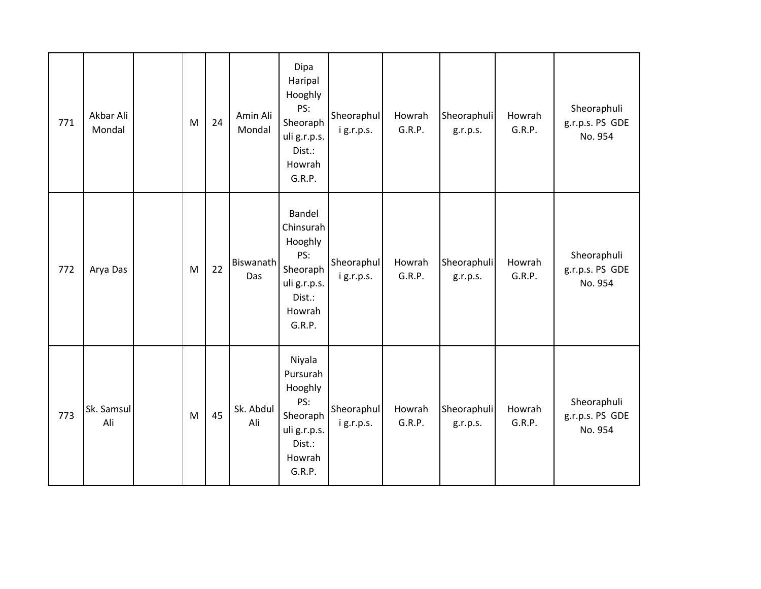| 771 | Akbar Ali Mondal | | M | 24 | Amin Ali Mondal | Dipa Haripal Hooghly PS: Sheoraphuli g.r.p.s. Dist.: Howrah G.R.P. | Sheoraphuli g.r.p.s. | Howrah G.R.P. | Sheoraphuli g.r.p.s. | Howrah G.R.P. | Sheoraphuli g.r.p.s. PS GDE No. 954 |
|---|---|---|---|---|---|---|---|---|---|---|---|
| 772 | Arya Das | | M | 22 | Biswanath Das | Bandel Chinsurah Hooghly PS: Sheoraphuli g.r.p.s. Dist.: Howrah G.R.P. | Sheoraphuli g.r.p.s. | Howrah G.R.P. | Sheoraphuli g.r.p.s. | Howrah G.R.P. | Sheoraphuli g.r.p.s. PS GDE No. 954 |
| 773 | Sk. Samsul Ali | | M | 45 | Sk. Abdul Ali | Niyala Pursurah Hooghly PS: Sheoraphuli g.r.p.s. Dist.: Howrah G.R.P. | Sheoraphuli g.r.p.s. | Howrah G.R.P. | Sheoraphuli g.r.p.s. | Howrah G.R.P. | Sheoraphuli g.r.p.s. PS GDE No. 954 |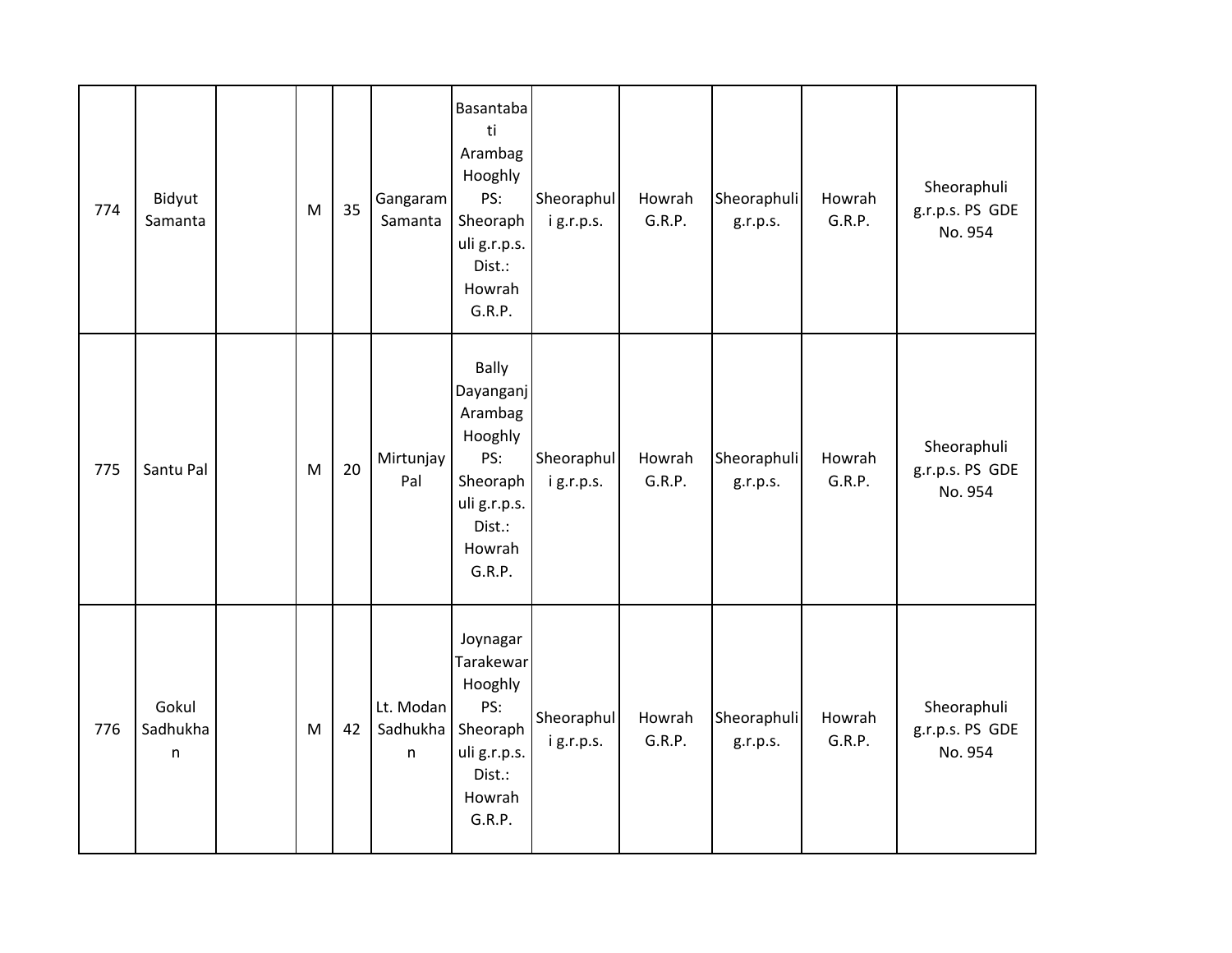| | | | | | | | | | | | |
|---|---|---|---|---|---|---|---|---|---|---|---|
| 774 | Bidyut Samanta | | M | 35 | Gangaram Samanta | Basantabati Arambag Hooghly PS: Sheoraphuli g.r.p.s. Dist.: Howrah G.R.P. | Sheoraphuli g.r.p.s. | Howrah G.R.P. | Sheoraphuli g.r.p.s. | Howrah G.R.P. | Sheoraphuli g.r.p.s. PS GDE No. 954 |
| 775 | Santu Pal | | M | 20 | Mirtunjay Pal | Bally Dayanganj Arambag Hooghly PS: Sheoraphuli g.r.p.s. Dist.: Howrah G.R.P. | Sheoraphuli g.r.p.s. | Howrah G.R.P. | Sheoraphuli g.r.p.s. | Howrah G.R.P. | Sheoraphuli g.r.p.s. PS GDE No. 954 |
| 776 | Gokul Sadhukhan | | M | 42 | Lt. Modan Sadhukhan | Joynagar Tarakewar Hooghly PS: Sheoraphuli g.r.p.s. Dist.: Howrah G.R.P. | Sheoraphuli g.r.p.s. | Howrah G.R.P. | Sheoraphuli g.r.p.s. | Howrah G.R.P. | Sheoraphuli g.r.p.s. PS GDE No. 954 |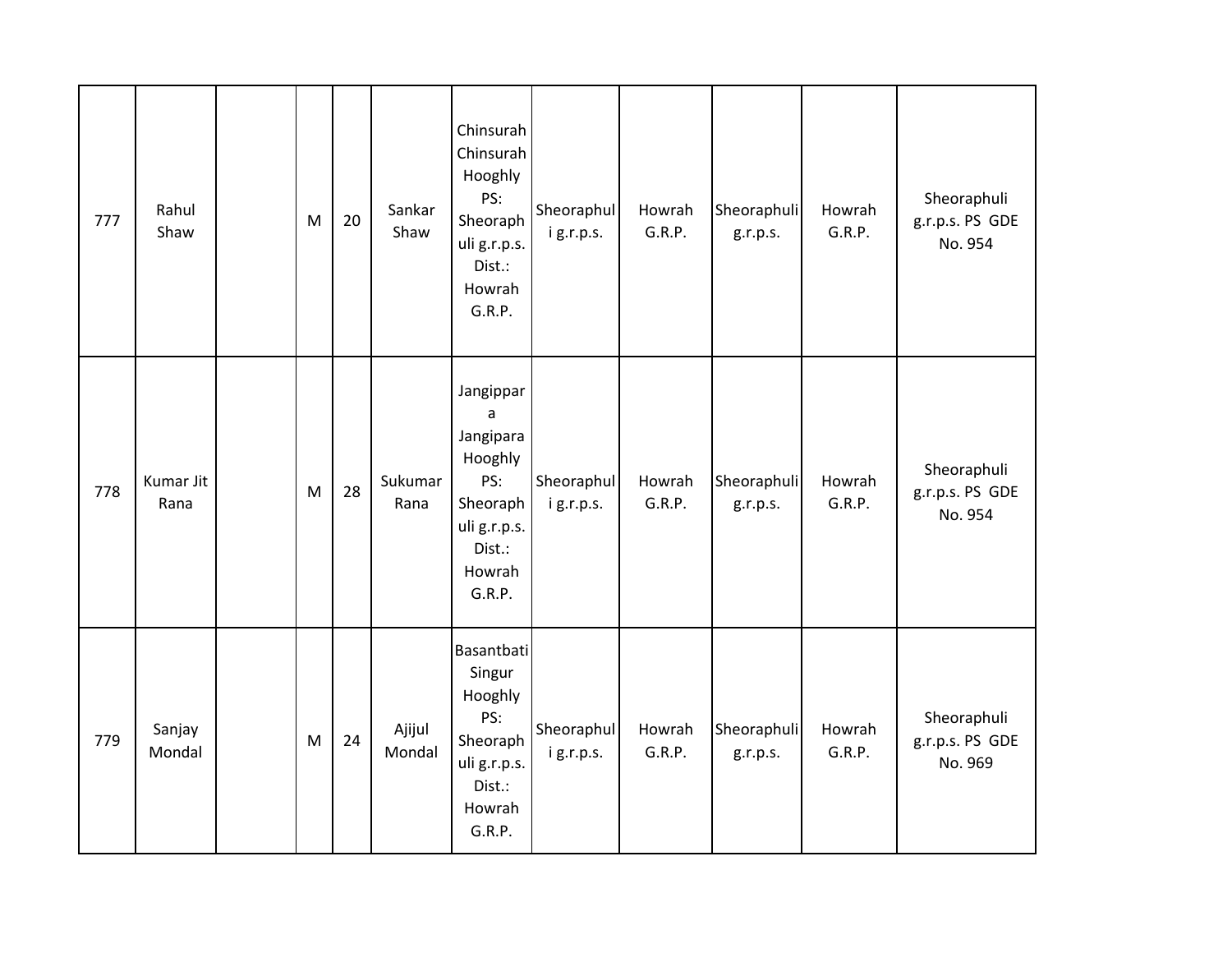| 777 | Rahul Shaw | | M | 20 | Sankar Shaw | Chinsurah Chinsurah Hooghly PS: Sheoraphuli g.r.p.s. Dist.: Howrah G.R.P. | Sheoraphuli g.r.p.s. | Howrah G.R.P. | Sheoraphuli g.r.p.s. | Howrah G.R.P. | Sheoraphuli g.r.p.s. PS GDE No. 954 |
|---|---|---|---|---|---|---|---|---|---|---|---|
| 778 | Kumar Jit Rana | | M | 28 | Sukumar Rana | Jangippara Jangipara Hooghly PS: Sheoraphuli g.r.p.s. Dist.: Howrah G.R.P. | Sheoraphuli g.r.p.s. | Howrah G.R.P. | Sheoraphuli g.r.p.s. | Howrah G.R.P. | Sheoraphuli g.r.p.s. PS GDE No. 954 |
| 779 | Sanjay Mondal | | M | 24 | Ajijul Mondal | Basantbati Singur Hooghly PS: Sheoraphuli g.r.p.s. Dist.: Howrah G.R.P. | Sheoraphuli g.r.p.s. | Howrah G.R.P. | Sheoraphuli g.r.p.s. | Howrah G.R.P. | Sheoraphuli g.r.p.s. PS GDE No. 969 |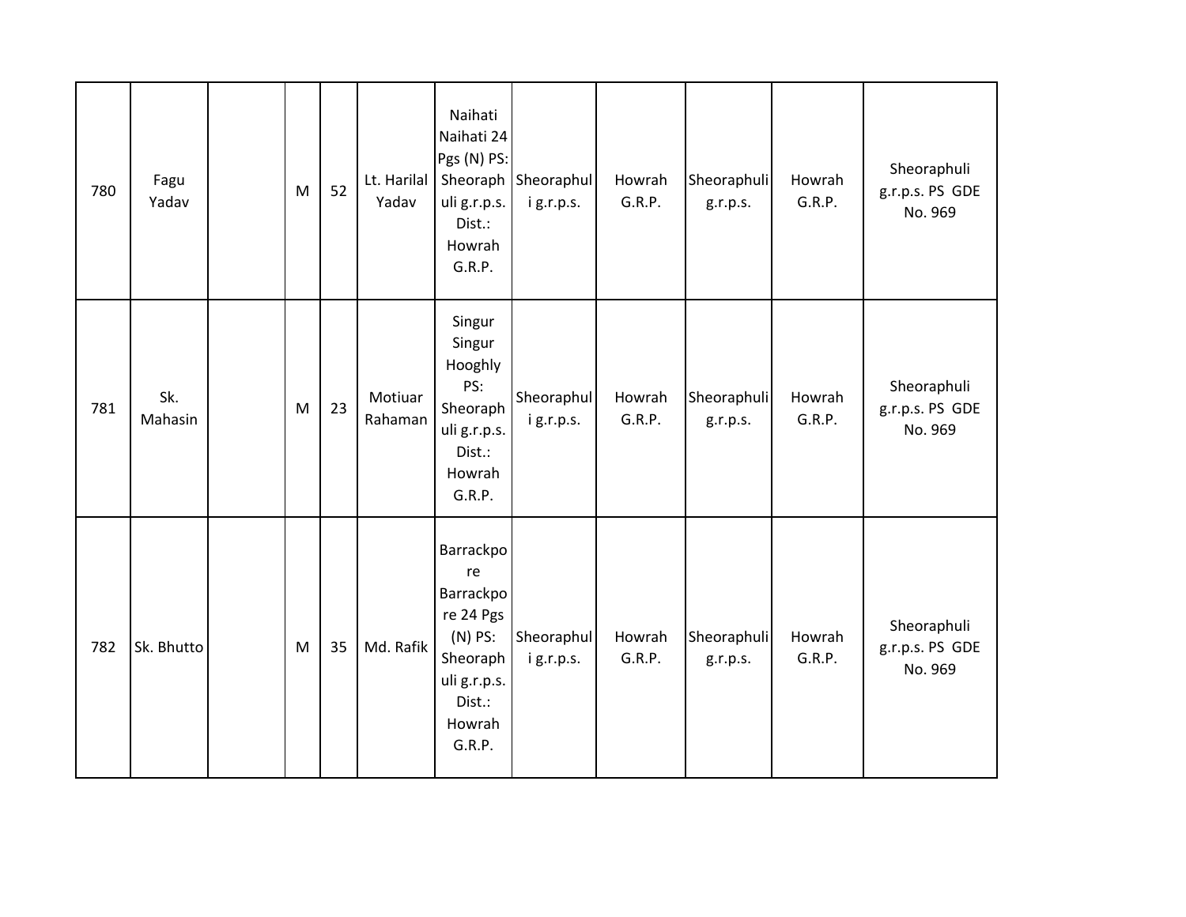| | | | | | | | | | | | |
|---|---|---|---|---|---|---|---|---|---|---|---|
| 780 | Fagu Yadav | | M | 52 | Lt. Harilal Yadav | Naihati Naihati 24 Pgs (N) PS: Sheoraphuli g.r.p.s. Dist.: Howrah G.R.P. | Sheoraphuli g.r.p.s. | Howrah G.R.P. | Sheoraphuli g.r.p.s. | Howrah G.R.P. | Sheoraphuli g.r.p.s. PS GDE No. 969 |
| 781 | Sk. Mahasin | | M | 23 | Motiuar Rahaman | Singur Singur Hooghly PS: Sheoraphuli g.r.p.s. Dist.: Howrah G.R.P. | Sheoraphuli g.r.p.s. | Howrah G.R.P. | Sheoraphuli g.r.p.s. | Howrah G.R.P. | Sheoraphuli g.r.p.s. PS GDE No. 969 |
| 782 | Sk. Bhutto | | M | 35 | Md. Rafik | Barrackpore Barrackpore 24 Pgs (N) PS: Sheoraphuli g.r.p.s. Dist.: Howrah G.R.P. | Sheoraphuli g.r.p.s. | Howrah G.R.P. | Sheoraphuli g.r.p.s. | Howrah G.R.P. | Sheoraphuli g.r.p.s. PS GDE No. 969 |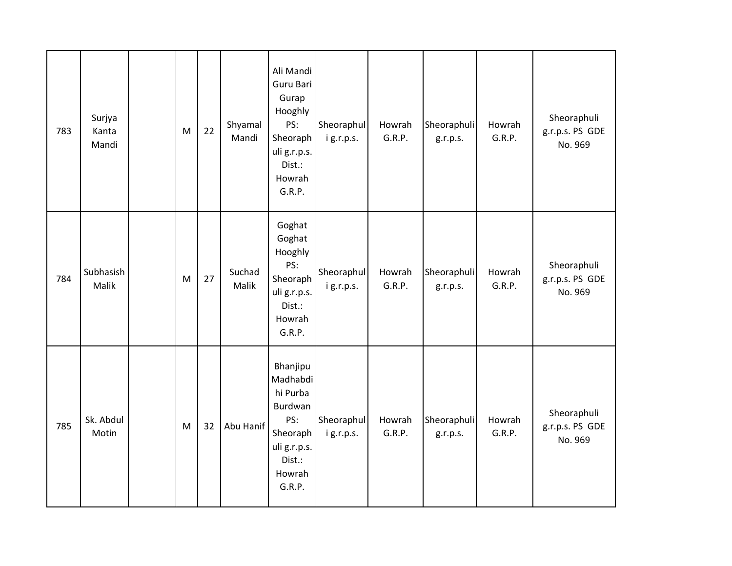| 783 | Surjya Kanta Mandi | | M | 22 | Shyamal Mandi | Ali Mandi Guru Bari Gurap Hooghly PS: Sheoraphuli g.r.p.s. Dist.: Howrah G.R.P. | Sheoraphuli g.r.p.s. | Howrah G.R.P. | Sheoraphuli g.r.p.s. | Howrah G.R.P. | Sheoraphuli g.r.p.s. PS GDE No. 969 |
|---|---|---|---|---|---|---|---|---|---|---|---|
| 784 | Subhasish Malik | | M | 27 | Suchad Malik | Goghat Goghat Hooghly PS: Sheoraphuli g.r.p.s. Dist.: Howrah G.R.P. | Sheoraphuli g.r.p.s. | Howrah G.R.P. | Sheoraphuli g.r.p.s. | Howrah G.R.P. | Sheoraphuli g.r.p.s. PS GDE No. 969 |
| 785 | Sk. Abdul Motin | | M | 32 | Abu Hanif | Bhanjipu Madhabdihi Purba Burdwan PS: Sheoraphuli g.r.p.s. Dist.: Howrah G.R.P. | Sheoraphuli g.r.p.s. | Howrah G.R.P. | Sheoraphuli g.r.p.s. | Howrah G.R.P. | Sheoraphuli g.r.p.s. PS GDE No. 969 |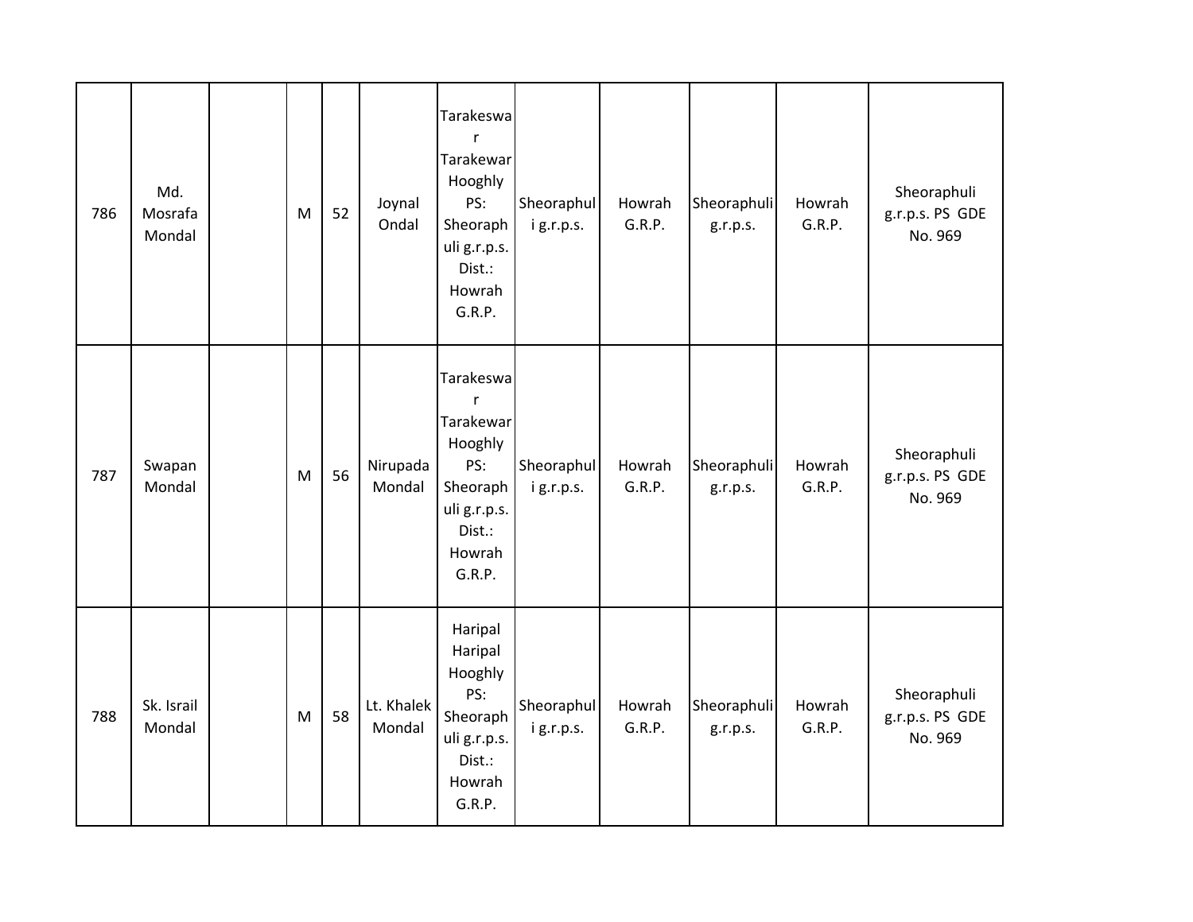| 786 | Md. Mosrafa Mondal | | M | 52 | Joynal Ondal | Tarakeswar Tarakewar Hooghly PS: Sheoraphuli g.r.p.s. Dist.: Howrah G.R.P. | Sheoraphuli g.r.p.s. | Howrah G.R.P. | Sheoraphuli g.r.p.s. | Howrah G.R.P. | Sheoraphuli g.r.p.s. PS GDE No. 969 |
|---|---|---|---|---|---|---|---|---|---|---|---|
| 787 | Swapan Mondal | | M | 56 | Nirupada Mondal | Tarakeswar Tarakewar Hooghly PS: Sheoraphuli g.r.p.s. Dist.: Howrah G.R.P. | Sheoraphuli g.r.p.s. | Howrah G.R.P. | Sheoraphuli g.r.p.s. | Howrah G.R.P. | Sheoraphuli g.r.p.s. PS GDE No. 969 |
| 788 | Sk. Israil Mondal | | M | 58 | Lt. Khalek Mondal | Haripal Haripal Hooghly PS: Sheoraphuli g.r.p.s. Dist.: Howrah G.R.P. | Sheoraphuli g.r.p.s. | Howrah G.R.P. | Sheoraphuli g.r.p.s. | Howrah G.R.P. | Sheoraphuli g.r.p.s. PS GDE No. 969 |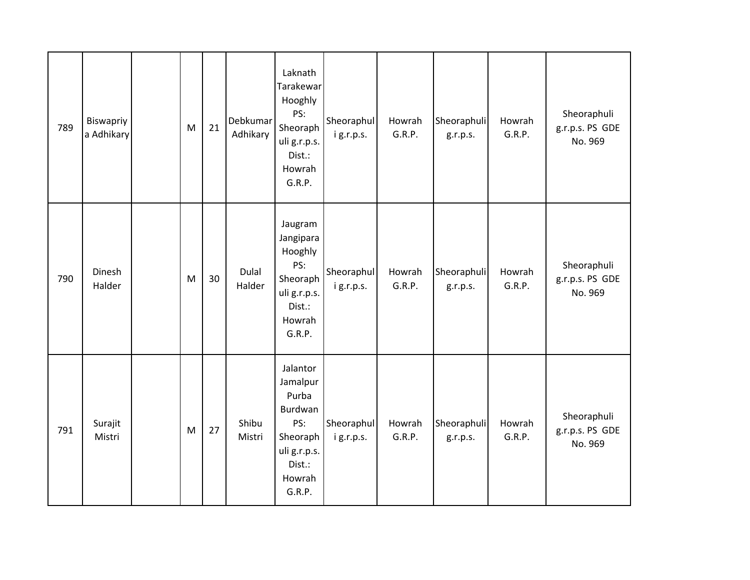| | | | | | | | | | | | |
|---|---|---|---|---|---|---|---|---|---|---|---|
| 789 | Biswapriya Adhikary | | M | 21 | Debkumar Adhikary | Laknath Tarakewar Hooghly PS: Sheoraphuli g.r.p.s. Dist.: Howrah G.R.P. | Sheoraphuli g.r.p.s. | Howrah G.R.P. | Sheoraphuli g.r.p.s. | Howrah G.R.P. | Sheoraphuli g.r.p.s. PS GDE No. 969 |
| 790 | Dinesh Halder | | M | 30 | Dulal Halder | Jaugram Jangipara Hooghly PS: Sheoraphuli g.r.p.s. Dist.: Howrah G.R.P. | Sheoraphuli g.r.p.s. | Howrah G.R.P. | Sheoraphuli g.r.p.s. | Howrah G.R.P. | Sheoraphuli g.r.p.s. PS GDE No. 969 |
| 791 | Surajit Mistri | | M | 27 | Shibu Mistri | Jalantor Jamalpur Purba Burdwan PS: Sheoraphuli g.r.p.s. Dist.: Howrah G.R.P. | Sheoraphuli g.r.p.s. | Howrah G.R.P. | Sheoraphuli g.r.p.s. | Howrah G.R.P. | Sheoraphuli g.r.p.s. PS GDE No. 969 |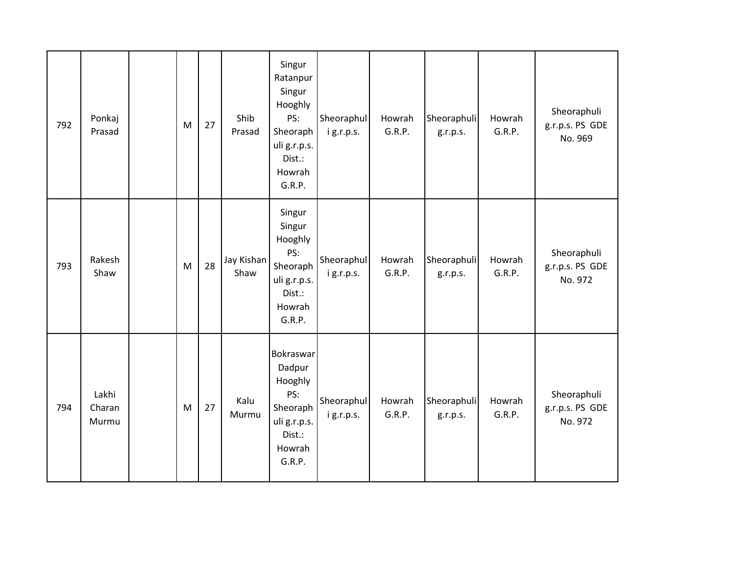| 792 | Ponkaj Prasad | | M | 27 | Shib Prasad | Singur Ratanpur Singur Hooghly PS: Sheoraphuli g.r.p.s. Dist.: Howrah G.R.P. | Sheoraphuli g.r.p.s. | Howrah G.R.P. | Sheoraphuli g.r.p.s. | Howrah G.R.P. | Sheoraphuli g.r.p.s. PS GDE No. 969 |
|---|---|---|---|---|---|---|---|---|---|---|---|
| 793 | Rakesh Shaw | | M | 28 | Jay Kishan Shaw | Singur Singur Hooghly PS: Sheoraphuli g.r.p.s. Dist.: Howrah G.R.P. | Sheoraphuli g.r.p.s. | Howrah G.R.P. | Sheoraphuli g.r.p.s. | Howrah G.R.P. | Sheoraphuli g.r.p.s. PS GDE No. 972 |
| 794 | Lakhi Charan Murmu | | M | 27 | Kalu Murmu | Bokraswar Dadpur Hooghly PS: Sheoraphuli g.r.p.s. Dist.: Howrah G.R.P. | Sheoraphuli g.r.p.s. | Howrah G.R.P. | Sheoraphuli g.r.p.s. | Howrah G.R.P. | Sheoraphuli g.r.p.s. PS GDE No. 972 |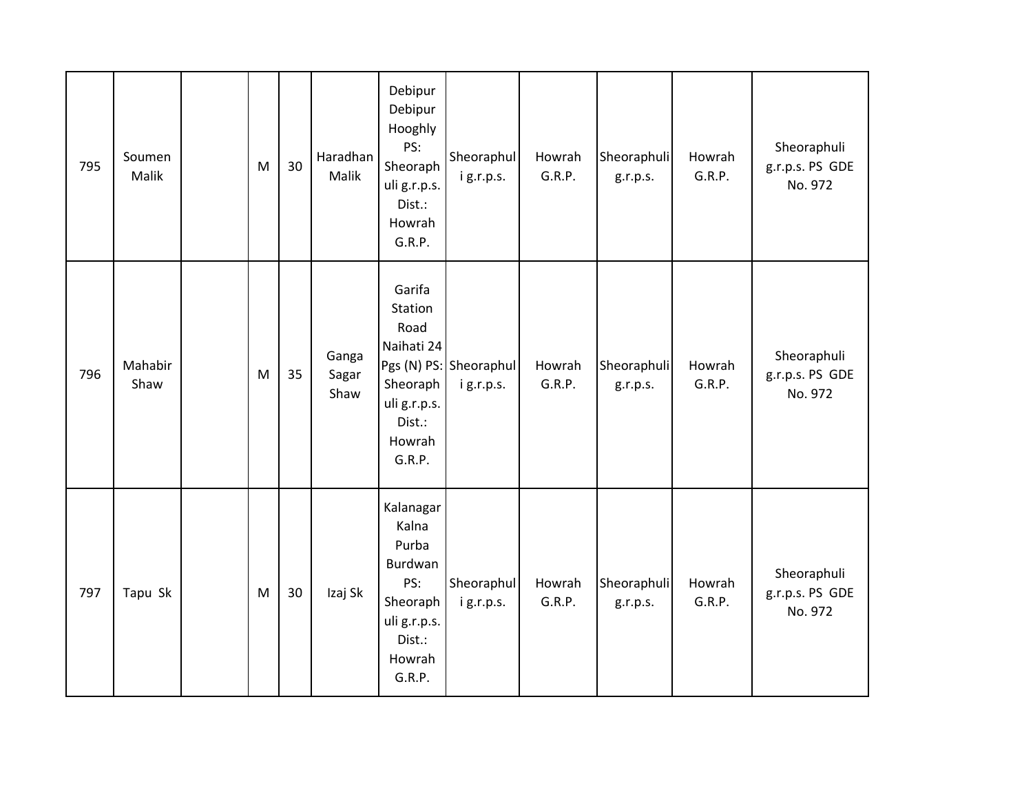| 795 | Soumen Malik | | M | 30 | Haradhan Malik | Debipur Debipur Hooghly PS: Sheoraphuli g.r.p.s. Dist.: Howrah G.R.P. | Sheoraphuli g.r.p.s. | Howrah G.R.P. | Sheoraphuli g.r.p.s. | Howrah G.R.P. | Sheoraphuli g.r.p.s. PS GDE No. 972 |
|---|---|---|---|---|---|---|---|---|---|---|---|
| 796 | Mahabir Shaw | | M | 35 | Ganga Sagar Shaw | Garifa Station Road Naihati 24 Pgs (N) PS: Sheoraphuli g.r.p.s. Dist.: Howrah G.R.P. | Sheoraphuli g.r.p.s. | Howrah G.R.P. | Sheoraphuli g.r.p.s. | Howrah G.R.P. | Sheoraphuli g.r.p.s. PS GDE No. 972 |
| 797 | Tapu Sk | | M | 30 | Izaj Sk | Kalanagar Kalna Purba Burdwan PS: Sheoraphuli g.r.p.s. Dist.: Howrah G.R.P. | Sheoraphuli g.r.p.s. | Howrah G.R.P. | Sheoraphuli g.r.p.s. | Howrah G.R.P. | Sheoraphuli g.r.p.s. PS GDE No. 972 |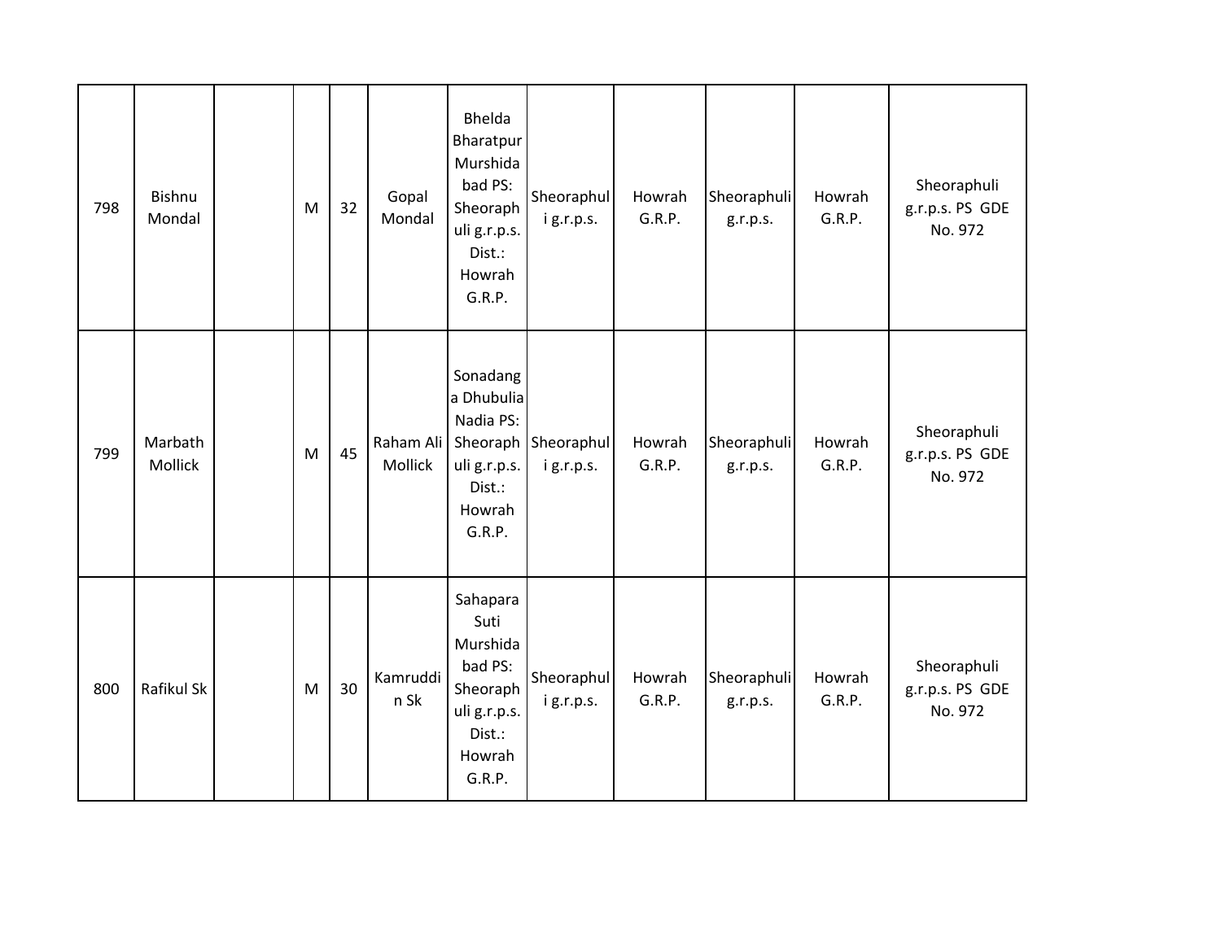| 798 | Bishnu Mondal | | M | 32 | Gopal Mondal | Bhelda Bharatpur Murshidabad PS: Sheoraphuli g.r.p.s. Dist.: Howrah G.R.P. | Sheoraphuli g.r.p.s. | Howrah G.R.P. | Sheoraphuli g.r.p.s. | Howrah G.R.P. | Sheoraphuli g.r.p.s. PS GDE No. 972 |
|---|---|---|---|---|---|---|---|---|---|---|---|
| 799 | Marbath Mollick | | M | 45 | Raham Ali Mollick | Sonadanga Dhubulia Nadia PS: Sheoraphuli g.r.p.s. Dist.: Howrah G.R.P. | Sheoraphuli g.r.p.s. | Howrah G.R.P. | Sheoraphuli g.r.p.s. | Howrah G.R.P. | Sheoraphuli g.r.p.s. PS GDE No. 972 |
| 800 | Rafikul Sk | | M | 30 | Kamruddin Sk | Sahapara Suti Murshidabad PS: Sheoraphuli g.r.p.s. Dist.: Howrah G.R.P. | Sheoraphuli g.r.p.s. | Howrah G.R.P. | Sheoraphuli g.r.p.s. | Howrah G.R.P. | Sheoraphuli g.r.p.s. PS GDE No. 972 |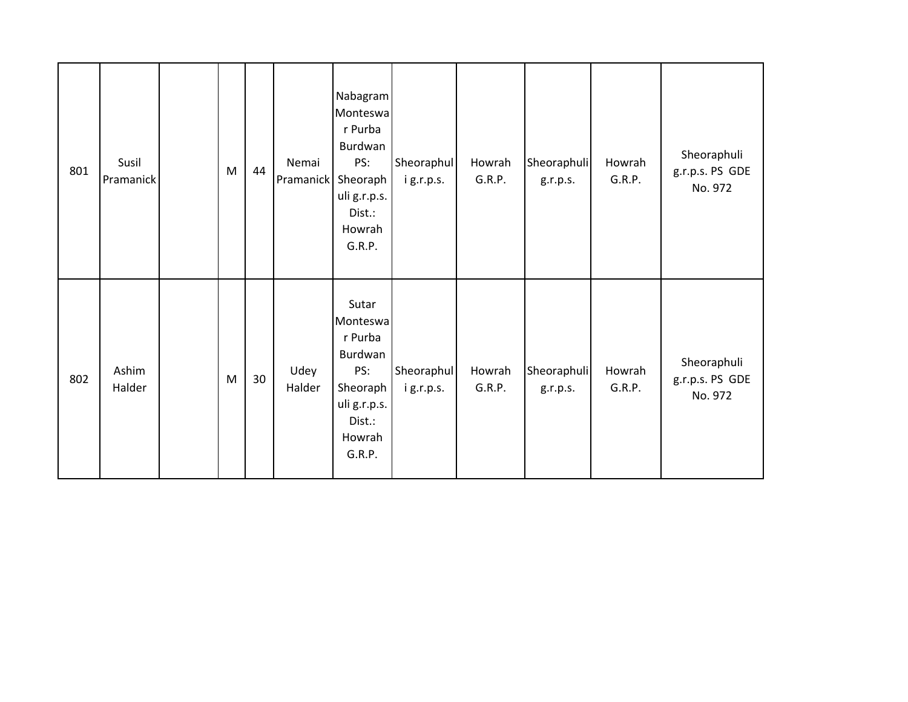| | | | | | | | | | | | |
|---|---|---|---|---|---|---|---|---|---|---|---|
| 801 | Susil Pramanick | | M | 44 | Nemai Pramanick | Nabagram Monteswar Purba Burdwan PS: Sheoraphuli g.r.p.s. Dist.: Howrah G.R.P. | Sheoraphuli g.r.p.s. | Howrah G.R.P. | Sheoraphuli g.r.p.s. | Howrah G.R.P. | Sheoraphuli g.r.p.s. PS GDE No. 972 |
| 802 | Ashim Halder | | M | 30 | Udey Halder | Sutar Monteswar Purba Burdwan PS: Sheoraphuli g.r.p.s. Dist.: Howrah G.R.P. | Sheoraphuli g.r.p.s. | Howrah G.R.P. | Sheoraphuli g.r.p.s. | Howrah G.R.P. | Sheoraphuli g.r.p.s. PS GDE No. 972 |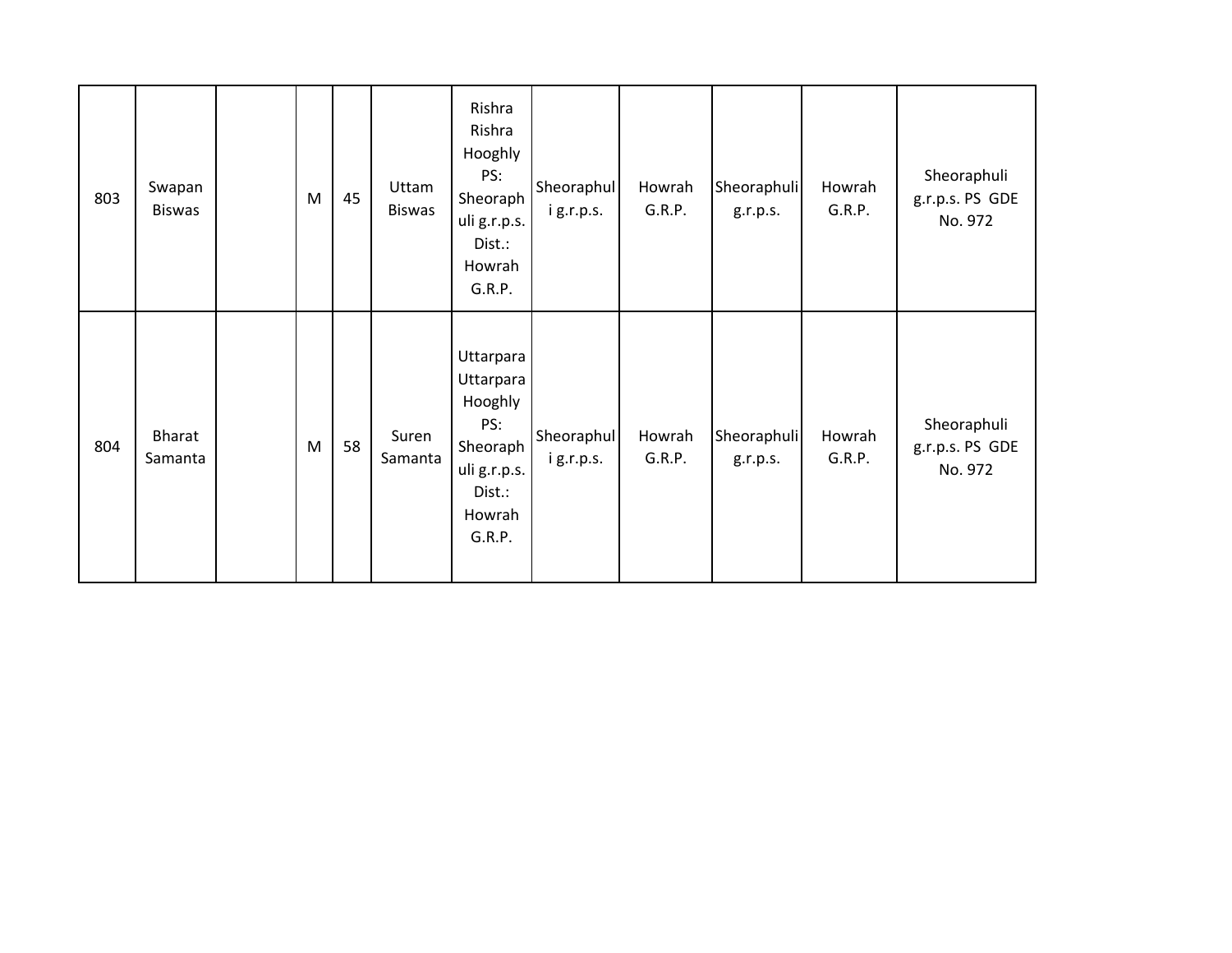| | | | | | | | | | | | |
|---|---|---|---|---|---|---|---|---|---|---|---|
| 803 | Swapan Biswas | | M | 45 | Uttam Biswas | Rishra Rishra Hooghly PS: Sheoraphuli g.r.p.s. Dist.: Howrah G.R.P. | Sheoraphuli g.r.p.s. | Howrah G.R.P. | Sheoraphuli g.r.p.s. | Howrah G.R.P. | Sheoraphuli g.r.p.s. PS GDE No. 972 |
| 804 | Bharat Samanta | | M | 58 | Suren Samanta | Uttarpara Uttarpara Hooghly PS: Sheoraphuli g.r.p.s. Dist.: Howrah G.R.P. | Sheoraphuli g.r.p.s. | Howrah G.R.P. | Sheoraphuli g.r.p.s. | Howrah G.R.P. | Sheoraphuli g.r.p.s. PS GDE No. 972 |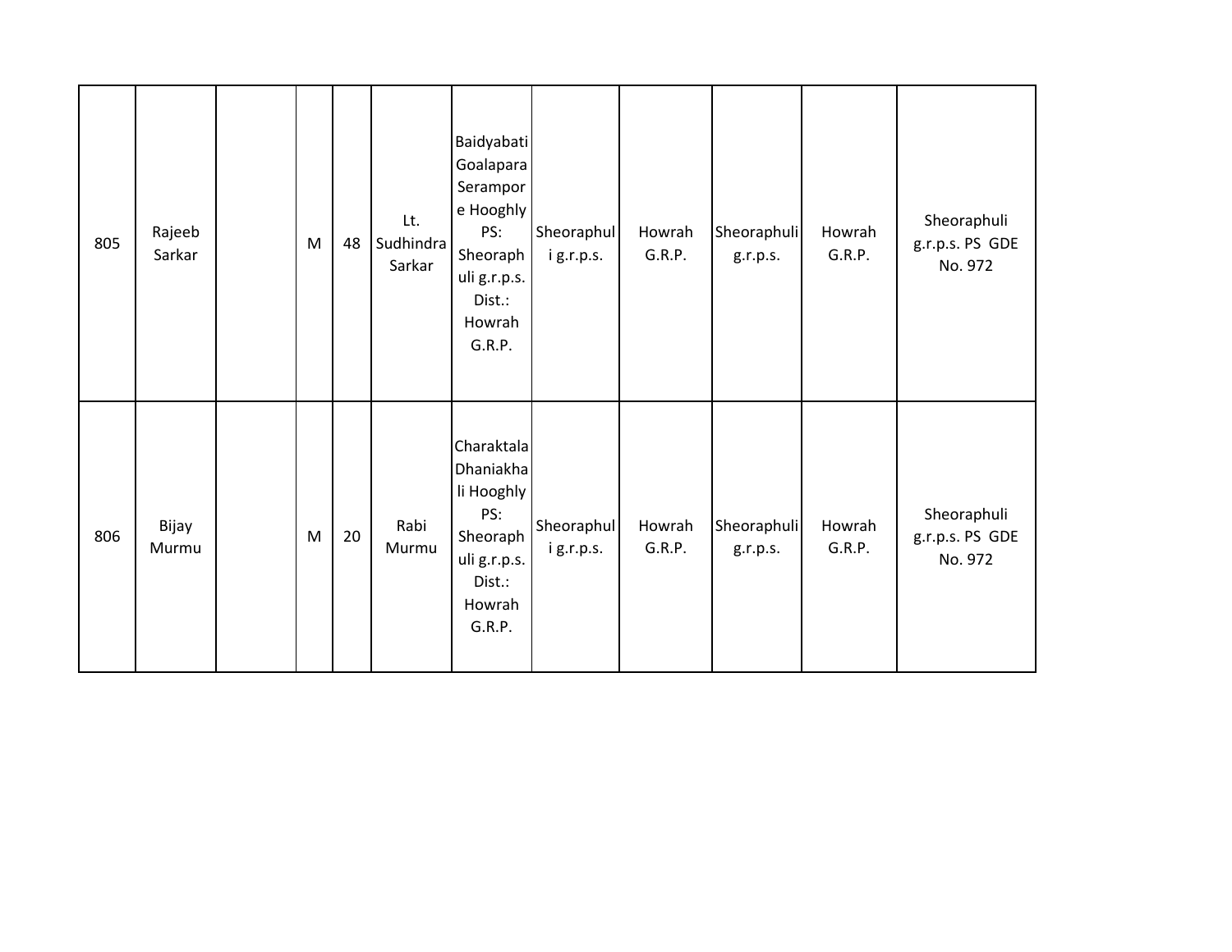| 805 | Rajeeb Sarkar | | M | 48 | Lt. Sudhindra Sarkar | Baidyabati Goalapara Serampore Hooghly PS: Sheoraphuli g.r.p.s. Dist.: Howrah G.R.P. | Sheoraphuli g.r.p.s. | Howrah G.R.P. | Sheoraphuli g.r.p.s. | Howrah G.R.P. | Sheoraphuli g.r.p.s. PS GDE No. 972 |
|---|---|---|---|---|---|---|---|---|---|---|---|
| 806 | Bijay Murmu | | M | 20 | Rabi Murmu | Charaktala Dhaniakhali Hooghly PS: Sheoraphuli g.r.p.s. Dist.: Howrah G.R.P. | Sheoraphuli g.r.p.s. | Howrah G.R.P. | Sheoraphuli g.r.p.s. | Howrah G.R.P. | Sheoraphuli g.r.p.s. PS GDE No. 972 |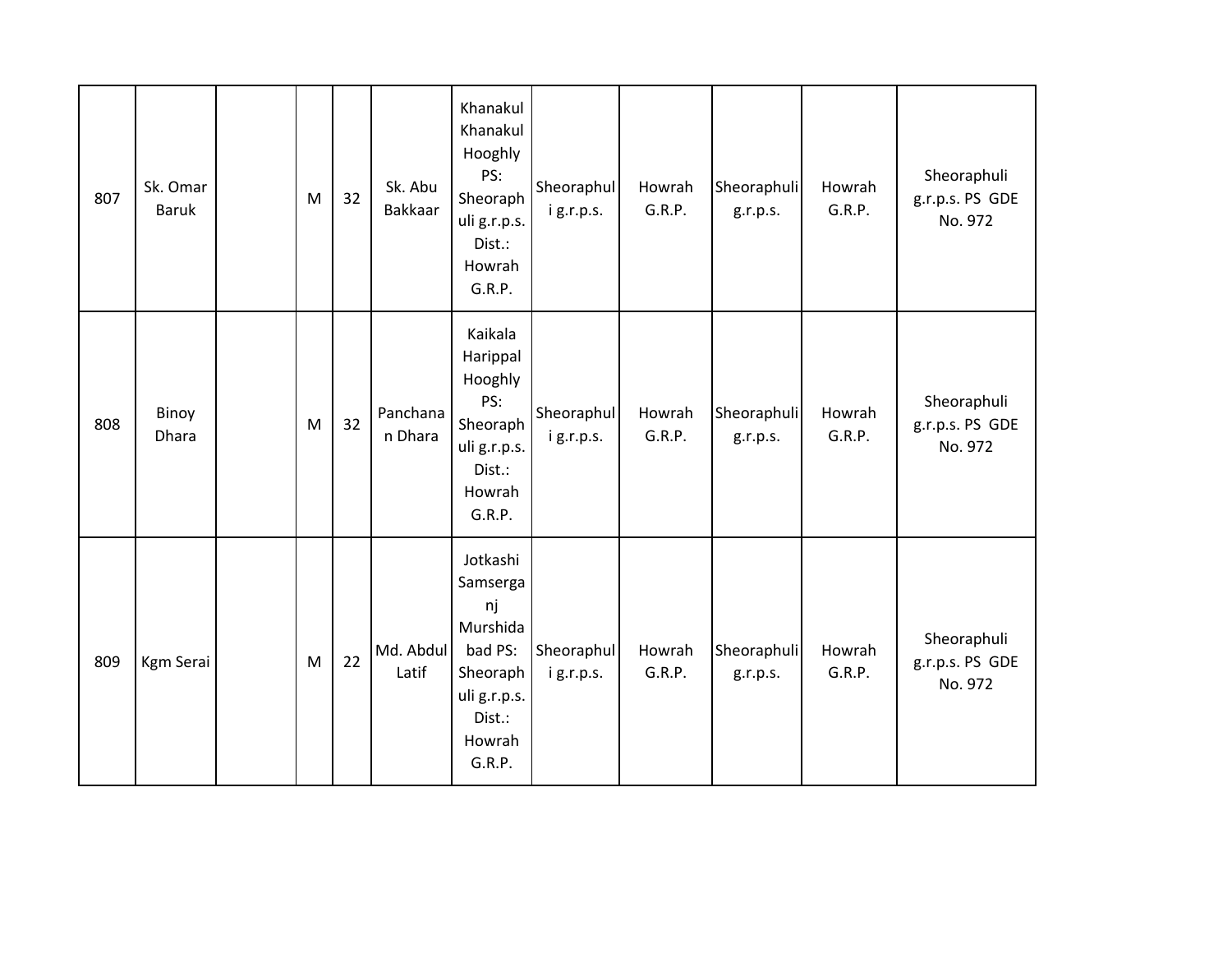| | | | | | | | | | | | |
|---|---|---|---|---|---|---|---|---|---|---|---|
| 807 | Sk. Omar Baruk | | M | 32 | Sk. Abu Bakkaar | Khanakul Khanakul Hooghly PS: Sheoraphuli g.r.p.s. Dist.: Howrah G.R.P. | Sheoraphuli g.r.p.s. | Howrah G.R.P. | Sheoraphuli g.r.p.s. | Howrah G.R.P. | Sheoraphuli g.r.p.s. PS GDE No. 972 |
| 808 | Binoy Dhara | | M | 32 | Panchanan Dhara | Kaikala Harippal Hooghly PS: Sheoraphuli g.r.p.s. Dist.: Howrah G.R.P. | Sheoraphuli g.r.p.s. | Howrah G.R.P. | Sheoraphuli g.r.p.s. | Howrah G.R.P. | Sheoraphuli g.r.p.s. PS GDE No. 972 |
| 809 | Kgm Serai | | M | 22 | Md. Abdul Latif | Jotkashi Samserganj Murshidabad PS: Sheoraphuli g.r.p.s. Dist.: Howrah G.R.P. | Sheoraphuli g.r.p.s. | Howrah G.R.P. | Sheoraphuli g.r.p.s. | Howrah G.R.P. | Sheoraphuli g.r.p.s. PS GDE No. 972 |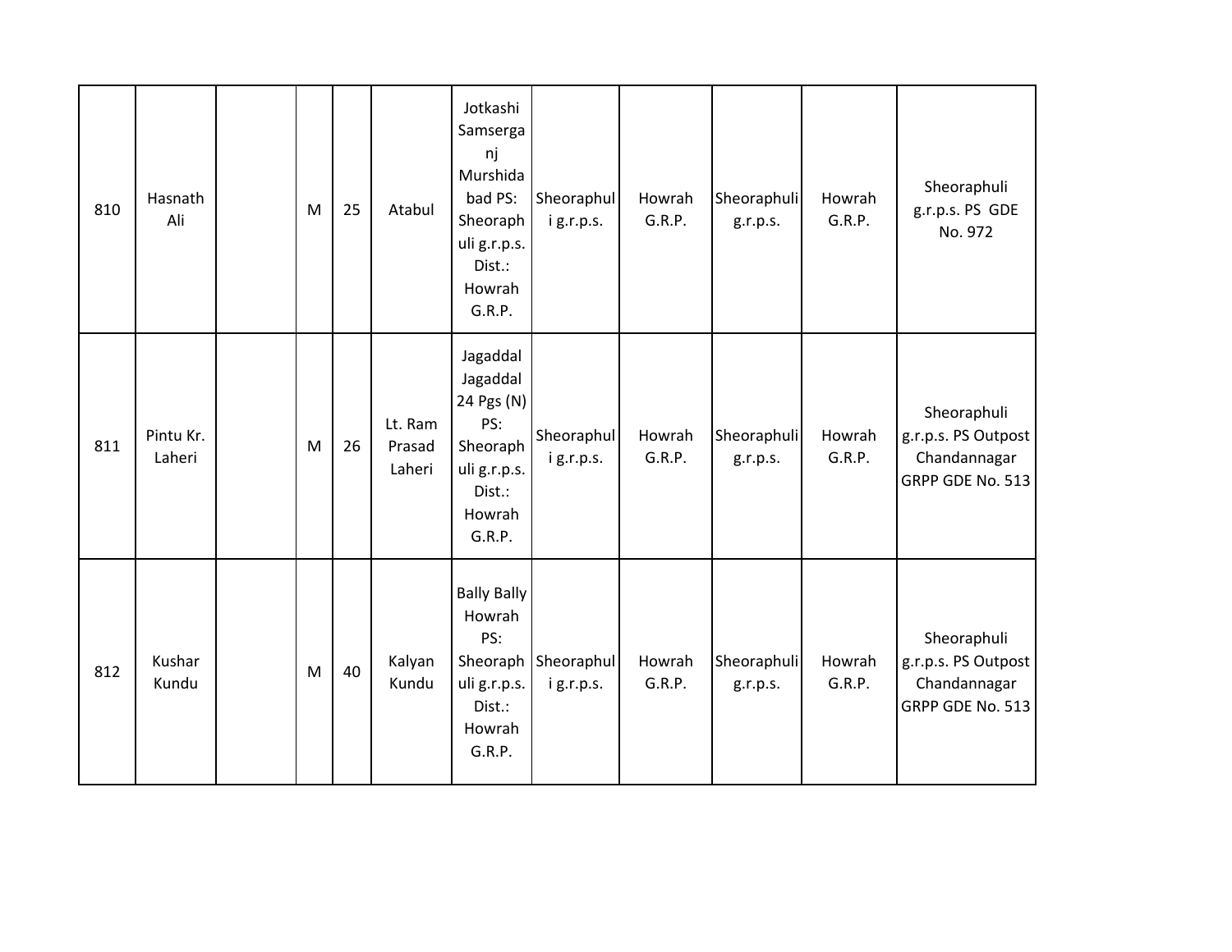| | | | | | | | | | | | |
|---|---|---|---|---|---|---|---|---|---|---|---|
| 810 | Hasnath Ali | | M | 25 | Atabul | Jotkashi Samserganj Murshidabad PS: Sheoraphuli g.r.p.s. Dist.: Howrah G.R.P. | Sheoraphuli g.r.p.s. | Howrah G.R.P. | Sheoraphuli g.r.p.s. | Howrah G.R.P. | Sheoraphuli g.r.p.s. PS GDE No. 972 |
| 811 | Pintu Kr. Laheri | | M | 26 | Lt. Ram Prasad Laheri | Jagaddal Jagaddal 24 Pgs (N) PS: Sheoraphuli g.r.p.s. Dist.: Howrah G.R.P. | Sheoraphuli g.r.p.s. | Howrah G.R.P. | Sheoraphuli g.r.p.s. | Howrah G.R.P. | Sheoraphuli g.r.p.s. PS Outpost Chandannagar GRPP GDE No. 513 |
| 812 | Kushar Kundu | | M | 40 | Kalyan Kundu | Bally Bally Howrah PS: Sheoraphuli g.r.p.s. Dist.: Howrah G.R.P. | Sheoraphuli g.r.p.s. | Howrah G.R.P. | Sheoraphuli g.r.p.s. | Howrah G.R.P. | Sheoraphuli g.r.p.s. PS Outpost Chandannagar GRPP GDE No. 513 |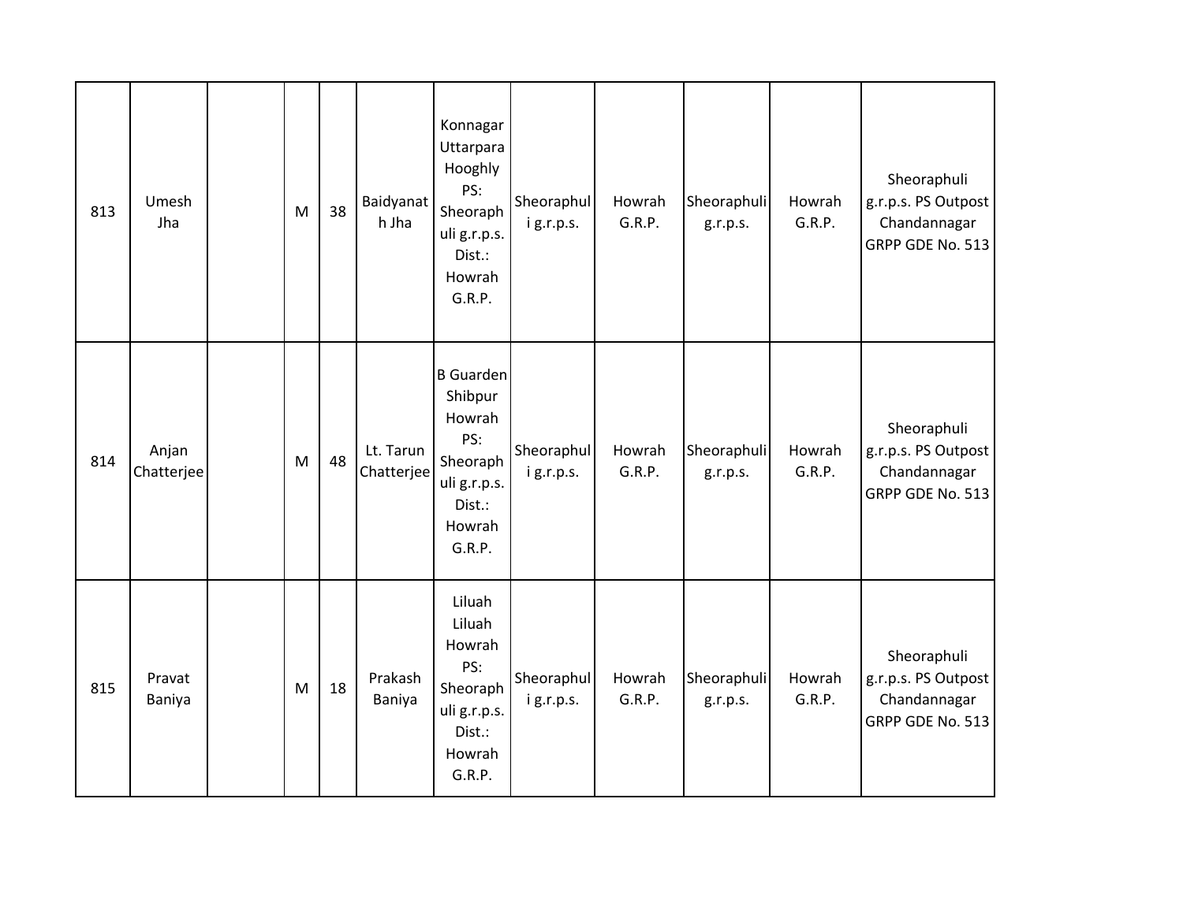| | | | | | | | | | | | |
|---|---|---|---|---|---|---|---|---|---|---|---|
| 813 | Umesh Jha | | M | 38 | Baidyanath Jha | Konnagar Uttarpara Hooghly PS: Sheoraphuli g.r.p.s. Dist.: Howrah G.R.P. | Sheoraphuli g.r.p.s. | Howrah G.R.P. | Sheoraphuli g.r.p.s. | Howrah G.R.P. | Sheoraphuli g.r.p.s. PS Outpost Chandannagar GRPP GDE No. 513 |
| 814 | Anjan Chatterjee | | M | 48 | Lt. Tarun Chatterjee | B Guarden Shibpur Howrah PS: Sheoraphuli g.r.p.s. Dist.: Howrah G.R.P. | Sheoraphuli g.r.p.s. | Howrah G.R.P. | Sheoraphuli g.r.p.s. | Howrah G.R.P. | Sheoraphuli g.r.p.s. PS Outpost Chandannagar GRPP GDE No. 513 |
| 815 | Pravat Baniya | | M | 18 | Prakash Baniya | Liluah Liluah Howrah PS: Sheoraphuli g.r.p.s. Dist.: Howrah G.R.P. | Sheoraphuli g.r.p.s. | Howrah G.R.P. | Sheoraphuli g.r.p.s. | Howrah G.R.P. | Sheoraphuli g.r.p.s. PS Outpost Chandannagar GRPP GDE No. 513 |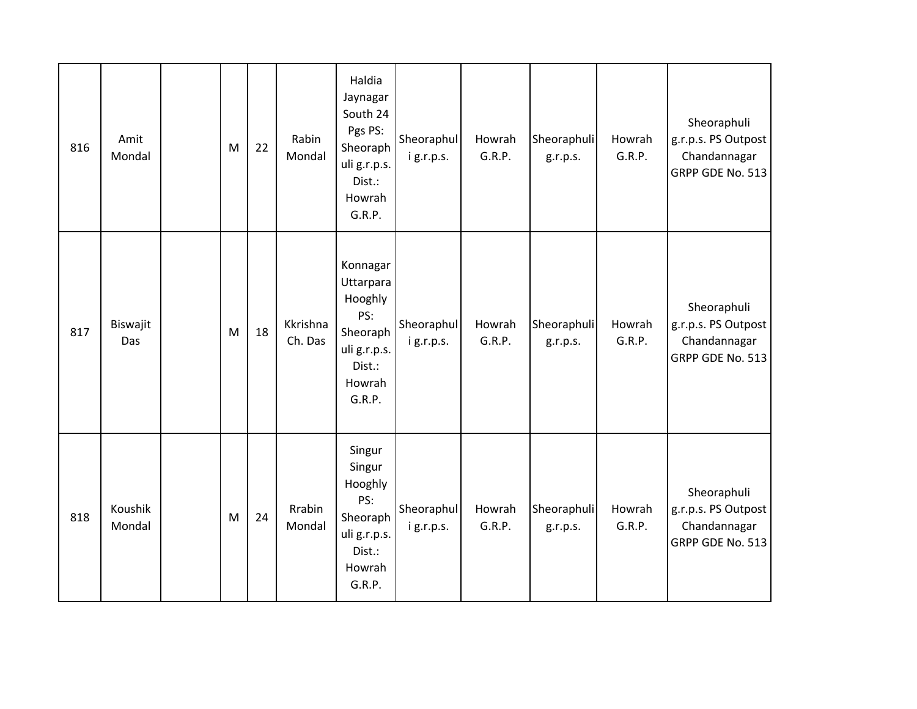| 816 | Amit Mondal | | M | 22 | Rabin Mondal | Haldia Jaynagar South 24 Pgs PS: Sheoraphuli g.r.p.s. Dist.: Howrah G.R.P. | Sheoraphuli g.r.p.s. | Howrah G.R.P. | Sheoraphuli g.r.p.s. | Howrah G.R.P. | Sheoraphuli g.r.p.s. PS Outpost Chandannagar GRPP GDE No. 513 |
|---|---|---|---|---|---|---|---|---|---|---|---|
| 817 | Biswajit Das | | M | 18 | Kkrishna Ch. Das | Konnagar Uttarpara Hooghly PS: Sheoraphuli g.r.p.s. Dist.: Howrah G.R.P. | Sheoraphuli g.r.p.s. | Howrah G.R.P. | Sheoraphuli g.r.p.s. | Howrah G.R.P. | Sheoraphuli g.r.p.s. PS Outpost Chandannagar GRPP GDE No. 513 |
| 818 | Koushik Mondal | | M | 24 | Rrabin Mondal | Singur Singur Hooghly PS: Sheoraphuli g.r.p.s. Dist.: Howrah G.R.P. | Sheoraphuli g.r.p.s. | Howrah G.R.P. | Sheoraphuli g.r.p.s. | Howrah G.R.P. | Sheoraphuli g.r.p.s. PS Outpost Chandannagar GRPP GDE No. 513 |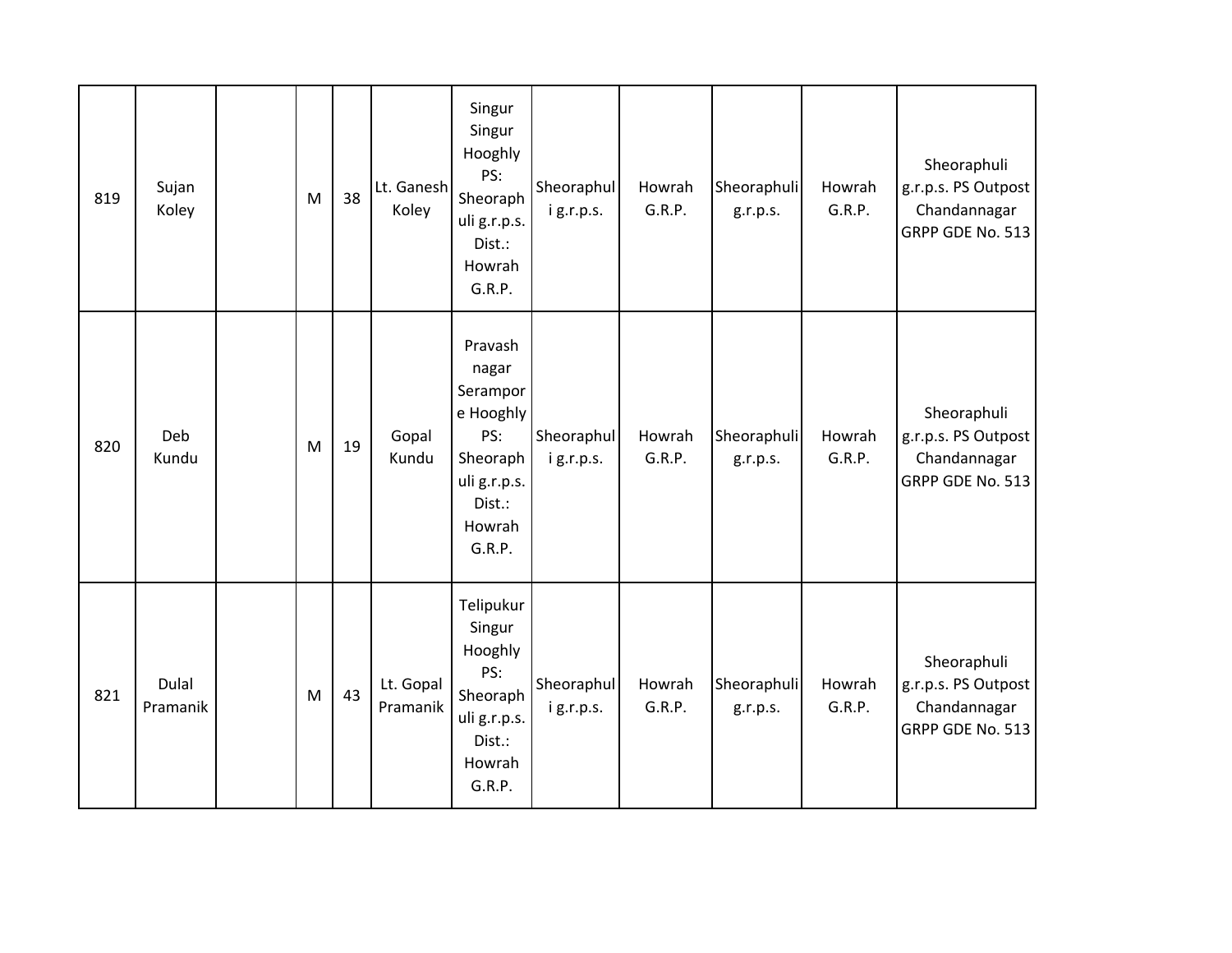| | | | | | | | | | | | |
|---|---|---|---|---|---|---|---|---|---|---|---|
| 819 | Sujan Koley | | M | 38 | Lt. Ganesh Koley | Singur Singur Hooghly PS: Sheoraphuli g.r.p.s. Dist.: Howrah G.R.P. | Sheoraphuli g.r.p.s. | Howrah G.R.P. | Sheoraphuli g.r.p.s. | Howrah G.R.P. | Sheoraphuli g.r.p.s. PS Outpost Chandannagar GRPP GDE No. 513 |
| 820 | Deb Kundu | | M | 19 | Gopal Kundu | Pravash nagar Serampore Hooghly PS: Sheoraphuli g.r.p.s. Dist.: Howrah G.R.P. | Sheoraphuli g.r.p.s. | Howrah G.R.P. | Sheoraphuli g.r.p.s. | Howrah G.R.P. | Sheoraphuli g.r.p.s. PS Outpost Chandannagar GRPP GDE No. 513 |
| 821 | Dulal Pramanik | | M | 43 | Lt. Gopal Pramanik | Telipukur Singur Hooghly PS: Sheoraphuli g.r.p.s. Dist.: Howrah G.R.P. | Sheoraphuli g.r.p.s. | Howrah G.R.P. | Sheoraphuli g.r.p.s. | Howrah G.R.P. | Sheoraphuli g.r.p.s. PS Outpost Chandannagar GRPP GDE No. 513 |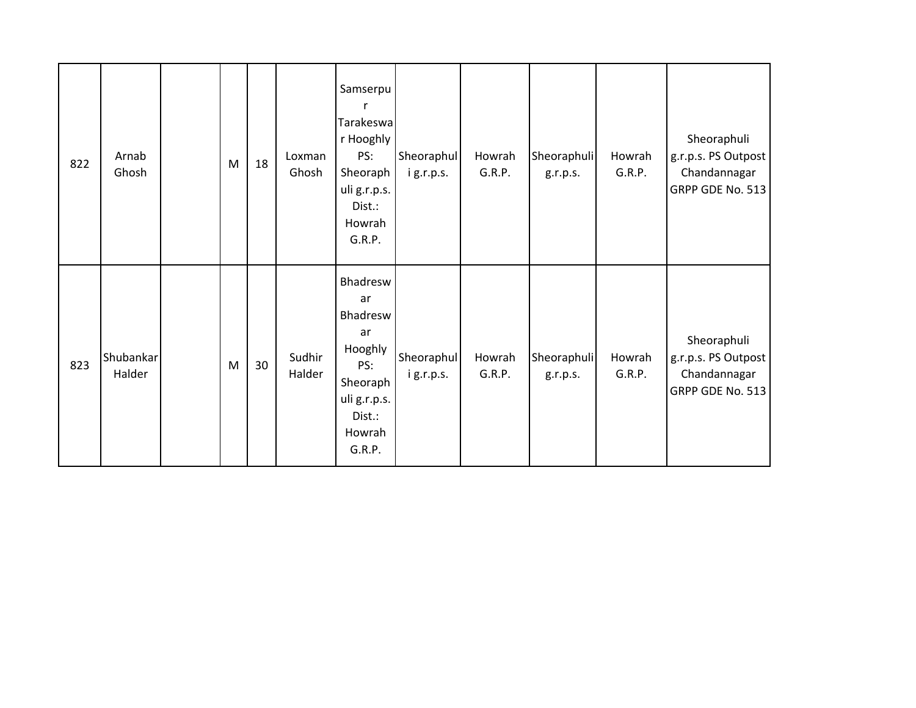| | | | | | | | | | | | |
|---|---|---|---|---|---|---|---|---|---|---|---|
| 822 | Arnab Ghosh | | M | 18 | Loxman Ghosh | Samserpur Tarakeswar Hooghly PS: Sheoraphuli g.r.p.s. Dist.: Howrah G.R.P. | Sheoraphuli g.r.p.s. | Howrah G.R.P. | Sheoraphuli g.r.p.s. | Howrah G.R.P. | Sheoraphuli g.r.p.s. PS Outpost Chandannagar GRPP GDE No. 513 |
| 823 | Shubankar Halder | | M | 30 | Sudhir Halder | Bhadreswar Bhadreswar Hooghly PS: Sheoraphuli g.r.p.s. Dist.: Howrah G.R.P. | Sheoraphuli g.r.p.s. | Howrah G.R.P. | Sheoraphuli g.r.p.s. | Howrah G.R.P. | Sheoraphuli g.r.p.s. PS Outpost Chandannagar GRPP GDE No. 513 |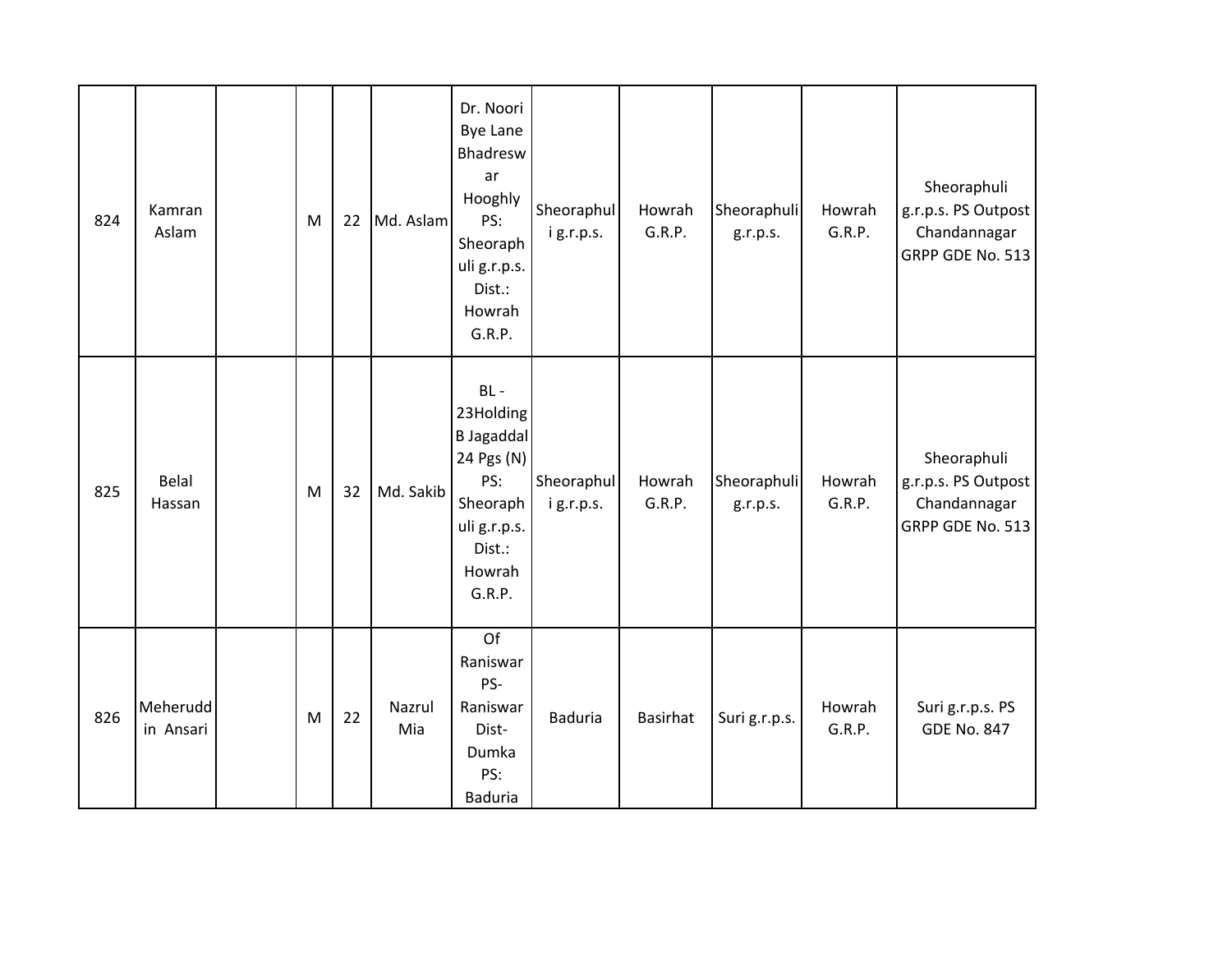| | | | | | | | | | | | |
|---|---|---|---|---|---|---|---|---|---|---|---|
| 824 | Kamran Aslam | | M | 22 | Md. Aslam | Dr. Noori Bye Lane Bhadreswar Hooghly PS: Sheoraphuli g.r.p.s. Dist.: Howrah G.R.P. | Sheoraphuli g.r.p.s. | Howrah G.R.P. | Sheoraphuli g.r.p.s. | Howrah G.R.P. | Sheoraphuli g.r.p.s. PS Outpost Chandannagar GRPP GDE No. 513 |
| 825 | Belal Hassan | | M | 32 | Md. Sakib | BL - 23Holding B Jagaddal 24 Pgs (N) PS: Sheoraphuli g.r.p.s. Dist.: Howrah G.R.P. | Sheoraphuli g.r.p.s. | Howrah G.R.P. | Sheoraphuli g.r.p.s. | Howrah G.R.P. | Sheoraphuli g.r.p.s. PS Outpost Chandannagar GRPP GDE No. 513 |
| 826 | Meheruddin Ansari | | M | 22 | Nazrul Mia | Of Raniswar PS- Raniswar Dist- Dumka PS: Baduria | Baduria | Basirhat | Suri g.r.p.s. | Howrah G.R.P. | Suri g.r.p.s. PS GDE No. 847 |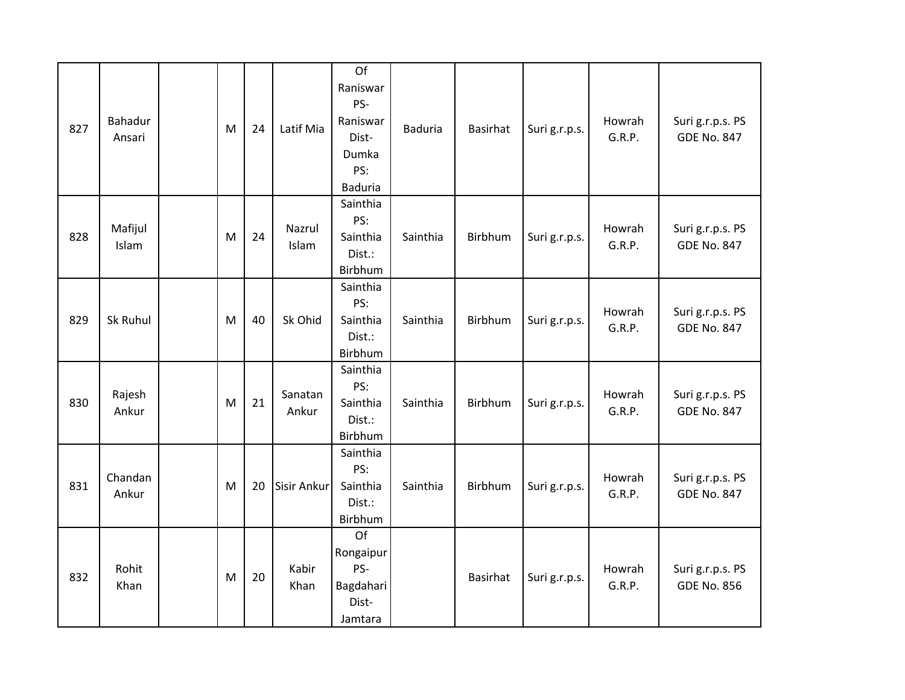| 827 | Bahadur Ansari | | M | 24 | Latif Mia | Of Raniswar PS- Raniswar Dist- Dumka PS: Baduria | Baduria | Basirhat | Suri g.r.p.s. | Howrah G.R.P. | Suri g.r.p.s. PS GDE No. 847 |
|---|---|---|---|---|---|---|---|---|---|---|---|
| 828 | Mafijul Islam | | M | 24 | Nazrul Islam | Sainthia PS: Sainthia Dist.: Birbhum | Sainthia | Birbhum | Suri g.r.p.s. | Howrah G.R.P. | Suri g.r.p.s. PS GDE No. 847 |
| 829 | Sk Ruhul | | M | 40 | Sk Ohid | Sainthia PS: Sainthia Dist.: Birbhum | Sainthia | Birbhum | Suri g.r.p.s. | Howrah G.R.P. | Suri g.r.p.s. PS GDE No. 847 |
| 830 | Rajesh Ankur | | M | 21 | Sanatan Ankur | Sainthia PS: Sainthia Dist.: Birbhum | Sainthia | Birbhum | Suri g.r.p.s. | Howrah G.R.P. | Suri g.r.p.s. PS GDE No. 847 |
| 831 | Chandan Ankur | | M | 20 | Sisir Ankur | Sainthia PS: Sainthia Dist.: Birbhum | Sainthia | Birbhum | Suri g.r.p.s. | Howrah G.R.P. | Suri g.r.p.s. PS GDE No. 847 |
| 832 | Rohit Khan | | M | 20 | Kabir Khan | Of Rongaipur PS- Bagdahari Dist- Jamtara | | Basirhat | Suri g.r.p.s. | Howrah G.R.P. | Suri g.r.p.s. PS GDE No. 856 |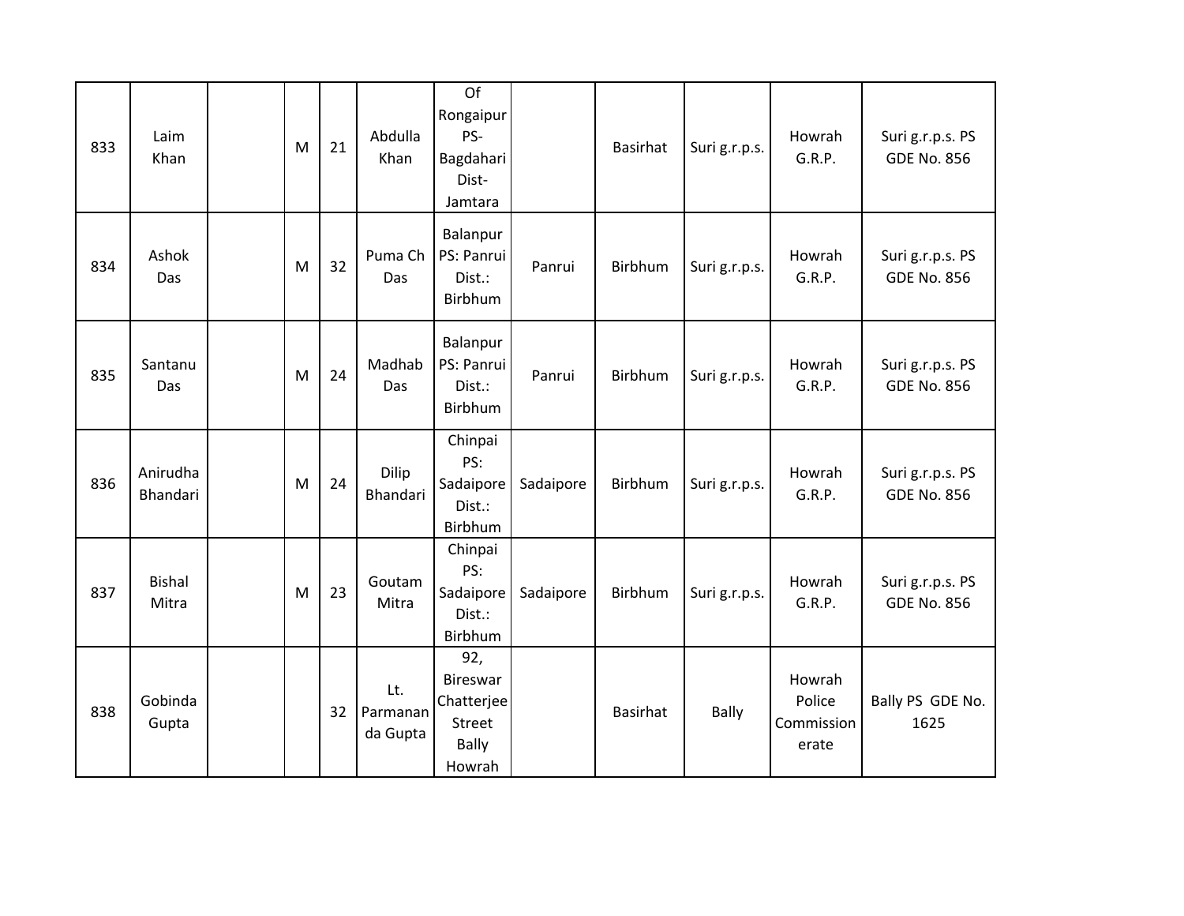| | | | | | | | | | | | |
|---|---|---|---|---|---|---|---|---|---|---|---|
| 833 | Laim Khan | | M | 21 | Abdulla Khan | Of Rongaipur PS- Bagdahari Dist- Jamtara | | Basirhat | Suri g.r.p.s. | Howrah G.R.P. | Suri g.r.p.s. PS GDE No. 856 |
| 834 | Ashok Das | | M | 32 | Puma Ch Das | Balanpur PS: Panrui Dist.: Birbhum | Panrui | Birbhum | Suri g.r.p.s. | Howrah G.R.P. | Suri g.r.p.s. PS GDE No. 856 |
| 835 | Santanu Das | | M | 24 | Madhab Das | Balanpur PS: Panrui Dist.: Birbhum | Panrui | Birbhum | Suri g.r.p.s. | Howrah G.R.P. | Suri g.r.p.s. PS GDE No. 856 |
| 836 | Anirudha Bhandari | | M | 24 | Dilip Bhandari | Chinpai PS: Sadaipore Dist.: Birbhum | Sadaipore | Birbhum | Suri g.r.p.s. | Howrah G.R.P. | Suri g.r.p.s. PS GDE No. 856 |
| 837 | Bishal Mitra | | M | 23 | Goutam Mitra | Chinpai PS: Sadaipore Dist.: Birbhum | Sadaipore | Birbhum | Suri g.r.p.s. | Howrah G.R.P. | Suri g.r.p.s. PS GDE No. 856 |
| 838 | Gobinda Gupta | | | 32 | Lt. Parmananda Gupta | 92, Bireswar Chatterjee Street Bally Howrah | | Basirhat | Bally | Howrah Police Commissionerate | Bally PS GDE No. 1625 |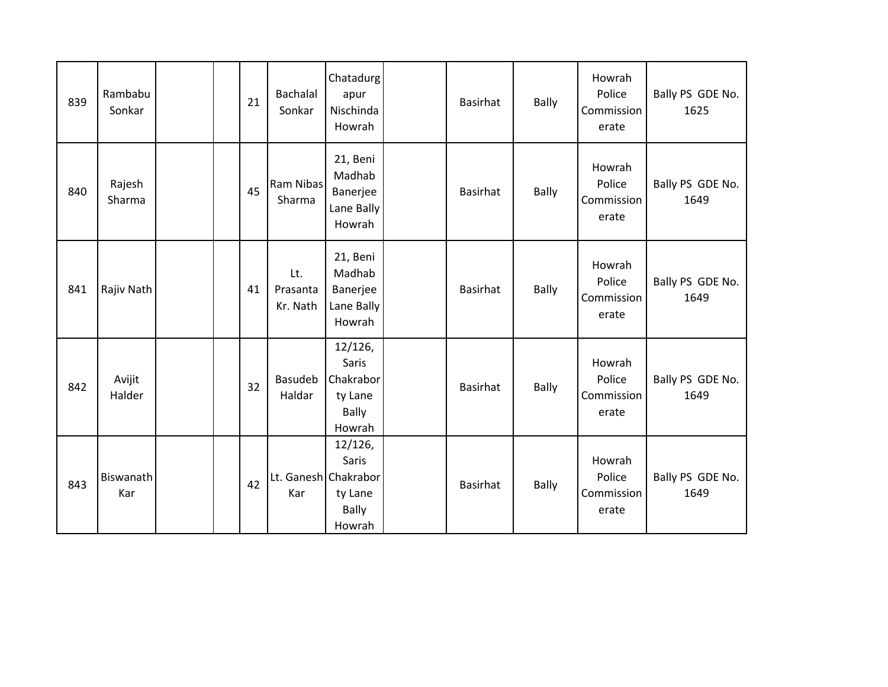| | | | | | | | | | | | |
|---|---|---|---|---|---|---|---|---|---|---|---|
| 839 | Rambabu Sonkar | | | 21 | Bachalal Sonkar | Chatadurgapur Nischinda Howrah | | Basirhat | Bally | Howrah Police Commissionerate | Bally PS GDE No. 1625 |
| 840 | Rajesh Sharma | | | 45 | Ram Nibas Sharma | 21, Beni Madhab Banerjee Lane Bally Howrah | | Basirhat | Bally | Howrah Police Commissionerate | Bally PS GDE No. 1649 |
| 841 | Rajiv Nath | | | 41 | Lt. Prasanta Kr. Nath | 21, Beni Madhab Banerjee Lane Bally Howrah | | Basirhat | Bally | Howrah Police Commissionerate | Bally PS GDE No. 1649 |
| 842 | Avijit Halder | | | 32 | Basudeb Haldar | 12/126, Saris Chakraborty Lane Bally Howrah | | Basirhat | Bally | Howrah Police Commissionerate | Bally PS GDE No. 1649 |
| 843 | Biswanath Kar | | | 42 | Lt. Ganesh Kar | 12/126, Saris Chakraborty Lane Bally Howrah | | Basirhat | Bally | Howrah Police Commissionerate | Bally PS GDE No. 1649 |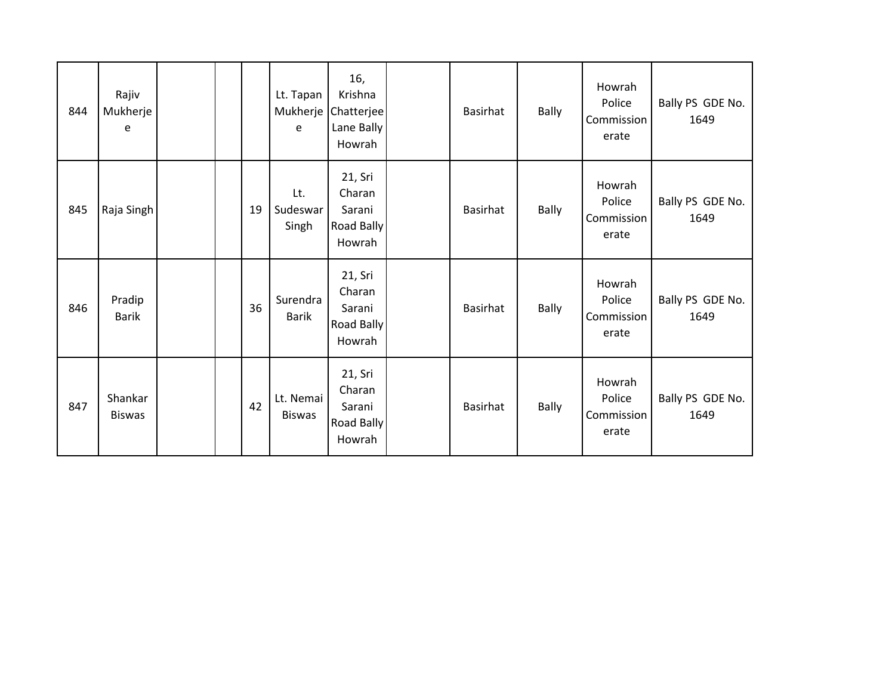| | | | | | | | | | | | |
|---|---|---|---|---|---|---|---|---|---|---|---|
| 844 | Rajiv Mukherjee | | | | Lt. Tapan Mukherjee | 16, Krishna Chatterjee Lane Bally Howrah | | Basirhat | Bally | Howrah Police Commissionerate | Bally PS GDE No. 1649 |
| 845 | Raja Singh | | | 19 | Lt. Sudeswar Singh | 21, Sri Charan Sarani Road Bally Howrah | | Basirhat | Bally | Howrah Police Commissionerate | Bally PS GDE No. 1649 |
| 846 | Pradip Barik | | | 36 | Surendra Barik | 21, Sri Charan Sarani Road Bally Howrah | | Basirhat | Bally | Howrah Police Commissionerate | Bally PS GDE No. 1649 |
| 847 | Shankar Biswas | | | 42 | Lt. Nemai Biswas | 21, Sri Charan Sarani Road Bally Howrah | | Basirhat | Bally | Howrah Police Commissionerate | Bally PS GDE No. 1649 |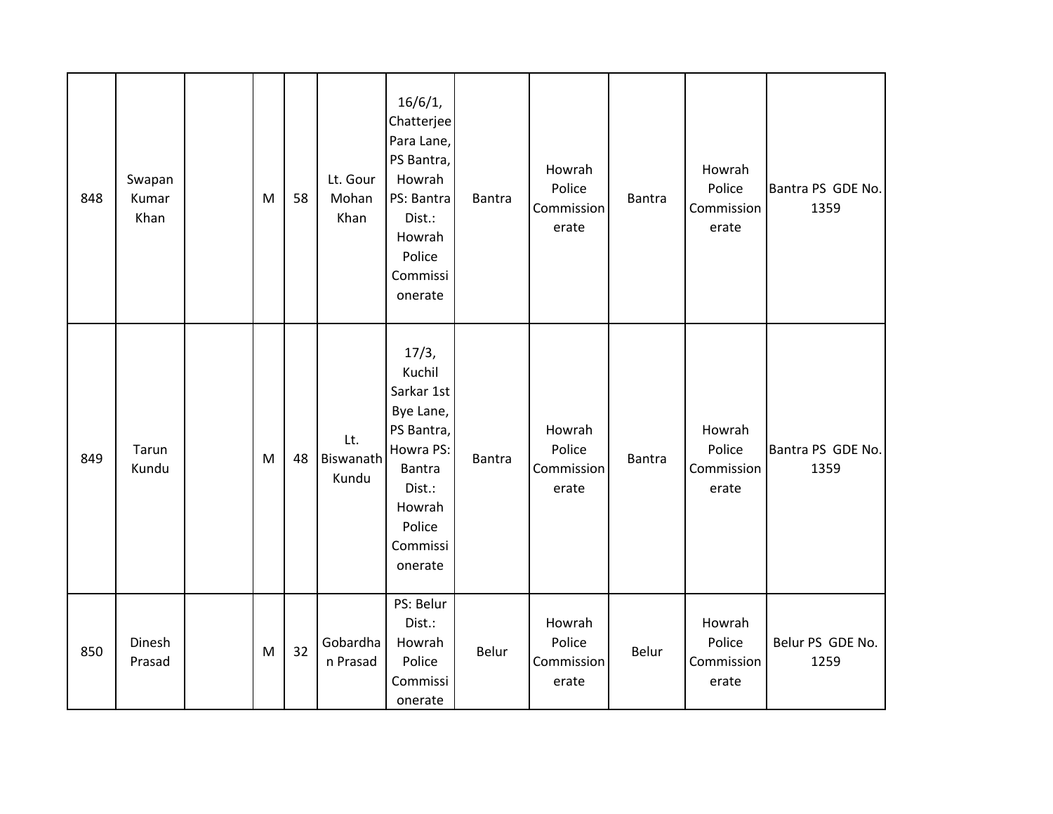| | | | | | | | | | | | |
|---|---|---|---|---|---|---|---|---|---|---|---|
| 848 | Swapan Kumar Khan | | M | 58 | Lt. Gour Mohan Khan | 16/6/1, Chatterjee Para Lane, PS Bantra, Howrah PS: Bantra Dist.: Howrah Police Commissionerate | Bantra | Howrah Police Commissionerate | Bantra | Howrah Police Commissionerate | Bantra PS GDE No. 1359 |
| 849 | Tarun Kundu | | M | 48 | Lt. Biswanath Kundu | 17/3, Kuchil Sarkar 1st Bye Lane, PS Bantra, Howra PS: Bantra Dist.: Howrah Police Commissionerate | Bantra | Howrah Police Commissionerate | Bantra | Howrah Police Commissionerate | Bantra PS GDE No. 1359 |
| 850 | Dinesh Prasad | | M | 32 | Gobardhan Prasad | PS: Belur Dist.: Howrah Police Commissionerate | Belur | Howrah Police Commissionerate | Belur | Howrah Police Commissionerate | Belur PS GDE No. 1259 |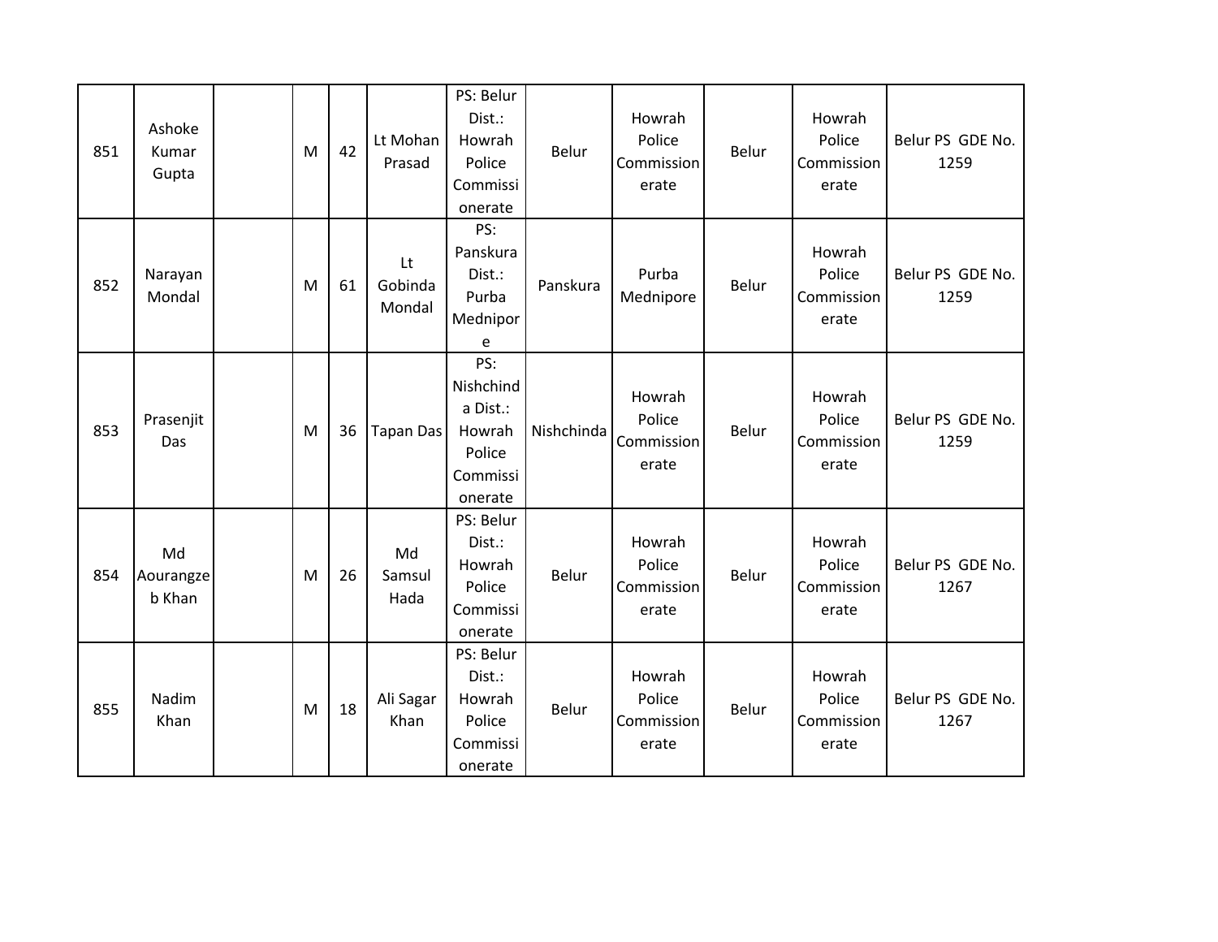| 851 | Ashoke Kumar Gupta | | M | 42 | Lt Mohan Prasad | PS: Belur Dist.: Howrah Police Commissionerate | Belur | Howrah Police Commissionerate | Belur | Howrah Police Commissionerate | Belur PS GDE No. 1259 |
|---|---|---|---|---|---|---|---|---|---|---|---|
| 852 | Narayan Mondal | | M | 61 | Lt Gobinda Mondal | PS: Panskura Dist.: Purba Mednipore | Panskura | Purba Mednipore | Belur | Howrah Police Commissionerate | Belur PS GDE No. 1259 |
| 853 | Prasenjit Das | | M | 36 | Tapan Das | PS: Nishchinda Dist.: Howrah Police Commissionerate | Nishchinda | Howrah Police Commissionerate | Belur | Howrah Police Commissionerate | Belur PS GDE No. 1259 |
| 854 | Md Aourangzeb Khan | | M | 26 | Md Samsul Hada | PS: Belur Dist.: Howrah Police Commissionerate | Belur | Howrah Police Commissionerate | Belur | Howrah Police Commissionerate | Belur PS GDE No. 1267 |
| 855 | Nadim Khan | | M | 18 | Ali Sagar Khan | PS: Belur Dist.: Howrah Police Commissionerate | Belur | Howrah Police Commissionerate | Belur | Howrah Police Commissionerate | Belur PS GDE No. 1267 |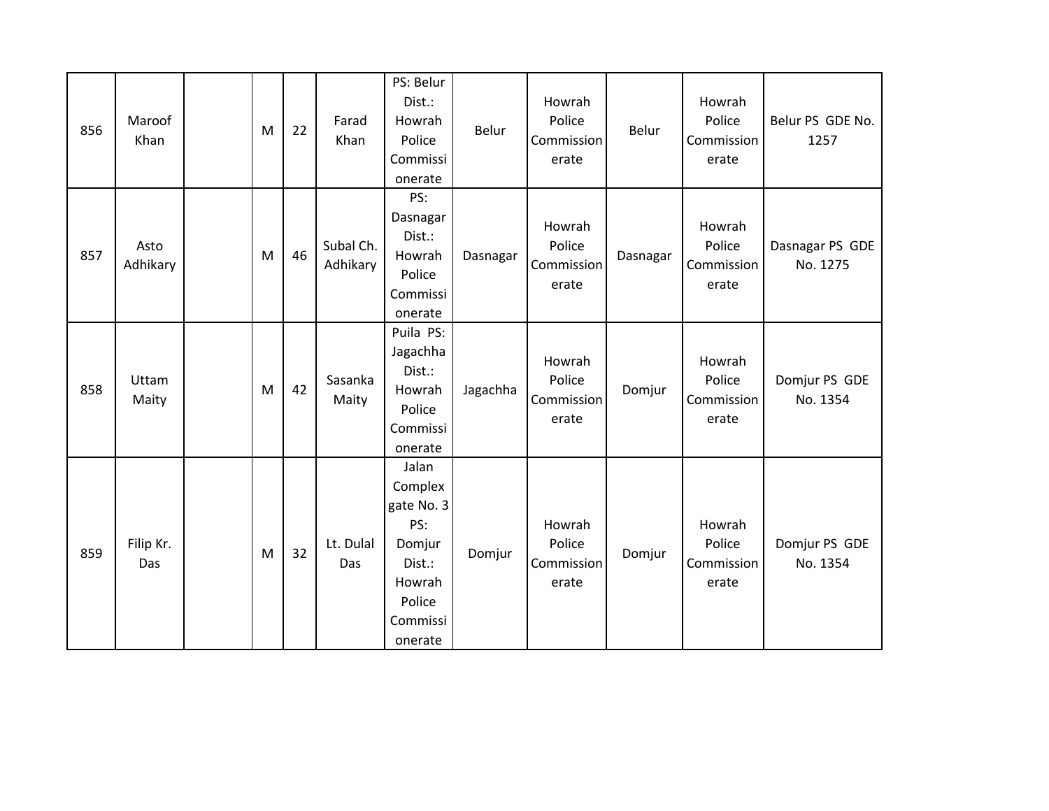| 856 | Maroof Khan | | M | 22 | Farad Khan | PS: Belur Dist.: Howrah Police Commissionerate | Belur | Howrah Police Commissionerate | Belur | Howrah Police Commissionerate | Belur PS GDE No. 1257 |
|---|---|---|---|---|---|---|---|---|---|---|---|
| 857 | Asto Adhikary | | M | 46 | Subal Ch. Adhikary | PS: Dasnagar Dist.: Howrah Police Commissionerate | Dasnagar | Howrah Police Commissionerate | Dasnagar | Howrah Police Commissionerate | Dasnagar PS GDE No. 1275 |
| 858 | Uttam Maity | | M | 42 | Sasanka Maity | Puila PS: Jagachha Dist.: Howrah Police Commissionerate | Jagachha | Howrah Police Commissionerate | Domjur | Howrah Police Commissionerate | Domjur PS GDE No. 1354 |
| 859 | Filip Kr. Das | | M | 32 | Lt. Dulal Das | Jalan Complex gate No. 3 PS: Domjur Dist.: Howrah Police Commissionerate | Domjur | Howrah Police Commissionerate | Domjur | Howrah Police Commissionerate | Domjur PS GDE No. 1354 |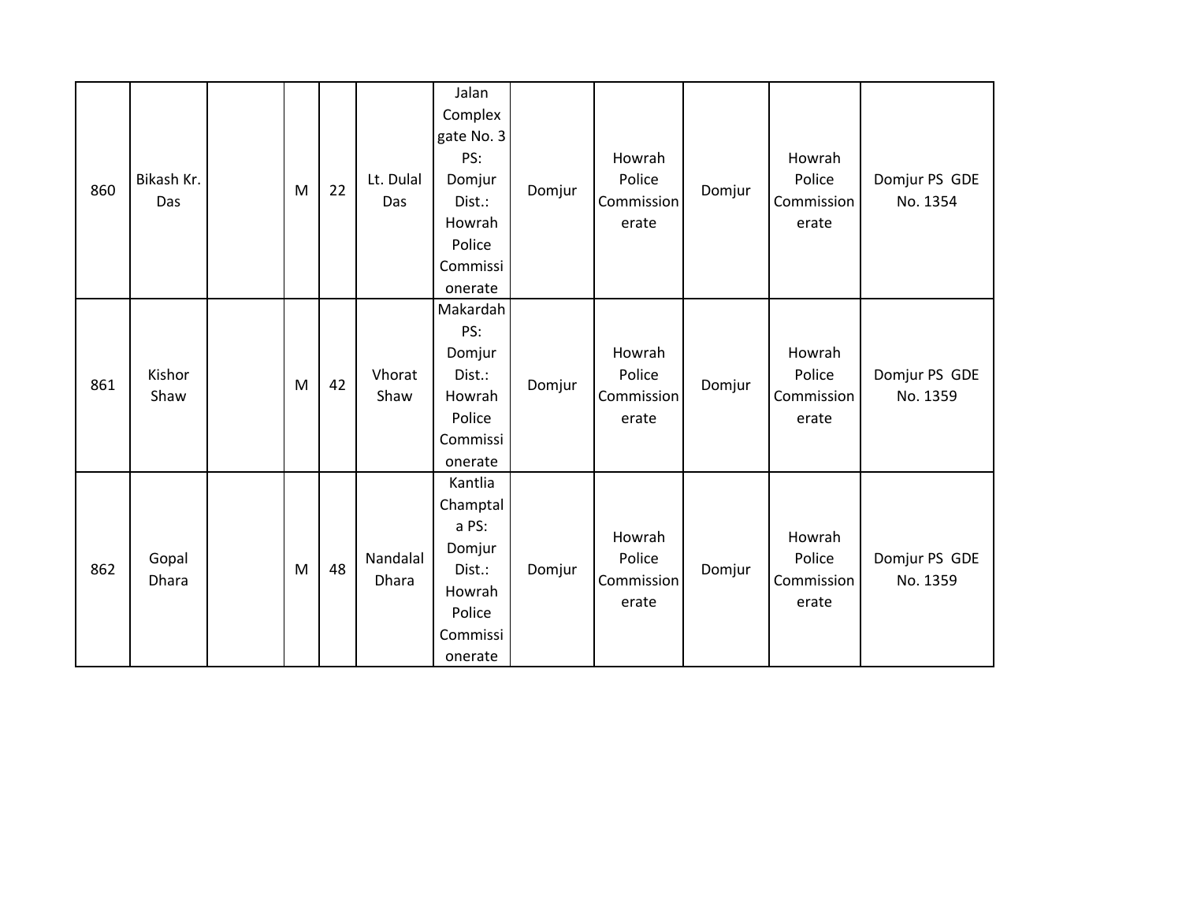| | | | | | | | | | | | |
|---|---|---|---|---|---|---|---|---|---|---|---|
| 860 | Bikash Kr. Das | | M | 22 | Lt. Dulal Das | Jalan Complex gate No. 3 PS: Domjur Dist.: Howrah Police Commissionerate | Domjur | Howrah Police Commissionerate | Domjur | Howrah Police Commissionerate | Domjur PS GDE No. 1354 |
| 861 | Kishor Shaw | | M | 42 | Vhorat Shaw | Makardah PS: Domjur Dist.: Howrah Police Commissionerate | Domjur | Howrah Police Commissionerate | Domjur | Howrah Police Commissionerate | Domjur PS GDE No. 1359 |
| 862 | Gopal Dhara | | M | 48 | Nandalal Dhara | Kantlia Champtala PS: Domjur Dist.: Howrah Police Commissionerate | Domjur | Howrah Police Commissionerate | Domjur | Howrah Police Commissionerate | Domjur PS GDE No. 1359 |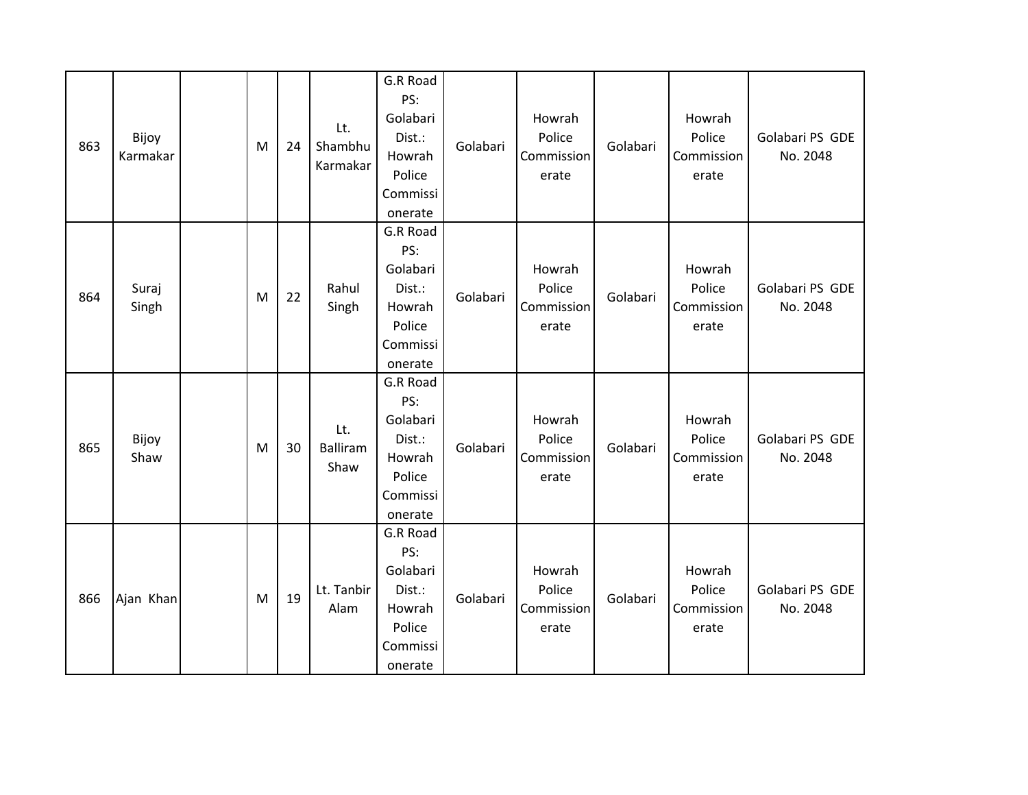| 863 | Bijoy Karmakar | | M | 24 | Lt. Shambhu Karmakar | G.R Road PS: Golabari Dist.: Howrah Police Commissionerate | Golabari | Howrah Police Commissionerate | Golabari | Howrah Police Commissionerate | Golabari PS GDE No. 2048 |
|---|---|---|---|---|---|---|---|---|---|---|---|
| 864 | Suraj Singh | | M | 22 | Rahul Singh | G.R Road PS: Golabari Dist.: Howrah Police Commissionerate | Golabari | Howrah Police Commissionerate | Golabari | Howrah Police Commissionerate | Golabari PS GDE No. 2048 |
| 865 | Bijoy Shaw | | M | 30 | Lt. Balliram Shaw | G.R Road PS: Golabari Dist.: Howrah Police Commissionerate | Golabari | Howrah Police Commissionerate | Golabari | Howrah Police Commissionerate | Golabari PS GDE No. 2048 |
| 866 | Ajan Khan | | M | 19 | Lt. Tanbir Alam | G.R Road PS: Golabari Dist.: Howrah Police Commissionerate | Golabari | Howrah Police Commissionerate | Golabari | Howrah Police Commissionerate | Golabari PS GDE No. 2048 |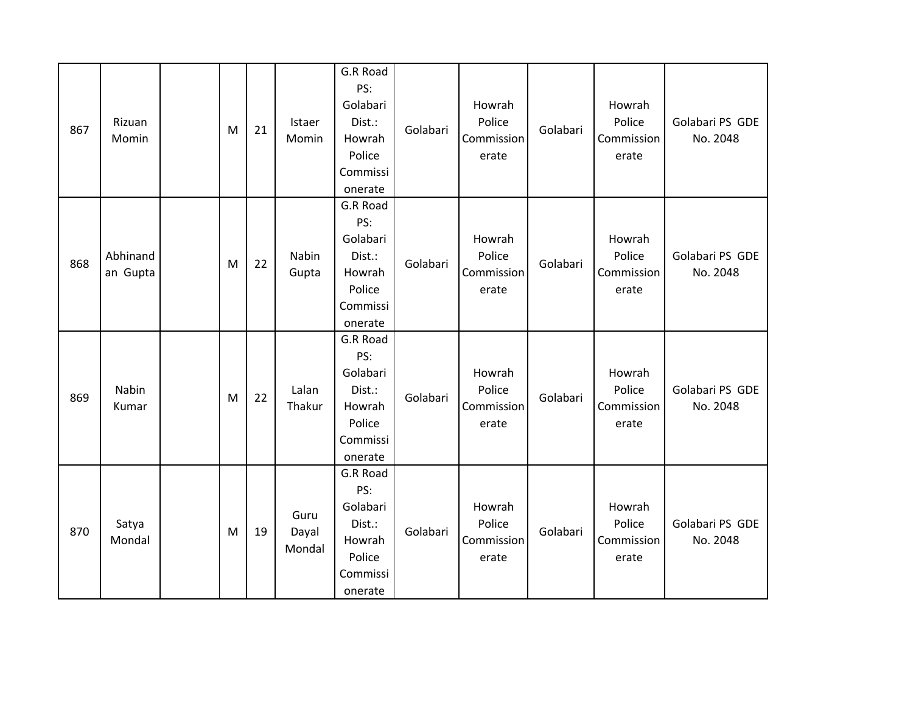| 867 | Rizuan Momin | | M | 21 | Istaer Momin | G.R Road PS: Golabari Dist.: Howrah Police Commissionerate | Golabari | Howrah Police Commissionerate | Golabari | Howrah Police Commissionerate | Golabari PS GDE No. 2048 |
|---|---|---|---|---|---|---|---|---|---|---|---|
| 868 | Abhinandan Gupta | | M | 22 | Nabin Gupta | G.R Road PS: Golabari Dist.: Howrah Police Commissionerate | Golabari | Howrah Police Commissionerate | Golabari | Howrah Police Commissionerate | Golabari PS GDE No. 2048 |
| 869 | Nabin Kumar | | M | 22 | Lalan Thakur | G.R Road PS: Golabari Dist.: Howrah Police Commissionerate | Golabari | Howrah Police Commissionerate | Golabari | Howrah Police Commissionerate | Golabari PS GDE No. 2048 |
| 870 | Satya Mondal | | M | 19 | Guru Dayal Mondal | G.R Road PS: Golabari Dist.: Howrah Police Commissionerate | Golabari | Howrah Police Commissionerate | Golabari | Howrah Police Commissionerate | Golabari PS GDE No. 2048 |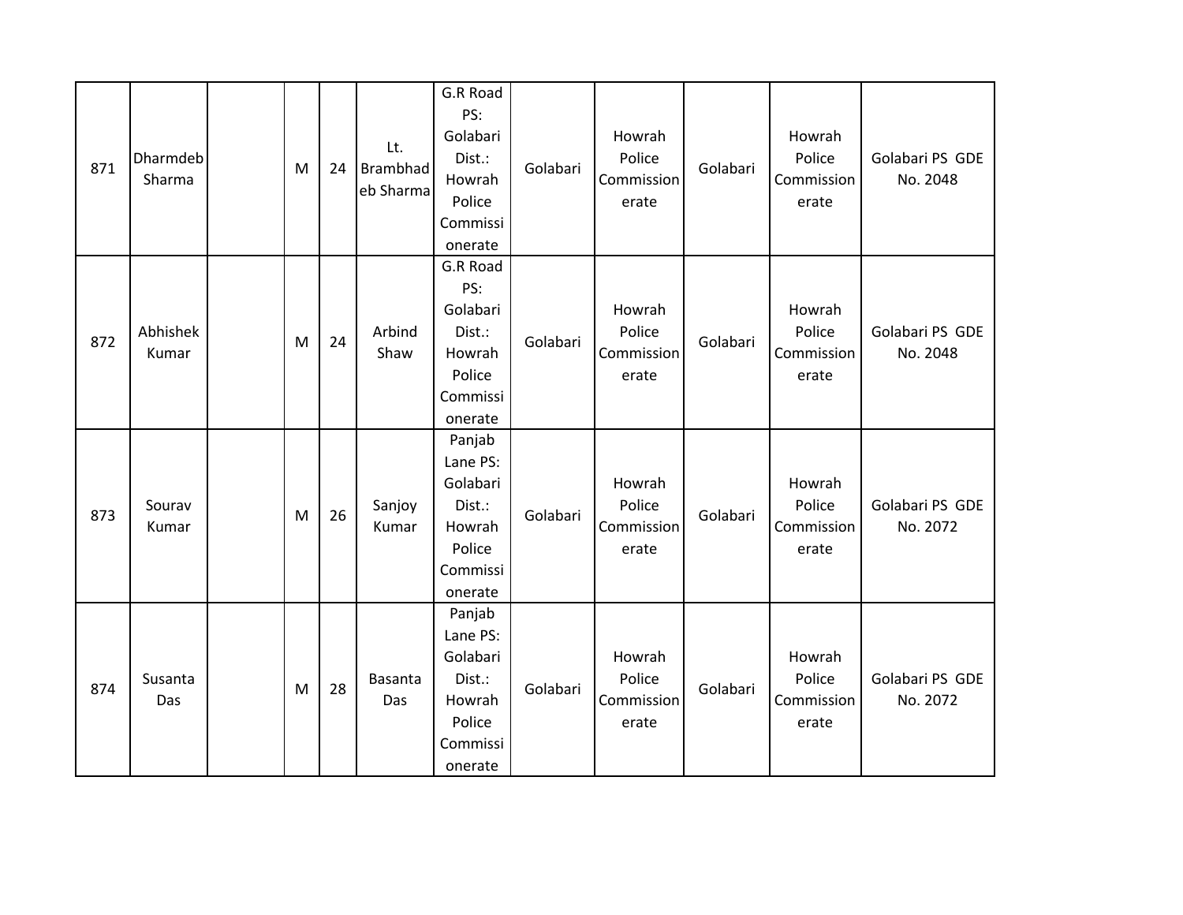| | | | | | | | | | | | |
|---|---|---|---|---|---|---|---|---|---|---|---|
| 871 | Dharmdeb Sharma | | M | 24 | Lt. Brambhadeb Sharma | G.R Road PS: Golabari Dist.: Howrah Police Commissionerate | Golabari | Howrah Police Commissionerate | Golabari | Howrah Police Commissionerate | Golabari PS GDE No. 2048 |
| 872 | Abhishek Kumar | | M | 24 | Arbind Shaw | G.R Road PS: Golabari Dist.: Howrah Police Commissionerate | Golabari | Howrah Police Commissionerate | Golabari | Howrah Police Commissionerate | Golabari PS GDE No. 2048 |
| 873 | Sourav Kumar | | M | 26 | Sanjoy Kumar | Panjab Lane PS: Golabari Dist.: Howrah Police Commissionerate | Golabari | Howrah Police Commissionerate | Golabari | Howrah Police Commissionerate | Golabari PS GDE No. 2072 |
| 874 | Susanta Das | | M | 28 | Basanta Das | Panjab Lane PS: Golabari Dist.: Howrah Police Commissionerate | Golabari | Howrah Police Commissionerate | Golabari | Howrah Police Commissionerate | Golabari PS GDE No. 2072 |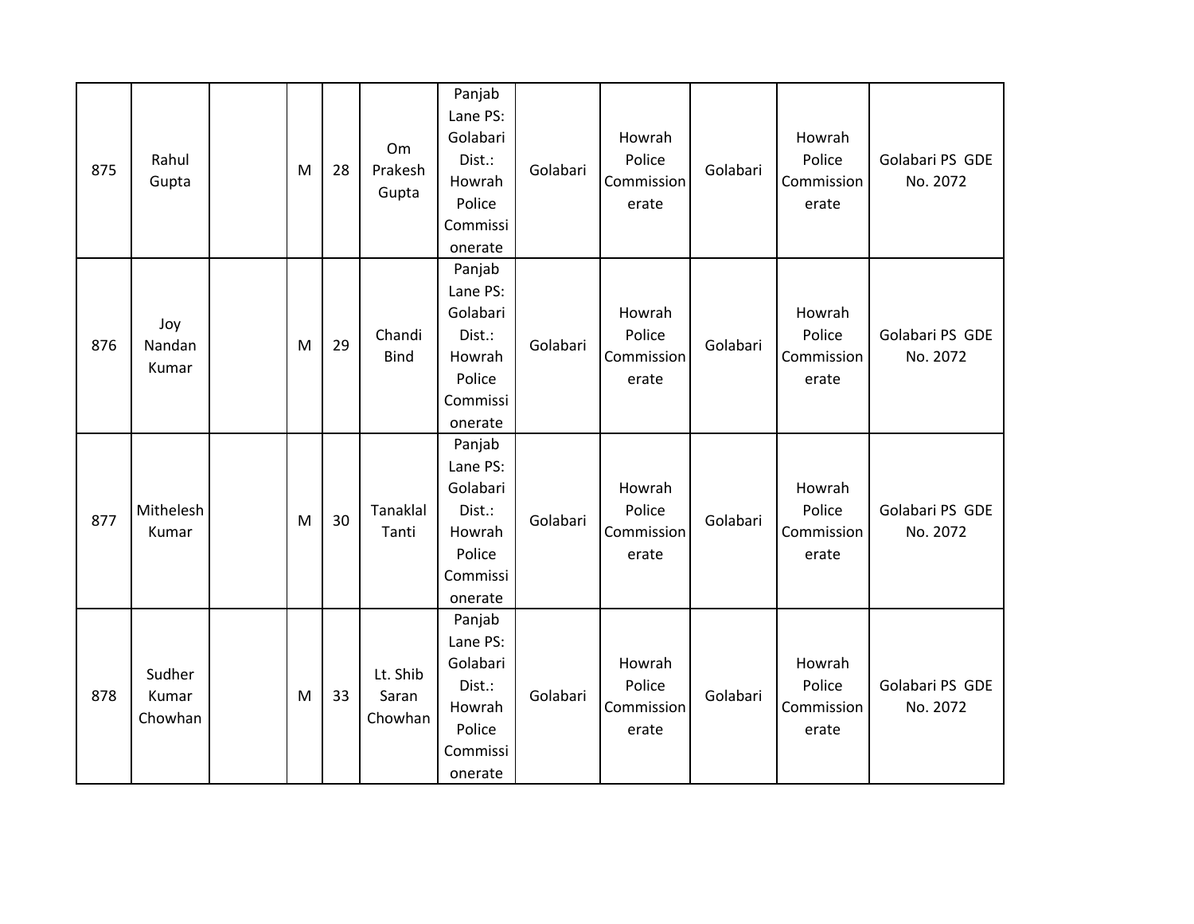| 875 | Rahul Gupta | | M | 28 | Om Prakesh Gupta | Panjab Lane PS: Golabari Dist.: Howrah Police Commissionerate | Golabari | Howrah Police Commissionerate | Golabari | Howrah Police Commissionerate | Golabari PS GDE No. 2072 |
|---|---|---|---|---|---|---|---|---|---|---|---|
| 876 | Joy Nandan Kumar | | M | 29 | Chandi Bind | Panjab Lane PS: Golabari Dist.: Howrah Police Commissionerate | Golabari | Howrah Police Commissionerate | Golabari | Howrah Police Commissionerate | Golabari PS GDE No. 2072 |
| 877 | Mithelesh Kumar | | M | 30 | Tanaklal Tanti | Panjab Lane PS: Golabari Dist.: Howrah Police Commissionerate | Golabari | Howrah Police Commissionerate | Golabari | Howrah Police Commissionerate | Golabari PS GDE No. 2072 |
| 878 | Sudher Kumar Chowhan | | M | 33 | Lt. Shib Saran Chowhan | Panjab Lane PS: Golabari Dist.: Howrah Police Commissionerate | Golabari | Howrah Police Commissionerate | Golabari | Howrah Police Commissionerate | Golabari PS GDE No. 2072 |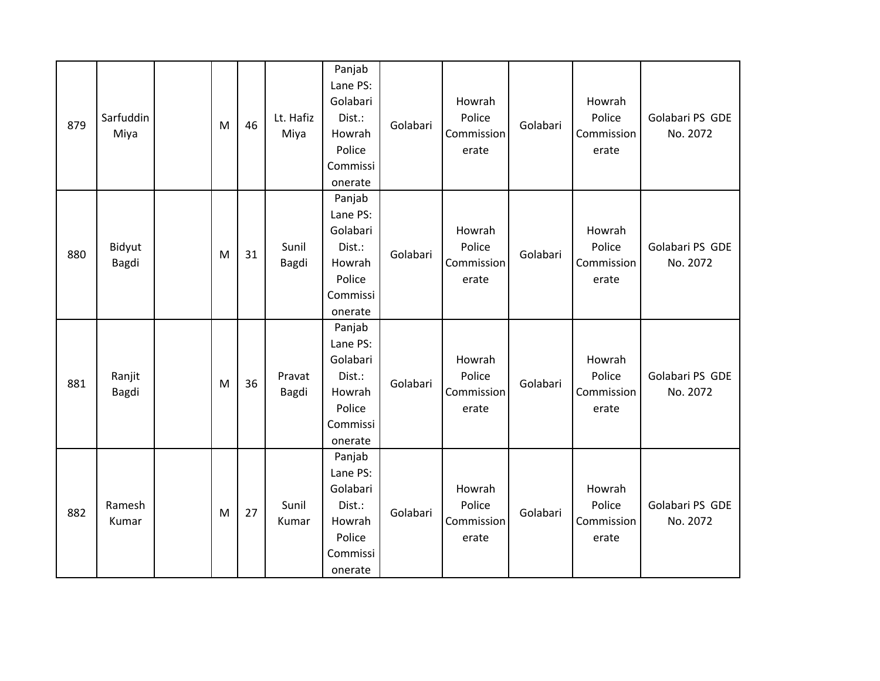| | | | | | | | | | | | |
|---|---|---|---|---|---|---|---|---|---|---|---|
| 879 | Sarfuddin Miya | | M | 46 | Lt. Hafiz Miya | Panjab Lane PS: Golabari Dist.: Howrah Police Commissionerate | Golabari | Howrah Police Commissionerate | Golabari | Howrah Police Commissionerate | Golabari PS GDE No. 2072 |
| 880 | Bidyut Bagdi | | M | 31 | Sunil Bagdi | Panjab Lane PS: Golabari Dist.: Howrah Police Commissionerate | Golabari | Howrah Police Commissionerate | Golabari | Howrah Police Commissionerate | Golabari PS GDE No. 2072 |
| 881 | Ranjit Bagdi | | M | 36 | Pravat Bagdi | Panjab Lane PS: Golabari Dist.: Howrah Police Commissionerate | Golabari | Howrah Police Commissionerate | Golabari | Howrah Police Commissionerate | Golabari PS GDE No. 2072 |
| 882 | Ramesh Kumar | | M | 27 | Sunil Kumar | Panjab Lane PS: Golabari Dist.: Howrah Police Commissionerate | Golabari | Howrah Police Commissionerate | Golabari | Howrah Police Commissionerate | Golabari PS GDE No. 2072 |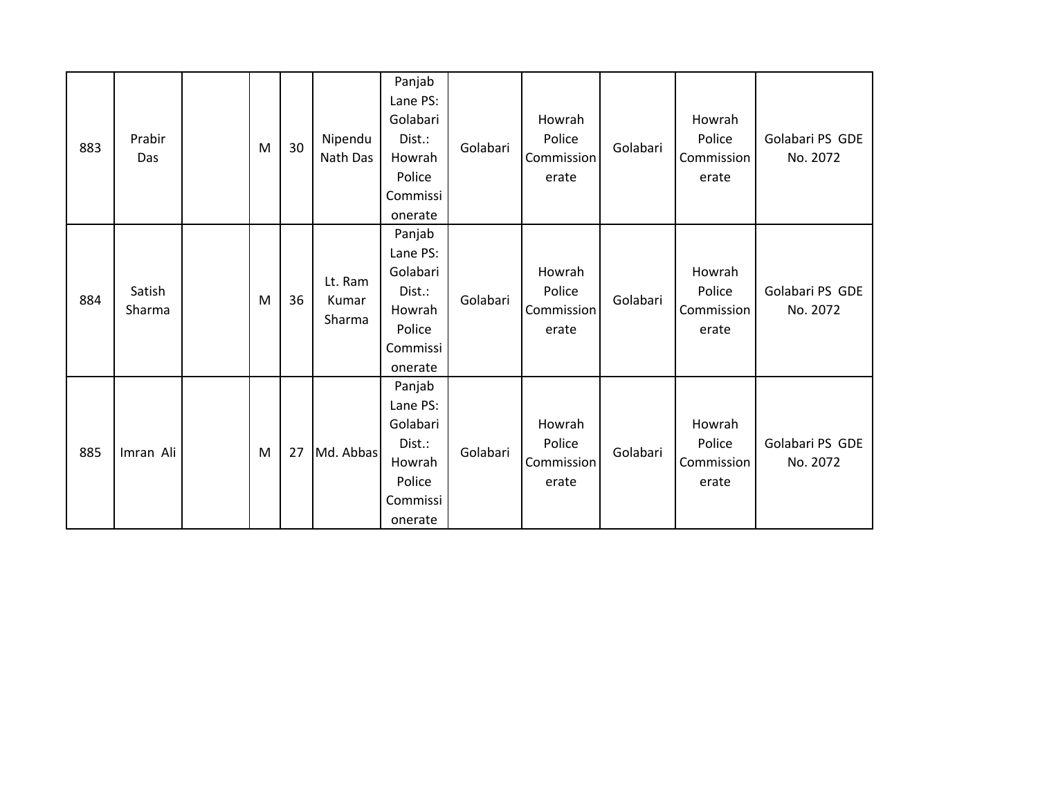| | | | | | | | | | | | |
|---|---|---|---|---|---|---|---|---|---|---|---|
| 883 | Prabir Das | | M | 30 | Nipendu Nath Das | Panjab Lane PS: Golabari Dist.: Howrah Police Commissionerate | Golabari | Howrah Police Commissionerate | Golabari | Howrah Police Commissionerate | Golabari PS GDE No. 2072 |
| 884 | Satish Sharma | | M | 36 | Lt. Ram Kumar Sharma | Panjab Lane PS: Golabari Dist.: Howrah Police Commissionerate | Golabari | Howrah Police Commissionerate | Golabari | Howrah Police Commissionerate | Golabari PS GDE No. 2072 |
| 885 | Imran Ali | | M | 27 | Md. Abbas | Panjab Lane PS: Golabari Dist.: Howrah Police Commissionerate | Golabari | Howrah Police Commissionerate | Golabari | Howrah Police Commissionerate | Golabari PS GDE No. 2072 |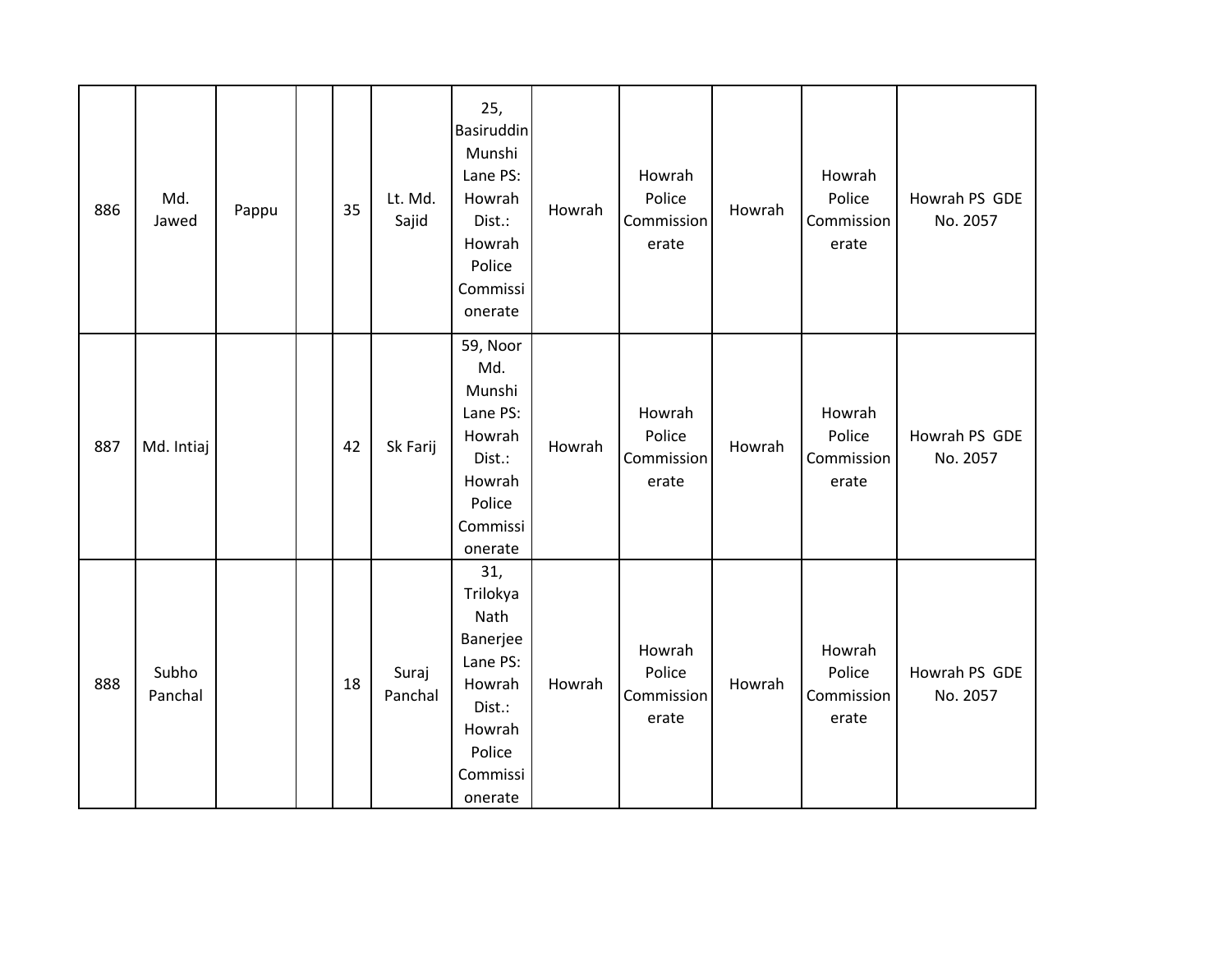| | | | | | | | | | | | |
|---|---|---|---|---|---|---|---|---|---|---|---|
| 886 | Md. Jawed | Pappu | | 35 | Lt. Md. Sajid | 25, Basiruddin Munshi Lane PS: Howrah Dist.: Howrah Police Commissionerate | Howrah | Howrah Police Commissionerate | Howrah | Howrah Police Commissionerate | Howrah PS GDE No. 2057 |
| 887 | Md. Intiaj | | | 42 | Sk Farij | 59, Noor Md. Munshi Lane PS: Howrah Dist.: Howrah Police Commissionerate | Howrah | Howrah Police Commissionerate | Howrah | Howrah Police Commissionerate | Howrah PS GDE No. 2057 |
| 888 | Subho Panchal | | | 18 | Suraj Panchal | 31, Trilokya Nath Banerjee Lane PS: Howrah Dist.: Howrah Police Commissionerate | Howrah | Howrah Police Commissionerate | Howrah | Howrah Police Commissionerate | Howrah PS GDE No. 2057 |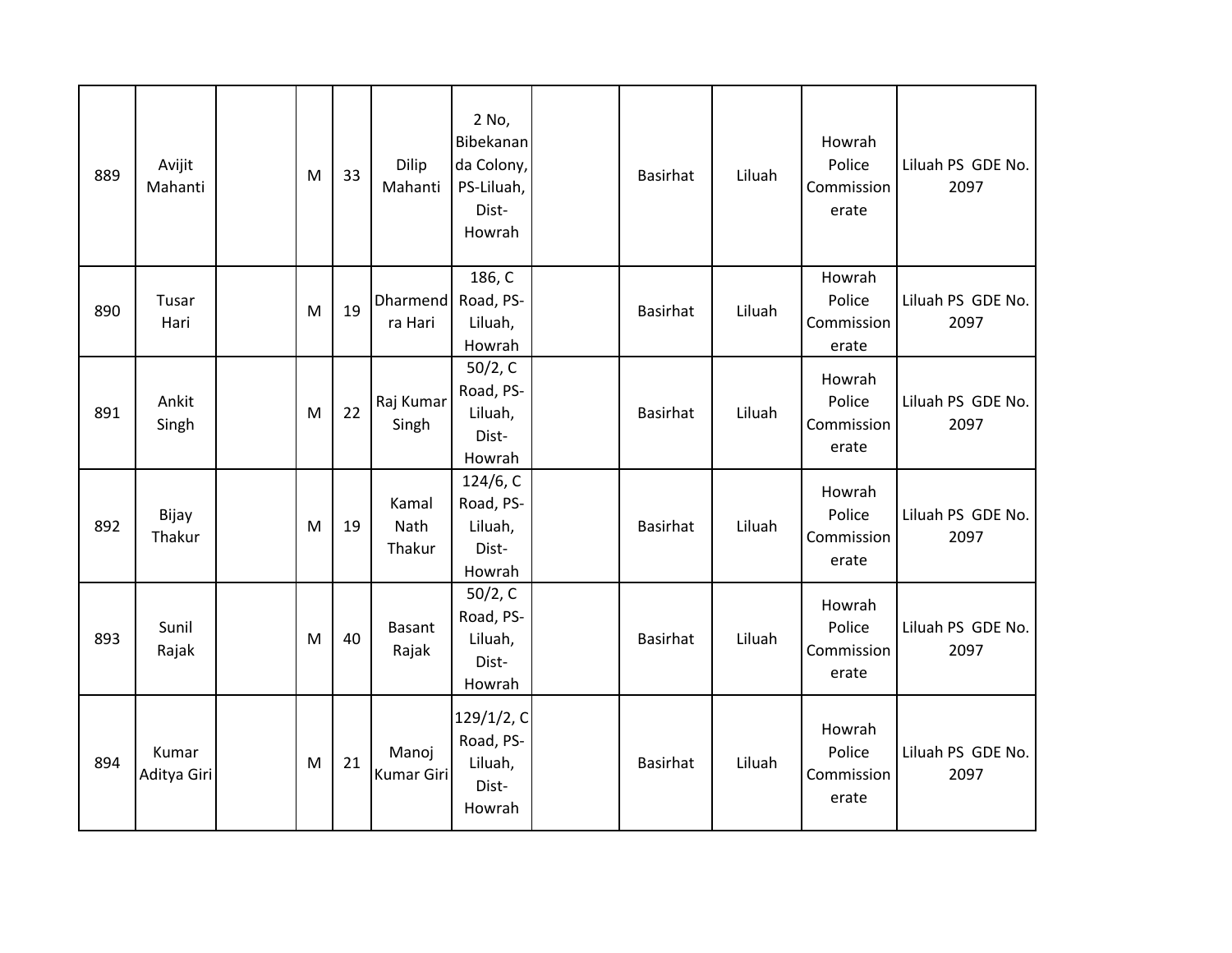| | | | | | | | | | | | |
|---|---|---|---|---|---|---|---|---|---|---|---|
| 889 | Avijit Mahanti | | M | 33 | Dilip Mahanti | 2 No, Bibekananda Colony, PS-Liluah, Dist-Howrah | | Basirhat | Liluah | Howrah Police Commissionerate | Liluah PS GDE No. 2097 |
| 890 | Tusar Hari | | M | 19 | Dharmendra Hari | 186, C Road, PS-Liluah, Howrah | | Basirhat | Liluah | Howrah Police Commissionerate | Liluah PS GDE No. 2097 |
| 891 | Ankit Singh | | M | 22 | Raj Kumar Singh | 50/2, C Road, PS-Liluah, Dist-Howrah | | Basirhat | Liluah | Howrah Police Commissionerate | Liluah PS GDE No. 2097 |
| 892 | Bijay Thakur | | M | 19 | Kamal Nath Thakur | 124/6, C Road, PS-Liluah, Dist-Howrah | | Basirhat | Liluah | Howrah Police Commissionerate | Liluah PS GDE No. 2097 |
| 893 | Sunil Rajak | | M | 40 | Basant Rajak | 50/2, C Road, PS-Liluah, Dist-Howrah | | Basirhat | Liluah | Howrah Police Commissionerate | Liluah PS GDE No. 2097 |
| 894 | Kumar Aditya Giri | | M | 21 | Manoj Kumar Giri | 129/1/2, C Road, PS-Liluah, Dist-Howrah | | Basirhat | Liluah | Howrah Police Commissionerate | Liluah PS GDE No. 2097 |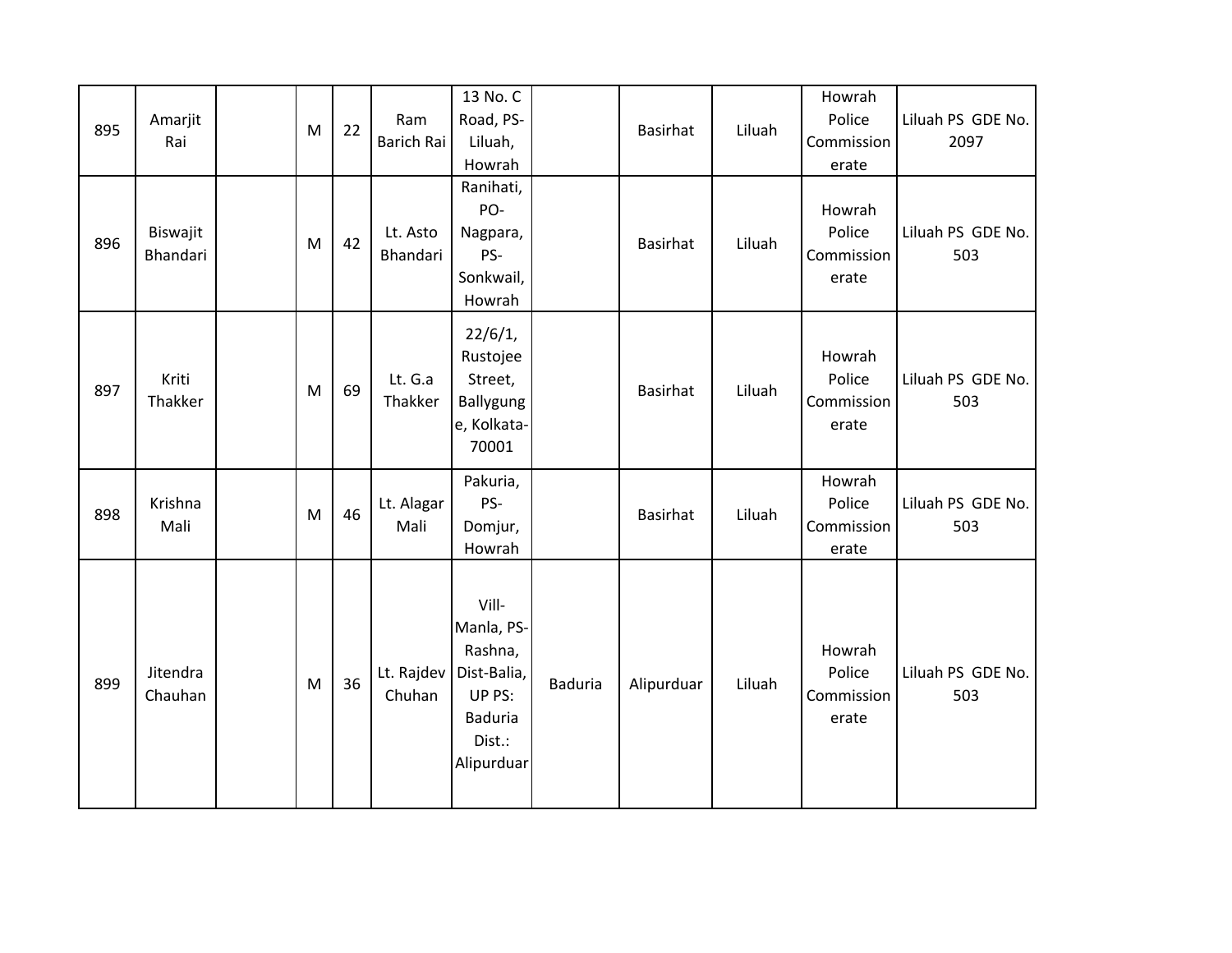| 895 | Amarjit Rai | | M | 22 | Ram Barich Rai | 13 No. C Road, PS-Liluah, Howrah | | Basirhat | Liluah | Howrah Police Commissionerate | Liluah PS GDE No. 2097 |
|---|---|---|---|---|---|---|---|---|---|---|---|
| 896 | Biswajit Bhandari | | M | 42 | Lt. Asto Bhandari | Ranihati, PO-Nagpara, PS-Sonkwail, Howrah | | Basirhat | Liluah | Howrah Police Commissionerate | Liluah PS GDE No. 503 |
| 897 | Kriti Thakker | | M | 69 | Lt. G.a Thakker | 22/6/1, Rustojee Street, Ballygunge, Kolkata-70001 | | Basirhat | Liluah | Howrah Police Commissionerate | Liluah PS GDE No. 503 |
| 898 | Krishna Mali | | M | 46 | Lt. Alagar Mali | Pakuria, PS-Domjur, Howrah | | Basirhat | Liluah | Howrah Police Commissionerate | Liluah PS GDE No. 503 |
| 899 | Jitendra Chauhan | | M | 36 | Lt. Rajdev Chuhan | Vill-Manla, PS-Rashna, Dist-Balia, UP PS: Baduria Dist.: Alipurduar | Baduria | Alipurduar | Liluah | Howrah Police Commissionerate | Liluah PS GDE No. 503 |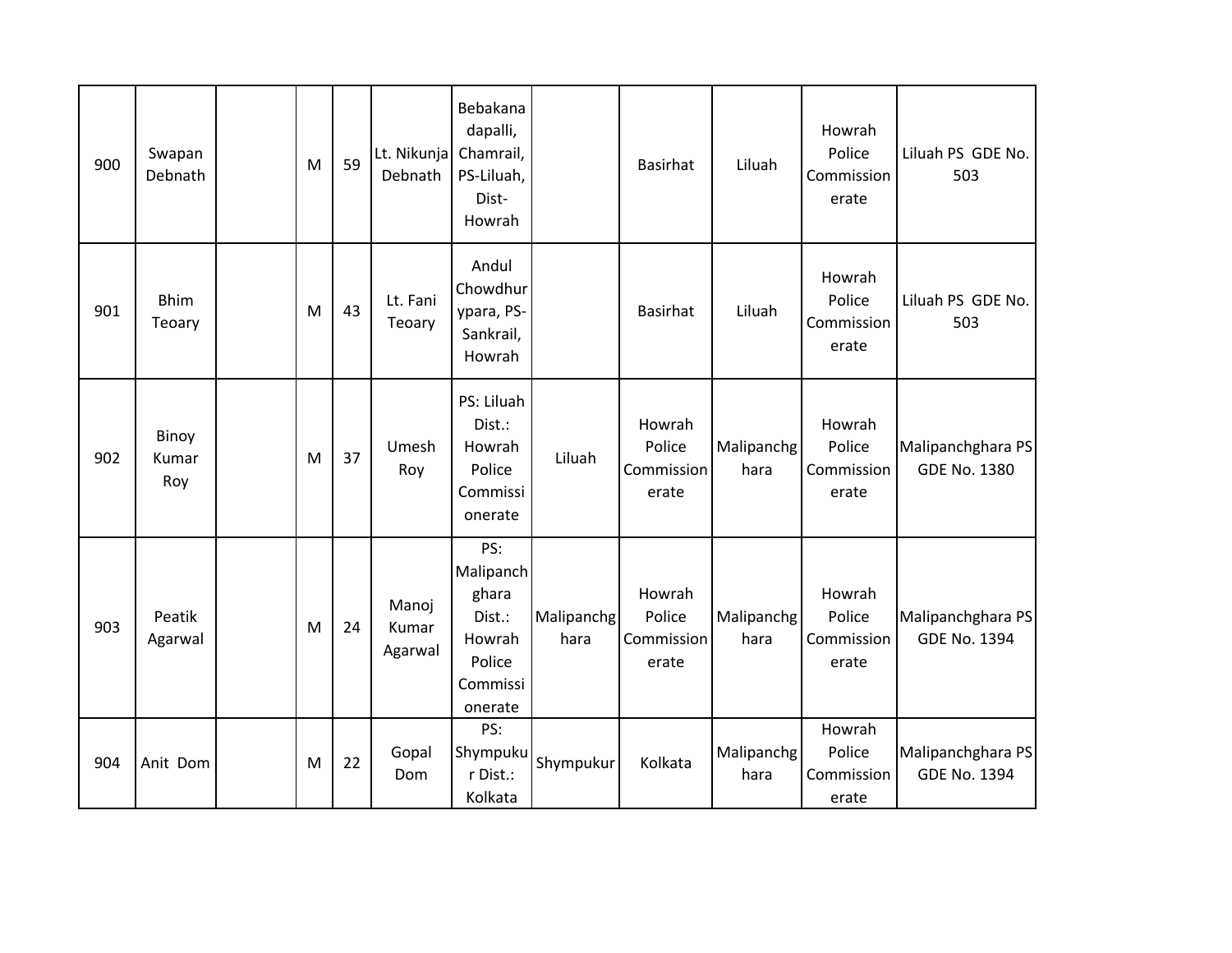|  |  |  |  |  |  |  |  |  |  |  |  |
|---|---|---|---|---|---|---|---|---|---|---|---|
| 900 | Swapan Debnath |  | M | 59 | Lt. Nikunja Debnath | Bebakanadapalli, Chamrail, PS-Liluah, Dist-Howrah |  | Basirhat | Liluah | Howrah Police Commissionerate | Liluah PS GDE No. 503 |
| 901 | Bhim Teoary |  | M | 43 | Lt. Fani Teoary | Andul Chowdhurypara, PS-Sankrail, Howrah |  | Basirhat | Liluah | Howrah Police Commissionerate | Liluah PS GDE No. 503 |
| 902 | Binoy Kumar Roy |  | M | 37 | Umesh Roy | PS: Liluah Dist.: Howrah Police Commissionerate | Liluah | Howrah Police Commissionerate | Malipanchghara | Howrah Police Commissionerate | Malipanchghara PS GDE No. 1380 |
| 903 | Peatik Agarwal |  | M | 24 | Manoj Kumar Agarwal | PS: Malipanchghara Dist.: Howrah Police Commissionerate | Malipanchghara | Howrah Police Commissionerate | Malipanchghara | Howrah Police Commissionerate | Malipanchghara PS GDE No. 1394 |
| 904 | Anit Dom |  | M | 22 | Gopal Dom | PS: Shympukur Dist.: Kolkata | Shympukur | Kolkata | Malipanchghara | Howrah Police Commissionerate | Malipanchghara PS GDE No. 1394 |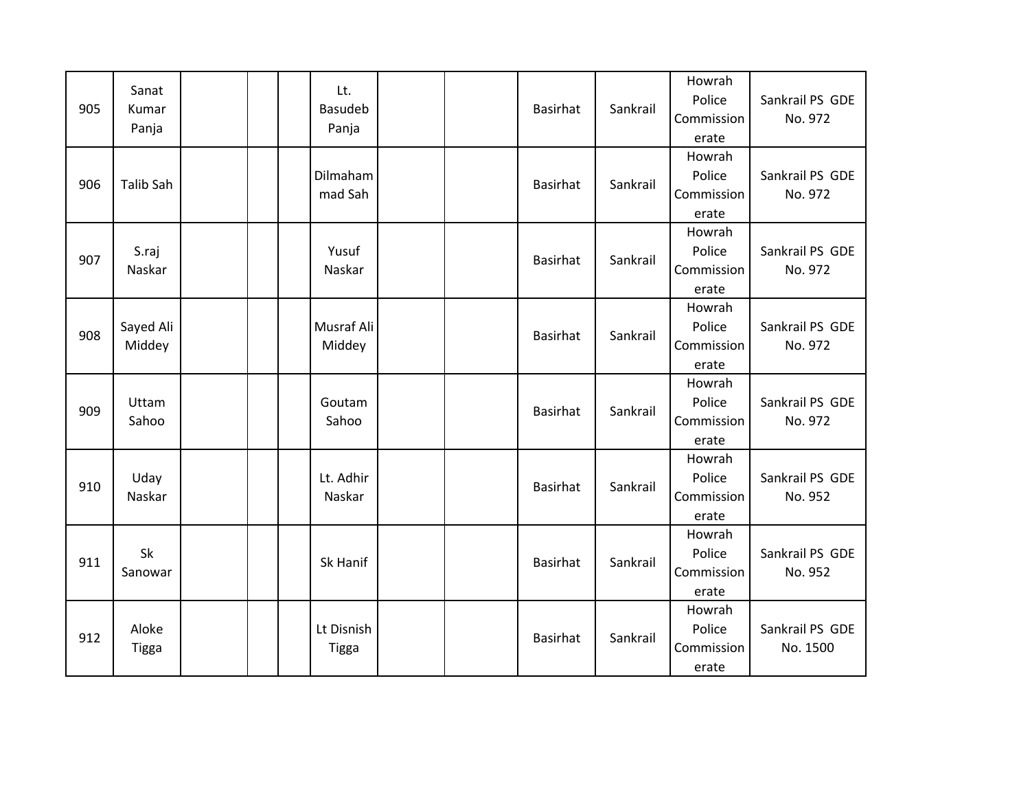| | | | | | | | | | | | |
|---|---|---|---|---|---|---|---|---|---|---|---|
| 905 | Sanat Kumar Panja | | | | Lt. Basudeb Panja | | | Basirhat | Sankrail | Howrah Police Commissionerate | Sankrail PS GDE No. 972 |
| 906 | Talib Sah | | | | Dilmahammad Sah | | | Basirhat | Sankrail | Howrah Police Commissionerate | Sankrail PS GDE No. 972 |
| 907 | S.raj Naskar | | | | Yusuf Naskar | | | Basirhat | Sankrail | Howrah Police Commissionerate | Sankrail PS GDE No. 972 |
| 908 | Sayed Ali Middey | | | | Musraf Ali Middey | | | Basirhat | Sankrail | Howrah Police Commissionerate | Sankrail PS GDE No. 972 |
| 909 | Uttam Sahoo | | | | Goutam Sahoo | | | Basirhat | Sankrail | Howrah Police Commissionerate | Sankrail PS GDE No. 972 |
| 910 | Uday Naskar | | | | Lt. Adhir Naskar | | | Basirhat | Sankrail | Howrah Police Commissionerate | Sankrail PS GDE No. 952 |
| 911 | Sk Sanowar | | | | Sk Hanif | | | Basirhat | Sankrail | Howrah Police Commissionerate | Sankrail PS GDE No. 952 |
| 912 | Aloke Tigga | | | | Lt Disnish Tigga | | | Basirhat | Sankrail | Howrah Police Commissionerate | Sankrail PS GDE No. 1500 |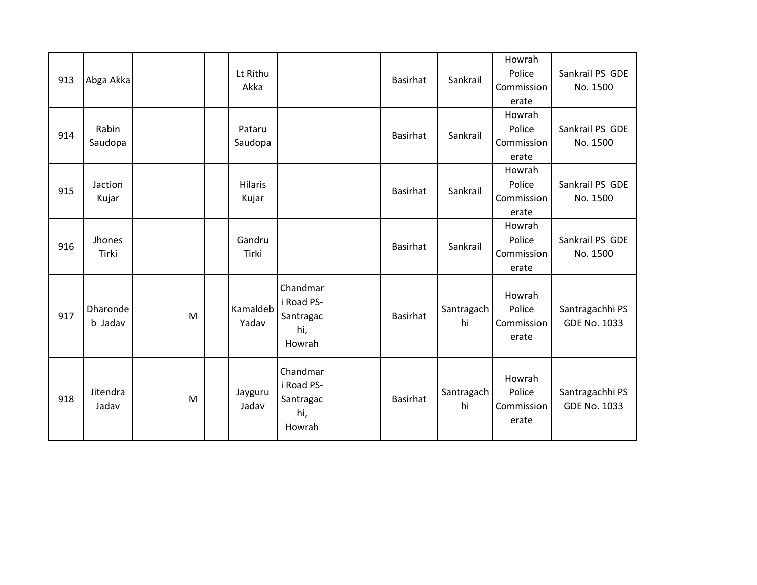| 913 | Abga Akka | | | | Lt Rithu Akka | | | Basirhat | Sankrail | Howrah Police Commissionerate | Sankrail PS GDE No. 1500 |
|---|---|---|---|---|---|---|---|---|---|---|---|
| 914 | Rabin Saudopa | | | | Pataru Saudopa | | | Basirhat | Sankrail | Howrah Police Commissionerate | Sankrail PS GDE No. 1500 |
| 915 | Jaction Kujar | | | | Hilaris Kujar | | | Basirhat | Sankrail | Howrah Police Commissionerate | Sankrail PS GDE No. 1500 |
| 916 | Jhones Tirki | | | | Gandru Tirki | | | Basirhat | Sankrail | Howrah Police Commissionerate | Sankrail PS GDE No. 1500 |
| 917 | Dharondeb Jadav | | M | | Kamaldeb Yadav | Chandmari Road PS- Santragachi, Howrah | | Basirhat | Santragachhi | Howrah Police Commissionerate | Santragachhi PS GDE No. 1033 |
| 918 | Jitendra Jadav | | M | | Jayguru Jadav | Chandmari Road PS- Santragachi, Howrah | | Basirhat | Santragachhi | Howrah Police Commissionerate | Santragachhi PS GDE No. 1033 |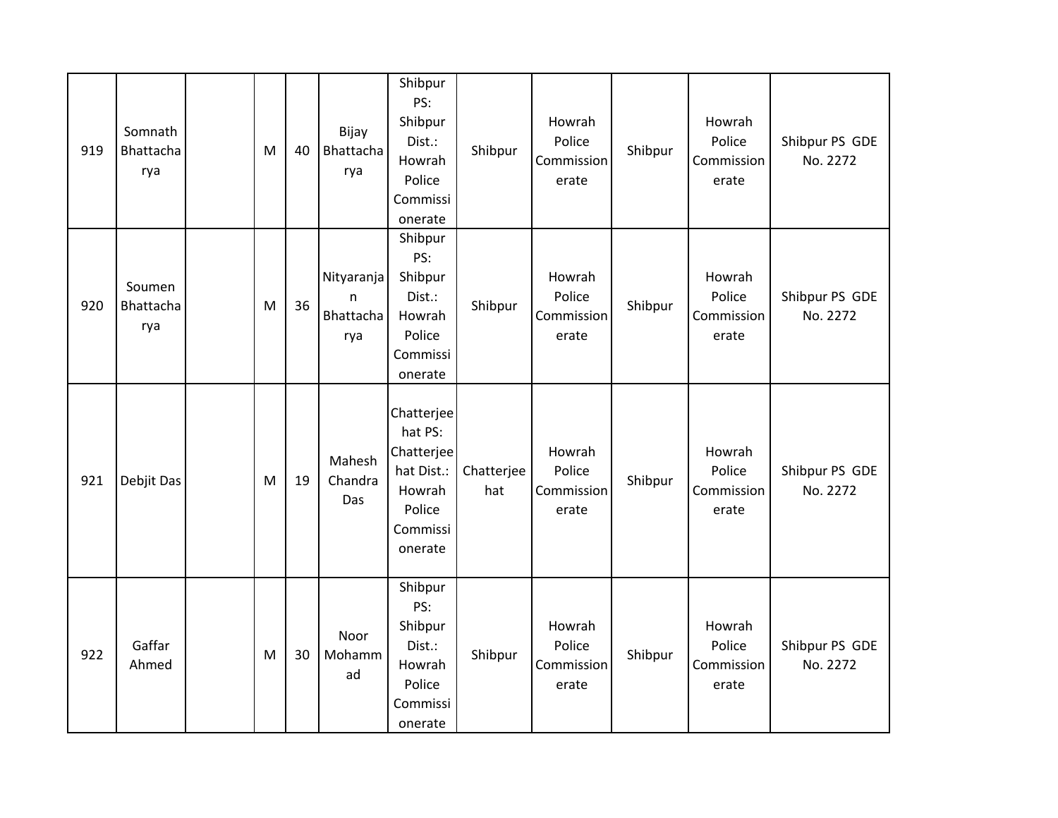| | | | | | | | | | | | |
|---|---|---|---|---|---|---|---|---|---|---|---|
| 919 | Somnath Bhattacharya | | M | 40 | Bijay Bhattacharya | Shibpur PS: Shibpur Dist.: Howrah Police Commissionerate | Shibpur | Howrah Police Commissionerate | Shibpur | Howrah Police Commissionerate | Shibpur PS GDE No. 2272 |
| 920 | Soumen Bhattacharya | | M | 36 | Nityaranjan Bhattacharya | Shibpur PS: Shibpur Dist.: Howrah Police Commissionerate | Shibpur | Howrah Police Commissionerate | Shibpur | Howrah Police Commissionerate | Shibpur PS GDE No. 2272 |
| 921 | Debjit Das | | M | 19 | Mahesh Chandra Das | Chatterjeehat PS: Chatterjeehat Dist.: Howrah Police Commissionerate | Chatterjeehat | Howrah Police Commissionerate | Shibpur | Howrah Police Commissionerate | Shibpur PS GDE No. 2272 |
| 922 | Gaffar Ahmed | | M | 30 | Noor Mohammad | Shibpur PS: Shibpur Dist.: Howrah Police Commissionerate | Shibpur | Howrah Police Commissionerate | Shibpur | Howrah Police Commissionerate | Shibpur PS GDE No. 2272 |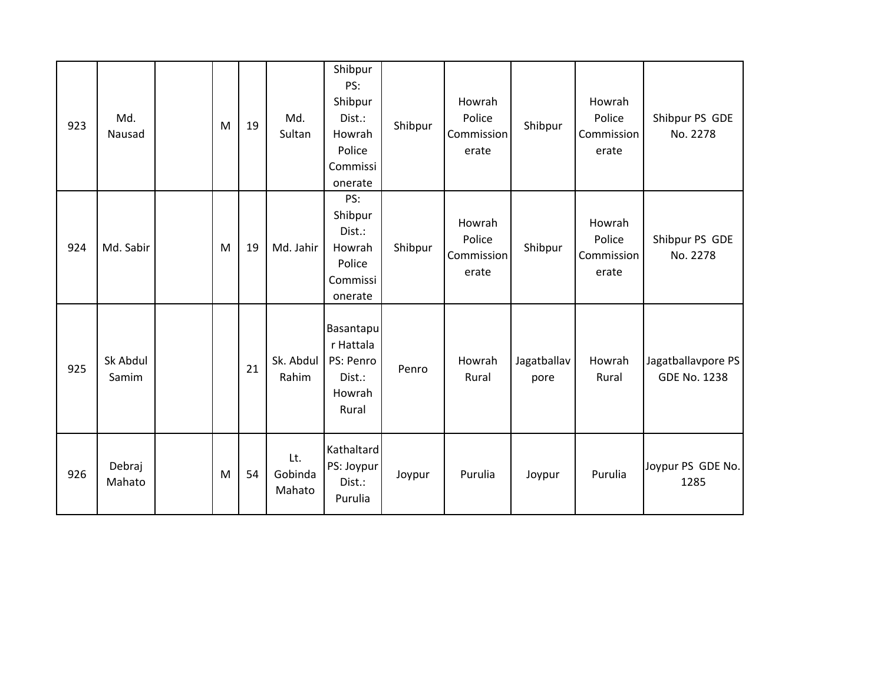| | | | | | | | | | | | |
|---|---|---|---|---|---|---|---|---|---|---|---|
| 923 | Md. Nausad | | M | 19 | Md. Sultan | Shibpur PS: Shibpur Dist.: Howrah Police Commissionerate | Shibpur | Howrah Police Commissionerate | Shibpur | Howrah Police Commissionerate | Shibpur PS GDE No. 2278 |
| 924 | Md. Sabir | | M | 19 | Md. Jahir | PS: Shibpur Dist.: Howrah Police Commissionerate | Shibpur | Howrah Police Commissionerate | Shibpur | Howrah Police Commissionerate | Shibpur PS GDE No. 2278 |
| 925 | Sk Abdul Samim | | | 21 | Sk. Abdul Rahim | Basantapur Hattala PS: Penro Dist.: Howrah Rural | Penro | Howrah Rural | Jagatballavpore | Howrah Rural | Jagatballavpore PS GDE No. 1238 |
| 926 | Debraj Mahato | | M | 54 | Lt. Gobinda Mahato | Kathaltard PS: Joypur Dist.: Purulia | Joypur | Purulia | Joypur | Purulia | Joypur PS GDE No. 1285 |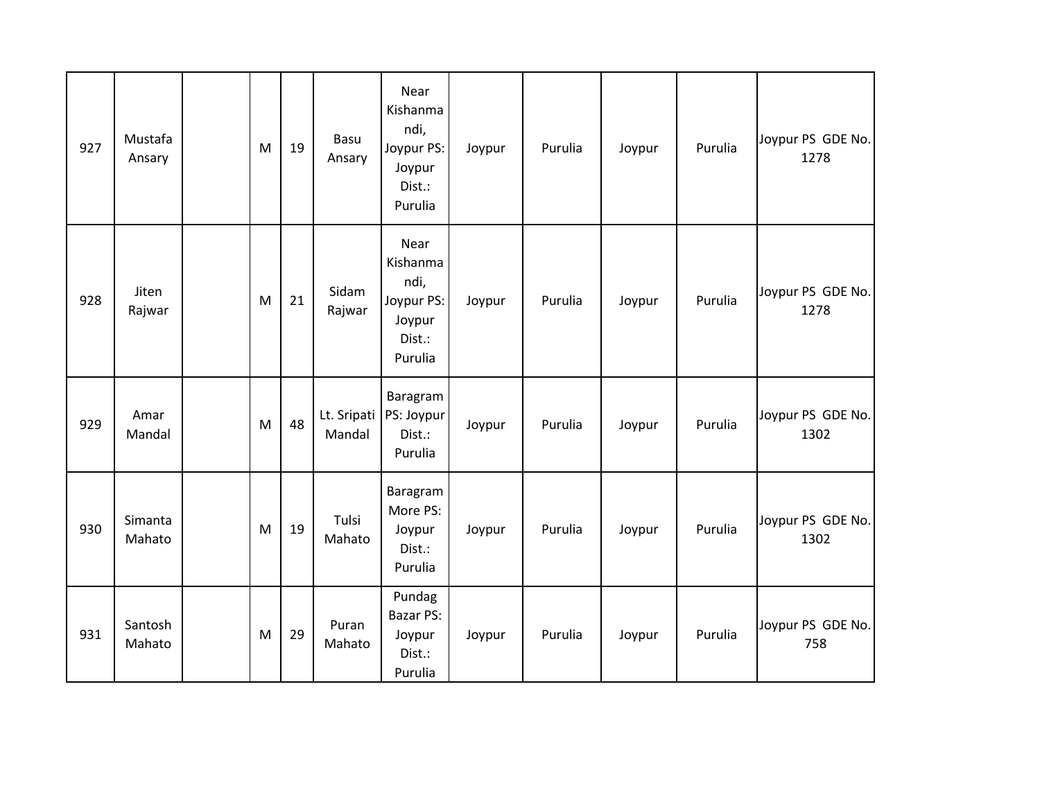| | | | | | | | | | | | |
|---|---|---|---|---|---|---|---|---|---|---|---|
| 927 | Mustafa Ansary | | M | 19 | Basu Ansary | Near Kishanmandi, Joypur PS: Joypur Dist.: Purulia | Joypur | Purulia | Joypur | Purulia | Joypur PS GDE No. 1278 |
| 928 | Jiten Rajwar | | M | 21 | Sidam Rajwar | Near Kishanmandi, Joypur PS: Joypur Dist.: Purulia | Joypur | Purulia | Joypur | Purulia | Joypur PS GDE No. 1278 |
| 929 | Amar Mandal | | M | 48 | Lt. Sripati Mandal | Baragram PS: Joypur Dist.: Purulia | Joypur | Purulia | Joypur | Purulia | Joypur PS GDE No. 1302 |
| 930 | Simanta Mahato | | M | 19 | Tulsi Mahato | Baragram More PS: Joypur Dist.: Purulia | Joypur | Purulia | Joypur | Purulia | Joypur PS GDE No. 1302 |
| 931 | Santosh Mahato | | M | 29 | Puran Mahato | Pundag Bazar PS: Joypur Dist.: Purulia | Joypur | Purulia | Joypur | Purulia | Joypur PS GDE No. 758 |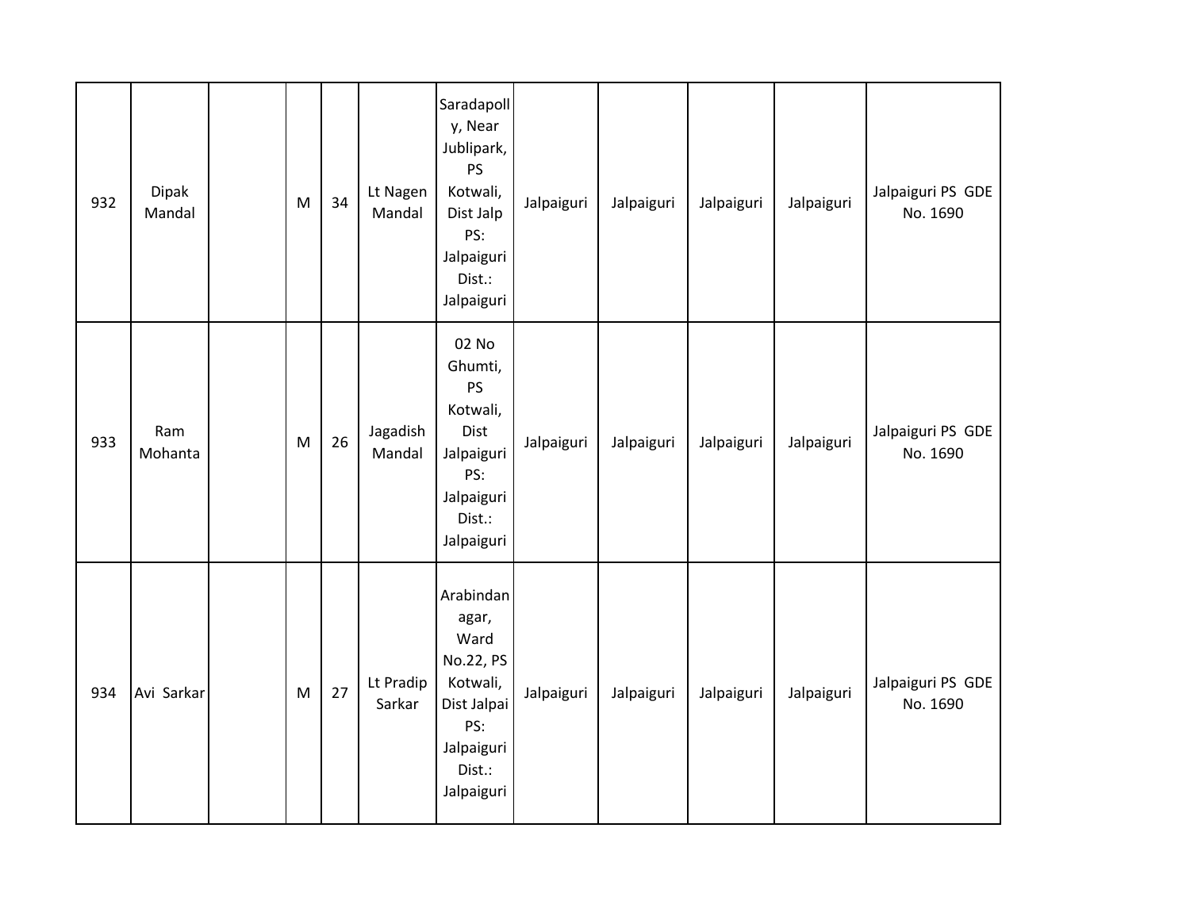| | | | | | | | | | | | |
|---|---|---|---|---|---|---|---|---|---|---|---|
| 932 | Dipak Mandal | | M | 34 | Lt Nagen Mandal | Saradapolly, Near Jublipark, PS Kotwali, Dist Jalp PS: Jalpaiguri Dist.: Jalpaiguri | Jalpaiguri | Jalpaiguri | Jalpaiguri | Jalpaiguri | Jalpaiguri PS GDE No. 1690 |
| 933 | Ram Mohanta | | M | 26 | Jagadish Mandal | 02 No Ghumti, PS Kotwali, Dist Jalpaiguri PS: Jalpaiguri Dist.: Jalpaiguri | Jalpaiguri | Jalpaiguri | Jalpaiguri | Jalpaiguri | Jalpaiguri PS GDE No. 1690 |
| 934 | Avi Sarkar | | M | 27 | Lt Pradip Sarkar | Arabindanagar, Ward No.22, PS Kotwali, Dist Jalpai PS: Jalpaiguri Dist.: Jalpaiguri | Jalpaiguri | Jalpaiguri | Jalpaiguri | Jalpaiguri | Jalpaiguri PS GDE No. 1690 |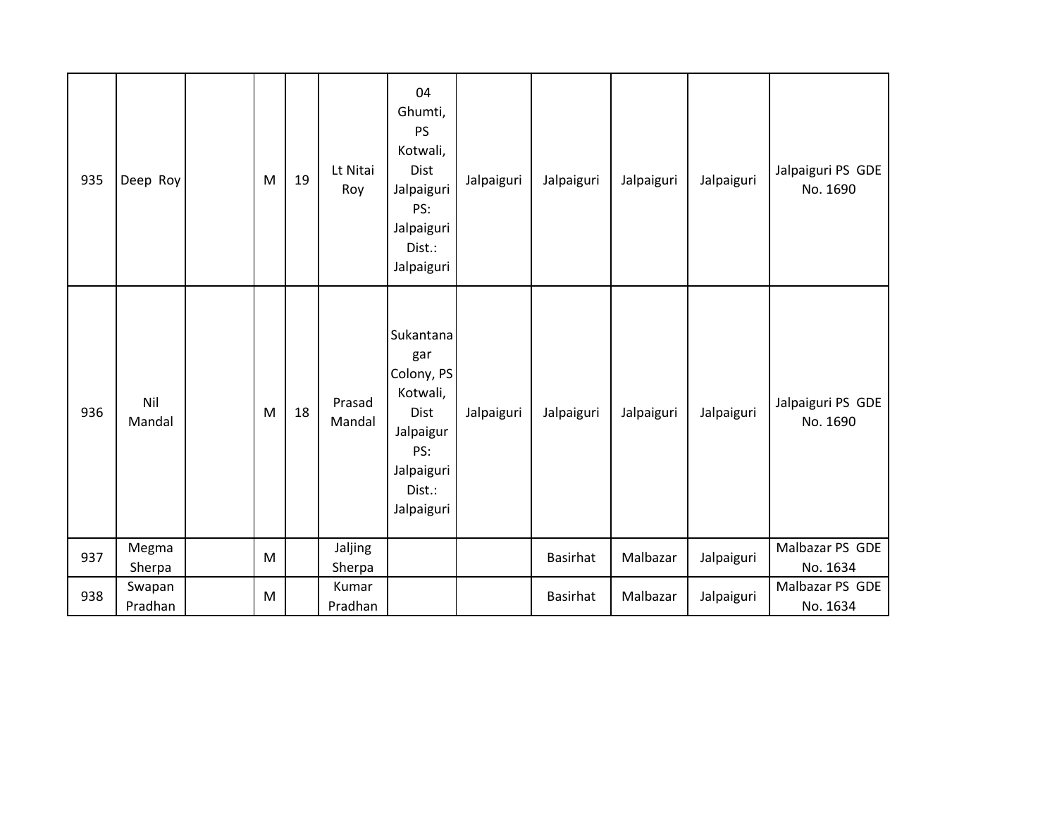| | | | | | | | | | | | |
|---|---|---|---|---|---|---|---|---|---|---|---|
| 935 | Deep Roy | | M | 19 | Lt Nitai Roy | 04 Ghumti, PS Kotwali, Dist Jalpaiguri PS: Jalpaiguri Dist.: Jalpaiguri | Jalpaiguri | Jalpaiguri | Jalpaiguri | Jalpaiguri | Jalpaiguri PS GDE No. 1690 |
| 936 | Nil Mandal | | M | 18 | Prasad Mandal | Sukantanagar Colony, PS Kotwali, Dist Jalpaigur PS: Jalpaiguri Dist.: Jalpaiguri | Jalpaiguri | Jalpaiguri | Jalpaiguri | Jalpaiguri | Jalpaiguri PS GDE No. 1690 |
| 937 | Megma Sherpa | | M | | Jaljing Sherpa | | | Basirhat | Malbazar | Jalpaiguri | Malbazar PS GDE No. 1634 |
| 938 | Swapan Pradhan | | M | | Kumar Pradhan | | | Basirhat | Malbazar | Jalpaiguri | Malbazar PS GDE No. 1634 |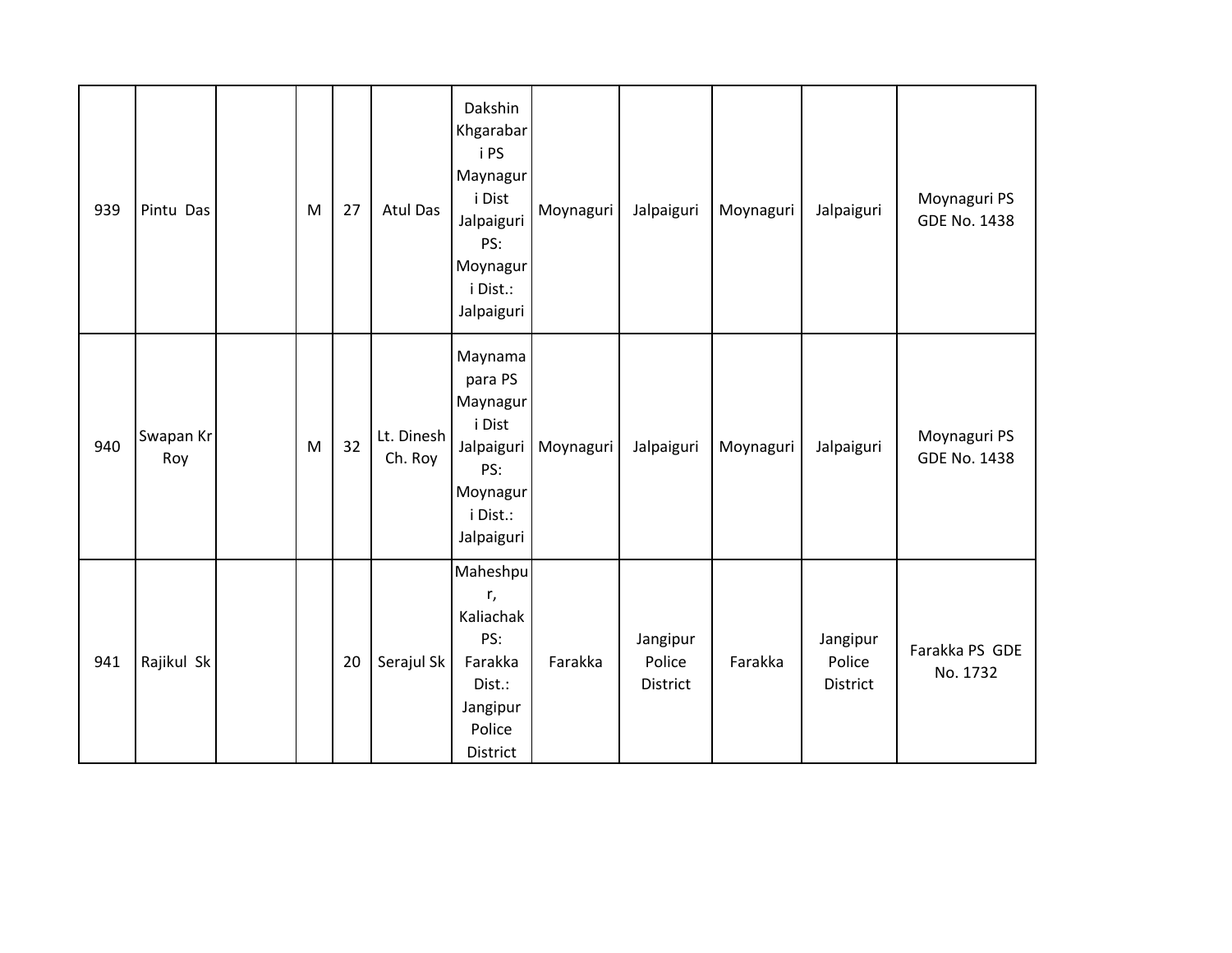| | | | | | | | | | | | |
|---|---|---|---|---|---|---|---|---|---|---|---|
| 939 | Pintu Das | | M | 27 | Atul Das | Dakshin Khgarabari PS Maynaguri Dist Jalpaiguri PS: Moynaguri Dist.: Jalpaiguri | Moynaguri | Jalpaiguri | Moynaguri | Jalpaiguri | Moynaguri PS GDE No. 1438 |
| 940 | Swapan Kr Roy | | M | 32 | Lt. Dinesh Ch. Roy | Maynamapara PS Maynaguri Dist Jalpaiguri PS: Moynaguri Dist.: Jalpaiguri | Moynaguri | Jalpaiguri | Moynaguri | Jalpaiguri | Moynaguri PS GDE No. 1438 |
| 941 | Rajikul Sk | | | 20 | Serajul Sk | Maheshpur, Kaliachak PS: Farakka Dist.: Jangipur Police District | Farakka | Jangipur Police District | Farakka | Jangipur Police District | Farakka PS GDE No. 1732 |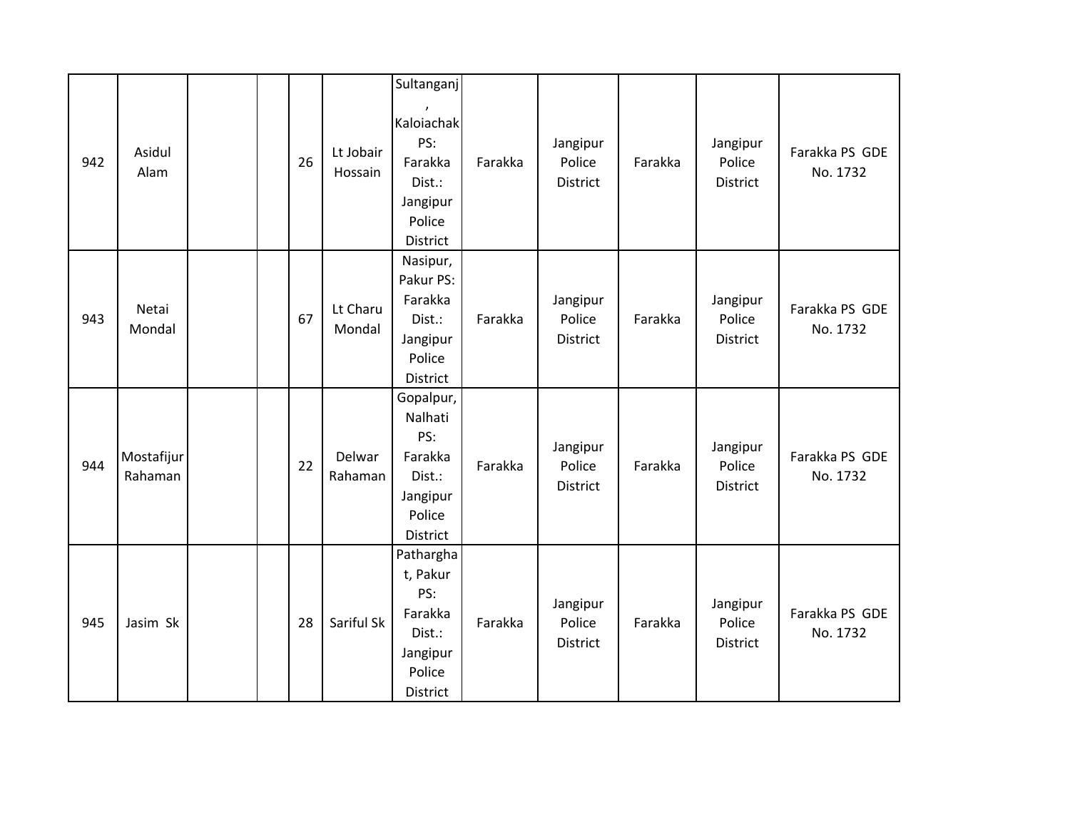| | | | | | | | | | | | |
|---|---|---|---|---|---|---|---|---|---|---|---|
| 942 | Asidul Alam | | | 26 | Lt Jobair Hossain | Sultanganj, Kaloiachak PS: Farakka Dist.: Jangipur Police District | Farakka | Jangipur Police District | Farakka | Jangipur Police District | Farakka PS GDE No. 1732 |
| 943 | Netai Mondal | | | 67 | Lt Charu Mondal | Nasipur, Pakur PS: Farakka Dist.: Jangipur Police District | Farakka | Jangipur Police District | Farakka | Jangipur Police District | Farakka PS GDE No. 1732 |
| 944 | Mostafijur Rahaman | | | 22 | Delwar Rahaman | Gopalpur, Nalhati PS: Farakka Dist.: Jangipur Police District | Farakka | Jangipur Police District | Farakka | Jangipur Police District | Farakka PS GDE No. 1732 |
| 945 | Jasim Sk | | | 28 | Sariful Sk | Pathargha t, Pakur PS: Farakka Dist.: Jangipur Police District | Farakka | Jangipur Police District | Farakka | Jangipur Police District | Farakka PS GDE No. 1732 |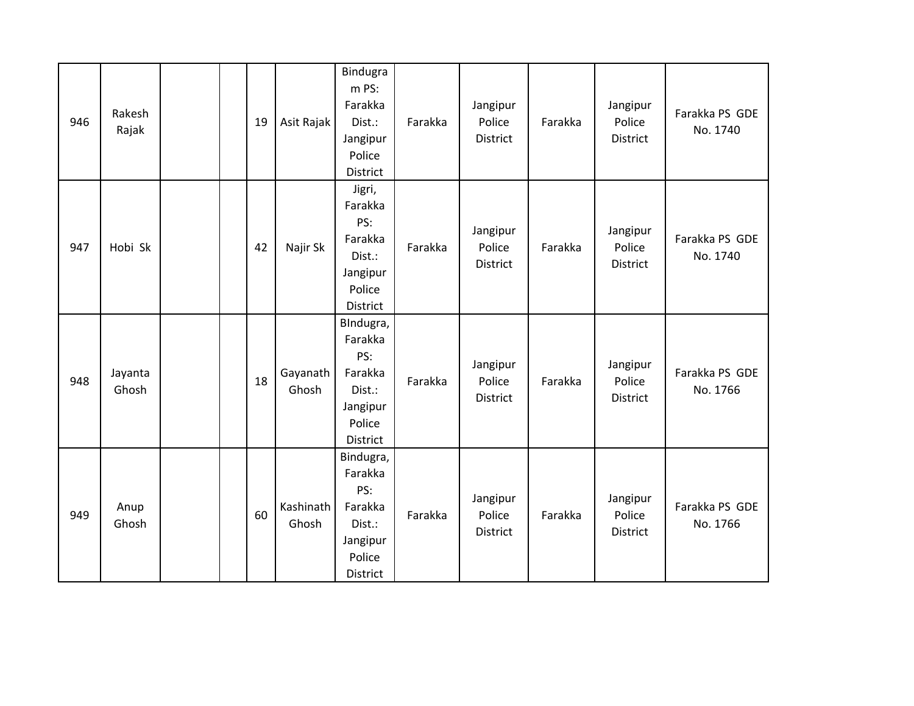| 946 | Rakesh Rajak | | | 19 | Asit Rajak | Bindugram PS: Farakka Dist.: Jangipur Police District | Farakka | Jangipur Police District | Farakka | Jangipur Police District | Farakka PS GDE No. 1740 |
|---|---|---|---|---|---|---|---|---|---|---|---|
| 947 | Hobi Sk | | | 42 | Najir Sk | Jigri, Farakka PS: Farakka Dist.: Jangipur Police District | Farakka | Jangipur Police District | Farakka | Jangipur Police District | Farakka PS GDE No. 1740 |
| 948 | Jayanta Ghosh | | | 18 | Gayanath Ghosh | BIndugra, Farakka PS: Farakka Dist.: Jangipur Police District | Farakka | Jangipur Police District | Farakka | Jangipur Police District | Farakka PS GDE No. 1766 |
| 949 | Anup Ghosh | | | 60 | Kashinath Ghosh | Bindugra, Farakka PS: Farakka Dist.: Jangipur Police District | Farakka | Jangipur Police District | Farakka | Jangipur Police District | Farakka PS GDE No. 1766 |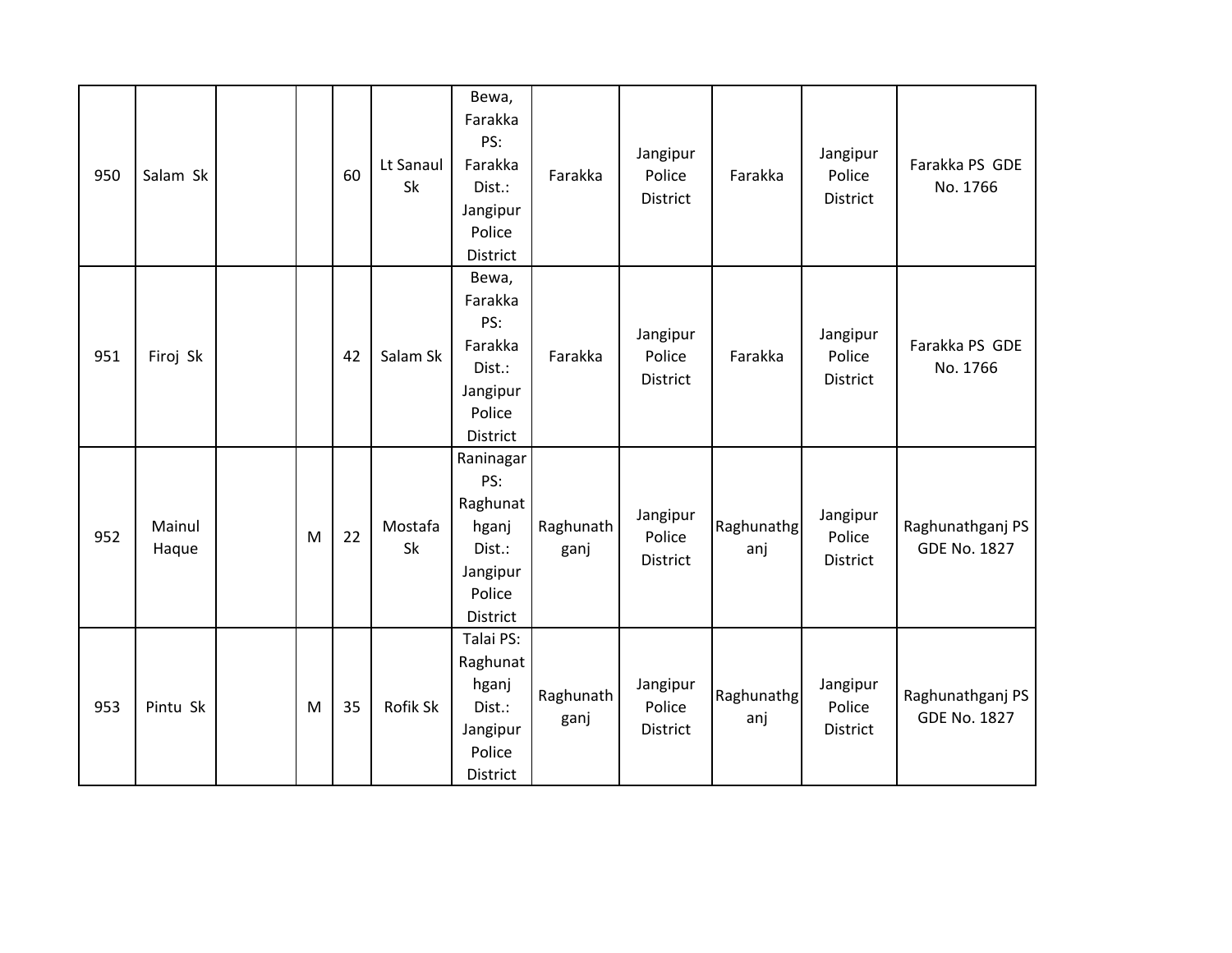| | | | | | | | | | | | |
|---|---|---|---|---|---|---|---|---|---|---|---|
| 950 | Salam Sk | | | 60 | Lt Sanaul Sk | Bewa, Farakka PS: Farakka Dist.: Jangipur Police District | Farakka | Jangipur Police District | Farakka | Jangipur Police District | Farakka PS GDE No. 1766 |
| 951 | Firoj Sk | | | 42 | Salam Sk | Bewa, Farakka PS: Farakka Dist.: Jangipur Police District | Farakka | Jangipur Police District | Farakka | Jangipur Police District | Farakka PS GDE No. 1766 |
| 952 | Mainul Haque | | M | 22 | Mostafa Sk | Raninagar PS: Raghunathganj Dist.: Jangipur Police District | Raghunathganj | Jangipur Police District | Raghunathganj | Jangipur Police District | Raghunathganj PS GDE No. 1827 |
| 953 | Pintu Sk | | M | 35 | Rofik Sk | Talai PS: Raghunathganj Dist.: Jangipur Police District | Raghunathganj | Jangipur Police District | Raghunathganj | Jangipur Police District | Raghunathganj PS GDE No. 1827 |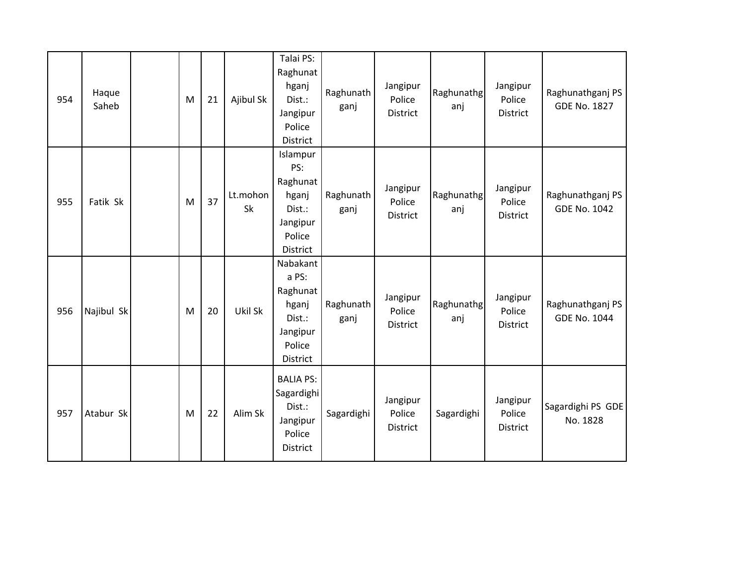| | | | | | | | | | | | |
|---|---|---|---|---|---|---|---|---|---|---|---|
| 954 | Haque Saheb | | M | 21 | Ajibul Sk | Talai PS: Raghunathganj Dist.: Jangipur Police District | Raghunathganj | Jangipur Police District | Raghunathganj | Jangipur Police District | Raghunathganj PS GDE No. 1827 |
| 955 | Fatik Sk | | M | 37 | Lt.mohon Sk | Islampur PS: Raghunathganj Dist.: Jangipur Police District | Raghunathganj | Jangipur Police District | Raghunathganj | Jangipur Police District | Raghunathganj PS GDE No. 1042 |
| 956 | Najibul Sk | | M | 20 | Ukil Sk | Nabakanta PS: Raghunathganj Dist.: Jangipur Police District | Raghunathganj | Jangipur Police District | Raghunathganj | Jangipur Police District | Raghunathganj PS GDE No. 1044 |
| 957 | Atabur Sk | | M | 22 | Alim Sk | BALIA PS: Sagardighi Dist.: Jangipur Police District | Sagardighi | Jangipur Police District | Sagardighi | Jangipur Police District | Sagardighi PS GDE No. 1828 |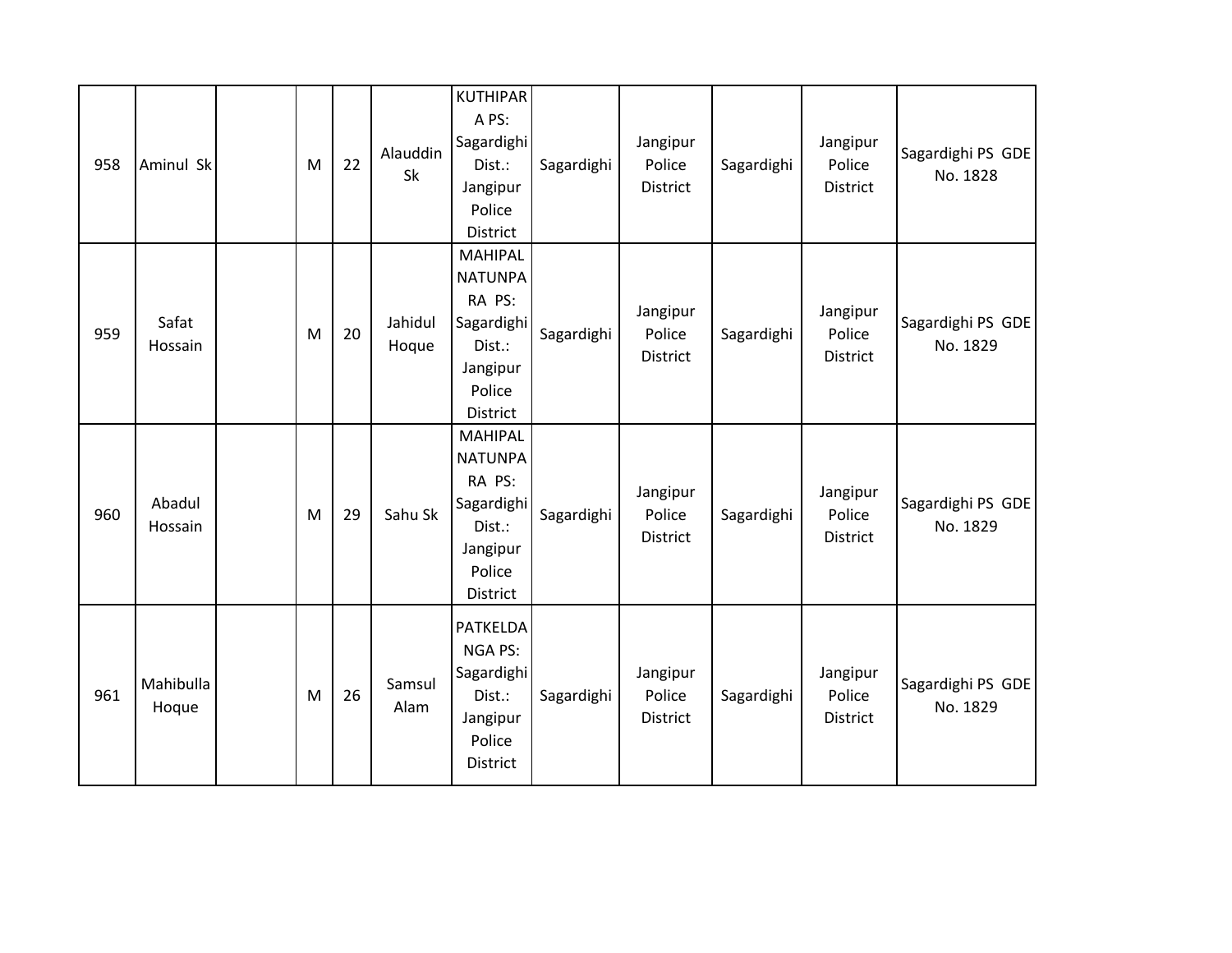| | | | | | | | | | | | |
|---|---|---|---|---|---|---|---|---|---|---|---|
| 958 | Aminul Sk | | M | 22 | Alauddin Sk | KUTHIPARA PS: Sagardighi Dist.: Jangipur Police District | Sagardighi | Jangipur Police District | Sagardighi | Jangipur Police District | Sagardighi PS GDE No. 1828 |
| 959 | Safat Hossain | | M | 20 | Jahidul Hoque | MAHIPAL NATUNPARA PS: Sagardighi Dist.: Jangipur Police District | Sagardighi | Jangipur Police District | Sagardighi | Jangipur Police District | Sagardighi PS GDE No. 1829 |
| 960 | Abadul Hossain | | M | 29 | Sahu Sk | MAHIPAL NATUNPARA PS: Sagardighi Dist.: Jangipur Police District | Sagardighi | Jangipur Police District | Sagardighi | Jangipur Police District | Sagardighi PS GDE No. 1829 |
| 961 | Mahibulla Hoque | | M | 26 | Samsul Alam | PATKELDANGA PS: Sagardighi Dist.: Jangipur Police District | Sagardighi | Jangipur Police District | Sagardighi | Jangipur Police District | Sagardighi PS GDE No. 1829 |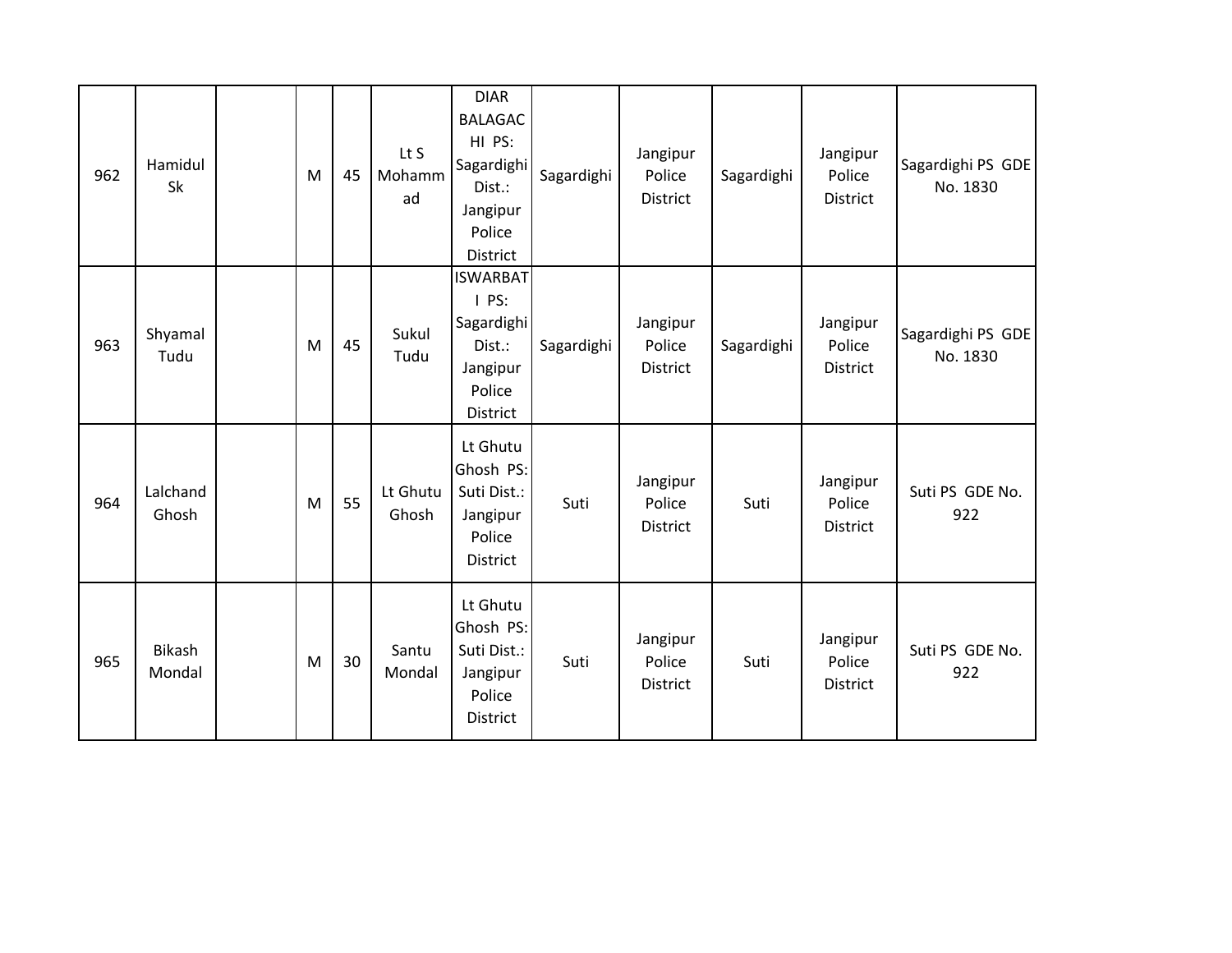| | | | | | | | | | | | |
|---|---|---|---|---|---|---|---|---|---|---|---|
| 962 | Hamidul Sk | | M | 45 | Lt S Mohammad | DIAR BALAGACHI PS: Sagardighi Dist.: Jangipur Police District | Sagardighi | Jangipur Police District | Sagardighi | Jangipur Police District | Sagardighi PS GDE No. 1830 |
| 963 | Shyamal Tudu | | M | 45 | Sukul Tudu | ISWARBATI PS: Sagardighi Dist.: Jangipur Police District | Sagardighi | Jangipur Police District | Sagardighi | Jangipur Police District | Sagardighi PS GDE No. 1830 |
| 964 | Lalchand Ghosh | | M | 55 | Lt Ghutu Ghosh | Lt Ghutu Ghosh PS: Suti Dist.: Jangipur Police District | Suti | Jangipur Police District | Suti | Jangipur Police District | Suti PS GDE No. 922 |
| 965 | Bikash Mondal | | M | 30 | Santu Mondal | Lt Ghutu Ghosh PS: Suti Dist.: Jangipur Police District | Suti | Jangipur Police District | Suti | Jangipur Police District | Suti PS GDE No. 922 |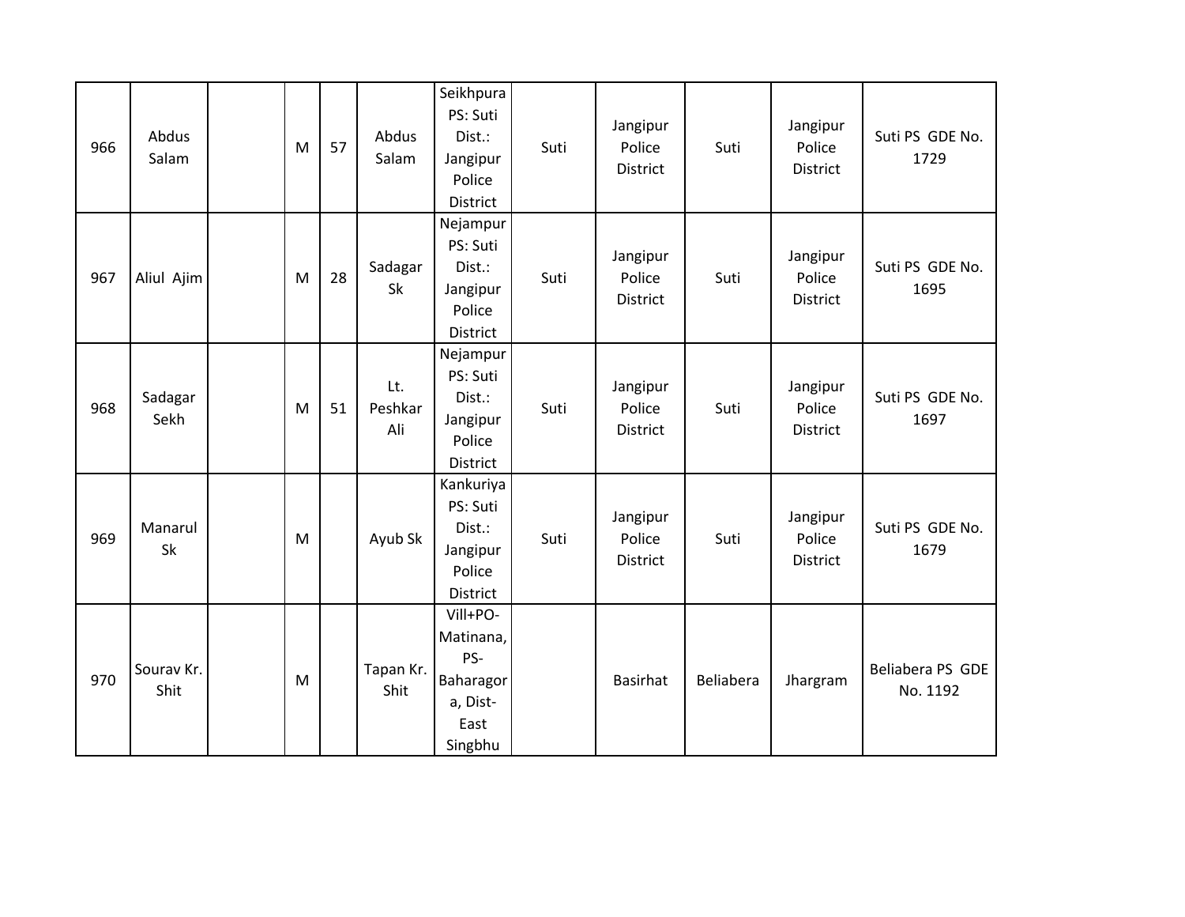| 966 | Abdus Salam | | M | 57 | Abdus Salam | Seikhpura PS: Suti Dist.: Jangipur Police District | Suti | Jangipur Police District | Suti | Jangipur Police District | Suti PS GDE No. 1729 |
|---|---|---|---|---|---|---|---|---|---|---|---|
| 967 | Aliul Ajim | | M | 28 | Sadagar Sk | Nejampur PS: Suti Dist.: Jangipur Police District | Suti | Jangipur Police District | Suti | Jangipur Police District | Suti PS GDE No. 1695 |
| 968 | Sadagar Sekh | | M | 51 | Lt. Peshkar Ali | Nejampur PS: Suti Dist.: Jangipur Police District | Suti | Jangipur Police District | Suti | Jangipur Police District | Suti PS GDE No. 1697 |
| 969 | Manarul Sk | | M | | Ayub Sk | Kankuriya PS: Suti Dist.: Jangipur Police District | Suti | Jangipur Police District | Suti | Jangipur Police District | Suti PS GDE No. 1679 |
| 970 | Sourav Kr. Shit | | M | | Tapan Kr. Shit | Vill+PO-Matinana, PS-Baharagora, Dist-East Singbhu | | Basirhat | Beliabera | Jhargram | Beliabera PS GDE No. 1192 |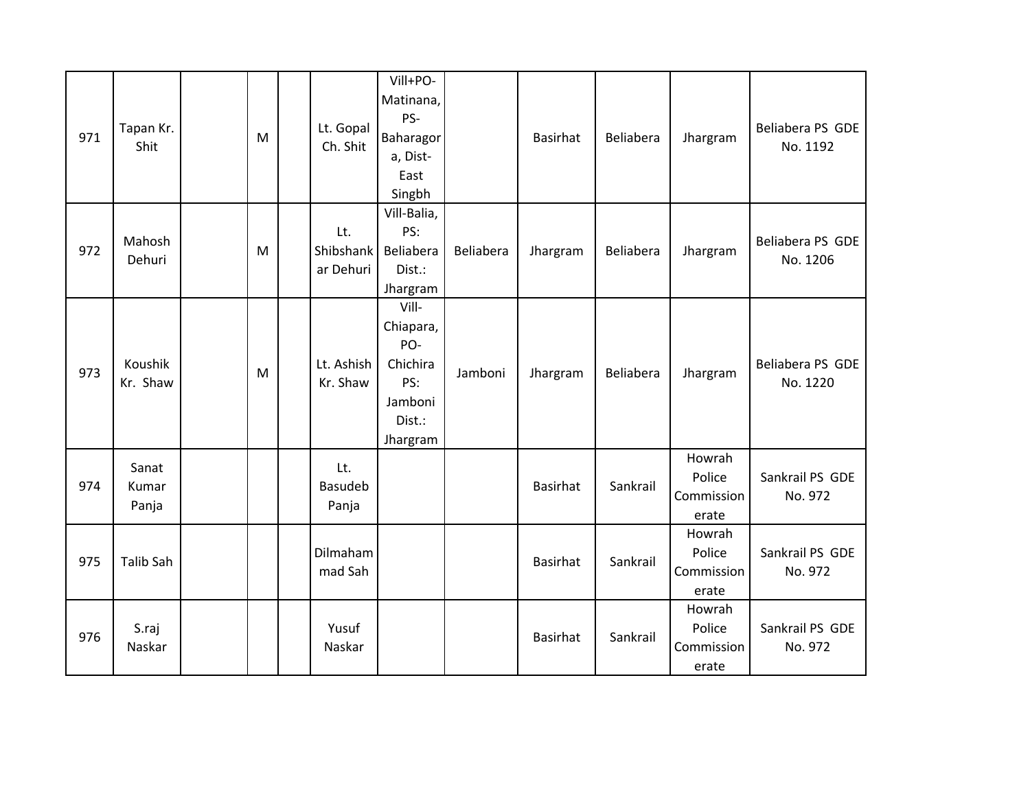| | | | | | | | | | | | |
|---|---|---|---|---|---|---|---|---|---|---|---|
| 971 | Tapan Kr. Shit | | M | | Lt. Gopal Ch. Shit | Vill+PO-Matinana, PS-Baharagora, Dist-East Singbh | | Basirhat | Beliabera | Jhargram | Beliabera PS GDE No. 1192 |
| 972 | Mahosh Dehuri | | M | | Lt. Shibshankar Dehuri | Vill-Balia, PS: Beliabera Dist.: Jhargram | Beliabera | Jhargram | Beliabera | Jhargram | Beliabera PS GDE No. 1206 |
| 973 | Koushik Kr. Shaw | | M | | Lt. Ashish Kr. Shaw | Vill-Chiapara, PO-Chichira PS: Jamboni Dist.: Jhargram | Jamboni | Jhargram | Beliabera | Jhargram | Beliabera PS GDE No. 1220 |
| 974 | Sanat Kumar Panja | | | | Lt. Basudeb Panja | | | Basirhat | Sankrail | Howrah Police Commissionerate | Sankrail PS GDE No. 972 |
| 975 | Talib Sah | | | | Dilmahammad Sah | | | Basirhat | Sankrail | Howrah Police Commissionerate | Sankrail PS GDE No. 972 |
| 976 | S.raj Naskar | | | | Yusuf Naskar | | | Basirhat | Sankrail | Howrah Police Commissionerate | Sankrail PS GDE No. 972 |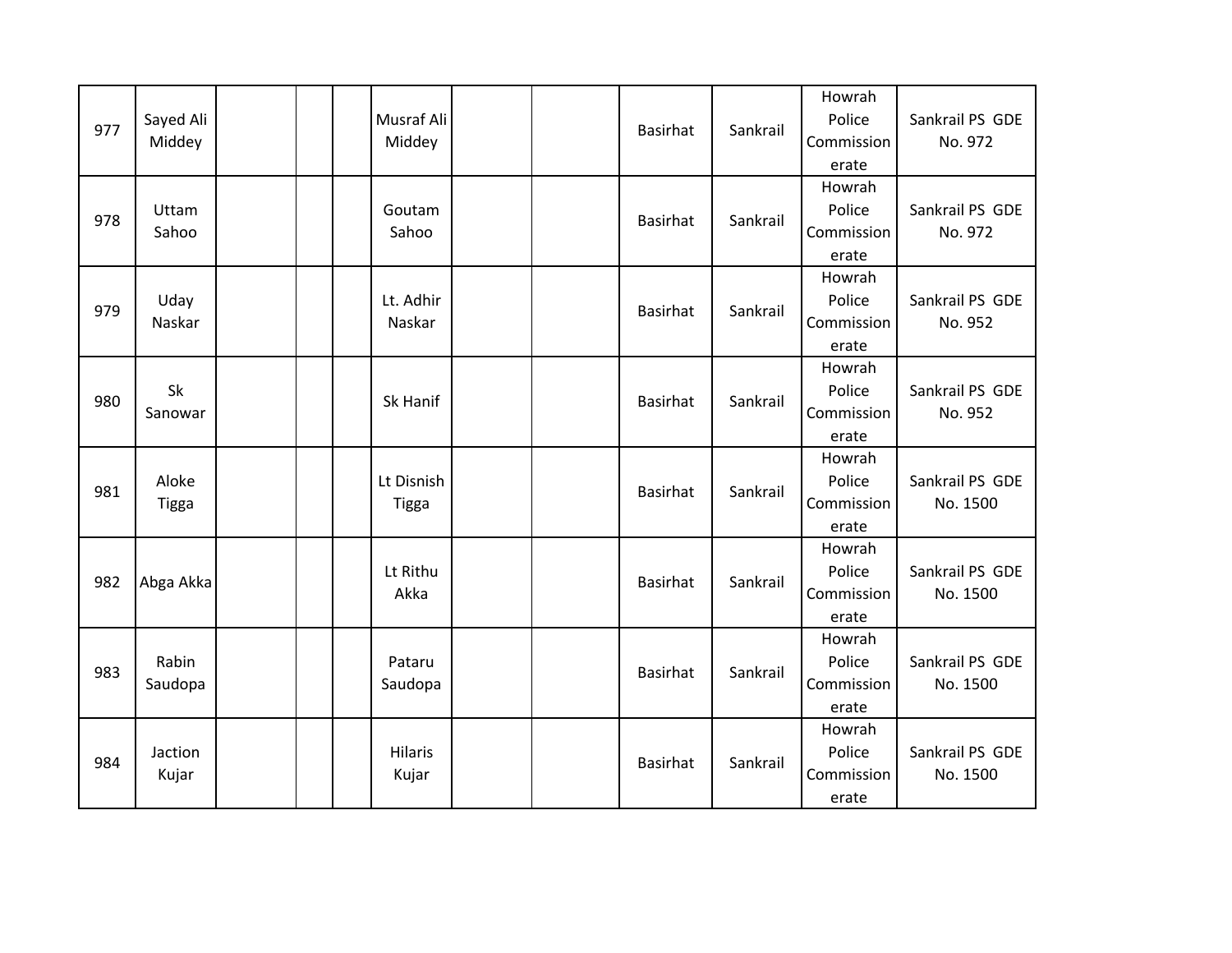| | | | | | | | | | | | |
|---|---|---|---|---|---|---|---|---|---|---|---|
| 977 | Sayed Ali Middey | | | | Musraf Ali Middey | | | Basirhat | Sankrail | Howrah Police Commissionerate | Sankrail PS GDE No. 972 |
| 978 | Uttam Sahoo | | | | Goutam Sahoo | | | Basirhat | Sankrail | Howrah Police Commissionerate | Sankrail PS GDE No. 972 |
| 979 | Uday Naskar | | | | Lt. Adhir Naskar | | | Basirhat | Sankrail | Howrah Police Commissionerate | Sankrail PS GDE No. 952 |
| 980 | Sk Sanowar | | | | Sk Hanif | | | Basirhat | Sankrail | Howrah Police Commissionerate | Sankrail PS GDE No. 952 |
| 981 | Aloke Tigga | | | | Lt Disnish Tigga | | | Basirhat | Sankrail | Howrah Police Commissionerate | Sankrail PS GDE No. 1500 |
| 982 | Abga Akka | | | | Lt Rithu Akka | | | Basirhat | Sankrail | Howrah Police Commissionerate | Sankrail PS GDE No. 1500 |
| 983 | Rabin Saudopa | | | | Pataru Saudopa | | | Basirhat | Sankrail | Howrah Police Commissionerate | Sankrail PS GDE No. 1500 |
| 984 | Jaction Kujar | | | | Hilaris Kujar | | | Basirhat | Sankrail | Howrah Police Commissionerate | Sankrail PS GDE No. 1500 |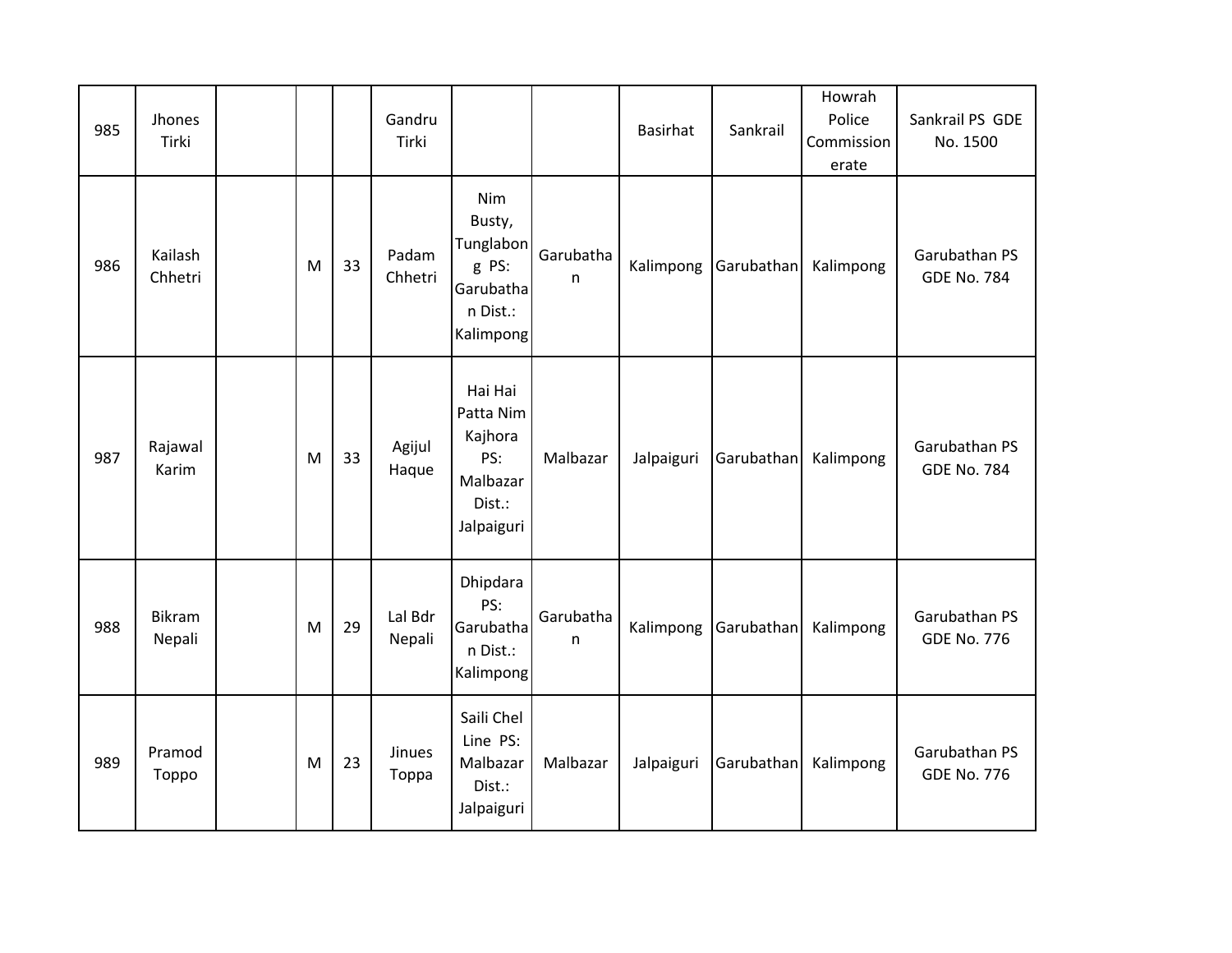| 985 | Jhones Tirki | | | | Gandru Tirki | | | Basirhat | Sankrail | Howrah Police Commissionerate | Sankrail PS GDE No. 1500 |
|---|---|---|---|---|---|---|---|---|---|---|---|
| 986 | Kailash Chhetri | | M | 33 | Padam Chhetri | Nim Busty, Tunglabong PS: Garubathan Dist.: Kalimpong | Garubathan | Kalimpong | Garubathan | Kalimpong | Garubathan PS GDE No. 784 |
| 987 | Rajawal Karim | | M | 33 | Agijul Haque | Hai Hai Patta Nim Kajhora PS: Malbazar Dist.: Jalpaiguri | Malbazar | Jalpaiguri | Garubathan | Kalimpong | Garubathan PS GDE No. 784 |
| 988 | Bikram Nepali | | M | 29 | Lal Bdr Nepali | Dhipdara PS: Garubathan Dist.: Kalimpong | Garubathan | Kalimpong | Garubathan | Kalimpong | Garubathan PS GDE No. 776 |
| 989 | Pramod Toppo | | M | 23 | Jinues Toppa | Saili Chel Line PS: Malbazar Dist.: Jalpaiguri | Malbazar | Jalpaiguri | Garubathan | Kalimpong | Garubathan PS GDE No. 776 |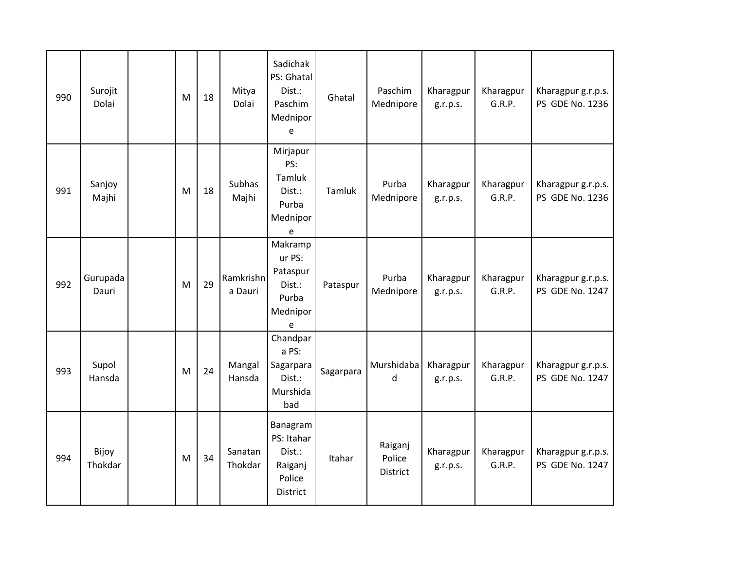| | | | | | | | | | | | |
|---|---|---|---|---|---|---|---|---|---|---|---|
| 990 | Surojit Dolai | | M | 18 | Mitya Dolai | Sadichak PS: Ghatal Dist.: Paschim Mednipore | Ghatal | Paschim Mednipore | Kharagpur g.r.p.s. | Kharagpur G.R.P. | Kharagpur g.r.p.s. PS GDE No. 1236 |
| 991 | Sanjoy Majhi | | M | 18 | Subhas Majhi | Mirjapur PS: Tamluk Dist.: Purba Mednipore | Tamluk | Purba Mednipore | Kharagpur g.r.p.s. | Kharagpur G.R.P. | Kharagpur g.r.p.s. PS GDE No. 1236 |
| 992 | Gurupada Dauri | | M | 29 | Ramkrishna Dauri | Makrampur PS: Pataspur Dist.: Purba Mednipore | Pataspur | Purba Mednipore | Kharagpur g.r.p.s. | Kharagpur G.R.P. | Kharagpur g.r.p.s. PS GDE No. 1247 |
| 993 | Supol Hansda | | M | 24 | Mangal Hansda | Chandpara PS: Sagarpara Dist.: Murshidabad | Sagarpara | Murshidabad | Kharagpur g.r.p.s. | Kharagpur G.R.P. | Kharagpur g.r.p.s. PS GDE No. 1247 |
| 994 | Bijoy Thokdar | | M | 34 | Sanatan Thokdar | Banagram PS: Itahar Dist.: Raiganj Police District | Itahar | Raiganj Police District | Kharagpur g.r.p.s. | Kharagpur G.R.P. | Kharagpur g.r.p.s. PS GDE No. 1247 |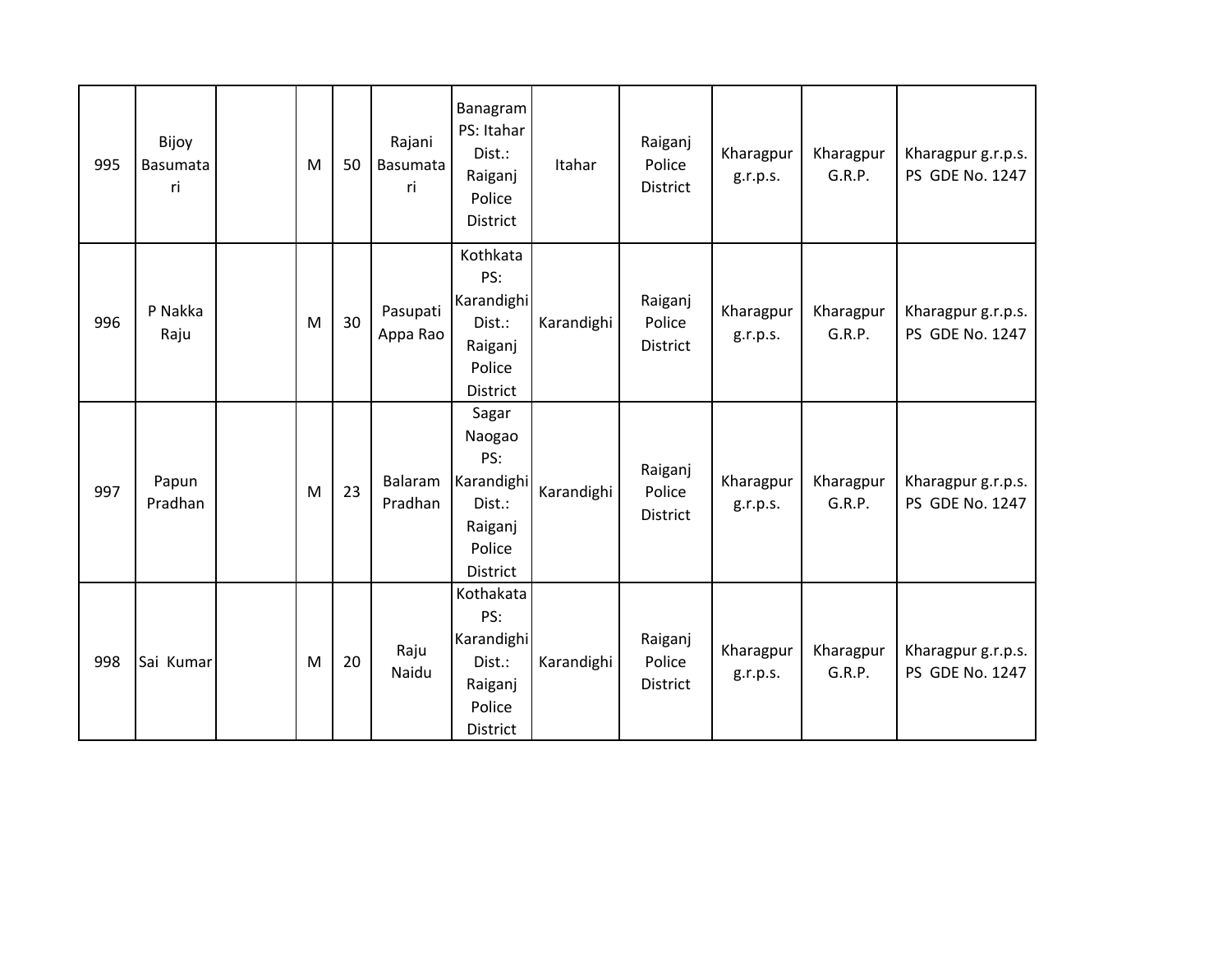| | | | | | | | | | | | |
|---|---|---|---|---|---|---|---|---|---|---|---|
| 995 | Bijoy Basumatari | | M | 50 | Rajani Basumatari | Banagram PS: Itahar Dist.: Raiganj Police District | Itahar | Raiganj Police District | Kharagpur g.r.p.s. | Kharagpur G.R.P. | Kharagpur g.r.p.s. PS GDE No. 1247 |
| 996 | P Nakka Raju | | M | 30 | Pasupati Appa Rao | Kothkata PS: Karandighi Dist.: Raiganj Police District | Karandighi | Raiganj Police District | Kharagpur g.r.p.s. | Kharagpur G.R.P. | Kharagpur g.r.p.s. PS GDE No. 1247 |
| 997 | Papun Pradhan | | M | 23 | Balaram Pradhan | Sagar Naogao PS: Karandighi Dist.: Raiganj Police District | Karandighi | Raiganj Police District | Kharagpur g.r.p.s. | Kharagpur G.R.P. | Kharagpur g.r.p.s. PS GDE No. 1247 |
| 998 | Sai Kumar | | M | 20 | Raju Naidu | Kothakata PS: Karandighi Dist.: Raiganj Police District | Karandighi | Raiganj Police District | Kharagpur g.r.p.s. | Kharagpur G.R.P. | Kharagpur g.r.p.s. PS GDE No. 1247 |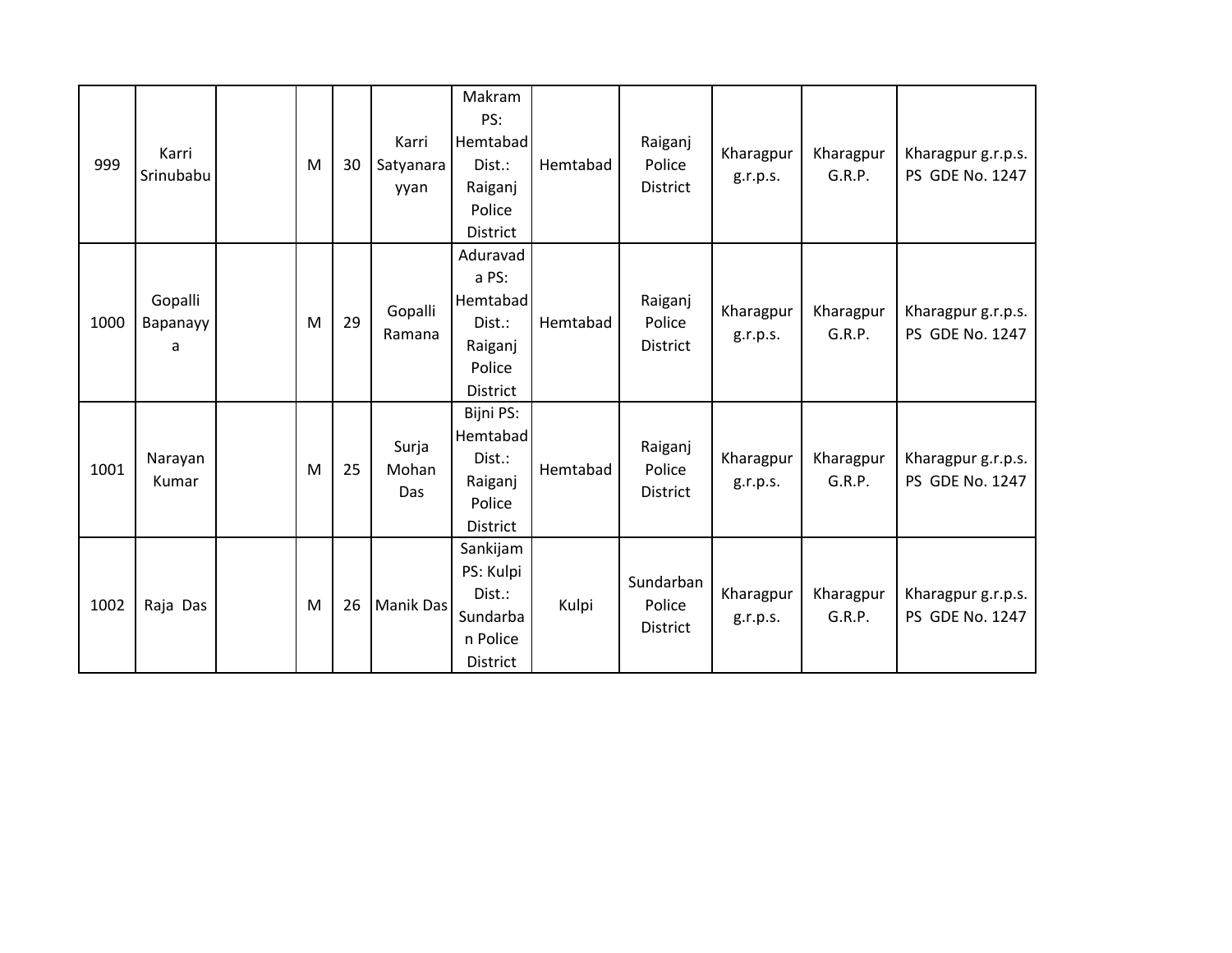| | | | | | | | | | | | |
|---|---|---|---|---|---|---|---|---|---|---|---|
| 999 | Karri Srinubabu | | M | 30 | Karri Satyanarayyan | Makram PS: Hemtabad Dist.: Raiganj Police District | Hemtabad | Raiganj Police District | Kharagpur g.r.p.s. | Kharagpur G.R.P. | Kharagpur g.r.p.s. PS GDE No. 1247 |
| 1000 | Gopalli Bapanayya | | M | 29 | Gopalli Ramana | Aduravada PS: Hemtabad Dist.: Raiganj Police District | Hemtabad | Raiganj Police District | Kharagpur g.r.p.s. | Kharagpur G.R.P. | Kharagpur g.r.p.s. PS GDE No. 1247 |
| 1001 | Narayan Kumar | | M | 25 | Surja Mohan Das | Bijni PS: Hemtabad Dist.: Raiganj Police District | Hemtabad | Raiganj Police District | Kharagpur g.r.p.s. | Kharagpur G.R.P. | Kharagpur g.r.p.s. PS GDE No. 1247 |
| 1002 | Raja Das | | M | 26 | Manik Das | Sankijam PS: Kulpi Dist.: Sundarban Police District | Kulpi | Sundarban Police District | Kharagpur g.r.p.s. | Kharagpur G.R.P. | Kharagpur g.r.p.s. PS GDE No. 1247 |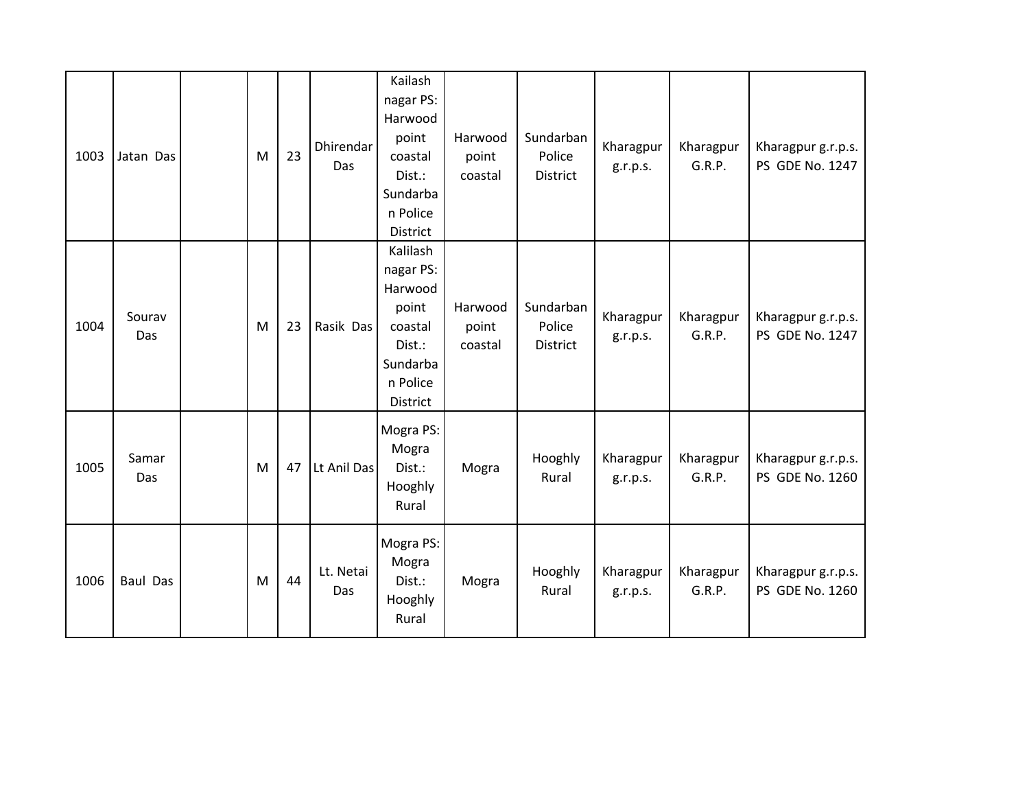| | | | | | | | | | | | |
|---|---|---|---|---|---|---|---|---|---|---|---|
| 1003 | Jatan Das | | M | 23 | Dhirendar Das | Kailash nagar PS: Harwood point coastal Dist.: Sundarban Police District | Harwood point coastal | Sundarban Police District | Kharagpur g.r.p.s. | Kharagpur G.R.P. | Kharagpur g.r.p.s. PS GDE No. 1247 |
| 1004 | Sourav Das | | M | 23 | Rasik Das | Kalilash nagar PS: Harwood point coastal Dist.: Sundarban Police District | Harwood point coastal | Sundarban Police District | Kharagpur g.r.p.s. | Kharagpur G.R.P. | Kharagpur g.r.p.s. PS GDE No. 1247 |
| 1005 | Samar Das | | M | 47 | Lt Anil Das | Mogra PS: Mogra Dist.: Hooghly Rural | Mogra | Hooghly Rural | Kharagpur g.r.p.s. | Kharagpur G.R.P. | Kharagpur g.r.p.s. PS GDE No. 1260 |
| 1006 | Baul Das | | M | 44 | Lt. Netai Das | Mogra PS: Mogra Dist.: Hooghly Rural | Mogra | Hooghly Rural | Kharagpur g.r.p.s. | Kharagpur G.R.P. | Kharagpur g.r.p.s. PS GDE No. 1260 |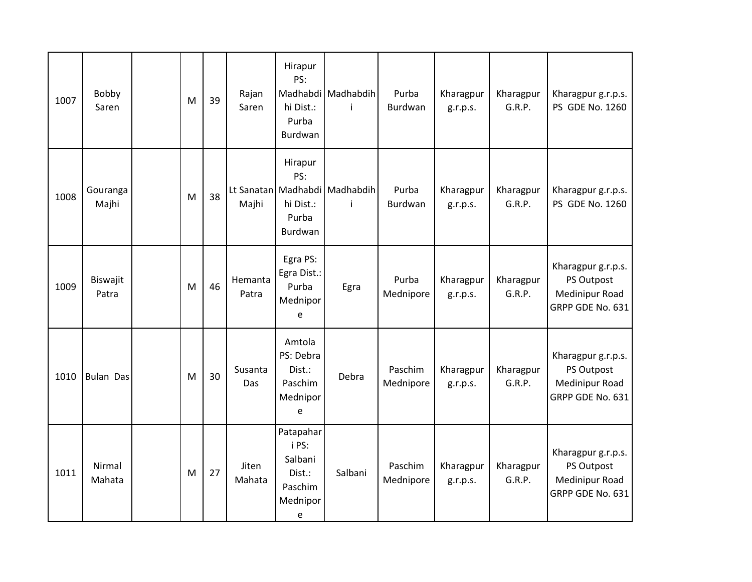| | | | | | | | | | | | |
|---|---|---|---|---|---|---|---|---|---|---|---|
| 1007 | Bobby Saren | | M | 39 | Rajan Saren | Hirapur PS: Madhabdihi Dist.: Purba Burdwan | Madhabdihi | Purba Burdwan | Kharagpur g.r.p.s. | Kharagpur G.R.P. | Kharagpur g.r.p.s. PS GDE No. 1260 |
| 1008 | Gouranga Majhi | | M | 38 | Lt Sanatan Majhi | Hirapur PS: Madhabdihi Dist.: Purba Burdwan | Madhabdihi | Purba Burdwan | Kharagpur g.r.p.s. | Kharagpur G.R.P. | Kharagpur g.r.p.s. PS GDE No. 1260 |
| 1009 | Biswajit Patra | | M | 46 | Hemanta Patra | Egra PS: Egra Dist.: Purba Mednipore | Egra | Purba Mednipore | Kharagpur g.r.p.s. | Kharagpur G.R.P. | Kharagpur g.r.p.s. PS Outpost Medinipur Road GRPP GDE No. 631 |
| 1010 | Bulan Das | | M | 30 | Susanta Das | Amtola PS: Debra Dist.: Paschim Mednipore | Debra | Paschim Mednipore | Kharagpur g.r.p.s. | Kharagpur G.R.P. | Kharagpur g.r.p.s. PS Outpost Medinipur Road GRPP GDE No. 631 |
| 1011 | Nirmal Mahata | | M | 27 | Jiten Mahata | Patapahari PS: Salbani Dist.: Paschim Mednipore | Salbani | Paschim Mednipore | Kharagpur g.r.p.s. | Kharagpur G.R.P. | Kharagpur g.r.p.s. PS Outpost Medinipur Road GRPP GDE No. 631 |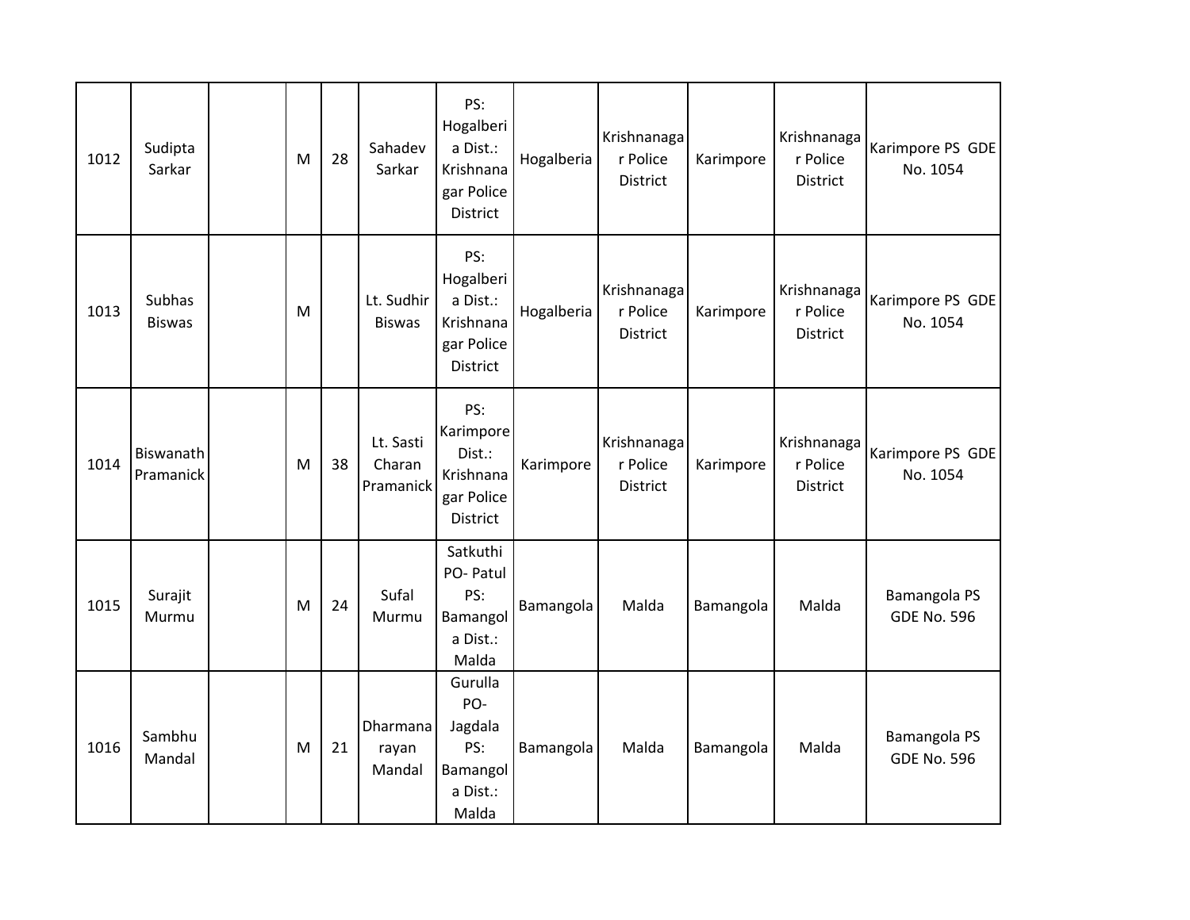| 1012 | Sudipta Sarkar | | M | 28 | Sahadev Sarkar | PS: Hogalberia Dist.: Krishnanagar Police District | Hogalberia | Krishnanagar Police District | Karimpore | Krishnanagar Police District | Karimpore PS GDE No. 1054 |
|---|---|---|---|---|---|---|---|---|---|---|---|
| 1013 | Subhas Biswas | | M | | Lt. Sudhir Biswas | PS: Hogalberia Dist.: Krishnanagar Police District | Hogalberia | Krishnanagar Police District | Karimpore | Krishnanagar Police District | Karimpore PS GDE No. 1054 |
| 1014 | Biswanath Pramanick | | M | 38 | Lt. Sasti Charan Pramanick | PS: Karimpore Dist.: Krishnanagar Police District | Karimpore | Krishnanagar Police District | Karimpore | Krishnanagar Police District | Karimpore PS GDE No. 1054 |
| 1015 | Surajit Murmu | | M | 24 | Sufal Murmu | Satkuthi PO- Patul PS: Bamangola Dist.: Malda | Bamangola | Malda | Bamangola | Malda | Bamangola PS GDE No. 596 |
| 1016 | Sambhu Mandal | | M | 21 | Dharmanarayan Mandal | Gurulla PO- Jagdala PS: Bamangola Dist.: Malda | Bamangola | Malda | Bamangola | Malda | Bamangola PS GDE No. 596 |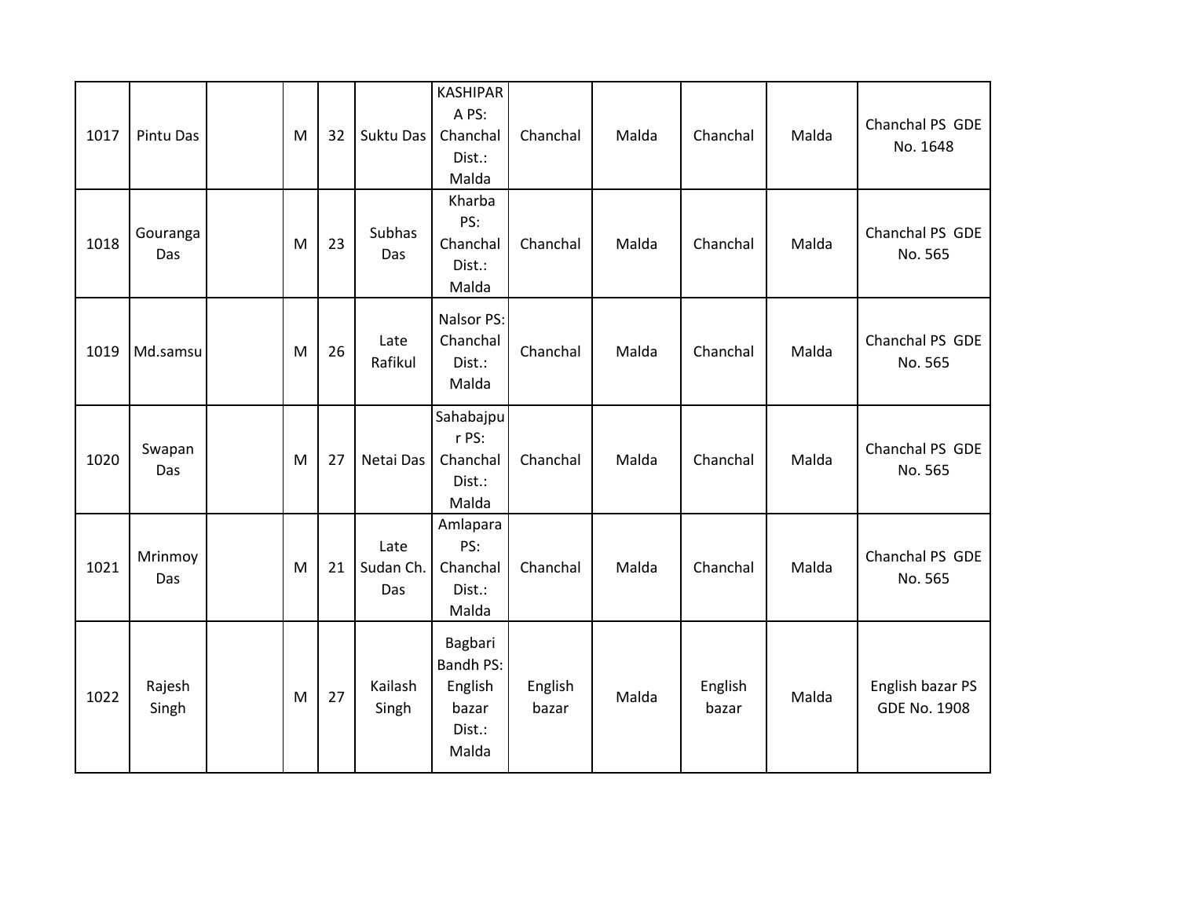| | | | | | | | | | | | |
|---|---|---|---|---|---|---|---|---|---|---|---|
| 1017 | Pintu Das | | M | 32 | Suktu Das | KASHIPARA PS: Chanchal Dist.: Malda | Chanchal | Malda | Chanchal | Malda | Chanchal PS GDE No. 1648 |
| 1018 | Gouranga Das | | M | 23 | Subhas Das | Kharba PS: Chanchal Dist.: Malda | Chanchal | Malda | Chanchal | Malda | Chanchal PS GDE No. 565 |
| 1019 | Md.samsu | | M | 26 | Late Rafikul | Nalsor PS: Chanchal Dist.: Malda | Chanchal | Malda | Chanchal | Malda | Chanchal PS GDE No. 565 |
| 1020 | Swapan Das | | M | 27 | Netai Das | Sahabajpur PS: Chanchal Dist.: Malda | Chanchal | Malda | Chanchal | Malda | Chanchal PS GDE No. 565 |
| 1021 | Mrinmoy Das | | M | 21 | Late Sudan Ch. Das | Amlapara PS: Chanchal Dist.: Malda | Chanchal | Malda | Chanchal | Malda | Chanchal PS GDE No. 565 |
| 1022 | Rajesh Singh | | M | 27 | Kailash Singh | Bagbari Bandh PS: English bazar Dist.: Malda | English bazar | Malda | English bazar | Malda | English bazar PS GDE No. 1908 |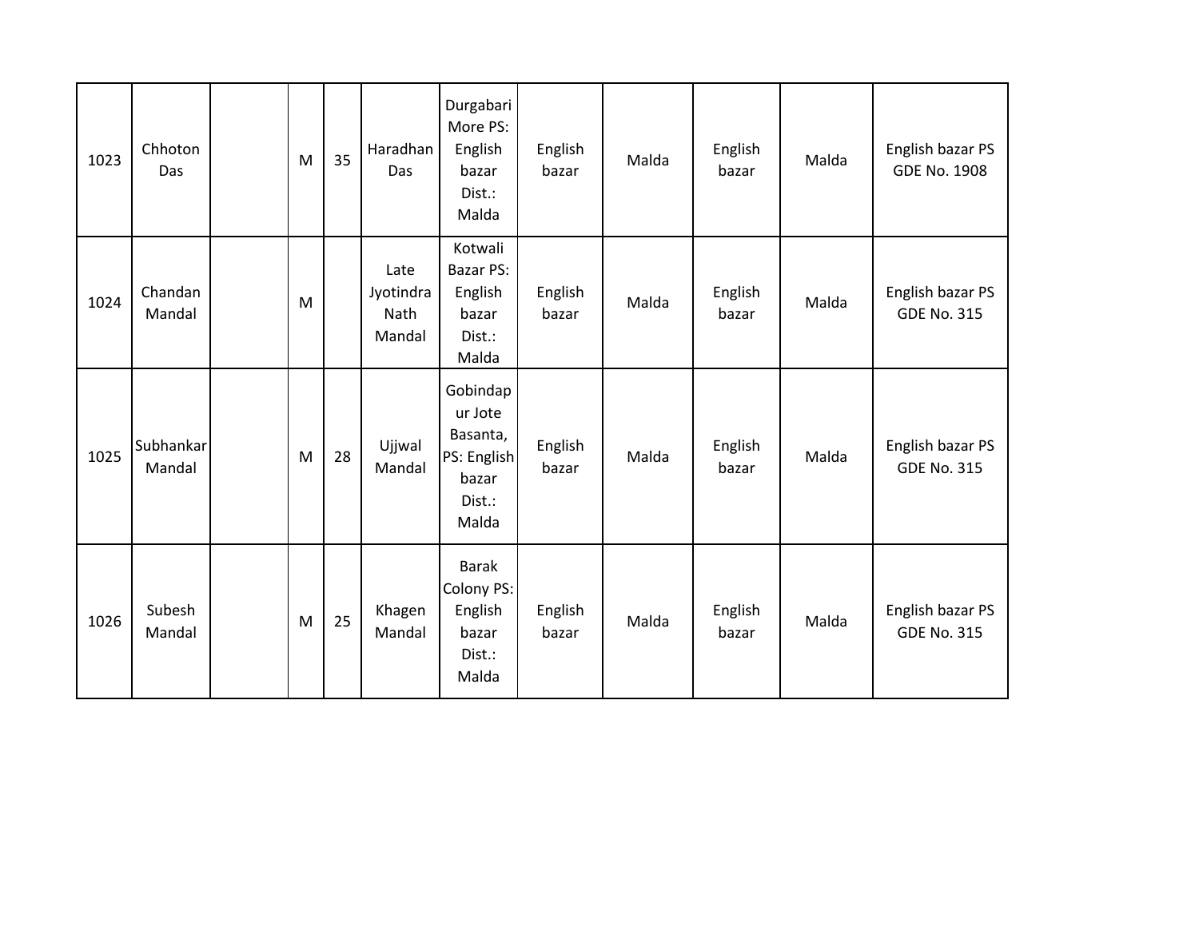| | | | | | | | | | | | |
|---|---|---|---|---|---|---|---|---|---|---|---|
| 1023 | Chhoton Das | | M | 35 | Haradhan Das | Durgabari More PS: English bazar Dist.: Malda | English bazar | Malda | English bazar | Malda | English bazar PS GDE No. 1908 |
| 1024 | Chandan Mandal | | M | | Late Jyotindra Nath Mandal | Kotwali Bazar PS: English bazar Dist.: Malda | English bazar | Malda | English bazar | Malda | English bazar PS GDE No. 315 |
| 1025 | Subhankar Mandal | | M | 28 | Ujjwal Mandal | Gobindapur Jote Basanta, PS: English bazar Dist.: Malda | English bazar | Malda | English bazar | Malda | English bazar PS GDE No. 315 |
| 1026 | Subesh Mandal | | M | 25 | Khagen Mandal | Barak Colony PS: English bazar Dist.: Malda | English bazar | Malda | English bazar | Malda | English bazar PS GDE No. 315 |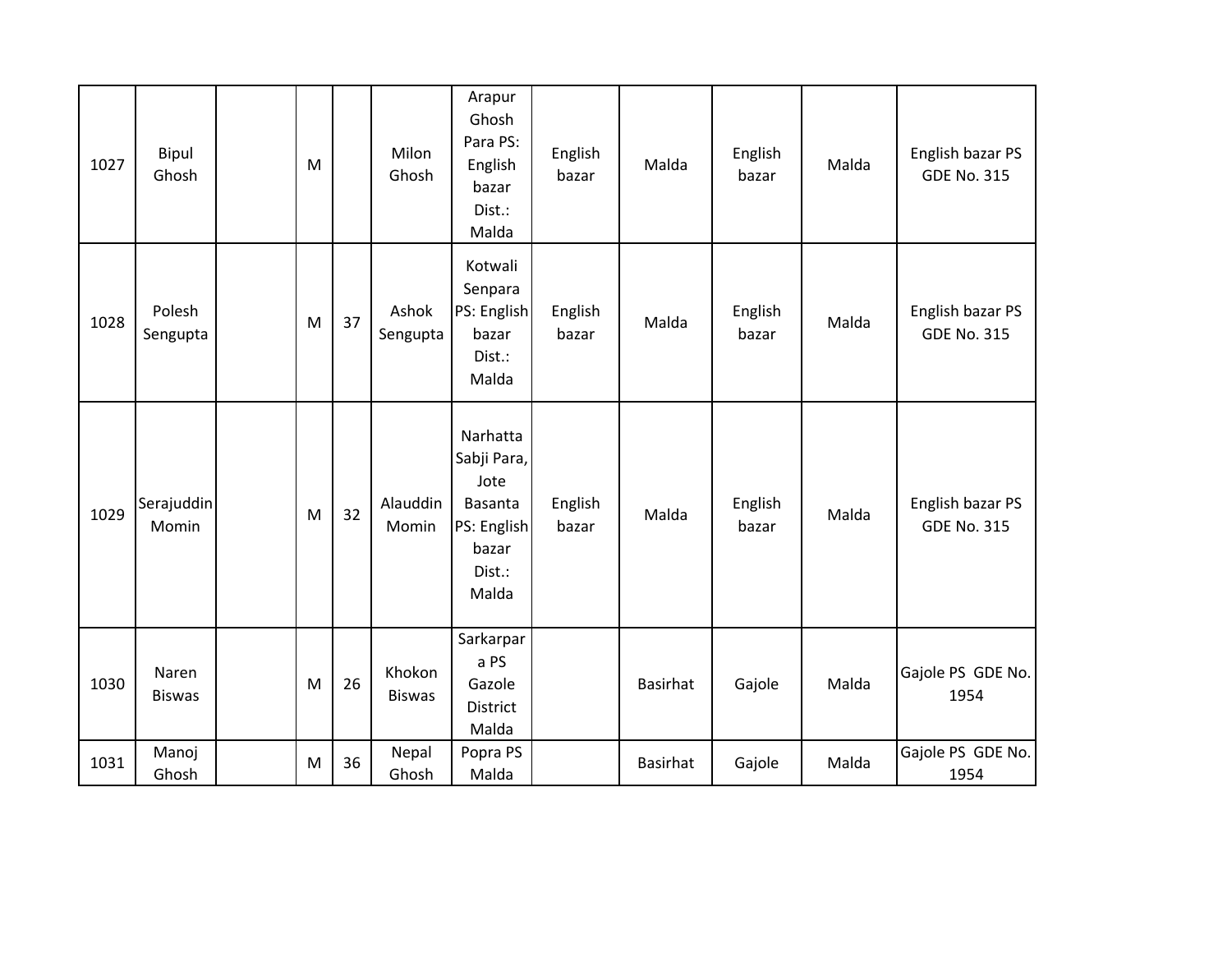| | | | | | | | | | | | |
|---|---|---|---|---|---|---|---|---|---|---|---|
| 1027 | Bipul Ghosh | | M | | Milon Ghosh | Arapur Ghosh Para PS: English bazar Dist.: Malda | English bazar | Malda | English bazar | Malda | English bazar PS GDE No. 315 |
| 1028 | Polesh Sengupta | | M | 37 | Ashok Sengupta | Kotwali Senpara PS: English bazar Dist.: Malda | English bazar | Malda | English bazar | Malda | English bazar PS GDE No. 315 |
| 1029 | Serajuddin Momin | | M | 32 | Alauddin Momin | Narhatta Sabji Para, Jote Basanta PS: English bazar Dist.: Malda | English bazar | Malda | English bazar | Malda | English bazar PS GDE No. 315 |
| 1030 | Naren Biswas | | M | 26 | Khokon Biswas | Sarkarpara PS Gazole District Malda | | Basirhat | Gajole | Malda | Gajole PS GDE No. 1954 |
| 1031 | Manoj Ghosh | | M | 36 | Nepal Ghosh | Popra PS Malda | | Basirhat | Gajole | Malda | Gajole PS GDE No. 1954 |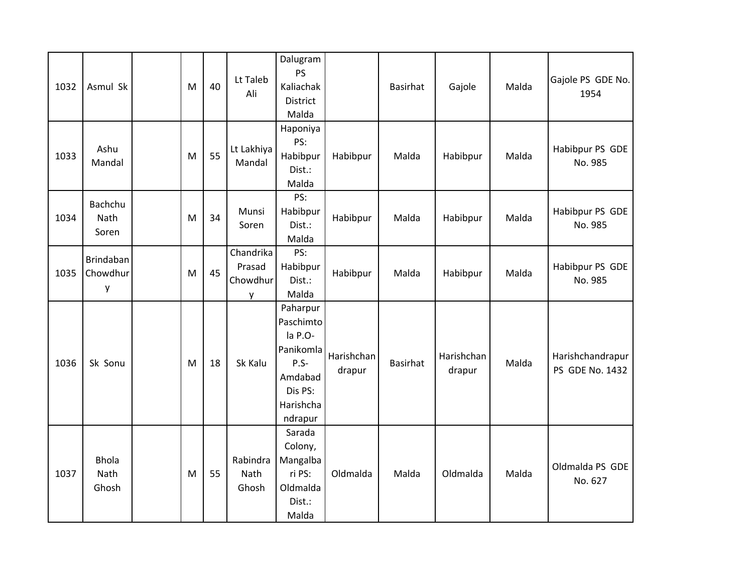| | | | | | | | | | | | |
|---|---|---|---|---|---|---|---|---|---|---|---|
| 1032 | Asmul Sk | | M | 40 | Lt Taleb Ali | Dalugram PS Kaliachak District Malda | | Basirhat | Gajole | Malda | Gajole PS GDE No. 1954 |
| 1033 | Ashu Mandal | | M | 55 | Lt Lakhiya Mandal | Haponiya PS: Habibpur Dist.: Malda | Habibpur | Malda | Habibpur | Malda | Habibpur PS GDE No. 985 |
| 1034 | Bachchu Nath Soren | | M | 34 | Munsi Soren | PS: Habibpur Dist.: Malda | Habibpur | Malda | Habibpur | Malda | Habibpur PS GDE No. 985 |
| 1035 | Brindaban Chowdhury | | M | 45 | Chandrika Prasad Chowdhury | PS: Habibpur Dist.: Malda | Habibpur | Malda | Habibpur | Malda | Habibpur PS GDE No. 985 |
| 1036 | Sk Sonu | | M | 18 | Sk Kalu | Paharpur Paschimtola P.O-Panikomla P.S-Amdabad Dis PS: Harishchandrapur | Harishchandrapur | Basirhat | Harishchandrapur | Malda | Harishchandrapur PS GDE No. 1432 |
| 1037 | Bhola Nath Ghosh | | M | 55 | Rabindra Nath Ghosh | Sarada Colony, Mangalbari PS: Oldmalda Dist.: Malda | Oldmalda | Malda | Oldmalda | Malda | Oldmalda PS GDE No. 627 |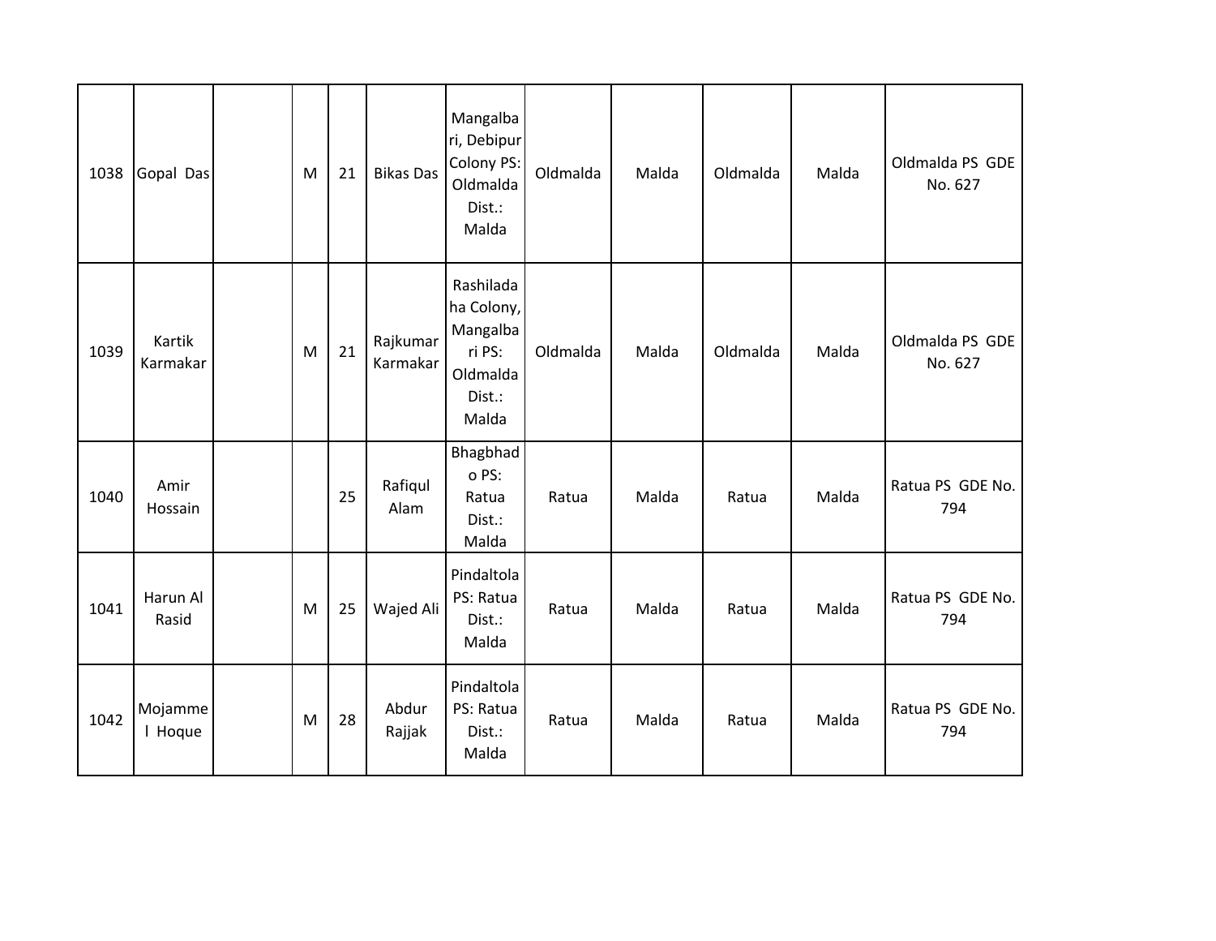| | | | | | | | | | | | |
|---|---|---|---|---|---|---|---|---|---|---|---|
| 1038 | Gopal Das | | M | 21 | Bikas Das | Mangalbari, Debipur Colony PS: Oldmalda Dist.: Malda | Oldmalda | Malda | Oldmalda | Malda | Oldmalda PS GDE No. 627 |
| 1039 | Kartik Karmakar | | M | 21 | Rajkumar Karmakar | Rashiladaha Colony, Mangalbari PS: Oldmalda Dist.: Malda | Oldmalda | Malda | Oldmalda | Malda | Oldmalda PS GDE No. 627 |
| 1040 | Amir Hossain | | | 25 | Rafiqul Alam | Bhagbhado PS: Ratua Dist.: Malda | Ratua | Malda | Ratua | Malda | Ratua PS GDE No. 794 |
| 1041 | Harun Al Rasid | | M | 25 | Wajed Ali | Pindaltola PS: Ratua Dist.: Malda | Ratua | Malda | Ratua | Malda | Ratua PS GDE No. 794 |
| 1042 | Mojammel Hoque | | M | 28 | Abdur Rajjak | Pindaltola PS: Ratua Dist.: Malda | Ratua | Malda | Ratua | Malda | Ratua PS GDE No. 794 |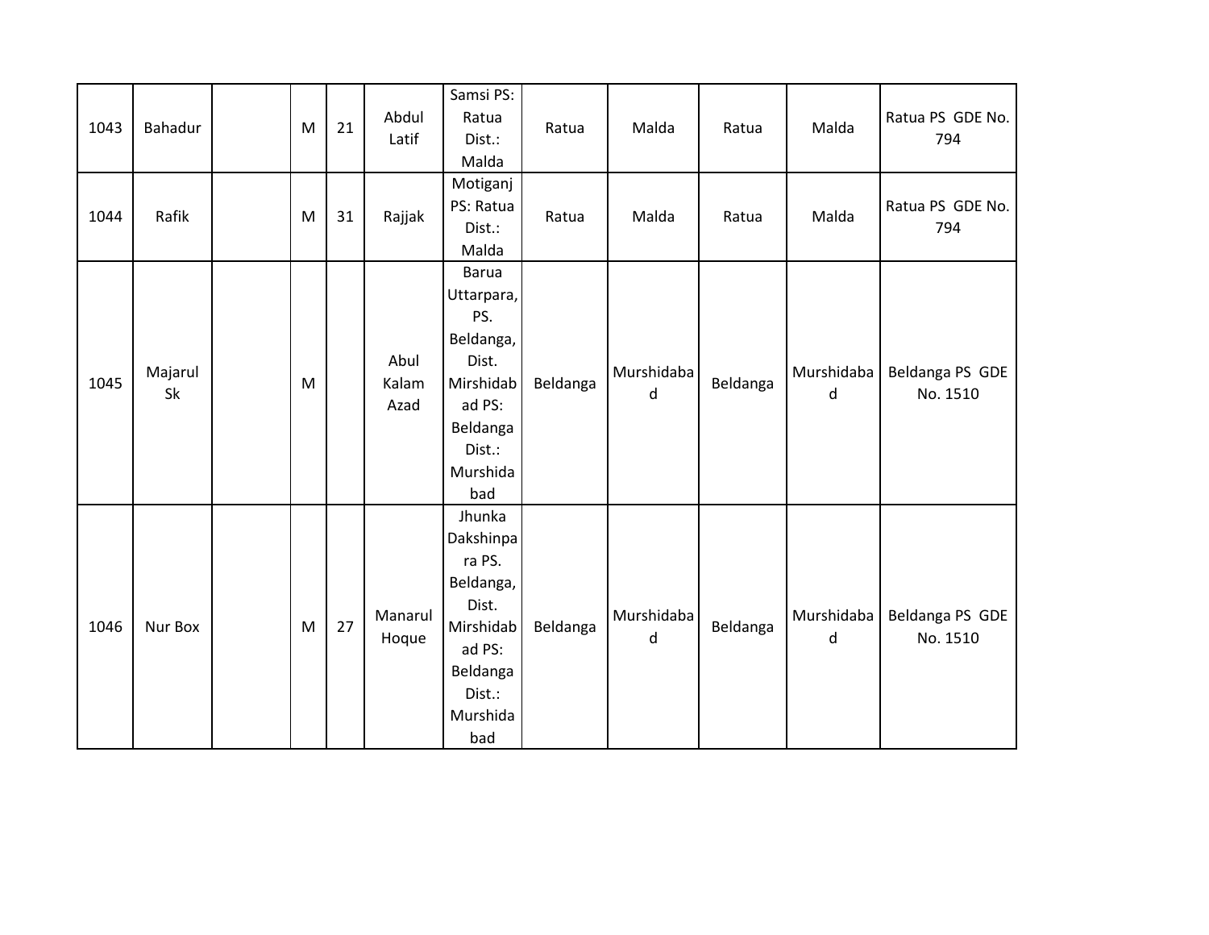| 1043 | Bahadur | | M | 21 | Abdul Latif | Samsi PS: Ratua Dist.: Malda | Ratua | Malda | Ratua | Malda | Ratua PS GDE No. 794 |
|---|---|---|---|---|---|---|---|---|---|---|---|
| 1044 | Rafik | | M | 31 | Rajjak | Motiganj PS: Ratua Dist.: Malda | Ratua | Malda | Ratua | Malda | Ratua PS GDE No. 794 |
| 1045 | Majarul Sk | | M | | Abul Kalam Azad | Barua Uttarpara, PS. Beldanga, Dist. Mirshidabad PS: Beldanga Dist.: Murshidabad | Beldanga | Murshidabad | Beldanga | Murshidabad | Beldanga PS GDE No. 1510 |
| 1046 | Nur Box | | M | 27 | Manarul Hoque | Jhunka Dakshinpara PS. Beldanga, Dist. Mirshidabad PS: Beldanga Dist.: Murshidabad | Beldanga | Murshidabad | Beldanga | Murshidabad | Beldanga PS GDE No. 1510 |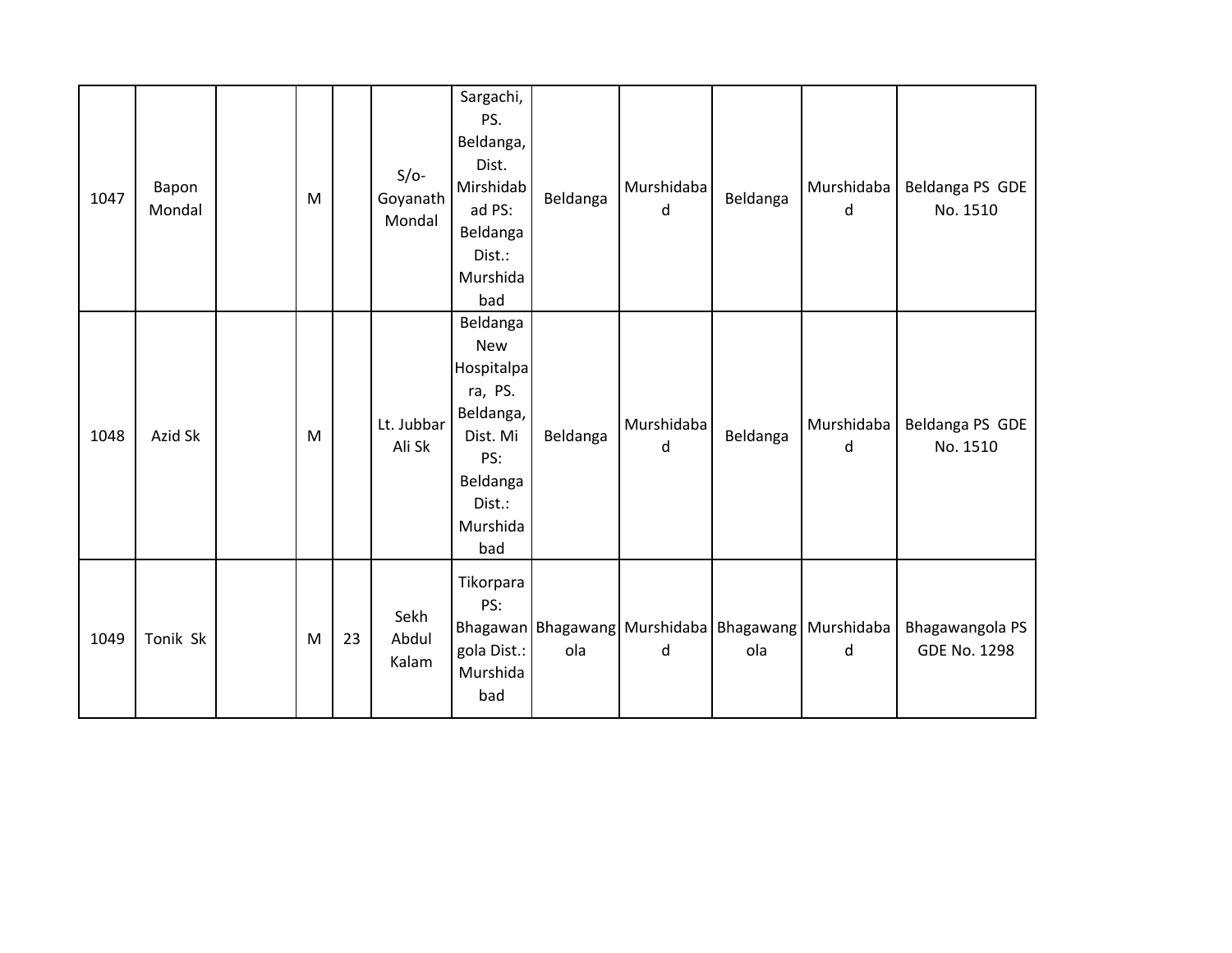| | | | | | | | | | | | |
|---|---|---|---|---|---|---|---|---|---|---|---|
| 1047 | Bapon Mondal | | M | | S/o- Goyanath Mondal | Sargachi, PS. Beldanga, Dist. Mirshidabad PS: Beldanga Dist.: Murshidabad | Beldanga | Murshidabad | Beldanga | Murshidabad | Beldanga PS GDE No. 1510 |
| 1048 | Azid Sk | | M | | Lt. Jubbar Ali Sk | Beldanga New Hospitalpara, PS. Beldanga, Dist. Mi PS: Beldanga Dist.: Murshidabad | Beldanga | Murshidabad | Beldanga | Murshidabad | Beldanga PS GDE No. 1510 |
| 1049 | Tonik Sk | | M | 23 | Sekh Abdul Kalam | Tikorpara PS: Bhagawangola Dist.: Murshidabad | Bhagawangola | Murshidabad | Bhagawangola | Murshidabad | Bhagawangola PS GDE No. 1298 |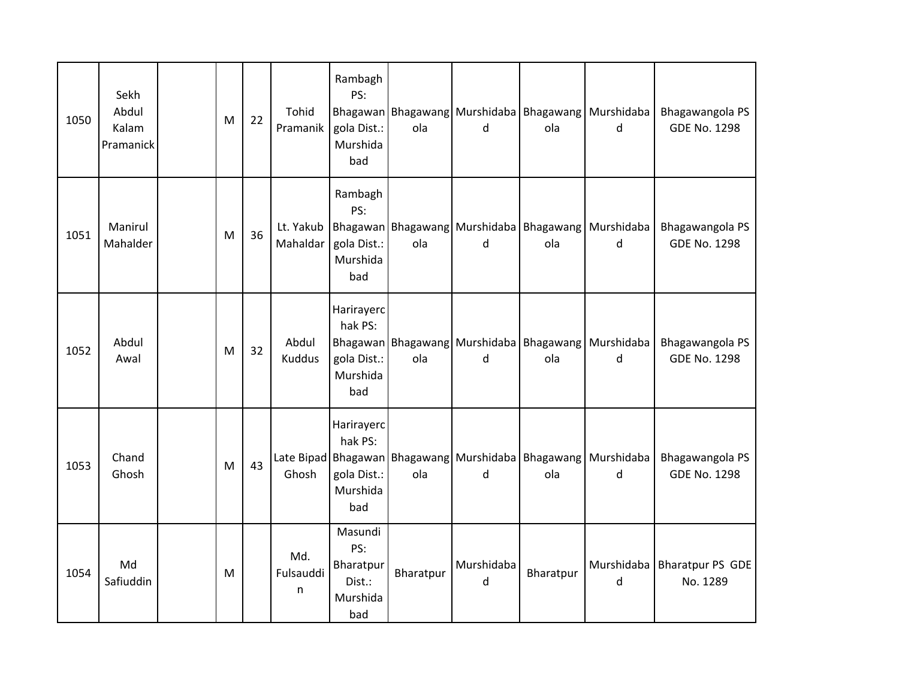| 1050 | Sekh Abdul Kalam Pramanick | | M | 22 | Tohid Pramanik | Rambagh PS: Bhagawangola Dist.: Murshidabad | Bhagawangola | Murshidabad | Bhagawangola | Murshidabad | Bhagawangola PS GDE No. 1298 |
|---|---|---|---|---|---|---|---|---|---|---|---|
| 1051 | Manirul Mahalder | | M | 36 | Lt. Yakub Mahaldar | Rambagh PS: Bhagawangola Dist.: Murshidabad | Bhagawangola | Murshidabad | Bhagawangola | Murshidabad | Bhagawangola PS GDE No. 1298 |
| 1052 | Abdul Awal | | M | 32 | Abdul Kuddus | Harirayerchak PS: Bhagawangola Dist.: Murshidabad | Bhagawangola | Murshidabad | Bhagawangola | Murshidabad | Bhagawangola PS GDE No. 1298 |
| 1053 | Chand Ghosh | | M | 43 | Late Bipad Ghosh | Harirayerchak PS: Bhagawangola Dist.: Murshidabad | Bhagawangola | Murshidabad | Bhagawangola | Murshidabad | Bhagawangola PS GDE No. 1298 |
| 1054 | Md Safiuddin | | M | | Md. Fulsauddin | Masundi PS: Bharatpur Dist.: Murshidabad | Bharatpur | Murshidabad | Bharatpur | Murshidabad | Bharatpur PS GDE No. 1289 |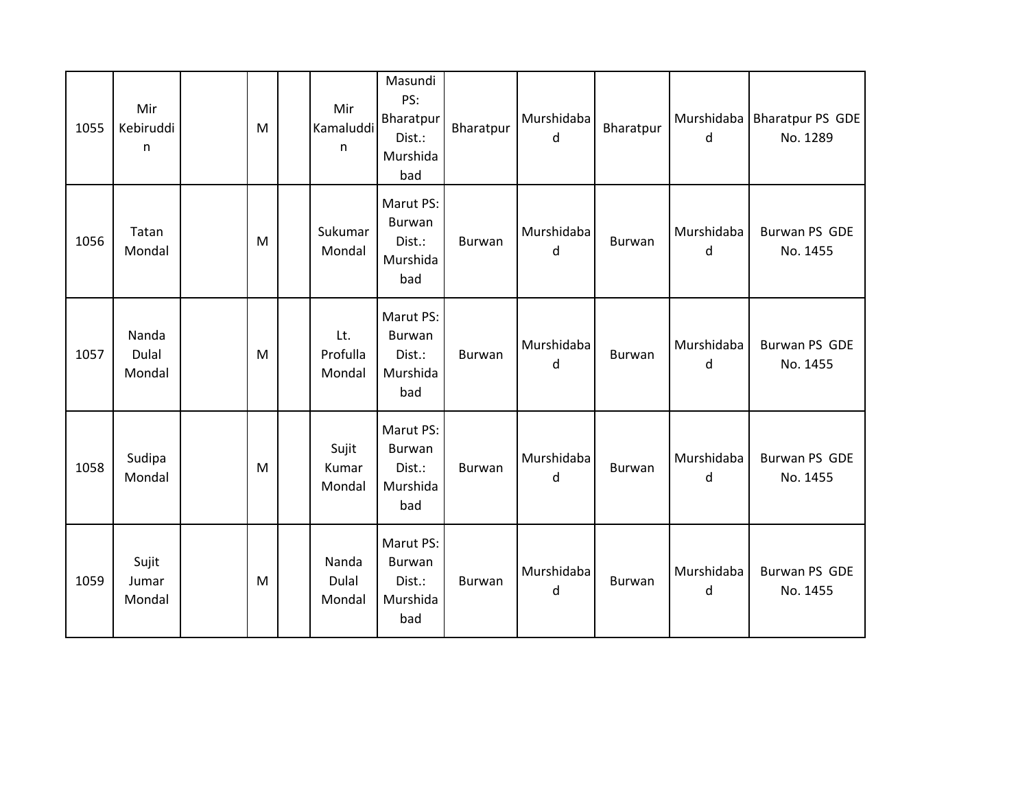| 1055 | Mir Kebiruddin | | M | | Mir Kamaluddin | Masundi PS: Bharatpur Dist.: Murshidabad | Bharatpur | Murshidabad | Bharatpur | Murshidabad | Bharatpur PS GDE No. 1289 |
|---|---|---|---|---|---|---|---|---|---|---|---|
| 1056 | Tatan Mondal | | M | | Sukumar Mondal | Marut PS: Burwan Dist.: Murshidabad | Burwan | Murshidabad | Burwan | Murshidabad | Burwan PS GDE No. 1455 |
| 1057 | Nanda Dulal Mondal | | M | | Lt. Profulla Mondal | Marut PS: Burwan Dist.: Murshidabad | Burwan | Murshidabad | Burwan | Murshidabad | Burwan PS GDE No. 1455 |
| 1058 | Sudipa Mondal | | M | | Sujit Kumar Mondal | Marut PS: Burwan Dist.: Murshidabad | Burwan | Murshidabad | Burwan | Murshidabad | Burwan PS GDE No. 1455 |
| 1059 | Sujit Jumar Mondal | | M | | Nanda Dulal Mondal | Marut PS: Burwan Dist.: Murshidabad | Burwan | Murshidabad | Burwan | Murshidabad | Burwan PS GDE No. 1455 |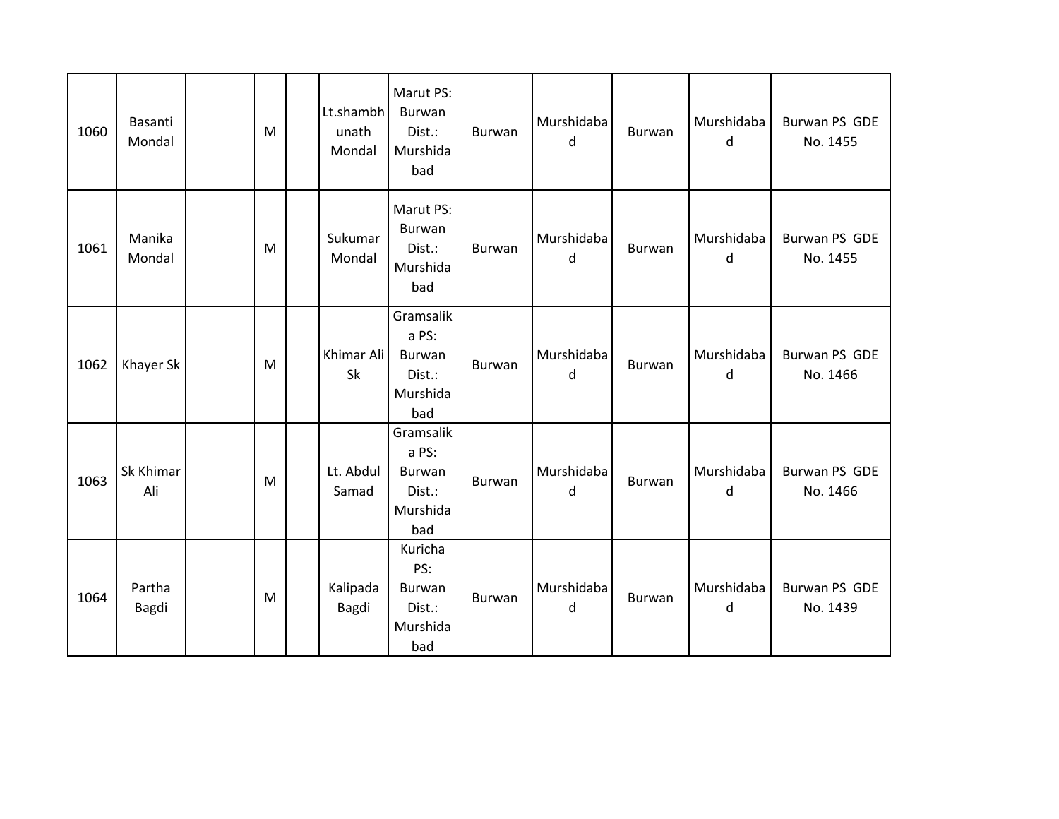| 1060 | Basanti Mondal | | M | | Lt.shambhunath Mondal | Marut PS: Burwan Dist.: Murshidabad | Burwan | Murshidabad | Burwan | Murshidabad | Burwan PS GDE No. 1455 |
|---|---|---|---|---|---|---|---|---|---|---|---|
| 1061 | Manika Mondal | | M | | Sukumar Mondal | Marut PS: Burwan Dist.: Murshidabad | Burwan | Murshidabad | Burwan | Murshidabad | Burwan PS GDE No. 1455 |
| 1062 | Khayer Sk | | M | | Khimar Ali Sk | Gramsalika PS: Burwan Dist.: Murshidabad | Burwan | Murshidabad | Burwan | Murshidabad | Burwan PS GDE No. 1466 |
| 1063 | Sk Khimar Ali | | M | | Lt. Abdul Samad | Gramsalika PS: Burwan Dist.: Murshidabad | Burwan | Murshidabad | Burwan | Murshidabad | Burwan PS GDE No. 1466 |
| 1064 | Partha Bagdi | | M | | Kalipada Bagdi | Kuricha PS: Burwan Dist.: Murshidabad | Burwan | Murshidabad | Burwan | Murshidabad | Burwan PS GDE No. 1439 |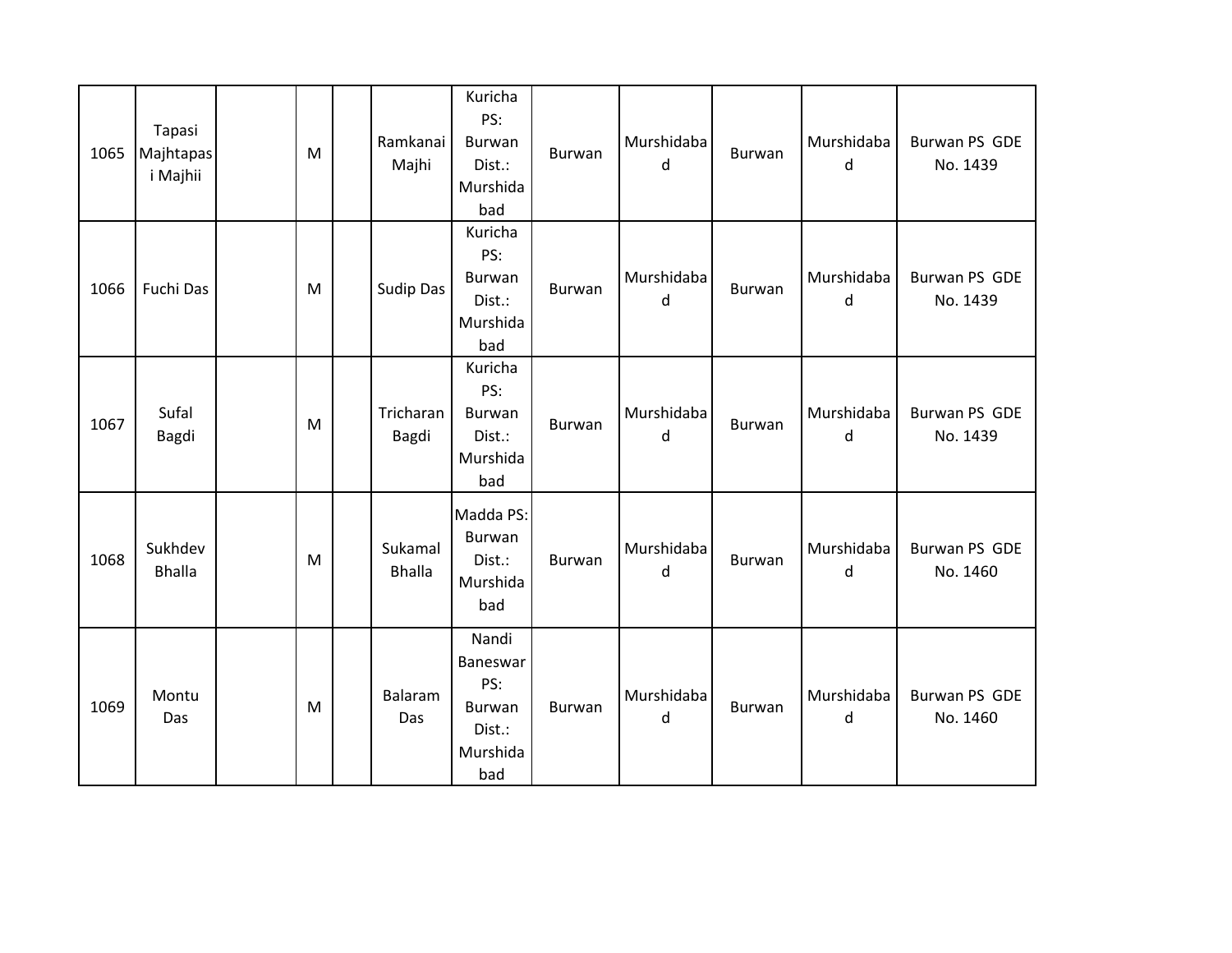| 1065 | Tapasi Majhtapasi Majhii | | M | | Ramkanai Majhi | Kuricha PS: Burwan Dist.: Murshidabad | Burwan | Murshidabad | Burwan | Murshidabad | Burwan PS GDE No. 1439 |
|---|---|---|---|---|---|---|---|---|---|---|---|
| 1066 | Fuchi Das | | M | | Sudip Das | Kuricha PS: Burwan Dist.: Murshidabad | Burwan | Murshidabad | Burwan | Murshidabad | Burwan PS GDE No. 1439 |
| 1067 | Sufal Bagdi | | M | | Tricharan Bagdi | Kuricha PS: Burwan Dist.: Murshidabad | Burwan | Murshidabad | Burwan | Murshidabad | Burwan PS GDE No. 1439 |
| 1068 | Sukhdev Bhalla | | M | | Sukamal Bhalla | Madda PS: Burwan Dist.: Murshidabad | Burwan | Murshidabad | Burwan | Murshidabad | Burwan PS GDE No. 1460 |
| 1069 | Montu Das | | M | | Balaram Das | Nandi Baneswar PS: Burwan Dist.: Murshidabad | Burwan | Murshidabad | Burwan | Murshidabad | Burwan PS GDE No. 1460 |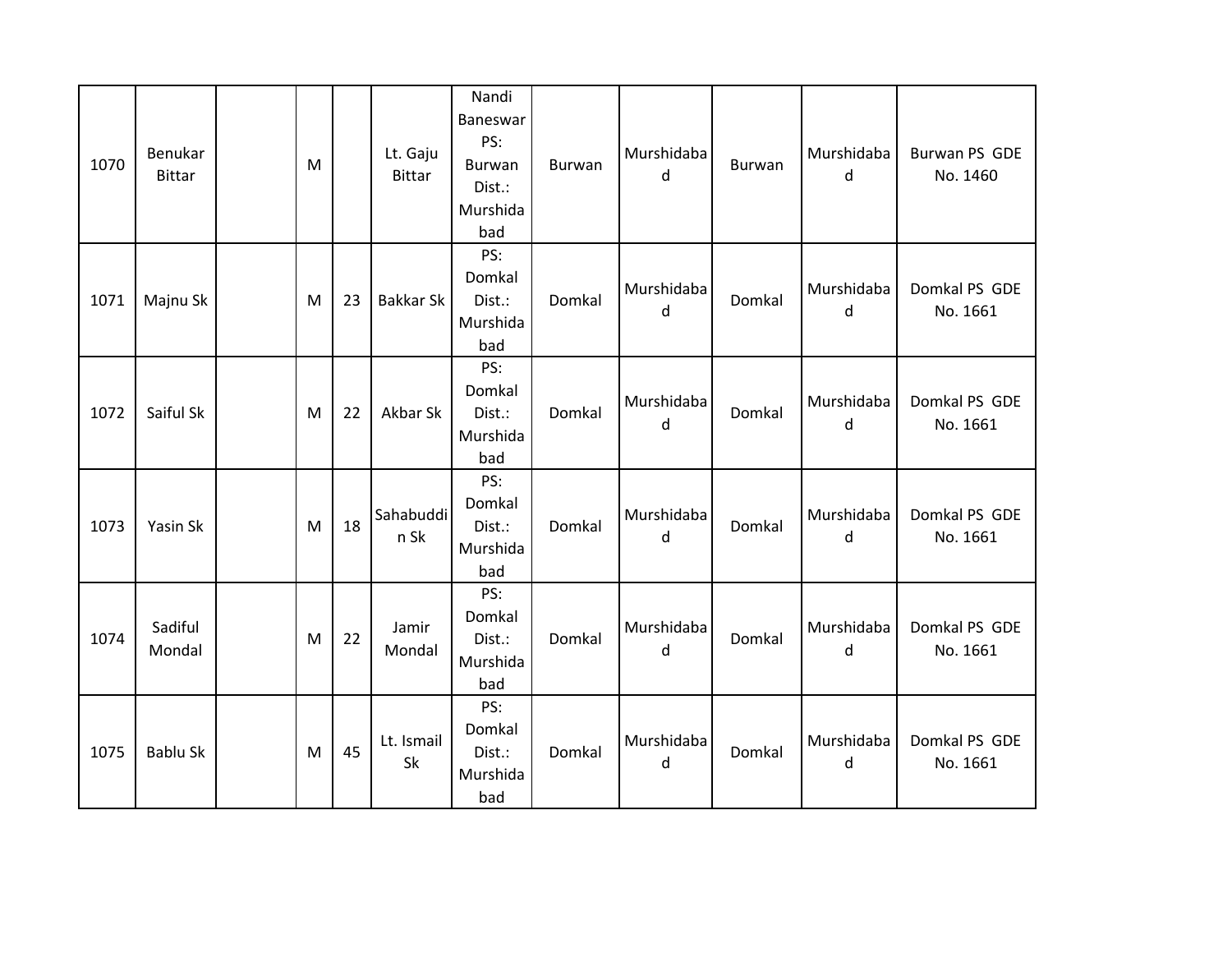| 1070 | Benukar Bittar | | M | | Lt. Gaju Bittar | Nandi Baneswar PS: Burwan Dist.: Murshidabad | Burwan | Murshidabad | Burwan | Murshidabad | Burwan PS GDE No. 1460 |
|---|---|---|---|---|---|---|---|---|---|---|---|
| 1071 | Majnu Sk | | M | 23 | Bakkar Sk | PS: Domkal Dist.: Murshidabad | Domkal | Murshidabad | Domkal | Murshidabad | Domkal PS GDE No. 1661 |
| 1072 | Saiful Sk | | M | 22 | Akbar Sk | PS: Domkal Dist.: Murshidabad | Domkal | Murshidabad | Domkal | Murshidabad | Domkal PS GDE No. 1661 |
| 1073 | Yasin Sk | | M | 18 | Sahabuddin Sk | PS: Domkal Dist.: Murshidabad | Domkal | Murshidabad | Domkal | Murshidabad | Domkal PS GDE No. 1661 |
| 1074 | Sadiful Mondal | | M | 22 | Jamir Mondal | PS: Domkal Dist.: Murshidabad | Domkal | Murshidabad | Domkal | Murshidabad | Domkal PS GDE No. 1661 |
| 1075 | Bablu Sk | | M | 45 | Lt. Ismail Sk | PS: Domkal Dist.: Murshidabad | Domkal | Murshidabad | Domkal | Murshidabad | Domkal PS GDE No. 1661 |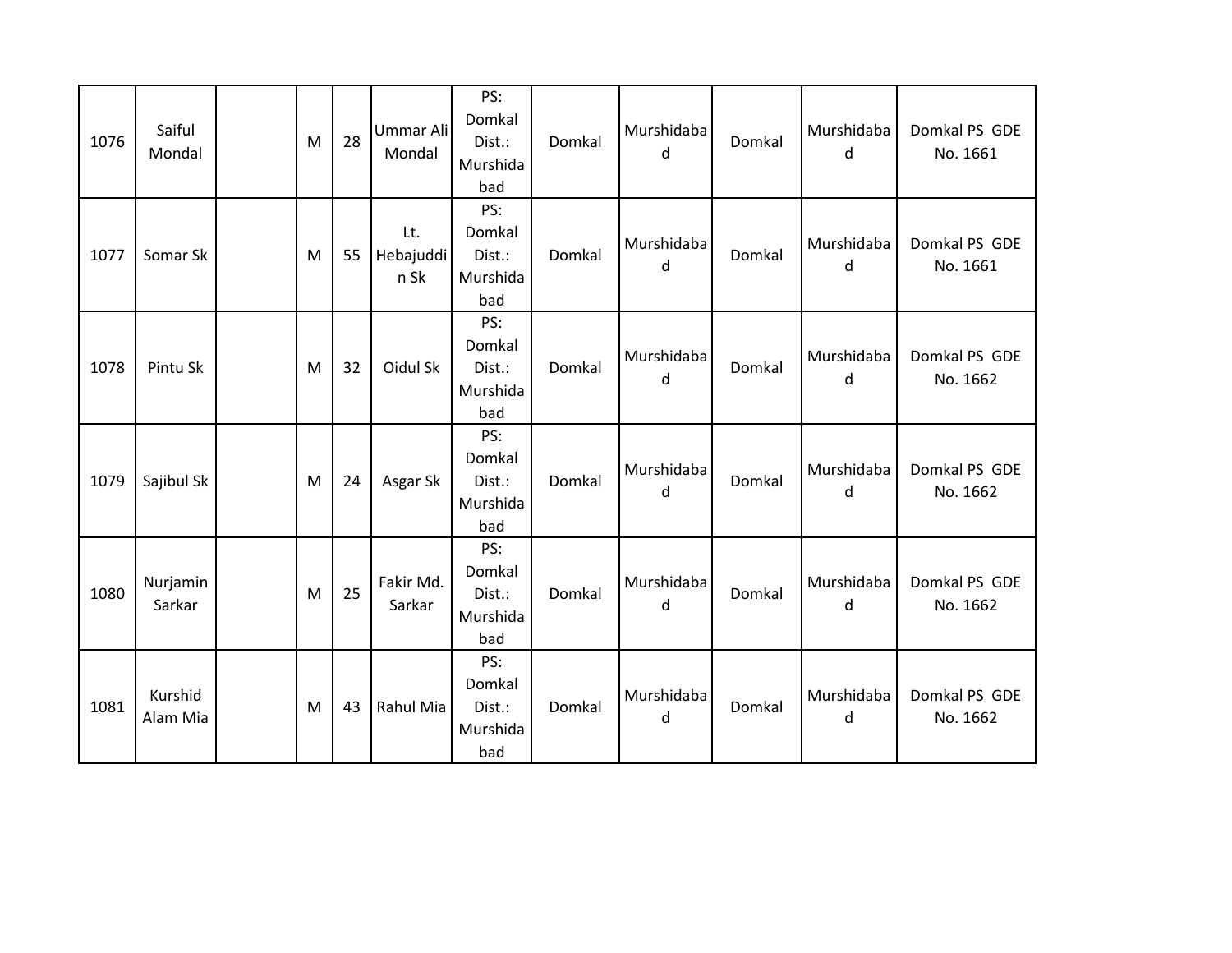| | | | | | | | | | | | |
|---|---|---|---|---|---|---|---|---|---|---|---|
| 1076 | Saiful Mondal | | M | 28 | Ummar Ali Mondal | PS: Domkal Dist.: Murshidabad | Domkal | Murshidabad | Domkal | Murshidabad | Domkal PS GDE No. 1661 |
| 1077 | Somar Sk | | M | 55 | Lt. Hebajuddin Sk | PS: Domkal Dist.: Murshidabad | Domkal | Murshidabad | Domkal | Murshidabad | Domkal PS GDE No. 1661 |
| 1078 | Pintu Sk | | M | 32 | Oidul Sk | PS: Domkal Dist.: Murshidabad | Domkal | Murshidabad | Domkal | Murshidabad | Domkal PS GDE No. 1662 |
| 1079 | Sajibul Sk | | M | 24 | Asgar Sk | PS: Domkal Dist.: Murshidabad | Domkal | Murshidabad | Domkal | Murshidabad | Domkal PS GDE No. 1662 |
| 1080 | Nurjamin Sarkar | | M | 25 | Fakir Md. Sarkar | PS: Domkal Dist.: Murshidabad | Domkal | Murshidabad | Domkal | Murshidabad | Domkal PS GDE No. 1662 |
| 1081 | Kurshid Alam Mia | | M | 43 | Rahul Mia | PS: Domkal Dist.: Murshidabad | Domkal | Murshidabad | Domkal | Murshidabad | Domkal PS GDE No. 1662 |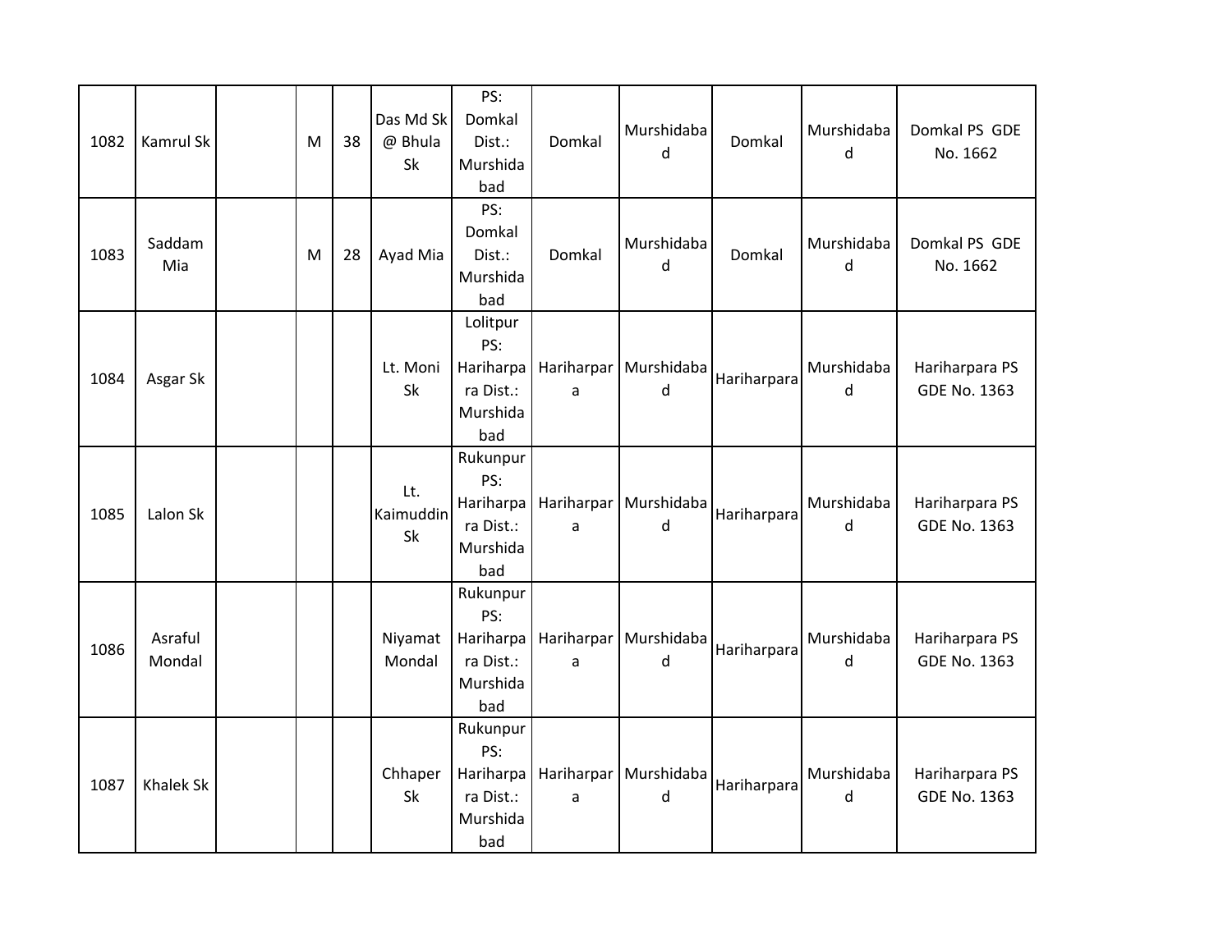| 1082 | Kamrul Sk | | M | 38 | Das Md Sk @ Bhula Sk | PS: Domkal Dist.: Murshidabad | Domkal | Murshidabad | Domkal | Murshidabad | Domkal PS GDE No. 1662 |
|---|---|---|---|---|---|---|---|---|---|---|---|
| 1083 | Saddam Mia | | M | 28 | Ayad Mia | PS: Domkal Dist.: Murshidabad | Domkal | Murshidabad | Domkal | Murshidabad | Domkal PS GDE No. 1662 |
| 1084 | Asgar Sk | | | | Lt. Moni Sk | Lolitpur PS: Hariharpara Dist.: Murshidabad | Hariharpara | Murshidabad | Hariharpara | Murshidabad | Hariharpara PS GDE No. 1363 |
| 1085 | Lalon Sk | | | | Lt. Kaimuddin Sk | Rukunpur PS: Hariharpara Dist.: Murshidabad | Hariharpara | Murshidabad | Hariharpara | Murshidabad | Hariharpara PS GDE No. 1363 |
| 1086 | Asraful Mondal | | | | Niyamat Mondal | Rukunpur PS: Hariharpara Dist.: Murshidabad | Hariharpara | Murshidabad | Hariharpara | Murshidabad | Hariharpara PS GDE No. 1363 |
| 1087 | Khalek Sk | | | | Chhaper Sk | Rukunpur PS: Hariharpara Dist.: Murshidabad | Hariharpara | Murshidabad | Hariharpara | Murshidabad | Hariharpara PS GDE No. 1363 |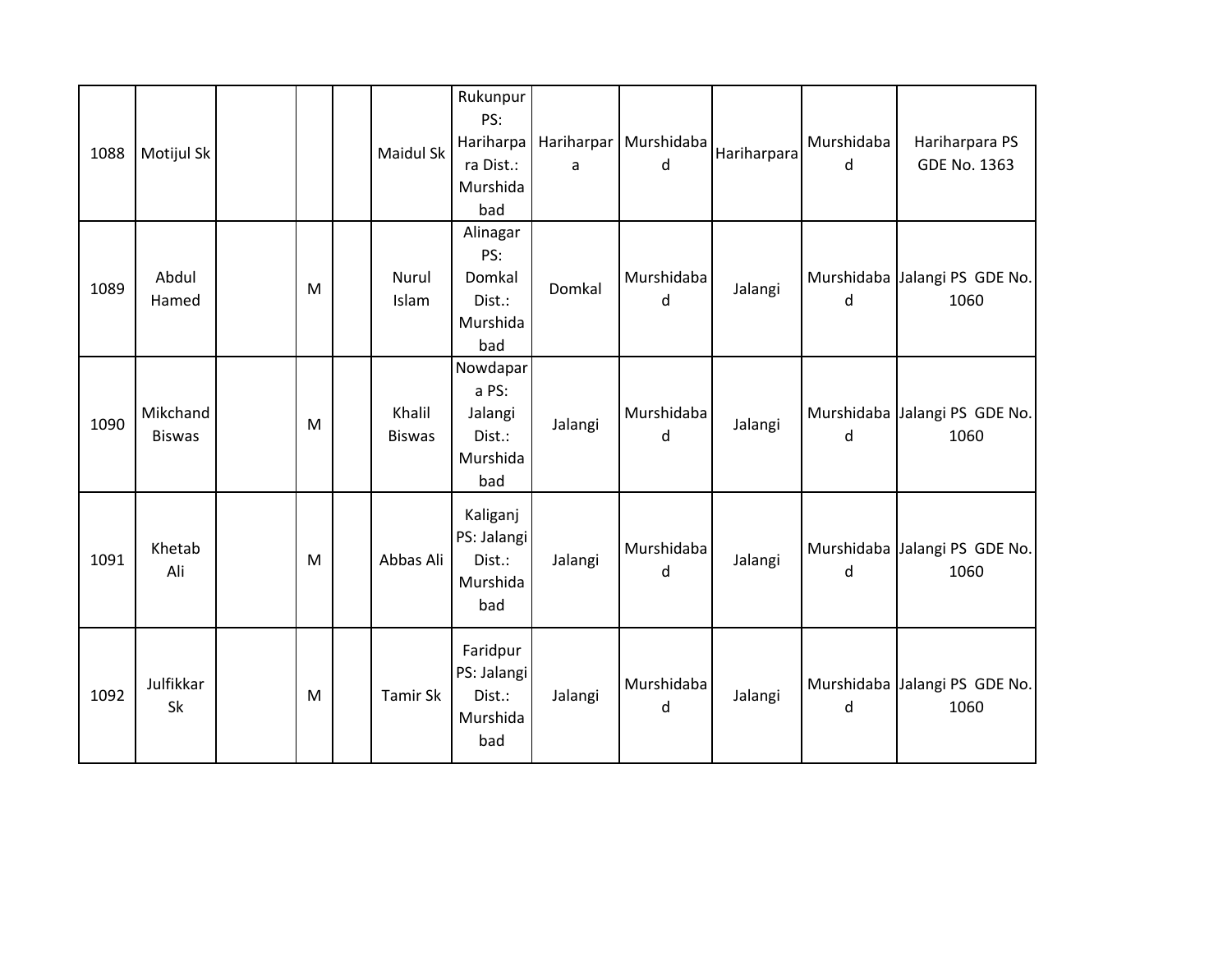| | | | | | | | | | | | |
|---|---|---|---|---|---|---|---|---|---|---|---|
| 1088 | Motijul Sk | | | | Maidul Sk | Rukunpur PS: Hariharpara Dist.: Murshidabad | Hariharpara | Murshidabad | Hariharpara | Murshidabad | Hariharpara PS GDE No. 1363 |
| 1089 | Abdul Hamed | | M | | Nurul Islam | Alinagar PS: Domkal Dist.: Murshidabad | Domkal | Murshidabad | Jalangi | Murshidabad | Jalangi PS GDE No. 1060 |
| 1090 | Mikchand Biswas | | M | | Khalil Biswas | Nowdapara PS: Jalangi Dist.: Murshidabad | Jalangi | Murshidabad | Jalangi | Murshidabad | Jalangi PS GDE No. 1060 |
| 1091 | Khetab Ali | | M | | Abbas Ali | Kaliganj PS: Jalangi Dist.: Murshidabad | Jalangi | Murshidabad | Jalangi | Murshidabad | Jalangi PS GDE No. 1060 |
| 1092 | Julfikkar Sk | | M | | Tamir Sk | Faridpur PS: Jalangi Dist.: Murshidabad | Jalangi | Murshidabad | Jalangi | Murshidabad | Jalangi PS GDE No. 1060 |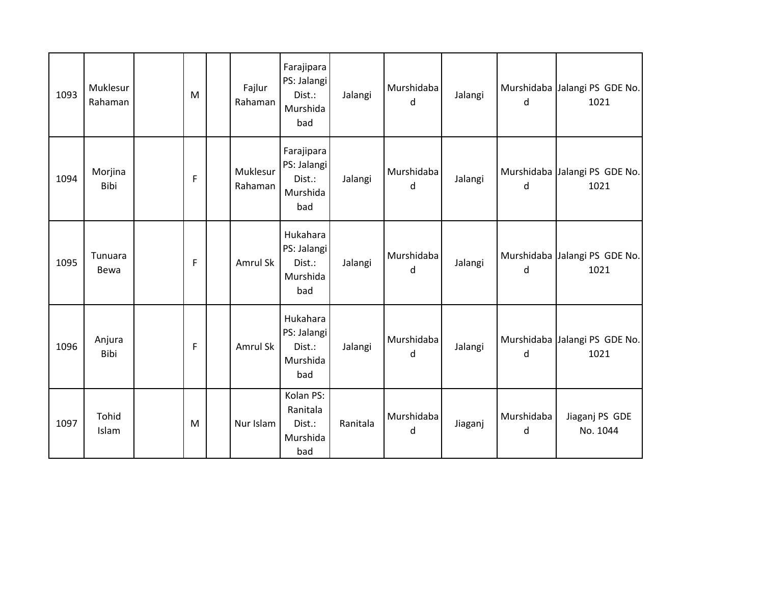| 1093 | Muklesur Rahaman | | M | | Fajlur Rahaman | Farajipara PS: Jalangi Dist.: Murshidabad | Jalangi | Murshidabad | Jalangi | Murshidabad | Jalangi PS GDE No. 1021 |
|---|---|---|---|---|---|---|---|---|---|---|---|
| 1094 | Morjina Bibi | | F | | Muklesur Rahaman | Farajipara PS: Jalangi Dist.: Murshidabad | Jalangi | Murshidabad | Jalangi | Murshidabad | Jalangi PS GDE No. 1021 |
| 1095 | Tunuara Bewa | | F | | Amrul Sk | Hukahara PS: Jalangi Dist.: Murshidabad | Jalangi | Murshidabad | Jalangi | Murshidabad | Jalangi PS GDE No. 1021 |
| 1096 | Anjura Bibi | | F | | Amrul Sk | Hukahara PS: Jalangi Dist.: Murshidabad | Jalangi | Murshidabad | Jalangi | Murshidabad | Jalangi PS GDE No. 1021 |
| 1097 | Tohid Islam | | M | | Nur Islam | Kolan PS: Ranitala Dist.: Murshidabad | Ranitala | Murshidabad | Jiaganj | Murshidabad | Jiaganj PS GDE No. 1044 |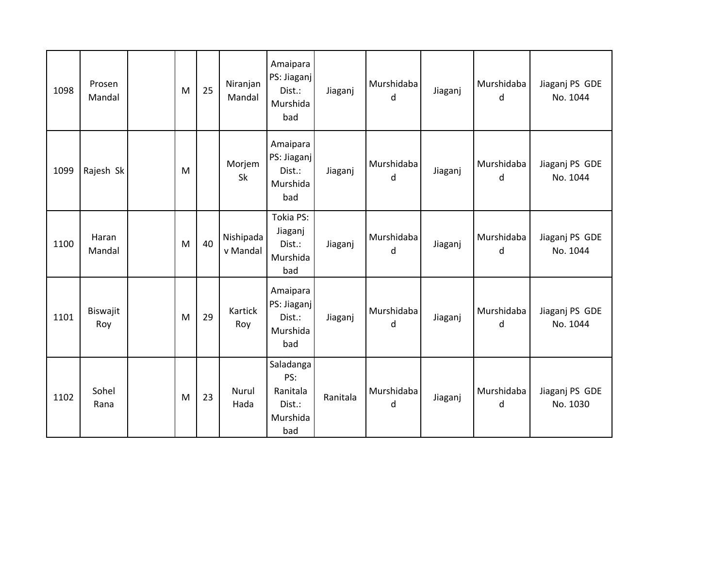| 1098 | Prosen Mandal | | M | 25 | Niranjan Mandal | Amaipara PS: Jiaganj Dist.: Murshidabad | Jiaganj | Murshidabad | Jiaganj | Murshidabad | Jiaganj PS GDE No. 1044 |
|---|---|---|---|---|---|---|---|---|---|---|---|
| 1099 | Rajesh Sk | | M | | Morjem Sk | Amaipara PS: Jiaganj Dist.: Murshidabad | Jiaganj | Murshidabad | Jiaganj | Murshidabad | Jiaganj PS GDE No. 1044 |
| 1100 | Haran Mandal | | M | 40 | Nishipadav Mandal | Tokia PS: Jiaganj Dist.: Murshidabad | Jiaganj | Murshidabad | Jiaganj | Murshidabad | Jiaganj PS GDE No. 1044 |
| 1101 | Biswajit Roy | | M | 29 | Kartick Roy | Amaipara PS: Jiaganj Dist.: Murshidabad | Jiaganj | Murshidabad | Jiaganj | Murshidabad | Jiaganj PS GDE No. 1044 |
| 1102 | Sohel Rana | | M | 23 | Nurul Hada | Saladanga PS: Ranitala Dist.: Murshidabad | Ranitala | Murshidabad | Jiaganj | Murshidabad | Jiaganj PS GDE No. 1030 |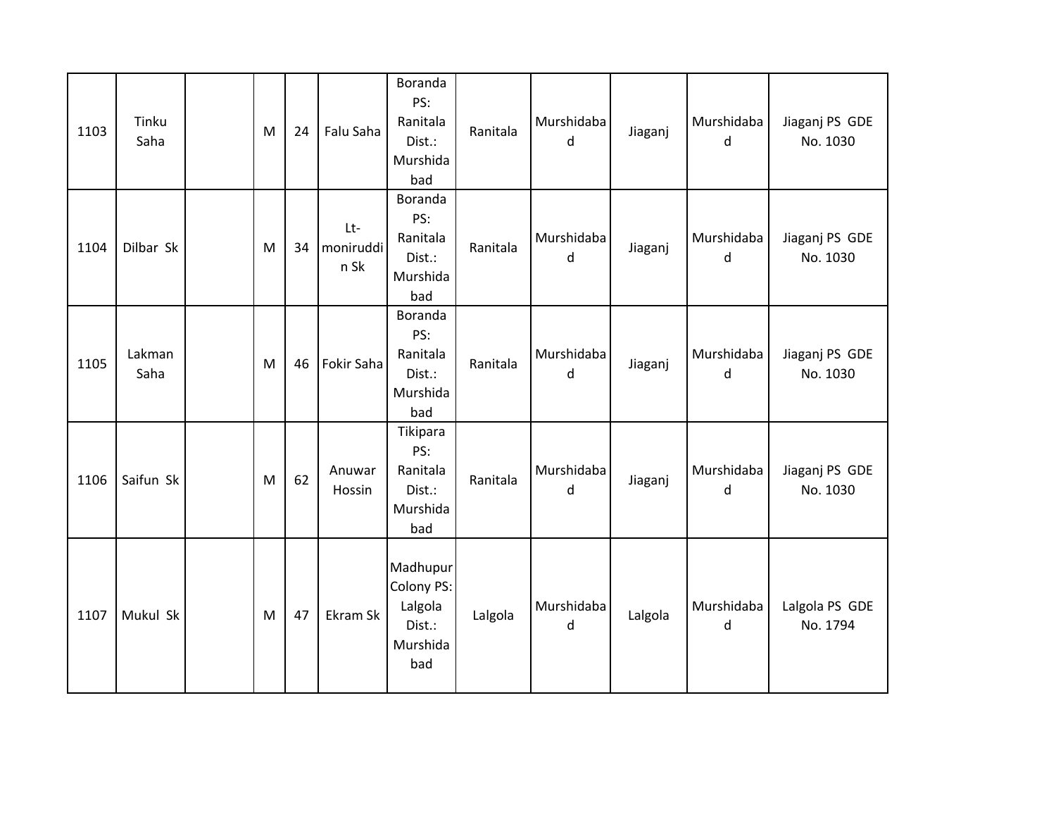| 1103 | Tinku Saha | | M | 24 | Falu Saha | Boranda PS: Ranitala Dist.: Murshidabad | Ranitala | Murshidabad | Jiaganj | Murshidabad | Jiaganj PS GDE No. 1030 |
|---|---|---|---|---|---|---|---|---|---|---|---|
| 1104 | Dilbar Sk | | M | 34 | Lt-moniruddin Sk | Boranda PS: Ranitala Dist.: Murshidabad | Ranitala | Murshidabad | Jiaganj | Murshidabad | Jiaganj PS GDE No. 1030 |
| 1105 | Lakman Saha | | M | 46 | Fokir Saha | Boranda PS: Ranitala Dist.: Murshidabad | Ranitala | Murshidabad | Jiaganj | Murshidabad | Jiaganj PS GDE No. 1030 |
| 1106 | Saifun Sk | | M | 62 | Anuwar Hossin | Tikipara PS: Ranitala Dist.: Murshidabad | Ranitala | Murshidabad | Jiaganj | Murshidabad | Jiaganj PS GDE No. 1030 |
| 1107 | Mukul Sk | | M | 47 | Ekram Sk | Madhupur Colony PS: Lalgola Dist.: Murshidabad | Lalgola | Murshidabad | Lalgola | Murshidabad | Lalgola PS GDE No. 1794 |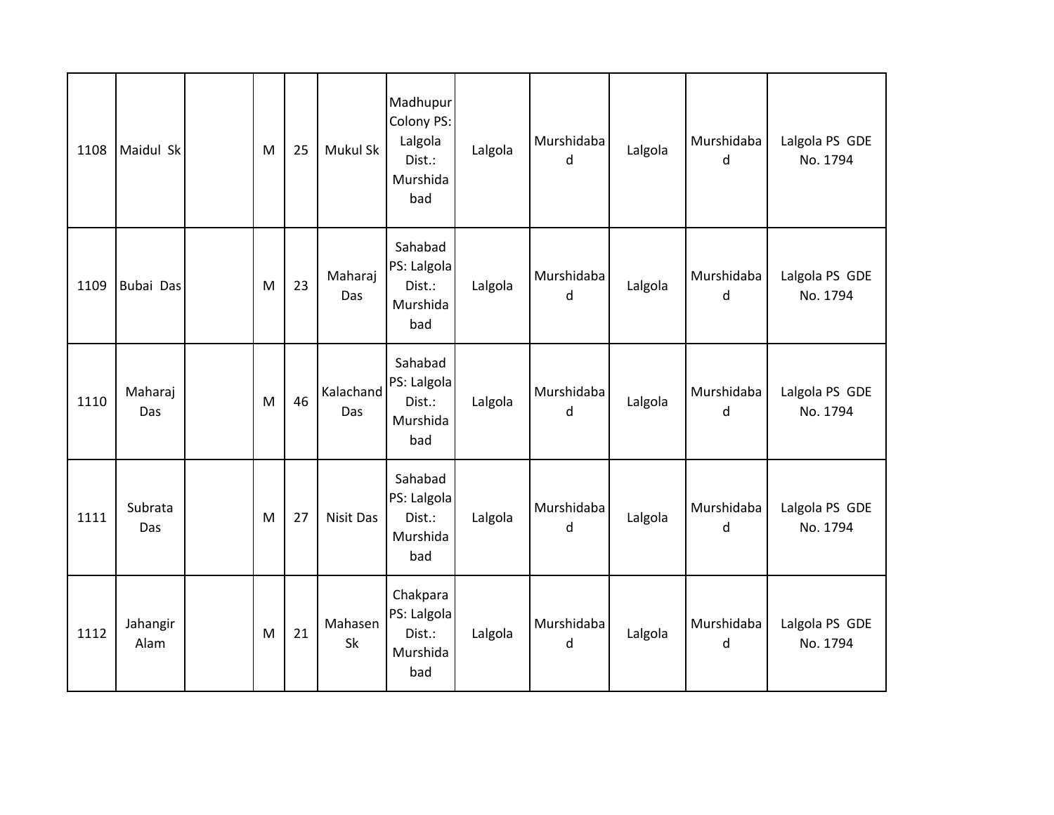| | | | | | | | | | | | |
|---|---|---|---|---|---|---|---|---|---|---|---|
| 1108 | Maidul Sk | | M | 25 | Mukul Sk | Madhupur Colony PS: Lalgola Dist.: Murshidabad | Lalgola | Murshidabad | Lalgola | Murshidabad | Lalgola PS GDE No. 1794 |
| 1109 | Bubai Das | | M | 23 | Maharaj Das | Sahabad PS: Lalgola Dist.: Murshidabad | Lalgola | Murshidabad | Lalgola | Murshidabad | Lalgola PS GDE No. 1794 |
| 1110 | Maharaj Das | | M | 46 | Kalachand Das | Sahabad PS: Lalgola Dist.: Murshidabad | Lalgola | Murshidabad | Lalgola | Murshidabad | Lalgola PS GDE No. 1794 |
| 1111 | Subrata Das | | M | 27 | Nisit Das | Sahabad PS: Lalgola Dist.: Murshidabad | Lalgola | Murshidabad | Lalgola | Murshidabad | Lalgola PS GDE No. 1794 |
| 1112 | Jahangir Alam | | M | 21 | Mahasen Sk | Chakpara PS: Lalgola Dist.: Murshidabad | Lalgola | Murshidabad | Lalgola | Murshidabad | Lalgola PS GDE No. 1794 |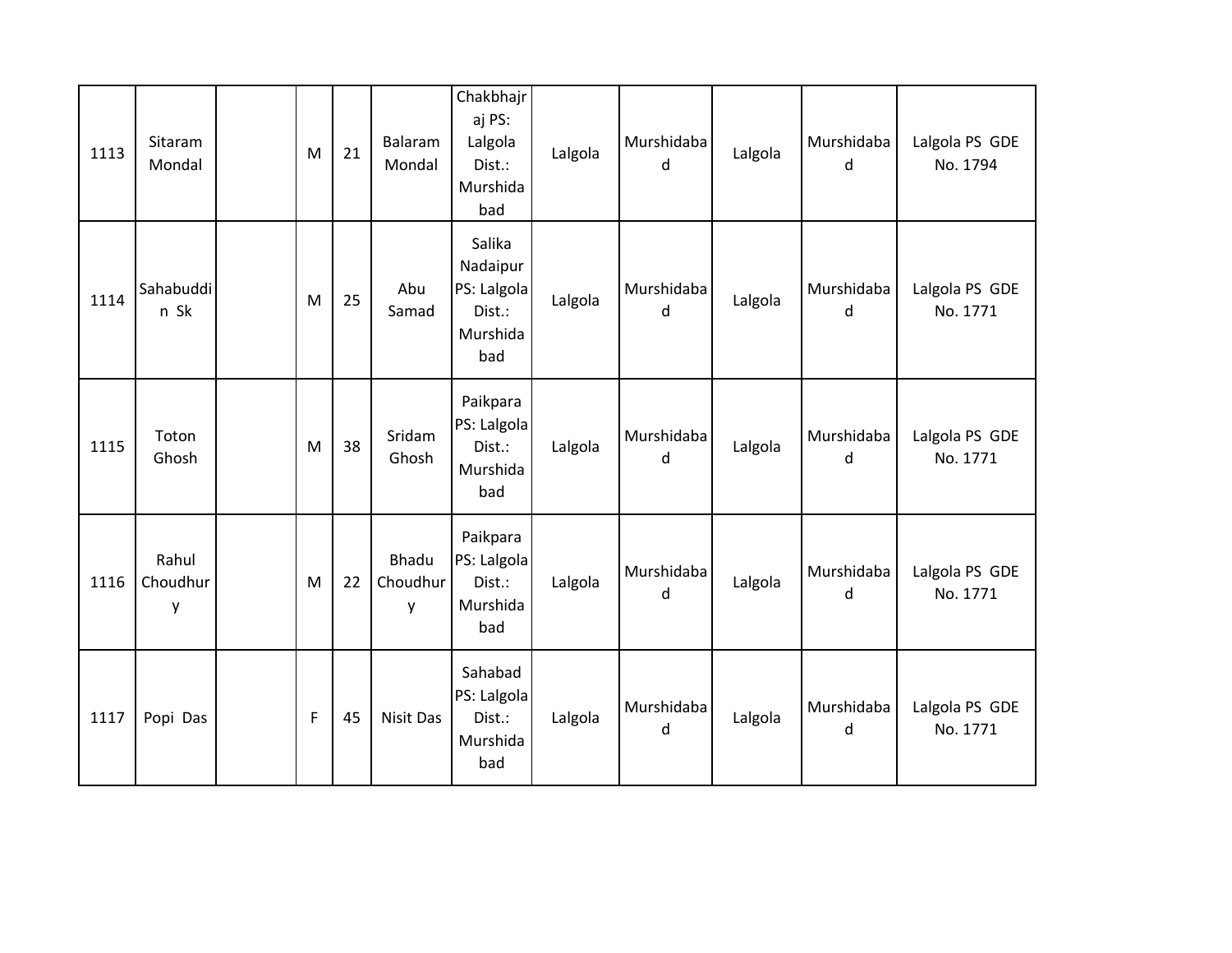| 1113 | Sitaram Mondal | | M | 21 | Balaram Mondal | Chakbhajraj PS: Lalgola Dist.: Murshidabad | Lalgola | Murshidabad | Lalgola | Murshidabad | Lalgola PS GDE No. 1794 |
|---|---|---|---|---|---|---|---|---|---|---|---|
| 1114 | Sahabuddin Sk | | M | 25 | Abu Samad | Salika Nadaipur PS: Lalgola Dist.: Murshidabad | Lalgola | Murshidabad | Lalgola | Murshidabad | Lalgola PS GDE No. 1771 |
| 1115 | Toton Ghosh | | M | 38 | Sridam Ghosh | Paikpara PS: Lalgola Dist.: Murshidabad | Lalgola | Murshidabad | Lalgola | Murshidabad | Lalgola PS GDE No. 1771 |
| 1116 | Rahul Choudhury | | M | 22 | Bhadu Choudhury | Paikpara PS: Lalgola Dist.: Murshidabad | Lalgola | Murshidabad | Lalgola | Murshidabad | Lalgola PS GDE No. 1771 |
| 1117 | Popi Das | | F | 45 | Nisit Das | Sahabad PS: Lalgola Dist.: Murshidabad | Lalgola | Murshidabad | Lalgola | Murshidabad | Lalgola PS GDE No. 1771 |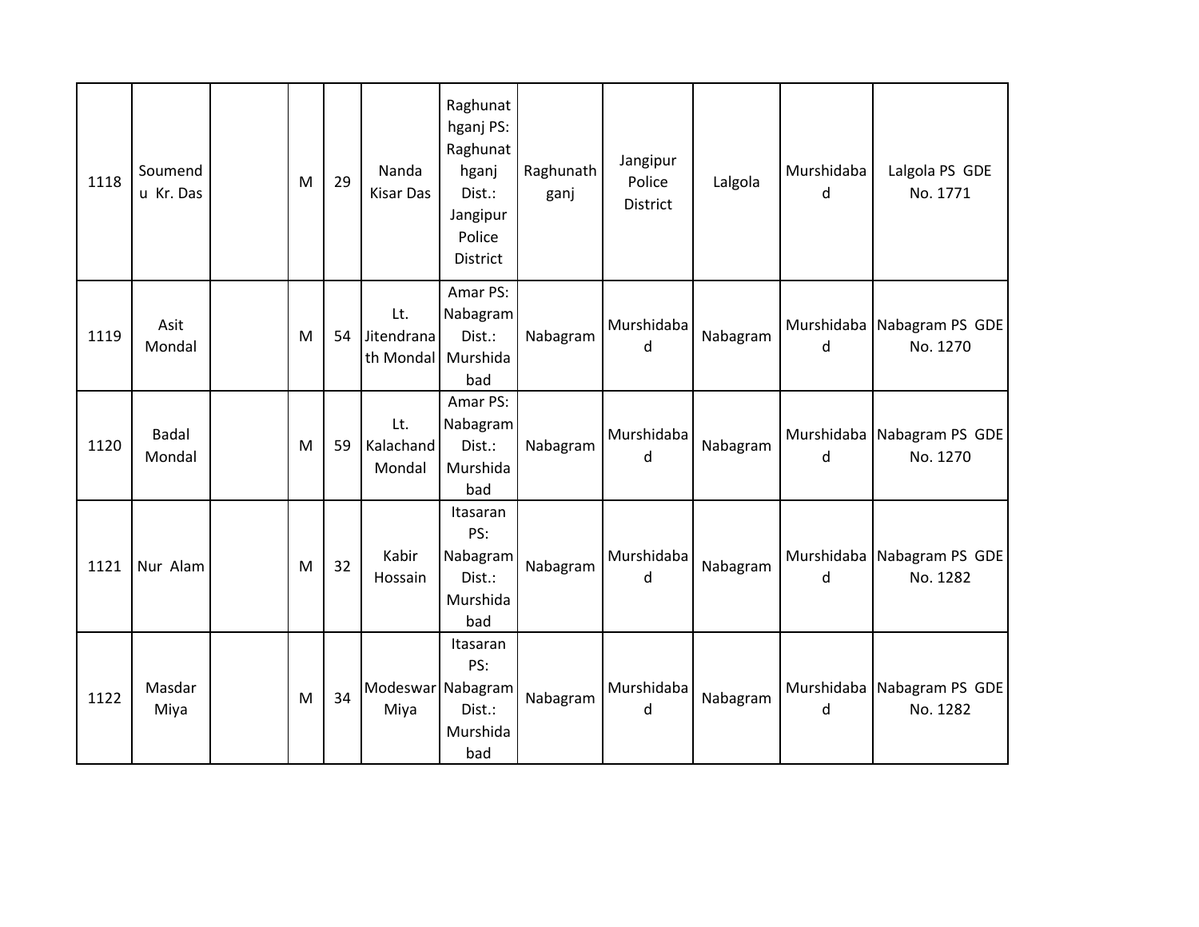| 1118 | Soumendu Kr. Das | | M | 29 | Nanda Kisar Das | Raghunathganj PS: Raghunathganj Dist.: Jangipur Police District | Raghunathganj | Jangipur Police District | Lalgola | Murshidabad | Lalgola PS GDE No. 1771 |
|---|---|---|---|---|---|---|---|---|---|---|---|
| 1119 | Asit Mondal | | M | 54 | Lt. Jitendranath Mondal | Amar PS: Nabagram Dist.: Murshidabad | Nabagram | Murshidabad | Nabagram | Murshidabad | Nabagram PS GDE No. 1270 |
| 1120 | Badal Mondal | | M | 59 | Lt. Kalachand Mondal | Amar PS: Nabagram Dist.: Murshidabad | Nabagram | Murshidabad | Nabagram | Murshidabad | Nabagram PS GDE No. 1270 |
| 1121 | Nur Alam | | M | 32 | Kabir Hossain | Itasaran PS: Nabagram Dist.: Murshidabad | Nabagram | Murshidabad | Nabagram | Murshidabad | Nabagram PS GDE No. 1282 |
| 1122 | Masdar Miya | | M | 34 | Modeswar Miya | Itasaran PS: Nabagram Dist.: Murshidabad | Nabagram | Murshidabad | Nabagram | Murshidabad | Nabagram PS GDE No. 1282 |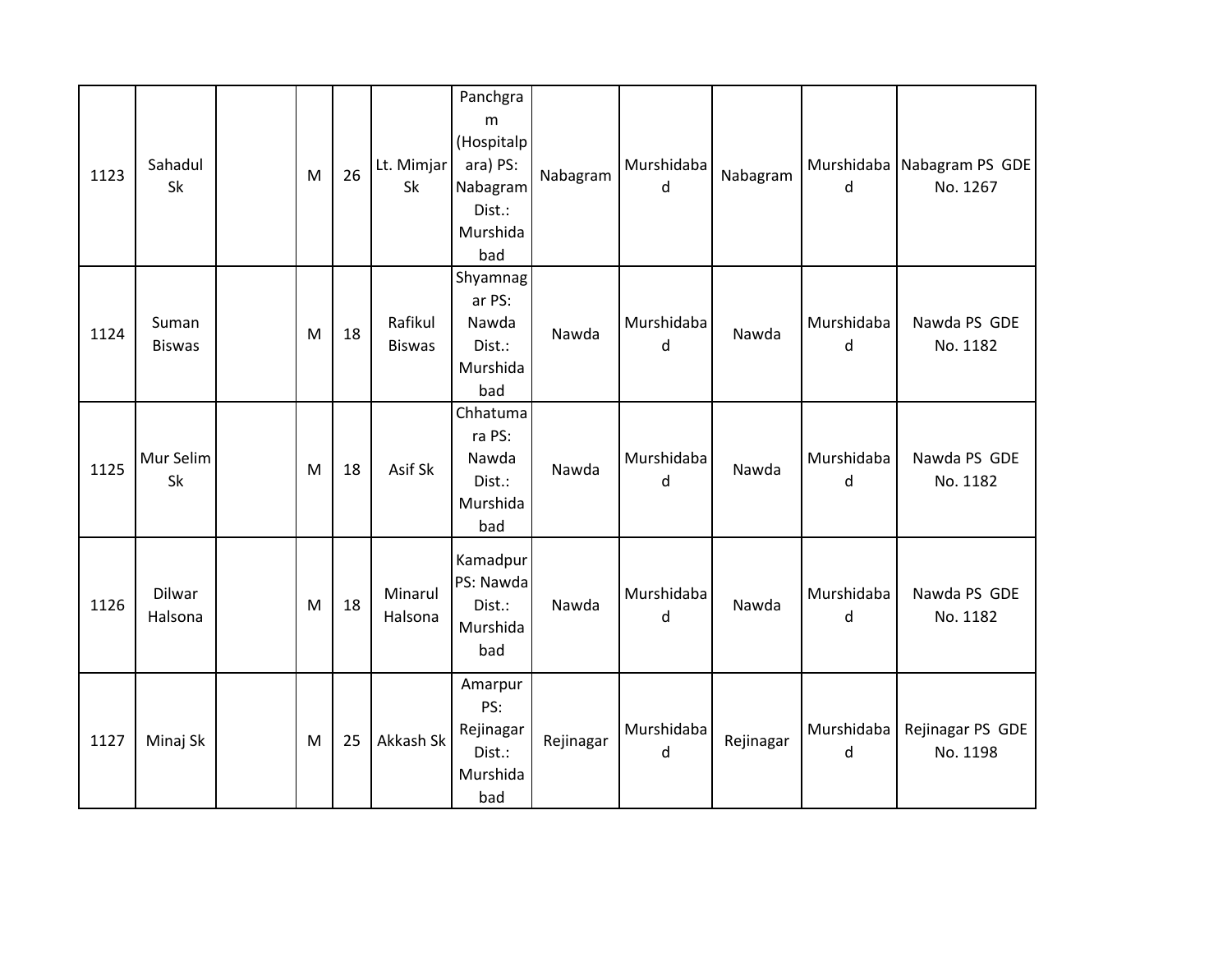| 1123 | Sahadul Sk | | M | 26 | Lt. Mimjar Sk | Panchgram (Hospitalpara) PS: Nabagram Dist.: Murshidabad | Nabagram | Murshidabad | Nabagram | Murshidabad | Nabagram PS GDE No. 1267 |
|---|---|---|---|---|---|---|---|---|---|---|---|
| 1124 | Suman Biswas | | M | 18 | Rafikul Biswas | Shyamnagar PS: Nawda Dist.: Murshidabad | Nawda | Murshidabad | Nawda | Murshidabad | Nawda PS GDE No. 1182 |
| 1125 | Mur Selim Sk | | M | 18 | Asif Sk | Chhatumara PS: Nawda Dist.: Murshidabad | Nawda | Murshidabad | Nawda | Murshidabad | Nawda PS GDE No. 1182 |
| 1126 | Dilwar Halsona | | M | 18 | Minarul Halsona | Kamadpur PS: Nawda Dist.: Murshidabad | Nawda | Murshidabad | Nawda | Murshidabad | Nawda PS GDE No. 1182 |
| 1127 | Minaj Sk | | M | 25 | Akkash Sk | Amarpur PS: Rejinagar Dist.: Murshidabad | Rejinagar | Murshidabad | Rejinagar | Murshidabad | Rejinagar PS GDE No. 1198 |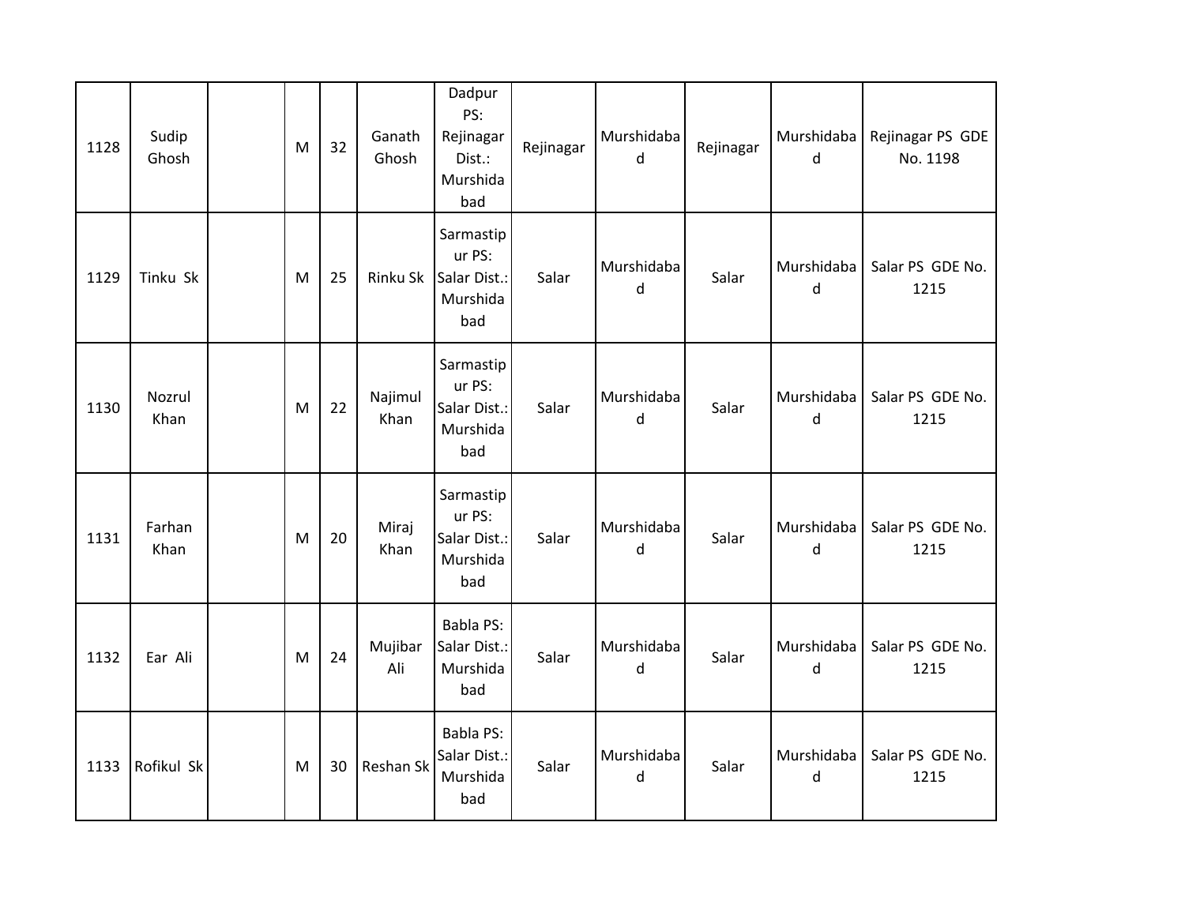| | | | | | | | | | | | |
|---|---|---|---|---|---|---|---|---|---|---|---|
| 1128 | Sudip Ghosh | | M | 32 | Ganath Ghosh | Dadpur PS: Rejinagar Dist.: Murshidabad | Rejinagar | Murshidabad | Rejinagar | Murshidabad | Rejinagar PS GDE No. 1198 |
| 1129 | Tinku Sk | | M | 25 | Rinku Sk | Sarmastipur PS: Salar Dist.: Murshidabad | Salar | Murshidabad | Salar | Murshidabad | Salar PS GDE No. 1215 |
| 1130 | Nozrul Khan | | M | 22 | Najimul Khan | Sarmastipur PS: Salar Dist.: Murshidabad | Salar | Murshidabad | Salar | Murshidabad | Salar PS GDE No. 1215 |
| 1131 | Farhan Khan | | M | 20 | Miraj Khan | Sarmastipur PS: Salar Dist.: Murshidabad | Salar | Murshidabad | Salar | Murshidabad | Salar PS GDE No. 1215 |
| 1132 | Ear Ali | | M | 24 | Mujibar Ali | Babla PS: Salar Dist.: Murshidabad | Salar | Murshidabad | Salar | Murshidabad | Salar PS GDE No. 1215 |
| 1133 | Rofikul Sk | | M | 30 | Reshan Sk | Babla PS: Salar Dist.: Murshidabad | Salar | Murshidabad | Salar | Murshidabad | Salar PS GDE No. 1215 |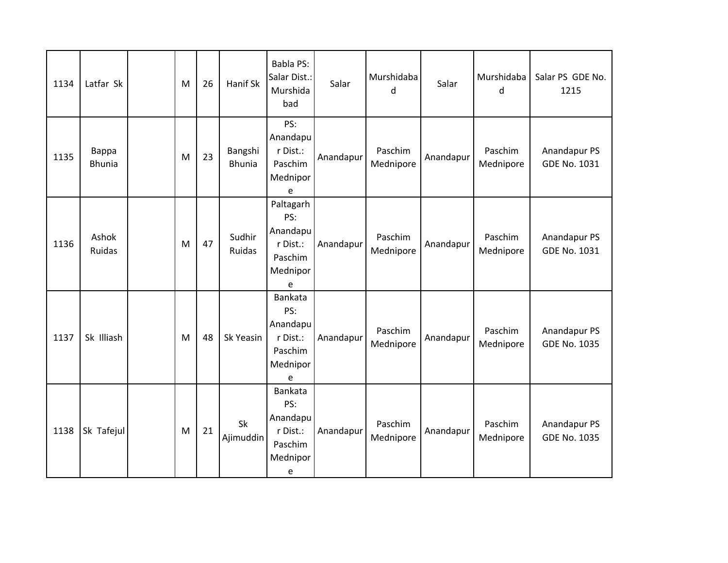| 1134 | Latfar Sk | | M | 26 | Hanif Sk | Babla PS: Salar Dist.: Murshidabad | Salar | Murshidabad | Salar | Murshidabad | Salar PS GDE No. 1215 |
|---|---|---|---|---|---|---|---|---|---|---|---|
| 1135 | Bappa Bhunia | | M | 23 | Bangshi Bhunia | PS: Anandapur Dist.: Paschim Mednipore | Anandapur | Paschim Mednipore | Anandapur | Paschim Mednipore | Anandapur PS GDE No. 1031 |
| 1136 | Ashok Ruidas | | M | 47 | Sudhir Ruidas | Paltagarh PS: Anandapur Dist.: Paschim Mednipore | Anandapur | Paschim Mednipore | Anandapur | Paschim Mednipore | Anandapur PS GDE No. 1031 |
| 1137 | Sk Illiash | | M | 48 | Sk Yeasin | Bankata PS: Anandapur Dist.: Paschim Mednipore | Anandapur | Paschim Mednipore | Anandapur | Paschim Mednipore | Anandapur PS GDE No. 1035 |
| 1138 | Sk Tafejul | | M | 21 | Sk Ajimuddin | Bankata PS: Anandapur Dist.: Paschim Mednipore | Anandapur | Paschim Mednipore | Anandapur | Paschim Mednipore | Anandapur PS GDE No. 1035 |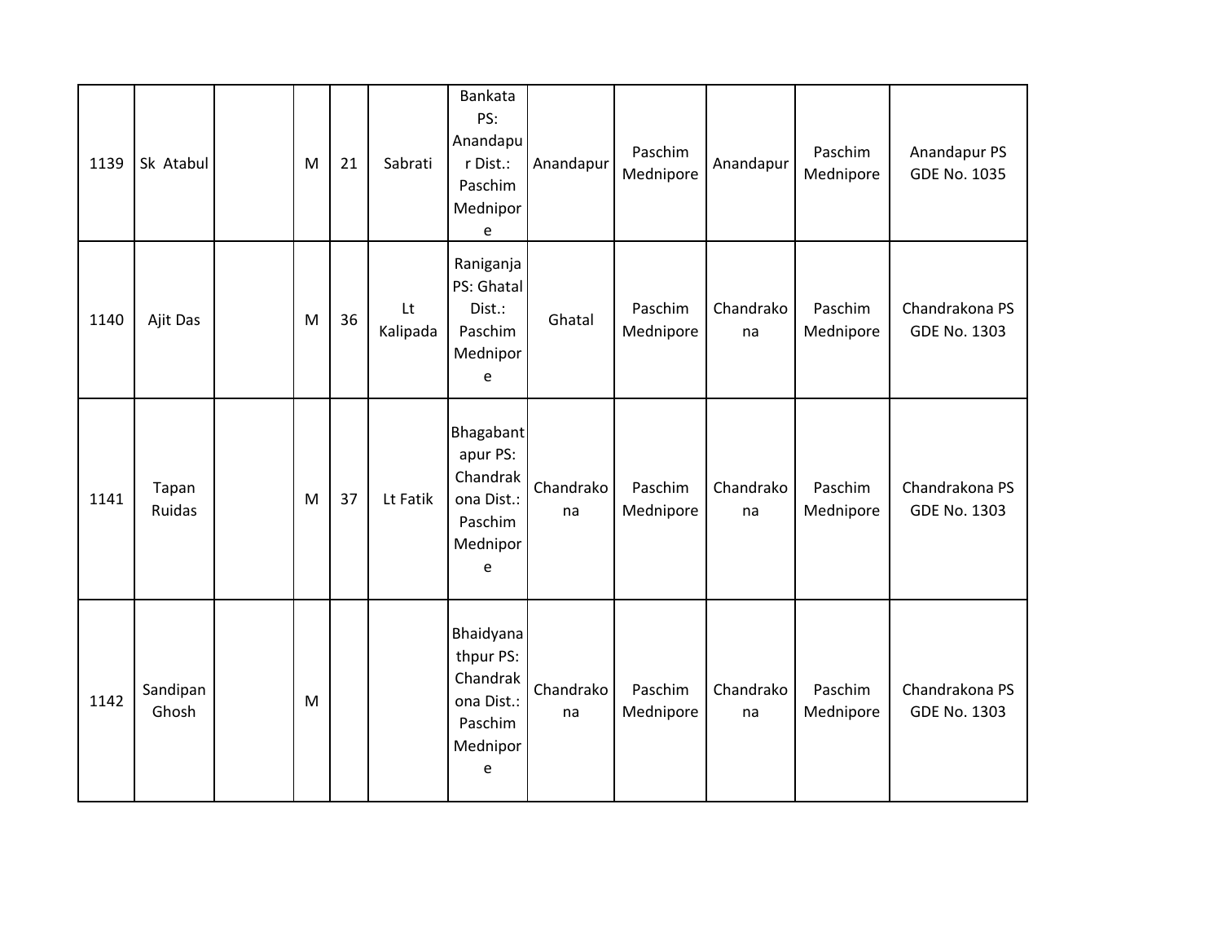| | | | | | | | | | | | |
|---|---|---|---|---|---|---|---|---|---|---|---|
| 1139 | Sk Atabul | | M | 21 | Sabrati | Bankata PS: Anandapur Dist.: Paschim Mednipore | Anandapur | Paschim Mednipore | Anandapur | Paschim Mednipore | Anandapur PS GDE No. 1035 |
| 1140 | Ajit Das | | M | 36 | Lt Kalipada | Raniganja PS: Ghatal Dist.: Paschim Mednipore | Ghatal | Paschim Mednipore | Chandrakona | Paschim Mednipore | Chandrakona PS GDE No. 1303 |
| 1141 | Tapan Ruidas | | M | 37 | Lt Fatik | Bhagabantapur PS: Chandrakona Dist.: Paschim Mednipore | Chandrakona | Paschim Mednipore | Chandrakona | Paschim Mednipore | Chandrakona PS GDE No. 1303 |
| 1142 | Sandipan Ghosh | | M | | | Bhaidyanathpur PS: Chandrakona Dist.: Paschim Mednipore | Chandrakona | Paschim Mednipore | Chandrakona | Paschim Mednipore | Chandrakona PS GDE No. 1303 |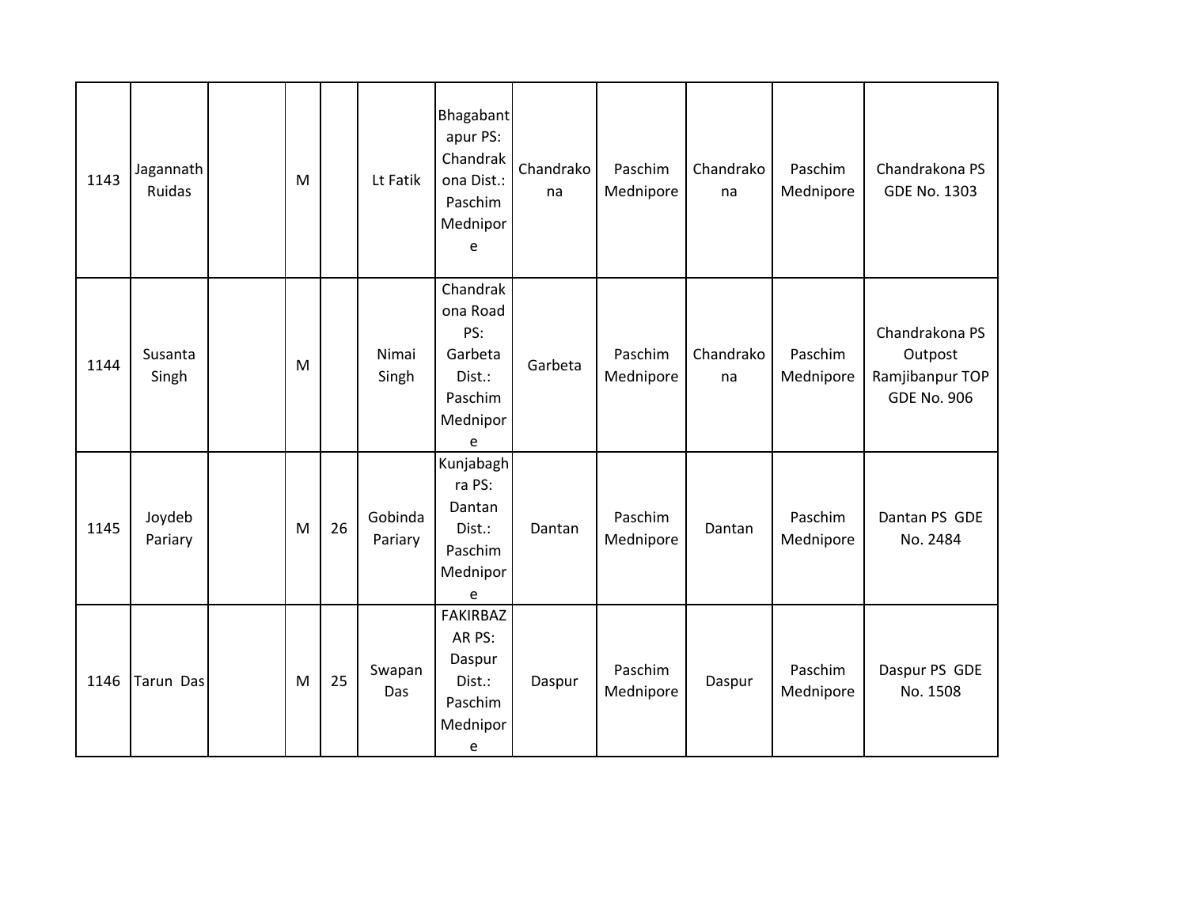| 1143 | Jagannath Ruidas | | M | | Lt Fatik | Bhagabantapur PS: Chandrakona Dist.: Paschim Mednipore | Chandrakona | Paschim Mednipore | Chandrakona | Paschim Mednipore | Chandrakona PS GDE No. 1303 |
|---|---|---|---|---|---|---|---|---|---|---|---|
| 1144 | Susanta Singh | | M | | Nimai Singh | Chandrakona Road PS: Garbeta Dist.: Paschim Mednipore | Garbeta | Paschim Mednipore | Chandrakona | Paschim Mednipore | Chandrakona PS Outpost Ramjibanpur TOP GDE No. 906 |
| 1145 | Joydeb Pariary | | M | 26 | Gobinda Pariary | Kunjabaghra PS: Dantan Dist.: Paschim Mednipore | Dantan | Paschim Mednipore | Dantan | Paschim Mednipore | Dantan PS GDE No. 2484 |
| 1146 | Tarun Das | | M | 25 | Swapan Das | FAKIRBAZAR PS: Daspur Dist.: Paschim Mednipore | Daspur | Paschim Mednipore | Daspur | Paschim Mednipore | Daspur PS GDE No. 1508 |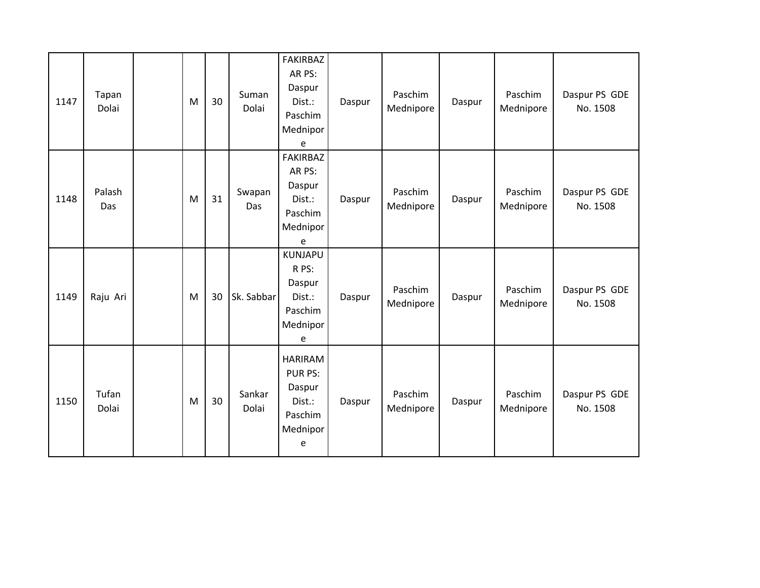| | | | | | | | | | | | |
|---|---|---|---|---|---|---|---|---|---|---|---|
| 1147 | Tapan Dolai | | M | 30 | Suman Dolai | FAKIRBAZAR PS: Daspur Dist.: Paschim Mednipore | Daspur | Paschim Mednipore | Daspur | Paschim Mednipore | Daspur PS GDE No. 1508 |
| 1148 | Palash Das | | M | 31 | Swapan Das | FAKIRBAZAR PS: Daspur Dist.: Paschim Mednipore | Daspur | Paschim Mednipore | Daspur | Paschim Mednipore | Daspur PS GDE No. 1508 |
| 1149 | Raju Ari | | M | 30 | Sk. Sabbar | KUNJAPUR PS: Daspur Dist.: Paschim Mednipore | Daspur | Paschim Mednipore | Daspur | Paschim Mednipore | Daspur PS GDE No. 1508 |
| 1150 | Tufan Dolai | | M | 30 | Sankar Dolai | HARIRAMPUR PS: Daspur Dist.: Paschim Mednipore | Daspur | Paschim Mednipore | Daspur | Paschim Mednipore | Daspur PS GDE No. 1508 |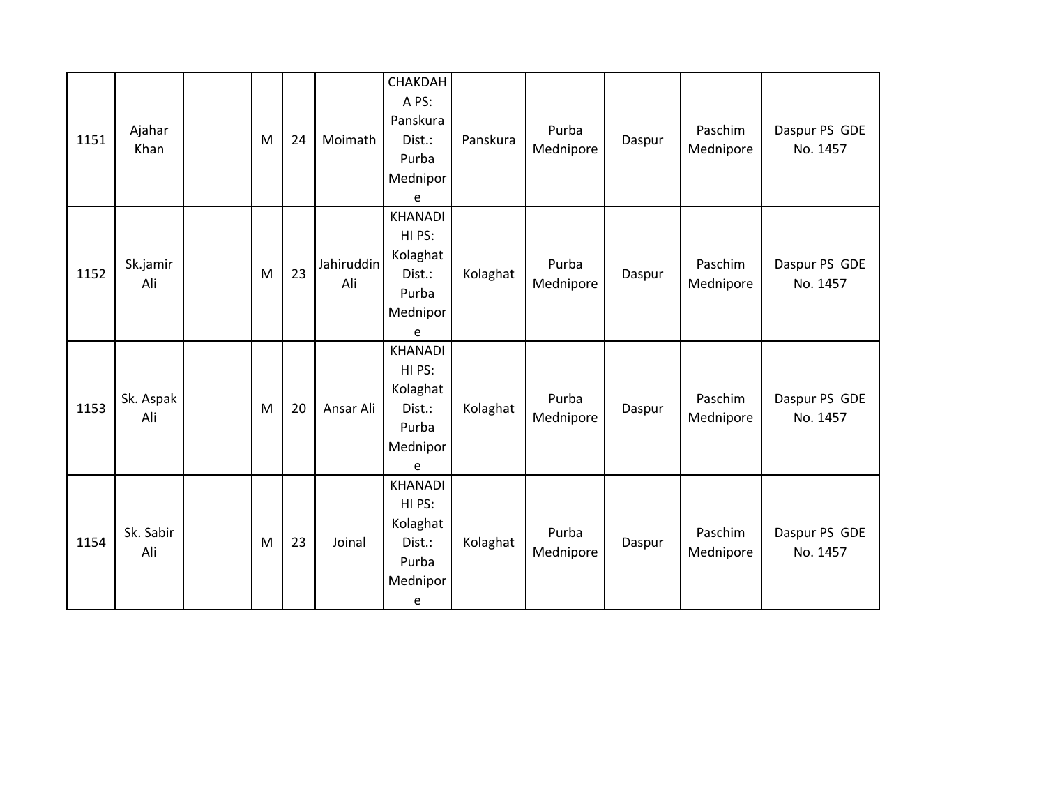| 1151 | Ajahar Khan | | M | 24 | Moimath | CHAKDAHA PS: Panskura Dist.: Purba Mednipore | Panskura | Purba Mednipore | Daspur | Paschim Mednipore | Daspur PS GDE No. 1457 |
|---|---|---|---|---|---|---|---|---|---|---|---|
| 1152 | Sk.jamir Ali | | M | 23 | Jahiruddin Ali | KHANADIHI PS: Kolaghat Dist.: Purba Mednipore | Kolaghat | Purba Mednipore | Daspur | Paschim Mednipore | Daspur PS GDE No. 1457 |
| 1153 | Sk. Aspak Ali | | M | 20 | Ansar Ali | KHANADIHI PS: Kolaghat Dist.: Purba Mednipore | Kolaghat | Purba Mednipore | Daspur | Paschim Mednipore | Daspur PS GDE No. 1457 |
| 1154 | Sk. Sabir Ali | | M | 23 | Joinal | KHANADIHI PS: Kolaghat Dist.: Purba Mednipore | Kolaghat | Purba Mednipore | Daspur | Paschim Mednipore | Daspur PS GDE No. 1457 |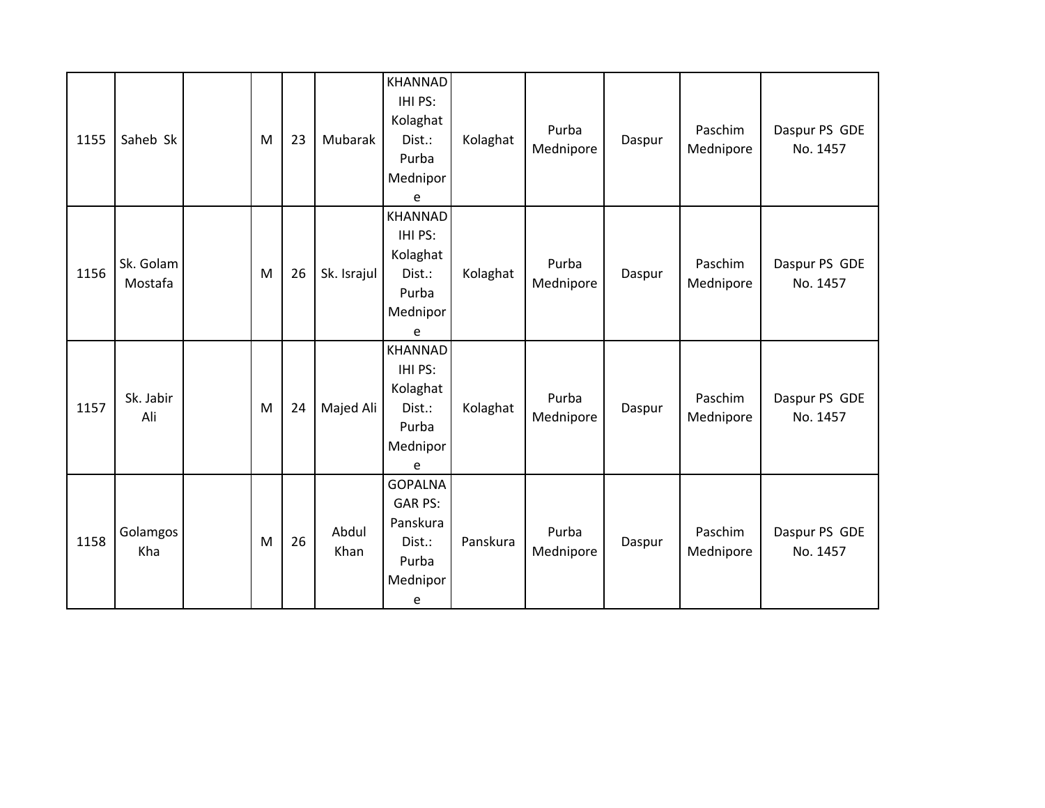| 1155 | Saheb Sk | | M | 23 | Mubarak | KHANNADIHI PS: Kolaghat Dist.: Purba Mednipore | Kolaghat | Purba Mednipore | Daspur | Paschim Mednipore | Daspur PS GDE No. 1457 |
|---|---|---|---|---|---|---|---|---|---|---|---|
| 1156 | Sk. Golam Mostafa | | M | 26 | Sk. Israjul | KHANNADIHI PS: Kolaghat Dist.: Purba Mednipore | Kolaghat | Purba Mednipore | Daspur | Paschim Mednipore | Daspur PS GDE No. 1457 |
| 1157 | Sk. Jabir Ali | | M | 24 | Majed Ali | KHANNADIHI PS: Kolaghat Dist.: Purba Mednipore | Kolaghat | Purba Mednipore | Daspur | Paschim Mednipore | Daspur PS GDE No. 1457 |
| 1158 | Golamgos Kha | | M | 26 | Abdul Khan | GOPALNAGAR PS: Panskura Dist.: Purba Mednipore | Panskura | Purba Mednipore | Daspur | Paschim Mednipore | Daspur PS GDE No. 1457 |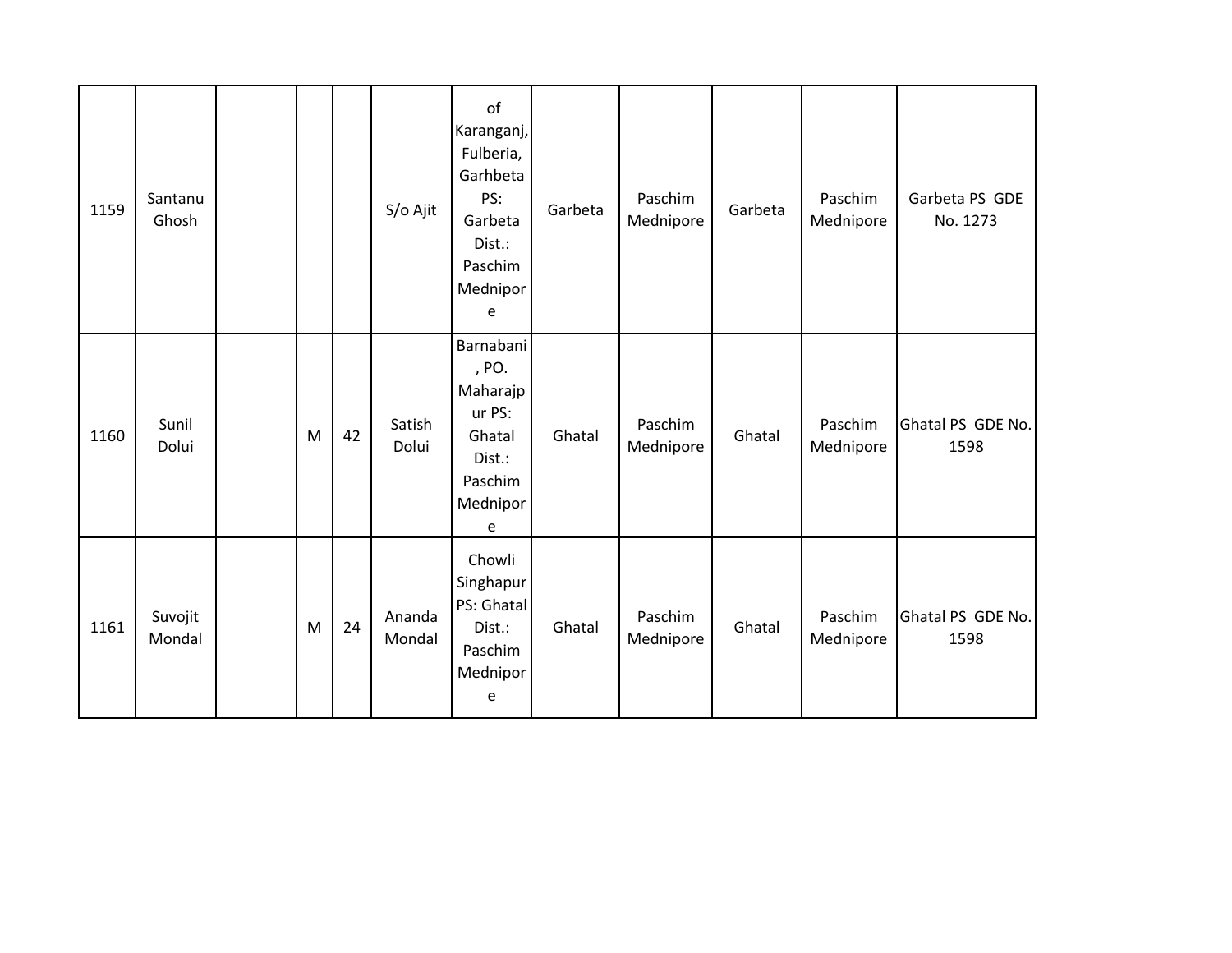| | | | | | | | | | | | |
|---|---|---|---|---|---|---|---|---|---|---|---|
| 1159 | Santanu Ghosh | | | | S/o Ajit | of Karanganj, Fulberia, Garhbeta PS: Garbeta Dist.: Paschim Mednipore | Garbeta | Paschim Mednipore | Garbeta | Paschim Mednipore | Garbeta PS GDE No. 1273 |
| 1160 | Sunil Dolui | | M | 42 | Satish Dolui | Barnabani, PO. Maharajpur PS: Ghatal Dist.: Paschim Mednipore | Ghatal | Paschim Mednipore | Ghatal | Paschim Mednipore | Ghatal PS GDE No. 1598 |
| 1161 | Suvojit Mondal | | M | 24 | Ananda Mondal | Chowli Singhapur PS: Ghatal Dist.: Paschim Mednipore | Ghatal | Paschim Mednipore | Ghatal | Paschim Mednipore | Ghatal PS GDE No. 1598 |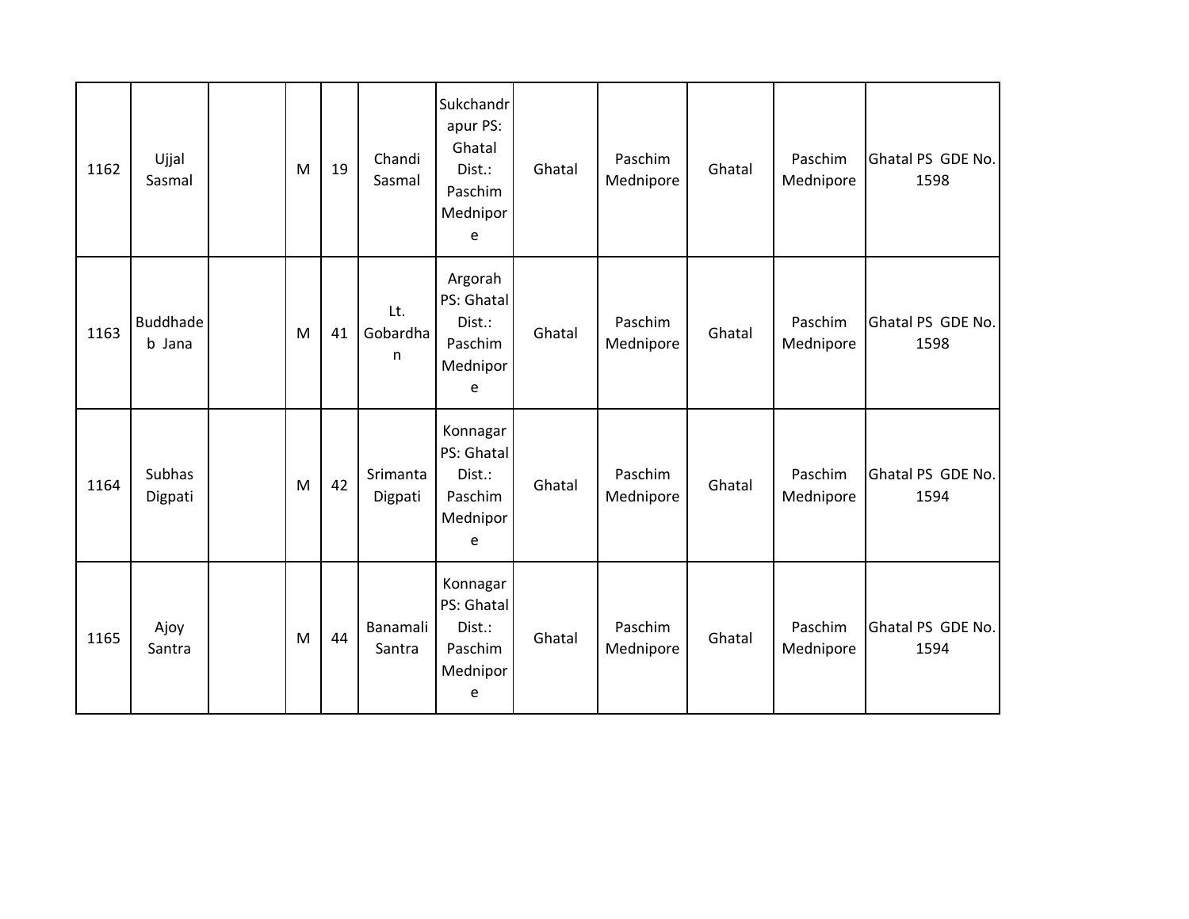| 1162 | Ujjal Sasmal | | M | 19 | Chandi Sasmal | Sukchandrapur PS: Ghatal Dist.: Paschim Mednipore | Ghatal | Paschim Mednipore | Ghatal | Paschim Mednipore | Ghatal PS GDE No. 1598 |
|---|---|---|---|---|---|---|---|---|---|---|---|
| 1163 | Buddhadeb Jana | | M | 41 | Lt. Gobardhan | Argorah PS: Ghatal Dist.: Paschim Mednipore | Ghatal | Paschim Mednipore | Ghatal | Paschim Mednipore | Ghatal PS GDE No. 1598 |
| 1164 | Subhas Digpati | | M | 42 | Srimanta Digpati | Konnagar PS: Ghatal Dist.: Paschim Mednipore | Ghatal | Paschim Mednipore | Ghatal | Paschim Mednipore | Ghatal PS GDE No. 1594 |
| 1165 | Ajoy Santra | | M | 44 | Banamali Santra | Konnagar PS: Ghatal Dist.: Paschim Mednipore | Ghatal | Paschim Mednipore | Ghatal | Paschim Mednipore | Ghatal PS GDE No. 1594 |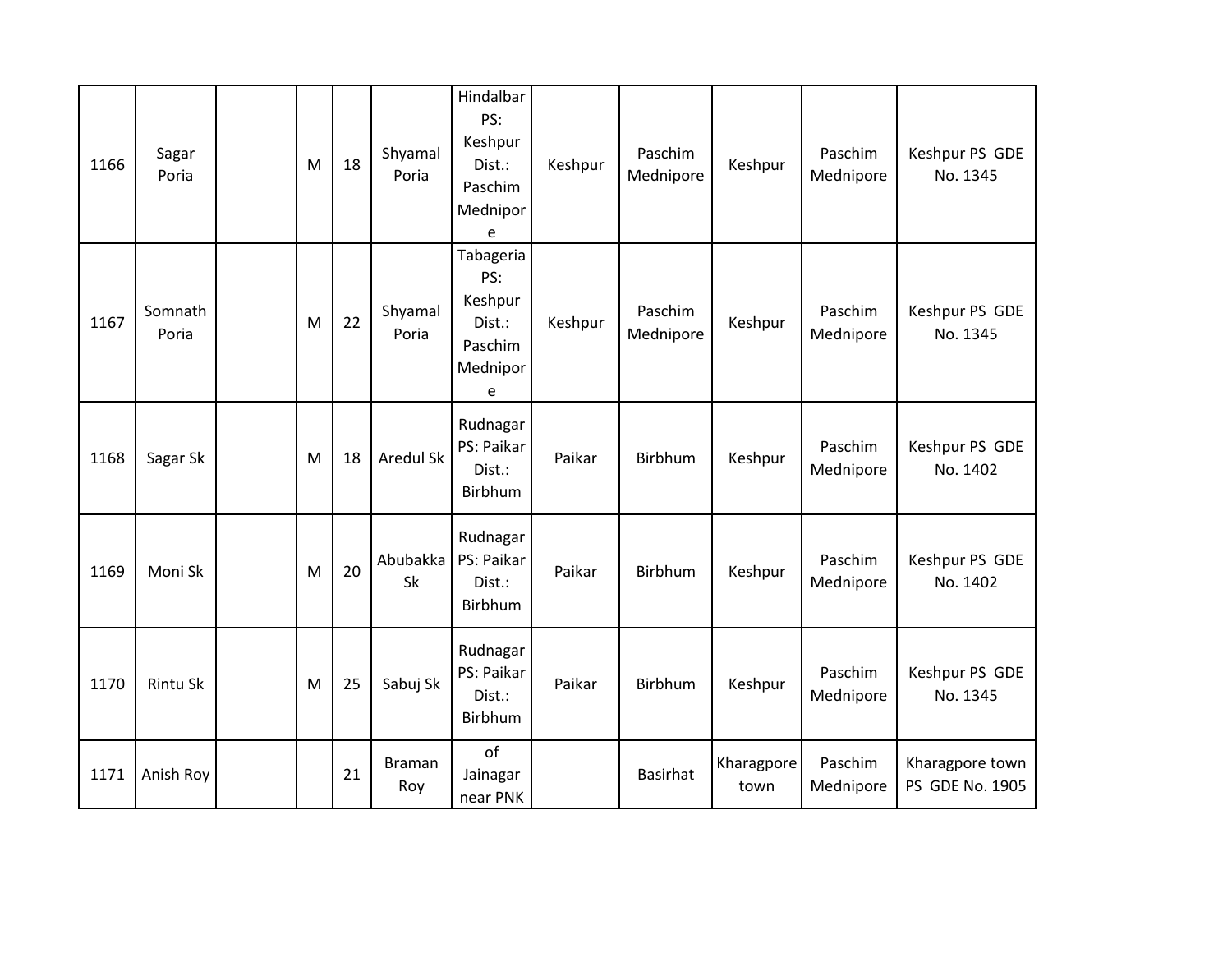| | | | | | | | | | | | |
|---|---|---|---|---|---|---|---|---|---|---|---|
| 1166 | Sagar Poria | | M | 18 | Shyamal Poria | Hindalbar PS: Keshpur Dist.: Paschim Mednipore | Keshpur | Paschim Mednipore | Keshpur | Paschim Mednipore | Keshpur PS GDE No. 1345 |
| 1167 | Somnath Poria | | M | 22 | Shyamal Poria | Tabageria PS: Keshpur Dist.: Paschim Mednipore | Keshpur | Paschim Mednipore | Keshpur | Paschim Mednipore | Keshpur PS GDE No. 1345 |
| 1168 | Sagar Sk | | M | 18 | Aredul Sk | Rudnagar PS: Paikar Dist.: Birbhum | Paikar | Birbhum | Keshpur | Paschim Mednipore | Keshpur PS GDE No. 1402 |
| 1169 | Moni Sk | | M | 20 | Abubakka Sk | Rudnagar PS: Paikar Dist.: Birbhum | Paikar | Birbhum | Keshpur | Paschim Mednipore | Keshpur PS GDE No. 1402 |
| 1170 | Rintu Sk | | M | 25 | Sabuj Sk | Rudnagar PS: Paikar Dist.: Birbhum | Paikar | Birbhum | Keshpur | Paschim Mednipore | Keshpur PS GDE No. 1345 |
| 1171 | Anish Roy | | | 21 | Braman Roy | of Jainagar near PNK | | Basirhat | Kharagpore town | Paschim Mednipore | Kharagpore town PS GDE No. 1905 |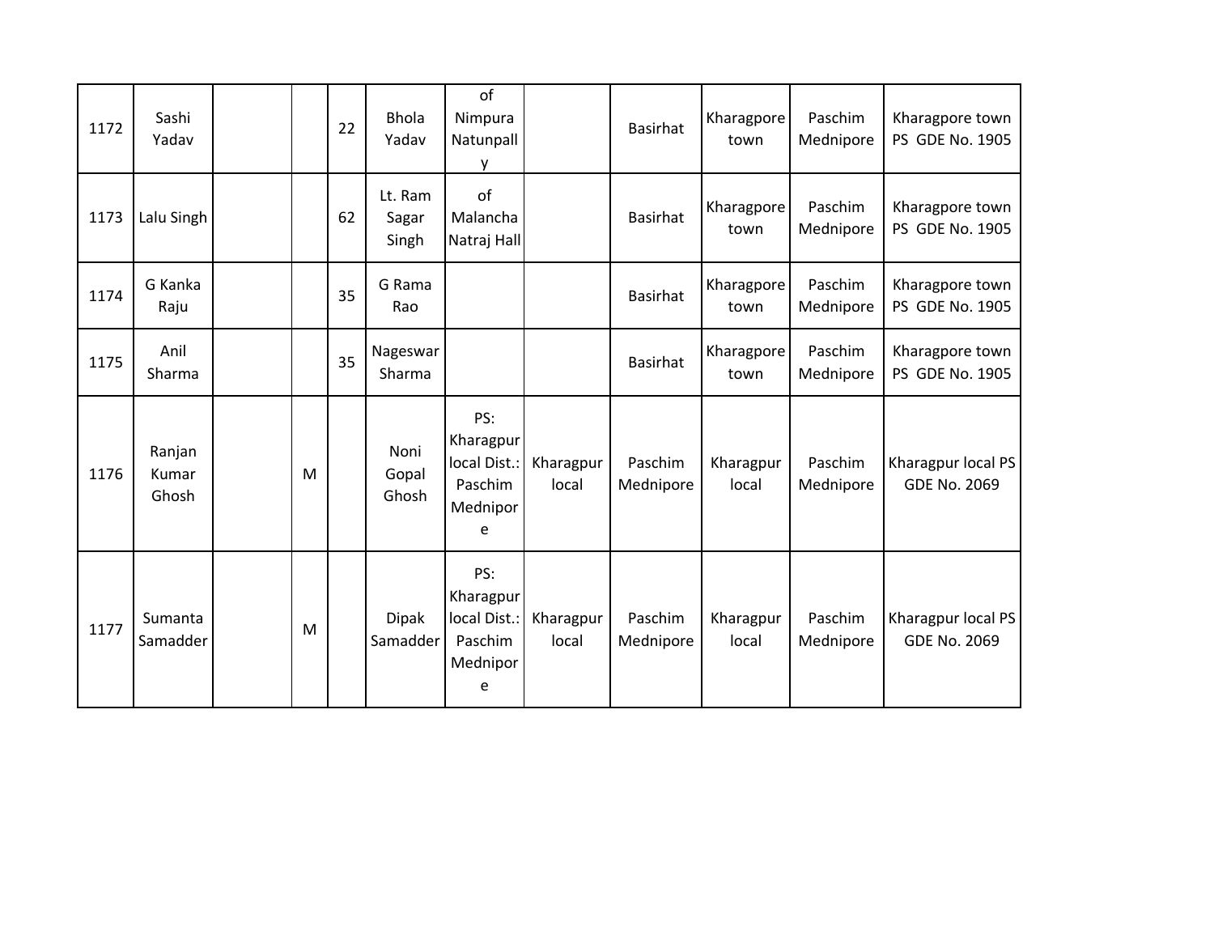| 1172 | Sashi Yadav | | | 22 | Bhola Yadav | of Nimpura Natunpally | | Basirhat | Kharagpore town | Paschim Mednipore | Kharagpore town PS GDE No. 1905 |
|---|---|---|---|---|---|---|---|---|---|---|---|
| 1173 | Lalu Singh | | | 62 | Lt. Ram Sagar Singh | of Malancha Natraj Hall | | Basirhat | Kharagpore town | Paschim Mednipore | Kharagpore town PS GDE No. 1905 |
| 1174 | G Kanka Raju | | | 35 | G Rama Rao | | | Basirhat | Kharagpore town | Paschim Mednipore | Kharagpore town PS GDE No. 1905 |
| 1175 | Anil Sharma | | | 35 | Nageswar Sharma | | | Basirhat | Kharagpore town | Paschim Mednipore | Kharagpore town PS GDE No. 1905 |
| 1176 | Ranjan Kumar Ghosh | | M | | Noni Gopal Ghosh | PS: Kharagpur local Dist.: Paschim Mednipore | Kharagpur local | Paschim Mednipore | Kharagpur local | Paschim Mednipore | Kharagpur local PS GDE No. 2069 |
| 1177 | Sumanta Samadder | | M | | Dipak Samadder | PS: Kharagpur local Dist.: Paschim Mednipore | Kharagpur local | Paschim Mednipore | Kharagpur local | Paschim Mednipore | Kharagpur local PS GDE No. 2069 |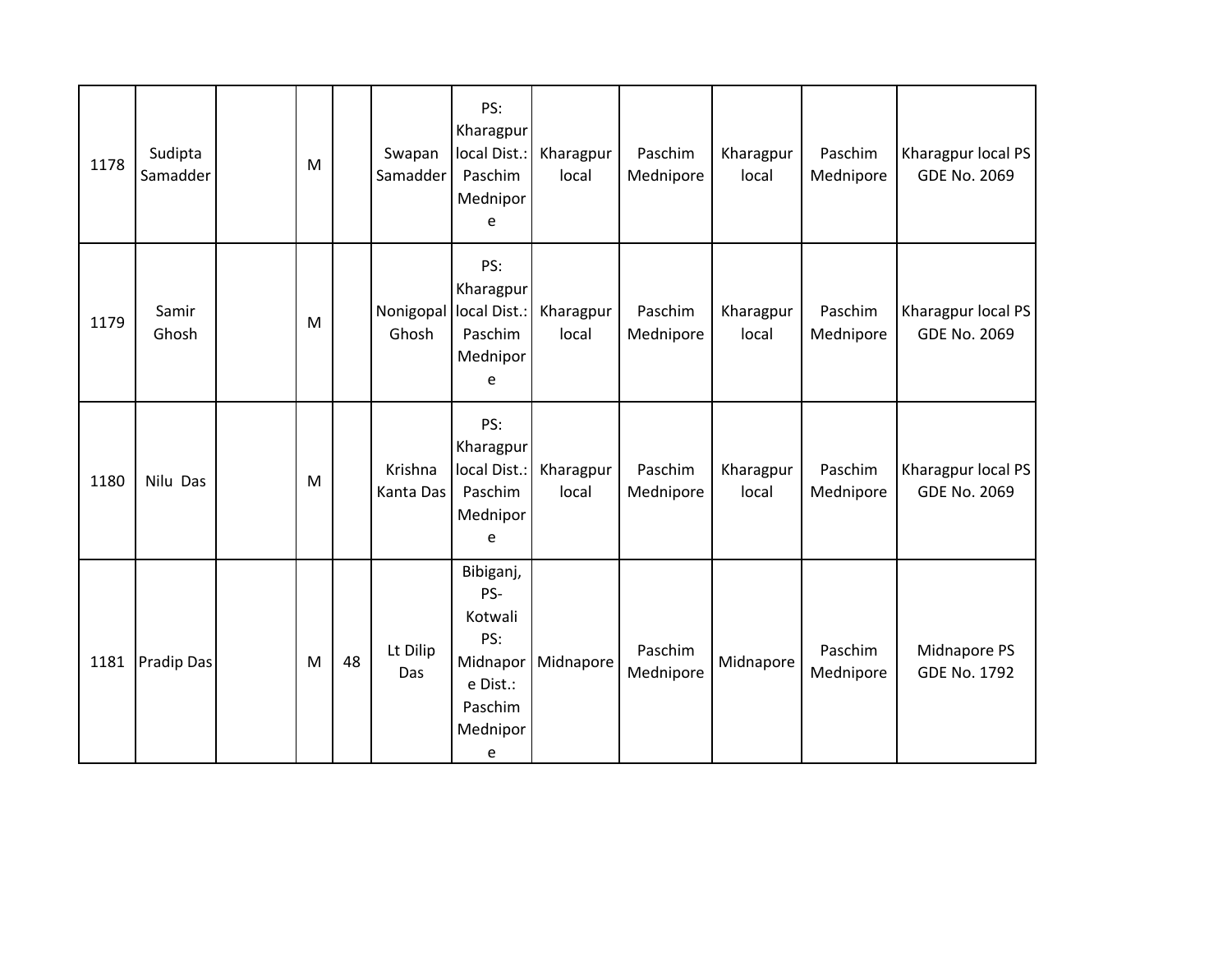| 1178 | Sudipta Samadder | | M | | Swapan Samadder | PS: Kharagpur local Dist.: Paschim Mednipore | Kharagpur local | Paschim Mednipore | Kharagpur local | Paschim Mednipore | Kharagpur local PS GDE No. 2069 |
|---|---|---|---|---|---|---|---|---|---|---|---|
| 1179 | Samir Ghosh | | M | | Nonigopal Ghosh | PS: Kharagpur local Dist.: Paschim Mednipore | Kharagpur local | Paschim Mednipore | Kharagpur local | Paschim Mednipore | Kharagpur local PS GDE No. 2069 |
| 1180 | Nilu Das | | M | | Krishna Kanta Das | PS: Kharagpur local Dist.: Paschim Mednipore | Kharagpur local | Paschim Mednipore | Kharagpur local | Paschim Mednipore | Kharagpur local PS GDE No. 2069 |
| 1181 | Pradip Das | | M | 48 | Lt Dilip Das | Bibiganj, PS-Kotwali PS: Midnapore Dist.: Paschim Mednipore | Midnapore | Paschim Mednipore | Midnapore | Paschim Mednipore | Midnapore PS GDE No. 1792 |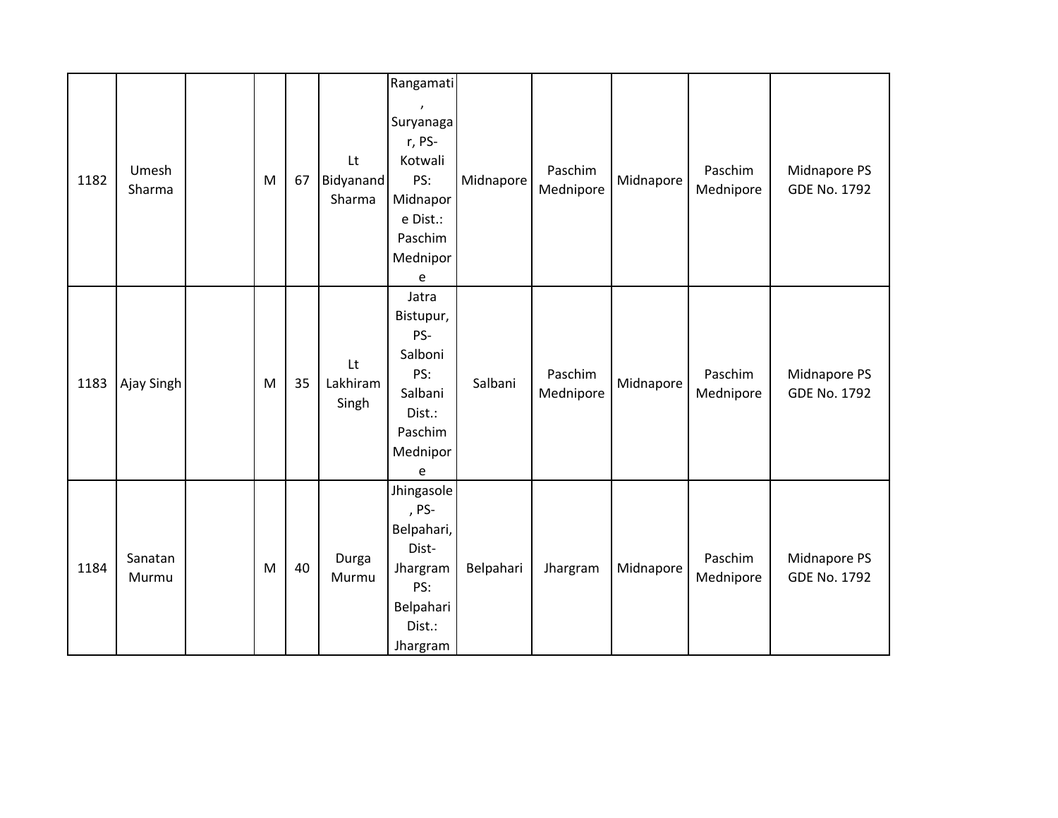| | | | | | | | | | | | |
|---|---|---|---|---|---|---|---|---|---|---|---|
| 1182 | Umesh Sharma | | M | 67 | Lt Bidyanand Sharma | Rangamati, Suryanagar, PS-Kotwali PS: Midnapore Dist.: Paschim Mednipore | Midnapore | Paschim Mednipore | Midnapore | Paschim Mednipore | Midnapore PS GDE No. 1792 |
| 1183 | Ajay Singh | | M | 35 | Lt Lakhiram Singh | Jatra Bistupur, PS-Salboni PS: Salbani Dist.: Paschim Mednipore | Salbani | Paschim Mednipore | Midnapore | Paschim Mednipore | Midnapore PS GDE No. 1792 |
| 1184 | Sanatan Murmu | | M | 40 | Durga Murmu | Jhingasole, PS-Belpahari, Dist-Jhargram PS: Belpahari Dist.: Jhargram | Belpahari | Jhargram | Midnapore | Paschim Mednipore | Midnapore PS GDE No. 1792 |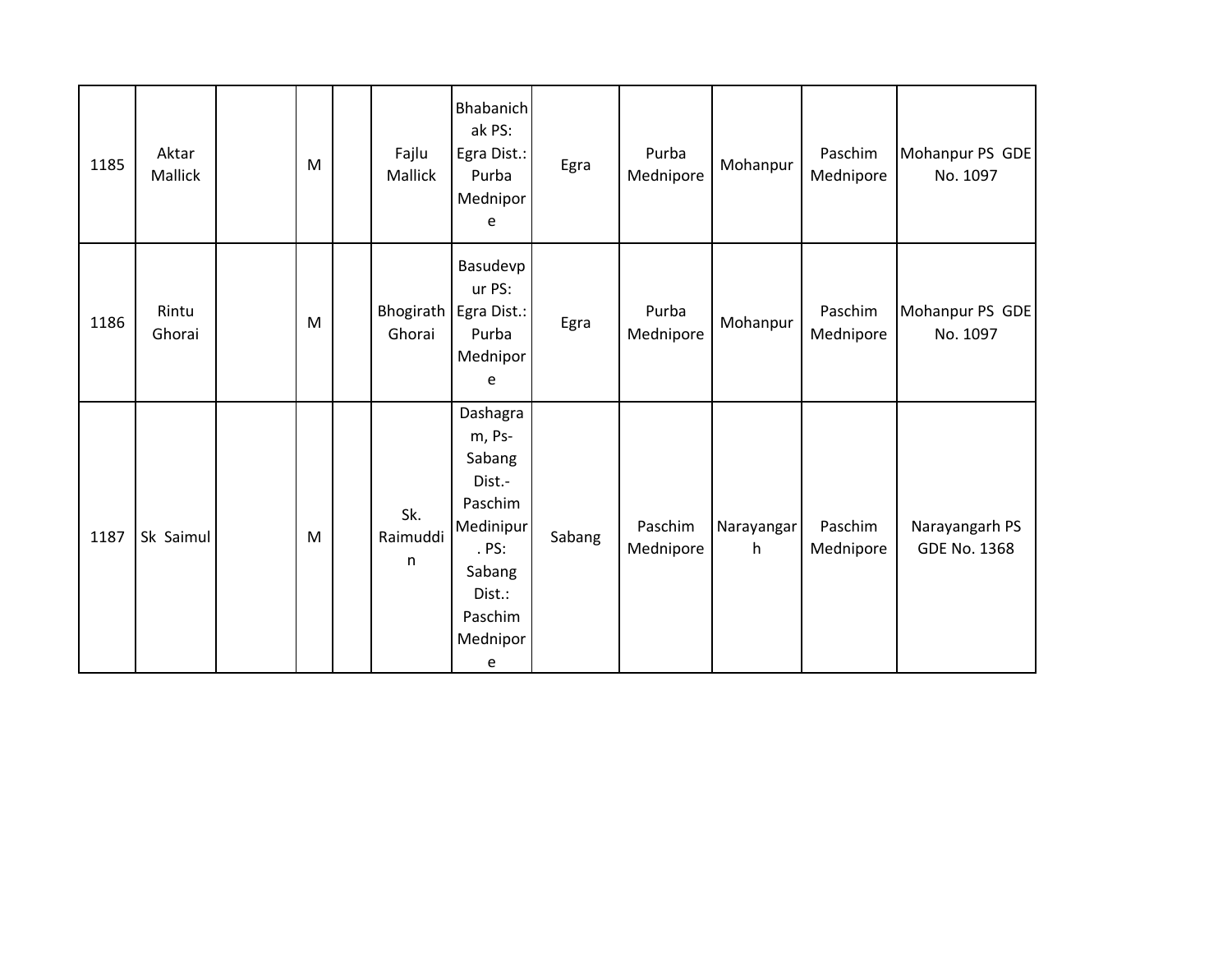| 1185 | Aktar Mallick | | M | | Fajlu Mallick | Bhabanichak PS: Egra Dist.: Purba Mednipore | Egra | Purba Mednipore | Mohanpur | Paschim Mednipore | Mohanpur PS GDE No. 1097 |
|---|---|---|---|---|---|---|---|---|---|---|---|
| 1186 | Rintu Ghorai | | M | | Bhogirath Ghorai | Basudevpur PS: Egra Dist.: Purba Mednipore | Egra | Purba Mednipore | Mohanpur | Paschim Mednipore | Mohanpur PS GDE No. 1097 |
| 1187 | Sk Saimul | | M | | Sk. Raimuddin | Dashagram, Ps- Sabang Dist.- Paschim Medinipur. PS: Sabang Dist.: Paschim Mednipore | Sabang | Paschim Mednipore | Narayangarh | Paschim Mednipore | Narayangarh PS GDE No. 1368 |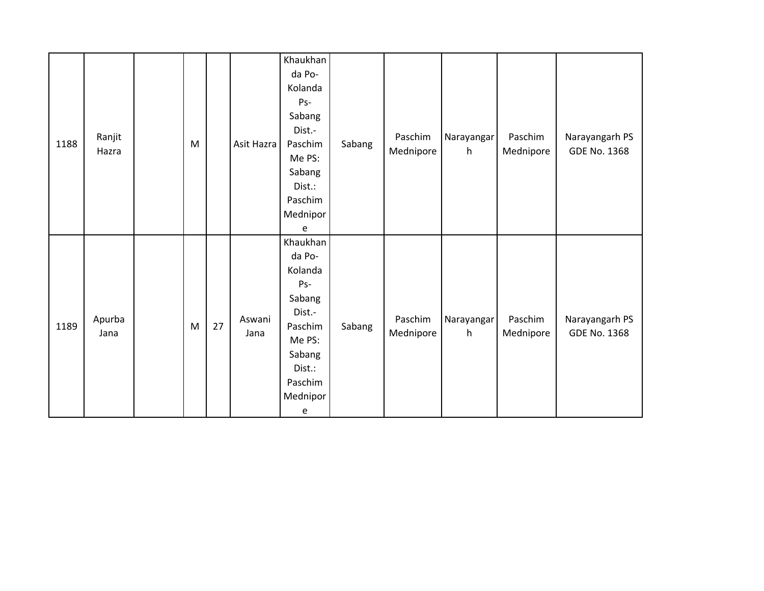| | | | | | | | | | | | |
|---|---|---|---|---|---|---|---|---|---|---|---|
| 1188 | Ranjit Hazra | | M | | Asit Hazra | Khaukhanda Po-Kolanda Ps-Sabang Dist.-Paschim Me PS: Sabang Dist.: Paschim Mednipore | Sabang | Paschim Mednipore | Narayangarh | Paschim Mednipore | Narayangarh PS GDE No. 1368 |
| 1189 | Apurba Jana | | M | 27 | Aswani Jana | Khaukhanda Po-Kolanda Ps-Sabang Dist.-Paschim Me PS: Sabang Dist.: Paschim Mednipore | Sabang | Paschim Mednipore | Narayangarh | Paschim Mednipore | Narayangarh PS GDE No. 1368 |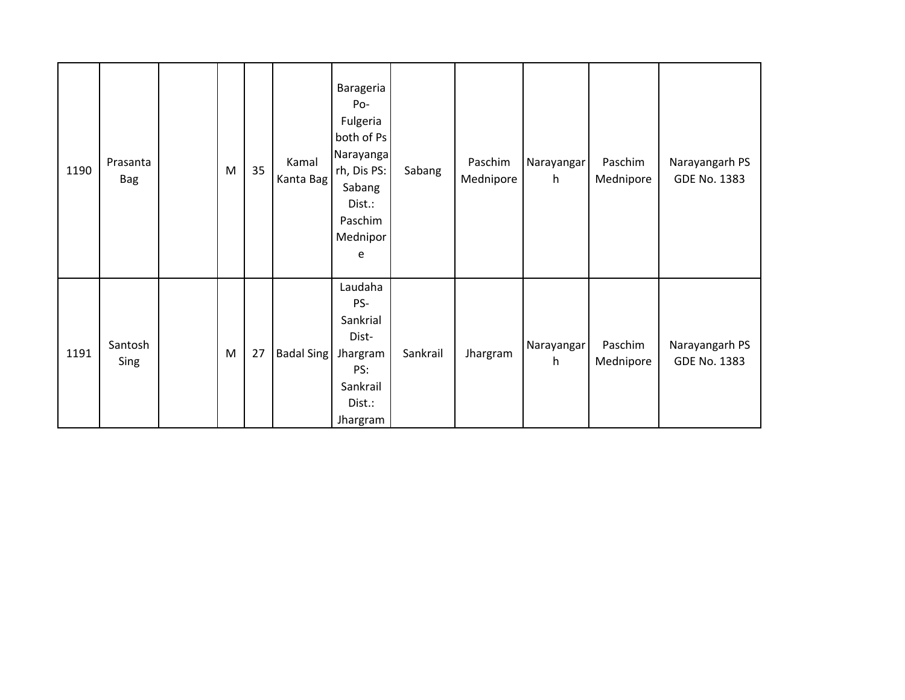| | | | | | | | | | | | |
|---|---|---|---|---|---|---|---|---|---|---|---|
| 1190 | Prasanta Bag | | M | 35 | Kamal Kanta Bag | Barageria Po-Fulgeria both of Ps Narayangarh, Dis PS: Sabang Dist.: Paschim Mednipore | Sabang | Paschim Mednipore | Narayangarh | Paschim Mednipore | Narayangarh PS GDE No. 1383 |
| 1191 | Santosh Sing | | M | 27 | Badal Sing | Laudaha PS-Sankrial Dist-Jhargram PS: Sankrail Dist.: Jhargram | Sankrail | Jhargram | Narayangarh | Paschim Mednipore | Narayangarh PS GDE No. 1383 |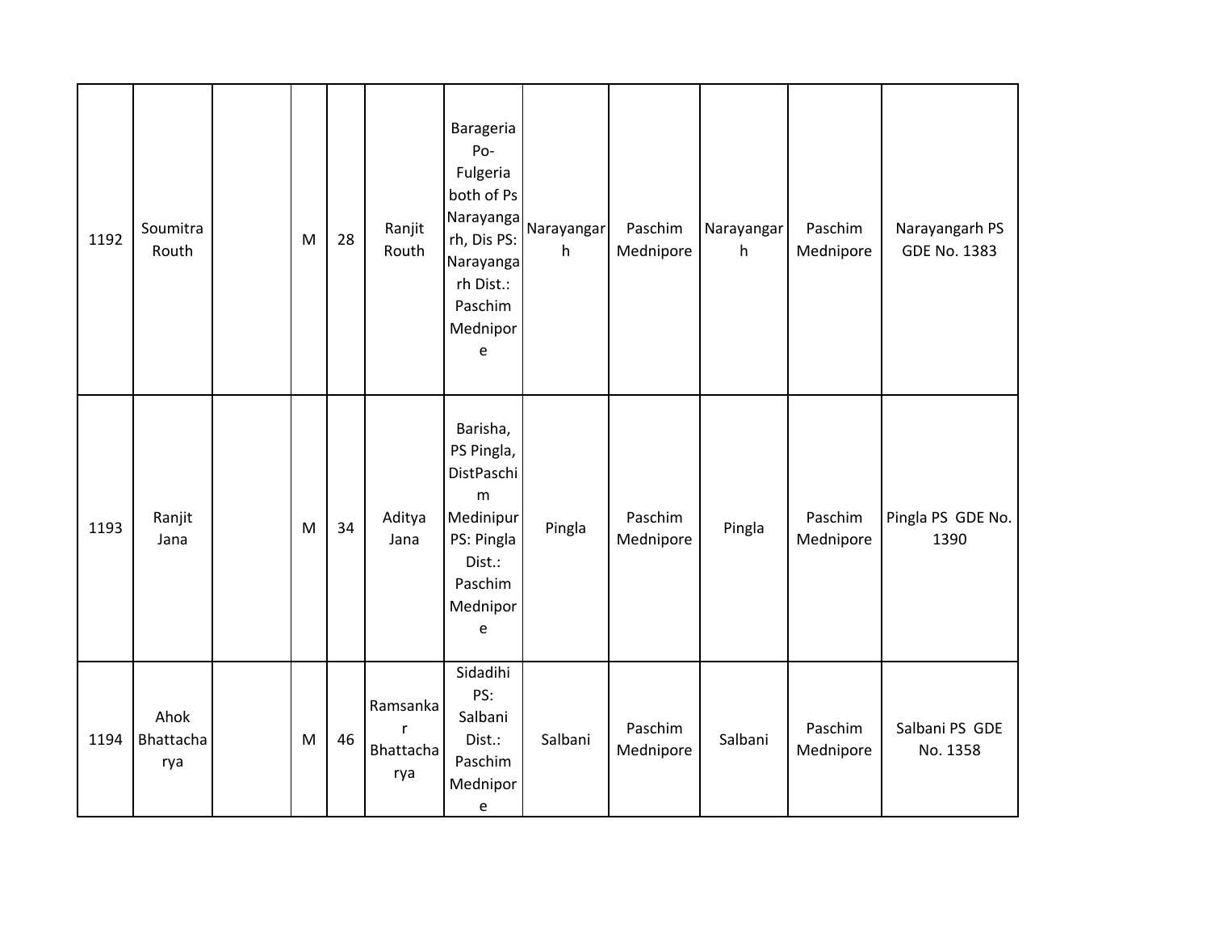| 1192 | Soumitra Routh | | M | 28 | Ranjit Routh | Barageria Po- Fulgeria both of Ps Narayangarh, Dis PS: Narayangarh Dist.: Paschim Mednipore | Narayangarh | Paschim Mednipore | Narayangarh | Paschim Mednipore | Narayangarh PS GDE No. 1383 |
|---|---|---|---|---|---|---|---|---|---|---|---|
| 1193 | Ranjit Jana | | M | 34 | Aditya Jana | Barisha, PS Pingla, DistPaschim Medinipur PS: Pingla Dist.: Paschim Mednipore | Pingla | Paschim Mednipore | Pingla | Paschim Mednipore | Pingla PS GDE No. 1390 |
| 1194 | Ahok Bhattacharya | | M | 46 | Ramsankar Bhattacharya | Sidadihi PS: Salbani Dist.: Paschim Mednipore | Salbani | Paschim Mednipore | Salbani | Paschim Mednipore | Salbani PS GDE No. 1358 |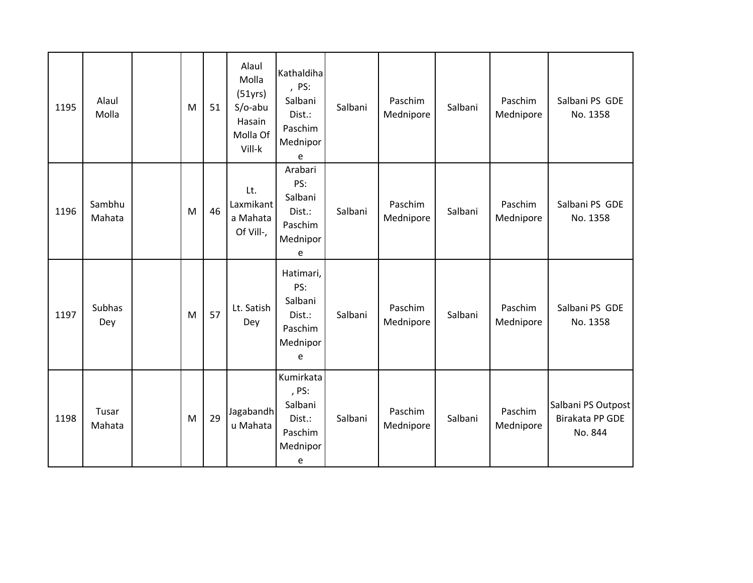| 1195 | Alaul Molla | | M | 51 | Alaul Molla (51yrs) S/o-abu Hasain Molla Of Vill-k | Kathaldiha , PS: Salbani Dist.: Paschim Mednipore | Salbani | Paschim Mednipore | Salbani | Paschim Mednipore | Salbani PS GDE No. 1358 |
|---|---|---|---|---|---|---|---|---|---|---|---|
| 1196 | Sambhu Mahata | | M | 46 | Lt. Laxmikanta Mahata Of Vill-, | Arabari PS: Salbani Dist.: Paschim Mednipore | Salbani | Paschim Mednipore | Salbani | Paschim Mednipore | Salbani PS GDE No. 1358 |
| 1197 | Subhas Dey | | M | 57 | Lt. Satish Dey | Hatimari, PS: Salbani Dist.: Paschim Mednipore | Salbani | Paschim Mednipore | Salbani | Paschim Mednipore | Salbani PS GDE No. 1358 |
| 1198 | Tusar Mahata | | M | 29 | Jagabandhu Mahata | Kumirkata , PS: Salbani Dist.: Paschim Mednipore | Salbani | Paschim Mednipore | Salbani | Paschim Mednipore | Salbani PS Outpost Birakata PP GDE No. 844 |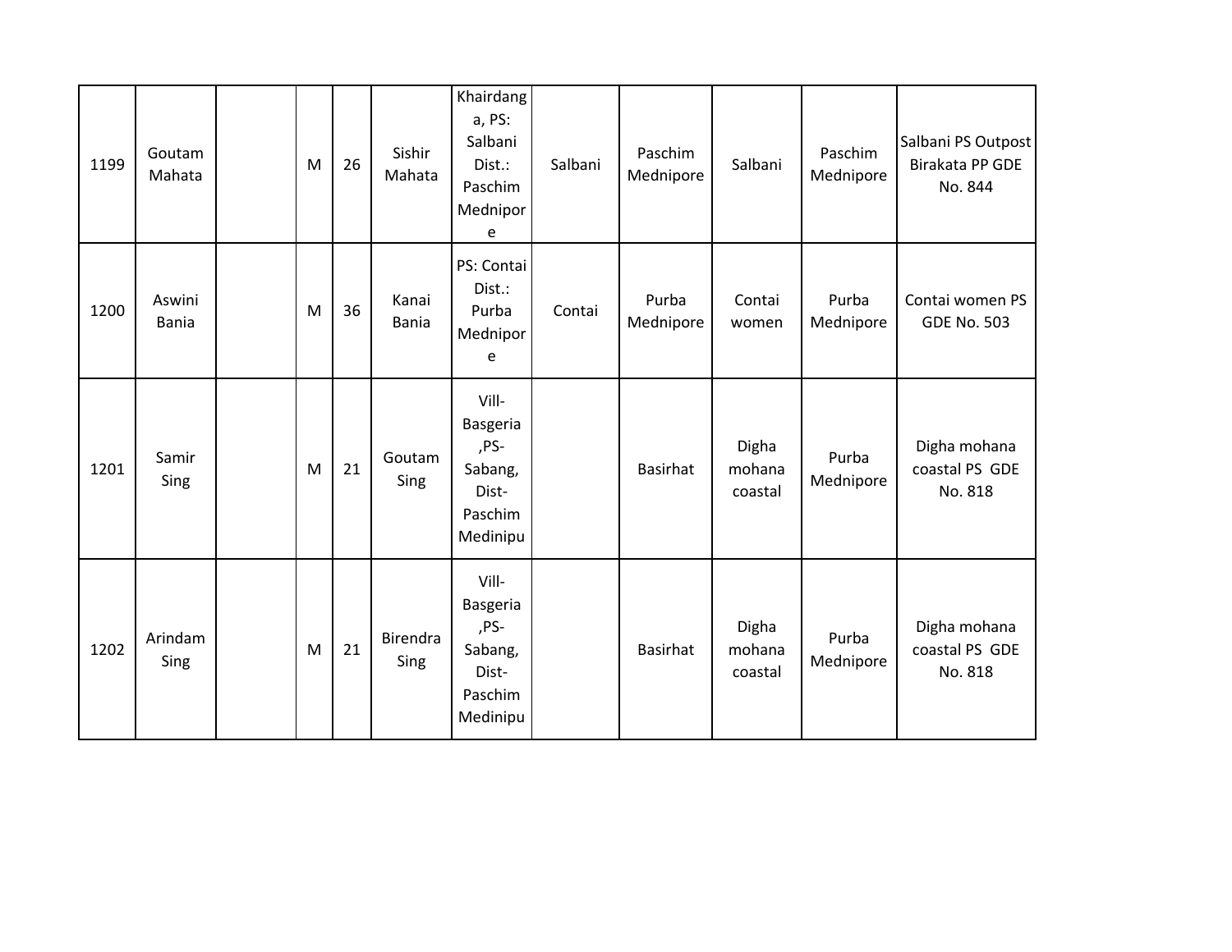| | | | | | | | | | | | |
|---|---|---|---|---|---|---|---|---|---|---|---|
| 1199 | Goutam Mahata | | M | 26 | Sishir Mahata | Khairdanga, PS: Salbani Dist.: Paschim Mednipore | Salbani | Paschim Mednipore | Salbani | Paschim Mednipore | Salbani PS Outpost Birakata PP GDE No. 844 |
| 1200 | Aswini Bania | | M | 36 | Kanai Bania | PS: Contai Dist.: Purba Mednipore | Contai | Purba Mednipore | Contai women | Purba Mednipore | Contai women PS GDE No. 503 |
| 1201 | Samir Sing | | M | 21 | Goutam Sing | Vill-Basgeria ,PS-Sabang, Dist-Paschim Medinipu | | Basirhat | Digha mohana coastal | Purba Mednipore | Digha mohana coastal PS GDE No. 818 |
| 1202 | Arindam Sing | | M | 21 | Birendra Sing | Vill-Basgeria ,PS-Sabang, Dist-Paschim Medinipu | | Basirhat | Digha mohana coastal | Purba Mednipore | Digha mohana coastal PS GDE No. 818 |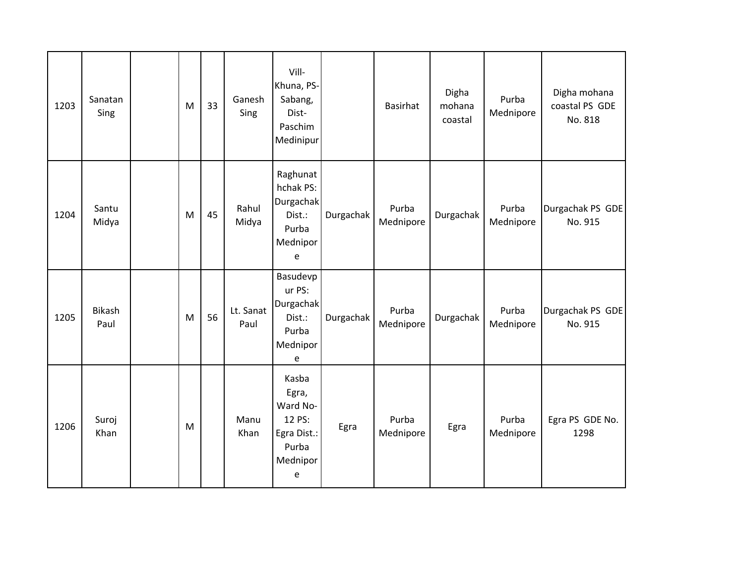| | | | | | | | | | | | |
|---|---|---|---|---|---|---|---|---|---|---|---|
| 1203 | Sanatan Sing | | M | 33 | Ganesh Sing | Vill- Khuna, PS- Sabang, Dist- Paschim Medinipur | | Basirhat | Digha mohana coastal | Purba Mednipore | Digha mohana coastal PS GDE No. 818 |
| 1204 | Santu Midya | | M | 45 | Rahul Midya | Raghunathchak PS: Durgachak Dist.: Purba Mednipore | Durgachak | Purba Mednipore | Durgachak | Purba Mednipore | Durgachak PS GDE No. 915 |
| 1205 | Bikash Paul | | M | 56 | Lt. Sanat Paul | Basudevpur PS: Durgachak Dist.: Purba Mednipore | Durgachak | Purba Mednipore | Durgachak | Purba Mednipore | Durgachak PS GDE No. 915 |
| 1206 | Suroj Khan | | M | | Manu Khan | Kasba Egra, Ward No- 12 PS: Egra Dist.: Purba Mednipore | Egra | Purba Mednipore | Egra | Purba Mednipore | Egra PS GDE No. 1298 |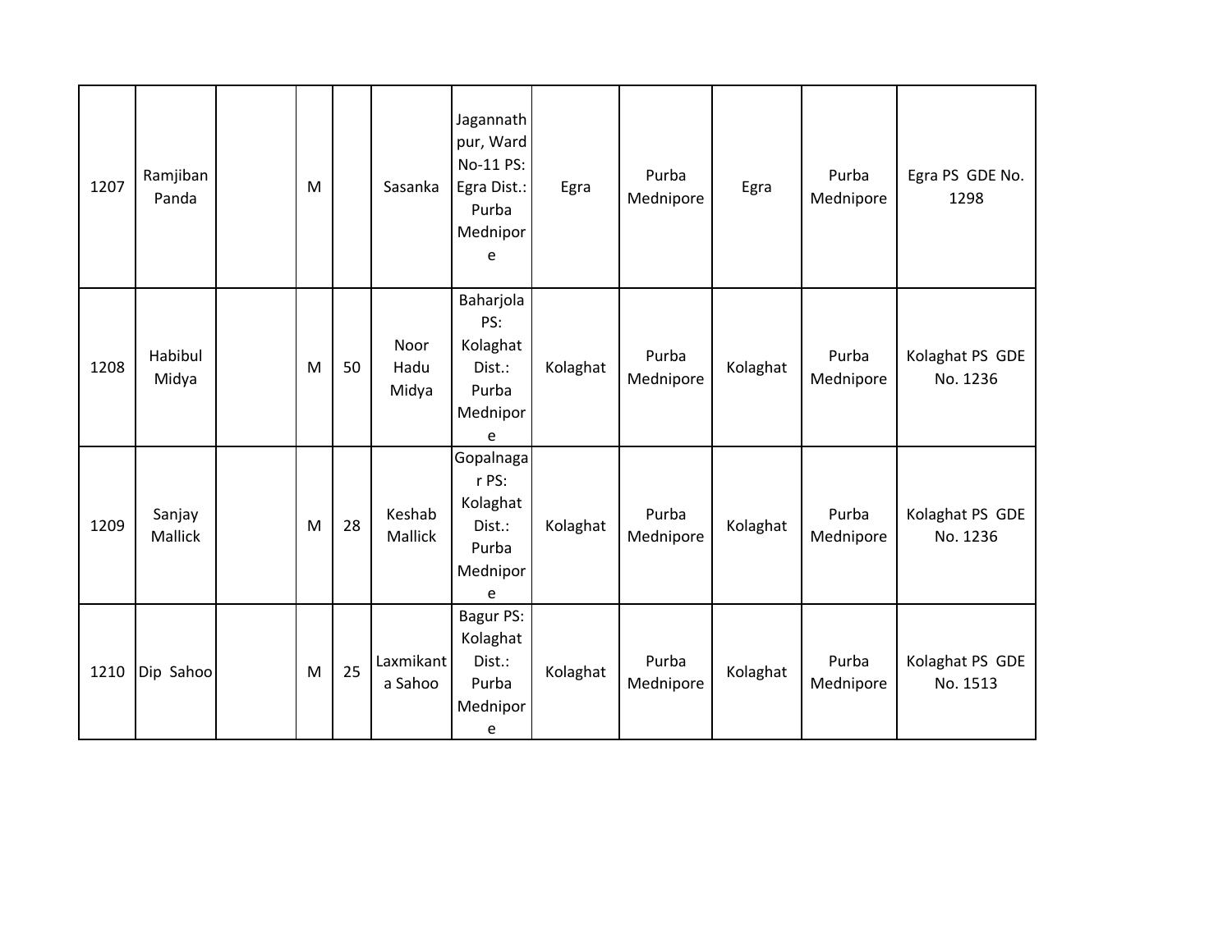| 1207 | Ramjiban Panda | | M | | Sasanka | Jagannath pur, Ward No-11 PS: Egra Dist.: Purba Mednipore | Egra | Purba Mednipore | Egra | Purba Mednipore | Egra PS GDE No. 1298 |
|---|---|---|---|---|---|---|---|---|---|---|---|
| 1208 | Habibul Midya | | M | 50 | Noor Hadu Midya | Baharjola PS: Kolaghat Dist.: Purba Mednipore | Kolaghat | Purba Mednipore | Kolaghat | Purba Mednipore | Kolaghat PS GDE No. 1236 |
| 1209 | Sanjay Mallick | | M | 28 | Keshab Mallick | Gopalnagar PS: Kolaghat Dist.: Purba Mednipore | Kolaghat | Purba Mednipore | Kolaghat | Purba Mednipore | Kolaghat PS GDE No. 1236 |
| 1210 | Dip Sahoo | | M | 25 | Laxmikanta Sahoo | Bagur PS: Kolaghat Dist.: Purba Mednipore | Kolaghat | Purba Mednipore | Kolaghat | Purba Mednipore | Kolaghat PS GDE No. 1513 |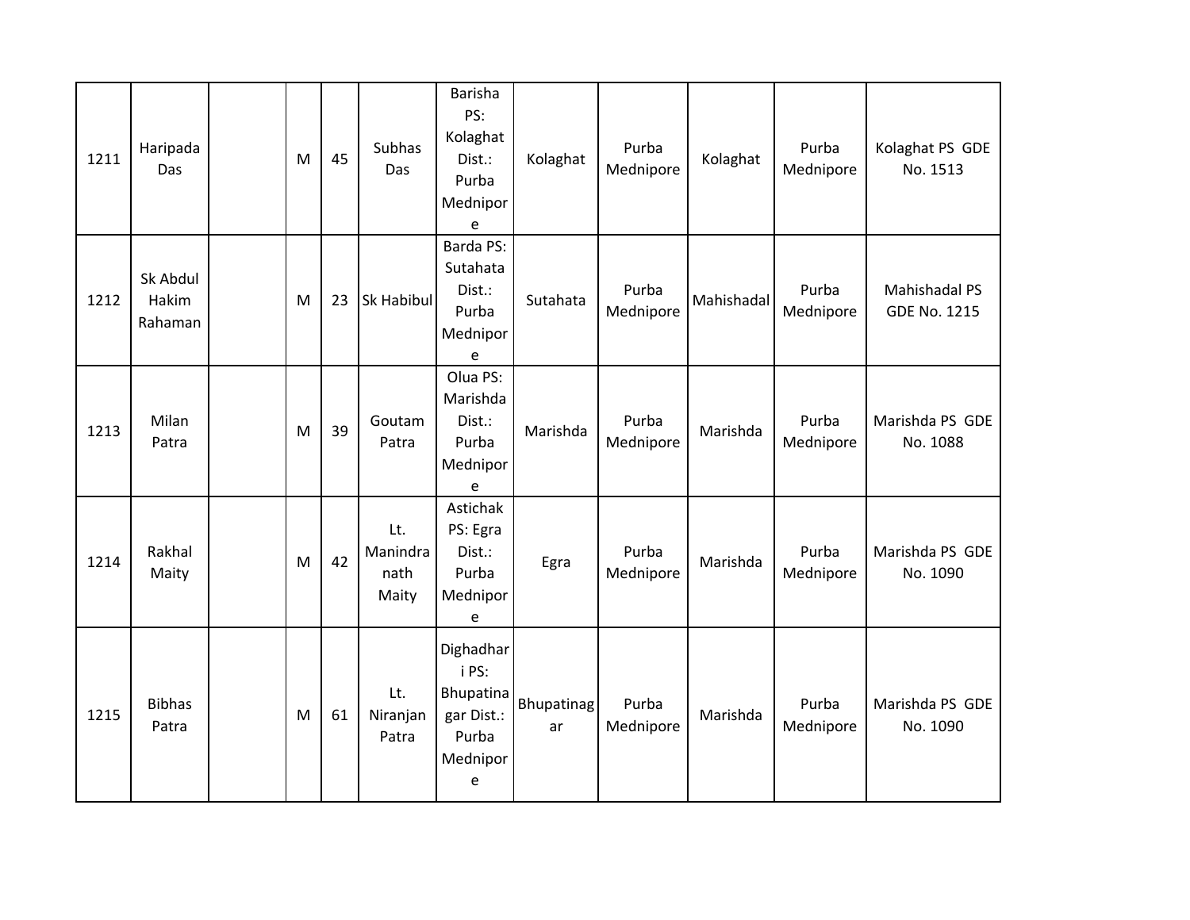| 1211 | Haripada Das | | M | 45 | Subhas Das | Barisha PS: Kolaghat Dist.: Purba Mednipore | Kolaghat | Purba Mednipore | Kolaghat | Purba Mednipore | Kolaghat PS GDE No. 1513 |
|---|---|---|---|---|---|---|---|---|---|---|---|
| 1212 | Sk Abdul Hakim Rahaman | | M | 23 | Sk Habibul | Barda PS: Sutahata Dist.: Purba Mednipore | Sutahata | Purba Mednipore | Mahishadal | Purba Mednipore | Mahishadal PS GDE No. 1215 |
| 1213 | Milan Patra | | M | 39 | Goutam Patra | Olua PS: Marishda Dist.: Purba Mednipore | Marishda | Purba Mednipore | Marishda | Purba Mednipore | Marishda PS GDE No. 1088 |
| 1214 | Rakhal Maity | | M | 42 | Lt. Manindranath Maity | Astichak PS: Egra Dist.: Purba Mednipore | Egra | Purba Mednipore | Marishda | Purba Mednipore | Marishda PS GDE No. 1090 |
| 1215 | Bibhas Patra | | M | 61 | Lt. Niranjan Patra | Dighadhari PS: Bhupatinagar Dist.: Purba Mednipore | Bhupatinagar | Purba Mednipore | Marishda | Purba Mednipore | Marishda PS GDE No. 1090 |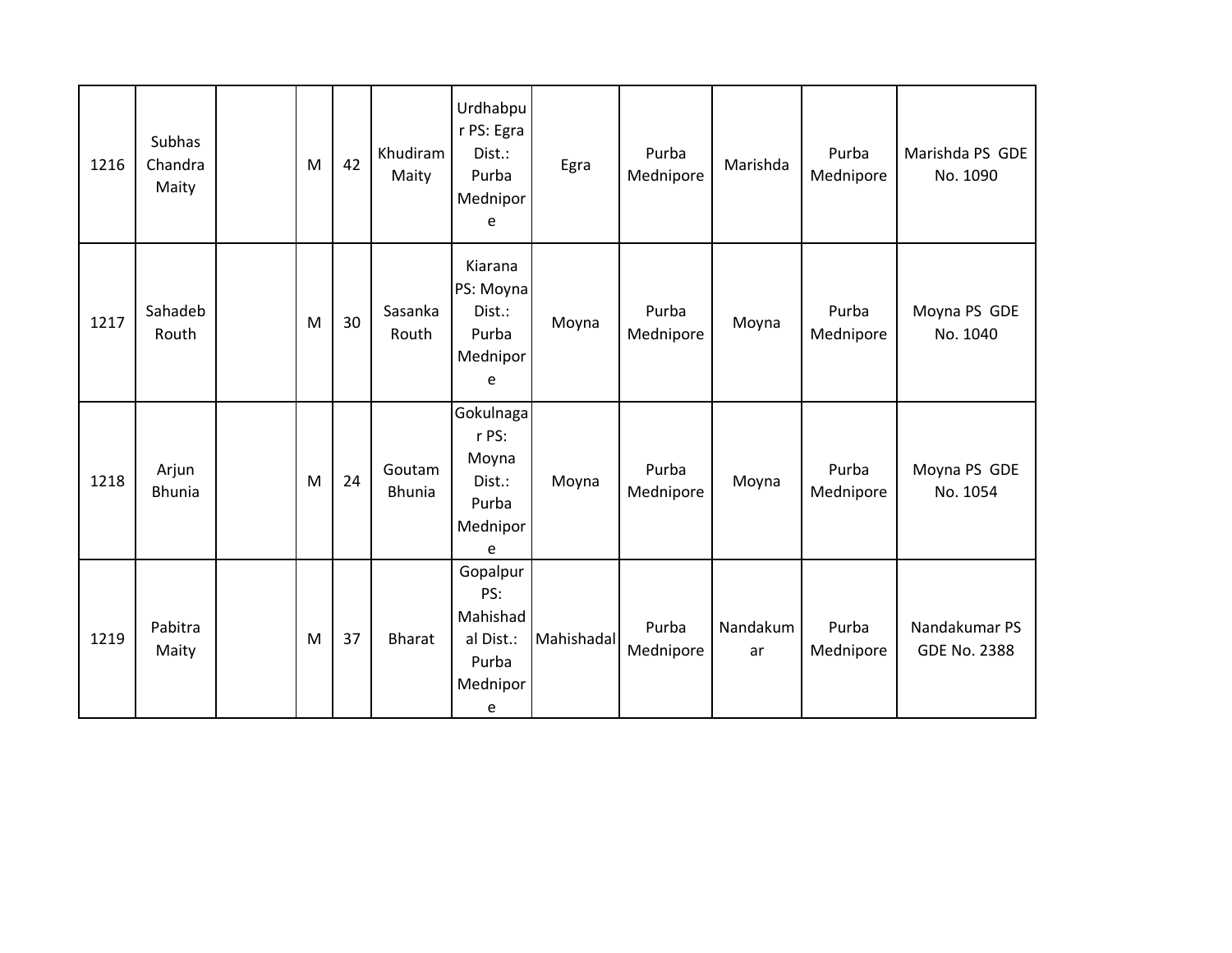| | | | | | | | | | | | |
|---|---|---|---|---|---|---|---|---|---|---|---|
| 1216 | Subhas Chandra Maity | | M | 42 | Khudiram Maity | Urdhabpur PS: Egra Dist.: Purba Mednipore | Egra | Purba Mednipore | Marishda | Purba Mednipore | Marishda PS GDE No. 1090 |
| 1217 | Sahadeb Routh | | M | 30 | Sasanka Routh | Kiarana PS: Moyna Dist.: Purba Mednipore | Moyna | Purba Mednipore | Moyna | Purba Mednipore | Moyna PS GDE No. 1040 |
| 1218 | Arjun Bhunia | | M | 24 | Goutam Bhunia | Gokulnagar PS: Moyna Dist.: Purba Mednipore | Moyna | Purba Mednipore | Moyna | Purba Mednipore | Moyna PS GDE No. 1054 |
| 1219 | Pabitra Maity | | M | 37 | Bharat | Gopalpur PS: Mahishadal Dist.: Purba Mednipore | Mahishadal | Purba Mednipore | Nandakumar | Purba Mednipore | Nandakumar PS GDE No. 2388 |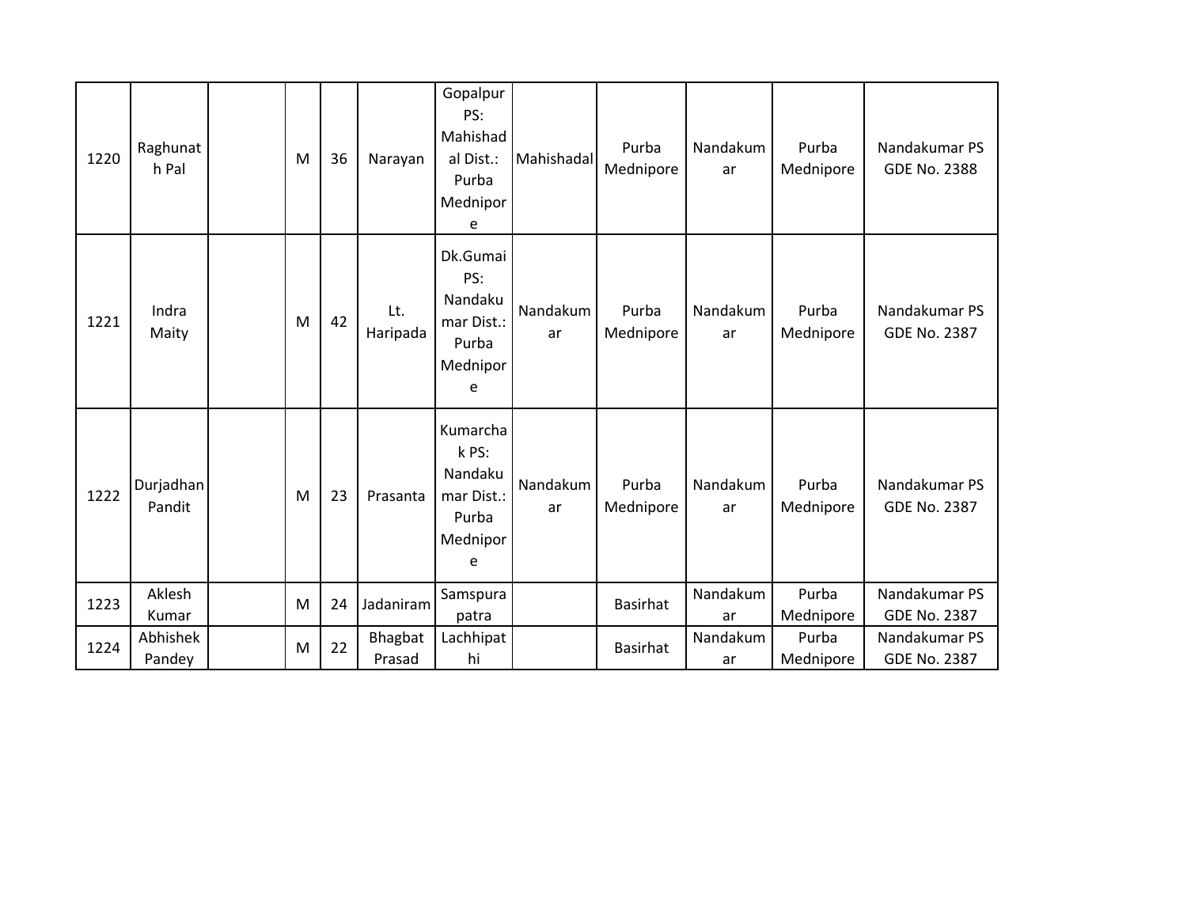| | | | | | | | | | | | |
|---|---|---|---|---|---|---|---|---|---|---|---|
| 1220 | Raghunath Pal | | M | 36 | Narayan | Gopalpur PS: Mahishadal Dist.: Purba Mednipore | Mahishadal | Purba Mednipore | Nandakumar | Purba Mednipore | Nandakumar PS GDE No. 2388 |
| 1221 | Indra Maity | | M | 42 | Lt. Haripada | Dk.Gumai PS: Nandakumar Dist.: Purba Mednipore | Nandakumar | Purba Mednipore | Nandakumar | Purba Mednipore | Nandakumar PS GDE No. 2387 |
| 1222 | Durjadhan Pandit | | M | 23 | Prasanta | Kumarchak PS: Nandakumar Dist.: Purba Mednipore | Nandakumar | Purba Mednipore | Nandakumar | Purba Mednipore | Nandakumar PS GDE No. 2387 |
| 1223 | Aklesh Kumar | | M | 24 | Jadaniram | Samspurapatra | | Basirhat | Nandakumar | Purba Mednipore | Nandakumar PS GDE No. 2387 |
| 1224 | Abhishek Pandey | | M | 22 | Bhagbat Prasad | Lachhipathi | | Basirhat | Nandakumar | Purba Mednipore | Nandakumar PS GDE No. 2387 |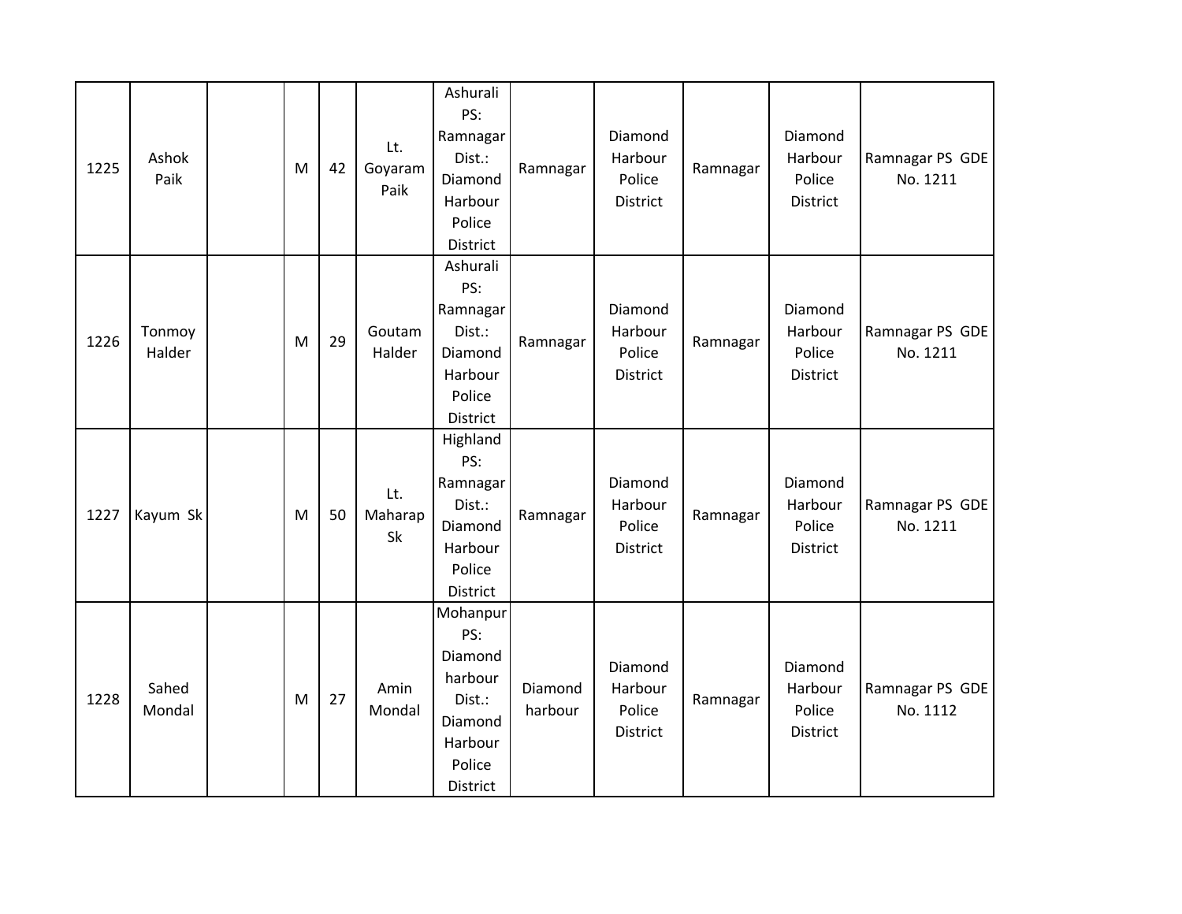| | | | | | | | | | | | |
|---|---|---|---|---|---|---|---|---|---|---|---|
| 1225 | Ashok Paik | | M | 42 | Lt. Goyaram Paik | Ashurali PS: Ramnagar Dist.: Diamond Harbour Police District | Ramnagar | Diamond Harbour Police District | Ramnagar | Diamond Harbour Police District | Ramnagar PS GDE No. 1211 |
| 1226 | Tonmoy Halder | | M | 29 | Goutam Halder | Ashurali PS: Ramnagar Dist.: Diamond Harbour Police District | Ramnagar | Diamond Harbour Police District | Ramnagar | Diamond Harbour Police District | Ramnagar PS GDE No. 1211 |
| 1227 | Kayum Sk | | M | 50 | Lt. Maharap Sk | Highland PS: Ramnagar Dist.: Diamond Harbour Police District | Ramnagar | Diamond Harbour Police District | Ramnagar | Diamond Harbour Police District | Ramnagar PS GDE No. 1211 |
| 1228 | Sahed Mondal | | M | 27 | Amin Mondal | Mohanpur PS: Diamond harbour Dist.: Diamond Harbour Police District | Diamond harbour | Diamond Harbour Police District | Ramnagar | Diamond Harbour Police District | Ramnagar PS GDE No. 1112 |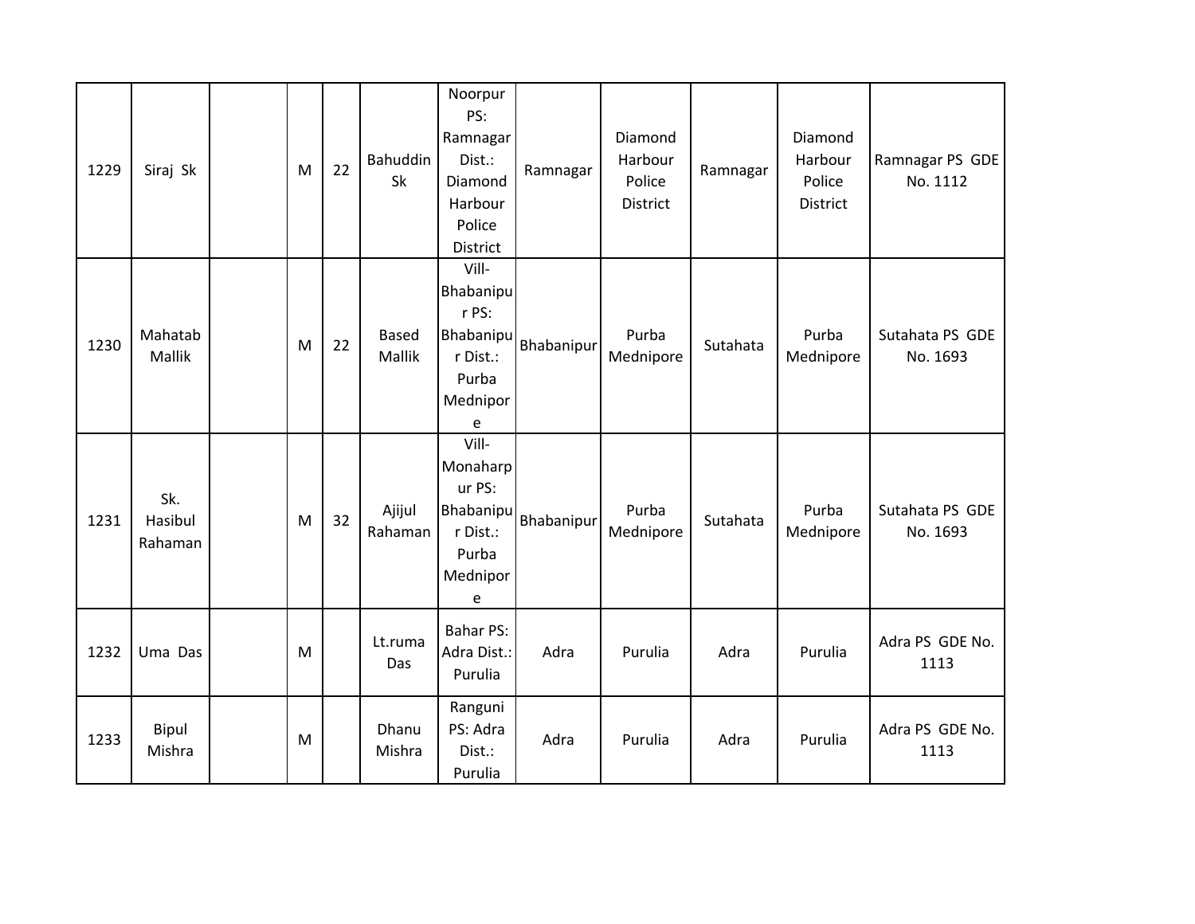| 1229 | Siraj Sk | | M | 22 | Bahuddin Sk | Noorpur PS: Ramnagar Dist.: Diamond Harbour Police District | Ramnagar | Diamond Harbour Police District | Ramnagar | Diamond Harbour Police District | Ramnagar PS GDE No. 1112 |
|---|---|---|---|---|---|---|---|---|---|---|---|
| 1230 | Mahatab Mallik | | M | 22 | Based Mallik | Vill-Bhabanipur PS: Bhabanipur Dist.: Purba Mednipore | Bhabanipur | Purba Mednipore | Sutahata | Purba Mednipore | Sutahata PS GDE No. 1693 |
| 1231 | Sk. Hasibul Rahaman | | M | 32 | Ajijul Rahaman | Vill-Monaharpur PS: Bhabanipur Dist.: Purba Mednipore | Bhabanipur | Purba Mednipore | Sutahata | Purba Mednipore | Sutahata PS GDE No. 1693 |
| 1232 | Uma Das | | M | | Lt.ruma Das | Bahar PS: Adra Dist.: Purulia | Adra | Purulia | Adra | Purulia | Adra PS GDE No. 1113 |
| 1233 | Bipul Mishra | | M | | Dhanu Mishra | Ranguni PS: Adra Dist.: Purulia | Adra | Purulia | Adra | Purulia | Adra PS GDE No. 1113 |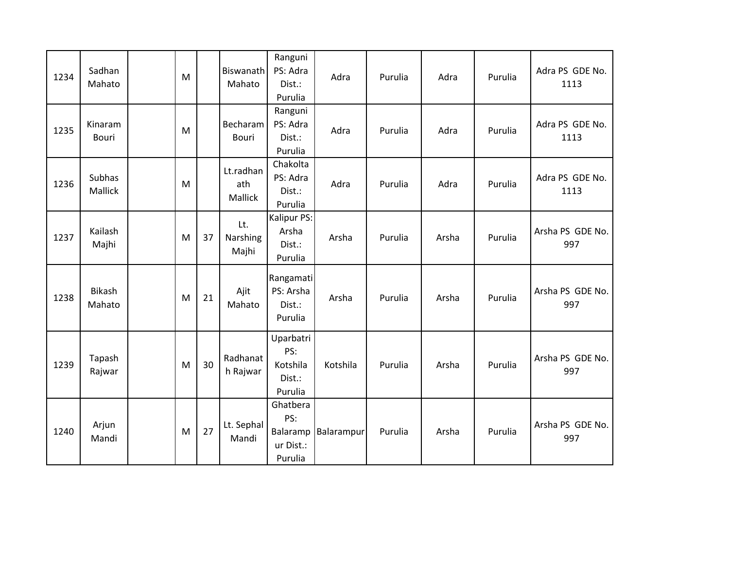| 1234 | Sadhan Mahato | | M | | Biswanath Mahato | Ranguni PS: Adra Dist.: Purulia | Adra | Purulia | Adra | Purulia | Adra PS GDE No. 1113 |
|---|---|---|---|---|---|---|---|---|---|---|---|
| 1235 | Kinaram Bouri | | M | | Becharam Bouri | Ranguni PS: Adra Dist.: Purulia | Adra | Purulia | Adra | Purulia | Adra PS GDE No. 1113 |
| 1236 | Subhas Mallick | | M | | Lt.radhanath Mallick | Chakolta PS: Adra Dist.: Purulia | Adra | Purulia | Adra | Purulia | Adra PS GDE No. 1113 |
| 1237 | Kailash Majhi | | M | 37 | Lt. Narshing Majhi | Kalipur PS: Arsha Dist.: Purulia | Arsha | Purulia | Arsha | Purulia | Arsha PS GDE No. 997 |
| 1238 | Bikash Mahato | | M | 21 | Ajit Mahato | Rangamati PS: Arsha Dist.: Purulia | Arsha | Purulia | Arsha | Purulia | Arsha PS GDE No. 997 |
| 1239 | Tapash Rajwar | | M | 30 | Radhanath Rajwar | Uparbatri PS: Kotshila Dist.: Purulia | Kotshila | Purulia | Arsha | Purulia | Arsha PS GDE No. 997 |
| 1240 | Arjun Mandi | | M | 27 | Lt. Sephal Mandi | Ghatbera PS: Balarampur Dist.: Purulia | Balarampur | Purulia | Arsha | Purulia | Arsha PS GDE No. 997 |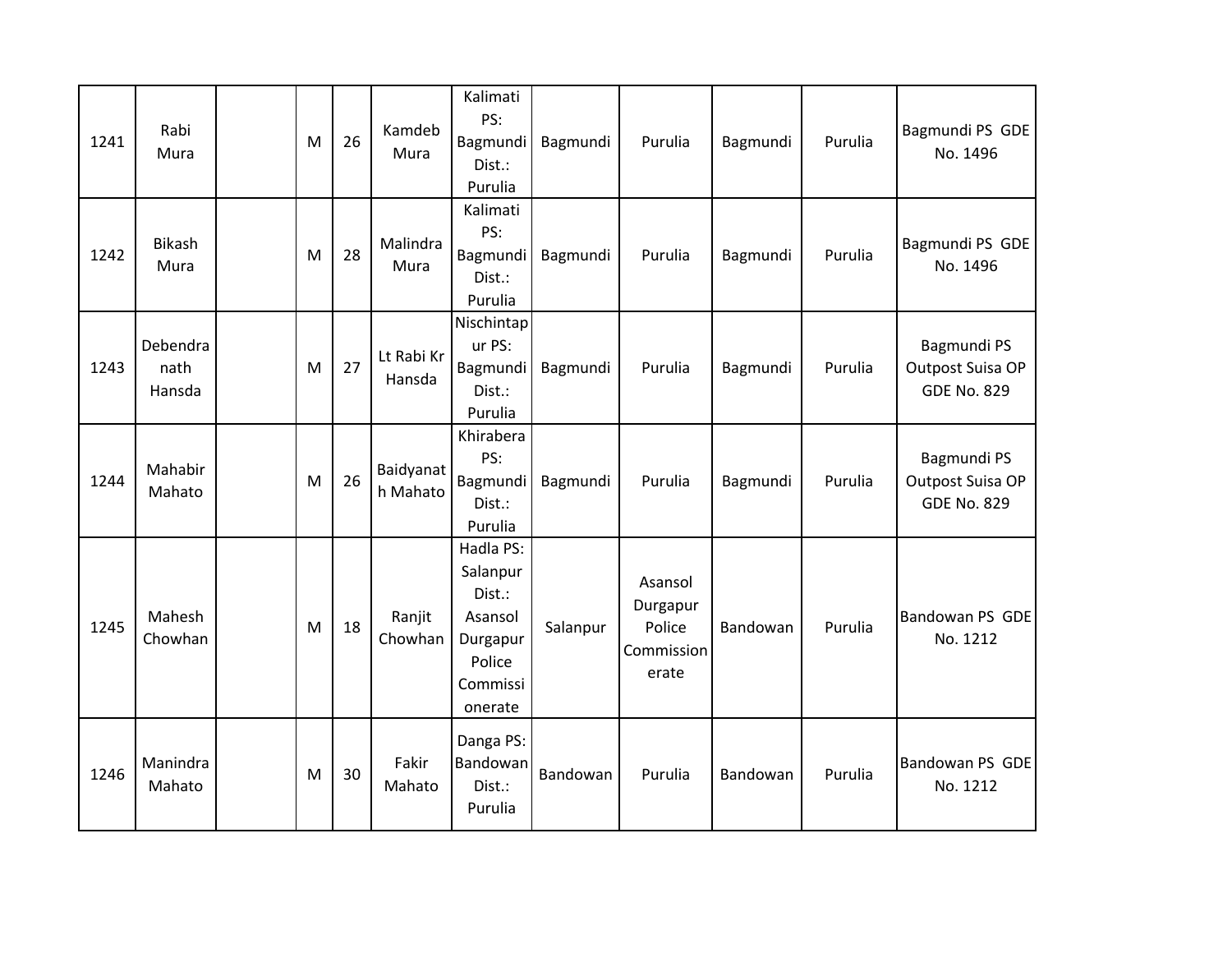| | | | | | | | | | | | |
|---|---|---|---|---|---|---|---|---|---|---|---|
| 1241 | Rabi Mura | | M | 26 | Kamdeb Mura | Kalimati PS: Bagmundi Dist.: Purulia | Bagmundi | Purulia | Bagmundi | Purulia | Bagmundi PS GDE No. 1496 |
| 1242 | Bikash Mura | | M | 28 | Malindra Mura | Kalimati PS: Bagmundi Dist.: Purulia | Bagmundi | Purulia | Bagmundi | Purulia | Bagmundi PS GDE No. 1496 |
| 1243 | Debendra nath Hansda | | M | 27 | Lt Rabi Kr Hansda | Nischintapur PS: Bagmundi Dist.: Purulia | Bagmundi | Purulia | Bagmundi | Purulia | Bagmundi PS Outpost Suisa OP GDE No. 829 |
| 1244 | Mahabir Mahato | | M | 26 | Baidyanath Mahato | Khirabera PS: Bagmundi Dist.: Purulia | Bagmundi | Purulia | Bagmundi | Purulia | Bagmundi PS Outpost Suisa OP GDE No. 829 |
| 1245 | Mahesh Chowhan | | M | 18 | Ranjit Chowhan | Hadla PS: Salanpur Dist.: Asansol Durgapur Police Commissionerate | Salanpur | Asansol Durgapur Police Commissionerate | Bandowan | Purulia | Bandowan PS GDE No. 1212 |
| 1246 | Manindra Mahato | | M | 30 | Fakir Mahato | Danga PS: Bandowan Dist.: Purulia | Bandowan | Purulia | Bandowan | Purulia | Bandowan PS GDE No. 1212 |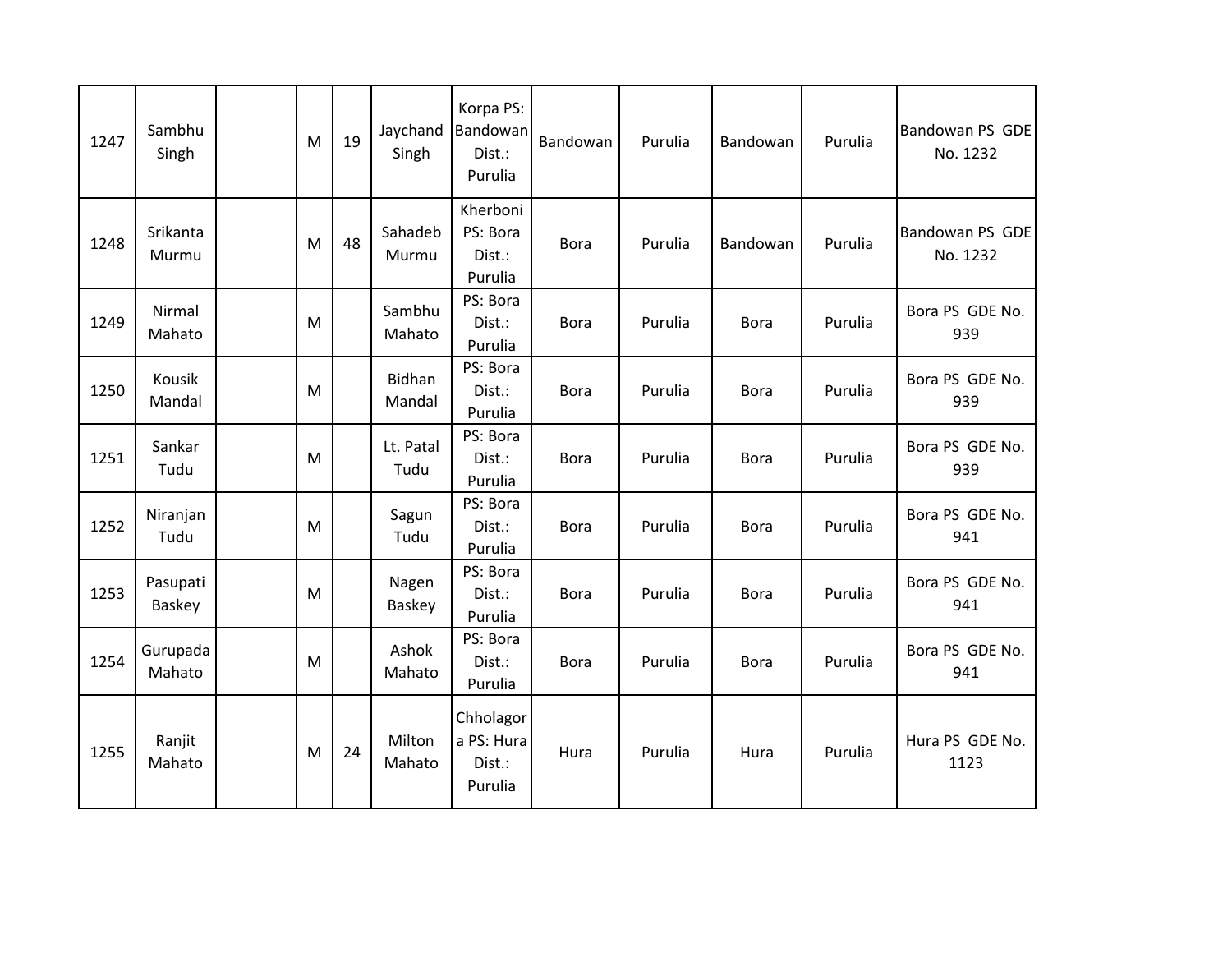| 1247 | Sambhu Singh | | M | 19 | Jaychand Singh | Korpa PS: Bandowan Dist.: Purulia | Bandowan | Purulia | Bandowan | Purulia | Bandowan PS GDE No. 1232 |
|---|---|---|---|---|---|---|---|---|---|---|---|
| 1248 | Srikanta Murmu | | M | 48 | Sahadeb Murmu | Kherboni PS: Bora Dist.: Purulia | Bora | Purulia | Bandowan | Purulia | Bandowan PS GDE No. 1232 |
| 1249 | Nirmal Mahato | | M | | Sambhu Mahato | PS: Bora Dist.: Purulia | Bora | Purulia | Bora | Purulia | Bora PS GDE No. 939 |
| 1250 | Kousik Mandal | | M | | Bidhan Mandal | PS: Bora Dist.: Purulia | Bora | Purulia | Bora | Purulia | Bora PS GDE No. 939 |
| 1251 | Sankar Tudu | | M | | Lt. Patal Tudu | PS: Bora Dist.: Purulia | Bora | Purulia | Bora | Purulia | Bora PS GDE No. 939 |
| 1252 | Niranjan Tudu | | M | | Sagun Tudu | PS: Bora Dist.: Purulia | Bora | Purulia | Bora | Purulia | Bora PS GDE No. 941 |
| 1253 | Pasupati Baskey | | M | | Nagen Baskey | PS: Bora Dist.: Purulia | Bora | Purulia | Bora | Purulia | Bora PS GDE No. 941 |
| 1254 | Gurupada Mahato | | M | | Ashok Mahato | PS: Bora Dist.: Purulia | Bora | Purulia | Bora | Purulia | Bora PS GDE No. 941 |
| 1255 | Ranjit Mahato | | M | 24 | Milton Mahato | Chholagora PS: Hura Dist.: Purulia | Hura | Purulia | Hura | Purulia | Hura PS GDE No. 1123 |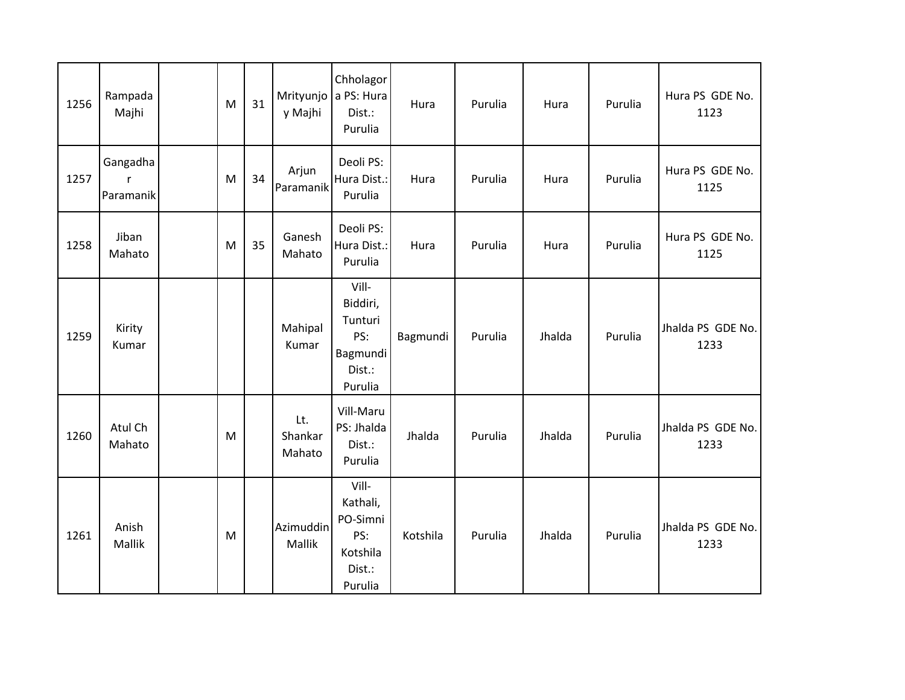| | | | | | | | | | | | |
|---|---|---|---|---|---|---|---|---|---|---|---|
| 1256 | Rampada Majhi | | M | 31 | Mrityunjoy Majhi | Chhologora PS: Hura Dist.: Purulia | Hura | Purulia | Hura | Purulia | Hura PS GDE No. 1123 |
| 1257 | Gangadhar Paramanik | | M | 34 | Arjun Paramanik | Deoli PS: Hura Dist.: Purulia | Hura | Purulia | Hura | Purulia | Hura PS GDE No. 1125 |
| 1258 | Jiban Mahato | | M | 35 | Ganesh Mahato | Deoli PS: Hura Dist.: Purulia | Hura | Purulia | Hura | Purulia | Hura PS GDE No. 1125 |
| 1259 | Kirity Kumar | | | | Mahipal Kumar | Vill-Biddiri, Tunturi PS: Bagmundi Dist.: Purulia | Bagmundi | Purulia | Jhalda | Purulia | Jhalda PS GDE No. 1233 |
| 1260 | Atul Ch Mahato | | M | | Lt. Shankar Mahato | Vill-Maru PS: Jhalda Dist.: Purulia | Jhalda | Purulia | Jhalda | Purulia | Jhalda PS GDE No. 1233 |
| 1261 | Anish Mallik | | M | | Azimuddin Mallik | Vill-Kathali, PO-Simni PS: Kotshila Dist.: Purulia | Kotshila | Purulia | Jhalda | Purulia | Jhalda PS GDE No. 1233 |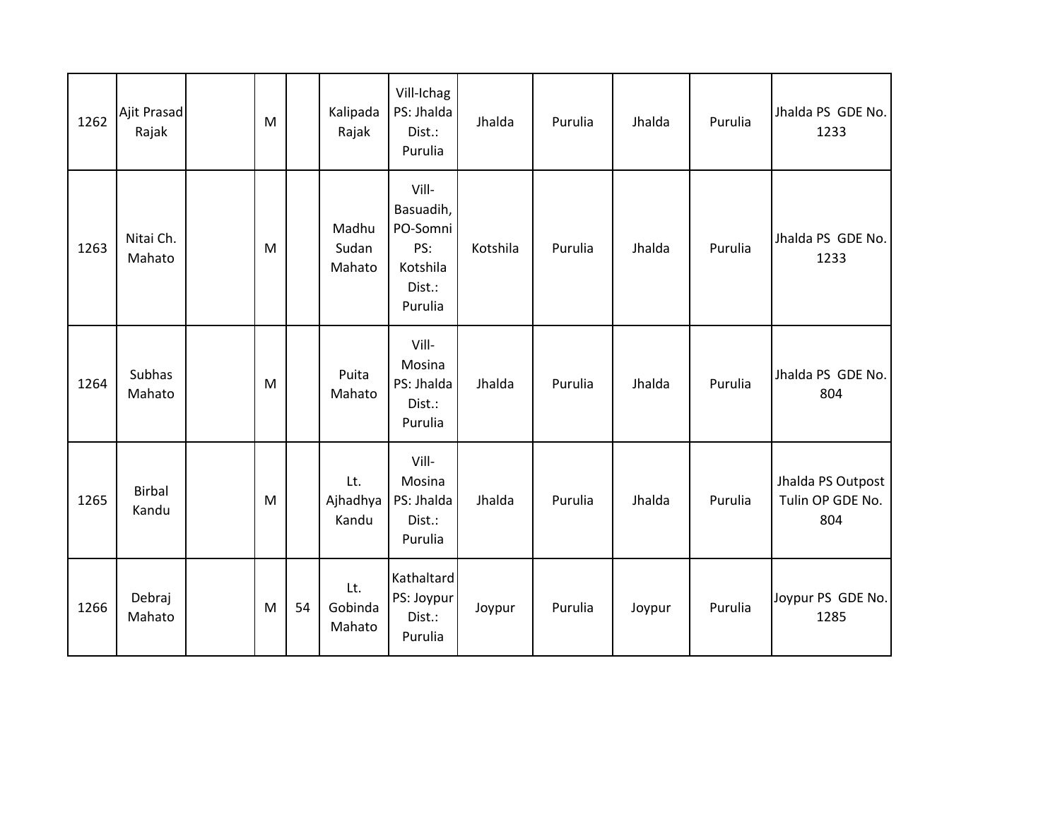| 1262 | Ajit Prasad Rajak | | M | | Kalipada Rajak | Vill-Ichag PS: Jhalda Dist.: Purulia | Jhalda | Purulia | Jhalda | Purulia | Jhalda PS GDE No. 1233 |
|---|---|---|---|---|---|---|---|---|---|---|---|
| 1263 | Nitai Ch. Mahato | | M | | Madhu Sudan Mahato | Vill-Basuadih, PO-Somni PS: Kotshila Dist.: Purulia | Kotshila | Purulia | Jhalda | Purulia | Jhalda PS GDE No. 1233 |
| 1264 | Subhas Mahato | | M | | Puita Mahato | Vill-Mosina PS: Jhalda Dist.: Purulia | Jhalda | Purulia | Jhalda | Purulia | Jhalda PS GDE No. 804 |
| 1265 | Birbal Kandu | | M | | Lt. Ajhadhya Kandu | Vill-Mosina PS: Jhalda Dist.: Purulia | Jhalda | Purulia | Jhalda | Purulia | Jhalda PS Outpost Tulin OP GDE No. 804 |
| 1266 | Debraj Mahato | | M | 54 | Lt. Gobinda Mahato | Kathaltard PS: Joypur Dist.: Purulia | Joypur | Purulia | Joypur | Purulia | Joypur PS GDE No. 1285 |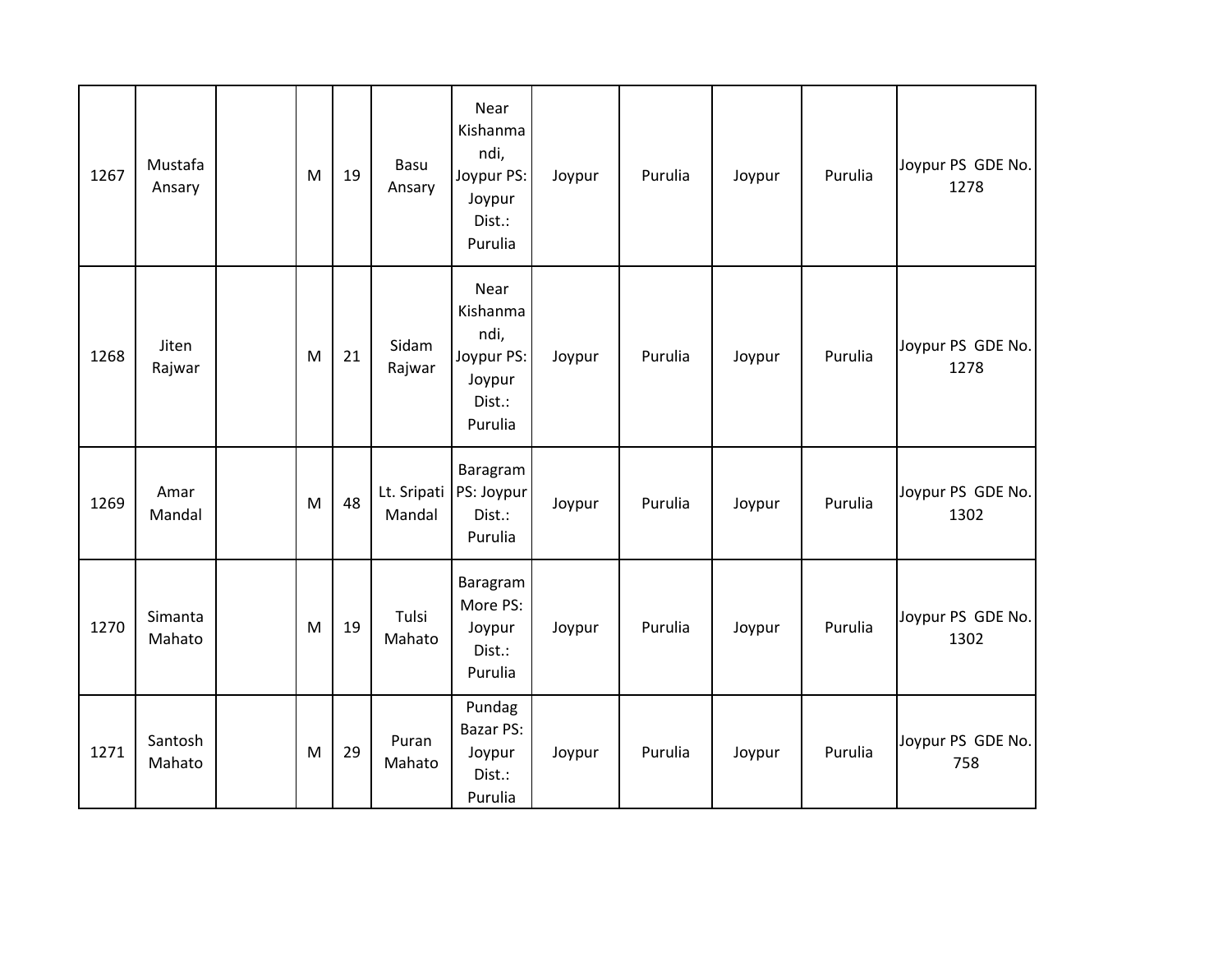| 1267 | Mustafa Ansary | | M | 19 | Basu Ansary | Near Kishanmandi, Joypur PS: Joypur Dist.: Purulia | Joypur | Purulia | Joypur | Purulia | Joypur PS GDE No. 1278 |
|---|---|---|---|---|---|---|---|---|---|---|---|
| 1268 | Jiten Rajwar | | M | 21 | Sidam Rajwar | Near Kishanmandi, Joypur PS: Joypur Dist.: Purulia | Joypur | Purulia | Joypur | Purulia | Joypur PS GDE No. 1278 |
| 1269 | Amar Mandal | | M | 48 | Lt. Sripati Mandal | Baragram PS: Joypur Dist.: Purulia | Joypur | Purulia | Joypur | Purulia | Joypur PS GDE No. 1302 |
| 1270 | Simanta Mahato | | M | 19 | Tulsi Mahato | Baragram More PS: Joypur Dist.: Purulia | Joypur | Purulia | Joypur | Purulia | Joypur PS GDE No. 1302 |
| 1271 | Santosh Mahato | | M | 29 | Puran Mahato | Pundag Bazar PS: Joypur Dist.: Purulia | Joypur | Purulia | Joypur | Purulia | Joypur PS GDE No. 758 |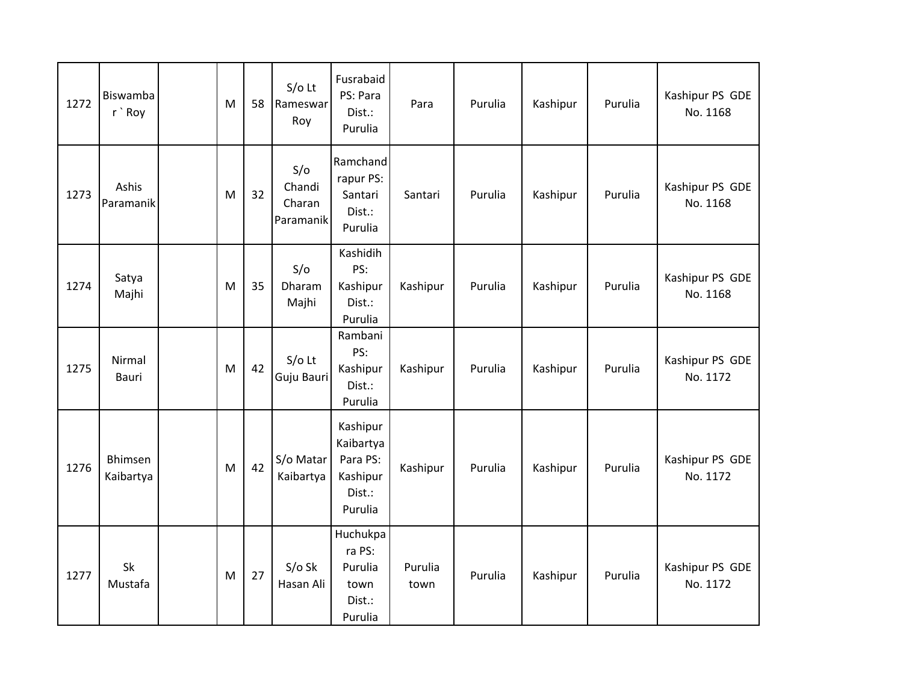| | | | | | | | | | | | |
|---|---|---|---|---|---|---|---|---|---|---|---|
| 1272 | Biswambar ` Roy | | M | 58 | S/o Lt Rameswar Roy | Fusrabaid PS: Para Dist.: Purulia | Para | Purulia | Kashipur | Purulia | Kashipur PS GDE No. 1168 |
| 1273 | Ashis Paramanik | | M | 32 | S/o Chandi Charan Paramanik | Ramchandrapur PS: Santari Dist.: Purulia | Santari | Purulia | Kashipur | Purulia | Kashipur PS GDE No. 1168 |
| 1274 | Satya Majhi | | M | 35 | S/o Dharam Majhi | Kashidih PS: Kashipur Dist.: Purulia | Kashipur | Purulia | Kashipur | Purulia | Kashipur PS GDE No. 1168 |
| 1275 | Nirmal Bauri | | M | 42 | S/o Lt Guju Bauri | Rambani PS: Kashipur Dist.: Purulia | Kashipur | Purulia | Kashipur | Purulia | Kashipur PS GDE No. 1172 |
| 1276 | Bhimsen Kaibartya | | M | 42 | S/o Matar Kaibartya | Kashipur Kaibartya Para PS: Kashipur Dist.: Purulia | Kashipur | Purulia | Kashipur | Purulia | Kashipur PS GDE No. 1172 |
| 1277 | Sk Mustafa | | M | 27 | S/o Sk Hasan Ali | Huchukpara PS: Purulia town Dist.: Purulia | Purulia town | Purulia | Kashipur | Purulia | Kashipur PS GDE No. 1172 |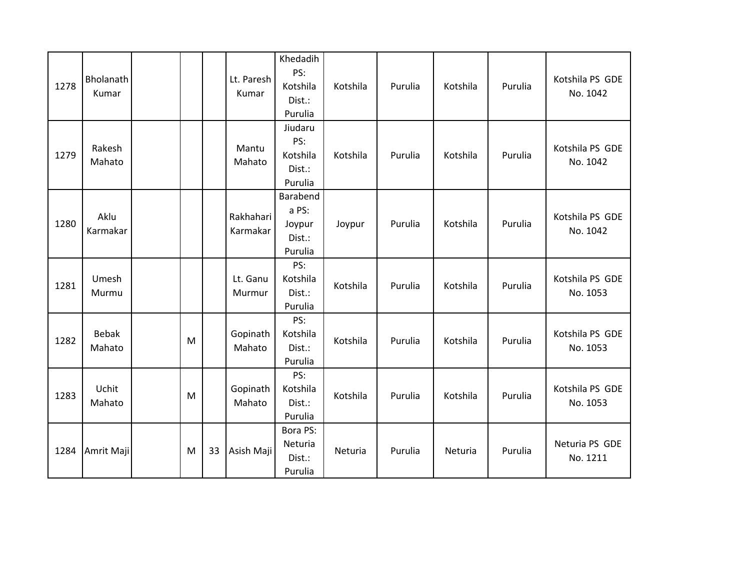| | | | | | | | | | | | |
|---|---|---|---|---|---|---|---|---|---|---|---|
| 1278 | Bholanath Kumar | | | | Lt. Paresh Kumar | Khedadih PS: Kotshila Dist.: Purulia | Kotshila | Purulia | Kotshila | Purulia | Kotshila PS GDE No. 1042 |
| 1279 | Rakesh Mahato | | | | Mantu Mahato | Jiudaru PS: Kotshila Dist.: Purulia | Kotshila | Purulia | Kotshila | Purulia | Kotshila PS GDE No. 1042 |
| 1280 | Aklu Karmakar | | | | Rakhahari Karmakar | Barabenda PS: Joypur Dist.: Purulia | Joypur | Purulia | Kotshila | Purulia | Kotshila PS GDE No. 1042 |
| 1281 | Umesh Murmu | | | | Lt. Ganu Murmur | PS: Kotshila Dist.: Purulia | Kotshila | Purulia | Kotshila | Purulia | Kotshila PS GDE No. 1053 |
| 1282 | Bebak Mahato | | M | | Gopinath Mahato | PS: Kotshila Dist.: Purulia | Kotshila | Purulia | Kotshila | Purulia | Kotshila PS GDE No. 1053 |
| 1283 | Uchit Mahato | | M | | Gopinath Mahato | PS: Kotshila Dist.: Purulia | Kotshila | Purulia | Kotshila | Purulia | Kotshila PS GDE No. 1053 |
| 1284 | Amrit Maji | | M | 33 | Asish Maji | Bora PS: Neturia Dist.: Purulia | Neturia | Purulia | Neturia | Purulia | Neturia PS GDE No. 1211 |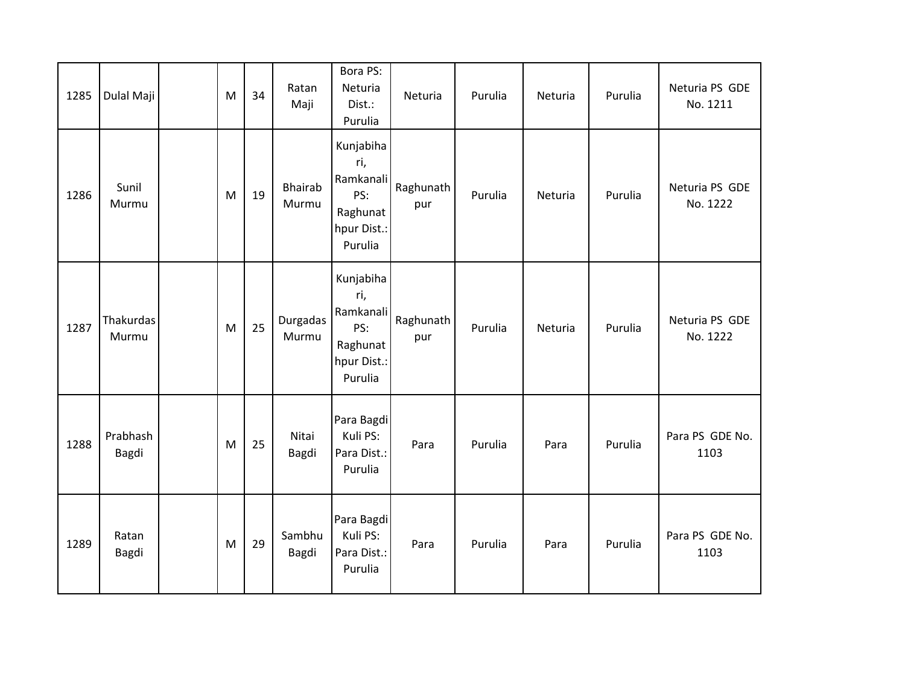| | | | | | | | | | | | |
|---|---|---|---|---|---|---|---|---|---|---|---|
| 1285 | Dulal Maji | | M | 34 | Ratan Maji | Bora PS: Neturia Dist.: Purulia | Neturia | Purulia | Neturia | Purulia | Neturia PS GDE No. 1211 |
| 1286 | Sunil Murmu | | M | 19 | Bhairab Murmu | Kunjabihari, Ramkanali PS: Raghunathpur Dist.: Purulia | Raghunathpur | Purulia | Neturia | Purulia | Neturia PS GDE No. 1222 |
| 1287 | Thakurdas Murmu | | M | 25 | Durgadas Murmu | Kunjabihari, Ramkanali PS: Raghunathpur Dist.: Purulia | Raghunathpur | Purulia | Neturia | Purulia | Neturia PS GDE No. 1222 |
| 1288 | Prabhash Bagdi | | M | 25 | Nitai Bagdi | Para Bagdi Kuli PS: Para Dist.: Purulia | Para | Purulia | Para | Purulia | Para PS GDE No. 1103 |
| 1289 | Ratan Bagdi | | M | 29 | Sambhu Bagdi | Para Bagdi Kuli PS: Para Dist.: Purulia | Para | Purulia | Para | Purulia | Para PS GDE No. 1103 |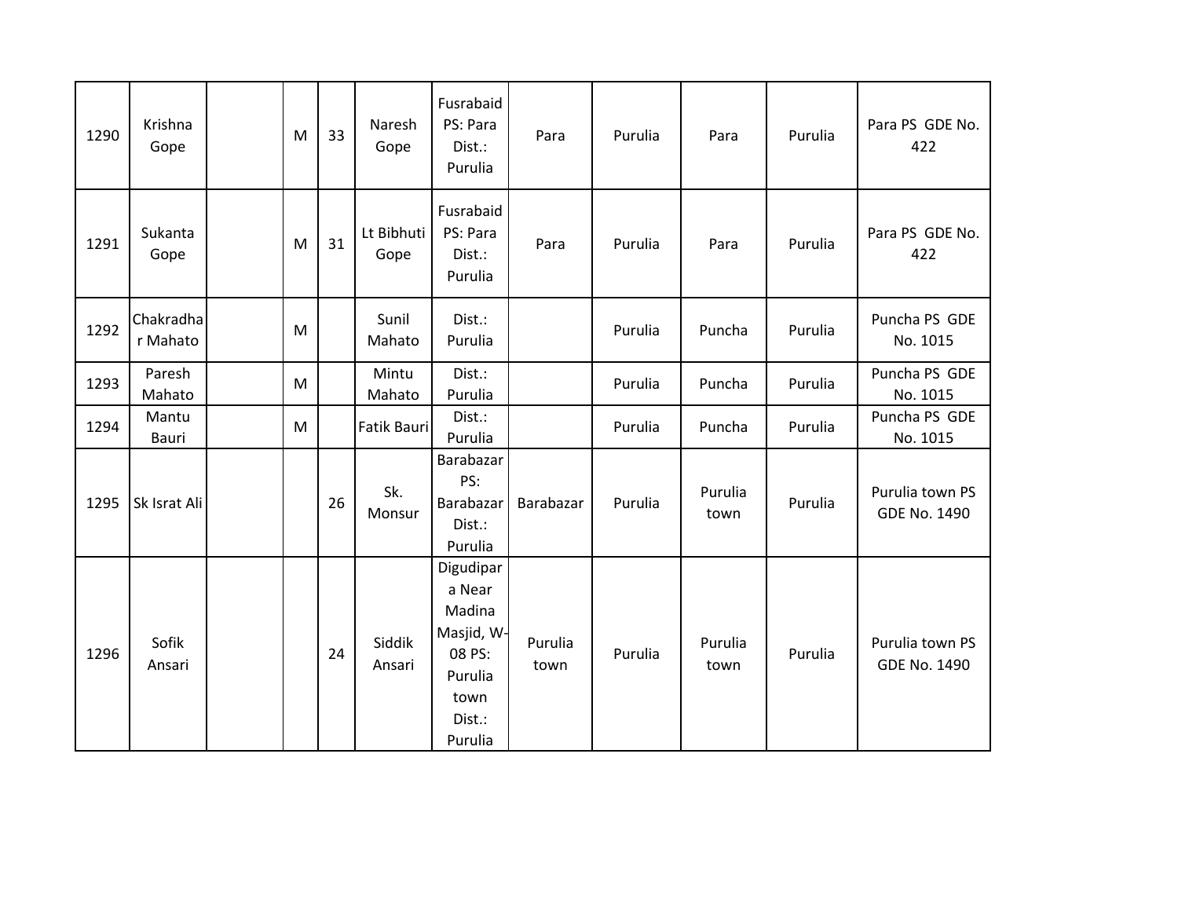| 1290 | Krishna Gope | | M | 33 | Naresh Gope | Fusrabaid PS: Para Dist.: Purulia | Para | Purulia | Para | Purulia | Para PS GDE No. 422 |
|---|---|---|---|---|---|---|---|---|---|---|---|
| 1291 | Sukanta Gope | | M | 31 | Lt Bibhuti Gope | Fusrabaid PS: Para Dist.: Purulia | Para | Purulia | Para | Purulia | Para PS GDE No. 422 |
| 1292 | Chakradhar Mahato | | M | | Sunil Mahato | Dist.: Purulia | | Purulia | Puncha | Purulia | Puncha PS GDE No. 1015 |
| 1293 | Paresh Mahato | | M | | Mintu Mahato | Dist.: Purulia | | Purulia | Puncha | Purulia | Puncha PS GDE No. 1015 |
| 1294 | Mantu Bauri | | M | | Fatik Bauri | Dist.: Purulia | | Purulia | Puncha | Purulia | Puncha PS GDE No. 1015 |
| 1295 | Sk Israt Ali | | | 26 | Sk. Monsur | Barabazar PS: Barabazar Dist.: Purulia | Barabazar | Purulia | Purulia town | Purulia | Purulia town PS GDE No. 1490 |
| 1296 | Sofik Ansari | | | 24 | Siddik Ansari | Digudipara Near Madina Masjid, W-08 PS: Purulia town Dist.: Purulia | Purulia town | Purulia | Purulia town | Purulia | Purulia town PS GDE No. 1490 |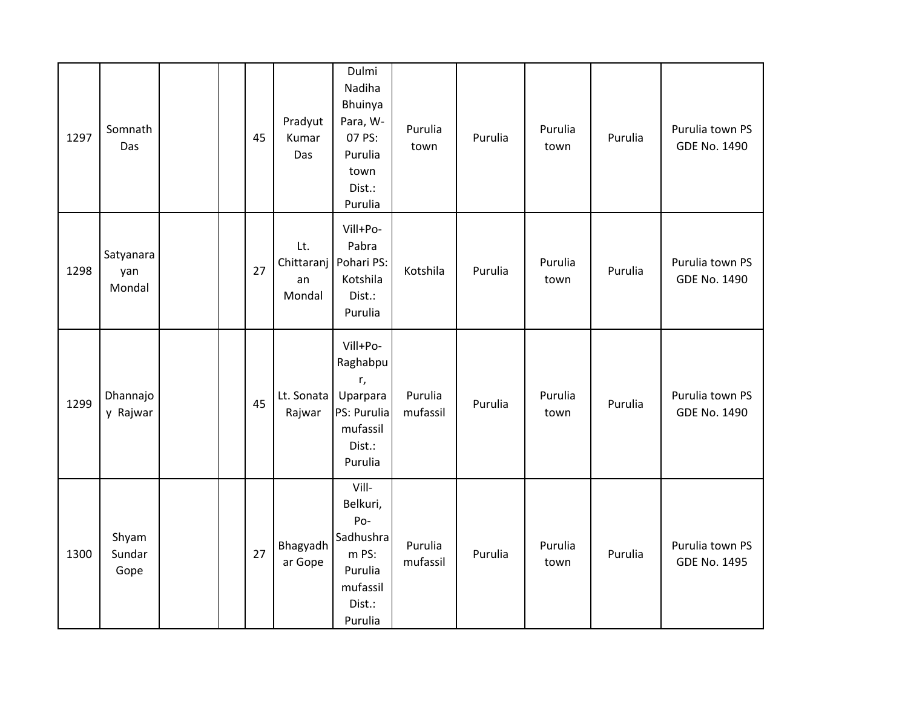| | | | | | | | | | | | |
|---|---|---|---|---|---|---|---|---|---|---|---|
| 1297 | Somnath Das | | | 45 | Pradyut Kumar Das | Dulmi Nadiha Bhuinya Para, W-07 PS: Purulia town Dist.: Purulia | Purulia town | Purulia | Purulia town | Purulia | Purulia town PS GDE No. 1490 |
| 1298 | Satyanarayan Mondal | | | 27 | Lt. Chittaranjan Mondal | Vill+Po-Pabra Pohari PS: Kotshila Dist.: Purulia | Kotshila | Purulia | Purulia town | Purulia | Purulia town PS GDE No. 1490 |
| 1299 | Dhannajoy Rajwar | | | 45 | Lt. Sonata Rajwar | Vill+Po-Raghabpur, Uparpara PS: Purulia mufassil Dist.: Purulia | Purulia mufassil | Purulia | Purulia town | Purulia | Purulia town PS GDE No. 1490 |
| 1300 | Shyam Sundar Gope | | | 27 | Bhagyadhar Gope | Vill-Belkuri, Po-Sadhushram PS: Purulia mufassil Dist.: Purulia | Purulia mufassil | Purulia | Purulia town | Purulia | Purulia town PS GDE No. 1495 |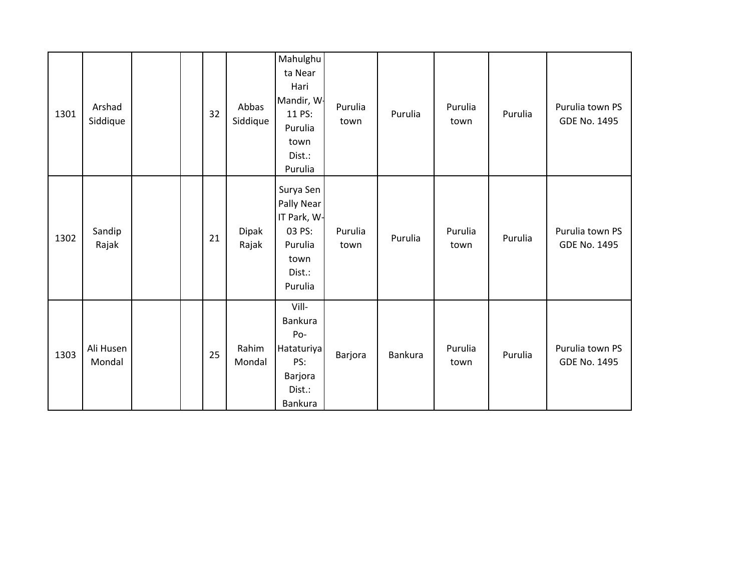| | | | | | | | | | | | |
|---|---|---|---|---|---|---|---|---|---|---|---|
| 1301 | Arshad Siddique | | | 32 | Abbas Siddique | Mahulghuta Near Hari Mandir, W-11 PS: Purulia town Dist.: Purulia | Purulia town | Purulia | Purulia town | Purulia | Purulia town PS GDE No. 1495 |
| 1302 | Sandip Rajak | | | 21 | Dipak Rajak | Surya Sen Pally Near IT Park, W-03 PS: Purulia town Dist.: Purulia | Purulia town | Purulia | Purulia town | Purulia | Purulia town PS GDE No. 1495 |
| 1303 | Ali Husen Mondal | | | 25 | Rahim Mondal | Vill- Bankura Po- Hataturiya PS: Barjora Dist.: Bankura | Barjora | Bankura | Purulia town | Purulia | Purulia town PS GDE No. 1495 |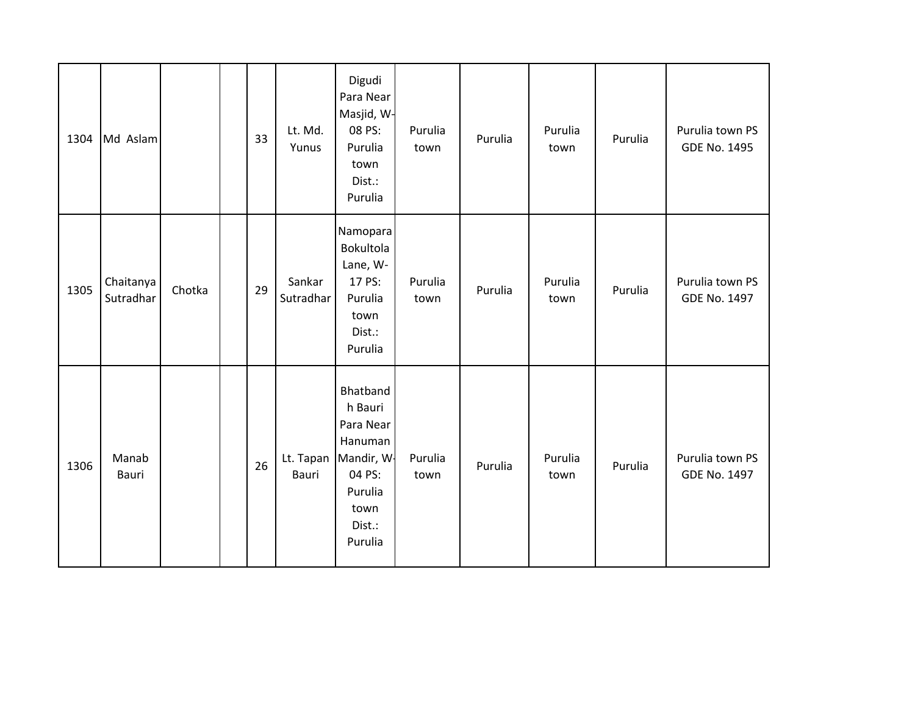| | | | | | | | | | | | |
|---|---|---|---|---|---|---|---|---|---|---|---|
| 1304 | Md Aslam | | | 33 | Lt. Md. Yunus | Digudi Para Near Masjid, W-08 PS: Purulia town Dist.: Purulia | Purulia town | Purulia | Purulia town | Purulia | Purulia town PS GDE No. 1495 |
| 1305 | Chaitanya Sutradhar | Chotka | | 29 | Sankar Sutradhar | Namopara Bokultola Lane, W-17 PS: Purulia town Dist.: Purulia | Purulia town | Purulia | Purulia town | Purulia | Purulia town PS GDE No. 1497 |
| 1306 | Manab Bauri | | | 26 | Lt. Tapan Bauri | Bhatbandh Bauri Para Near Hanuman Mandir, W-04 PS: Purulia town Dist.: Purulia | Purulia town | Purulia | Purulia town | Purulia | Purulia town PS GDE No. 1497 |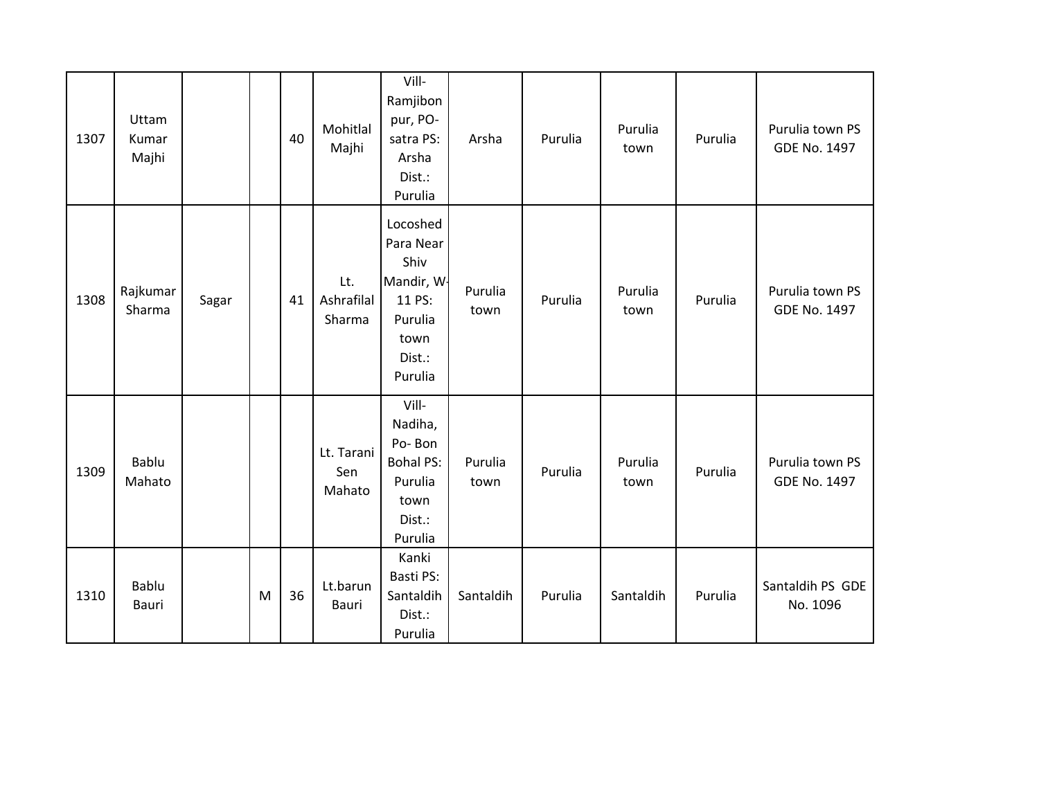| | | | | | | | | | | | |
|---|---|---|---|---|---|---|---|---|---|---|---|
| 1307 | Uttam Kumar Majhi | | | 40 | Mohitlal Majhi | Vill-Ramjibonpur, PO-satra PS: Arsha Dist.: Purulia | Arsha | Purulia | Purulia town | Purulia | Purulia town PS GDE No. 1497 |
| 1308 | Rajkumar Sharma | Sagar | | 41 | Lt. Ashrafilal Sharma | Locoshed Para Near Shiv Mandir, W-11 PS: Purulia town Dist.: Purulia | Purulia town | Purulia | Purulia town | Purulia | Purulia town PS GDE No. 1497 |
| 1309 | Bablu Mahato | | | | Lt. Tarani Sen Mahato | Vill-Nadiha, Po- Bon Bohal PS: Purulia town Dist.: Purulia | Purulia town | Purulia | Purulia town | Purulia | Purulia town PS GDE No. 1497 |
| 1310 | Bablu Bauri | | M | 36 | Lt.barun Bauri | Kanki Basti PS: Santaldih Dist.: Purulia | Santaldih | Purulia | Santaldih | Purulia | Santaldih PS GDE No. 1096 |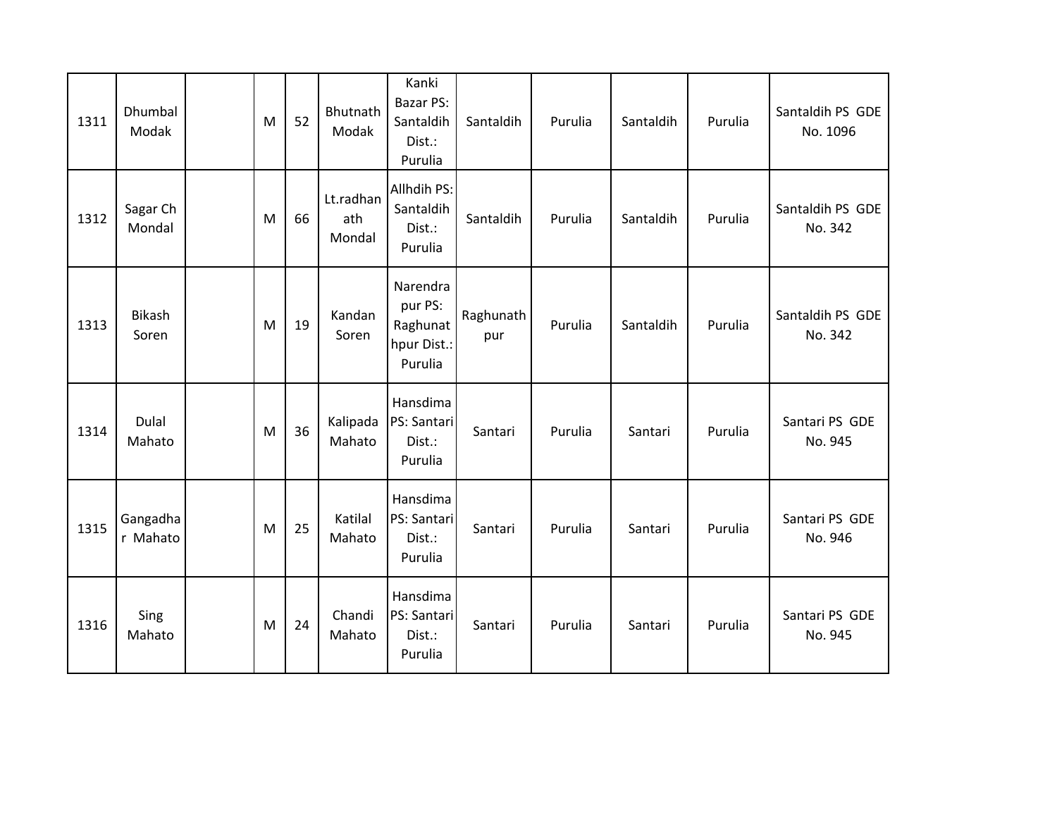| 1311 | Dhumbal Modak | | M | 52 | Bhutnath Modak | Kanki Bazar PS: Santaldih Dist.: Purulia | Santaldih | Purulia | Santaldih | Purulia | Santaldih PS GDE No. 1096 |
|---|---|---|---|---|---|---|---|---|---|---|---|
| 1312 | Sagar Ch Mondal | | M | 66 | Lt.radhanath Mondal | Allhdih PS: Santaldih Dist.: Purulia | Santaldih | Purulia | Santaldih | Purulia | Santaldih PS GDE No. 342 |
| 1313 | Bikash Soren | | M | 19 | Kandan Soren | Narendrapur PS: Raghunathpur Dist.: Purulia | Raghunathpur | Purulia | Santaldih | Purulia | Santaldih PS GDE No. 342 |
| 1314 | Dulal Mahato | | M | 36 | Kalipada Mahato | Hansdima PS: Santari Dist.: Purulia | Santari | Purulia | Santari | Purulia | Santari PS GDE No. 945 |
| 1315 | Gangadhar Mahato | | M | 25 | Katilal Mahato | Hansdima PS: Santari Dist.: Purulia | Santari | Purulia | Santari | Purulia | Santari PS GDE No. 946 |
| 1316 | Sing Mahato | | M | 24 | Chandi Mahato | Hansdima PS: Santari Dist.: Purulia | Santari | Purulia | Santari | Purulia | Santari PS GDE No. 945 |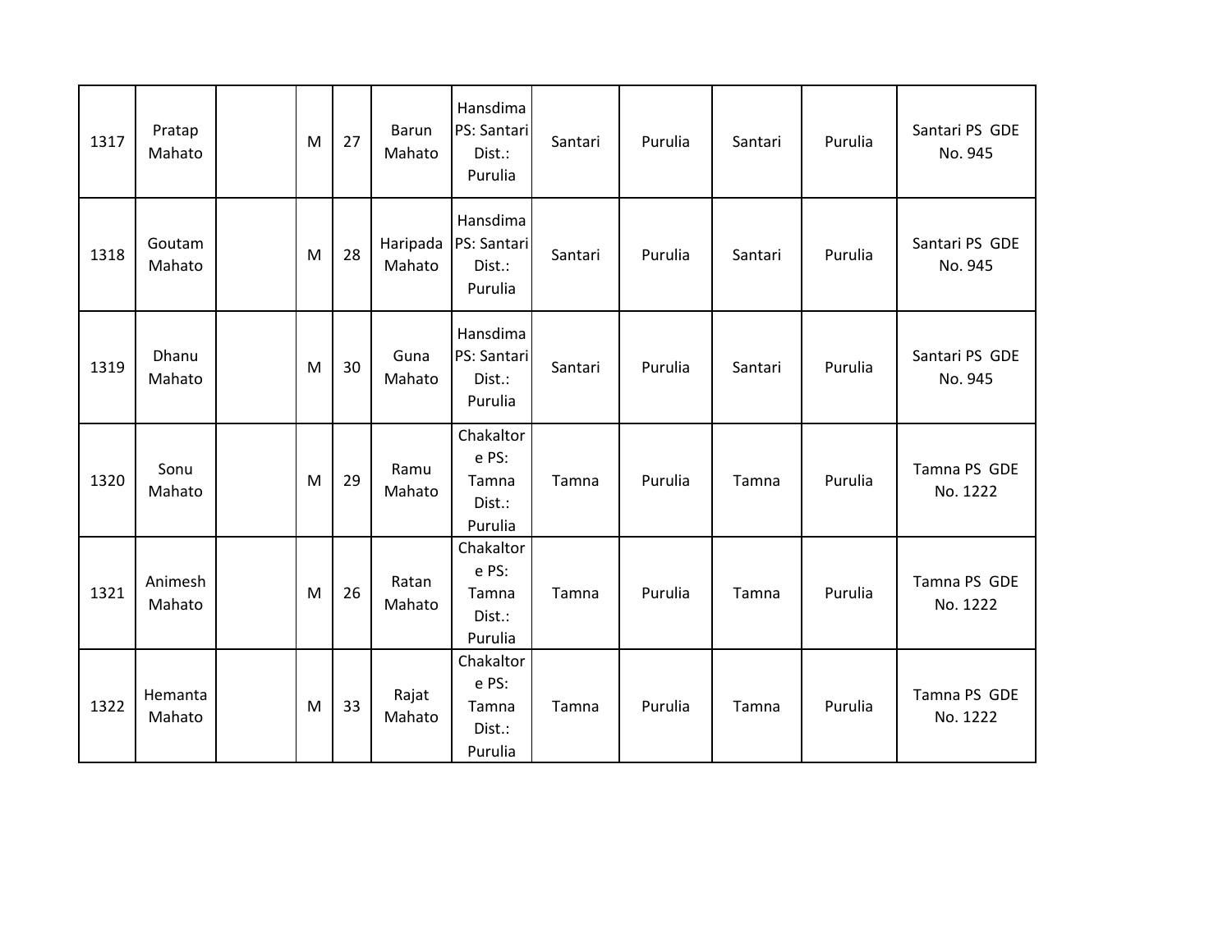| 1317 | Pratap Mahato | | M | 27 | Barun Mahato | Hansdima PS: Santari Dist.: Purulia | Santari | Purulia | Santari | Purulia | Santari PS GDE No. 945 |
|---|---|---|---|---|---|---|---|---|---|---|---|
| 1318 | Goutam Mahato | | M | 28 | Haripada Mahato | Hansdima PS: Santari Dist.: Purulia | Santari | Purulia | Santari | Purulia | Santari PS GDE No. 945 |
| 1319 | Dhanu Mahato | | M | 30 | Guna Mahato | Hansdima PS: Santari Dist.: Purulia | Santari | Purulia | Santari | Purulia | Santari PS GDE No. 945 |
| 1320 | Sonu Mahato | | M | 29 | Ramu Mahato | Chakaltore PS: Tamna Dist.: Purulia | Tamna | Purulia | Tamna | Purulia | Tamna PS GDE No. 1222 |
| 1321 | Animesh Mahato | | M | 26 | Ratan Mahato | Chakaltore PS: Tamna Dist.: Purulia | Tamna | Purulia | Tamna | Purulia | Tamna PS GDE No. 1222 |
| 1322 | Hemanta Mahato | | M | 33 | Rajat Mahato | Chakaltore PS: Tamna Dist.: Purulia | Tamna | Purulia | Tamna | Purulia | Tamna PS GDE No. 1222 |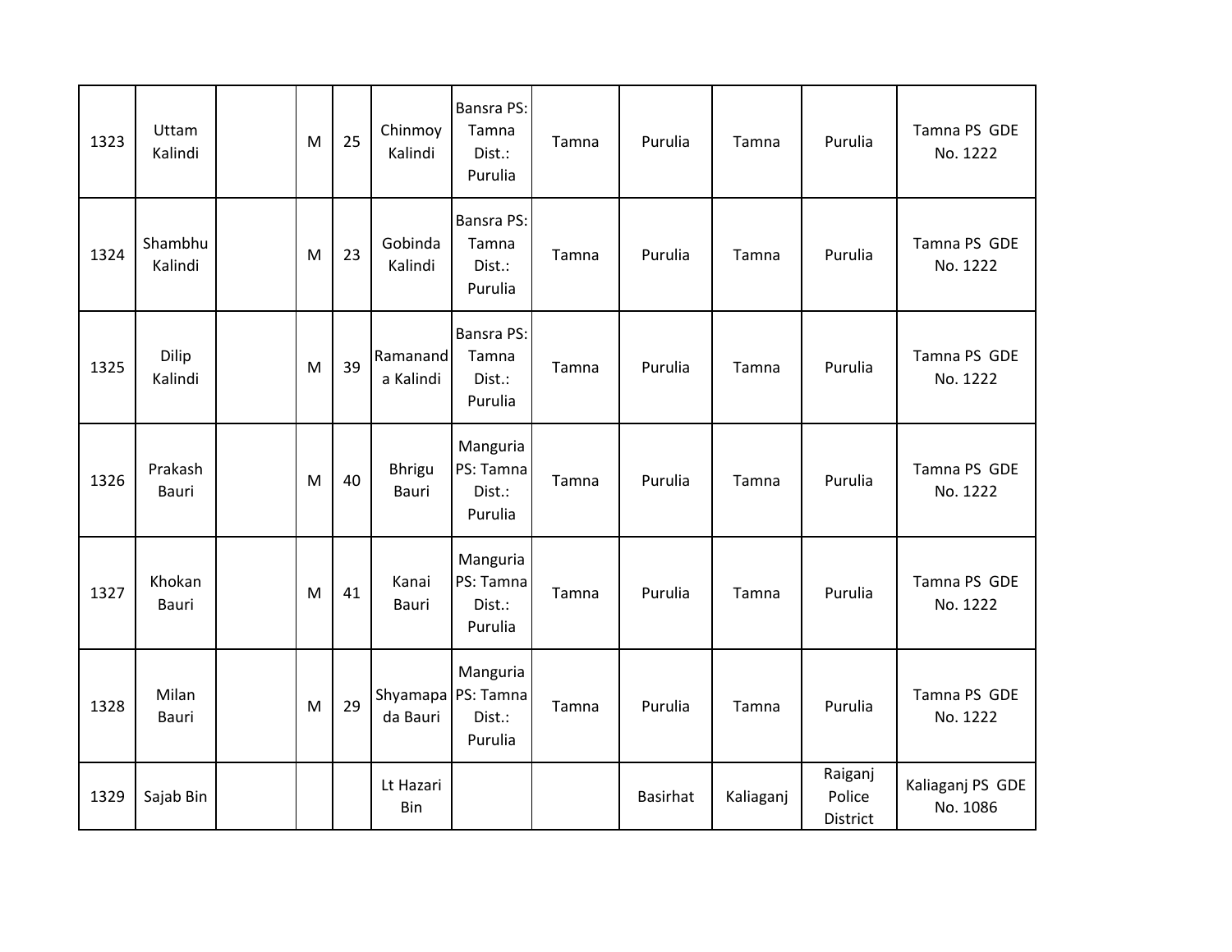| | | | | | | | | | | | |
|---|---|---|---|---|---|---|---|---|---|---|---|
| 1323 | Uttam Kalindi | | M | 25 | Chinmoy Kalindi | Bansra PS: Tamna Dist.: Purulia | Tamna | Purulia | Tamna | Purulia | Tamna PS GDE No. 1222 |
| 1324 | Shambhu Kalindi | | M | 23 | Gobinda Kalindi | Bansra PS: Tamna Dist.: Purulia | Tamna | Purulia | Tamna | Purulia | Tamna PS GDE No. 1222 |
| 1325 | Dilip Kalindi | | M | 39 | Ramananda Kalindi | Bansra PS: Tamna Dist.: Purulia | Tamna | Purulia | Tamna | Purulia | Tamna PS GDE No. 1222 |
| 1326 | Prakash Bauri | | M | 40 | Bhrigu Bauri | Manguria PS: Tamna Dist.: Purulia | Tamna | Purulia | Tamna | Purulia | Tamna PS GDE No. 1222 |
| 1327 | Khokan Bauri | | M | 41 | Kanai Bauri | Manguria PS: Tamna Dist.: Purulia | Tamna | Purulia | Tamna | Purulia | Tamna PS GDE No. 1222 |
| 1328 | Milan Bauri | | M | 29 | Shyamapada Bauri | Manguria PS: Tamna Dist.: Purulia | Tamna | Purulia | Tamna | Purulia | Tamna PS GDE No. 1222 |
| 1329 | Sajab Bin | | | | Lt Hazari Bin | | | Basirhat | Kaliaganj | Raiganj Police District | Kaliaganj PS GDE No. 1086 |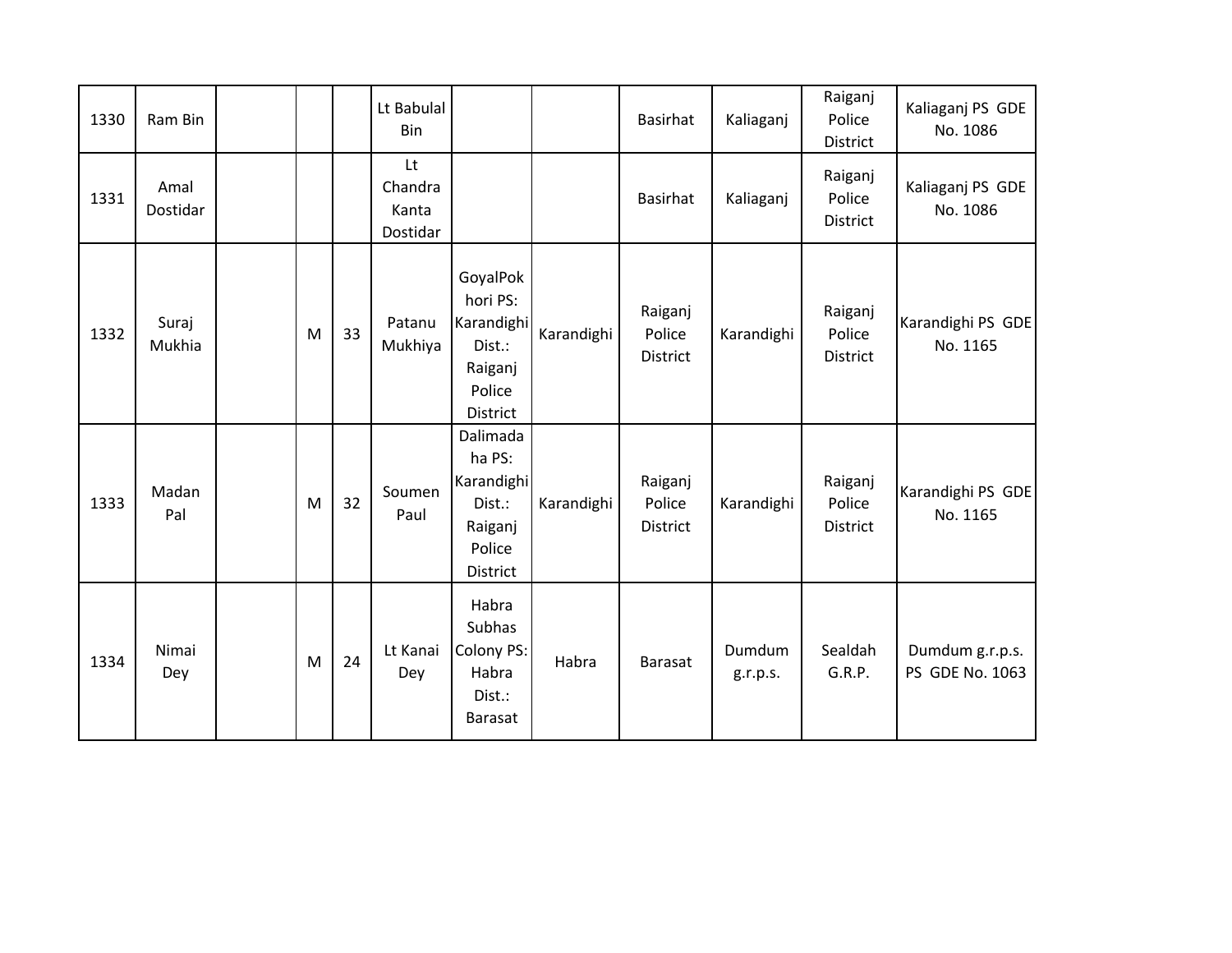| 1330 | Ram Bin | | | | Lt Babulal Bin | | | Basirhat | Kaliaganj | Raiganj Police District | Kaliaganj PS GDE No. 1086 |
|---|---|---|---|---|---|---|---|---|---|---|---|
| 1331 | Amal Dostidar | | | | Lt Chandra Kanta Dostidar | | | Basirhat | Kaliaganj | Raiganj Police District | Kaliaganj PS GDE No. 1086 |
| 1332 | Suraj Mukhia | | M | 33 | Patanu Mukhiya | GoyalPokhori PS: Karandighi Dist.: Raiganj Police District | Karandighi | Raiganj Police District | Karandighi | Raiganj Police District | Karandighi PS GDE No. 1165 |
| 1333 | Madan Pal | | M | 32 | Soumen Paul | Dalimadaha PS: Karandighi Dist.: Raiganj Police District | Karandighi | Raiganj Police District | Karandighi | Raiganj Police District | Karandighi PS GDE No. 1165 |
| 1334 | Nimai Dey | | M | 24 | Lt Kanai Dey | Habra Subhas Colony PS: Habra Dist.: Barasat | Habra | Barasat | Dumdum g.r.p.s. | Sealdah G.R.P. | Dumdum g.r.p.s. PS GDE No. 1063 |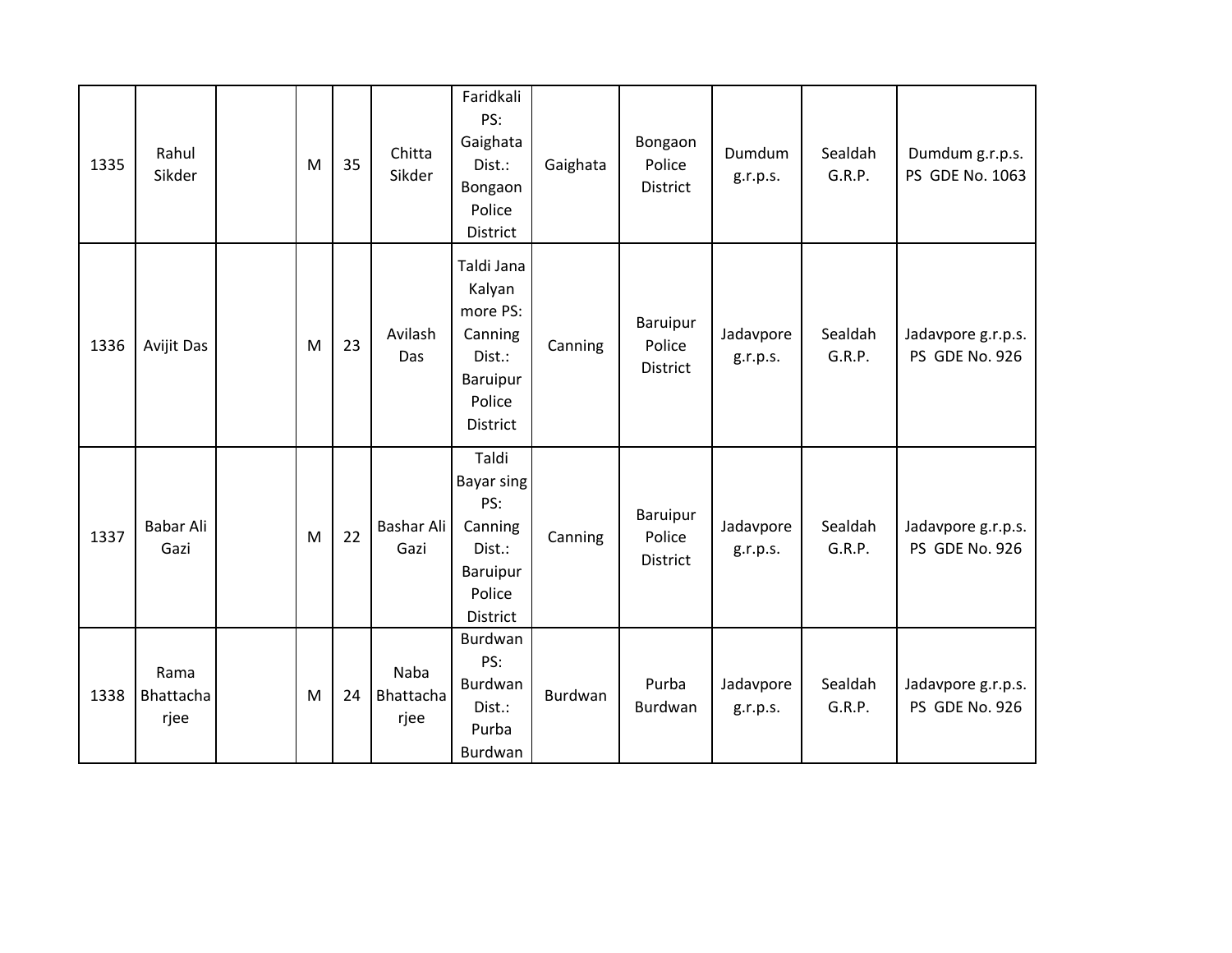| 1335 | Rahul Sikder | | M | 35 | Chitta Sikder | Faridkali PS: Gaighata Dist.: Bongaon Police District | Gaighata | Bongaon Police District | Dumdum g.r.p.s. | Sealdah G.R.P. | Dumdum g.r.p.s. PS GDE No. 1063 |
|---|---|---|---|---|---|---|---|---|---|---|---|
| 1336 | Avijit Das | | M | 23 | Avilash Das | Taldi Jana Kalyan more PS: Canning Dist.: Baruipur Police District | Canning | Baruipur Police District | Jadavpore g.r.p.s. | Sealdah G.R.P. | Jadavpore g.r.p.s. PS GDE No. 926 |
| 1337 | Babar Ali Gazi | | M | 22 | Bashar Ali Gazi | Taldi Bayar sing PS: Canning Dist.: Baruipur Police District | Canning | Baruipur Police District | Jadavpore g.r.p.s. | Sealdah G.R.P. | Jadavpore g.r.p.s. PS GDE No. 926 |
| 1338 | Rama Bhattacharjee | | M | 24 | Naba Bhattacharjee | Burdwan PS: Burdwan Dist.: Purba Burdwan | Burdwan | Purba Burdwan | Jadavpore g.r.p.s. | Sealdah G.R.P. | Jadavpore g.r.p.s. PS GDE No. 926 |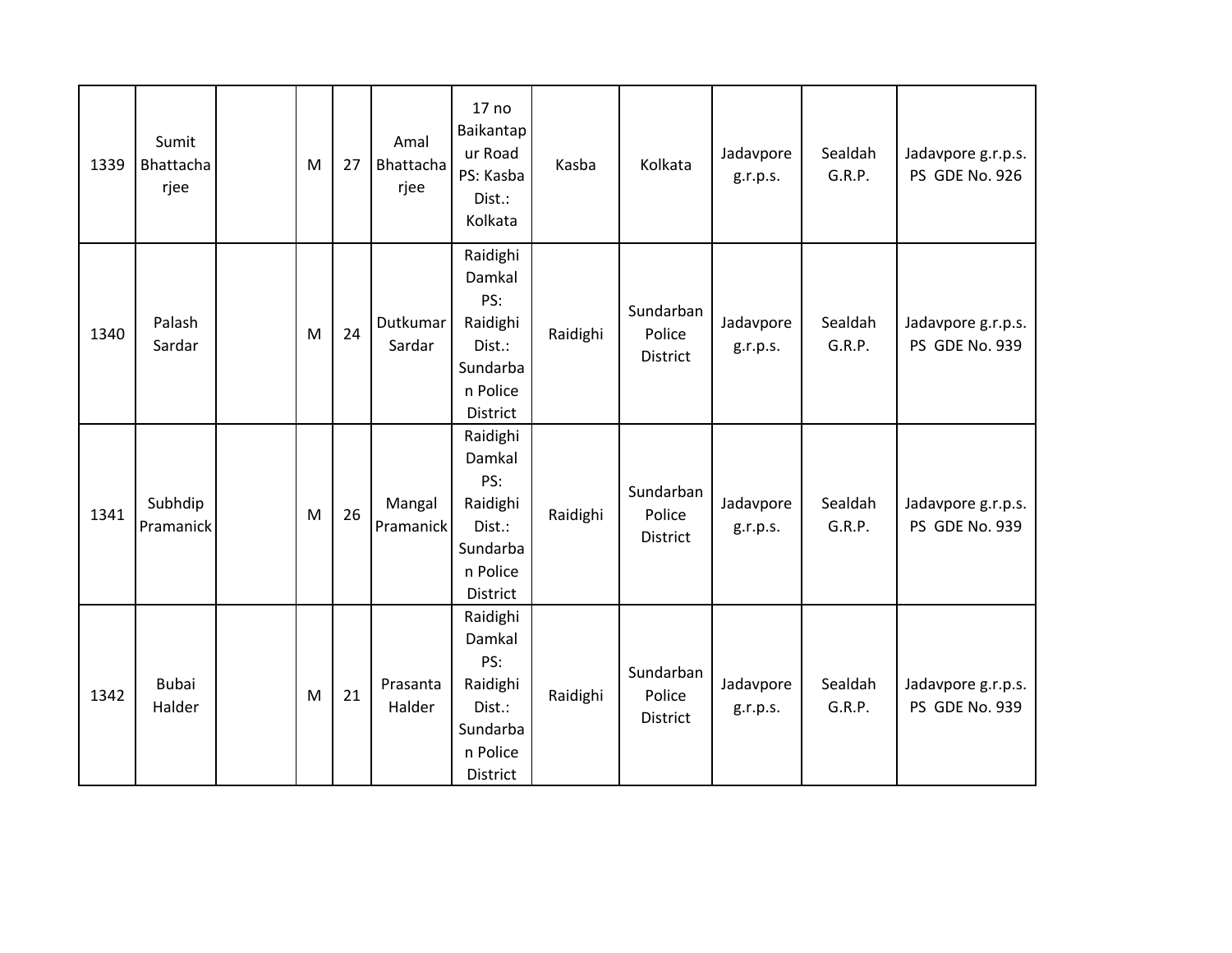| 1339 | Sumit Bhattacharjee | | M | 27 | Amal Bhattacharjee | 17 no Baikantapur Road PS: Kasba Dist.: Kolkata | Kasba | Kolkata | Jadavpore g.r.p.s. | Sealdah G.R.P. | Jadavpore g.r.p.s. PS GDE No. 926 |
|---|---|---|---|---|---|---|---|---|---|---|---|
| 1340 | Palash Sardar | | M | 24 | Dutkumar Sardar | Raidighi Damkal PS: Raidighi Dist.: Sundarban Police District | Raidighi | Sundarban Police District | Jadavpore g.r.p.s. | Sealdah G.R.P. | Jadavpore g.r.p.s. PS GDE No. 939 |
| 1341 | Subhdip Pramanick | | M | 26 | Mangal Pramanick | Raidighi Damkal PS: Raidighi Dist.: Sundarban Police District | Raidighi | Sundarban Police District | Jadavpore g.r.p.s. | Sealdah G.R.P. | Jadavpore g.r.p.s. PS GDE No. 939 |
| 1342 | Bubai Halder | | M | 21 | Prasanta Halder | Raidighi Damkal PS: Raidighi Dist.: Sundarban Police District | Raidighi | Sundarban Police District | Jadavpore g.r.p.s. | Sealdah G.R.P. | Jadavpore g.r.p.s. PS GDE No. 939 |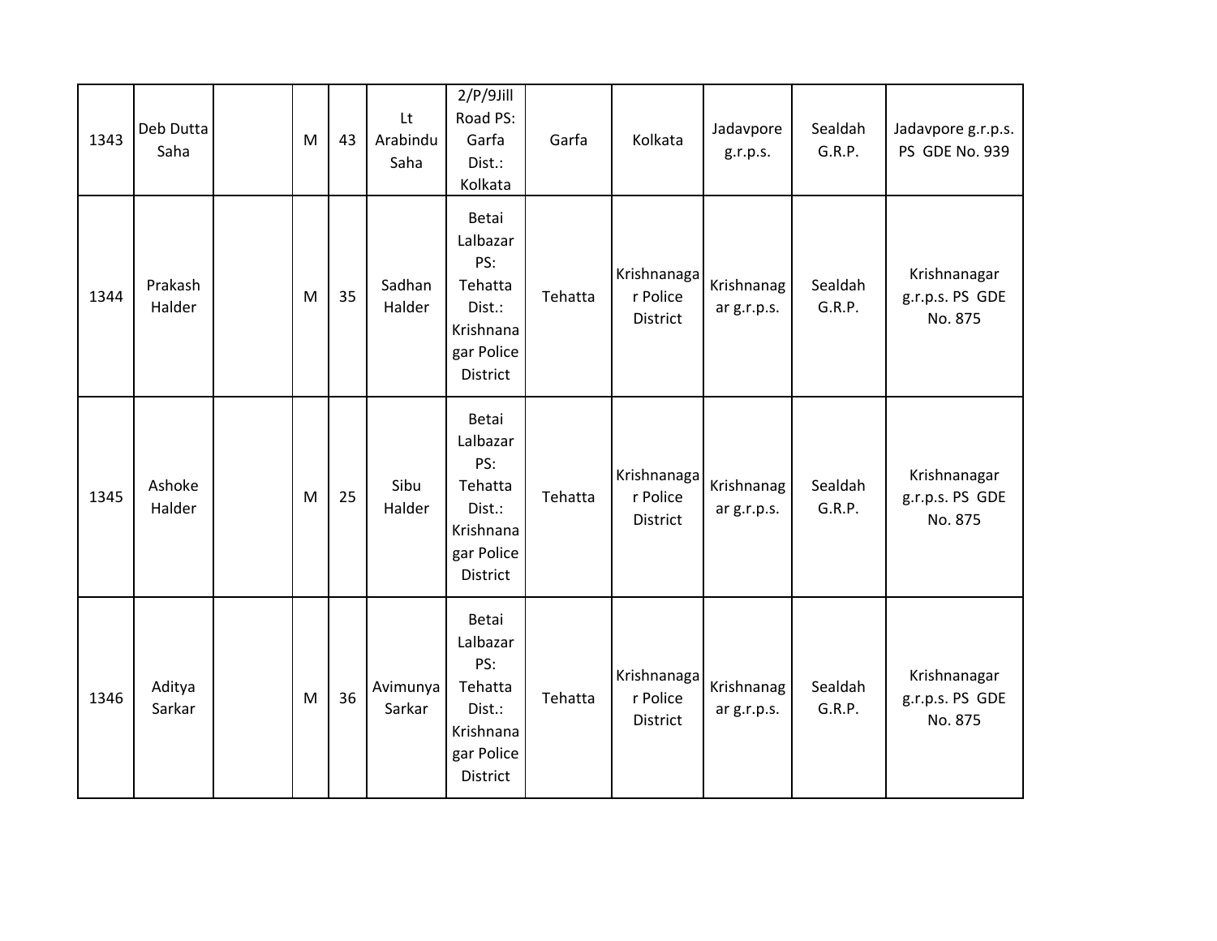| | | | | | | | | | | | |
|---|---|---|---|---|---|---|---|---|---|---|---|
| 1343 | Deb Dutta Saha | | M | 43 | Lt Arabindu Saha | 2/P/9Jill Road PS: Garfa Dist.: Kolkata | Garfa | Kolkata | Jadavpore g.r.p.s. | Sealdah G.R.P. | Jadavpore g.r.p.s. PS GDE No. 939 |
| 1344 | Prakash Halder | | M | 35 | Sadhan Halder | Betai Lalbazar PS: Tehatta Dist.: Krishnanagar Police District | Tehatta | Krishnanagar Police District | Krishnanagar g.r.p.s. | Sealdah G.R.P. | Krishnanagar g.r.p.s. PS GDE No. 875 |
| 1345 | Ashoke Halder | | M | 25 | Sibu Halder | Betai Lalbazar PS: Tehatta Dist.: Krishnanagar Police District | Tehatta | Krishnanagar Police District | Krishnanagar g.r.p.s. | Sealdah G.R.P. | Krishnanagar g.r.p.s. PS GDE No. 875 |
| 1346 | Aditya Sarkar | | M | 36 | Avimunya Sarkar | Betai Lalbazar PS: Tehatta Dist.: Krishnanagar Police District | Tehatta | Krishnanagar Police District | Krishnanagar g.r.p.s. | Sealdah G.R.P. | Krishnanagar g.r.p.s. PS GDE No. 875 |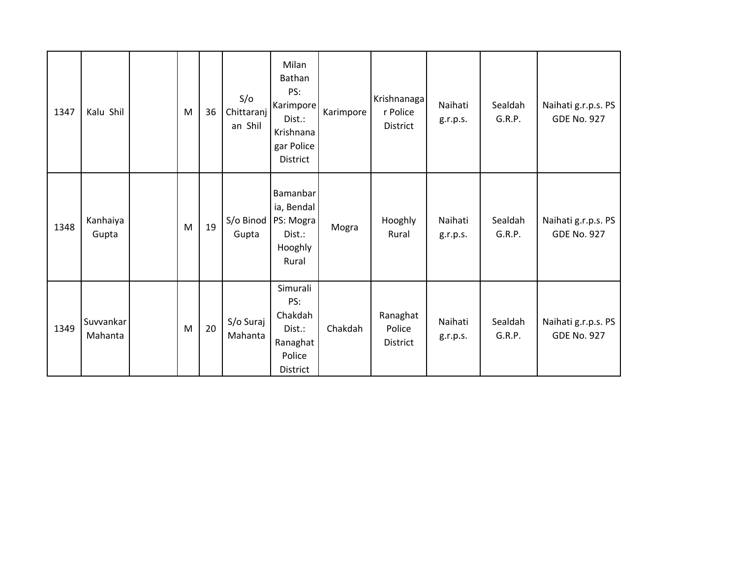| 1347 | Kalu Shil | | M | 36 | S/o Chittaranjan Shil | Milan Bathan PS: Karimpore Dist.: Krishnanagar Police District | Karimpore | Krishnanagar Police District | Naihati g.r.p.s. | Sealdah G.R.P. | Naihati g.r.p.s. PS GDE No. 927 |
|---|---|---|---|---|---|---|---|---|---|---|---|
| 1348 | Kanhaiya Gupta | | M | 19 | S/o Binod Gupta | Bamanbaria, Bendal PS: Mogra Dist.: Hooghly Rural | Mogra | Hooghly Rural | Naihati g.r.p.s. | Sealdah G.R.P. | Naihati g.r.p.s. PS GDE No. 927 |
| 1349 | Suvvankar Mahanta | | M | 20 | S/o Suraj Mahanta | Simurali PS: Chakdah Dist.: Ranaghat Police District | Chakdah | Ranaghat Police District | Naihati g.r.p.s. | Sealdah G.R.P. | Naihati g.r.p.s. PS GDE No. 927 |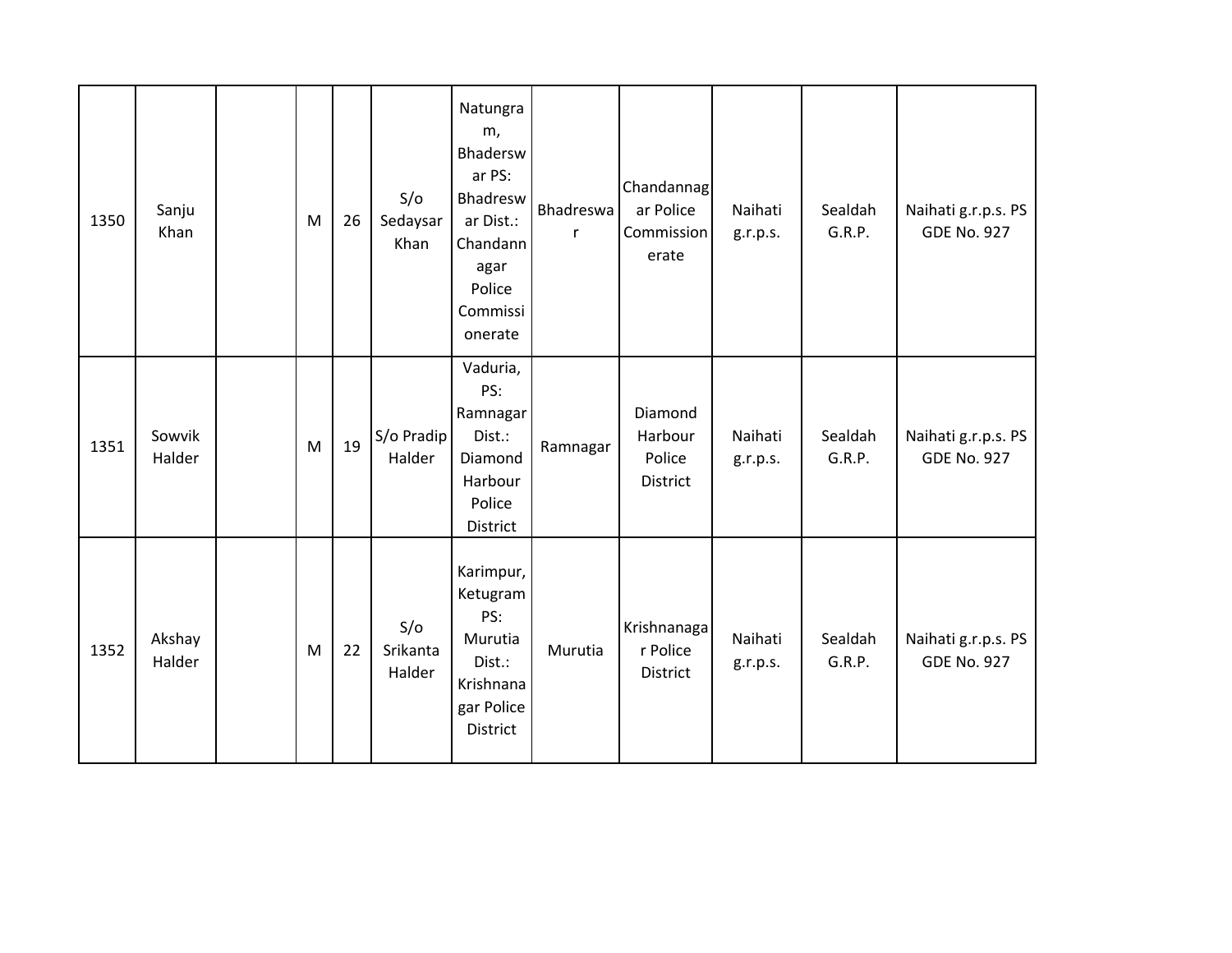| | | | | | | | | | | | |
|---|---|---|---|---|---|---|---|---|---|---|---|
| 1350 | Sanju Khan | | M | 26 | S/o Sedaysar Khan | Natungram, Bhadersw ar PS: Bhadreswar Dist.: Chandannagar Police Commissionerate | Bhadreswar | Chandannagar Police Commissionerate | Naihati g.r.p.s. | Sealdah G.R.P. | Naihati g.r.p.s. PS GDE No. 927 |
| 1351 | Sowvik Halder | | M | 19 | S/o Pradip Halder | Vaduria, PS: Ramnagar Dist.: Diamond Harbour Police District | Ramnagar | Diamond Harbour Police District | Naihati g.r.p.s. | Sealdah G.R.P. | Naihati g.r.p.s. PS GDE No. 927 |
| 1352 | Akshay Halder | | M | 22 | S/o Srikanta Halder | Karimpur, Ketugram PS: Murutia Dist.: Krishnanagar Police District | Murutia | Krishnanagar Police District | Naihati g.r.p.s. | Sealdah G.R.P. | Naihati g.r.p.s. PS GDE No. 927 |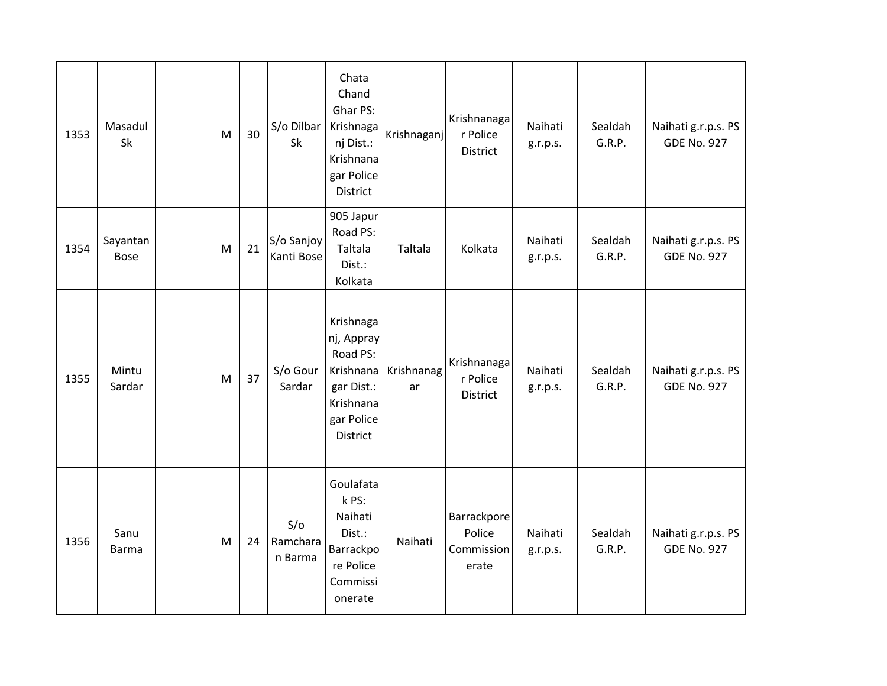| 1353 | Masadul Sk | | M | 30 | S/o Dilbar Sk | Chata Chand Ghar PS: Krishnaganj Dist.: Krishnanagar Police District | Krishnaganj | Krishnanagar Police District | Naihati g.r.p.s. | Sealdah G.R.P. | Naihati g.r.p.s. PS GDE No. 927 |
|---|---|---|---|---|---|---|---|---|---|---|---|
| 1354 | Sayantan Bose | | M | 21 | S/o Sanjoy Kanti Bose | 905 Japur Road PS: Taltala Dist.: Kolkata | Taltala | Kolkata | Naihati g.r.p.s. | Sealdah G.R.P. | Naihati g.r.p.s. PS GDE No. 927 |
| 1355 | Mintu Sardar | | M | 37 | S/o Gour Sardar | Krishnaganj, Appray Road PS: Krishnanagar Dist.: Krishnanagar Police District | Krishnanagar | Krishnanagar Police District | Naihati g.r.p.s. | Sealdah G.R.P. | Naihati g.r.p.s. PS GDE No. 927 |
| 1356 | Sanu Barma | | M | 24 | S/o Ramcharan Barma | Goulafatak PS: Naihati Dist.: Barrackporen Police Commissionerate | Naihati | Barrackpore Police Commissionerate | Naihati g.r.p.s. | Sealdah G.R.P. | Naihati g.r.p.s. PS GDE No. 927 |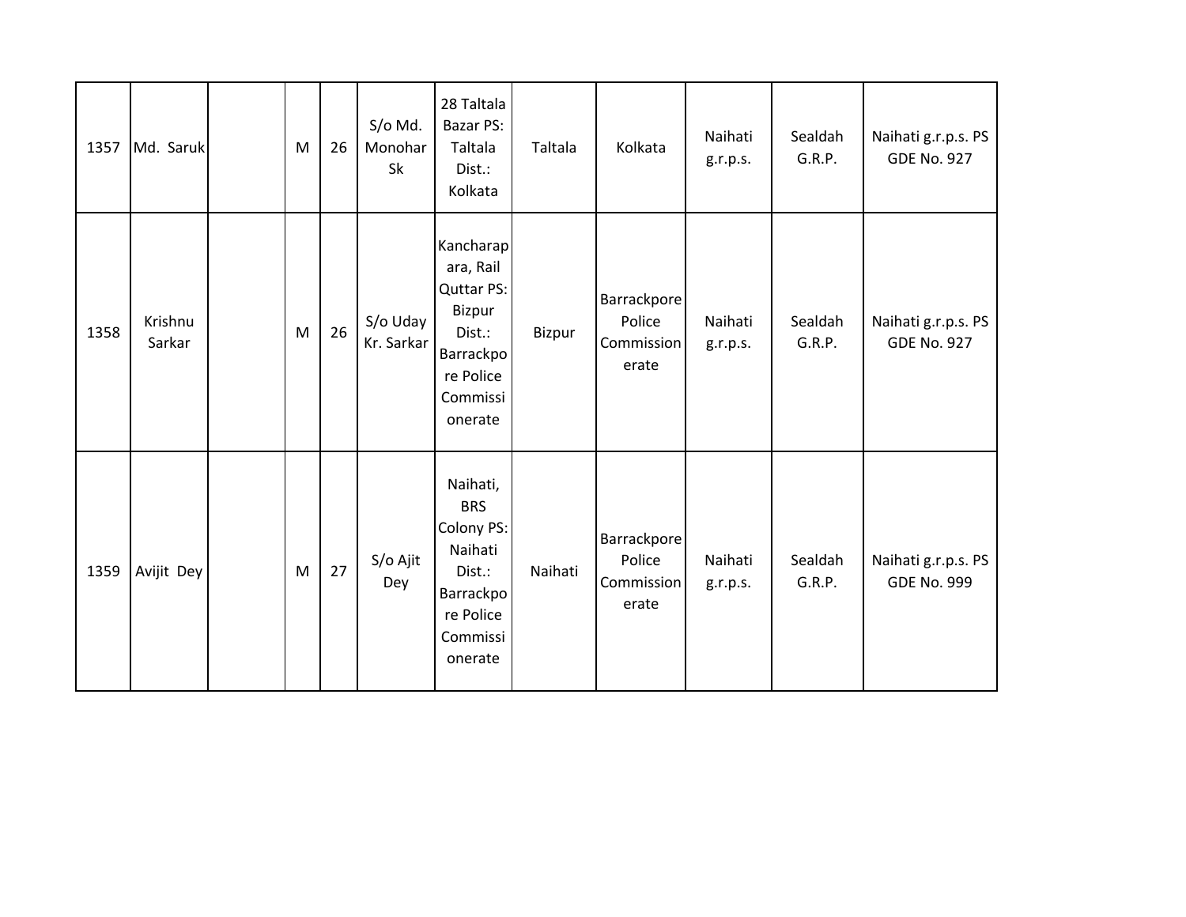| 1357 | Md. Saruk | | M | 26 | S/o Md. Monohar Sk | 28 Taltala Bazar PS: Taltala Dist.: Kolkata | Taltala | Kolkata | Naihati g.r.p.s. | Sealdah G.R.P. | Naihati g.r.p.s. PS GDE No. 927 |
|---|---|---|---|---|---|---|---|---|---|---|---|
| 1358 | Krishnu Sarkar | | M | 26 | S/o Uday Kr. Sarkar | Kancharapara, Rail Quttar PS: Bizpur Dist.: Barrackpore Police Commissionerate | Bizpur | Barrackpore Police Commissionerate | Naihati g.r.p.s. | Sealdah G.R.P. | Naihati g.r.p.s. PS GDE No. 927 |
| 1359 | Avijit Dey | | M | 27 | S/o Ajit Dey | Naihati, BRS Colony PS: Naihati Dist.: Barrackpore Police Commissionerate | Naihati | Barrackpore Police Commissionerate | Naihati g.r.p.s. | Sealdah G.R.P. | Naihati g.r.p.s. PS GDE No. 999 |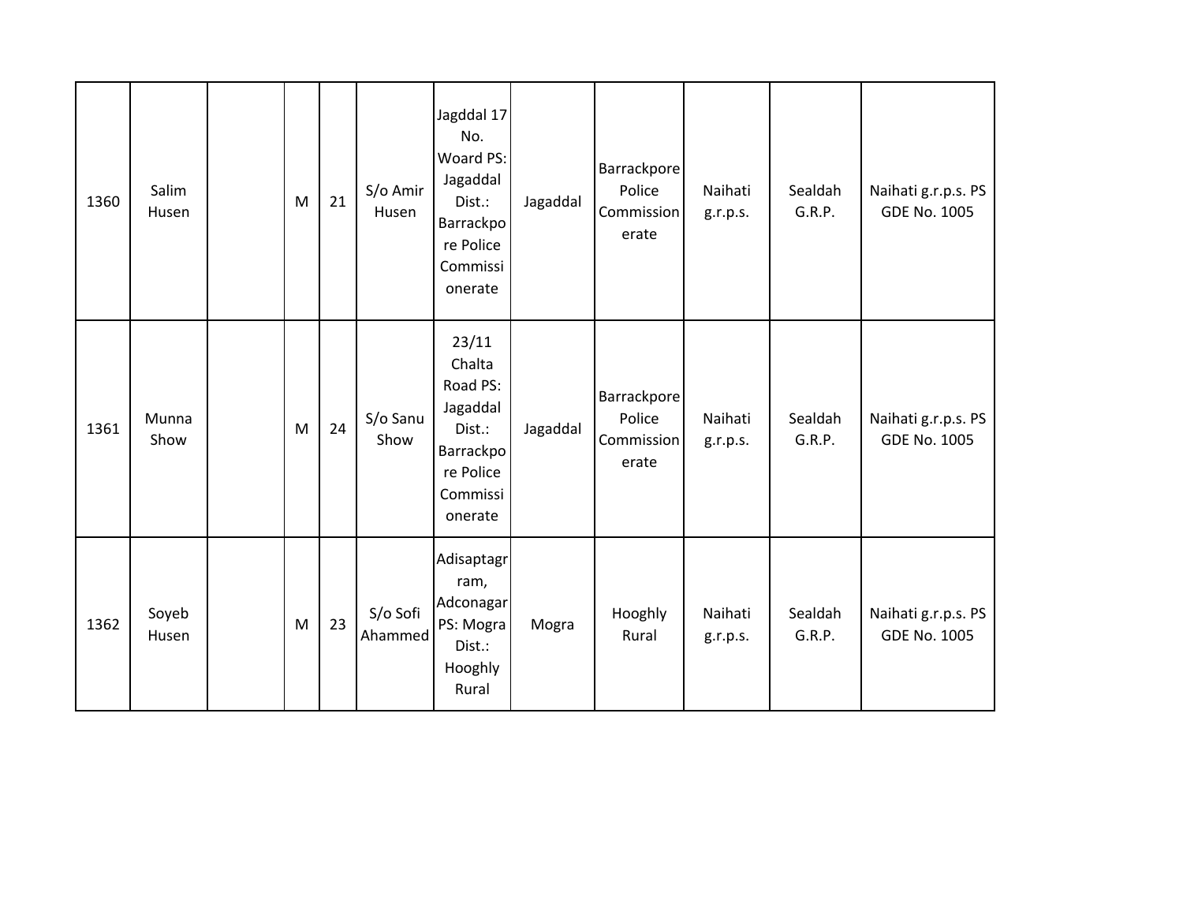| 1360 | Salim Husen | | M | 21 | S/o Amir Husen | Jagddal 17 No. Woard PS: Jagaddal Dist.: Barrackpore Police Commissionerate | Jagaddal | Barrackpore Police Commissionerate | Naihati g.r.p.s. | Sealdah G.R.P. | Naihati g.r.p.s. PS GDE No. 1005 |
|---|---|---|---|---|---|---|---|---|---|---|---|
| 1361 | Munna Show | | M | 24 | S/o Sanu Show | 23/11 Chalta Road PS: Jagaddal Dist.: Barrackpore Police Commissionerate | Jagaddal | Barrackpore Police Commissionerate | Naihati g.r.p.s. | Sealdah G.R.P. | Naihati g.r.p.s. PS GDE No. 1005 |
| 1362 | Soyeb Husen | | M | 23 | S/o Sofi Ahammed | Adisaptagrram, Adconagar PS: Mogra Dist.: Hooghly Rural | Mogra | Hooghly Rural | Naihati g.r.p.s. | Sealdah G.R.P. | Naihati g.r.p.s. PS GDE No. 1005 |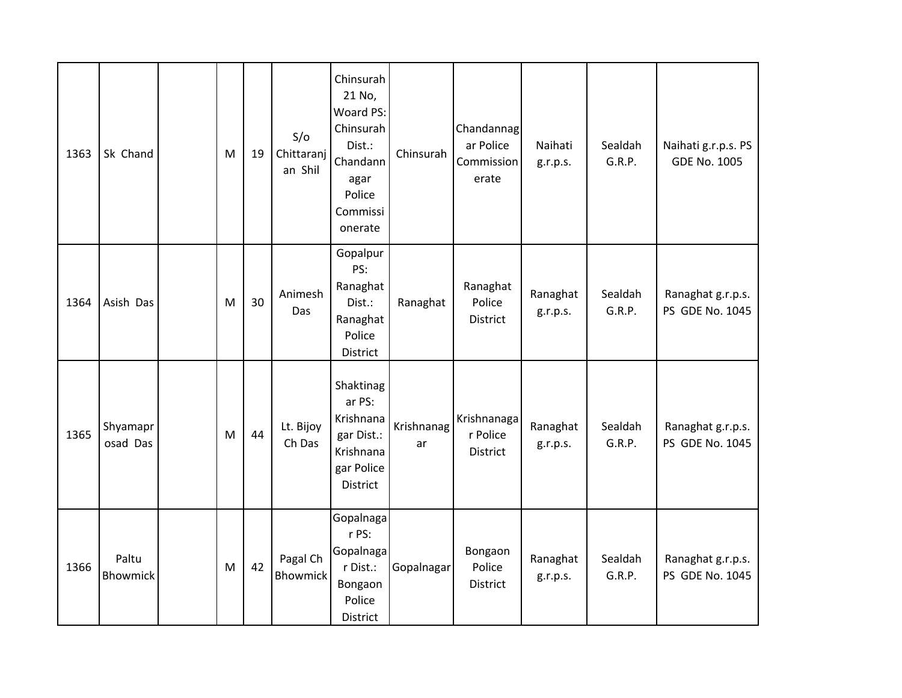| 1363 | Sk Chand | | M | 19 | S/o Chittaranjan Shil | Chinsurah 21 No, Woard PS: Chinsurah Dist.: Chandannagar Police Commissionerate | Chinsurah | Chandannagar Police Commissionerate | Naihati g.r.p.s. | Sealdah G.R.P. | Naihati g.r.p.s. PS GDE No. 1005 |
|---|---|---|---|---|---|---|---|---|---|---|---|
| 1364 | Asish Das | | M | 30 | Animesh Das | Gopalpur PS: Ranaghat Dist.: Ranaghat Police District | Ranaghat | Ranaghat Police District | Ranaghat g.r.p.s. | Sealdah G.R.P. | Ranaghat g.r.p.s. PS GDE No. 1045 |
| 1365 | Shyamaprosad Das | | M | 44 | Lt. Bijoy Ch Das | Shaktinagar PS: Krishnanagar Dist.: Krishnanagar Police District | Krishnanagar | Krishnanagar Police District | Ranaghat g.r.p.s. | Sealdah G.R.P. | Ranaghat g.r.p.s. PS GDE No. 1045 |
| 1366 | Paltu Bhowmick | | M | 42 | Pagal Ch Bhowmick | Gopalnagar PS: Gopalnagar Dist.: Bongaon Police District | Gopalnagar | Bongaon Police District | Ranaghat g.r.p.s. | Sealdah G.R.P. | Ranaghat g.r.p.s. PS GDE No. 1045 |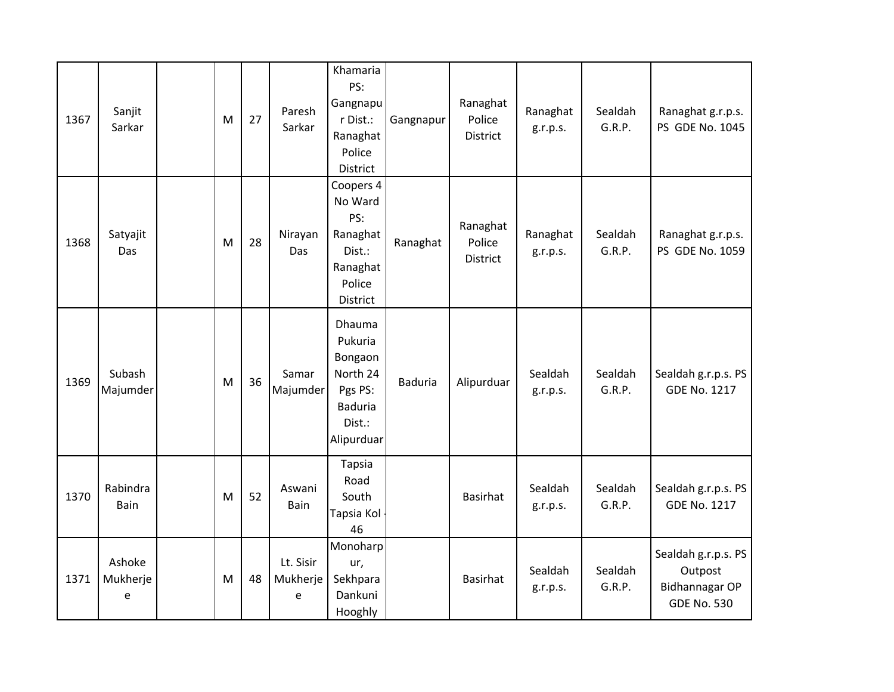| | | | | | | | | | | | |
|---|---|---|---|---|---|---|---|---|---|---|---|
| 1367 | Sanjit Sarkar | | M | 27 | Paresh Sarkar | Khamaria PS: Gangnapur Dist.: Ranaghat Police District | Gangnapur | Ranaghat Police District | Ranaghat g.r.p.s. | Sealdah G.R.P. | Ranaghat g.r.p.s. PS GDE No. 1045 |
| 1368 | Satyajit Das | | M | 28 | Nirayan Das | Coopers 4 No Ward PS: Ranaghat Dist.: Ranaghat Police District | Ranaghat | Ranaghat Police District | Ranaghat g.r.p.s. | Sealdah G.R.P. | Ranaghat g.r.p.s. PS GDE No. 1059 |
| 1369 | Subash Majumder | | M | 36 | Samar Majumder | Dhauma Pukuria Bongaon North 24 Pgs PS: Baduria Dist.: Alipurduar | Baduria | Alipurduar | Sealdah g.r.p.s. | Sealdah G.R.P. | Sealdah g.r.p.s. PS GDE No. 1217 |
| 1370 | Rabindra Bain | | M | 52 | Aswani Bain | Tapsia Road South Tapsia Kol - 46 | | Basirhat | Sealdah g.r.p.s. | Sealdah G.R.P. | Sealdah g.r.p.s. PS GDE No. 1217 |
| 1371 | Ashoke Mukherjee | | M | 48 | Lt. Sisir Mukherjee | Monoharpur, Sekhpara Dankuni Hooghly | | Basirhat | Sealdah g.r.p.s. | Sealdah G.R.P. | Sealdah g.r.p.s. PS Outpost Bidhannagar OP GDE No. 530 |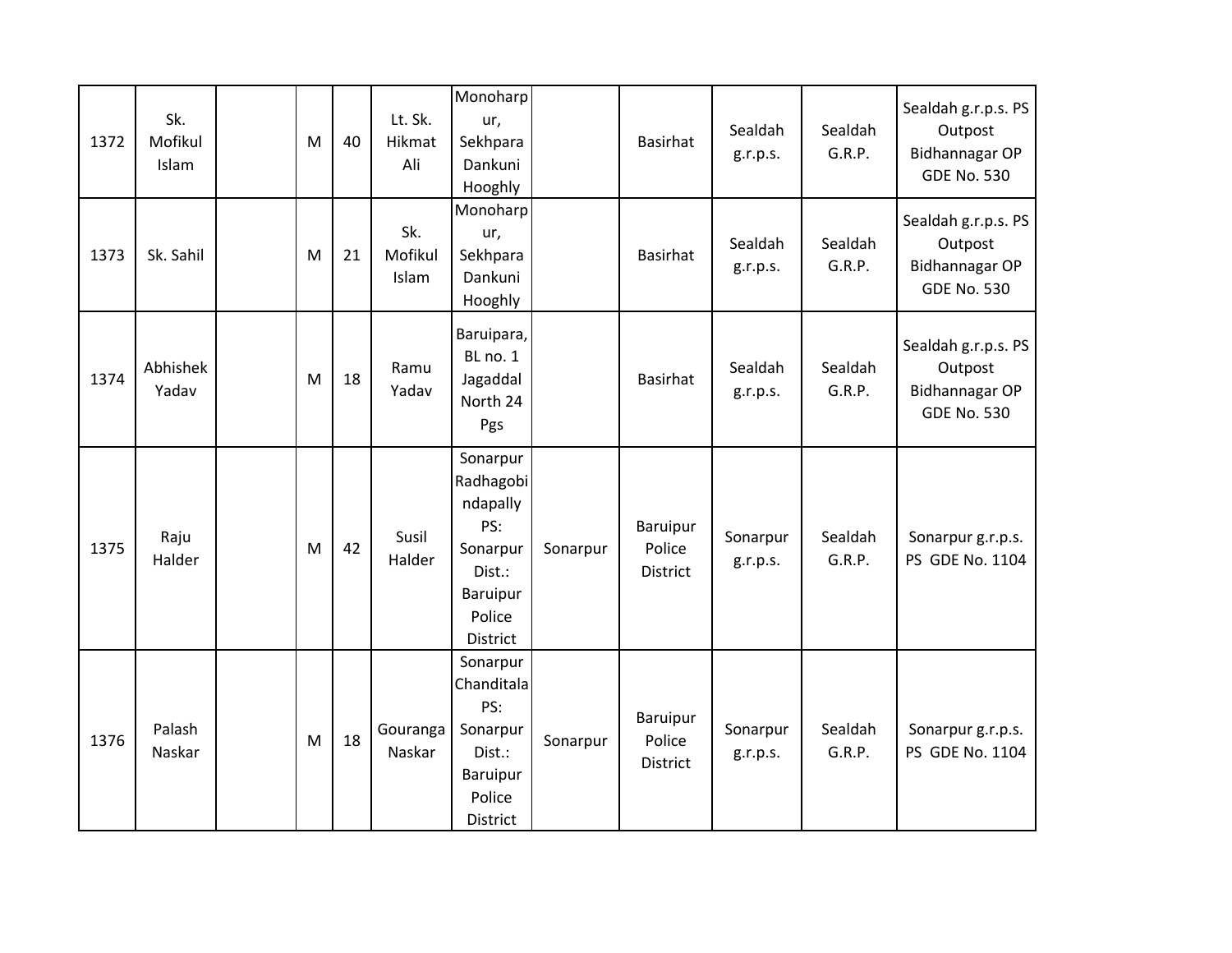| | | | | | | | | | | | |
|---|---|---|---|---|---|---|---|---|---|---|---|
| 1372 | Sk. Mofikul Islam | | M | 40 | Lt. Sk. Hikmat Ali | Monoharpur, Sekhpara Dankuni Hooghly | | Basirhat | Sealdah g.r.p.s. | Sealdah G.R.P. | Sealdah g.r.p.s. PS Outpost Bidhannagar OP GDE No. 530 |
| 1373 | Sk. Sahil | | M | 21 | Sk. Mofikul Islam | Monoharpur, Sekhpara Dankuni Hooghly | | Basirhat | Sealdah g.r.p.s. | Sealdah G.R.P. | Sealdah g.r.p.s. PS Outpost Bidhannagar OP GDE No. 530 |
| 1374 | Abhishek Yadav | | M | 18 | Ramu Yadav | Baruipara, BL no. 1 Jagaddal North 24 Pgs | | Basirhat | Sealdah g.r.p.s. | Sealdah G.R.P. | Sealdah g.r.p.s. PS Outpost Bidhannagar OP GDE No. 530 |
| 1375 | Raju Halder | | M | 42 | Susil Halder | Sonarpur Radhagobindapally PS: Sonarpur Dist.: Baruipur Police District | Sonarpur | Baruipur Police District | Sonarpur g.r.p.s. | Sealdah G.R.P. | Sonarpur g.r.p.s. PS GDE No. 1104 |
| 1376 | Palash Naskar | | M | 18 | Gouranga Naskar | Sonarpur Chanditala PS: Sonarpur Dist.: Baruipur Police District | Sonarpur | Baruipur Police District | Sonarpur g.r.p.s. | Sealdah G.R.P. | Sonarpur g.r.p.s. PS GDE No. 1104 |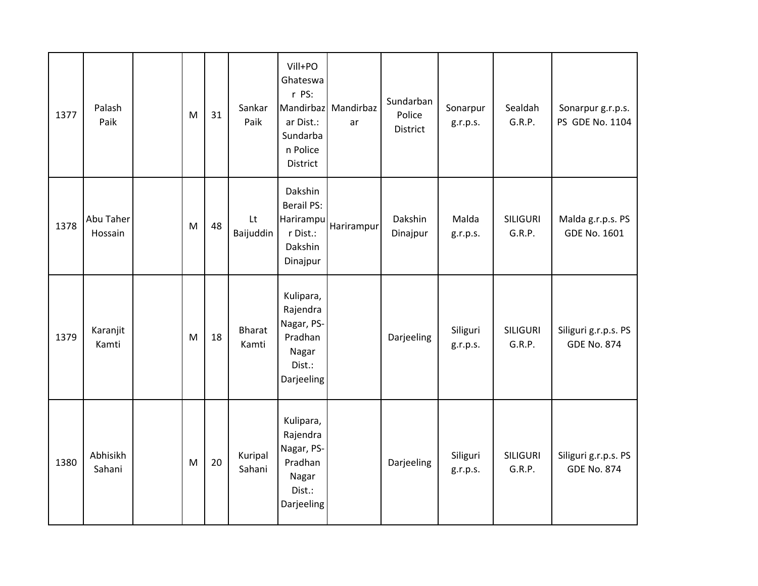| | | | | | | | | | | | |
|---|---|---|---|---|---|---|---|---|---|---|---|
| 1377 | Palash Paik | | M | 31 | Sankar Paik | Vill+PO Ghateswar PS: Mandirbazar Dist.: Sundarban Police District | Mandirbazar | Sundarban Police District | Sonarpur g.r.p.s. | Sealdah G.R.P. | Sonarpur g.r.p.s. PS GDE No. 1104 |
| 1378 | Abu Taher Hossain | | M | 48 | Lt Baijuddin | Dakshin Berail PS: Harirampur Dist.: Dakshin Dinajpur | Harirampur | Dakshin Dinajpur | Malda g.r.p.s. | SILIGURI G.R.P. | Malda g.r.p.s. PS GDE No. 1601 |
| 1379 | Karanjit Kamti | | M | 18 | Bharat Kamti | Kulipara, Rajendra Nagar, PS-Pradhan Nagar Dist.: Darjeeling | | Darjeeling | Siliguri g.r.p.s. | SILIGURI G.R.P. | Siliguri g.r.p.s. PS GDE No. 874 |
| 1380 | Abhisikh Sahani | | M | 20 | Kuripal Sahani | Kulipara, Rajendra Nagar, PS-Pradhan Nagar Dist.: Darjeeling | | Darjeeling | Siliguri g.r.p.s. | SILIGURI G.R.P. | Siliguri g.r.p.s. PS GDE No. 874 |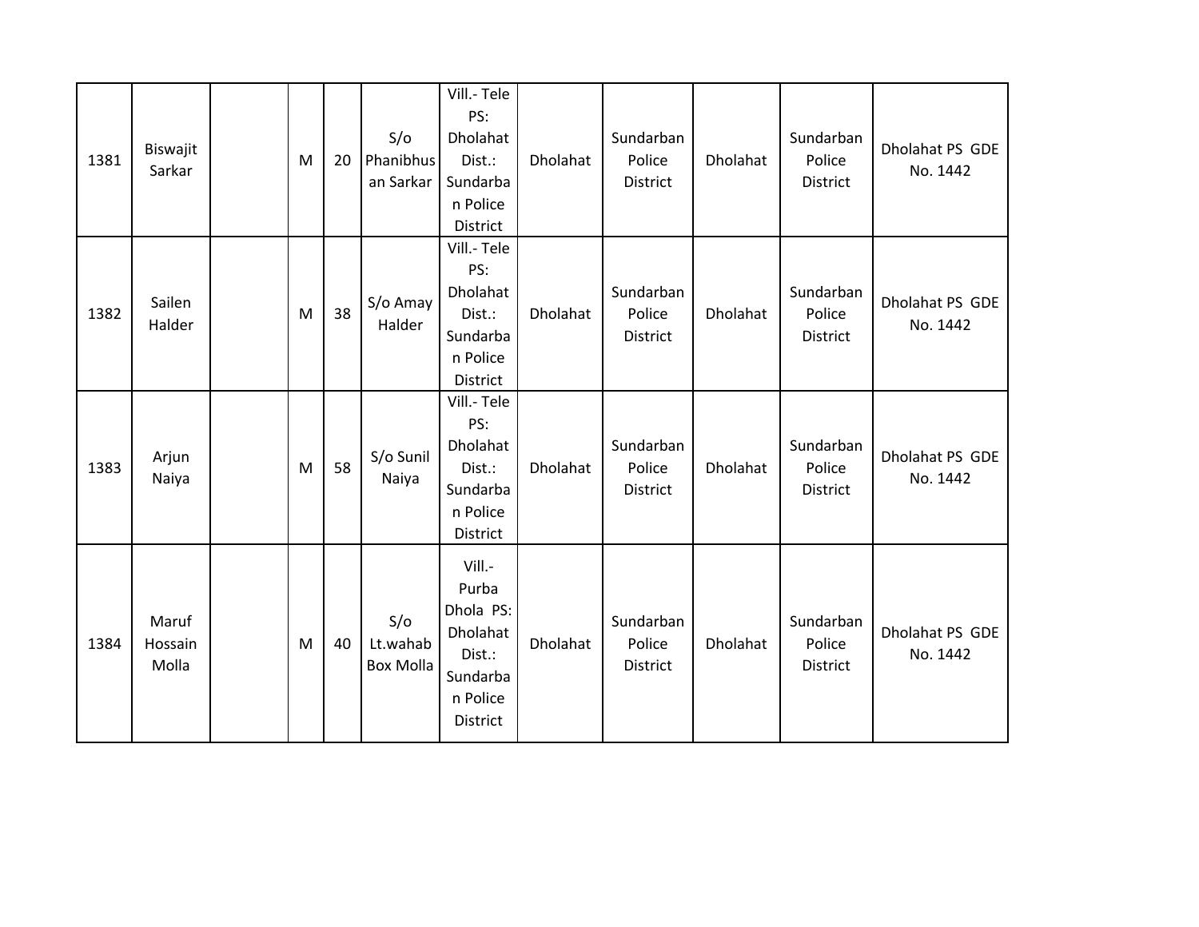| 1381 | Biswajit Sarkar | | M | 20 | S/o Phanibhusan Sarkar | Vill.- Tele PS: Dholahat Dist.: Sundarban Police District | Dholahat | Sundarban Police District | Dholahat | Sundarban Police District | Dholahat PS GDE No. 1442 |
|---|---|---|---|---|---|---|---|---|---|---|---|
| 1382 | Sailen Halder | | M | 38 | S/o Amay Halder | Vill.- Tele PS: Dholahat Dist.: Sundarban Police District | Dholahat | Sundarban Police District | Dholahat | Sundarban Police District | Dholahat PS GDE No. 1442 |
| 1383 | Arjun Naiya | | M | 58 | S/o Sunil Naiya | Vill.- Tele PS: Dholahat Dist.: Sundarban Police District | Dholahat | Sundarban Police District | Dholahat | Sundarban Police District | Dholahat PS GDE No. 1442 |
| 1384 | Maruf Hossain Molla | | M | 40 | S/o Lt.wahab Box Molla | Vill.- Purba Dhola PS: Dholahat Dist.: Sundarban Police District | Dholahat | Sundarban Police District | Dholahat | Sundarban Police District | Dholahat PS GDE No. 1442 |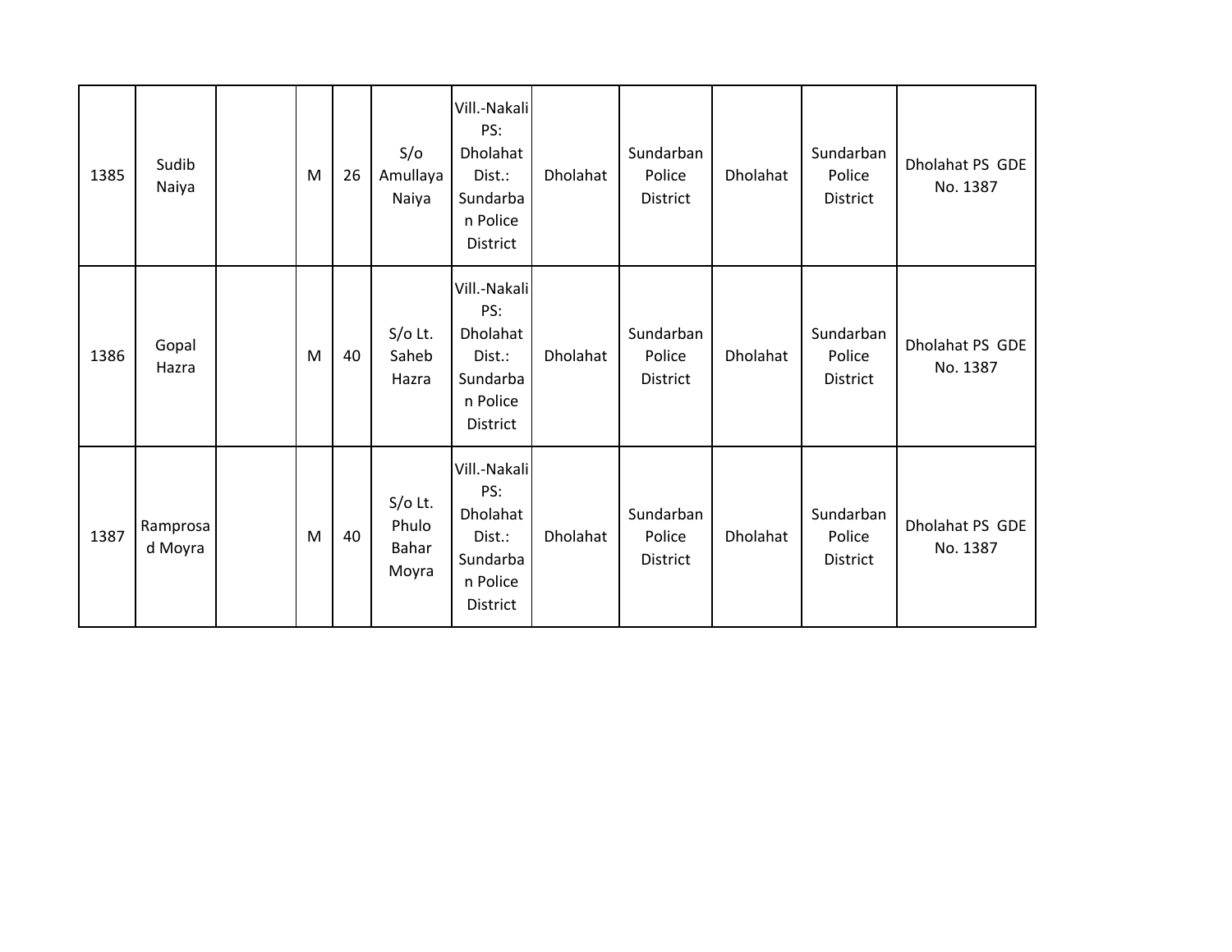| 1385 | Sudib Naiya | | M | 26 | S/o Amullaya Naiya | Vill.-Nakali PS: Dholahat Dist.: Sundarban Police District | Dholahat | Sundarban Police District | Dholahat | Sundarban Police District | Dholahat PS GDE No. 1387 |
|---|---|---|---|---|---|---|---|---|---|---|---|
| 1386 | Gopal Hazra | | M | 40 | S/o Lt. Saheb Hazra | Vill.-Nakali PS: Dholahat Dist.: Sundarban Police District | Dholahat | Sundarban Police District | Dholahat | Sundarban Police District | Dholahat PS GDE No. 1387 |
| 1387 | Ramprosad Moyra | | M | 40 | S/o Lt. Phulo Bahar Moyra | Vill.-Nakali PS: Dholahat Dist.: Sundarban Police District | Dholahat | Sundarban Police District | Dholahat | Sundarban Police District | Dholahat PS GDE No. 1387 |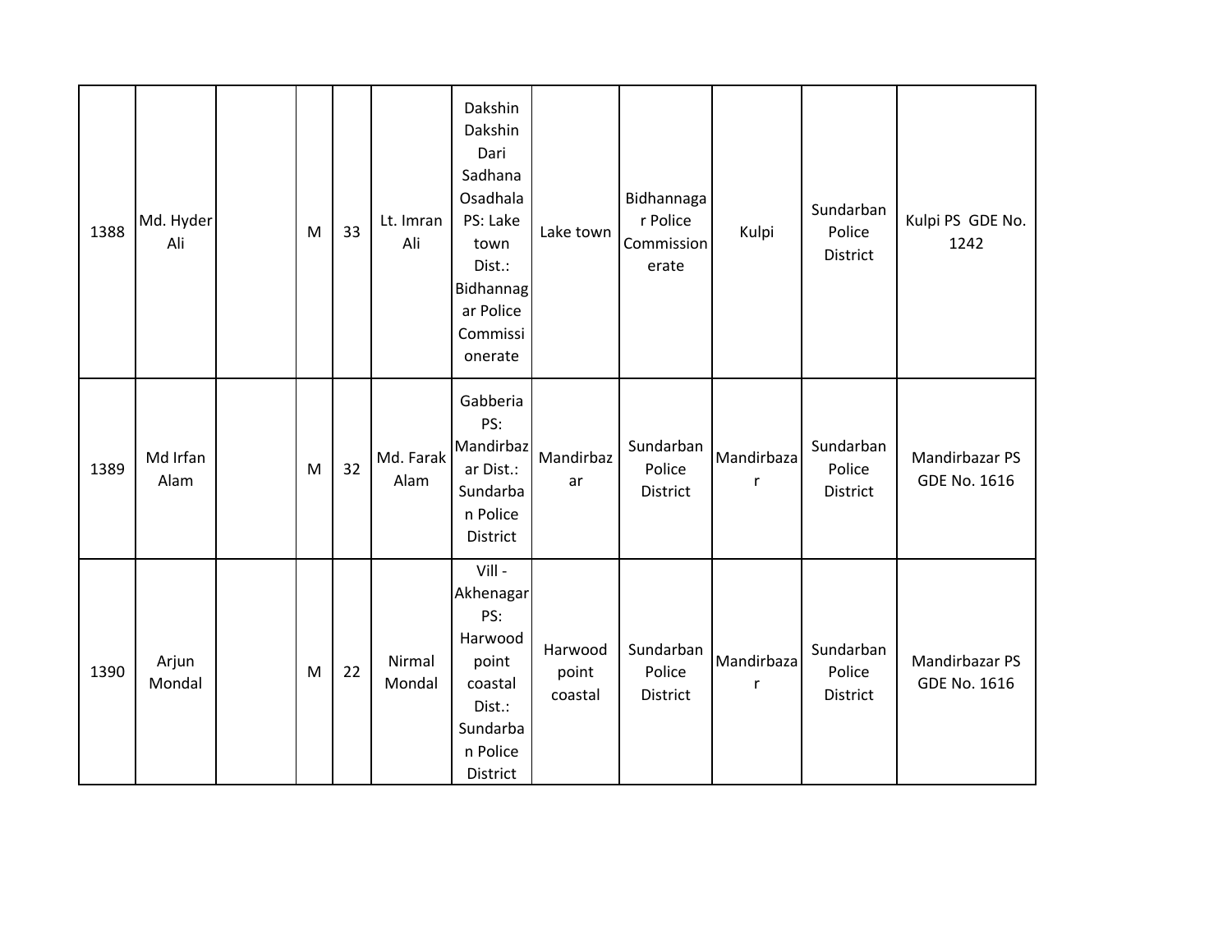| | | | | | | | | | | | |
|---|---|---|---|---|---|---|---|---|---|---|---|
| 1388 | Md. Hyder Ali | | M | 33 | Lt. Imran Ali | Dakshin Dakshin Dari Sadhana Osadhala PS: Lake town Dist.: Bidhannagar Police Commissionerate | Lake town | Bidhannagar Police Commissionerate | Kulpi | Sundarban Police District | Kulpi PS GDE No. 1242 |
| 1389 | Md Irfan Alam | | M | 32 | Md. Farak Alam | Gabberia PS: Mandirbazar Dist.: Sundarban Police District | Mandirbazar | Sundarban Police District | Mandirbazar | Sundarban Police District | Mandirbazar PS GDE No. 1616 |
| 1390 | Arjun Mondal | | M | 22 | Nirmal Mondal | Vill - Akhenagar PS: Harwood point coastal Dist.: Sundarban Police District | Harwood point coastal | Sundarban Police District | Mandirbazar | Sundarban Police District | Mandirbazar PS GDE No. 1616 |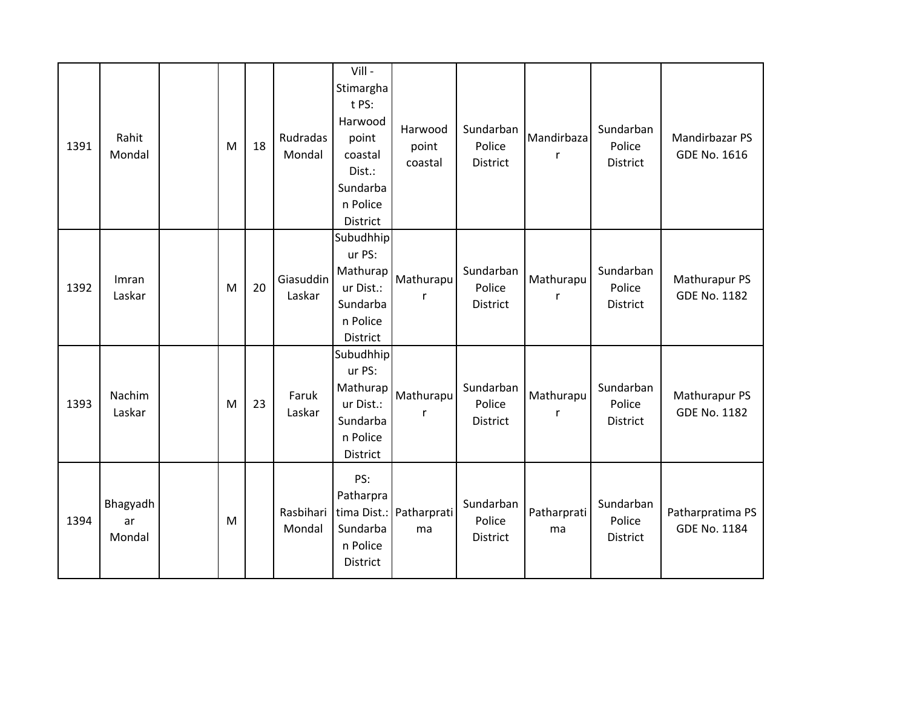| | | | | | | | | | | | |
|---|---|---|---|---|---|---|---|---|---|---|---|
| 1391 | Rahit Mondal | | M | 18 | Rudradas Mondal | Vill - Stimarghat PS: Harwood point coastal Dist.: Sundarban Police District | Harwood point coastal | Sundarban Police District | Mandirbazar | Sundarban Police District | Mandirbazar PS GDE No. 1616 |
| 1392 | Imran Laskar | | M | 20 | Giasuddin Laskar | Subudhhipur PS: Mathurapur Dist.: Sundarban Police District | Mathurapur | Sundarban Police District | Mathurapur | Sundarban Police District | Mathurapur PS GDE No. 1182 |
| 1393 | Nachim Laskar | | M | 23 | Faruk Laskar | Subudhhipur PS: Mathurapur Dist.: Sundarban Police District | Mathurapur | Sundarban Police District | Mathurapur | Sundarban Police District | Mathurapur PS GDE No. 1182 |
| 1394 | Bhagyadhar Mondal | | M | | Rasbihari Mondal | PS: Patharpratima Dist.: Sundarban Police District | Patharpratima | Sundarban Police District | Patharpratima | Sundarban Police District | Patharpratima PS GDE No. 1184 |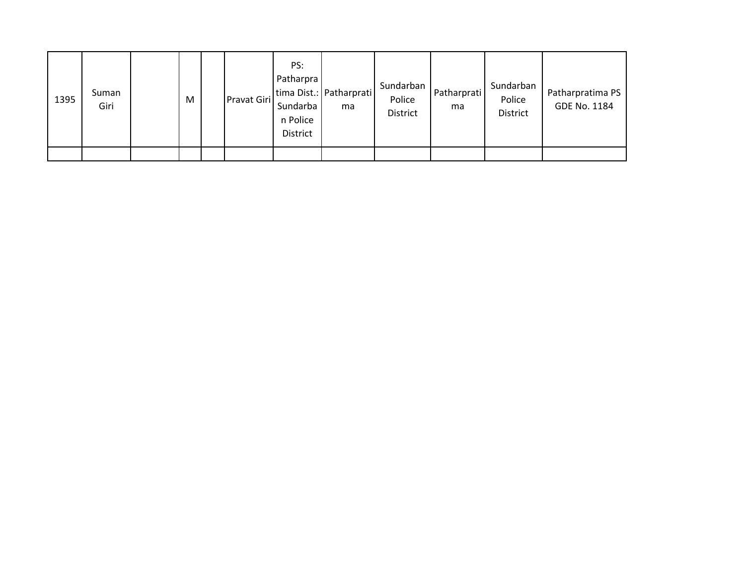| | | | | | | | | | | | |
|---|---|---|---|---|---|---|---|---|---|---|---|
| 1395 | Suman Giri | | M | | Pravat Giri | PS: Patharpratima Dist.: Sundarban Police District | Patharpratima | Sundarban Police District | Patharpratima | Sundarban Police District | Patharpratima PS GDE No. 1184 |
| | | | | | | | | | | | |